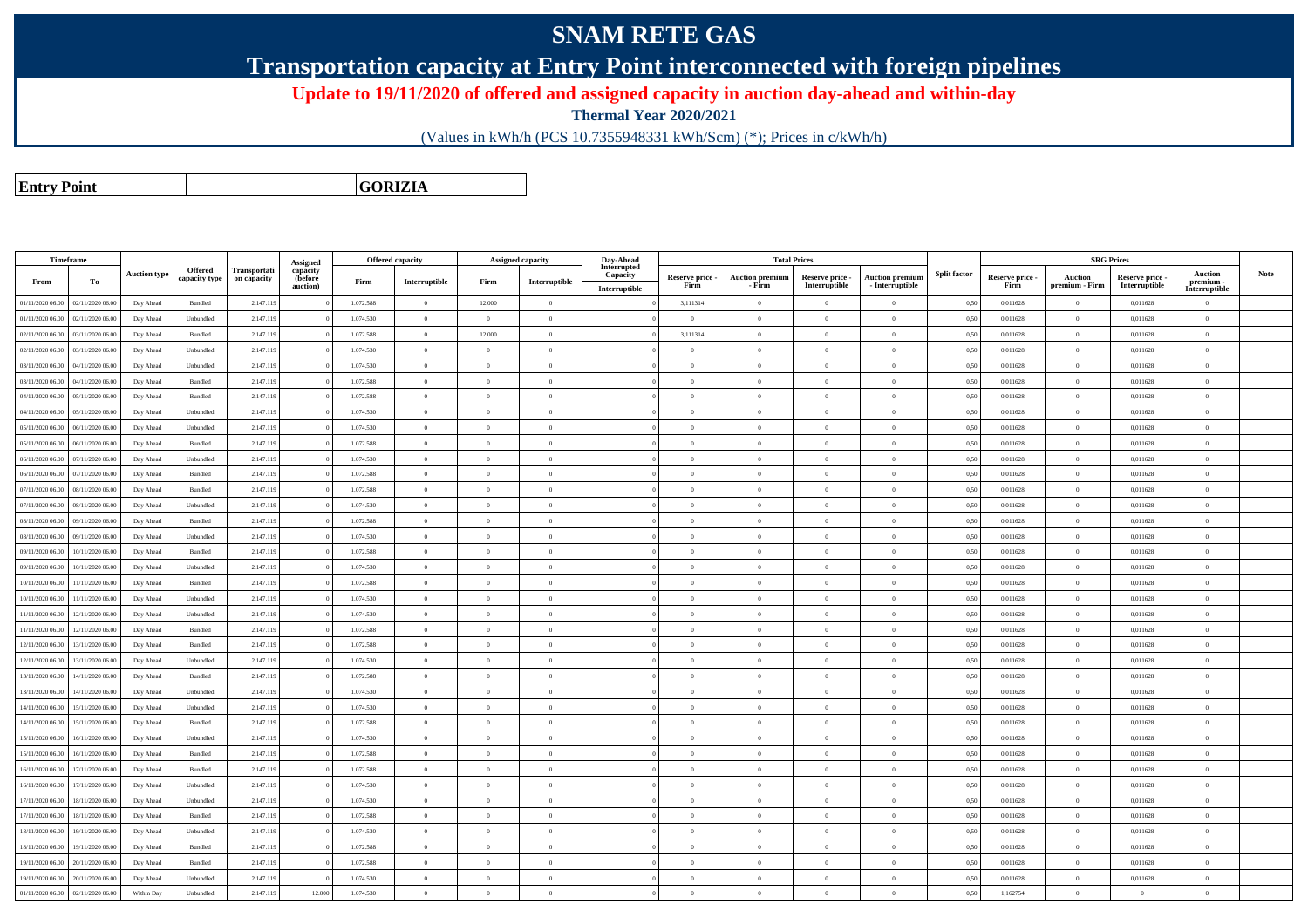# SNAM RETE GAS

## Transportation capacity at Entry Point interconnected with foreign pipelines

**Update to 19/11/2020 of offered and assigned capacity in auction day-ahead and within-day**

**Thermal Year 2020/2021**

(Values in kWh/h (PCS 10.7355948331 kWh/Scm) (*); Prices in c/kWh/h)

| **Entry Point** | **GORIZIA** |
|---|---|

| Timeframe | | Auction type | Offered capacity type | Transportation capacity | Assigned capacity (before auction) | Offered capacity | | Assigned capacity | | Day-Ahead Interrupted Capacity | Total Prices | | | | Split factor | SRG Prices | | | | Note |
|---|---|---|---|---|---|---|---|---|---|---|---|---|---|---|---|---|---|---|---|---|
| From | To | | | | | Firm | Interruptible | Firm | Interruptible | Interruptible | Reserve price - Firm | Auction premium - Firm | Reserve price - Interruptible | Auction premium - Interruptible | | Reserve price - Firm | Auction premium - Firm | Reserve price - Interruptible | Auction premium - Interruptible | |
| 01/11/2020 06.00 | 02/11/2020 06.00 | Day Ahead | Bundled | 2.147.119 | 0 | 1.072.588 | 0 | 12.000 | 0 | 0 | 3,111314 | 0 | 0 | 0 | 0,50 | 0,011628 | 0 | 0,011628 | 0 | |
| 01/11/2020 06.00 | 02/11/2020 06.00 | Day Ahead | Unbundled | 2.147.119 | 0 | 1.074.530 | 0 | 0 | 0 | 0 | 0 | 0 | 0 | 0 | 0,50 | 0,011628 | 0 | 0,011628 | 0 | |
| 02/11/2020 06.00 | 03/11/2020 06.00 | Day Ahead | Bundled | 2.147.119 | 0 | 1.072.588 | 0 | 12.000 | 0 | 0 | 3,111314 | 0 | 0 | 0 | 0,50 | 0,011628 | 0 | 0,011628 | 0 | |
| 02/11/2020 06.00 | 03/11/2020 06.00 | Day Ahead | Unbundled | 2.147.119 | 0 | 1.074.530 | 0 | 0 | 0 | 0 | 0 | 0 | 0 | 0 | 0,50 | 0,011628 | 0 | 0,011628 | 0 | |
| 03/11/2020 06.00 | 04/11/2020 06.00 | Day Ahead | Unbundled | 2.147.119 | 0 | 1.074.530 | 0 | 0 | 0 | 0 | 0 | 0 | 0 | 0 | 0,50 | 0,011628 | 0 | 0,011628 | 0 | |
| 03/11/2020 06.00 | 04/11/2020 06.00 | Day Ahead | Bundled | 2.147.119 | 0 | 1.072.588 | 0 | 0 | 0 | 0 | 0 | 0 | 0 | 0 | 0,50 | 0,011628 | 0 | 0,011628 | 0 | |
| 04/11/2020 06.00 | 05/11/2020 06.00 | Day Ahead | Bundled | 2.147.119 | 0 | 1.072.588 | 0 | 0 | 0 | 0 | 0 | 0 | 0 | 0 | 0,50 | 0,011628 | 0 | 0,011628 | 0 | |
| 04/11/2020 06.00 | 05/11/2020 06.00 | Day Ahead | Unbundled | 2.147.119 | 0 | 1.074.530 | 0 | 0 | 0 | 0 | 0 | 0 | 0 | 0 | 0,50 | 0,011628 | 0 | 0,011628 | 0 | |
| 05/11/2020 06.00 | 06/11/2020 06.00 | Day Ahead | Unbundled | 2.147.119 | 0 | 1.074.530 | 0 | 0 | 0 | 0 | 0 | 0 | 0 | 0 | 0,50 | 0,011628 | 0 | 0,011628 | 0 | |
| 05/11/2020 06.00 | 06/11/2020 06.00 | Day Ahead | Bundled | 2.147.119 | 0 | 1.072.588 | 0 | 0 | 0 | 0 | 0 | 0 | 0 | 0 | 0,50 | 0,011628 | 0 | 0,011628 | 0 | |
| 06/11/2020 06.00 | 07/11/2020 06.00 | Day Ahead | Unbundled | 2.147.119 | 0 | 1.074.530 | 0 | 0 | 0 | 0 | 0 | 0 | 0 | 0 | 0,50 | 0,011628 | 0 | 0,011628 | 0 | |
| 06/11/2020 06.00 | 07/11/2020 06.00 | Day Ahead | Bundled | 2.147.119 | 0 | 1.072.588 | 0 | 0 | 0 | 0 | 0 | 0 | 0 | 0 | 0,50 | 0,011628 | 0 | 0,011628 | 0 | |
| 07/11/2020 06.00 | 08/11/2020 06.00 | Day Ahead | Bundled | 2.147.119 | 0 | 1.072.588 | 0 | 0 | 0 | 0 | 0 | 0 | 0 | 0 | 0,50 | 0,011628 | 0 | 0,011628 | 0 | |
| 07/11/2020 06.00 | 08/11/2020 06.00 | Day Ahead | Unbundled | 2.147.119 | 0 | 1.074.530 | 0 | 0 | 0 | 0 | 0 | 0 | 0 | 0 | 0,50 | 0,011628 | 0 | 0,011628 | 0 | |
| 08/11/2020 06.00 | 09/11/2020 06.00 | Day Ahead | Bundled | 2.147.119 | 0 | 1.072.588 | 0 | 0 | 0 | 0 | 0 | 0 | 0 | 0 | 0,50 | 0,011628 | 0 | 0,011628 | 0 | |
| 08/11/2020 06.00 | 09/11/2020 06.00 | Day Ahead | Unbundled | 2.147.119 | 0 | 1.074.530 | 0 | 0 | 0 | 0 | 0 | 0 | 0 | 0 | 0,50 | 0,011628 | 0 | 0,011628 | 0 | |
| 09/11/2020 06.00 | 10/11/2020 06.00 | Day Ahead | Bundled | 2.147.119 | 0 | 1.072.588 | 0 | 0 | 0 | 0 | 0 | 0 | 0 | 0 | 0,50 | 0,011628 | 0 | 0,011628 | 0 | |
| 09/11/2020 06.00 | 10/11/2020 06.00 | Day Ahead | Unbundled | 2.147.119 | 0 | 1.074.530 | 0 | 0 | 0 | 0 | 0 | 0 | 0 | 0 | 0,50 | 0,011628 | 0 | 0,011628 | 0 | |
| 10/11/2020 06.00 | 11/11/2020 06.00 | Day Ahead | Bundled | 2.147.119 | 0 | 1.072.588 | 0 | 0 | 0 | 0 | 0 | 0 | 0 | 0 | 0,50 | 0,011628 | 0 | 0,011628 | 0 | |
| 10/11/2020 06.00 | 11/11/2020 06.00 | Day Ahead | Unbundled | 2.147.119 | 0 | 1.074.530 | 0 | 0 | 0 | 0 | 0 | 0 | 0 | 0 | 0,50 | 0,011628 | 0 | 0,011628 | 0 | |
| 11/11/2020 06.00 | 12/11/2020 06.00 | Day Ahead | Unbundled | 2.147.119 | 0 | 1.074.530 | 0 | 0 | 0 | 0 | 0 | 0 | 0 | 0 | 0,50 | 0,011628 | 0 | 0,011628 | 0 | |
| 11/11/2020 06.00 | 12/11/2020 06.00 | Day Ahead | Bundled | 2.147.119 | 0 | 1.072.588 | 0 | 0 | 0 | 0 | 0 | 0 | 0 | 0 | 0,50 | 0,011628 | 0 | 0,011628 | 0 | |
| 12/11/2020 06.00 | 13/11/2020 06.00 | Day Ahead | Bundled | 2.147.119 | 0 | 1.072.588 | 0 | 0 | 0 | 0 | 0 | 0 | 0 | 0 | 0,50 | 0,011628 | 0 | 0,011628 | 0 | |
| 12/11/2020 06.00 | 13/11/2020 06.00 | Day Ahead | Unbundled | 2.147.119 | 0 | 1.074.530 | 0 | 0 | 0 | 0 | 0 | 0 | 0 | 0 | 0,50 | 0,011628 | 0 | 0,011628 | 0 | |
| 13/11/2020 06.00 | 14/11/2020 06.00 | Day Ahead | Bundled | 2.147.119 | 0 | 1.072.588 | 0 | 0 | 0 | 0 | 0 | 0 | 0 | 0 | 0,50 | 0,011628 | 0 | 0,011628 | 0 | |
| 13/11/2020 06.00 | 14/11/2020 06.00 | Day Ahead | Unbundled | 2.147.119 | 0 | 1.074.530 | 0 | 0 | 0 | 0 | 0 | 0 | 0 | 0 | 0,50 | 0,011628 | 0 | 0,011628 | 0 | |
| 14/11/2020 06.00 | 15/11/2020 06.00 | Day Ahead | Unbundled | 2.147.119 | 0 | 1.074.530 | 0 | 0 | 0 | 0 | 0 | 0 | 0 | 0 | 0,50 | 0,011628 | 0 | 0,011628 | 0 | |
| 14/11/2020 06.00 | 15/11/2020 06.00 | Day Ahead | Bundled | 2.147.119 | 0 | 1.072.588 | 0 | 0 | 0 | 0 | 0 | 0 | 0 | 0 | 0,50 | 0,011628 | 0 | 0,011628 | 0 | |
| 15/11/2020 06.00 | 16/11/2020 06.00 | Day Ahead | Unbundled | 2.147.119 | 0 | 1.074.530 | 0 | 0 | 0 | 0 | 0 | 0 | 0 | 0 | 0,50 | 0,011628 | 0 | 0,011628 | 0 | |
| 15/11/2020 06.00 | 16/11/2020 06.00 | Day Ahead | Bundled | 2.147.119 | 0 | 1.072.588 | 0 | 0 | 0 | 0 | 0 | 0 | 0 | 0 | 0,50 | 0,011628 | 0 | 0,011628 | 0 | |
| 16/11/2020 06.00 | 17/11/2020 06.00 | Day Ahead | Bundled | 2.147.119 | 0 | 1.072.588 | 0 | 0 | 0 | 0 | 0 | 0 | 0 | 0 | 0,50 | 0,011628 | 0 | 0,011628 | 0 | |
| 16/11/2020 06.00 | 17/11/2020 06.00 | Day Ahead | Unbundled | 2.147.119 | 0 | 1.074.530 | 0 | 0 | 0 | 0 | 0 | 0 | 0 | 0 | 0,50 | 0,011628 | 0 | 0,011628 | 0 | |
| 17/11/2020 06.00 | 18/11/2020 06.00 | Day Ahead | Unbundled | 2.147.119 | 0 | 1.074.530 | 0 | 0 | 0 | 0 | 0 | 0 | 0 | 0 | 0,50 | 0,011628 | 0 | 0,011628 | 0 | |
| 17/11/2020 06.00 | 18/11/2020 06.00 | Day Ahead | Bundled | 2.147.119 | 0 | 1.072.588 | 0 | 0 | 0 | 0 | 0 | 0 | 0 | 0 | 0,50 | 0,011628 | 0 | 0,011628 | 0 | |
| 18/11/2020 06.00 | 19/11/2020 06.00 | Day Ahead | Unbundled | 2.147.119 | 0 | 1.074.530 | 0 | 0 | 0 | 0 | 0 | 0 | 0 | 0 | 0,50 | 0,011628 | 0 | 0,011628 | 0 | |
| 18/11/2020 06.00 | 19/11/2020 06.00 | Day Ahead | Bundled | 2.147.119 | 0 | 1.072.588 | 0 | 0 | 0 | 0 | 0 | 0 | 0 | 0 | 0,50 | 0,011628 | 0 | 0,011628 | 0 | |
| 19/11/2020 06.00 | 20/11/2020 06.00 | Day Ahead | Bundled | 2.147.119 | 0 | 1.072.588 | 0 | 0 | 0 | 0 | 0 | 0 | 0 | 0 | 0,50 | 0,011628 | 0 | 0,011628 | 0 | |
| 19/11/2020 06.00 | 20/11/2020 06.00 | Day Ahead | Unbundled | 2.147.119 | 0 | 1.074.530 | 0 | 0 | 0 | 0 | 0 | 0 | 0 | 0 | 0,50 | 0,011628 | 0 | 0,011628 | 0 | |
| 01/11/2020 06.00 | 02/11/2020 06.00 | Within Day | Unbundled | 2.147.119 | 12.000 | 1.074.530 | 0 | 0 | 0 | 0 | 0 | 0 | 0 | 0 | 0,50 | 1,162754 | 0 | 0 | 0 | |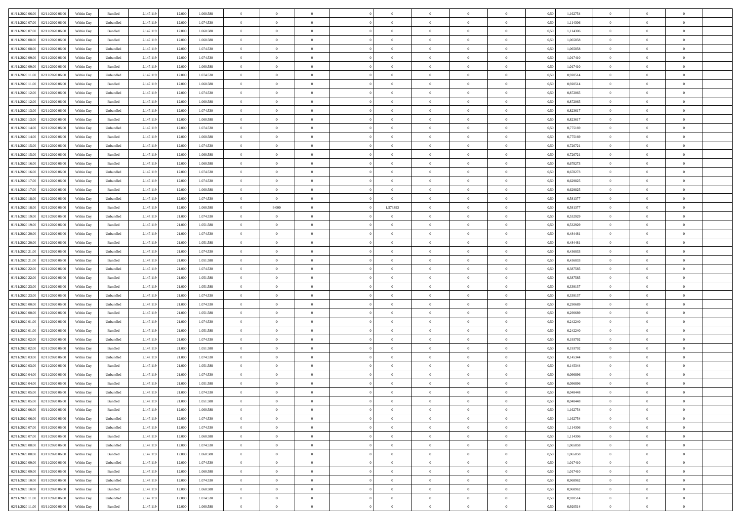| | | | | | | | | | | | | | | | | | | | | | |
|---|---|---|---|---|---|---|---|---|---|---|---|---|---|---|---|---|---|---|---|---|---|
| 01/11/2020 06.00 | 02/11/2020 06.00 | Within Day | Bundled | 2.147.119 | 12.000 | 1.060.588 | 0 | 0 | 0 | | 0 | 0 | 0 | 0 | 0,50 | 1,162754 | 0 | 0 | 0 | |
| 01/11/2020 07.00 | 02/11/2020 06.00 | Within Day | Unbundled | 2.147.119 | 12.000 | 1.074.530 | 0 | 0 | 0 | | 0 | 0 | 0 | 0 | 0,50 | 1,114306 | 0 | 0 | 0 | |
| 01/11/2020 07.00 | 02/11/2020 06.00 | Within Day | Bundled | 2.147.119 | 12.000 | 1.060.588 | 0 | 0 | 0 | | 0 | 0 | 0 | 0 | 0,50 | 1,114306 | 0 | 0 | 0 | |
| 01/11/2020 08.00 | 02/11/2020 06.00 | Within Day | Bundled | 2.147.119 | 12.000 | 1.060.588 | 0 | 0 | 0 | | 0 | 0 | 0 | 0 | 0,50 | 1,065858 | 0 | 0 | 0 | |
| 01/11/2020 08.00 | 02/11/2020 06.00 | Within Day | Unbundled | 2.147.119 | 12.000 | 1.074.530 | 0 | 0 | 0 | | 0 | 0 | 0 | 0 | 0,50 | 1,065858 | 0 | 0 | 0 | |
| 01/11/2020 09.00 | 02/11/2020 06.00 | Within Day | Unbundled | 2.147.119 | 12.000 | 1.074.530 | 0 | 0 | 0 | | 0 | 0 | 0 | 0 | 0,50 | 1,017410 | 0 | 0 | 0 | |
| 01/11/2020 09.00 | 02/11/2020 06.00 | Within Day | Bundled | 2.147.119 | 12.000 | 1.060.588 | 0 | 0 | 0 | | 0 | 0 | 0 | 0 | 0,50 | 1,017410 | 0 | 0 | 0 | |
| 01/11/2020 11.00 | 02/11/2020 06.00 | Within Day | Unbundled | 2.147.119 | 12.000 | 1.074.530 | 0 | 0 | 0 | | 0 | 0 | 0 | 0 | 0,50 | 0,920514 | 0 | 0 | 0 | |
| 01/11/2020 11.00 | 02/11/2020 06.00 | Within Day | Bundled | 2.147.119 | 12.000 | 1.060.588 | 0 | 0 | 0 | | 0 | 0 | 0 | 0 | 0,50 | 0,920514 | 0 | 0 | 0 | |
| 01/11/2020 12.00 | 02/11/2020 06.00 | Within Day | Unbundled | 2.147.119 | 12.000 | 1.074.530 | 0 | 0 | 0 | | 0 | 0 | 0 | 0 | 0,50 | 0,872065 | 0 | 0 | 0 | |
| 01/11/2020 12.00 | 02/11/2020 06.00 | Within Day | Bundled | 2.147.119 | 12.000 | 1.060.588 | 0 | 0 | 0 | | 0 | 0 | 0 | 0 | 0,50 | 0,872065 | 0 | 0 | 0 | |
| 01/11/2020 13.00 | 02/11/2020 06.00 | Within Day | Unbundled | 2.147.119 | 12.000 | 1.074.530 | 0 | 0 | 0 | | 0 | 0 | 0 | 0 | 0,50 | 0,823617 | 0 | 0 | 0 | |
| 01/11/2020 13.00 | 02/11/2020 06.00 | Within Day | Bundled | 2.147.119 | 12.000 | 1.060.588 | 0 | 0 | 0 | | 0 | 0 | 0 | 0 | 0,50 | 0,823617 | 0 | 0 | 0 | |
| 01/11/2020 14.00 | 02/11/2020 06.00 | Within Day | Unbundled | 2.147.119 | 12.000 | 1.074.530 | 0 | 0 | 0 | | 0 | 0 | 0 | 0 | 0,50 | 0,775169 | 0 | 0 | 0 | |
| 01/11/2020 14.00 | 02/11/2020 06.00 | Within Day | Bundled | 2.147.119 | 12.000 | 1.060.588 | 0 | 0 | 0 | | 0 | 0 | 0 | 0 | 0,50 | 0,775169 | 0 | 0 | 0 | |
| 01/11/2020 15.00 | 02/11/2020 06.00 | Within Day | Unbundled | 2.147.119 | 12.000 | 1.074.530 | 0 | 0 | 0 | | 0 | 0 | 0 | 0 | 0,50 | 0,726721 | 0 | 0 | 0 | |
| 01/11/2020 15.00 | 02/11/2020 06.00 | Within Day | Bundled | 2.147.119 | 12.000 | 1.060.588 | 0 | 0 | 0 | | 0 | 0 | 0 | 0 | 0,50 | 0,726721 | 0 | 0 | 0 | |
| 01/11/2020 16.00 | 02/11/2020 06.00 | Within Day | Bundled | 2.147.119 | 12.000 | 1.060.588 | 0 | 0 | 0 | | 0 | 0 | 0 | 0 | 0,50 | 0,678273 | 0 | 0 | 0 | |
| 01/11/2020 16.00 | 02/11/2020 06.00 | Within Day | Unbundled | 2.147.119 | 12.000 | 1.074.530 | 0 | 0 | 0 | | 0 | 0 | 0 | 0 | 0,50 | 0,678273 | 0 | 0 | 0 | |
| 01/11/2020 17.00 | 02/11/2020 06.00 | Within Day | Unbundled | 2.147.119 | 12.000 | 1.074.530 | 0 | 0 | 0 | | 0 | 0 | 0 | 0 | 0,50 | 0,629825 | 0 | 0 | 0 | |
| 01/11/2020 17.00 | 02/11/2020 06.00 | Within Day | Bundled | 2.147.119 | 12.000 | 1.060.588 | 0 | 0 | 0 | | 0 | 0 | 0 | 0 | 0,50 | 0,629825 | 0 | 0 | 0 | |
| 01/11/2020 18.00 | 02/11/2020 06.00 | Within Day | Unbundled | 2.147.119 | 12.000 | 1.074.530 | 0 | 0 | 0 | | 0 | 0 | 0 | 0 | 0,50 | 0,581377 | 0 | 0 | 0 | |
| 01/11/2020 18.00 | 02/11/2020 06.00 | Within Day | Bundled | 2.147.119 | 12.000 | 1.060.588 | 0 | 9.000 | 0 | | 1,573393 | 0 | 0 | 0 | 0,50 | 0,581377 | 0 | 0 | 0 | |
| 01/11/2020 19.00 | 02/11/2020 06.00 | Within Day | Unbundled | 2.147.119 | 21.000 | 1.074.530 | 0 | 0 | 0 | | 0 | 0 | 0 | 0 | 0,50 | 0,532929 | 0 | 0 | 0 | |
| 01/11/2020 19.00 | 02/11/2020 06.00 | Within Day | Bundled | 2.147.119 | 21.000 | 1.051.588 | 0 | 0 | 0 | | 0 | 0 | 0 | 0 | 0,50 | 0,532929 | 0 | 0 | 0 | |
| 01/11/2020 20.00 | 02/11/2020 06.00 | Within Day | Unbundled | 2.147.119 | 21.000 | 1.074.530 | 0 | 0 | 0 | | 0 | 0 | 0 | 0 | 0,50 | 0,484481 | 0 | 0 | 0 | |
| 01/11/2020 20.00 | 02/11/2020 06.00 | Within Day | Bundled | 2.147.119 | 21.000 | 1.051.588 | 0 | 0 | 0 | | 0 | 0 | 0 | 0 | 0,50 | 0,484481 | 0 | 0 | 0 | |
| 01/11/2020 21.00 | 02/11/2020 06.00 | Within Day | Unbundled | 2.147.119 | 21.000 | 1.074.530 | 0 | 0 | 0 | | 0 | 0 | 0 | 0 | 0,50 | 0,436033 | 0 | 0 | 0 | |
| 01/11/2020 21.00 | 02/11/2020 06.00 | Within Day | Bundled | 2.147.119 | 21.000 | 1.051.588 | 0 | 0 | 0 | | 0 | 0 | 0 | 0 | 0,50 | 0,436033 | 0 | 0 | 0 | |
| 01/11/2020 22.00 | 02/11/2020 06.00 | Within Day | Unbundled | 2.147.119 | 21.000 | 1.074.530 | 0 | 0 | 0 | | 0 | 0 | 0 | 0 | 0,50 | 0,387585 | 0 | 0 | 0 | |
| 01/11/2020 22.00 | 02/11/2020 06.00 | Within Day | Bundled | 2.147.119 | 21.000 | 1.051.588 | 0 | 0 | 0 | | 0 | 0 | 0 | 0 | 0,50 | 0,387585 | 0 | 0 | 0 | |
| 01/11/2020 23.00 | 02/11/2020 06.00 | Within Day | Bundled | 2.147.119 | 21.000 | 1.051.588 | 0 | 0 | 0 | | 0 | 0 | 0 | 0 | 0,50 | 0,339137 | 0 | 0 | 0 | |
| 01/11/2020 23.00 | 02/11/2020 06.00 | Within Day | Unbundled | 2.147.119 | 21.000 | 1.074.530 | 0 | 0 | 0 | | 0 | 0 | 0 | 0 | 0,50 | 0,339137 | 0 | 0 | 0 | |
| 02/11/2020 00.00 | 02/11/2020 06.00 | Within Day | Unbundled | 2.147.119 | 21.000 | 1.074.530 | 0 | 0 | 0 | | 0 | 0 | 0 | 0 | 0,50 | 0,290689 | 0 | 0 | 0 | |
| 02/11/2020 00.00 | 02/11/2020 06.00 | Within Day | Bundled | 2.147.119 | 21.000 | 1.051.588 | 0 | 0 | 0 | | 0 | 0 | 0 | 0 | 0,50 | 0,290689 | 0 | 0 | 0 | |
| 02/11/2020 01.00 | 02/11/2020 06.00 | Within Day | Unbundled | 2.147.119 | 21.000 | 1.074.530 | 0 | 0 | 0 | | 0 | 0 | 0 | 0 | 0,50 | 0,242240 | 0 | 0 | 0 | |
| 02/11/2020 01.00 | 02/11/2020 06.00 | Within Day | Bundled | 2.147.119 | 21.000 | 1.051.588 | 0 | 0 | 0 | | 0 | 0 | 0 | 0 | 0,50 | 0,242240 | 0 | 0 | 0 | |
| 02/11/2020 02.00 | 02/11/2020 06.00 | Within Day | Unbundled | 2.147.119 | 21.000 | 1.074.530 | 0 | 0 | 0 | | 0 | 0 | 0 | 0 | 0,50 | 0,193792 | 0 | 0 | 0 | |
| 02/11/2020 02.00 | 02/11/2020 06.00 | Within Day | Bundled | 2.147.119 | 21.000 | 1.051.588 | 0 | 0 | 0 | | 0 | 0 | 0 | 0 | 0,50 | 0,193792 | 0 | 0 | 0 | |
| 02/11/2020 03.00 | 02/11/2020 06.00 | Within Day | Unbundled | 2.147.119 | 21.000 | 1.074.530 | 0 | 0 | 0 | | 0 | 0 | 0 | 0 | 0,50 | 0,145344 | 0 | 0 | 0 | |
| 02/11/2020 03.00 | 02/11/2020 06.00 | Within Day | Bundled | 2.147.119 | 21.000 | 1.051.588 | 0 | 0 | 0 | | 0 | 0 | 0 | 0 | 0,50 | 0,145344 | 0 | 0 | 0 | |
| 02/11/2020 04.00 | 02/11/2020 06.00 | Within Day | Unbundled | 2.147.119 | 21.000 | 1.074.530 | 0 | 0 | 0 | | 0 | 0 | 0 | 0 | 0,50 | 0,096896 | 0 | 0 | 0 | |
| 02/11/2020 04.00 | 02/11/2020 06.00 | Within Day | Bundled | 2.147.119 | 21.000 | 1.051.588 | 0 | 0 | 0 | | 0 | 0 | 0 | 0 | 0,50 | 0,096896 | 0 | 0 | 0 | |
| 02/11/2020 05.00 | 02/11/2020 06.00 | Within Day | Unbundled | 2.147.119 | 21.000 | 1.074.530 | 0 | 0 | 0 | | 0 | 0 | 0 | 0 | 0,50 | 0,048448 | 0 | 0 | 0 | |
| 02/11/2020 05.00 | 02/11/2020 06.00 | Within Day | Bundled | 2.147.119 | 21.000 | 1.051.588 | 0 | 0 | 0 | | 0 | 0 | 0 | 0 | 0,50 | 0,048448 | 0 | 0 | 0 | |
| 02/11/2020 06.00 | 03/11/2020 06.00 | Within Day | Bundled | 2.147.119 | 12.000 | 1.060.588 | 0 | 0 | 0 | | 0 | 0 | 0 | 0 | 0,50 | 1,162754 | 0 | 0 | 0 | |
| 02/11/2020 06.00 | 03/11/2020 06.00 | Within Day | Unbundled | 2.147.119 | 12.000 | 1.074.530 | 0 | 0 | 0 | | 0 | 0 | 0 | 0 | 0,50 | 1,162754 | 0 | 0 | 0 | |
| 02/11/2020 07.00 | 03/11/2020 06.00 | Within Day | Unbundled | 2.147.119 | 12.000 | 1.074.530 | 0 | 0 | 0 | | 0 | 0 | 0 | 0 | 0,50 | 1,114306 | 0 | 0 | 0 | |
| 02/11/2020 07.00 | 03/11/2020 06.00 | Within Day | Bundled | 2.147.119 | 12.000 | 1.060.588 | 0 | 0 | 0 | | 0 | 0 | 0 | 0 | 0,50 | 1,114306 | 0 | 0 | 0 | |
| 02/11/2020 08.00 | 03/11/2020 06.00 | Within Day | Unbundled | 2.147.119 | 12.000 | 1.074.530 | 0 | 0 | 0 | | 0 | 0 | 0 | 0 | 0,50 | 1,065858 | 0 | 0 | 0 | |
| 02/11/2020 08.00 | 03/11/2020 06.00 | Within Day | Bundled | 2.147.119 | 12.000 | 1.060.588 | 0 | 0 | 0 | | 0 | 0 | 0 | 0 | 0,50 | 1,065858 | 0 | 0 | 0 | |
| 02/11/2020 09.00 | 03/11/2020 06.00 | Within Day | Unbundled | 2.147.119 | 12.000 | 1.074.530 | 0 | 0 | 0 | | 0 | 0 | 0 | 0 | 0,50 | 1,017410 | 0 | 0 | 0 | |
| 02/11/2020 09.00 | 03/11/2020 06.00 | Within Day | Bundled | 2.147.119 | 12.000 | 1.060.588 | 0 | 0 | 0 | | 0 | 0 | 0 | 0 | 0,50 | 1,017410 | 0 | 0 | 0 | |
| 02/11/2020 10.00 | 03/11/2020 06.00 | Within Day | Unbundled | 2.147.119 | 12.000 | 1.074.530 | 0 | 0 | 0 | | 0 | 0 | 0 | 0 | 0,50 | 0,968962 | 0 | 0 | 0 | |
| 02/11/2020 10.00 | 03/11/2020 06.00 | Within Day | Bundled | 2.147.119 | 12.000 | 1.060.588 | 0 | 0 | 0 | | 0 | 0 | 0 | 0 | 0,50 | 0,968962 | 0 | 0 | 0 | |
| 02/11/2020 11.00 | 03/11/2020 06.00 | Within Day | Unbundled | 2.147.119 | 12.000 | 1.074.530 | 0 | 0 | 0 | | 0 | 0 | 0 | 0 | 0,50 | 0,920514 | 0 | 0 | 0 | |
| 02/11/2020 11.00 | 03/11/2020 06.00 | Within Day | Bundled | 2.147.119 | 12.000 | 1.060.588 | 0 | 0 | 0 | | 0 | 0 | 0 | 0 | 0,50 | 0,920514 | 0 | 0 | 0 | |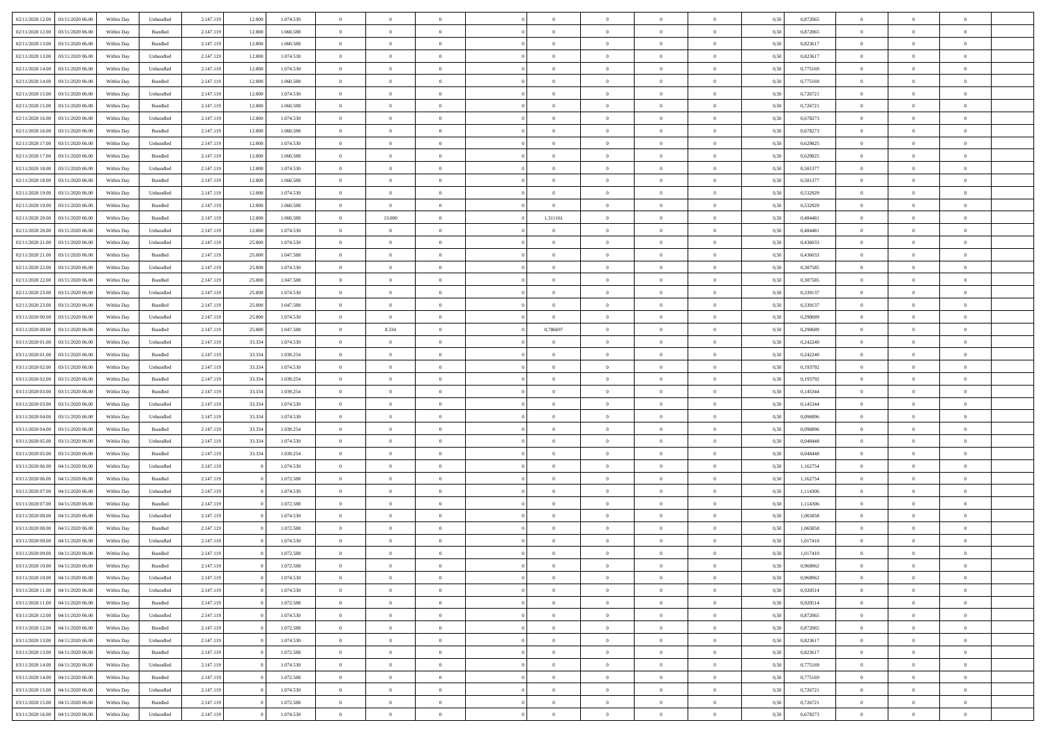| | | | | | | | | | | | | | | | | | | | | |
|---|---|---|---|---|---|---|---|---|---|---|---|---|---|---|---|---|---|---|---|---|
| 02/11/2020 12.00 | 03/11/2020 06.00 | Within Day | Unbundled | 2.147.119 | 12.000 | 1.074.530 | 0 | 0 | 0 | | 0 | 0 | 0 | 0 | 0,50 | 0,872065 | 0 | 0 | 0 | |
| 02/11/2020 12.00 | 03/11/2020 06.00 | Within Day | Bundled | 2.147.119 | 12.000 | 1.060.588 | 0 | 0 | 0 | | 0 | 0 | 0 | 0 | 0,50 | 0,872065 | 0 | 0 | 0 | |
| 02/11/2020 13.00 | 03/11/2020 06.00 | Within Day | Bundled | 2.147.119 | 12.000 | 1.060.588 | 0 | 0 | 0 | | 0 | 0 | 0 | 0 | 0,50 | 0,823617 | 0 | 0 | 0 | |
| 02/11/2020 13.00 | 03/11/2020 06.00 | Within Day | Unbundled | 2.147.119 | 12.000 | 1.074.530 | 0 | 0 | 0 | | 0 | 0 | 0 | 0 | 0,50 | 0,823617 | 0 | 0 | 0 | |
| 02/11/2020 14.00 | 03/11/2020 06.00 | Within Day | Unbundled | 2.147.119 | 12.000 | 1.074.530 | 0 | 0 | 0 | | 0 | 0 | 0 | 0 | 0,50 | 0,775169 | 0 | 0 | 0 | |
| 02/11/2020 14.00 | 03/11/2020 06.00 | Within Day | Bundled | 2.147.119 | 12.000 | 1.060.588 | 0 | 0 | 0 | | 0 | 0 | 0 | 0 | 0,50 | 0,775169 | 0 | 0 | 0 | |
| 02/11/2020 15.00 | 03/11/2020 06.00 | Within Day | Unbundled | 2.147.119 | 12.000 | 1.074.530 | 0 | 0 | 0 | | 0 | 0 | 0 | 0 | 0,50 | 0,726721 | 0 | 0 | 0 | |
| 02/11/2020 15.00 | 03/11/2020 06.00 | Within Day | Bundled | 2.147.119 | 12.000 | 1.060.588 | 0 | 0 | 0 | | 0 | 0 | 0 | 0 | 0,50 | 0,726721 | 0 | 0 | 0 | |
| 02/11/2020 16.00 | 03/11/2020 06.00 | Within Day | Unbundled | 2.147.119 | 12.000 | 1.074.530 | 0 | 0 | 0 | | 0 | 0 | 0 | 0 | 0,50 | 0,678273 | 0 | 0 | 0 | |
| 02/11/2020 16.00 | 03/11/2020 06.00 | Within Day | Bundled | 2.147.119 | 12.000 | 1.060.588 | 0 | 0 | 0 | | 0 | 0 | 0 | 0 | 0,50 | 0,678273 | 0 | 0 | 0 | |
| 02/11/2020 17.00 | 03/11/2020 06.00 | Within Day | Unbundled | 2.147.119 | 12.000 | 1.074.530 | 0 | 0 | 0 | | 0 | 0 | 0 | 0 | 0,50 | 0,629825 | 0 | 0 | 0 | |
| 02/11/2020 17.00 | 03/11/2020 06.00 | Within Day | Bundled | 2.147.119 | 12.000 | 1.060.588 | 0 | 0 | 0 | | 0 | 0 | 0 | 0 | 0,50 | 0,629825 | 0 | 0 | 0 | |
| 02/11/2020 18.00 | 03/11/2020 06.00 | Within Day | Unbundled | 2.147.119 | 12.000 | 1.074.530 | 0 | 0 | 0 | | 0 | 0 | 0 | 0 | 0,50 | 0,581377 | 0 | 0 | 0 | |
| 02/11/2020 18.00 | 03/11/2020 06.00 | Within Day | Bundled | 2.147.119 | 12.000 | 1.060.588 | 0 | 0 | 0 | | 0 | 0 | 0 | 0 | 0,50 | 0,581377 | 0 | 0 | 0 | |
| 02/11/2020 19.00 | 03/11/2020 06.00 | Within Day | Unbundled | 2.147.119 | 12.000 | 1.074.530 | 0 | 0 | 0 | | 0 | 0 | 0 | 0 | 0,50 | 0,532929 | 0 | 0 | 0 | |
| 02/11/2020 19.00 | 03/11/2020 06.00 | Within Day | Bundled | 2.147.119 | 12.000 | 1.060.588 | 0 | 0 | 0 | | 0 | 0 | 0 | 0 | 0,50 | 0,532929 | 0 | 0 | 0 | |
| 02/11/2020 20.00 | 03/11/2020 06.00 | Within Day | Bundled | 2.147.119 | 12.000 | 1.060.588 | 0 | 13.000 | 0 | | 1,311161 | 0 | 0 | 0 | 0,50 | 0,484481 | 0 | 0 | 0 | |
| 02/11/2020 20.00 | 03/11/2020 06.00 | Within Day | Unbundled | 2.147.119 | 12.000 | 1.074.530 | 0 | 0 | 0 | | 0 | 0 | 0 | 0 | 0,50 | 0,484481 | 0 | 0 | 0 | |
| 02/11/2020 21.00 | 03/11/2020 06.00 | Within Day | Unbundled | 2.147.119 | 25.000 | 1.074.530 | 0 | 0 | 0 | | 0 | 0 | 0 | 0 | 0,50 | 0,436033 | 0 | 0 | 0 | |
| 02/11/2020 21.00 | 03/11/2020 06.00 | Within Day | Bundled | 2.147.119 | 25.000 | 1.047.588 | 0 | 0 | 0 | | 0 | 0 | 0 | 0 | 0,50 | 0,436033 | 0 | 0 | 0 | |
| 02/11/2020 22.00 | 03/11/2020 06.00 | Within Day | Unbundled | 2.147.119 | 25.000 | 1.074.530 | 0 | 0 | 0 | | 0 | 0 | 0 | 0 | 0,50 | 0,387585 | 0 | 0 | 0 | |
| 02/11/2020 22.00 | 03/11/2020 06.00 | Within Day | Bundled | 2.147.119 | 25.000 | 1.047.588 | 0 | 0 | 0 | | 0 | 0 | 0 | 0 | 0,50 | 0,387585 | 0 | 0 | 0 | |
| 02/11/2020 23.00 | 03/11/2020 06.00 | Within Day | Unbundled | 2.147.119 | 25.000 | 1.074.530 | 0 | 0 | 0 | | 0 | 0 | 0 | 0 | 0,50 | 0,339137 | 0 | 0 | 0 | |
| 02/11/2020 23.00 | 03/11/2020 06.00 | Within Day | Bundled | 2.147.119 | 25.000 | 1.047.588 | 0 | 0 | 0 | | 0 | 0 | 0 | 0 | 0,50 | 0,339137 | 0 | 0 | 0 | |
| 03/11/2020 00.00 | 03/11/2020 06.00 | Within Day | Unbundled | 2.147.119 | 25.000 | 1.074.530 | 0 | 0 | 0 | | 0 | 0 | 0 | 0 | 0,50 | 0,290689 | 0 | 0 | 0 | |
| 03/11/2020 00.00 | 03/11/2020 06.00 | Within Day | Bundled | 2.147.119 | 25.000 | 1.047.588 | 0 | 8.334 | 0 | | 0,786697 | 0 | 0 | 0 | 0,50 | 0,290689 | 0 | 0 | 0 | |
| 03/11/2020 01.00 | 03/11/2020 06.00 | Within Day | Unbundled | 2.147.119 | 33.334 | 1.074.530 | 0 | 0 | 0 | | 0 | 0 | 0 | 0 | 0,50 | 0,242240 | 0 | 0 | 0 | |
| 03/11/2020 01.00 | 03/11/2020 06.00 | Within Day | Bundled | 2.147.119 | 33.334 | 1.039.254 | 0 | 0 | 0 | | 0 | 0 | 0 | 0 | 0,50 | 0,242240 | 0 | 0 | 0 | |
| 03/11/2020 02.00 | 03/11/2020 06.00 | Within Day | Unbundled | 2.147.119 | 33.334 | 1.074.530 | 0 | 0 | 0 | | 0 | 0 | 0 | 0 | 0,50 | 0,193792 | 0 | 0 | 0 | |
| 03/11/2020 02.00 | 03/11/2020 06.00 | Within Day | Bundled | 2.147.119 | 33.334 | 1.039.254 | 0 | 0 | 0 | | 0 | 0 | 0 | 0 | 0,50 | 0,193792 | 0 | 0 | 0 | |
| 03/11/2020 03.00 | 03/11/2020 06.00 | Within Day | Bundled | 2.147.119 | 33.334 | 1.039.254 | 0 | 0 | 0 | | 0 | 0 | 0 | 0 | 0,50 | 0,145344 | 0 | 0 | 0 | |
| 03/11/2020 03.00 | 03/11/2020 06.00 | Within Day | Unbundled | 2.147.119 | 33.334 | 1.074.530 | 0 | 0 | 0 | | 0 | 0 | 0 | 0 | 0,50 | 0,145344 | 0 | 0 | 0 | |
| 03/11/2020 04.00 | 03/11/2020 06.00 | Within Day | Unbundled | 2.147.119 | 33.334 | 1.074.530 | 0 | 0 | 0 | | 0 | 0 | 0 | 0 | 0,50 | 0,096896 | 0 | 0 | 0 | |
| 03/11/2020 04.00 | 03/11/2020 06.00 | Within Day | Bundled | 2.147.119 | 33.334 | 1.039.254 | 0 | 0 | 0 | | 0 | 0 | 0 | 0 | 0,50 | 0,096896 | 0 | 0 | 0 | |
| 03/11/2020 05.00 | 03/11/2020 06.00 | Within Day | Unbundled | 2.147.119 | 33.334 | 1.074.530 | 0 | 0 | 0 | | 0 | 0 | 0 | 0 | 0,50 | 0,048448 | 0 | 0 | 0 | |
| 03/11/2020 05.00 | 03/11/2020 06.00 | Within Day | Bundled | 2.147.119 | 33.334 | 1.039.254 | 0 | 0 | 0 | | 0 | 0 | 0 | 0 | 0,50 | 0,048448 | 0 | 0 | 0 | |
| 03/11/2020 06.00 | 04/11/2020 06.00 | Within Day | Unbundled | 2.147.119 | 0 | 1.074.530 | 0 | 0 | 0 | | 0 | 0 | 0 | 0 | 0,50 | 1,162754 | 0 | 0 | 0 | |
| 03/11/2020 06.00 | 04/11/2020 06.00 | Within Day | Bundled | 2.147.119 | 0 | 1.072.588 | 0 | 0 | 0 | | 0 | 0 | 0 | 0 | 0,50 | 1,162754 | 0 | 0 | 0 | |
| 03/11/2020 07.00 | 04/11/2020 06.00 | Within Day | Unbundled | 2.147.119 | 0 | 1.074.530 | 0 | 0 | 0 | | 0 | 0 | 0 | 0 | 0,50 | 1,114306 | 0 | 0 | 0 | |
| 03/11/2020 07.00 | 04/11/2020 06.00 | Within Day | Bundled | 2.147.119 | 0 | 1.072.588 | 0 | 0 | 0 | | 0 | 0 | 0 | 0 | 0,50 | 1,114306 | 0 | 0 | 0 | |
| 03/11/2020 08.00 | 04/11/2020 06.00 | Within Day | Unbundled | 2.147.119 | 0 | 1.074.530 | 0 | 0 | 0 | | 0 | 0 | 0 | 0 | 0,50 | 1,065858 | 0 | 0 | 0 | |
| 03/11/2020 08.00 | 04/11/2020 06.00 | Within Day | Bundled | 2.147.119 | 0 | 1.072.588 | 0 | 0 | 0 | | 0 | 0 | 0 | 0 | 0,50 | 1,065858 | 0 | 0 | 0 | |
| 03/11/2020 09.00 | 04/11/2020 06.00 | Within Day | Unbundled | 2.147.119 | 0 | 1.074.530 | 0 | 0 | 0 | | 0 | 0 | 0 | 0 | 0,50 | 1,017410 | 0 | 0 | 0 | |
| 03/11/2020 09.00 | 04/11/2020 06.00 | Within Day | Bundled | 2.147.119 | 0 | 1.072.588 | 0 | 0 | 0 | | 0 | 0 | 0 | 0 | 0,50 | 1,017410 | 0 | 0 | 0 | |
| 03/11/2020 10.00 | 04/11/2020 06.00 | Within Day | Bundled | 2.147.119 | 0 | 1.072.588 | 0 | 0 | 0 | | 0 | 0 | 0 | 0 | 0,50 | 0,968962 | 0 | 0 | 0 | |
| 03/11/2020 10.00 | 04/11/2020 06.00 | Within Day | Unbundled | 2.147.119 | 0 | 1.074.530 | 0 | 0 | 0 | | 0 | 0 | 0 | 0 | 0,50 | 0,968962 | 0 | 0 | 0 | |
| 03/11/2020 11.00 | 04/11/2020 06.00 | Within Day | Unbundled | 2.147.119 | 0 | 1.074.530 | 0 | 0 | 0 | | 0 | 0 | 0 | 0 | 0,50 | 0,920514 | 0 | 0 | 0 | |
| 03/11/2020 11.00 | 04/11/2020 06.00 | Within Day | Bundled | 2.147.119 | 0 | 1.072.588 | 0 | 0 | 0 | | 0 | 0 | 0 | 0 | 0,50 | 0,920514 | 0 | 0 | 0 | |
| 03/11/2020 12.00 | 04/11/2020 06.00 | Within Day | Unbundled | 2.147.119 | 0 | 1.074.530 | 0 | 0 | 0 | | 0 | 0 | 0 | 0 | 0,50 | 0,872065 | 0 | 0 | 0 | |
| 03/11/2020 12.00 | 04/11/2020 06.00 | Within Day | Bundled | 2.147.119 | 0 | 1.072.588 | 0 | 0 | 0 | | 0 | 0 | 0 | 0 | 0,50 | 0,872065 | 0 | 0 | 0 | |
| 03/11/2020 13.00 | 04/11/2020 06.00 | Within Day | Unbundled | 2.147.119 | 0 | 1.074.530 | 0 | 0 | 0 | | 0 | 0 | 0 | 0 | 0,50 | 0,823617 | 0 | 0 | 0 | |
| 03/11/2020 13.00 | 04/11/2020 06.00 | Within Day | Bundled | 2.147.119 | 0 | 1.072.588 | 0 | 0 | 0 | | 0 | 0 | 0 | 0 | 0,50 | 0,823617 | 0 | 0 | 0 | |
| 03/11/2020 14.00 | 04/11/2020 06.00 | Within Day | Unbundled | 2.147.119 | 0 | 1.074.530 | 0 | 0 | 0 | | 0 | 0 | 0 | 0 | 0,50 | 0,775169 | 0 | 0 | 0 | |
| 03/11/2020 14.00 | 04/11/2020 06.00 | Within Day | Bundled | 2.147.119 | 0 | 1.072.588 | 0 | 0 | 0 | | 0 | 0 | 0 | 0 | 0,50 | 0,775169 | 0 | 0 | 0 | |
| 03/11/2020 15.00 | 04/11/2020 06.00 | Within Day | Unbundled | 2.147.119 | 0 | 1.074.530 | 0 | 0 | 0 | | 0 | 0 | 0 | 0 | 0,50 | 0,726721 | 0 | 0 | 0 | |
| 03/11/2020 15.00 | 04/11/2020 06.00 | Within Day | Bundled | 2.147.119 | 0 | 1.072.588 | 0 | 0 | 0 | | 0 | 0 | 0 | 0 | 0,50 | 0,726721 | 0 | 0 | 0 | |
| 03/11/2020 16.00 | 04/11/2020 06.00 | Within Day | Unbundled | 2.147.119 | 0 | 1.074.530 | 0 | 0 | 0 | | 0 | 0 | 0 | 0 | 0,50 | 0,678273 | 0 | 0 | 0 | |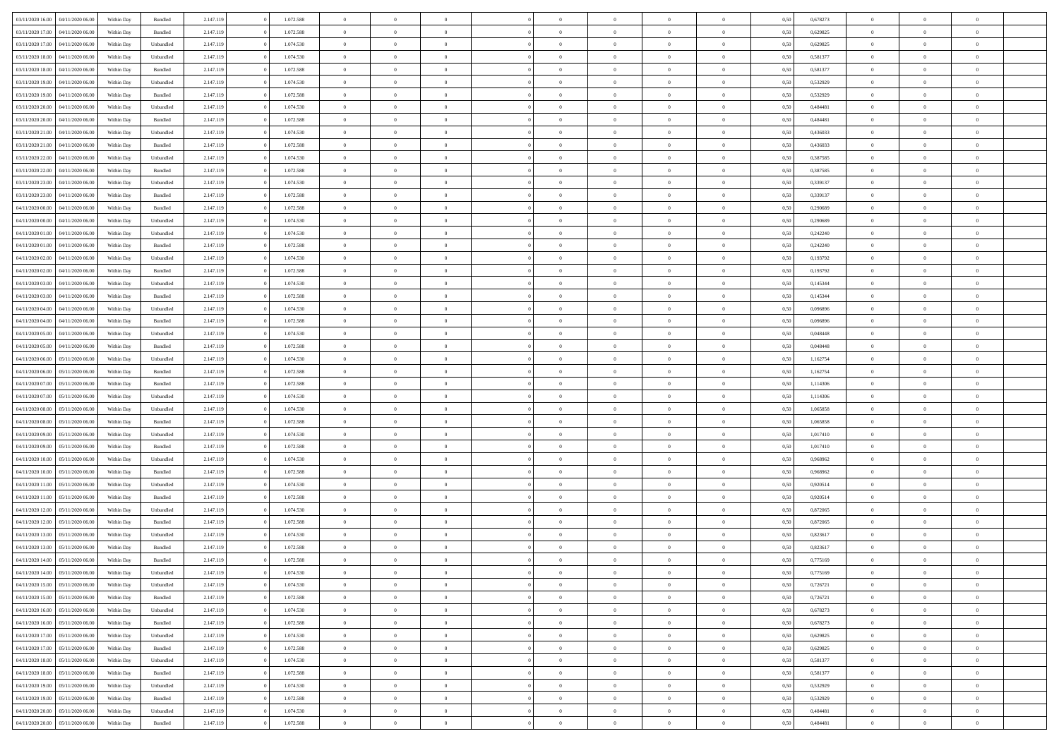| 03/11/2020 16:00 | 04/11/2020 06:00 | Within Day | Bundled | 2.147.119 | 0 | 1.072.588 | 0 | 0 | 0 | | 0 | 0 | 0 | 0 | 0,50 | 0,678273 | 0 | 0 | 0 | |
|---|---|---|---|---|---|---|---|---|---|---|---|---|---|---|---|---|---|---|---|---|
| 03/11/2020 17:00 | 04/11/2020 06:00 | Within Day | Bundled | 2.147.119 | 0 | 1.072.588 | 0 | 0 | 0 | | 0 | 0 | 0 | 0 | 0,50 | 0,629825 | 0 | 0 | 0 | |
| 03/11/2020 17:00 | 04/11/2020 06:00 | Within Day | Unbundled | 2.147.119 | 0 | 1.074.530 | 0 | 0 | 0 | | 0 | 0 | 0 | 0 | 0,50 | 0,629825 | 0 | 0 | 0 | |
| 03/11/2020 18:00 | 04/11/2020 06:00 | Within Day | Unbundled | 2.147.119 | 0 | 1.074.530 | 0 | 0 | 0 | | 0 | 0 | 0 | 0 | 0,50 | 0,581377 | 0 | 0 | 0 | |
| 03/11/2020 18:00 | 04/11/2020 06:00 | Within Day | Bundled | 2.147.119 | 0 | 1.072.588 | 0 | 0 | 0 | | 0 | 0 | 0 | 0 | 0,50 | 0,581377 | 0 | 0 | 0 | |
| 03/11/2020 19:00 | 04/11/2020 06:00 | Within Day | Unbundled | 2.147.119 | 0 | 1.074.530 | 0 | 0 | 0 | | 0 | 0 | 0 | 0 | 0,50 | 0,532929 | 0 | 0 | 0 | |
| 03/11/2020 19:00 | 04/11/2020 06:00 | Within Day | Bundled | 2.147.119 | 0 | 1.072.588 | 0 | 0 | 0 | | 0 | 0 | 0 | 0 | 0,50 | 0,532929 | 0 | 0 | 0 | |
| 03/11/2020 20:00 | 04/11/2020 06:00 | Within Day | Unbundled | 2.147.119 | 0 | 1.074.530 | 0 | 0 | 0 | | 0 | 0 | 0 | 0 | 0,50 | 0,484481 | 0 | 0 | 0 | |
| 03/11/2020 20:00 | 04/11/2020 06:00 | Within Day | Bundled | 2.147.119 | 0 | 1.072.588 | 0 | 0 | 0 | | 0 | 0 | 0 | 0 | 0,50 | 0,484481 | 0 | 0 | 0 | |
| 03/11/2020 21:00 | 04/11/2020 06:00 | Within Day | Unbundled | 2.147.119 | 0 | 1.074.530 | 0 | 0 | 0 | | 0 | 0 | 0 | 0 | 0,50 | 0,436033 | 0 | 0 | 0 | |
| 03/11/2020 21:00 | 04/11/2020 06:00 | Within Day | Bundled | 2.147.119 | 0 | 1.072.588 | 0 | 0 | 0 | | 0 | 0 | 0 | 0 | 0,50 | 0,436033 | 0 | 0 | 0 | |
| 03/11/2020 22:00 | 04/11/2020 06:00 | Within Day | Unbundled | 2.147.119 | 0 | 1.074.530 | 0 | 0 | 0 | | 0 | 0 | 0 | 0 | 0,50 | 0,387585 | 0 | 0 | 0 | |
| 03/11/2020 22:00 | 04/11/2020 06:00 | Within Day | Bundled | 2.147.119 | 0 | 1.072.588 | 0 | 0 | 0 | | 0 | 0 | 0 | 0 | 0,50 | 0,387585 | 0 | 0 | 0 | |
| 03/11/2020 23:00 | 04/11/2020 06:00 | Within Day | Unbundled | 2.147.119 | 0 | 1.074.530 | 0 | 0 | 0 | | 0 | 0 | 0 | 0 | 0,50 | 0,339137 | 0 | 0 | 0 | |
| 03/11/2020 23:00 | 04/11/2020 06:00 | Within Day | Bundled | 2.147.119 | 0 | 1.072.588 | 0 | 0 | 0 | | 0 | 0 | 0 | 0 | 0,50 | 0,339137 | 0 | 0 | 0 | |
| 04/11/2020 00:00 | 04/11/2020 06:00 | Within Day | Bundled | 2.147.119 | 0 | 1.072.588 | 0 | 0 | 0 | | 0 | 0 | 0 | 0 | 0,50 | 0,290689 | 0 | 0 | 0 | |
| 04/11/2020 00:00 | 04/11/2020 06:00 | Within Day | Unbundled | 2.147.119 | 0 | 1.074.530 | 0 | 0 | 0 | | 0 | 0 | 0 | 0 | 0,50 | 0,290689 | 0 | 0 | 0 | |
| 04/11/2020 01:00 | 04/11/2020 06:00 | Within Day | Unbundled | 2.147.119 | 0 | 1.074.530 | 0 | 0 | 0 | | 0 | 0 | 0 | 0 | 0,50 | 0,242240 | 0 | 0 | 0 | |
| 04/11/2020 01:00 | 04/11/2020 06:00 | Within Day | Bundled | 2.147.119 | 0 | 1.072.588 | 0 | 0 | 0 | | 0 | 0 | 0 | 0 | 0,50 | 0,242240 | 0 | 0 | 0 | |
| 04/11/2020 02:00 | 04/11/2020 06:00 | Within Day | Unbundled | 2.147.119 | 0 | 1.074.530 | 0 | 0 | 0 | | 0 | 0 | 0 | 0 | 0,50 | 0,193792 | 0 | 0 | 0 | |
| 04/11/2020 02:00 | 04/11/2020 06:00 | Within Day | Bundled | 2.147.119 | 0 | 1.072.588 | 0 | 0 | 0 | | 0 | 0 | 0 | 0 | 0,50 | 0,193792 | 0 | 0 | 0 | |
| 04/11/2020 03:00 | 04/11/2020 06:00 | Within Day | Unbundled | 2.147.119 | 0 | 1.074.530 | 0 | 0 | 0 | | 0 | 0 | 0 | 0 | 0,50 | 0,145344 | 0 | 0 | 0 | |
| 04/11/2020 03:00 | 04/11/2020 06:00 | Within Day | Bundled | 2.147.119 | 0 | 1.072.588 | 0 | 0 | 0 | | 0 | 0 | 0 | 0 | 0,50 | 0,145344 | 0 | 0 | 0 | |
| 04/11/2020 04:00 | 04/11/2020 06:00 | Within Day | Unbundled | 2.147.119 | 0 | 1.074.530 | 0 | 0 | 0 | | 0 | 0 | 0 | 0 | 0,50 | 0,096896 | 0 | 0 | 0 | |
| 04/11/2020 04:00 | 04/11/2020 06:00 | Within Day | Bundled | 2.147.119 | 0 | 1.072.588 | 0 | 0 | 0 | | 0 | 0 | 0 | 0 | 0,50 | 0,096896 | 0 | 0 | 0 | |
| 04/11/2020 05:00 | 04/11/2020 06:00 | Within Day | Unbundled | 2.147.119 | 0 | 1.074.530 | 0 | 0 | 0 | | 0 | 0 | 0 | 0 | 0,50 | 0,048448 | 0 | 0 | 0 | |
| 04/11/2020 05:00 | 04/11/2020 06:00 | Within Day | Bundled | 2.147.119 | 0 | 1.072.588 | 0 | 0 | 0 | | 0 | 0 | 0 | 0 | 0,50 | 0,048448 | 0 | 0 | 0 | |
| 04/11/2020 06:00 | 05/11/2020 06:00 | Within Day | Unbundled | 2.147.119 | 0 | 1.074.530 | 0 | 0 | 0 | | 0 | 0 | 0 | 0 | 0,50 | 1,162754 | 0 | 0 | 0 | |
| 04/11/2020 06:00 | 05/11/2020 06:00 | Within Day | Bundled | 2.147.119 | 0 | 1.072.588 | 0 | 0 | 0 | | 0 | 0 | 0 | 0 | 0,50 | 1,162754 | 0 | 0 | 0 | |
| 04/11/2020 07:00 | 05/11/2020 06:00 | Within Day | Bundled | 2.147.119 | 0 | 1.072.588 | 0 | 0 | 0 | | 0 | 0 | 0 | 0 | 0,50 | 1,114306 | 0 | 0 | 0 | |
| 04/11/2020 07:00 | 05/11/2020 06:00 | Within Day | Unbundled | 2.147.119 | 0 | 1.074.530 | 0 | 0 | 0 | | 0 | 0 | 0 | 0 | 0,50 | 1,114306 | 0 | 0 | 0 | |
| 04/11/2020 08:00 | 05/11/2020 06:00 | Within Day | Unbundled | 2.147.119 | 0 | 1.074.530 | 0 | 0 | 0 | | 0 | 0 | 0 | 0 | 0,50 | 1,065858 | 0 | 0 | 0 | |
| 04/11/2020 08:00 | 05/11/2020 06:00 | Within Day | Bundled | 2.147.119 | 0 | 1.072.588 | 0 | 0 | 0 | | 0 | 0 | 0 | 0 | 0,50 | 1,065858 | 0 | 0 | 0 | |
| 04/11/2020 09:00 | 05/11/2020 06:00 | Within Day | Unbundled | 2.147.119 | 0 | 1.074.530 | 0 | 0 | 0 | | 0 | 0 | 0 | 0 | 0,50 | 1,017410 | 0 | 0 | 0 | |
| 04/11/2020 09:00 | 05/11/2020 06:00 | Within Day | Bundled | 2.147.119 | 0 | 1.072.588 | 0 | 0 | 0 | | 0 | 0 | 0 | 0 | 0,50 | 1,017410 | 0 | 0 | 0 | |
| 04/11/2020 10:00 | 05/11/2020 06:00 | Within Day | Unbundled | 2.147.119 | 0 | 1.074.530 | 0 | 0 | 0 | | 0 | 0 | 0 | 0 | 0,50 | 0,968962 | 0 | 0 | 0 | |
| 04/11/2020 10:00 | 05/11/2020 06:00 | Within Day | Bundled | 2.147.119 | 0 | 1.072.588 | 0 | 0 | 0 | | 0 | 0 | 0 | 0 | 0,50 | 0,968962 | 0 | 0 | 0 | |
| 04/11/2020 11:00 | 05/11/2020 06:00 | Within Day | Unbundled | 2.147.119 | 0 | 1.074.530 | 0 | 0 | 0 | | 0 | 0 | 0 | 0 | 0,50 | 0,920514 | 0 | 0 | 0 | |
| 04/11/2020 11:00 | 05/11/2020 06:00 | Within Day | Bundled | 2.147.119 | 0 | 1.072.588 | 0 | 0 | 0 | | 0 | 0 | 0 | 0 | 0,50 | 0,920514 | 0 | 0 | 0 | |
| 04/11/2020 12:00 | 05/11/2020 06:00 | Within Day | Unbundled | 2.147.119 | 0 | 1.074.530 | 0 | 0 | 0 | | 0 | 0 | 0 | 0 | 0,50 | 0,872065 | 0 | 0 | 0 | |
| 04/11/2020 12:00 | 05/11/2020 06:00 | Within Day | Bundled | 2.147.119 | 0 | 1.072.588 | 0 | 0 | 0 | | 0 | 0 | 0 | 0 | 0,50 | 0,872065 | 0 | 0 | 0 | |
| 04/11/2020 13:00 | 05/11/2020 06:00 | Within Day | Unbundled | 2.147.119 | 0 | 1.074.530 | 0 | 0 | 0 | | 0 | 0 | 0 | 0 | 0,50 | 0,823617 | 0 | 0 | 0 | |
| 04/11/2020 13:00 | 05/11/2020 06:00 | Within Day | Bundled | 2.147.119 | 0 | 1.072.588 | 0 | 0 | 0 | | 0 | 0 | 0 | 0 | 0,50 | 0,823617 | 0 | 0 | 0 | |
| 04/11/2020 14:00 | 05/11/2020 06:00 | Within Day | Bundled | 2.147.119 | 0 | 1.072.588 | 0 | 0 | 0 | | 0 | 0 | 0 | 0 | 0,50 | 0,775169 | 0 | 0 | 0 | |
| 04/11/2020 14:00 | 05/11/2020 06:00 | Within Day | Unbundled | 2.147.119 | 0 | 1.074.530 | 0 | 0 | 0 | | 0 | 0 | 0 | 0 | 0,50 | 0,775169 | 0 | 0 | 0 | |
| 04/11/2020 15:00 | 05/11/2020 06:00 | Within Day | Unbundled | 2.147.119 | 0 | 1.074.530 | 0 | 0 | 0 | | 0 | 0 | 0 | 0 | 0,50 | 0,726721 | 0 | 0 | 0 | |
| 04/11/2020 15:00 | 05/11/2020 06:00 | Within Day | Bundled | 2.147.119 | 0 | 1.072.588 | 0 | 0 | 0 | | 0 | 0 | 0 | 0 | 0,50 | 0,726721 | 0 | 0 | 0 | |
| 04/11/2020 16:00 | 05/11/2020 06:00 | Within Day | Unbundled | 2.147.119 | 0 | 1.074.530 | 0 | 0 | 0 | | 0 | 0 | 0 | 0 | 0,50 | 0,678273 | 0 | 0 | 0 | |
| 04/11/2020 16:00 | 05/11/2020 06:00 | Within Day | Bundled | 2.147.119 | 0 | 1.072.588 | 0 | 0 | 0 | | 0 | 0 | 0 | 0 | 0,50 | 0,678273 | 0 | 0 | 0 | |
| 04/11/2020 17:00 | 05/11/2020 06:00 | Within Day | Unbundled | 2.147.119 | 0 | 1.074.530 | 0 | 0 | 0 | | 0 | 0 | 0 | 0 | 0,50 | 0,629825 | 0 | 0 | 0 | |
| 04/11/2020 17:00 | 05/11/2020 06:00 | Within Day | Bundled | 2.147.119 | 0 | 1.072.588 | 0 | 0 | 0 | | 0 | 0 | 0 | 0 | 0,50 | 0,629825 | 0 | 0 | 0 | |
| 04/11/2020 18:00 | 05/11/2020 06:00 | Within Day | Unbundled | 2.147.119 | 0 | 1.074.530 | 0 | 0 | 0 | | 0 | 0 | 0 | 0 | 0,50 | 0,581377 | 0 | 0 | 0 | |
| 04/11/2020 18:00 | 05/11/2020 06:00 | Within Day | Bundled | 2.147.119 | 0 | 1.072.588 | 0 | 0 | 0 | | 0 | 0 | 0 | 0 | 0,50 | 0,581377 | 0 | 0 | 0 | |
| 04/11/2020 19:00 | 05/11/2020 06:00 | Within Day | Unbundled | 2.147.119 | 0 | 1.074.530 | 0 | 0 | 0 | | 0 | 0 | 0 | 0 | 0,50 | 0,532929 | 0 | 0 | 0 | |
| 04/11/2020 19:00 | 05/11/2020 06:00 | Within Day | Bundled | 2.147.119 | 0 | 1.072.588 | 0 | 0 | 0 | | 0 | 0 | 0 | 0 | 0,50 | 0,532929 | 0 | 0 | 0 | |
| 04/11/2020 20:00 | 05/11/2020 06:00 | Within Day | Unbundled | 2.147.119 | 0 | 1.074.530 | 0 | 0 | 0 | | 0 | 0 | 0 | 0 | 0,50 | 0,484481 | 0 | 0 | 0 | |
| 04/11/2020 20:00 | 05/11/2020 06:00 | Within Day | Bundled | 2.147.119 | 0 | 1.072.588 | 0 | 0 | 0 | | 0 | 0 | 0 | 0 | 0,50 | 0,484481 | 0 | 0 | 0 | |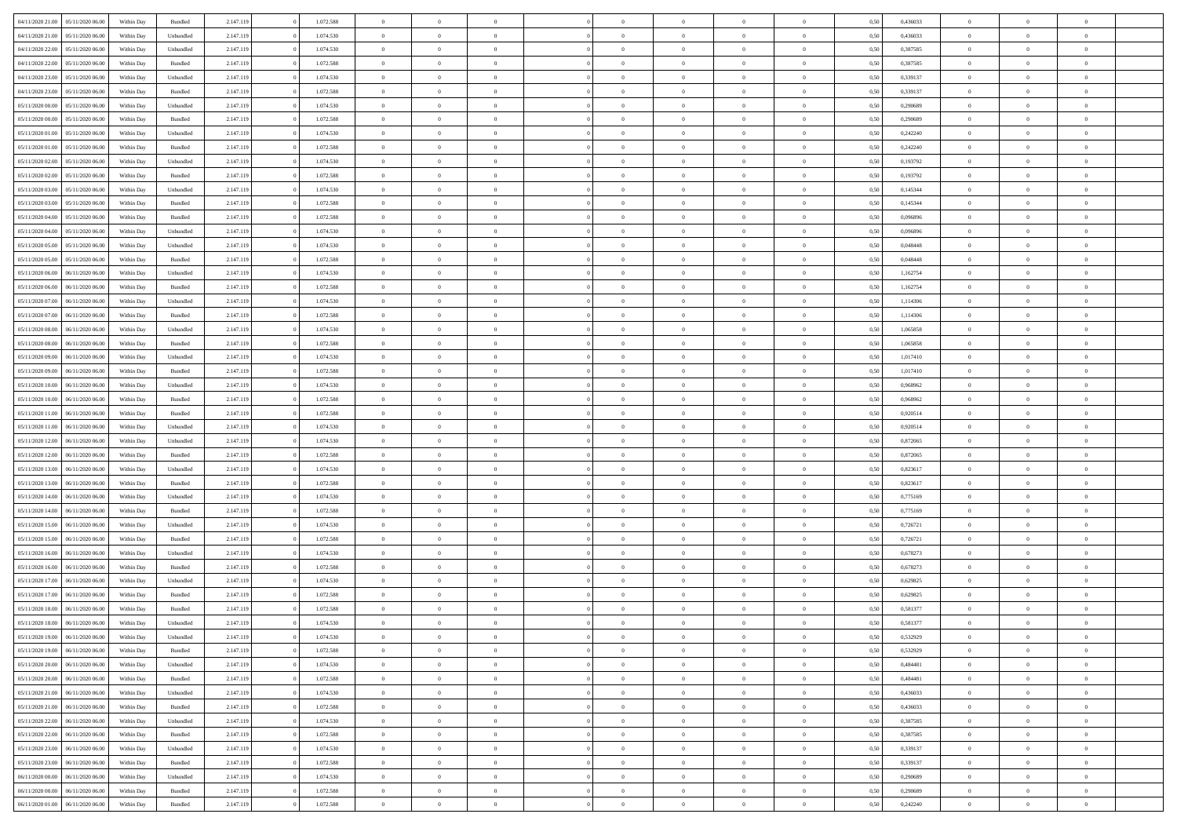| 04/11/2020 21.00 | 05/11/2020 06.00 | Within Day | Bundled | 2.147.119 | 0 | 1.072.588 | 0 | 0 | 0 | | 0 | 0 | 0 | 0 | 0,50 | 0,436033 | 0 | 0 | 0 | |
|---|---|---|---|---|---|---|---|---|---|---|---|---|---|---|---|---|---|---|---|---|
| 04/11/2020 21.00 | 05/11/2020 06.00 | Within Day | Unbundled | 2.147.119 | 0 | 1.074.530 | 0 | 0 | 0 | | 0 | 0 | 0 | 0 | 0,50 | 0,436033 | 0 | 0 | 0 | |
| 04/11/2020 22.00 | 05/11/2020 06.00 | Within Day | Unbundled | 2.147.119 | 0 | 1.074.530 | 0 | 0 | 0 | | 0 | 0 | 0 | 0 | 0,50 | 0,387585 | 0 | 0 | 0 | |
| 04/11/2020 22.00 | 05/11/2020 06.00 | Within Day | Bundled | 2.147.119 | 0 | 1.072.588 | 0 | 0 | 0 | | 0 | 0 | 0 | 0 | 0,50 | 0,387585 | 0 | 0 | 0 | |
| 04/11/2020 23.00 | 05/11/2020 06.00 | Within Day | Unbundled | 2.147.119 | 0 | 1.074.530 | 0 | 0 | 0 | | 0 | 0 | 0 | 0 | 0,50 | 0,339137 | 0 | 0 | 0 | |
| 04/11/2020 23.00 | 05/11/2020 06.00 | Within Day | Bundled | 2.147.119 | 0 | 1.072.588 | 0 | 0 | 0 | | 0 | 0 | 0 | 0 | 0,50 | 0,339137 | 0 | 0 | 0 | |
| 05/11/2020 00.00 | 05/11/2020 06.00 | Within Day | Unbundled | 2.147.119 | 0 | 1.074.530 | 0 | 0 | 0 | | 0 | 0 | 0 | 0 | 0,50 | 0,290689 | 0 | 0 | 0 | |
| 05/11/2020 00.00 | 05/11/2020 06.00 | Within Day | Bundled | 2.147.119 | 0 | 1.072.588 | 0 | 0 | 0 | | 0 | 0 | 0 | 0 | 0,50 | 0,290689 | 0 | 0 | 0 | |
| 05/11/2020 01.00 | 05/11/2020 06.00 | Within Day | Unbundled | 2.147.119 | 0 | 1.074.530 | 0 | 0 | 0 | | 0 | 0 | 0 | 0 | 0,50 | 0,242240 | 0 | 0 | 0 | |
| 05/11/2020 01.00 | 05/11/2020 06.00 | Within Day | Bundled | 2.147.119 | 0 | 1.072.588 | 0 | 0 | 0 | | 0 | 0 | 0 | 0 | 0,50 | 0,242240 | 0 | 0 | 0 | |
| 05/11/2020 02.00 | 05/11/2020 06.00 | Within Day | Unbundled | 2.147.119 | 0 | 1.074.530 | 0 | 0 | 0 | | 0 | 0 | 0 | 0 | 0,50 | 0,193792 | 0 | 0 | 0 | |
| 05/11/2020 02.00 | 05/11/2020 06.00 | Within Day | Bundled | 2.147.119 | 0 | 1.072.588 | 0 | 0 | 0 | | 0 | 0 | 0 | 0 | 0,50 | 0,193792 | 0 | 0 | 0 | |
| 05/11/2020 03.00 | 05/11/2020 06.00 | Within Day | Unbundled | 2.147.119 | 0 | 1.074.530 | 0 | 0 | 0 | | 0 | 0 | 0 | 0 | 0,50 | 0,145344 | 0 | 0 | 0 | |
| 05/11/2020 03.00 | 05/11/2020 06.00 | Within Day | Bundled | 2.147.119 | 0 | 1.072.588 | 0 | 0 | 0 | | 0 | 0 | 0 | 0 | 0,50 | 0,145344 | 0 | 0 | 0 | |
| 05/11/2020 04.00 | 05/11/2020 06.00 | Within Day | Bundled | 2.147.119 | 0 | 1.072.588 | 0 | 0 | 0 | | 0 | 0 | 0 | 0 | 0,50 | 0,096896 | 0 | 0 | 0 | |
| 05/11/2020 04.00 | 05/11/2020 06.00 | Within Day | Unbundled | 2.147.119 | 0 | 1.074.530 | 0 | 0 | 0 | | 0 | 0 | 0 | 0 | 0,50 | 0,096896 | 0 | 0 | 0 | |
| 05/11/2020 05.00 | 05/11/2020 06.00 | Within Day | Unbundled | 2.147.119 | 0 | 1.074.530 | 0 | 0 | 0 | | 0 | 0 | 0 | 0 | 0,50 | 0,048448 | 0 | 0 | 0 | |
| 05/11/2020 05.00 | 05/11/2020 06.00 | Within Day | Bundled | 2.147.119 | 0 | 1.072.588 | 0 | 0 | 0 | | 0 | 0 | 0 | 0 | 0,50 | 0,048448 | 0 | 0 | 0 | |
| 05/11/2020 06.00 | 06/11/2020 06.00 | Within Day | Unbundled | 2.147.119 | 0 | 1.074.530 | 0 | 0 | 0 | | 0 | 0 | 0 | 0 | 0,50 | 1,162754 | 0 | 0 | 0 | |
| 05/11/2020 06.00 | 06/11/2020 06.00 | Within Day | Bundled | 2.147.119 | 0 | 1.072.588 | 0 | 0 | 0 | | 0 | 0 | 0 | 0 | 0,50 | 1,162754 | 0 | 0 | 0 | |
| 05/11/2020 07.00 | 06/11/2020 06.00 | Within Day | Unbundled | 2.147.119 | 0 | 1.074.530 | 0 | 0 | 0 | | 0 | 0 | 0 | 0 | 0,50 | 1,114306 | 0 | 0 | 0 | |
| 05/11/2020 07.00 | 06/11/2020 06.00 | Within Day | Bundled | 2.147.119 | 0 | 1.072.588 | 0 | 0 | 0 | | 0 | 0 | 0 | 0 | 0,50 | 1,114306 | 0 | 0 | 0 | |
| 05/11/2020 08.00 | 06/11/2020 06.00 | Within Day | Unbundled | 2.147.119 | 0 | 1.074.530 | 0 | 0 | 0 | | 0 | 0 | 0 | 0 | 0,50 | 1,065858 | 0 | 0 | 0 | |
| 05/11/2020 08.00 | 06/11/2020 06.00 | Within Day | Bundled | 2.147.119 | 0 | 1.072.588 | 0 | 0 | 0 | | 0 | 0 | 0 | 0 | 0,50 | 1,065858 | 0 | 0 | 0 | |
| 05/11/2020 09.00 | 06/11/2020 06.00 | Within Day | Unbundled | 2.147.119 | 0 | 1.074.530 | 0 | 0 | 0 | | 0 | 0 | 0 | 0 | 0,50 | 1,017410 | 0 | 0 | 0 | |
| 05/11/2020 09.00 | 06/11/2020 06.00 | Within Day | Bundled | 2.147.119 | 0 | 1.072.588 | 0 | 0 | 0 | | 0 | 0 | 0 | 0 | 0,50 | 1,017410 | 0 | 0 | 0 | |
| 05/11/2020 10.00 | 06/11/2020 06.00 | Within Day | Unbundled | 2.147.119 | 0 | 1.074.530 | 0 | 0 | 0 | | 0 | 0 | 0 | 0 | 0,50 | 0,968962 | 0 | 0 | 0 | |
| 05/11/2020 10.00 | 06/11/2020 06.00 | Within Day | Bundled | 2.147.119 | 0 | 1.072.588 | 0 | 0 | 0 | | 0 | 0 | 0 | 0 | 0,50 | 0,968962 | 0 | 0 | 0 | |
| 05/11/2020 11.00 | 06/11/2020 06.00 | Within Day | Bundled | 2.147.119 | 0 | 1.072.588 | 0 | 0 | 0 | | 0 | 0 | 0 | 0 | 0,50 | 0,920514 | 0 | 0 | 0 | |
| 05/11/2020 11.00 | 06/11/2020 06.00 | Within Day | Unbundled | 2.147.119 | 0 | 1.074.530 | 0 | 0 | 0 | | 0 | 0 | 0 | 0 | 0,50 | 0,920514 | 0 | 0 | 0 | |
| 05/11/2020 12.00 | 06/11/2020 06.00 | Within Day | Unbundled | 2.147.119 | 0 | 1.074.530 | 0 | 0 | 0 | | 0 | 0 | 0 | 0 | 0,50 | 0,872065 | 0 | 0 | 0 | |
| 05/11/2020 12.00 | 06/11/2020 06.00 | Within Day | Bundled | 2.147.119 | 0 | 1.072.588 | 0 | 0 | 0 | | 0 | 0 | 0 | 0 | 0,50 | 0,872065 | 0 | 0 | 0 | |
| 05/11/2020 13.00 | 06/11/2020 06.00 | Within Day | Unbundled | 2.147.119 | 0 | 1.074.530 | 0 | 0 | 0 | | 0 | 0 | 0 | 0 | 0,50 | 0,823617 | 0 | 0 | 0 | |
| 05/11/2020 13.00 | 06/11/2020 06.00 | Within Day | Bundled | 2.147.119 | 0 | 1.072.588 | 0 | 0 | 0 | | 0 | 0 | 0 | 0 | 0,50 | 0,823617 | 0 | 0 | 0 | |
| 05/11/2020 14.00 | 06/11/2020 06.00 | Within Day | Unbundled | 2.147.119 | 0 | 1.074.530 | 0 | 0 | 0 | | 0 | 0 | 0 | 0 | 0,50 | 0,775169 | 0 | 0 | 0 | |
| 05/11/2020 14.00 | 06/11/2020 06.00 | Within Day | Bundled | 2.147.119 | 0 | 1.072.588 | 0 | 0 | 0 | | 0 | 0 | 0 | 0 | 0,50 | 0,775169 | 0 | 0 | 0 | |
| 05/11/2020 15.00 | 06/11/2020 06.00 | Within Day | Unbundled | 2.147.119 | 0 | 1.074.530 | 0 | 0 | 0 | | 0 | 0 | 0 | 0 | 0,50 | 0,726721 | 0 | 0 | 0 | |
| 05/11/2020 15.00 | 06/11/2020 06.00 | Within Day | Bundled | 2.147.119 | 0 | 1.072.588 | 0 | 0 | 0 | | 0 | 0 | 0 | 0 | 0,50 | 0,726721 | 0 | 0 | 0 | |
| 05/11/2020 16.00 | 06/11/2020 06.00 | Within Day | Unbundled | 2.147.119 | 0 | 1.074.530 | 0 | 0 | 0 | | 0 | 0 | 0 | 0 | 0,50 | 0,678273 | 0 | 0 | 0 | |
| 05/11/2020 16.00 | 06/11/2020 06.00 | Within Day | Bundled | 2.147.119 | 0 | 1.072.588 | 0 | 0 | 0 | | 0 | 0 | 0 | 0 | 0,50 | 0,678273 | 0 | 0 | 0 | |
| 05/11/2020 17.00 | 06/11/2020 06.00 | Within Day | Unbundled | 2.147.119 | 0 | 1.074.530 | 0 | 0 | 0 | | 0 | 0 | 0 | 0 | 0,50 | 0,629825 | 0 | 0 | 0 | |
| 05/11/2020 17.00 | 06/11/2020 06.00 | Within Day | Bundled | 2.147.119 | 0 | 1.072.588 | 0 | 0 | 0 | | 0 | 0 | 0 | 0 | 0,50 | 0,629825 | 0 | 0 | 0 | |
| 05/11/2020 18.00 | 06/11/2020 06.00 | Within Day | Bundled | 2.147.119 | 0 | 1.072.588 | 0 | 0 | 0 | | 0 | 0 | 0 | 0 | 0,50 | 0,581377 | 0 | 0 | 0 | |
| 05/11/2020 18.00 | 06/11/2020 06.00 | Within Day | Unbundled | 2.147.119 | 0 | 1.074.530 | 0 | 0 | 0 | | 0 | 0 | 0 | 0 | 0,50 | 0,581377 | 0 | 0 | 0 | |
| 05/11/2020 19.00 | 06/11/2020 06.00 | Within Day | Unbundled | 2.147.119 | 0 | 1.074.530 | 0 | 0 | 0 | | 0 | 0 | 0 | 0 | 0,50 | 0,532929 | 0 | 0 | 0 | |
| 05/11/2020 19.00 | 06/11/2020 06.00 | Within Day | Bundled | 2.147.119 | 0 | 1.072.588 | 0 | 0 | 0 | | 0 | 0 | 0 | 0 | 0,50 | 0,532929 | 0 | 0 | 0 | |
| 05/11/2020 20.00 | 06/11/2020 06.00 | Within Day | Unbundled | 2.147.119 | 0 | 1.074.530 | 0 | 0 | 0 | | 0 | 0 | 0 | 0 | 0,50 | 0,484481 | 0 | 0 | 0 | |
| 05/11/2020 20.00 | 06/11/2020 06.00 | Within Day | Bundled | 2.147.119 | 0 | 1.072.588 | 0 | 0 | 0 | | 0 | 0 | 0 | 0 | 0,50 | 0,484481 | 0 | 0 | 0 | |
| 05/11/2020 21.00 | 06/11/2020 06.00 | Within Day | Unbundled | 2.147.119 | 0 | 1.074.530 | 0 | 0 | 0 | | 0 | 0 | 0 | 0 | 0,50 | 0,436033 | 0 | 0 | 0 | |
| 05/11/2020 21.00 | 06/11/2020 06.00 | Within Day | Bundled | 2.147.119 | 0 | 1.072.588 | 0 | 0 | 0 | | 0 | 0 | 0 | 0 | 0,50 | 0,436033 | 0 | 0 | 0 | |
| 05/11/2020 22.00 | 06/11/2020 06.00 | Within Day | Unbundled | 2.147.119 | 0 | 1.074.530 | 0 | 0 | 0 | | 0 | 0 | 0 | 0 | 0,50 | 0,387585 | 0 | 0 | 0 | |
| 05/11/2020 22.00 | 06/11/2020 06.00 | Within Day | Bundled | 2.147.119 | 0 | 1.072.588 | 0 | 0 | 0 | | 0 | 0 | 0 | 0 | 0,50 | 0,387585 | 0 | 0 | 0 | |
| 05/11/2020 23.00 | 06/11/2020 06.00 | Within Day | Unbundled | 2.147.119 | 0 | 1.074.530 | 0 | 0 | 0 | | 0 | 0 | 0 | 0 | 0,50 | 0,339137 | 0 | 0 | 0 | |
| 05/11/2020 23.00 | 06/11/2020 06.00 | Within Day | Bundled | 2.147.119 | 0 | 1.072.588 | 0 | 0 | 0 | | 0 | 0 | 0 | 0 | 0,50 | 0,339137 | 0 | 0 | 0 | |
| 06/11/2020 00.00 | 06/11/2020 06.00 | Within Day | Unbundled | 2.147.119 | 0 | 1.074.530 | 0 | 0 | 0 | | 0 | 0 | 0 | 0 | 0,50 | 0,290689 | 0 | 0 | 0 | |
| 06/11/2020 00.00 | 06/11/2020 06.00 | Within Day | Bundled | 2.147.119 | 0 | 1.072.588 | 0 | 0 | 0 | | 0 | 0 | 0 | 0 | 0,50 | 0,290689 | 0 | 0 | 0 | |
| 06/11/2020 01.00 | 06/11/2020 06.00 | Within Day | Bundled | 2.147.119 | 0 | 1.072.588 | 0 | 0 | 0 | | 0 | 0 | 0 | 0 | 0,50 | 0,242240 | 0 | 0 | 0 | |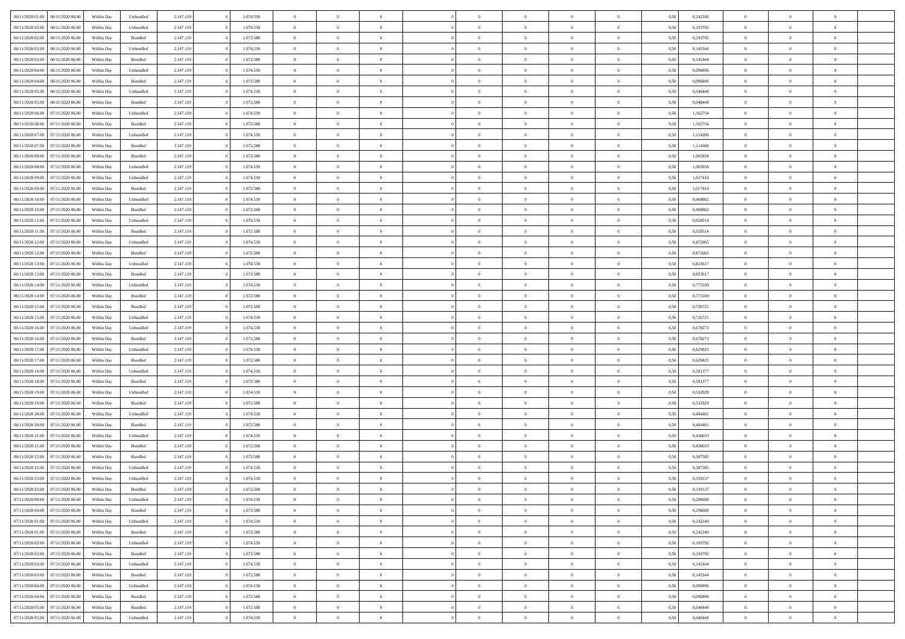| 06/11/2020 01:00 | 06/11/2020 06:00 | Within Day | Unbundled | 2.147.119 | 0 | 1.074.530 | 0 | 0 | 0 | | 0 | 0 | 0 | 0 | 0 | 0,50 | 0,242240 | 0 | 0 | 0 | |
|---|---|---|---|---|---|---|---|---|---|---|---|---|---|---|---|---|---|---|---|---|---|
| 06/11/2020 02:00 | 06/11/2020 06:00 | Within Day | Unbundled | 2.147.119 | 0 | 1.074.530 | 0 | 0 | 0 | | 0 | 0 | 0 | 0 | 0 | 0,50 | 0,193792 | 0 | 0 | 0 | |
| 06/11/2020 02:00 | 06/11/2020 06:00 | Within Day | Bundled | 2.147.119 | 0 | 1.072.588 | 0 | 0 | 0 | | 0 | 0 | 0 | 0 | 0 | 0,50 | 0,193792 | 0 | 0 | 0 | |
| 06/11/2020 03:00 | 06/11/2020 06:00 | Within Day | Unbundled | 2.147.119 | 0 | 1.074.530 | 0 | 0 | 0 | | 0 | 0 | 0 | 0 | 0 | 0,50 | 0,145344 | 0 | 0 | 0 | |
| 06/11/2020 03:00 | 06/11/2020 06:00 | Within Day | Bundled | 2.147.119 | 0 | 1.072.588 | 0 | 0 | 0 | | 0 | 0 | 0 | 0 | 0 | 0,50 | 0,145344 | 0 | 0 | 0 | |
| 06/11/2020 04:00 | 06/11/2020 06:00 | Within Day | Unbundled | 2.147.119 | 0 | 1.074.530 | 0 | 0 | 0 | | 0 | 0 | 0 | 0 | 0 | 0,50 | 0,096896 | 0 | 0 | 0 | |
| 06/11/2020 04:00 | 06/11/2020 06:00 | Within Day | Bundled | 2.147.119 | 0 | 1.072.588 | 0 | 0 | 0 | | 0 | 0 | 0 | 0 | 0 | 0,50 | 0,096896 | 0 | 0 | 0 | |
| 06/11/2020 05:00 | 06/11/2020 06:00 | Within Day | Unbundled | 2.147.119 | 0 | 1.074.530 | 0 | 0 | 0 | | 0 | 0 | 0 | 0 | 0 | 0,50 | 0,048448 | 0 | 0 | 0 | |
| 06/11/2020 05:00 | 06/11/2020 06:00 | Within Day | Bundled | 2.147.119 | 0 | 1.072.588 | 0 | 0 | 0 | | 0 | 0 | 0 | 0 | 0 | 0,50 | 0,048448 | 0 | 0 | 0 | |
| 06/11/2020 06:00 | 07/11/2020 06:00 | Within Day | Unbundled | 2.147.119 | 0 | 1.074.530 | 0 | 0 | 0 | | 0 | 0 | 0 | 0 | 0 | 0,50 | 1,162754 | 0 | 0 | 0 | |
| 06/11/2020 06:00 | 07/11/2020 06:00 | Within Day | Bundled | 2.147.119 | 0 | 1.072.588 | 0 | 0 | 0 | | 0 | 0 | 0 | 0 | 0 | 0,50 | 1,162754 | 0 | 0 | 0 | |
| 06/11/2020 07:00 | 07/11/2020 06:00 | Within Day | Unbundled | 2.147.119 | 0 | 1.074.530 | 0 | 0 | 0 | | 0 | 0 | 0 | 0 | 0 | 0,50 | 1,114306 | 0 | 0 | 0 | |
| 06/11/2020 07:00 | 07/11/2020 06:00 | Within Day | Bundled | 2.147.119 | 0 | 1.072.588 | 0 | 0 | 0 | | 0 | 0 | 0 | 0 | 0 | 0,50 | 1,114306 | 0 | 0 | 0 | |
| 06/11/2020 08:00 | 07/11/2020 06:00 | Within Day | Bundled | 2.147.119 | 0 | 1.072.588 | 0 | 0 | 0 | | 0 | 0 | 0 | 0 | 0 | 0,50 | 1,065858 | 0 | 0 | 0 | |
| 06/11/2020 08:00 | 07/11/2020 06:00 | Within Day | Unbundled | 2.147.119 | 0 | 1.074.530 | 0 | 0 | 0 | | 0 | 0 | 0 | 0 | 0 | 0,50 | 1,065858 | 0 | 0 | 0 | |
| 06/11/2020 09:00 | 07/11/2020 06:00 | Within Day | Unbundled | 2.147.119 | 0 | 1.074.530 | 0 | 0 | 0 | | 0 | 0 | 0 | 0 | 0 | 0,50 | 1,017410 | 0 | 0 | 0 | |
| 06/11/2020 09:00 | 07/11/2020 06:00 | Within Day | Bundled | 2.147.119 | 0 | 1.072.588 | 0 | 0 | 0 | | 0 | 0 | 0 | 0 | 0 | 0,50 | 1,017410 | 0 | 0 | 0 | |
| 06/11/2020 10:00 | 07/11/2020 06:00 | Within Day | Unbundled | 2.147.119 | 0 | 1.074.530 | 0 | 0 | 0 | | 0 | 0 | 0 | 0 | 0 | 0,50 | 0,968962 | 0 | 0 | 0 | |
| 06/11/2020 10:00 | 07/11/2020 06:00 | Within Day | Bundled | 2.147.119 | 0 | 1.072.588 | 0 | 0 | 0 | | 0 | 0 | 0 | 0 | 0 | 0,50 | 0,968962 | 0 | 0 | 0 | |
| 06/11/2020 11:00 | 07/11/2020 06:00 | Within Day | Unbundled | 2.147.119 | 0 | 1.074.530 | 0 | 0 | 0 | | 0 | 0 | 0 | 0 | 0 | 0,50 | 0,920514 | 0 | 0 | 0 | |
| 06/11/2020 11:00 | 07/11/2020 06:00 | Within Day | Bundled | 2.147.119 | 0 | 1.072.588 | 0 | 0 | 0 | | 0 | 0 | 0 | 0 | 0 | 0,50 | 0,920514 | 0 | 0 | 0 | |
| 06/11/2020 12:00 | 07/11/2020 06:00 | Within Day | Unbundled | 2.147.119 | 0 | 1.074.530 | 0 | 0 | 0 | | 0 | 0 | 0 | 0 | 0 | 0,50 | 0,872065 | 0 | 0 | 0 | |
| 06/11/2020 12:00 | 07/11/2020 06:00 | Within Day | Bundled | 2.147.119 | 0 | 1.072.588 | 0 | 0 | 0 | | 0 | 0 | 0 | 0 | 0 | 0,50 | 0,872065 | 0 | 0 | 0 | |
| 06/11/2020 13:00 | 07/11/2020 06:00 | Within Day | Unbundled | 2.147.119 | 0 | 1.074.530 | 0 | 0 | 0 | | 0 | 0 | 0 | 0 | 0 | 0,50 | 0,823617 | 0 | 0 | 0 | |
| 06/11/2020 13:00 | 07/11/2020 06:00 | Within Day | Bundled | 2.147.119 | 0 | 1.072.588 | 0 | 0 | 0 | | 0 | 0 | 0 | 0 | 0 | 0,50 | 0,823617 | 0 | 0 | 0 | |
| 06/11/2020 14:00 | 07/11/2020 06:00 | Within Day | Unbundled | 2.147.119 | 0 | 1.074.530 | 0 | 0 | 0 | | 0 | 0 | 0 | 0 | 0 | 0,50 | 0,775169 | 0 | 0 | 0 | |
| 06/11/2020 14:00 | 07/11/2020 06:00 | Within Day | Bundled | 2.147.119 | 0 | 1.072.588 | 0 | 0 | 0 | | 0 | 0 | 0 | 0 | 0 | 0,50 | 0,775169 | 0 | 0 | 0 | |
| 06/11/2020 15:00 | 07/11/2020 06:00 | Within Day | Bundled | 2.147.119 | 0 | 1.072.588 | 0 | 0 | 0 | | 0 | 0 | 0 | 0 | 0 | 0,50 | 0,726721 | 0 | 0 | 0 | |
| 06/11/2020 15:00 | 07/11/2020 06:00 | Within Day | Unbundled | 2.147.119 | 0 | 1.074.530 | 0 | 0 | 0 | | 0 | 0 | 0 | 0 | 0 | 0,50 | 0,726721 | 0 | 0 | 0 | |
| 06/11/2020 16:00 | 07/11/2020 06:00 | Within Day | Unbundled | 2.147.119 | 0 | 1.074.530 | 0 | 0 | 0 | | 0 | 0 | 0 | 0 | 0 | 0,50 | 0,678273 | 0 | 0 | 0 | |
| 06/11/2020 16:00 | 07/11/2020 06:00 | Within Day | Bundled | 2.147.119 | 0 | 1.072.588 | 0 | 0 | 0 | | 0 | 0 | 0 | 0 | 0 | 0,50 | 0,678273 | 0 | 0 | 0 | |
| 06/11/2020 17:00 | 07/11/2020 06:00 | Within Day | Unbundled | 2.147.119 | 0 | 1.074.530 | 0 | 0 | 0 | | 0 | 0 | 0 | 0 | 0 | 0,50 | 0,629825 | 0 | 0 | 0 | |
| 06/11/2020 17:00 | 07/11/2020 06:00 | Within Day | Bundled | 2.147.119 | 0 | 1.072.588 | 0 | 0 | 0 | | 0 | 0 | 0 | 0 | 0 | 0,50 | 0,629825 | 0 | 0 | 0 | |
| 06/11/2020 18:00 | 07/11/2020 06:00 | Within Day | Unbundled | 2.147.119 | 0 | 1.074.530 | 0 | 0 | 0 | | 0 | 0 | 0 | 0 | 0 | 0,50 | 0,581377 | 0 | 0 | 0 | |
| 06/11/2020 18:00 | 07/11/2020 06:00 | Within Day | Bundled | 2.147.119 | 0 | 1.072.588 | 0 | 0 | 0 | | 0 | 0 | 0 | 0 | 0 | 0,50 | 0,581377 | 0 | 0 | 0 | |
| 06/11/2020 19:00 | 07/11/2020 06:00 | Within Day | Unbundled | 2.147.119 | 0 | 1.074.530 | 0 | 0 | 0 | | 0 | 0 | 0 | 0 | 0 | 0,50 | 0,532929 | 0 | 0 | 0 | |
| 06/11/2020 19:00 | 07/11/2020 06:00 | Within Day | Bundled | 2.147.119 | 0 | 1.072.588 | 0 | 0 | 0 | | 0 | 0 | 0 | 0 | 0 | 0,50 | 0,532929 | 0 | 0 | 0 | |
| 06/11/2020 20:00 | 07/11/2020 06:00 | Within Day | Unbundled | 2.147.119 | 0 | 1.074.530 | 0 | 0 | 0 | | 0 | 0 | 0 | 0 | 0 | 0,50 | 0,484481 | 0 | 0 | 0 | |
| 06/11/2020 20:00 | 07/11/2020 06:00 | Within Day | Bundled | 2.147.119 | 0 | 1.072.588 | 0 | 0 | 0 | | 0 | 0 | 0 | 0 | 0 | 0,50 | 0,484481 | 0 | 0 | 0 | |
| 06/11/2020 21:00 | 07/11/2020 06:00 | Within Day | Unbundled | 2.147.119 | 0 | 1.074.530 | 0 | 0 | 0 | | 0 | 0 | 0 | 0 | 0 | 0,50 | 0,436033 | 0 | 0 | 0 | |
| 06/11/2020 21:00 | 07/11/2020 06:00 | Within Day | Bundled | 2.147.119 | 0 | 1.072.588 | 0 | 0 | 0 | | 0 | 0 | 0 | 0 | 0 | 0,50 | 0,436033 | 0 | 0 | 0 | |
| 06/11/2020 22:00 | 07/11/2020 06:00 | Within Day | Bundled | 2.147.119 | 0 | 1.072.588 | 0 | 0 | 0 | | 0 | 0 | 0 | 0 | 0 | 0,50 | 0,387585 | 0 | 0 | 0 | |
| 06/11/2020 22:00 | 07/11/2020 06:00 | Within Day | Unbundled | 2.147.119 | 0 | 1.074.530 | 0 | 0 | 0 | | 0 | 0 | 0 | 0 | 0 | 0,50 | 0,387585 | 0 | 0 | 0 | |
| 06/11/2020 23:00 | 07/11/2020 06:00 | Within Day | Unbundled | 2.147.119 | 0 | 1.074.530 | 0 | 0 | 0 | | 0 | 0 | 0 | 0 | 0 | 0,50 | 0,339137 | 0 | 0 | 0 | |
| 06/11/2020 23:00 | 07/11/2020 06:00 | Within Day | Bundled | 2.147.119 | 0 | 1.072.588 | 0 | 0 | 0 | | 0 | 0 | 0 | 0 | 0 | 0,50 | 0,339137 | 0 | 0 | 0 | |
| 07/11/2020 00:00 | 07/11/2020 06:00 | Within Day | Unbundled | 2.147.119 | 0 | 1.074.530 | 0 | 0 | 0 | | 0 | 0 | 0 | 0 | 0 | 0,50 | 0,290689 | 0 | 0 | 0 | |
| 07/11/2020 00:00 | 07/11/2020 06:00 | Within Day | Bundled | 2.147.119 | 0 | 1.072.588 | 0 | 0 | 0 | | 0 | 0 | 0 | 0 | 0 | 0,50 | 0,290689 | 0 | 0 | 0 | |
| 07/11/2020 01:00 | 07/11/2020 06:00 | Within Day | Unbundled | 2.147.119 | 0 | 1.074.530 | 0 | 0 | 0 | | 0 | 0 | 0 | 0 | 0 | 0,50 | 0,242240 | 0 | 0 | 0 | |
| 07/11/2020 01:00 | 07/11/2020 06:00 | Within Day | Bundled | 2.147.119 | 0 | 1.072.588 | 0 | 0 | 0 | | 0 | 0 | 0 | 0 | 0 | 0,50 | 0,242240 | 0 | 0 | 0 | |
| 07/11/2020 02:00 | 07/11/2020 06:00 | Within Day | Unbundled | 2.147.119 | 0 | 1.074.530 | 0 | 0 | 0 | | 0 | 0 | 0 | 0 | 0 | 0,50 | 0,193792 | 0 | 0 | 0 | |
| 07/11/2020 02:00 | 07/11/2020 06:00 | Within Day | Bundled | 2.147.119 | 0 | 1.072.588 | 0 | 0 | 0 | | 0 | 0 | 0 | 0 | 0 | 0,50 | 0,193792 | 0 | 0 | 0 | |
| 07/11/2020 03:00 | 07/11/2020 06:00 | Within Day | Unbundled | 2.147.119 | 0 | 1.074.530 | 0 | 0 | 0 | | 0 | 0 | 0 | 0 | 0 | 0,50 | 0,145344 | 0 | 0 | 0 | |
| 07/11/2020 03:00 | 07/11/2020 06:00 | Within Day | Bundled | 2.147.119 | 0 | 1.072.588 | 0 | 0 | 0 | | 0 | 0 | 0 | 0 | 0 | 0,50 | 0,145344 | 0 | 0 | 0 | |
| 07/11/2020 04:00 | 07/11/2020 06:00 | Within Day | Unbundled | 2.147.119 | 0 | 1.074.530 | 0 | 0 | 0 | | 0 | 0 | 0 | 0 | 0 | 0,50 | 0,096896 | 0 | 0 | 0 | |
| 07/11/2020 04:00 | 07/11/2020 06:00 | Within Day | Bundled | 2.147.119 | 0 | 1.072.588 | 0 | 0 | 0 | | 0 | 0 | 0 | 0 | 0 | 0,50 | 0,096896 | 0 | 0 | 0 | |
| 07/11/2020 05:00 | 07/11/2020 06:00 | Within Day | Bundled | 2.147.119 | 0 | 1.072.588 | 0 | 0 | 0 | | 0 | 0 | 0 | 0 | 0 | 0,50 | 0,048448 | 0 | 0 | 0 | |
| 07/11/2020 05:00 | 07/11/2020 06:00 | Within Day | Unbundled | 2.147.119 | 0 | 1.074.530 | 0 | 0 | 0 | | 0 | 0 | 0 | 0 | 0 | 0,50 | 0,048448 | 0 | 0 | 0 | |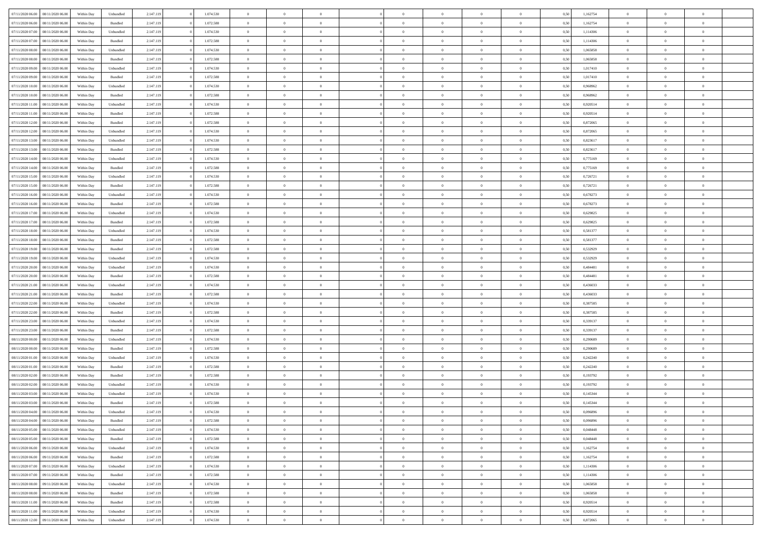| | | | | | | | | | | | | | | | | | | | | | |
|---|---|---|---|---|---|---|---|---|---|---|---|---|---|---|---|---|---|---|---|---|---|
| 07/11/2020 06:00 | 08/11/2020 06:00 | Within Day | Unbundled | 2.147.119 | 0 | 1.074.530 | 0 | 0 | 0 | | 0 | 0 | 0 | 0 | 0 | 0,50 | 1,162754 | 0 | 0 | 0 | |
| 07/11/2020 06:00 | 08/11/2020 06:00 | Within Day | Bundled | 2.147.119 | 0 | 1.072.588 | 0 | 0 | 0 | | 0 | 0 | 0 | 0 | 0 | 0,50 | 1,162754 | 0 | 0 | 0 | |
| 07/11/2020 07:00 | 08/11/2020 06:00 | Within Day | Unbundled | 2.147.119 | 0 | 1.074.530 | 0 | 0 | 0 | | 0 | 0 | 0 | 0 | 0 | 0,50 | 1,114306 | 0 | 0 | 0 | |
| 07/11/2020 07:00 | 08/11/2020 06:00 | Within Day | Bundled | 2.147.119 | 0 | 1.072.588 | 0 | 0 | 0 | | 0 | 0 | 0 | 0 | 0 | 0,50 | 1,114306 | 0 | 0 | 0 | |
| 07/11/2020 08:00 | 08/11/2020 06:00 | Within Day | Unbundled | 2.147.119 | 0 | 1.074.530 | 0 | 0 | 0 | | 0 | 0 | 0 | 0 | 0 | 0,50 | 1,065858 | 0 | 0 | 0 | |
| 07/11/2020 08:00 | 08/11/2020 06:00 | Within Day | Bundled | 2.147.119 | 0 | 1.072.588 | 0 | 0 | 0 | | 0 | 0 | 0 | 0 | 0 | 0,50 | 1,065858 | 0 | 0 | 0 | |
| 07/11/2020 09:00 | 08/11/2020 06:00 | Within Day | Unbundled | 2.147.119 | 0 | 1.074.530 | 0 | 0 | 0 | | 0 | 0 | 0 | 0 | 0 | 0,50 | 1,017410 | 0 | 0 | 0 | |
| 07/11/2020 09:00 | 08/11/2020 06:00 | Within Day | Bundled | 2.147.119 | 0 | 1.072.588 | 0 | 0 | 0 | | 0 | 0 | 0 | 0 | 0 | 0,50 | 1,017410 | 0 | 0 | 0 | |
| 07/11/2020 10:00 | 08/11/2020 06:00 | Within Day | Unbundled | 2.147.119 | 0 | 1.074.530 | 0 | 0 | 0 | | 0 | 0 | 0 | 0 | 0 | 0,50 | 0,968962 | 0 | 0 | 0 | |
| 07/11/2020 10:00 | 08/11/2020 06:00 | Within Day | Bundled | 2.147.119 | 0 | 1.072.588 | 0 | 0 | 0 | | 0 | 0 | 0 | 0 | 0 | 0,50 | 0,968962 | 0 | 0 | 0 | |
| 07/11/2020 11:00 | 08/11/2020 06:00 | Within Day | Unbundled | 2.147.119 | 0 | 1.074.530 | 0 | 0 | 0 | | 0 | 0 | 0 | 0 | 0 | 0,50 | 0,920514 | 0 | 0 | 0 | |
| 07/11/2020 11:00 | 08/11/2020 06:00 | Within Day | Bundled | 2.147.119 | 0 | 1.072.588 | 0 | 0 | 0 | | 0 | 0 | 0 | 0 | 0 | 0,50 | 0,920514 | 0 | 0 | 0 | |
| 07/11/2020 12:00 | 08/11/2020 06:00 | Within Day | Bundled | 2.147.119 | 0 | 1.072.588 | 0 | 0 | 0 | | 0 | 0 | 0 | 0 | 0 | 0,50 | 0,872065 | 0 | 0 | 0 | |
| 07/11/2020 12:00 | 08/11/2020 06:00 | Within Day | Unbundled | 2.147.119 | 0 | 1.074.530 | 0 | 0 | 0 | | 0 | 0 | 0 | 0 | 0 | 0,50 | 0,872065 | 0 | 0 | 0 | |
| 07/11/2020 13:00 | 08/11/2020 06:00 | Within Day | Unbundled | 2.147.119 | 0 | 1.074.530 | 0 | 0 | 0 | | 0 | 0 | 0 | 0 | 0 | 0,50 | 0,823617 | 0 | 0 | 0 | |
| 07/11/2020 13:00 | 08/11/2020 06:00 | Within Day | Bundled | 2.147.119 | 0 | 1.072.588 | 0 | 0 | 0 | | 0 | 0 | 0 | 0 | 0 | 0,50 | 0,823617 | 0 | 0 | 0 | |
| 07/11/2020 14:00 | 08/11/2020 06:00 | Within Day | Unbundled | 2.147.119 | 0 | 1.074.530 | 0 | 0 | 0 | | 0 | 0 | 0 | 0 | 0 | 0,50 | 0,775169 | 0 | 0 | 0 | |
| 07/11/2020 14:00 | 08/11/2020 06:00 | Within Day | Bundled | 2.147.119 | 0 | 1.072.588 | 0 | 0 | 0 | | 0 | 0 | 0 | 0 | 0 | 0,50 | 0,775169 | 0 | 0 | 0 | |
| 07/11/2020 15:00 | 08/11/2020 06:00 | Within Day | Unbundled | 2.147.119 | 0 | 1.074.530 | 0 | 0 | 0 | | 0 | 0 | 0 | 0 | 0 | 0,50 | 0,726721 | 0 | 0 | 0 | |
| 07/11/2020 15:00 | 08/11/2020 06:00 | Within Day | Bundled | 2.147.119 | 0 | 1.072.588 | 0 | 0 | 0 | | 0 | 0 | 0 | 0 | 0 | 0,50 | 0,726721 | 0 | 0 | 0 | |
| 07/11/2020 16:00 | 08/11/2020 06:00 | Within Day | Unbundled | 2.147.119 | 0 | 1.074.530 | 0 | 0 | 0 | | 0 | 0 | 0 | 0 | 0 | 0,50 | 0,678273 | 0 | 0 | 0 | |
| 07/11/2020 16:00 | 08/11/2020 06:00 | Within Day | Bundled | 2.147.119 | 0 | 1.072.588 | 0 | 0 | 0 | | 0 | 0 | 0 | 0 | 0 | 0,50 | 0,678273 | 0 | 0 | 0 | |
| 07/11/2020 17:00 | 08/11/2020 06:00 | Within Day | Unbundled | 2.147.119 | 0 | 1.074.530 | 0 | 0 | 0 | | 0 | 0 | 0 | 0 | 0 | 0,50 | 0,629825 | 0 | 0 | 0 | |
| 07/11/2020 17:00 | 08/11/2020 06:00 | Within Day | Bundled | 2.147.119 | 0 | 1.072.588 | 0 | 0 | 0 | | 0 | 0 | 0 | 0 | 0 | 0,50 | 0,629825 | 0 | 0 | 0 | |
| 07/11/2020 18:00 | 08/11/2020 06:00 | Within Day | Unbundled | 2.147.119 | 0 | 1.074.530 | 0 | 0 | 0 | | 0 | 0 | 0 | 0 | 0 | 0,50 | 0,581377 | 0 | 0 | 0 | |
| 07/11/2020 18:00 | 08/11/2020 06:00 | Within Day | Bundled | 2.147.119 | 0 | 1.072.588 | 0 | 0 | 0 | | 0 | 0 | 0 | 0 | 0 | 0,50 | 0,581377 | 0 | 0 | 0 | |
| 07/11/2020 19:00 | 08/11/2020 06:00 | Within Day | Bundled | 2.147.119 | 0 | 1.072.588 | 0 | 0 | 0 | | 0 | 0 | 0 | 0 | 0 | 0,50 | 0,532929 | 0 | 0 | 0 | |
| 07/11/2020 19:00 | 08/11/2020 06:00 | Within Day | Unbundled | 2.147.119 | 0 | 1.074.530 | 0 | 0 | 0 | | 0 | 0 | 0 | 0 | 0 | 0,50 | 0,532929 | 0 | 0 | 0 | |
| 07/11/2020 20:00 | 08/11/2020 06:00 | Within Day | Unbundled | 2.147.119 | 0 | 1.074.530 | 0 | 0 | 0 | | 0 | 0 | 0 | 0 | 0 | 0,50 | 0,484481 | 0 | 0 | 0 | |
| 07/11/2020 20:00 | 08/11/2020 06:00 | Within Day | Bundled | 2.147.119 | 0 | 1.072.588 | 0 | 0 | 0 | | 0 | 0 | 0 | 0 | 0 | 0,50 | 0,484481 | 0 | 0 | 0 | |
| 07/11/2020 21:00 | 08/11/2020 06:00 | Within Day | Unbundled | 2.147.119 | 0 | 1.074.530 | 0 | 0 | 0 | | 0 | 0 | 0 | 0 | 0 | 0,50 | 0,436033 | 0 | 0 | 0 | |
| 07/11/2020 21:00 | 08/11/2020 06:00 | Within Day | Bundled | 2.147.119 | 0 | 1.072.588 | 0 | 0 | 0 | | 0 | 0 | 0 | 0 | 0 | 0,50 | 0,436033 | 0 | 0 | 0 | |
| 07/11/2020 22:00 | 08/11/2020 06:00 | Within Day | Unbundled | 2.147.119 | 0 | 1.074.530 | 0 | 0 | 0 | | 0 | 0 | 0 | 0 | 0 | 0,50 | 0,387585 | 0 | 0 | 0 | |
| 07/11/2020 22:00 | 08/11/2020 06:00 | Within Day | Bundled | 2.147.119 | 0 | 1.072.588 | 0 | 0 | 0 | | 0 | 0 | 0 | 0 | 0 | 0,50 | 0,387585 | 0 | 0 | 0 | |
| 07/11/2020 23:00 | 08/11/2020 06:00 | Within Day | Unbundled | 2.147.119 | 0 | 1.074.530 | 0 | 0 | 0 | | 0 | 0 | 0 | 0 | 0 | 0,50 | 0,339137 | 0 | 0 | 0 | |
| 07/11/2020 23:00 | 08/11/2020 06:00 | Within Day | Bundled | 2.147.119 | 0 | 1.072.588 | 0 | 0 | 0 | | 0 | 0 | 0 | 0 | 0 | 0,50 | 0,339137 | 0 | 0 | 0 | |
| 08/11/2020 00:00 | 08/11/2020 06:00 | Within Day | Unbundled | 2.147.119 | 0 | 1.074.530 | 0 | 0 | 0 | | 0 | 0 | 0 | 0 | 0 | 0,50 | 0,290689 | 0 | 0 | 0 | |
| 08/11/2020 00:00 | 08/11/2020 06:00 | Within Day | Bundled | 2.147.119 | 0 | 1.072.588 | 0 | 0 | 0 | | 0 | 0 | 0 | 0 | 0 | 0,50 | 0,290689 | 0 | 0 | 0 | |
| 08/11/2020 01:00 | 08/11/2020 06:00 | Within Day | Unbundled | 2.147.119 | 0 | 1.074.530 | 0 | 0 | 0 | | 0 | 0 | 0 | 0 | 0 | 0,50 | 0,242240 | 0 | 0 | 0 | |
| 08/11/2020 01:00 | 08/11/2020 06:00 | Within Day | Bundled | 2.147.119 | 0 | 1.072.588 | 0 | 0 | 0 | | 0 | 0 | 0 | 0 | 0 | 0,50 | 0,242240 | 0 | 0 | 0 | |
| 08/11/2020 02:00 | 08/11/2020 06:00 | Within Day | Bundled | 2.147.119 | 0 | 1.072.588 | 0 | 0 | 0 | | 0 | 0 | 0 | 0 | 0 | 0,50 | 0,193792 | 0 | 0 | 0 | |
| 08/11/2020 02:00 | 08/11/2020 06:00 | Within Day | Unbundled | 2.147.119 | 0 | 1.074.530 | 0 | 0 | 0 | | 0 | 0 | 0 | 0 | 0 | 0,50 | 0,193792 | 0 | 0 | 0 | |
| 08/11/2020 03:00 | 08/11/2020 06:00 | Within Day | Unbundled | 2.147.119 | 0 | 1.074.530 | 0 | 0 | 0 | | 0 | 0 | 0 | 0 | 0 | 0,50 | 0,145344 | 0 | 0 | 0 | |
| 08/11/2020 03:00 | 08/11/2020 06:00 | Within Day | Bundled | 2.147.119 | 0 | 1.072.588 | 0 | 0 | 0 | | 0 | 0 | 0 | 0 | 0 | 0,50 | 0,145344 | 0 | 0 | 0 | |
| 08/11/2020 04:00 | 08/11/2020 06:00 | Within Day | Unbundled | 2.147.119 | 0 | 1.074.530 | 0 | 0 | 0 | | 0 | 0 | 0 | 0 | 0 | 0,50 | 0,096896 | 0 | 0 | 0 | |
| 08/11/2020 04:00 | 08/11/2020 06:00 | Within Day | Bundled | 2.147.119 | 0 | 1.072.588 | 0 | 0 | 0 | | 0 | 0 | 0 | 0 | 0 | 0,50 | 0,096896 | 0 | 0 | 0 | |
| 08/11/2020 05:00 | 08/11/2020 06:00 | Within Day | Unbundled | 2.147.119 | 0 | 1.074.530 | 0 | 0 | 0 | | 0 | 0 | 0 | 0 | 0 | 0,50 | 0,048448 | 0 | 0 | 0 | |
| 08/11/2020 05:00 | 08/11/2020 06:00 | Within Day | Bundled | 2.147.119 | 0 | 1.072.588 | 0 | 0 | 0 | | 0 | 0 | 0 | 0 | 0 | 0,50 | 0,048448 | 0 | 0 | 0 | |
| 08/11/2020 06:00 | 09/11/2020 06:00 | Within Day | Unbundled | 2.147.119 | 0 | 1.074.530 | 0 | 0 | 0 | | 0 | 0 | 0 | 0 | 0 | 0,50 | 1,162754 | 0 | 0 | 0 | |
| 08/11/2020 06:00 | 09/11/2020 06:00 | Within Day | Bundled | 2.147.119 | 0 | 1.072.588 | 0 | 0 | 0 | | 0 | 0 | 0 | 0 | 0 | 0,50 | 1,162754 | 0 | 0 | 0 | |
| 08/11/2020 07:00 | 09/11/2020 06:00 | Within Day | Unbundled | 2.147.119 | 0 | 1.074.530 | 0 | 0 | 0 | | 0 | 0 | 0 | 0 | 0 | 0,50 | 1,114306 | 0 | 0 | 0 | |
| 08/11/2020 07:00 | 09/11/2020 06:00 | Within Day | Bundled | 2.147.119 | 0 | 1.072.588 | 0 | 0 | 0 | | 0 | 0 | 0 | 0 | 0 | 0,50 | 1,114306 | 0 | 0 | 0 | |
| 08/11/2020 08:00 | 09/11/2020 06:00 | Within Day | Unbundled | 2.147.119 | 0 | 1.074.530 | 0 | 0 | 0 | | 0 | 0 | 0 | 0 | 0 | 0,50 | 1,065858 | 0 | 0 | 0 | |
| 08/11/2020 08:00 | 09/11/2020 06:00 | Within Day | Bundled | 2.147.119 | 0 | 1.072.588 | 0 | 0 | 0 | | 0 | 0 | 0 | 0 | 0 | 0,50 | 1,065858 | 0 | 0 | 0 | |
| 08/11/2020 11:00 | 09/11/2020 06:00 | Within Day | Bundled | 2.147.119 | 0 | 1.072.588 | 0 | 0 | 0 | | 0 | 0 | 0 | 0 | 0 | 0,50 | 0,920514 | 0 | 0 | 0 | |
| 08/11/2020 11:00 | 09/11/2020 06:00 | Within Day | Unbundled | 2.147.119 | 0 | 1.074.530 | 0 | 0 | 0 | | 0 | 0 | 0 | 0 | 0 | 0,50 | 0,920514 | 0 | 0 | 0 | |
| 08/11/2020 12:00 | 09/11/2020 06:00 | Within Day | Unbundled | 2.147.119 | 0 | 1.074.530 | 0 | 0 | 0 | | 0 | 0 | 0 | 0 | 0 | 0,50 | 0,872065 | 0 | 0 | 0 | |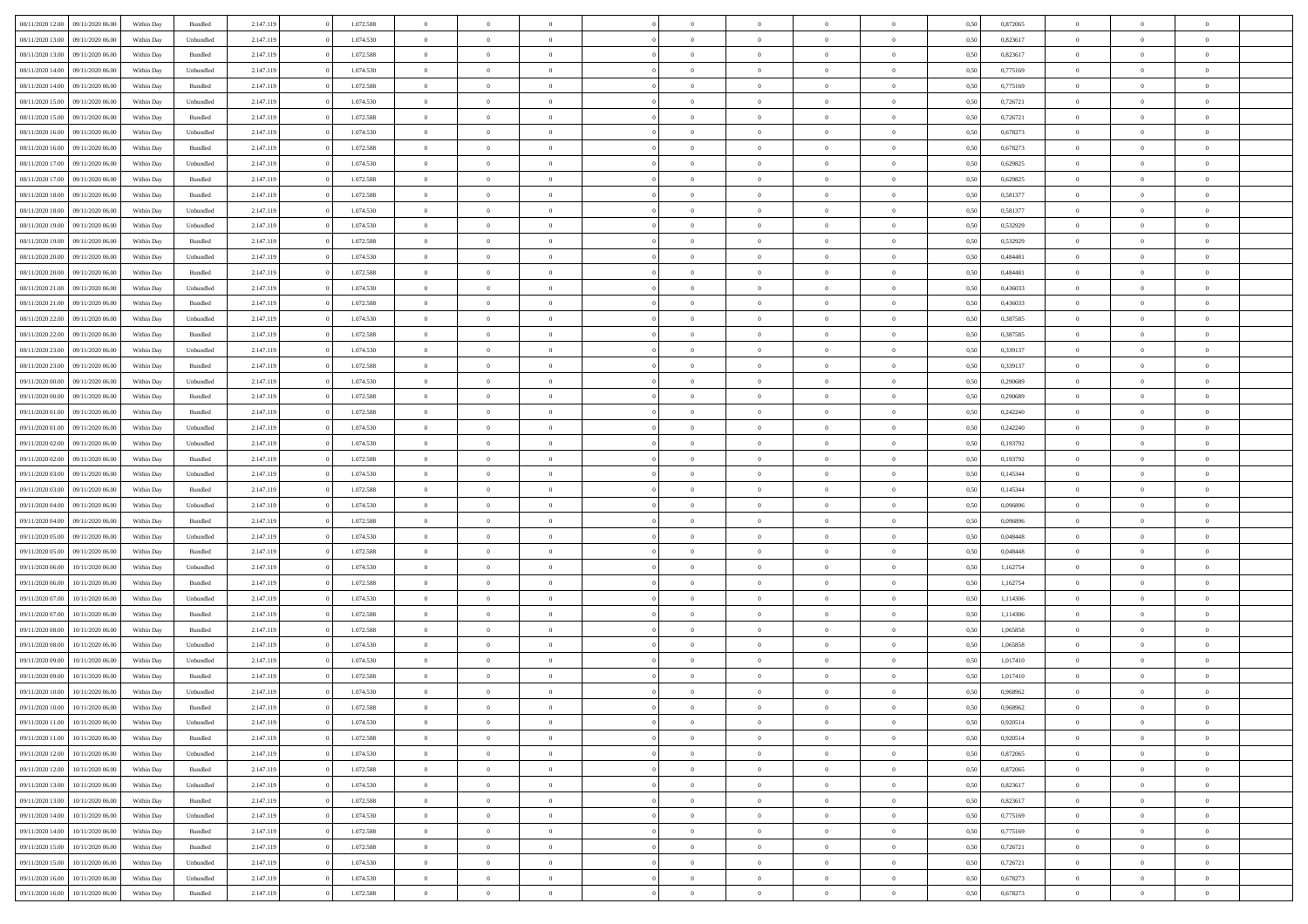| 08/11/2020 12.00 | 09/11/2020 06.00 | Within Day | Bundled | 2.147.119 | 0 | 1.072.588 | 0 | 0 | 0 | 0 | 0 | 0 | 0 | 0 | 0,50 | 0,872065 | 0 | 0 | 0 |
|---|---|---|---|---|---|---|---|---|---|---|---|---|---|---|---|---|---|---|---|
| 08/11/2020 13.00 | 09/11/2020 06.00 | Within Day | Unbundled | 2.147.119 | 0 | 1.074.530 | 0 | 0 | 0 | 0 | 0 | 0 | 0 | 0 | 0,50 | 0,823617 | 0 | 0 | 0 |
| 08/11/2020 13.00 | 09/11/2020 06.00 | Within Day | Bundled | 2.147.119 | 0 | 1.072.588 | 0 | 0 | 0 | 0 | 0 | 0 | 0 | 0 | 0,50 | 0,823617 | 0 | 0 | 0 |
| 08/11/2020 14.00 | 09/11/2020 06.00 | Within Day | Unbundled | 2.147.119 | 0 | 1.074.530 | 0 | 0 | 0 | 0 | 0 | 0 | 0 | 0 | 0,50 | 0,775169 | 0 | 0 | 0 |
| 08/11/2020 14.00 | 09/11/2020 06.00 | Within Day | Bundled | 2.147.119 | 0 | 1.072.588 | 0 | 0 | 0 | 0 | 0 | 0 | 0 | 0 | 0,50 | 0,775169 | 0 | 0 | 0 |
| 08/11/2020 15.00 | 09/11/2020 06.00 | Within Day | Unbundled | 2.147.119 | 0 | 1.074.530 | 0 | 0 | 0 | 0 | 0 | 0 | 0 | 0 | 0,50 | 0,726721 | 0 | 0 | 0 |
| 08/11/2020 15.00 | 09/11/2020 06.00 | Within Day | Bundled | 2.147.119 | 0 | 1.072.588 | 0 | 0 | 0 | 0 | 0 | 0 | 0 | 0 | 0,50 | 0,726721 | 0 | 0 | 0 |
| 08/11/2020 16.00 | 09/11/2020 06.00 | Within Day | Unbundled | 2.147.119 | 0 | 1.074.530 | 0 | 0 | 0 | 0 | 0 | 0 | 0 | 0 | 0,50 | 0,678273 | 0 | 0 | 0 |
| 08/11/2020 16.00 | 09/11/2020 06.00 | Within Day | Bundled | 2.147.119 | 0 | 1.072.588 | 0 | 0 | 0 | 0 | 0 | 0 | 0 | 0 | 0,50 | 0,678273 | 0 | 0 | 0 |
| 08/11/2020 17.00 | 09/11/2020 06.00 | Within Day | Unbundled | 2.147.119 | 0 | 1.074.530 | 0 | 0 | 0 | 0 | 0 | 0 | 0 | 0 | 0,50 | 0,629825 | 0 | 0 | 0 |
| 08/11/2020 17.00 | 09/11/2020 06.00 | Within Day | Bundled | 2.147.119 | 0 | 1.072.588 | 0 | 0 | 0 | 0 | 0 | 0 | 0 | 0 | 0,50 | 0,629825 | 0 | 0 | 0 |
| 08/11/2020 18.00 | 09/11/2020 06.00 | Within Day | Bundled | 2.147.119 | 0 | 1.072.588 | 0 | 0 | 0 | 0 | 0 | 0 | 0 | 0 | 0,50 | 0,581377 | 0 | 0 | 0 |
| 08/11/2020 18.00 | 09/11/2020 06.00 | Within Day | Unbundled | 2.147.119 | 0 | 1.074.530 | 0 | 0 | 0 | 0 | 0 | 0 | 0 | 0 | 0,50 | 0,581377 | 0 | 0 | 0 |
| 08/11/2020 19.00 | 09/11/2020 06.00 | Within Day | Unbundled | 2.147.119 | 0 | 1.074.530 | 0 | 0 | 0 | 0 | 0 | 0 | 0 | 0 | 0,50 | 0,532929 | 0 | 0 | 0 |
| 08/11/2020 19.00 | 09/11/2020 06.00 | Within Day | Bundled | 2.147.119 | 0 | 1.072.588 | 0 | 0 | 0 | 0 | 0 | 0 | 0 | 0 | 0,50 | 0,532929 | 0 | 0 | 0 |
| 08/11/2020 20.00 | 09/11/2020 06.00 | Within Day | Unbundled | 2.147.119 | 0 | 1.074.530 | 0 | 0 | 0 | 0 | 0 | 0 | 0 | 0 | 0,50 | 0,484481 | 0 | 0 | 0 |
| 08/11/2020 20.00 | 09/11/2020 06.00 | Within Day | Bundled | 2.147.119 | 0 | 1.072.588 | 0 | 0 | 0 | 0 | 0 | 0 | 0 | 0 | 0,50 | 0,484481 | 0 | 0 | 0 |
| 08/11/2020 21.00 | 09/11/2020 06.00 | Within Day | Unbundled | 2.147.119 | 0 | 1.074.530 | 0 | 0 | 0 | 0 | 0 | 0 | 0 | 0 | 0,50 | 0,436033 | 0 | 0 | 0 |
| 08/11/2020 21.00 | 09/11/2020 06.00 | Within Day | Bundled | 2.147.119 | 0 | 1.072.588 | 0 | 0 | 0 | 0 | 0 | 0 | 0 | 0 | 0,50 | 0,436033 | 0 | 0 | 0 |
| 08/11/2020 22.00 | 09/11/2020 06.00 | Within Day | Unbundled | 2.147.119 | 0 | 1.074.530 | 0 | 0 | 0 | 0 | 0 | 0 | 0 | 0 | 0,50 | 0,387585 | 0 | 0 | 0 |
| 08/11/2020 22.00 | 09/11/2020 06.00 | Within Day | Bundled | 2.147.119 | 0 | 1.072.588 | 0 | 0 | 0 | 0 | 0 | 0 | 0 | 0 | 0,50 | 0,387585 | 0 | 0 | 0 |
| 08/11/2020 23.00 | 09/11/2020 06.00 | Within Day | Unbundled | 2.147.119 | 0 | 1.074.530 | 0 | 0 | 0 | 0 | 0 | 0 | 0 | 0 | 0,50 | 0,339137 | 0 | 0 | 0 |
| 08/11/2020 23.00 | 09/11/2020 06.00 | Within Day | Bundled | 2.147.119 | 0 | 1.072.588 | 0 | 0 | 0 | 0 | 0 | 0 | 0 | 0 | 0,50 | 0,339137 | 0 | 0 | 0 |
| 09/11/2020 00.00 | 09/11/2020 06.00 | Within Day | Unbundled | 2.147.119 | 0 | 1.074.530 | 0 | 0 | 0 | 0 | 0 | 0 | 0 | 0 | 0,50 | 0,290689 | 0 | 0 | 0 |
| 09/11/2020 00.00 | 09/11/2020 06.00 | Within Day | Bundled | 2.147.119 | 0 | 1.072.588 | 0 | 0 | 0 | 0 | 0 | 0 | 0 | 0 | 0,50 | 0,290689 | 0 | 0 | 0 |
| 09/11/2020 01.00 | 09/11/2020 06.00 | Within Day | Bundled | 2.147.119 | 0 | 1.072.588 | 0 | 0 | 0 | 0 | 0 | 0 | 0 | 0 | 0,50 | 0,242240 | 0 | 0 | 0 |
| 09/11/2020 01.00 | 09/11/2020 06.00 | Within Day | Unbundled | 2.147.119 | 0 | 1.074.530 | 0 | 0 | 0 | 0 | 0 | 0 | 0 | 0 | 0,50 | 0,242240 | 0 | 0 | 0 |
| 09/11/2020 02.00 | 09/11/2020 06.00 | Within Day | Unbundled | 2.147.119 | 0 | 1.074.530 | 0 | 0 | 0 | 0 | 0 | 0 | 0 | 0 | 0,50 | 0,193792 | 0 | 0 | 0 |
| 09/11/2020 02.00 | 09/11/2020 06.00 | Within Day | Bundled | 2.147.119 | 0 | 1.072.588 | 0 | 0 | 0 | 0 | 0 | 0 | 0 | 0 | 0,50 | 0,193792 | 0 | 0 | 0 |
| 09/11/2020 03.00 | 09/11/2020 06.00 | Within Day | Unbundled | 2.147.119 | 0 | 1.074.530 | 0 | 0 | 0 | 0 | 0 | 0 | 0 | 0 | 0,50 | 0,145344 | 0 | 0 | 0 |
| 09/11/2020 03.00 | 09/11/2020 06.00 | Within Day | Bundled | 2.147.119 | 0 | 1.072.588 | 0 | 0 | 0 | 0 | 0 | 0 | 0 | 0 | 0,50 | 0,145344 | 0 | 0 | 0 |
| 09/11/2020 04.00 | 09/11/2020 06.00 | Within Day | Unbundled | 2.147.119 | 0 | 1.074.530 | 0 | 0 | 0 | 0 | 0 | 0 | 0 | 0 | 0,50 | 0,096896 | 0 | 0 | 0 |
| 09/11/2020 04.00 | 09/11/2020 06.00 | Within Day | Bundled | 2.147.119 | 0 | 1.072.588 | 0 | 0 | 0 | 0 | 0 | 0 | 0 | 0 | 0,50 | 0,096896 | 0 | 0 | 0 |
| 09/11/2020 05.00 | 09/11/2020 06.00 | Within Day | Unbundled | 2.147.119 | 0 | 1.074.530 | 0 | 0 | 0 | 0 | 0 | 0 | 0 | 0 | 0,50 | 0,048448 | 0 | 0 | 0 |
| 09/11/2020 05.00 | 09/11/2020 06.00 | Within Day | Bundled | 2.147.119 | 0 | 1.072.588 | 0 | 0 | 0 | 0 | 0 | 0 | 0 | 0 | 0,50 | 0,048448 | 0 | 0 | 0 |
| 09/11/2020 06.00 | 10/11/2020 06.00 | Within Day | Unbundled | 2.147.119 | 0 | 1.074.530 | 0 | 0 | 0 | 0 | 0 | 0 | 0 | 0 | 0,50 | 1,162754 | 0 | 0 | 0 |
| 09/11/2020 06.00 | 10/11/2020 06.00 | Within Day | Bundled | 2.147.119 | 0 | 1.072.588 | 0 | 0 | 0 | 0 | 0 | 0 | 0 | 0 | 0,50 | 1,162754 | 0 | 0 | 0 |
| 09/11/2020 07.00 | 10/11/2020 06.00 | Within Day | Unbundled | 2.147.119 | 0 | 1.074.530 | 0 | 0 | 0 | 0 | 0 | 0 | 0 | 0 | 0,50 | 1,114306 | 0 | 0 | 0 |
| 09/11/2020 07.00 | 10/11/2020 06.00 | Within Day | Bundled | 2.147.119 | 0 | 1.072.588 | 0 | 0 | 0 | 0 | 0 | 0 | 0 | 0 | 0,50 | 1,114306 | 0 | 0 | 0 |
| 09/11/2020 08.00 | 10/11/2020 06.00 | Within Day | Bundled | 2.147.119 | 0 | 1.072.588 | 0 | 0 | 0 | 0 | 0 | 0 | 0 | 0 | 0,50 | 1,065858 | 0 | 0 | 0 |
| 09/11/2020 08.00 | 10/11/2020 06.00 | Within Day | Unbundled | 2.147.119 | 0 | 1.074.530 | 0 | 0 | 0 | 0 | 0 | 0 | 0 | 0 | 0,50 | 1,065858 | 0 | 0 | 0 |
| 09/11/2020 09.00 | 10/11/2020 06.00 | Within Day | Unbundled | 2.147.119 | 0 | 1.074.530 | 0 | 0 | 0 | 0 | 0 | 0 | 0 | 0 | 0,50 | 1,017410 | 0 | 0 | 0 |
| 09/11/2020 09.00 | 10/11/2020 06.00 | Within Day | Bundled | 2.147.119 | 0 | 1.072.588 | 0 | 0 | 0 | 0 | 0 | 0 | 0 | 0 | 0,50 | 1,017410 | 0 | 0 | 0 |
| 09/11/2020 10.00 | 10/11/2020 06.00 | Within Day | Unbundled | 2.147.119 | 0 | 1.074.530 | 0 | 0 | 0 | 0 | 0 | 0 | 0 | 0 | 0,50 | 0,968962 | 0 | 0 | 0 |
| 09/11/2020 10.00 | 10/11/2020 06.00 | Within Day | Bundled | 2.147.119 | 0 | 1.072.588 | 0 | 0 | 0 | 0 | 0 | 0 | 0 | 0 | 0,50 | 0,968962 | 0 | 0 | 0 |
| 09/11/2020 11.00 | 10/11/2020 06.00 | Within Day | Unbundled | 2.147.119 | 0 | 1.074.530 | 0 | 0 | 0 | 0 | 0 | 0 | 0 | 0 | 0,50 | 0,920514 | 0 | 0 | 0 |
| 09/11/2020 11.00 | 10/11/2020 06.00 | Within Day | Bundled | 2.147.119 | 0 | 1.072.588 | 0 | 0 | 0 | 0 | 0 | 0 | 0 | 0 | 0,50 | 0,920514 | 0 | 0 | 0 |
| 09/11/2020 12.00 | 10/11/2020 06.00 | Within Day | Unbundled | 2.147.119 | 0 | 1.074.530 | 0 | 0 | 0 | 0 | 0 | 0 | 0 | 0 | 0,50 | 0,872065 | 0 | 0 | 0 |
| 09/11/2020 12.00 | 10/11/2020 06.00 | Within Day | Bundled | 2.147.119 | 0 | 1.072.588 | 0 | 0 | 0 | 0 | 0 | 0 | 0 | 0 | 0,50 | 0,872065 | 0 | 0 | 0 |
| 09/11/2020 13.00 | 10/11/2020 06.00 | Within Day | Unbundled | 2.147.119 | 0 | 1.074.530 | 0 | 0 | 0 | 0 | 0 | 0 | 0 | 0 | 0,50 | 0,823617 | 0 | 0 | 0 |
| 09/11/2020 13.00 | 10/11/2020 06.00 | Within Day | Bundled | 2.147.119 | 0 | 1.072.588 | 0 | 0 | 0 | 0 | 0 | 0 | 0 | 0 | 0,50 | 0,823617 | 0 | 0 | 0 |
| 09/11/2020 14.00 | 10/11/2020 06.00 | Within Day | Unbundled | 2.147.119 | 0 | 1.074.530 | 0 | 0 | 0 | 0 | 0 | 0 | 0 | 0 | 0,50 | 0,775169 | 0 | 0 | 0 |
| 09/11/2020 14.00 | 10/11/2020 06.00 | Within Day | Bundled | 2.147.119 | 0 | 1.072.588 | 0 | 0 | 0 | 0 | 0 | 0 | 0 | 0 | 0,50 | 0,775169 | 0 | 0 | 0 |
| 09/11/2020 15.00 | 10/11/2020 06.00 | Within Day | Bundled | 2.147.119 | 0 | 1.072.588 | 0 | 0 | 0 | 0 | 0 | 0 | 0 | 0 | 0,50 | 0,726721 | 0 | 0 | 0 |
| 09/11/2020 15.00 | 10/11/2020 06.00 | Within Day | Unbundled | 2.147.119 | 0 | 1.074.530 | 0 | 0 | 0 | 0 | 0 | 0 | 0 | 0 | 0,50 | 0,726721 | 0 | 0 | 0 |
| 09/11/2020 16.00 | 10/11/2020 06.00 | Within Day | Unbundled | 2.147.119 | 0 | 1.074.530 | 0 | 0 | 0 | 0 | 0 | 0 | 0 | 0 | 0,50 | 0,678273 | 0 | 0 | 0 |
| 09/11/2020 16.00 | 10/11/2020 06.00 | Within Day | Bundled | 2.147.119 | 0 | 1.072.588 | 0 | 0 | 0 | 0 | 0 | 0 | 0 | 0 | 0,50 | 0,678273 | 0 | 0 | 0 |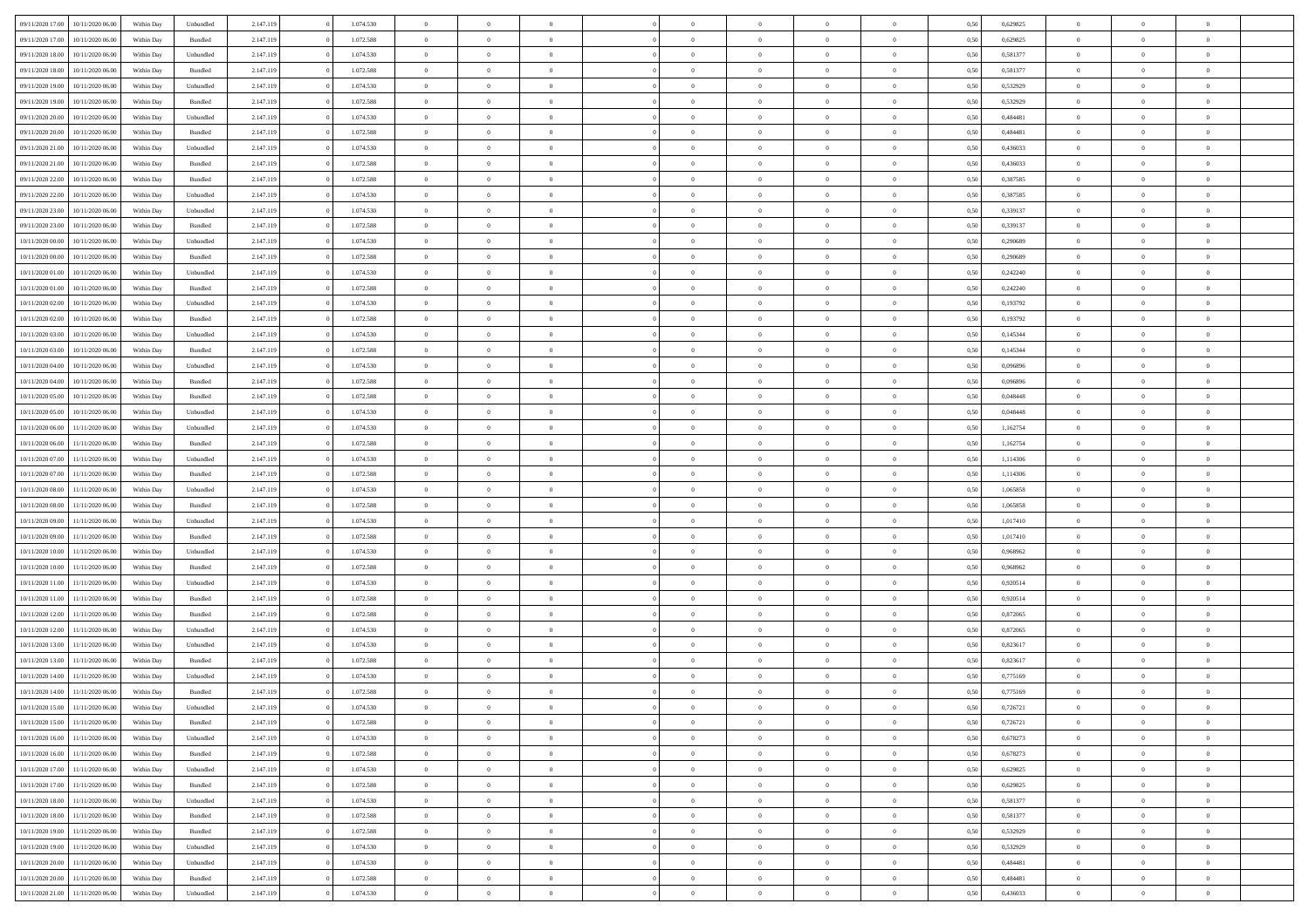| | | | | | | | | | | | | | | | | | | | | |
|---|---|---|---|---|---|---|---|---|---|---|---|---|---|---|---|---|---|---|---|---|
| 09/11/2020 17.00 | 10/11/2020 06.00 | Within Day | Unbundled | 2.147.119 | 0 | 1.074.530 | 0 | 0 | 0 | | 0 | 0 | 0 | 0 | 0,50 | 0,629825 | 0 | 0 | 0 | |
| 09/11/2020 17.00 | 10/11/2020 06.00 | Within Day | Bundled | 2.147.119 | 0 | 1.072.588 | 0 | 0 | 0 | | 0 | 0 | 0 | 0 | 0,50 | 0,629825 | 0 | 0 | 0 | |
| 09/11/2020 18.00 | 10/11/2020 06.00 | Within Day | Unbundled | 2.147.119 | 0 | 1.074.530 | 0 | 0 | 0 | | 0 | 0 | 0 | 0 | 0,50 | 0,581377 | 0 | 0 | 0 | |
| 09/11/2020 18.00 | 10/11/2020 06.00 | Within Day | Bundled | 2.147.119 | 0 | 1.072.588 | 0 | 0 | 0 | | 0 | 0 | 0 | 0 | 0,50 | 0,581377 | 0 | 0 | 0 | |
| 09/11/2020 19.00 | 10/11/2020 06.00 | Within Day | Unbundled | 2.147.119 | 0 | 1.074.530 | 0 | 0 | 0 | | 0 | 0 | 0 | 0 | 0,50 | 0,532929 | 0 | 0 | 0 | |
| 09/11/2020 19.00 | 10/11/2020 06.00 | Within Day | Bundled | 2.147.119 | 0 | 1.072.588 | 0 | 0 | 0 | | 0 | 0 | 0 | 0 | 0,50 | 0,532929 | 0 | 0 | 0 | |
| 09/11/2020 20.00 | 10/11/2020 06.00 | Within Day | Unbundled | 2.147.119 | 0 | 1.074.530 | 0 | 0 | 0 | | 0 | 0 | 0 | 0 | 0,50 | 0,484481 | 0 | 0 | 0 | |
| 09/11/2020 20.00 | 10/11/2020 06.00 | Within Day | Bundled | 2.147.119 | 0 | 1.072.588 | 0 | 0 | 0 | | 0 | 0 | 0 | 0 | 0,50 | 0,484481 | 0 | 0 | 0 | |
| 09/11/2020 21.00 | 10/11/2020 06.00 | Within Day | Unbundled | 2.147.119 | 0 | 1.074.530 | 0 | 0 | 0 | | 0 | 0 | 0 | 0 | 0,50 | 0,436033 | 0 | 0 | 0 | |
| 09/11/2020 21.00 | 10/11/2020 06.00 | Within Day | Bundled | 2.147.119 | 0 | 1.072.588 | 0 | 0 | 0 | | 0 | 0 | 0 | 0 | 0,50 | 0,436033 | 0 | 0 | 0 | |
| 09/11/2020 22.00 | 10/11/2020 06.00 | Within Day | Bundled | 2.147.119 | 0 | 1.072.588 | 0 | 0 | 0 | | 0 | 0 | 0 | 0 | 0,50 | 0,387585 | 0 | 0 | 0 | |
| 09/11/2020 22.00 | 10/11/2020 06.00 | Within Day | Unbundled | 2.147.119 | 0 | 1.074.530 | 0 | 0 | 0 | | 0 | 0 | 0 | 0 | 0,50 | 0,387585 | 0 | 0 | 0 | |
| 09/11/2020 23.00 | 10/11/2020 06.00 | Within Day | Unbundled | 2.147.119 | 0 | 1.074.530 | 0 | 0 | 0 | | 0 | 0 | 0 | 0 | 0,50 | 0,339137 | 0 | 0 | 0 | |
| 09/11/2020 23.00 | 10/11/2020 06.00 | Within Day | Bundled | 2.147.119 | 0 | 1.072.588 | 0 | 0 | 0 | | 0 | 0 | 0 | 0 | 0,50 | 0,339137 | 0 | 0 | 0 | |
| 10/11/2020 00.00 | 10/11/2020 06.00 | Within Day | Unbundled | 2.147.119 | 0 | 1.074.530 | 0 | 0 | 0 | | 0 | 0 | 0 | 0 | 0,50 | 0,290689 | 0 | 0 | 0 | |
| 10/11/2020 00.00 | 10/11/2020 06.00 | Within Day | Bundled | 2.147.119 | 0 | 1.072.588 | 0 | 0 | 0 | | 0 | 0 | 0 | 0 | 0,50 | 0,290689 | 0 | 0 | 0 | |
| 10/11/2020 01.00 | 10/11/2020 06.00 | Within Day | Unbundled | 2.147.119 | 0 | 1.074.530 | 0 | 0 | 0 | | 0 | 0 | 0 | 0 | 0,50 | 0,242240 | 0 | 0 | 0 | |
| 10/11/2020 01.00 | 10/11/2020 06.00 | Within Day | Bundled | 2.147.119 | 0 | 1.072.588 | 0 | 0 | 0 | | 0 | 0 | 0 | 0 | 0,50 | 0,242240 | 0 | 0 | 0 | |
| 10/11/2020 02.00 | 10/11/2020 06.00 | Within Day | Unbundled | 2.147.119 | 0 | 1.074.530 | 0 | 0 | 0 | | 0 | 0 | 0 | 0 | 0,50 | 0,193792 | 0 | 0 | 0 | |
| 10/11/2020 02.00 | 10/11/2020 06.00 | Within Day | Bundled | 2.147.119 | 0 | 1.072.588 | 0 | 0 | 0 | | 0 | 0 | 0 | 0 | 0,50 | 0,193792 | 0 | 0 | 0 | |
| 10/11/2020 03.00 | 10/11/2020 06.00 | Within Day | Unbundled | 2.147.119 | 0 | 1.074.530 | 0 | 0 | 0 | | 0 | 0 | 0 | 0 | 0,50 | 0,145344 | 0 | 0 | 0 | |
| 10/11/2020 03.00 | 10/11/2020 06.00 | Within Day | Bundled | 2.147.119 | 0 | 1.072.588 | 0 | 0 | 0 | | 0 | 0 | 0 | 0 | 0,50 | 0,145344 | 0 | 0 | 0 | |
| 10/11/2020 04.00 | 10/11/2020 06.00 | Within Day | Unbundled | 2.147.119 | 0 | 1.074.530 | 0 | 0 | 0 | | 0 | 0 | 0 | 0 | 0,50 | 0,096896 | 0 | 0 | 0 | |
| 10/11/2020 04.00 | 10/11/2020 06.00 | Within Day | Bundled | 2.147.119 | 0 | 1.072.588 | 0 | 0 | 0 | | 0 | 0 | 0 | 0 | 0,50 | 0,096896 | 0 | 0 | 0 | |
| 10/11/2020 05.00 | 10/11/2020 06.00 | Within Day | Bundled | 2.147.119 | 0 | 1.072.588 | 0 | 0 | 0 | | 0 | 0 | 0 | 0 | 0,50 | 0,048448 | 0 | 0 | 0 | |
| 10/11/2020 05.00 | 10/11/2020 06.00 | Within Day | Unbundled | 2.147.119 | 0 | 1.074.530 | 0 | 0 | 0 | | 0 | 0 | 0 | 0 | 0,50 | 0,048448 | 0 | 0 | 0 | |
| 10/11/2020 06.00 | 11/11/2020 06.00 | Within Day | Unbundled | 2.147.119 | 0 | 1.074.530 | 0 | 0 | 0 | | 0 | 0 | 0 | 0 | 0,50 | 1,162754 | 0 | 0 | 0 | |
| 10/11/2020 06.00 | 11/11/2020 06.00 | Within Day | Bundled | 2.147.119 | 0 | 1.072.588 | 0 | 0 | 0 | | 0 | 0 | 0 | 0 | 0,50 | 1,162754 | 0 | 0 | 0 | |
| 10/11/2020 07.00 | 11/11/2020 06.00 | Within Day | Unbundled | 2.147.119 | 0 | 1.074.530 | 0 | 0 | 0 | | 0 | 0 | 0 | 0 | 0,50 | 1,114306 | 0 | 0 | 0 | |
| 10/11/2020 07.00 | 11/11/2020 06.00 | Within Day | Bundled | 2.147.119 | 0 | 1.072.588 | 0 | 0 | 0 | | 0 | 0 | 0 | 0 | 0,50 | 1,114306 | 0 | 0 | 0 | |
| 10/11/2020 08.00 | 11/11/2020 06.00 | Within Day | Unbundled | 2.147.119 | 0 | 1.074.530 | 0 | 0 | 0 | | 0 | 0 | 0 | 0 | 0,50 | 1,065858 | 0 | 0 | 0 | |
| 10/11/2020 08.00 | 11/11/2020 06.00 | Within Day | Bundled | 2.147.119 | 0 | 1.072.588 | 0 | 0 | 0 | | 0 | 0 | 0 | 0 | 0,50 | 1,065858 | 0 | 0 | 0 | |
| 10/11/2020 09.00 | 11/11/2020 06.00 | Within Day | Unbundled | 2.147.119 | 0 | 1.074.530 | 0 | 0 | 0 | | 0 | 0 | 0 | 0 | 0,50 | 1,017410 | 0 | 0 | 0 | |
| 10/11/2020 09.00 | 11/11/2020 06.00 | Within Day | Bundled | 2.147.119 | 0 | 1.072.588 | 0 | 0 | 0 | | 0 | 0 | 0 | 0 | 0,50 | 1,017410 | 0 | 0 | 0 | |
| 10/11/2020 10.00 | 11/11/2020 06.00 | Within Day | Unbundled | 2.147.119 | 0 | 1.074.530 | 0 | 0 | 0 | | 0 | 0 | 0 | 0 | 0,50 | 0,968962 | 0 | 0 | 0 | |
| 10/11/2020 10.00 | 11/11/2020 06.00 | Within Day | Bundled | 2.147.119 | 0 | 1.072.588 | 0 | 0 | 0 | | 0 | 0 | 0 | 0 | 0,50 | 0,968962 | 0 | 0 | 0 | |
| 10/11/2020 11.00 | 11/11/2020 06.00 | Within Day | Unbundled | 2.147.119 | 0 | 1.074.530 | 0 | 0 | 0 | | 0 | 0 | 0 | 0 | 0,50 | 0,920514 | 0 | 0 | 0 | |
| 10/11/2020 11.00 | 11/11/2020 06.00 | Within Day | Bundled | 2.147.119 | 0 | 1.072.588 | 0 | 0 | 0 | | 0 | 0 | 0 | 0 | 0,50 | 0,920514 | 0 | 0 | 0 | |
| 10/11/2020 12.00 | 11/11/2020 06.00 | Within Day | Bundled | 2.147.119 | 0 | 1.072.588 | 0 | 0 | 0 | | 0 | 0 | 0 | 0 | 0,50 | 0,872065 | 0 | 0 | 0 | |
| 10/11/2020 12.00 | 11/11/2020 06.00 | Within Day | Unbundled | 2.147.119 | 0 | 1.074.530 | 0 | 0 | 0 | | 0 | 0 | 0 | 0 | 0,50 | 0,872065 | 0 | 0 | 0 | |
| 10/11/2020 13.00 | 11/11/2020 06.00 | Within Day | Unbundled | 2.147.119 | 0 | 1.074.530 | 0 | 0 | 0 | | 0 | 0 | 0 | 0 | 0,50 | 0,823617 | 0 | 0 | 0 | |
| 10/11/2020 13.00 | 11/11/2020 06.00 | Within Day | Bundled | 2.147.119 | 0 | 1.072.588 | 0 | 0 | 0 | | 0 | 0 | 0 | 0 | 0,50 | 0,823617 | 0 | 0 | 0 | |
| 10/11/2020 14.00 | 11/11/2020 06.00 | Within Day | Unbundled | 2.147.119 | 0 | 1.074.530 | 0 | 0 | 0 | | 0 | 0 | 0 | 0 | 0,50 | 0,775169 | 0 | 0 | 0 | |
| 10/11/2020 14.00 | 11/11/2020 06.00 | Within Day | Bundled | 2.147.119 | 0 | 1.072.588 | 0 | 0 | 0 | | 0 | 0 | 0 | 0 | 0,50 | 0,775169 | 0 | 0 | 0 | |
| 10/11/2020 15.00 | 11/11/2020 06.00 | Within Day | Unbundled | 2.147.119 | 0 | 1.074.530 | 0 | 0 | 0 | | 0 | 0 | 0 | 0 | 0,50 | 0,726721 | 0 | 0 | 0 | |
| 10/11/2020 15.00 | 11/11/2020 06.00 | Within Day | Bundled | 2.147.119 | 0 | 1.072.588 | 0 | 0 | 0 | | 0 | 0 | 0 | 0 | 0,50 | 0,726721 | 0 | 0 | 0 | |
| 10/11/2020 16.00 | 11/11/2020 06.00 | Within Day | Unbundled | 2.147.119 | 0 | 1.074.530 | 0 | 0 | 0 | | 0 | 0 | 0 | 0 | 0,50 | 0,678273 | 0 | 0 | 0 | |
| 10/11/2020 16.00 | 11/11/2020 06.00 | Within Day | Bundled | 2.147.119 | 0 | 1.072.588 | 0 | 0 | 0 | | 0 | 0 | 0 | 0 | 0,50 | 0,678273 | 0 | 0 | 0 | |
| 10/11/2020 17.00 | 11/11/2020 06.00 | Within Day | Unbundled | 2.147.119 | 0 | 1.074.530 | 0 | 0 | 0 | | 0 | 0 | 0 | 0 | 0,50 | 0,629825 | 0 | 0 | 0 | |
| 10/11/2020 17.00 | 11/11/2020 06.00 | Within Day | Bundled | 2.147.119 | 0 | 1.072.588 | 0 | 0 | 0 | | 0 | 0 | 0 | 0 | 0,50 | 0,629825 | 0 | 0 | 0 | |
| 10/11/2020 18.00 | 11/11/2020 06.00 | Within Day | Unbundled | 2.147.119 | 0 | 1.074.530 | 0 | 0 | 0 | | 0 | 0 | 0 | 0 | 0,50 | 0,581377 | 0 | 0 | 0 | |
| 10/11/2020 18.00 | 11/11/2020 06.00 | Within Day | Bundled | 2.147.119 | 0 | 1.072.588 | 0 | 0 | 0 | | 0 | 0 | 0 | 0 | 0,50 | 0,581377 | 0 | 0 | 0 | |
| 10/11/2020 19.00 | 11/11/2020 06.00 | Within Day | Bundled | 2.147.119 | 0 | 1.072.588 | 0 | 0 | 0 | | 0 | 0 | 0 | 0 | 0,50 | 0,532929 | 0 | 0 | 0 | |
| 10/11/2020 19.00 | 11/11/2020 06.00 | Within Day | Unbundled | 2.147.119 | 0 | 1.074.530 | 0 | 0 | 0 | | 0 | 0 | 0 | 0 | 0,50 | 0,532929 | 0 | 0 | 0 | |
| 10/11/2020 20.00 | 11/11/2020 06.00 | Within Day | Unbundled | 2.147.119 | 0 | 1.074.530 | 0 | 0 | 0 | | 0 | 0 | 0 | 0 | 0,50 | 0,484481 | 0 | 0 | 0 | |
| 10/11/2020 20.00 | 11/11/2020 06.00 | Within Day | Bundled | 2.147.119 | 0 | 1.072.588 | 0 | 0 | 0 | | 0 | 0 | 0 | 0 | 0,50 | 0,484481 | 0 | 0 | 0 | |
| 10/11/2020 21.00 | 11/11/2020 06.00 | Within Day | Unbundled | 2.147.119 | 0 | 1.074.530 | 0 | 0 | 0 | | 0 | 0 | 0 | 0 | 0,50 | 0,436033 | 0 | 0 | 0 | |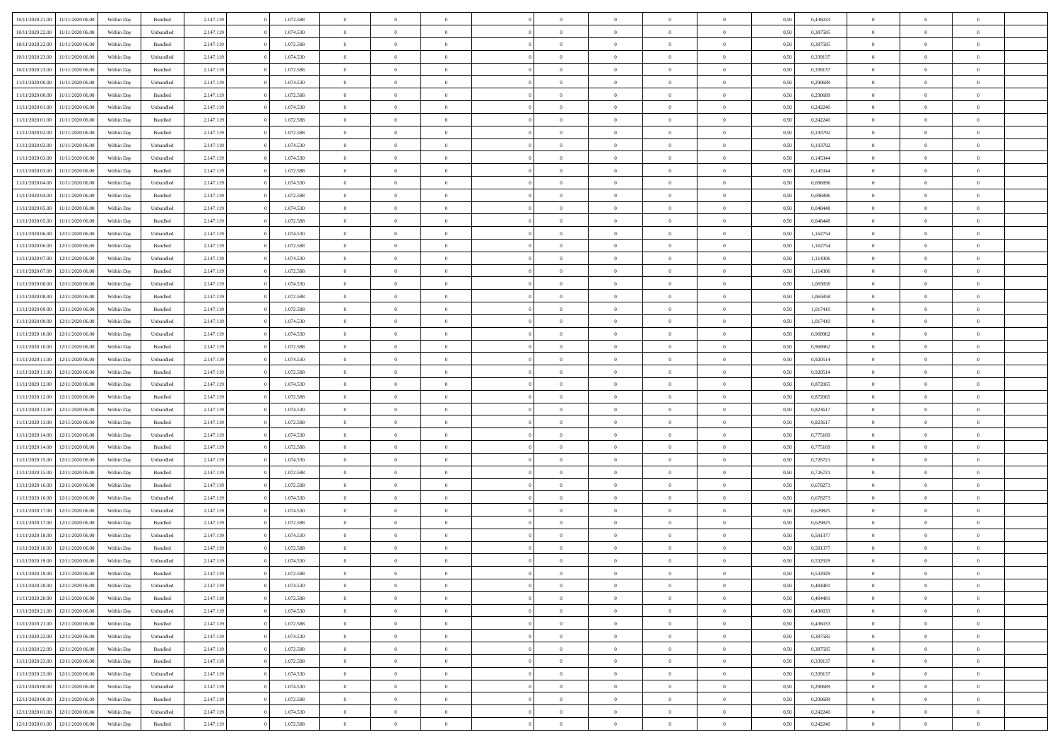| | | | | | | | | | | | | | | | | | | | | | |
|---|---|---|---|---|---|---|---|---|---|---|---|---|---|---|---|---|---|---|---|---|---|
| 10/11/2020 21.00 | 11/11/2020 06.00 | Within Day | Bundled | 2.147.119 | 0 | 1.072.588 | 0 | 0 | 0 | | 0 | 0 | 0 | 0 | 0,50 | 0,436033 | 0 | 0 | 0 | |
| 10/11/2020 22.00 | 11/11/2020 06.00 | Within Day | Unbundled | 2.147.119 | 0 | 1.074.530 | 0 | 0 | 0 | | 0 | 0 | 0 | 0 | 0,50 | 0,387585 | 0 | 0 | 0 | |
| 10/11/2020 22.00 | 11/11/2020 06.00 | Within Day | Bundled | 2.147.119 | 0 | 1.072.588 | 0 | 0 | 0 | | 0 | 0 | 0 | 0 | 0,50 | 0,387585 | 0 | 0 | 0 | |
| 10/11/2020 23.00 | 11/11/2020 06.00 | Within Day | Unbundled | 2.147.119 | 0 | 1.074.530 | 0 | 0 | 0 | | 0 | 0 | 0 | 0 | 0,50 | 0,339137 | 0 | 0 | 0 | |
| 10/11/2020 23.00 | 11/11/2020 06.00 | Within Day | Bundled | 2.147.119 | 0 | 1.072.588 | 0 | 0 | 0 | | 0 | 0 | 0 | 0 | 0,50 | 0,339137 | 0 | 0 | 0 | |
| 11/11/2020 00.00 | 11/11/2020 06.00 | Within Day | Unbundled | 2.147.119 | 0 | 1.074.530 | 0 | 0 | 0 | | 0 | 0 | 0 | 0 | 0,50 | 0,290689 | 0 | 0 | 0 | |
| 11/11/2020 00.00 | 11/11/2020 06.00 | Within Day | Bundled | 2.147.119 | 0 | 1.072.588 | 0 | 0 | 0 | | 0 | 0 | 0 | 0 | 0,50 | 0,290689 | 0 | 0 | 0 | |
| 11/11/2020 01.00 | 11/11/2020 06.00 | Within Day | Unbundled | 2.147.119 | 0 | 1.074.530 | 0 | 0 | 0 | | 0 | 0 | 0 | 0 | 0,50 | 0,242240 | 0 | 0 | 0 | |
| 11/11/2020 01.00 | 11/11/2020 06.00 | Within Day | Bundled | 2.147.119 | 0 | 1.072.588 | 0 | 0 | 0 | | 0 | 0 | 0 | 0 | 0,50 | 0,242240 | 0 | 0 | 0 | |
| 11/11/2020 02.00 | 11/11/2020 06.00 | Within Day | Bundled | 2.147.119 | 0 | 1.072.588 | 0 | 0 | 0 | | 0 | 0 | 0 | 0 | 0,50 | 0,193792 | 0 | 0 | 0 | |
| 11/11/2020 02.00 | 11/11/2020 06.00 | Within Day | Unbundled | 2.147.119 | 0 | 1.074.530 | 0 | 0 | 0 | | 0 | 0 | 0 | 0 | 0,50 | 0,193792 | 0 | 0 | 0 | |
| 11/11/2020 03.00 | 11/11/2020 06.00 | Within Day | Unbundled | 2.147.119 | 0 | 1.074.530 | 0 | 0 | 0 | | 0 | 0 | 0 | 0 | 0,50 | 0,145344 | 0 | 0 | 0 | |
| 11/11/2020 03.00 | 11/11/2020 06.00 | Within Day | Bundled | 2.147.119 | 0 | 1.072.588 | 0 | 0 | 0 | | 0 | 0 | 0 | 0 | 0,50 | 0,145344 | 0 | 0 | 0 | |
| 11/11/2020 04.00 | 11/11/2020 06.00 | Within Day | Unbundled | 2.147.119 | 0 | 1.074.530 | 0 | 0 | 0 | | 0 | 0 | 0 | 0 | 0,50 | 0,096896 | 0 | 0 | 0 | |
| 11/11/2020 04.00 | 11/11/2020 06.00 | Within Day | Bundled | 2.147.119 | 0 | 1.072.588 | 0 | 0 | 0 | | 0 | 0 | 0 | 0 | 0,50 | 0,096896 | 0 | 0 | 0 | |
| 11/11/2020 05.00 | 11/11/2020 06.00 | Within Day | Unbundled | 2.147.119 | 0 | 1.074.530 | 0 | 0 | 0 | | 0 | 0 | 0 | 0 | 0,50 | 0,048448 | 0 | 0 | 0 | |
| 11/11/2020 05.00 | 11/11/2020 06.00 | Within Day | Bundled | 2.147.119 | 0 | 1.072.588 | 0 | 0 | 0 | | 0 | 0 | 0 | 0 | 0,50 | 0,048448 | 0 | 0 | 0 | |
| 11/11/2020 06.00 | 12/11/2020 06.00 | Within Day | Unbundled | 2.147.119 | 0 | 1.074.530 | 0 | 0 | 0 | | 0 | 0 | 0 | 0 | 0,50 | 1,162754 | 0 | 0 | 0 | |
| 11/11/2020 06.00 | 12/11/2020 06.00 | Within Day | Bundled | 2.147.119 | 0 | 1.072.588 | 0 | 0 | 0 | | 0 | 0 | 0 | 0 | 0,50 | 1,162754 | 0 | 0 | 0 | |
| 11/11/2020 07.00 | 12/11/2020 06.00 | Within Day | Unbundled | 2.147.119 | 0 | 1.074.530 | 0 | 0 | 0 | | 0 | 0 | 0 | 0 | 0,50 | 1,114306 | 0 | 0 | 0 | |
| 11/11/2020 07.00 | 12/11/2020 06.00 | Within Day | Bundled | 2.147.119 | 0 | 1.072.588 | 0 | 0 | 0 | | 0 | 0 | 0 | 0 | 0,50 | 1,114306 | 0 | 0 | 0 | |
| 11/11/2020 08.00 | 12/11/2020 06.00 | Within Day | Unbundled | 2.147.119 | 0 | 1.074.530 | 0 | 0 | 0 | | 0 | 0 | 0 | 0 | 0,50 | 1,065858 | 0 | 0 | 0 | |
| 11/11/2020 08.00 | 12/11/2020 06.00 | Within Day | Bundled | 2.147.119 | 0 | 1.072.588 | 0 | 0 | 0 | | 0 | 0 | 0 | 0 | 0,50 | 1,065858 | 0 | 0 | 0 | |
| 11/11/2020 09.00 | 12/11/2020 06.00 | Within Day | Bundled | 2.147.119 | 0 | 1.072.588 | 0 | 0 | 0 | | 0 | 0 | 0 | 0 | 0,50 | 1,017410 | 0 | 0 | 0 | |
| 11/11/2020 09.00 | 12/11/2020 06.00 | Within Day | Unbundled | 2.147.119 | 0 | 1.074.530 | 0 | 0 | 0 | | 0 | 0 | 0 | 0 | 0,50 | 1,017410 | 0 | 0 | 0 | |
| 11/11/2020 10.00 | 12/11/2020 06.00 | Within Day | Unbundled | 2.147.119 | 0 | 1.074.530 | 0 | 0 | 0 | | 0 | 0 | 0 | 0 | 0,50 | 0,968962 | 0 | 0 | 0 | |
| 11/11/2020 10.00 | 12/11/2020 06.00 | Within Day | Bundled | 2.147.119 | 0 | 1.072.588 | 0 | 0 | 0 | | 0 | 0 | 0 | 0 | 0,50 | 0,968962 | 0 | 0 | 0 | |
| 11/11/2020 11.00 | 12/11/2020 06.00 | Within Day | Unbundled | 2.147.119 | 0 | 1.074.530 | 0 | 0 | 0 | | 0 | 0 | 0 | 0 | 0,50 | 0,920514 | 0 | 0 | 0 | |
| 11/11/2020 11.00 | 12/11/2020 06.00 | Within Day | Bundled | 2.147.119 | 0 | 1.072.588 | 0 | 0 | 0 | | 0 | 0 | 0 | 0 | 0,50 | 0,920514 | 0 | 0 | 0 | |
| 11/11/2020 12.00 | 12/11/2020 06.00 | Within Day | Unbundled | 2.147.119 | 0 | 1.074.530 | 0 | 0 | 0 | | 0 | 0 | 0 | 0 | 0,50 | 0,872065 | 0 | 0 | 0 | |
| 11/11/2020 12.00 | 12/11/2020 06.00 | Within Day | Bundled | 2.147.119 | 0 | 1.072.588 | 0 | 0 | 0 | | 0 | 0 | 0 | 0 | 0,50 | 0,872065 | 0 | 0 | 0 | |
| 11/11/2020 13.00 | 12/11/2020 06.00 | Within Day | Unbundled | 2.147.119 | 0 | 1.074.530 | 0 | 0 | 0 | | 0 | 0 | 0 | 0 | 0,50 | 0,823617 | 0 | 0 | 0 | |
| 11/11/2020 13.00 | 12/11/2020 06.00 | Within Day | Bundled | 2.147.119 | 0 | 1.072.588 | 0 | 0 | 0 | | 0 | 0 | 0 | 0 | 0,50 | 0,823617 | 0 | 0 | 0 | |
| 11/11/2020 14.00 | 12/11/2020 06.00 | Within Day | Unbundled | 2.147.119 | 0 | 1.074.530 | 0 | 0 | 0 | | 0 | 0 | 0 | 0 | 0,50 | 0,775169 | 0 | 0 | 0 | |
| 11/11/2020 14.00 | 12/11/2020 06.00 | Within Day | Bundled | 2.147.119 | 0 | 1.072.588 | 0 | 0 | 0 | | 0 | 0 | 0 | 0 | 0,50 | 0,775169 | 0 | 0 | 0 | |
| 11/11/2020 15.00 | 12/11/2020 06.00 | Within Day | Unbundled | 2.147.119 | 0 | 1.074.530 | 0 | 0 | 0 | | 0 | 0 | 0 | 0 | 0,50 | 0,726721 | 0 | 0 | 0 | |
| 11/11/2020 15.00 | 12/11/2020 06.00 | Within Day | Bundled | 2.147.119 | 0 | 1.072.588 | 0 | 0 | 0 | | 0 | 0 | 0 | 0 | 0,50 | 0,726721 | 0 | 0 | 0 | |
| 11/11/2020 16.00 | 12/11/2020 06.00 | Within Day | Bundled | 2.147.119 | 0 | 1.072.588 | 0 | 0 | 0 | | 0 | 0 | 0 | 0 | 0,50 | 0,678273 | 0 | 0 | 0 | |
| 11/11/2020 16.00 | 12/11/2020 06.00 | Within Day | Unbundled | 2.147.119 | 0 | 1.074.530 | 0 | 0 | 0 | | 0 | 0 | 0 | 0 | 0,50 | 0,678273 | 0 | 0 | 0 | |
| 11/11/2020 17.00 | 12/11/2020 06.00 | Within Day | Unbundled | 2.147.119 | 0 | 1.074.530 | 0 | 0 | 0 | | 0 | 0 | 0 | 0 | 0,50 | 0,629825 | 0 | 0 | 0 | |
| 11/11/2020 17.00 | 12/11/2020 06.00 | Within Day | Bundled | 2.147.119 | 0 | 1.072.588 | 0 | 0 | 0 | | 0 | 0 | 0 | 0 | 0,50 | 0,629825 | 0 | 0 | 0 | |
| 11/11/2020 18.00 | 12/11/2020 06.00 | Within Day | Unbundled | 2.147.119 | 0 | 1.074.530 | 0 | 0 | 0 | | 0 | 0 | 0 | 0 | 0,50 | 0,581377 | 0 | 0 | 0 | |
| 11/11/2020 18.00 | 12/11/2020 06.00 | Within Day | Bundled | 2.147.119 | 0 | 1.072.588 | 0 | 0 | 0 | | 0 | 0 | 0 | 0 | 0,50 | 0,581377 | 0 | 0 | 0 | |
| 11/11/2020 19.00 | 12/11/2020 06.00 | Within Day | Unbundled | 2.147.119 | 0 | 1.074.530 | 0 | 0 | 0 | | 0 | 0 | 0 | 0 | 0,50 | 0,532929 | 0 | 0 | 0 | |
| 11/11/2020 19.00 | 12/11/2020 06.00 | Within Day | Bundled | 2.147.119 | 0 | 1.072.588 | 0 | 0 | 0 | | 0 | 0 | 0 | 0 | 0,50 | 0,532929 | 0 | 0 | 0 | |
| 11/11/2020 20.00 | 12/11/2020 06.00 | Within Day | Unbundled | 2.147.119 | 0 | 1.074.530 | 0 | 0 | 0 | | 0 | 0 | 0 | 0 | 0,50 | 0,484481 | 0 | 0 | 0 | |
| 11/11/2020 20.00 | 12/11/2020 06.00 | Within Day | Bundled | 2.147.119 | 0 | 1.072.588 | 0 | 0 | 0 | | 0 | 0 | 0 | 0 | 0,50 | 0,484481 | 0 | 0 | 0 | |
| 11/11/2020 21.00 | 12/11/2020 06.00 | Within Day | Unbundled | 2.147.119 | 0 | 1.074.530 | 0 | 0 | 0 | | 0 | 0 | 0 | 0 | 0,50 | 0,436033 | 0 | 0 | 0 | |
| 11/11/2020 21.00 | 12/11/2020 06.00 | Within Day | Bundled | 2.147.119 | 0 | 1.072.588 | 0 | 0 | 0 | | 0 | 0 | 0 | 0 | 0,50 | 0,436033 | 0 | 0 | 0 | |
| 11/11/2020 22.00 | 12/11/2020 06.00 | Within Day | Unbundled | 2.147.119 | 0 | 1.074.530 | 0 | 0 | 0 | | 0 | 0 | 0 | 0 | 0,50 | 0,387585 | 0 | 0 | 0 | |
| 11/11/2020 22.00 | 12/11/2020 06.00 | Within Day | Bundled | 2.147.119 | 0 | 1.072.588 | 0 | 0 | 0 | | 0 | 0 | 0 | 0 | 0,50 | 0,387585 | 0 | 0 | 0 | |
| 11/11/2020 23.00 | 12/11/2020 06.00 | Within Day | Bundled | 2.147.119 | 0 | 1.072.588 | 0 | 0 | 0 | | 0 | 0 | 0 | 0 | 0,50 | 0,339137 | 0 | 0 | 0 | |
| 11/11/2020 23.00 | 12/11/2020 06.00 | Within Day | Unbundled | 2.147.119 | 0 | 1.074.530 | 0 | 0 | 0 | | 0 | 0 | 0 | 0 | 0,50 | 0,339137 | 0 | 0 | 0 | |
| 12/11/2020 00.00 | 12/11/2020 06.00 | Within Day | Unbundled | 2.147.119 | 0 | 1.074.530 | 0 | 0 | 0 | | 0 | 0 | 0 | 0 | 0,50 | 0,290689 | 0 | 0 | 0 | |
| 12/11/2020 00.00 | 12/11/2020 06.00 | Within Day | Bundled | 2.147.119 | 0 | 1.072.588 | 0 | 0 | 0 | | 0 | 0 | 0 | 0 | 0,50 | 0,290689 | 0 | 0 | 0 | |
| 12/11/2020 01.00 | 12/11/2020 06.00 | Within Day | Unbundled | 2.147.119 | 0 | 1.074.530 | 0 | 0 | 0 | | 0 | 0 | 0 | 0 | 0,50 | 0,242240 | 0 | 0 | 0 | |
| 12/11/2020 01.00 | 12/11/2020 06.00 | Within Day | Bundled | 2.147.119 | 0 | 1.072.588 | 0 | 0 | 0 | | 0 | 0 | 0 | 0 | 0,50 | 0,242240 | 0 | 0 | 0 | |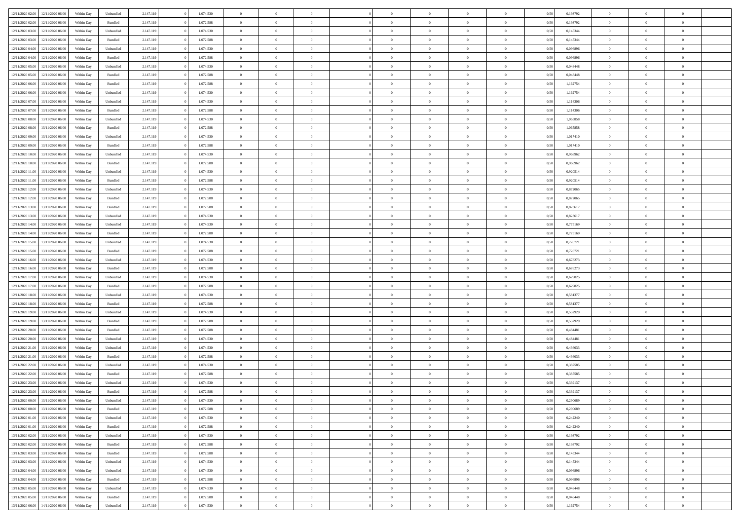| 12/11/2020 02:00 | 12/11/2020 06:00 | Within Day | Unbundled | 2.147.119 | 0 | 1.074.530 | 0 | 0 | 0 | | 0 | 0 | 0 | 0 | 0,50 | 0,193792 | 0 | 0 | 0 | |
|---|---|---|---|---|---|---|---|---|---|---|---|---|---|---|---|---|---|---|---|---|
| 12/11/2020 02:00 | 12/11/2020 06:00 | Within Day | Bundled | 2.147.119 | 0 | 1.072.588 | 0 | 0 | 0 | | 0 | 0 | 0 | 0 | 0,50 | 0,193792 | 0 | 0 | 0 | |
| 12/11/2020 03:00 | 12/11/2020 06:00 | Within Day | Unbundled | 2.147.119 | 0 | 1.074.530 | 0 | 0 | 0 | | 0 | 0 | 0 | 0 | 0,50 | 0,145344 | 0 | 0 | 0 | |
| 12/11/2020 03:00 | 12/11/2020 06:00 | Within Day | Bundled | 2.147.119 | 0 | 1.072.588 | 0 | 0 | 0 | | 0 | 0 | 0 | 0 | 0,50 | 0,145344 | 0 | 0 | 0 | |
| 12/11/2020 04:00 | 12/11/2020 06:00 | Within Day | Unbundled | 2.147.119 | 0 | 1.074.530 | 0 | 0 | 0 | | 0 | 0 | 0 | 0 | 0,50 | 0,096896 | 0 | 0 | 0 | |
| 12/11/2020 04:00 | 12/11/2020 06:00 | Within Day | Bundled | 2.147.119 | 0 | 1.072.588 | 0 | 0 | 0 | | 0 | 0 | 0 | 0 | 0,50 | 0,096896 | 0 | 0 | 0 | |
| 12/11/2020 05:00 | 12/11/2020 06:00 | Within Day | Unbundled | 2.147.119 | 0 | 1.074.530 | 0 | 0 | 0 | | 0 | 0 | 0 | 0 | 0,50 | 0,048448 | 0 | 0 | 0 | |
| 12/11/2020 05:00 | 12/11/2020 06:00 | Within Day | Bundled | 2.147.119 | 0 | 1.072.588 | 0 | 0 | 0 | | 0 | 0 | 0 | 0 | 0,50 | 0,048448 | 0 | 0 | 0 | |
| 12/11/2020 06:00 | 13/11/2020 06:00 | Within Day | Bundled | 2.147.119 | 0 | 1.072.588 | 0 | 0 | 0 | | 0 | 0 | 0 | 0 | 0,50 | 1,162754 | 0 | 0 | 0 | |
| 12/11/2020 06:00 | 13/11/2020 06:00 | Within Day | Unbundled | 2.147.119 | 0 | 1.074.530 | 0 | 0 | 0 | | 0 | 0 | 0 | 0 | 0,50 | 1,162754 | 0 | 0 | 0 | |
| 12/11/2020 07:00 | 13/11/2020 06:00 | Within Day | Unbundled | 2.147.119 | 0 | 1.074.530 | 0 | 0 | 0 | | 0 | 0 | 0 | 0 | 0,50 | 1,114306 | 0 | 0 | 0 | |
| 12/11/2020 07:00 | 13/11/2020 06:00 | Within Day | Bundled | 2.147.119 | 0 | 1.072.588 | 0 | 0 | 0 | | 0 | 0 | 0 | 0 | 0,50 | 1,114306 | 0 | 0 | 0 | |
| 12/11/2020 08:00 | 13/11/2020 06:00 | Within Day | Unbundled | 2.147.119 | 0 | 1.074.530 | 0 | 0 | 0 | | 0 | 0 | 0 | 0 | 0,50 | 1,065858 | 0 | 0 | 0 | |
| 12/11/2020 08:00 | 13/11/2020 06:00 | Within Day | Bundled | 2.147.119 | 0 | 1.072.588 | 0 | 0 | 0 | | 0 | 0 | 0 | 0 | 0,50 | 1,065858 | 0 | 0 | 0 | |
| 12/11/2020 09:00 | 13/11/2020 06:00 | Within Day | Unbundled | 2.147.119 | 0 | 1.074.530 | 0 | 0 | 0 | | 0 | 0 | 0 | 0 | 0,50 | 1,017410 | 0 | 0 | 0 | |
| 12/11/2020 09:00 | 13/11/2020 06:00 | Within Day | Bundled | 2.147.119 | 0 | 1.072.588 | 0 | 0 | 0 | | 0 | 0 | 0 | 0 | 0,50 | 1,017410 | 0 | 0 | 0 | |
| 12/11/2020 10:00 | 13/11/2020 06:00 | Within Day | Unbundled | 2.147.119 | 0 | 1.074.530 | 0 | 0 | 0 | | 0 | 0 | 0 | 0 | 0,50 | 0,968962 | 0 | 0 | 0 | |
| 12/11/2020 10:00 | 13/11/2020 06:00 | Within Day | Bundled | 2.147.119 | 0 | 1.072.588 | 0 | 0 | 0 | | 0 | 0 | 0 | 0 | 0,50 | 0,968962 | 0 | 0 | 0 | |
| 12/11/2020 11:00 | 13/11/2020 06:00 | Within Day | Unbundled | 2.147.119 | 0 | 1.074.530 | 0 | 0 | 0 | | 0 | 0 | 0 | 0 | 0,50 | 0,920514 | 0 | 0 | 0 | |
| 12/11/2020 11:00 | 13/11/2020 06:00 | Within Day | Bundled | 2.147.119 | 0 | 1.072.588 | 0 | 0 | 0 | | 0 | 0 | 0 | 0 | 0,50 | 0,920514 | 0 | 0 | 0 | |
| 12/11/2020 12:00 | 13/11/2020 06:00 | Within Day | Unbundled | 2.147.119 | 0 | 1.074.530 | 0 | 0 | 0 | | 0 | 0 | 0 | 0 | 0,50 | 0,872065 | 0 | 0 | 0 | |
| 12/11/2020 12:00 | 13/11/2020 06:00 | Within Day | Bundled | 2.147.119 | 0 | 1.072.588 | 0 | 0 | 0 | | 0 | 0 | 0 | 0 | 0,50 | 0,872065 | 0 | 0 | 0 | |
| 12/11/2020 13:00 | 13/11/2020 06:00 | Within Day | Bundled | 2.147.119 | 0 | 1.072.588 | 0 | 0 | 0 | | 0 | 0 | 0 | 0 | 0,50 | 0,823617 | 0 | 0 | 0 | |
| 12/11/2020 13:00 | 13/11/2020 06:00 | Within Day | Unbundled | 2.147.119 | 0 | 1.074.530 | 0 | 0 | 0 | | 0 | 0 | 0 | 0 | 0,50 | 0,823617 | 0 | 0 | 0 | |
| 12/11/2020 14:00 | 13/11/2020 06:00 | Within Day | Unbundled | 2.147.119 | 0 | 1.074.530 | 0 | 0 | 0 | | 0 | 0 | 0 | 0 | 0,50 | 0,775169 | 0 | 0 | 0 | |
| 12/11/2020 14:00 | 13/11/2020 06:00 | Within Day | Bundled | 2.147.119 | 0 | 1.072.588 | 0 | 0 | 0 | | 0 | 0 | 0 | 0 | 0,50 | 0,775169 | 0 | 0 | 0 | |
| 12/11/2020 15:00 | 13/11/2020 06:00 | Within Day | Unbundled | 2.147.119 | 0 | 1.074.530 | 0 | 0 | 0 | | 0 | 0 | 0 | 0 | 0,50 | 0,726721 | 0 | 0 | 0 | |
| 12/11/2020 15:00 | 13/11/2020 06:00 | Within Day | Bundled | 2.147.119 | 0 | 1.072.588 | 0 | 0 | 0 | | 0 | 0 | 0 | 0 | 0,50 | 0,726721 | 0 | 0 | 0 | |
| 12/11/2020 16:00 | 13/11/2020 06:00 | Within Day | Unbundled | 2.147.119 | 0 | 1.074.530 | 0 | 0 | 0 | | 0 | 0 | 0 | 0 | 0,50 | 0,678273 | 0 | 0 | 0 | |
| 12/11/2020 16:00 | 13/11/2020 06:00 | Within Day | Bundled | 2.147.119 | 0 | 1.072.588 | 0 | 0 | 0 | | 0 | 0 | 0 | 0 | 0,50 | 0,678273 | 0 | 0 | 0 | |
| 12/11/2020 17:00 | 13/11/2020 06:00 | Within Day | Unbundled | 2.147.119 | 0 | 1.074.530 | 0 | 0 | 0 | | 0 | 0 | 0 | 0 | 0,50 | 0,629825 | 0 | 0 | 0 | |
| 12/11/2020 17:00 | 13/11/2020 06:00 | Within Day | Bundled | 2.147.119 | 0 | 1.072.588 | 0 | 0 | 0 | | 0 | 0 | 0 | 0 | 0,50 | 0,629825 | 0 | 0 | 0 | |
| 12/11/2020 18:00 | 13/11/2020 06:00 | Within Day | Unbundled | 2.147.119 | 0 | 1.074.530 | 0 | 0 | 0 | | 0 | 0 | 0 | 0 | 0,50 | 0,581377 | 0 | 0 | 0 | |
| 12/11/2020 18:00 | 13/11/2020 06:00 | Within Day | Bundled | 2.147.119 | 0 | 1.072.588 | 0 | 0 | 0 | | 0 | 0 | 0 | 0 | 0,50 | 0,581377 | 0 | 0 | 0 | |
| 12/11/2020 19:00 | 13/11/2020 06:00 | Within Day | Unbundled | 2.147.119 | 0 | 1.074.530 | 0 | 0 | 0 | | 0 | 0 | 0 | 0 | 0,50 | 0,532929 | 0 | 0 | 0 | |
| 12/11/2020 19:00 | 13/11/2020 06:00 | Within Day | Bundled | 2.147.119 | 0 | 1.072.588 | 0 | 0 | 0 | | 0 | 0 | 0 | 0 | 0,50 | 0,532929 | 0 | 0 | 0 | |
| 12/11/2020 20:00 | 13/11/2020 06:00 | Within Day | Bundled | 2.147.119 | 0 | 1.072.588 | 0 | 0 | 0 | | 0 | 0 | 0 | 0 | 0,50 | 0,484481 | 0 | 0 | 0 | |
| 12/11/2020 20:00 | 13/11/2020 06:00 | Within Day | Unbundled | 2.147.119 | 0 | 1.074.530 | 0 | 0 | 0 | | 0 | 0 | 0 | 0 | 0,50 | 0,484481 | 0 | 0 | 0 | |
| 12/11/2020 21:00 | 13/11/2020 06:00 | Within Day | Unbundled | 2.147.119 | 0 | 1.074.530 | 0 | 0 | 0 | | 0 | 0 | 0 | 0 | 0,50 | 0,436033 | 0 | 0 | 0 | |
| 12/11/2020 21:00 | 13/11/2020 06:00 | Within Day | Bundled | 2.147.119 | 0 | 1.072.588 | 0 | 0 | 0 | | 0 | 0 | 0 | 0 | 0,50 | 0,436033 | 0 | 0 | 0 | |
| 12/11/2020 22:00 | 13/11/2020 06:00 | Within Day | Unbundled | 2.147.119 | 0 | 1.074.530 | 0 | 0 | 0 | | 0 | 0 | 0 | 0 | 0,50 | 0,387585 | 0 | 0 | 0 | |
| 12/11/2020 22:00 | 13/11/2020 06:00 | Within Day | Bundled | 2.147.119 | 0 | 1.072.588 | 0 | 0 | 0 | | 0 | 0 | 0 | 0 | 0,50 | 0,387585 | 0 | 0 | 0 | |
| 12/11/2020 23:00 | 13/11/2020 06:00 | Within Day | Unbundled | 2.147.119 | 0 | 1.074.530 | 0 | 0 | 0 | | 0 | 0 | 0 | 0 | 0,50 | 0,339137 | 0 | 0 | 0 | |
| 12/11/2020 23:00 | 13/11/2020 06:00 | Within Day | Bundled | 2.147.119 | 0 | 1.072.588 | 0 | 0 | 0 | | 0 | 0 | 0 | 0 | 0,50 | 0,339137 | 0 | 0 | 0 | |
| 13/11/2020 00:00 | 13/11/2020 06:00 | Within Day | Unbundled | 2.147.119 | 0 | 1.074.530 | 0 | 0 | 0 | | 0 | 0 | 0 | 0 | 0,50 | 0,290689 | 0 | 0 | 0 | |
| 13/11/2020 00:00 | 13/11/2020 06:00 | Within Day | Bundled | 2.147.119 | 0 | 1.072.588 | 0 | 0 | 0 | | 0 | 0 | 0 | 0 | 0,50 | 0,290689 | 0 | 0 | 0 | |
| 13/11/2020 01:00 | 13/11/2020 06:00 | Within Day | Unbundled | 2.147.119 | 0 | 1.074.530 | 0 | 0 | 0 | | 0 | 0 | 0 | 0 | 0,50 | 0,242240 | 0 | 0 | 0 | |
| 13/11/2020 01:00 | 13/11/2020 06:00 | Within Day | Bundled | 2.147.119 | 0 | 1.072.588 | 0 | 0 | 0 | | 0 | 0 | 0 | 0 | 0,50 | 0,242240 | 0 | 0 | 0 | |
| 13/11/2020 02:00 | 13/11/2020 06:00 | Within Day | Unbundled | 2.147.119 | 0 | 1.074.530 | 0 | 0 | 0 | | 0 | 0 | 0 | 0 | 0,50 | 0,193792 | 0 | 0 | 0 | |
| 13/11/2020 02:00 | 13/11/2020 06:00 | Within Day | Bundled | 2.147.119 | 0 | 1.072.588 | 0 | 0 | 0 | | 0 | 0 | 0 | 0 | 0,50 | 0,193792 | 0 | 0 | 0 | |
| 13/11/2020 03:00 | 13/11/2020 06:00 | Within Day | Bundled | 2.147.119 | 0 | 1.072.588 | 0 | 0 | 0 | | 0 | 0 | 0 | 0 | 0,50 | 0,145344 | 0 | 0 | 0 | |
| 13/11/2020 03:00 | 13/11/2020 06:00 | Within Day | Unbundled | 2.147.119 | 0 | 1.074.530 | 0 | 0 | 0 | | 0 | 0 | 0 | 0 | 0,50 | 0,145344 | 0 | 0 | 0 | |
| 13/11/2020 04:00 | 13/11/2020 06:00 | Within Day | Unbundled | 2.147.119 | 0 | 1.074.530 | 0 | 0 | 0 | | 0 | 0 | 0 | 0 | 0,50 | 0,096896 | 0 | 0 | 0 | |
| 13/11/2020 04:00 | 13/11/2020 06:00 | Within Day | Bundled | 2.147.119 | 0 | 1.072.588 | 0 | 0 | 0 | | 0 | 0 | 0 | 0 | 0,50 | 0,096896 | 0 | 0 | 0 | |
| 13/11/2020 05:00 | 13/11/2020 06:00 | Within Day | Unbundled | 2.147.119 | 0 | 1.074.530 | 0 | 0 | 0 | | 0 | 0 | 0 | 0 | 0,50 | 0,048448 | 0 | 0 | 0 | |
| 13/11/2020 05:00 | 13/11/2020 06:00 | Within Day | Bundled | 2.147.119 | 0 | 1.072.588 | 0 | 0 | 0 | | 0 | 0 | 0 | 0 | 0,50 | 0,048448 | 0 | 0 | 0 | |
| 13/11/2020 06:00 | 14/11/2020 06:00 | Within Day | Unbundled | 2.147.119 | 0 | 1.074.530 | 0 | 0 | 0 | | 0 | 0 | 0 | 0 | 0,50 | 1,162754 | 0 | 0 | 0 | |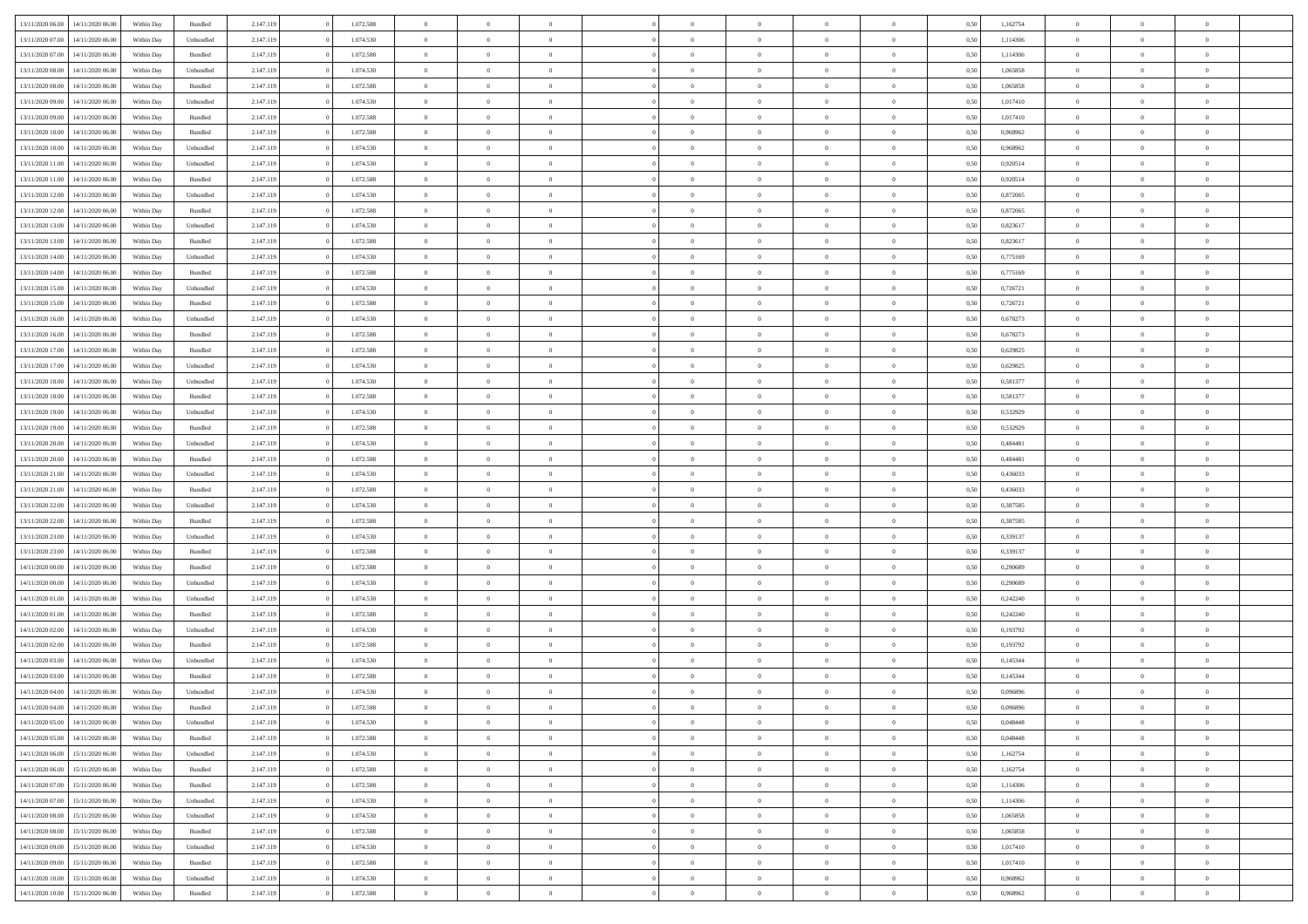| | | | | | | | | | | | | | | | | | | | | | |
|---|---|---|---|---|---|---|---|---|---|---|---|---|---|---|---|---|---|---|---|---|---|
| 13/11/2020 06.00 | 14/11/2020 06.00 | Within Day | Bundled | 2.147.119 | 0 | 1.072.588 | 0 | 0 | 0 | | 0 | 0 | 0 | 0 | 0,50 | 1,162754 | 0 | 0 | 0 | |
| 13/11/2020 07.00 | 14/11/2020 06.00 | Within Day | Unbundled | 2.147.119 | 0 | 1.074.530 | 0 | 0 | 0 | | 0 | 0 | 0 | 0 | 0,50 | 1,114306 | 0 | 0 | 0 | |
| 13/11/2020 07.00 | 14/11/2020 06.00 | Within Day | Bundled | 2.147.119 | 0 | 1.072.588 | 0 | 0 | 0 | | 0 | 0 | 0 | 0 | 0,50 | 1,114306 | 0 | 0 | 0 | |
| 13/11/2020 08.00 | 14/11/2020 06.00 | Within Day | Unbundled | 2.147.119 | 0 | 1.074.530 | 0 | 0 | 0 | | 0 | 0 | 0 | 0 | 0,50 | 1,065858 | 0 | 0 | 0 | |
| 13/11/2020 08.00 | 14/11/2020 06.00 | Within Day | Bundled | 2.147.119 | 0 | 1.072.588 | 0 | 0 | 0 | | 0 | 0 | 0 | 0 | 0,50 | 1,065858 | 0 | 0 | 0 | |
| 13/11/2020 09.00 | 14/11/2020 06.00 | Within Day | Unbundled | 2.147.119 | 0 | 1.074.530 | 0 | 0 | 0 | | 0 | 0 | 0 | 0 | 0,50 | 1,017410 | 0 | 0 | 0 | |
| 13/11/2020 09.00 | 14/11/2020 06.00 | Within Day | Bundled | 2.147.119 | 0 | 1.072.588 | 0 | 0 | 0 | | 0 | 0 | 0 | 0 | 0,50 | 1,017410 | 0 | 0 | 0 | |
| 13/11/2020 10.00 | 14/11/2020 06.00 | Within Day | Bundled | 2.147.119 | 0 | 1.072.588 | 0 | 0 | 0 | | 0 | 0 | 0 | 0 | 0,50 | 0,968962 | 0 | 0 | 0 | |
| 13/11/2020 10.00 | 14/11/2020 06.00 | Within Day | Unbundled | 2.147.119 | 0 | 1.074.530 | 0 | 0 | 0 | | 0 | 0 | 0 | 0 | 0,50 | 0,968962 | 0 | 0 | 0 | |
| 13/11/2020 11.00 | 14/11/2020 06.00 | Within Day | Unbundled | 2.147.119 | 0 | 1.074.530 | 0 | 0 | 0 | | 0 | 0 | 0 | 0 | 0,50 | 0,920514 | 0 | 0 | 0 | |
| 13/11/2020 11.00 | 14/11/2020 06.00 | Within Day | Bundled | 2.147.119 | 0 | 1.072.588 | 0 | 0 | 0 | | 0 | 0 | 0 | 0 | 0,50 | 0,920514 | 0 | 0 | 0 | |
| 13/11/2020 12.00 | 14/11/2020 06.00 | Within Day | Unbundled | 2.147.119 | 0 | 1.074.530 | 0 | 0 | 0 | | 0 | 0 | 0 | 0 | 0,50 | 0,872065 | 0 | 0 | 0 | |
| 13/11/2020 12.00 | 14/11/2020 06.00 | Within Day | Bundled | 2.147.119 | 0 | 1.072.588 | 0 | 0 | 0 | | 0 | 0 | 0 | 0 | 0,50 | 0,872065 | 0 | 0 | 0 | |
| 13/11/2020 13.00 | 14/11/2020 06.00 | Within Day | Unbundled | 2.147.119 | 0 | 1.074.530 | 0 | 0 | 0 | | 0 | 0 | 0 | 0 | 0,50 | 0,823617 | 0 | 0 | 0 | |
| 13/11/2020 13.00 | 14/11/2020 06.00 | Within Day | Bundled | 2.147.119 | 0 | 1.072.588 | 0 | 0 | 0 | | 0 | 0 | 0 | 0 | 0,50 | 0,823617 | 0 | 0 | 0 | |
| 13/11/2020 14.00 | 14/11/2020 06.00 | Within Day | Unbundled | 2.147.119 | 0 | 1.074.530 | 0 | 0 | 0 | | 0 | 0 | 0 | 0 | 0,50 | 0,775169 | 0 | 0 | 0 | |
| 13/11/2020 14.00 | 14/11/2020 06.00 | Within Day | Bundled | 2.147.119 | 0 | 1.072.588 | 0 | 0 | 0 | | 0 | 0 | 0 | 0 | 0,50 | 0,775169 | 0 | 0 | 0 | |
| 13/11/2020 15.00 | 14/11/2020 06.00 | Within Day | Unbundled | 2.147.119 | 0 | 1.074.530 | 0 | 0 | 0 | | 0 | 0 | 0 | 0 | 0,50 | 0,726721 | 0 | 0 | 0 | |
| 13/11/2020 15.00 | 14/11/2020 06.00 | Within Day | Bundled | 2.147.119 | 0 | 1.072.588 | 0 | 0 | 0 | | 0 | 0 | 0 | 0 | 0,50 | 0,726721 | 0 | 0 | 0 | |
| 13/11/2020 16.00 | 14/11/2020 06.00 | Within Day | Unbundled | 2.147.119 | 0 | 1.074.530 | 0 | 0 | 0 | | 0 | 0 | 0 | 0 | 0,50 | 0,678273 | 0 | 0 | 0 | |
| 13/11/2020 16.00 | 14/11/2020 06.00 | Within Day | Bundled | 2.147.119 | 0 | 1.072.588 | 0 | 0 | 0 | | 0 | 0 | 0 | 0 | 0,50 | 0,678273 | 0 | 0 | 0 | |
| 13/11/2020 17.00 | 14/11/2020 06.00 | Within Day | Bundled | 2.147.119 | 0 | 1.072.588 | 0 | 0 | 0 | | 0 | 0 | 0 | 0 | 0,50 | 0,629825 | 0 | 0 | 0 | |
| 13/11/2020 17.00 | 14/11/2020 06.00 | Within Day | Unbundled | 2.147.119 | 0 | 1.074.530 | 0 | 0 | 0 | | 0 | 0 | 0 | 0 | 0,50 | 0,629825 | 0 | 0 | 0 | |
| 13/11/2020 18.00 | 14/11/2020 06.00 | Within Day | Unbundled | 2.147.119 | 0 | 1.074.530 | 0 | 0 | 0 | | 0 | 0 | 0 | 0 | 0,50 | 0,581377 | 0 | 0 | 0 | |
| 13/11/2020 18.00 | 14/11/2020 06.00 | Within Day | Bundled | 2.147.119 | 0 | 1.072.588 | 0 | 0 | 0 | | 0 | 0 | 0 | 0 | 0,50 | 0,581377 | 0 | 0 | 0 | |
| 13/11/2020 19.00 | 14/11/2020 06.00 | Within Day | Unbundled | 2.147.119 | 0 | 1.074.530 | 0 | 0 | 0 | | 0 | 0 | 0 | 0 | 0,50 | 0,532929 | 0 | 0 | 0 | |
| 13/11/2020 19.00 | 14/11/2020 06.00 | Within Day | Bundled | 2.147.119 | 0 | 1.072.588 | 0 | 0 | 0 | | 0 | 0 | 0 | 0 | 0,50 | 0,532929 | 0 | 0 | 0 | |
| 13/11/2020 20.00 | 14/11/2020 06.00 | Within Day | Unbundled | 2.147.119 | 0 | 1.074.530 | 0 | 0 | 0 | | 0 | 0 | 0 | 0 | 0,50 | 0,484481 | 0 | 0 | 0 | |
| 13/11/2020 20.00 | 14/11/2020 06.00 | Within Day | Bundled | 2.147.119 | 0 | 1.072.588 | 0 | 0 | 0 | | 0 | 0 | 0 | 0 | 0,50 | 0,484481 | 0 | 0 | 0 | |
| 13/11/2020 21.00 | 14/11/2020 06.00 | Within Day | Unbundled | 2.147.119 | 0 | 1.074.530 | 0 | 0 | 0 | | 0 | 0 | 0 | 0 | 0,50 | 0,436033 | 0 | 0 | 0 | |
| 13/11/2020 21.00 | 14/11/2020 06.00 | Within Day | Bundled | 2.147.119 | 0 | 1.072.588 | 0 | 0 | 0 | | 0 | 0 | 0 | 0 | 0,50 | 0,436033 | 0 | 0 | 0 | |
| 13/11/2020 22.00 | 14/11/2020 06.00 | Within Day | Unbundled | 2.147.119 | 0 | 1.074.530 | 0 | 0 | 0 | | 0 | 0 | 0 | 0 | 0,50 | 0,387585 | 0 | 0 | 0 | |
| 13/11/2020 22.00 | 14/11/2020 06.00 | Within Day | Bundled | 2.147.119 | 0 | 1.072.588 | 0 | 0 | 0 | | 0 | 0 | 0 | 0 | 0,50 | 0,387585 | 0 | 0 | 0 | |
| 13/11/2020 23.00 | 14/11/2020 06.00 | Within Day | Unbundled | 2.147.119 | 0 | 1.074.530 | 0 | 0 | 0 | | 0 | 0 | 0 | 0 | 0,50 | 0,339137 | 0 | 0 | 0 | |
| 13/11/2020 23.00 | 14/11/2020 06.00 | Within Day | Bundled | 2.147.119 | 0 | 1.072.588 | 0 | 0 | 0 | | 0 | 0 | 0 | 0 | 0,50 | 0,339137 | 0 | 0 | 0 | |
| 14/11/2020 00.00 | 14/11/2020 06.00 | Within Day | Bundled | 2.147.119 | 0 | 1.072.588 | 0 | 0 | 0 | | 0 | 0 | 0 | 0 | 0,50 | 0,290689 | 0 | 0 | 0 | |
| 14/11/2020 00.00 | 14/11/2020 06.00 | Within Day | Unbundled | 2.147.119 | 0 | 1.074.530 | 0 | 0 | 0 | | 0 | 0 | 0 | 0 | 0,50 | 0,290689 | 0 | 0 | 0 | |
| 14/11/2020 01.00 | 14/11/2020 06.00 | Within Day | Unbundled | 2.147.119 | 0 | 1.074.530 | 0 | 0 | 0 | | 0 | 0 | 0 | 0 | 0,50 | 0,242240 | 0 | 0 | 0 | |
| 14/11/2020 01.00 | 14/11/2020 06.00 | Within Day | Bundled | 2.147.119 | 0 | 1.072.588 | 0 | 0 | 0 | | 0 | 0 | 0 | 0 | 0,50 | 0,242240 | 0 | 0 | 0 | |
| 14/11/2020 02.00 | 14/11/2020 06.00 | Within Day | Unbundled | 2.147.119 | 0 | 1.074.530 | 0 | 0 | 0 | | 0 | 0 | 0 | 0 | 0,50 | 0,193792 | 0 | 0 | 0 | |
| 14/11/2020 02.00 | 14/11/2020 06.00 | Within Day | Bundled | 2.147.119 | 0 | 1.072.588 | 0 | 0 | 0 | | 0 | 0 | 0 | 0 | 0,50 | 0,193792 | 0 | 0 | 0 | |
| 14/11/2020 03.00 | 14/11/2020 06.00 | Within Day | Unbundled | 2.147.119 | 0 | 1.074.530 | 0 | 0 | 0 | | 0 | 0 | 0 | 0 | 0,50 | 0,145344 | 0 | 0 | 0 | |
| 14/11/2020 03.00 | 14/11/2020 06.00 | Within Day | Bundled | 2.147.119 | 0 | 1.072.588 | 0 | 0 | 0 | | 0 | 0 | 0 | 0 | 0,50 | 0,145344 | 0 | 0 | 0 | |
| 14/11/2020 04.00 | 14/11/2020 06.00 | Within Day | Unbundled | 2.147.119 | 0 | 1.074.530 | 0 | 0 | 0 | | 0 | 0 | 0 | 0 | 0,50 | 0,096896 | 0 | 0 | 0 | |
| 14/11/2020 04.00 | 14/11/2020 06.00 | Within Day | Bundled | 2.147.119 | 0 | 1.072.588 | 0 | 0 | 0 | | 0 | 0 | 0 | 0 | 0,50 | 0,096896 | 0 | 0 | 0 | |
| 14/11/2020 05.00 | 14/11/2020 06.00 | Within Day | Unbundled | 2.147.119 | 0 | 1.074.530 | 0 | 0 | 0 | | 0 | 0 | 0 | 0 | 0,50 | 0,048448 | 0 | 0 | 0 | |
| 14/11/2020 05.00 | 14/11/2020 06.00 | Within Day | Bundled | 2.147.119 | 0 | 1.072.588 | 0 | 0 | 0 | | 0 | 0 | 0 | 0 | 0,50 | 0,048448 | 0 | 0 | 0 | |
| 14/11/2020 06.00 | 15/11/2020 06.00 | Within Day | Unbundled | 2.147.119 | 0 | 1.074.530 | 0 | 0 | 0 | | 0 | 0 | 0 | 0 | 0,50 | 1,162754 | 0 | 0 | 0 | |
| 14/11/2020 06.00 | 15/11/2020 06.00 | Within Day | Bundled | 2.147.119 | 0 | 1.072.588 | 0 | 0 | 0 | | 0 | 0 | 0 | 0 | 0,50 | 1,162754 | 0 | 0 | 0 | |
| 14/11/2020 07.00 | 15/11/2020 06.00 | Within Day | Bundled | 2.147.119 | 0 | 1.072.588 | 0 | 0 | 0 | | 0 | 0 | 0 | 0 | 0,50 | 1,114306 | 0 | 0 | 0 | |
| 14/11/2020 07.00 | 15/11/2020 06.00 | Within Day | Unbundled | 2.147.119 | 0 | 1.074.530 | 0 | 0 | 0 | | 0 | 0 | 0 | 0 | 0,50 | 1,114306 | 0 | 0 | 0 | |
| 14/11/2020 08.00 | 15/11/2020 06.00 | Within Day | Unbundled | 2.147.119 | 0 | 1.074.530 | 0 | 0 | 0 | | 0 | 0 | 0 | 0 | 0,50 | 1,065858 | 0 | 0 | 0 | |
| 14/11/2020 08.00 | 15/11/2020 06.00 | Within Day | Bundled | 2.147.119 | 0 | 1.072.588 | 0 | 0 | 0 | | 0 | 0 | 0 | 0 | 0,50 | 1,065858 | 0 | 0 | 0 | |
| 14/11/2020 09.00 | 15/11/2020 06.00 | Within Day | Unbundled | 2.147.119 | 0 | 1.074.530 | 0 | 0 | 0 | | 0 | 0 | 0 | 0 | 0,50 | 1,017410 | 0 | 0 | 0 | |
| 14/11/2020 09.00 | 15/11/2020 06.00 | Within Day | Bundled | 2.147.119 | 0 | 1.072.588 | 0 | 0 | 0 | | 0 | 0 | 0 | 0 | 0,50 | 1,017410 | 0 | 0 | 0 | |
| 14/11/2020 10.00 | 15/11/2020 06.00 | Within Day | Unbundled | 2.147.119 | 0 | 1.074.530 | 0 | 0 | 0 | | 0 | 0 | 0 | 0 | 0,50 | 0,968962 | 0 | 0 | 0 | |
| 14/11/2020 10.00 | 15/11/2020 06.00 | Within Day | Bundled | 2.147.119 | 0 | 1.072.588 | 0 | 0 | 0 | | 0 | 0 | 0 | 0 | 0,50 | 0,968962 | 0 | 0 | 0 | |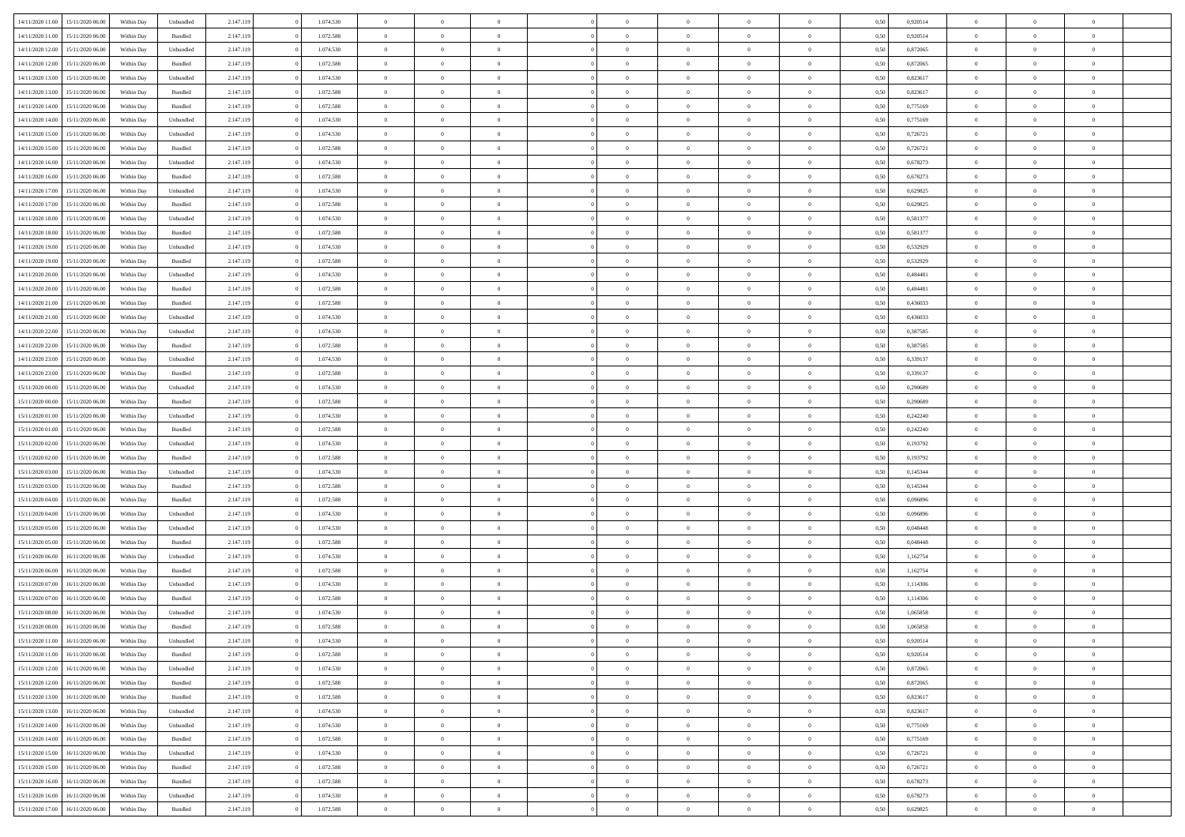| 14/11/2020 11:00 | 15/11/2020 06:00 | Within Day | Unbundled | 2.147.119 | 0 | 1.074.530 | 0 | 0 | 0 | | 0 | 0 | 0 | 0 | 0,50 | 0,920514 | 0 | 0 | 0 | |
|---|---|---|---|---|---|---|---|---|---|---|---|---|---|---|---|---|---|---|---|---|
| 14/11/2020 11:00 | 15/11/2020 06:00 | Within Day | Bundled | 2.147.119 | 0 | 1.072.588 | 0 | 0 | 0 | | 0 | 0 | 0 | 0 | 0,50 | 0,920514 | 0 | 0 | 0 | |
| 14/11/2020 12:00 | 15/11/2020 06:00 | Within Day | Unbundled | 2.147.119 | 0 | 1.074.530 | 0 | 0 | 0 | | 0 | 0 | 0 | 0 | 0,50 | 0,872065 | 0 | 0 | 0 | |
| 14/11/2020 12:00 | 15/11/2020 06:00 | Within Day | Bundled | 2.147.119 | 0 | 1.072.588 | 0 | 0 | 0 | | 0 | 0 | 0 | 0 | 0,50 | 0,872065 | 0 | 0 | 0 | |
| 14/11/2020 13:00 | 15/11/2020 06:00 | Within Day | Unbundled | 2.147.119 | 0 | 1.074.530 | 0 | 0 | 0 | | 0 | 0 | 0 | 0 | 0,50 | 0,823617 | 0 | 0 | 0 | |
| 14/11/2020 13:00 | 15/11/2020 06:00 | Within Day | Bundled | 2.147.119 | 0 | 1.072.588 | 0 | 0 | 0 | | 0 | 0 | 0 | 0 | 0,50 | 0,823617 | 0 | 0 | 0 | |
| 14/11/2020 14:00 | 15/11/2020 06:00 | Within Day | Bundled | 2.147.119 | 0 | 1.072.588 | 0 | 0 | 0 | | 0 | 0 | 0 | 0 | 0,50 | 0,775169 | 0 | 0 | 0 | |
| 14/11/2020 14:00 | 15/11/2020 06:00 | Within Day | Unbundled | 2.147.119 | 0 | 1.074.530 | 0 | 0 | 0 | | 0 | 0 | 0 | 0 | 0,50 | 0,775169 | 0 | 0 | 0 | |
| 14/11/2020 15:00 | 15/11/2020 06:00 | Within Day | Unbundled | 2.147.119 | 0 | 1.074.530 | 0 | 0 | 0 | | 0 | 0 | 0 | 0 | 0,50 | 0,726721 | 0 | 0 | 0 | |
| 14/11/2020 15:00 | 15/11/2020 06:00 | Within Day | Bundled | 2.147.119 | 0 | 1.072.588 | 0 | 0 | 0 | | 0 | 0 | 0 | 0 | 0,50 | 0,726721 | 0 | 0 | 0 | |
| 14/11/2020 16:00 | 15/11/2020 06:00 | Within Day | Unbundled | 2.147.119 | 0 | 1.074.530 | 0 | 0 | 0 | | 0 | 0 | 0 | 0 | 0,50 | 0,678273 | 0 | 0 | 0 | |
| 14/11/2020 16:00 | 15/11/2020 06:00 | Within Day | Bundled | 2.147.119 | 0 | 1.072.588 | 0 | 0 | 0 | | 0 | 0 | 0 | 0 | 0,50 | 0,678273 | 0 | 0 | 0 | |
| 14/11/2020 17:00 | 15/11/2020 06:00 | Within Day | Unbundled | 2.147.119 | 0 | 1.074.530 | 0 | 0 | 0 | | 0 | 0 | 0 | 0 | 0,50 | 0,629825 | 0 | 0 | 0 | |
| 14/11/2020 17:00 | 15/11/2020 06:00 | Within Day | Bundled | 2.147.119 | 0 | 1.072.588 | 0 | 0 | 0 | | 0 | 0 | 0 | 0 | 0,50 | 0,629825 | 0 | 0 | 0 | |
| 14/11/2020 18:00 | 15/11/2020 06:00 | Within Day | Unbundled | 2.147.119 | 0 | 1.074.530 | 0 | 0 | 0 | | 0 | 0 | 0 | 0 | 0,50 | 0,581377 | 0 | 0 | 0 | |
| 14/11/2020 18:00 | 15/11/2020 06:00 | Within Day | Bundled | 2.147.119 | 0 | 1.072.588 | 0 | 0 | 0 | | 0 | 0 | 0 | 0 | 0,50 | 0,581377 | 0 | 0 | 0 | |
| 14/11/2020 19:00 | 15/11/2020 06:00 | Within Day | Unbundled | 2.147.119 | 0 | 1.074.530 | 0 | 0 | 0 | | 0 | 0 | 0 | 0 | 0,50 | 0,532929 | 0 | 0 | 0 | |
| 14/11/2020 19:00 | 15/11/2020 06:00 | Within Day | Bundled | 2.147.119 | 0 | 1.072.588 | 0 | 0 | 0 | | 0 | 0 | 0 | 0 | 0,50 | 0,532929 | 0 | 0 | 0 | |
| 14/11/2020 20:00 | 15/11/2020 06:00 | Within Day | Unbundled | 2.147.119 | 0 | 1.074.530 | 0 | 0 | 0 | | 0 | 0 | 0 | 0 | 0,50 | 0,484481 | 0 | 0 | 0 | |
| 14/11/2020 20:00 | 15/11/2020 06:00 | Within Day | Bundled | 2.147.119 | 0 | 1.072.588 | 0 | 0 | 0 | | 0 | 0 | 0 | 0 | 0,50 | 0,484481 | 0 | 0 | 0 | |
| 14/11/2020 21:00 | 15/11/2020 06:00 | Within Day | Bundled | 2.147.119 | 0 | 1.072.588 | 0 | 0 | 0 | | 0 | 0 | 0 | 0 | 0,50 | 0,436033 | 0 | 0 | 0 | |
| 14/11/2020 21:00 | 15/11/2020 06:00 | Within Day | Unbundled | 2.147.119 | 0 | 1.074.530 | 0 | 0 | 0 | | 0 | 0 | 0 | 0 | 0,50 | 0,436033 | 0 | 0 | 0 | |
| 14/11/2020 22:00 | 15/11/2020 06:00 | Within Day | Unbundled | 2.147.119 | 0 | 1.074.530 | 0 | 0 | 0 | | 0 | 0 | 0 | 0 | 0,50 | 0,387585 | 0 | 0 | 0 | |
| 14/11/2020 22:00 | 15/11/2020 06:00 | Within Day | Bundled | 2.147.119 | 0 | 1.072.588 | 0 | 0 | 0 | | 0 | 0 | 0 | 0 | 0,50 | 0,387585 | 0 | 0 | 0 | |
| 14/11/2020 23:00 | 15/11/2020 06:00 | Within Day | Unbundled | 2.147.119 | 0 | 1.074.530 | 0 | 0 | 0 | | 0 | 0 | 0 | 0 | 0,50 | 0,339137 | 0 | 0 | 0 | |
| 14/11/2020 23:00 | 15/11/2020 06:00 | Within Day | Bundled | 2.147.119 | 0 | 1.072.588 | 0 | 0 | 0 | | 0 | 0 | 0 | 0 | 0,50 | 0,339137 | 0 | 0 | 0 | |
| 15/11/2020 00:00 | 15/11/2020 06:00 | Within Day | Unbundled | 2.147.119 | 0 | 1.074.530 | 0 | 0 | 0 | | 0 | 0 | 0 | 0 | 0,50 | 0,290689 | 0 | 0 | 0 | |
| 15/11/2020 00:00 | 15/11/2020 06:00 | Within Day | Bundled | 2.147.119 | 0 | 1.072.588 | 0 | 0 | 0 | | 0 | 0 | 0 | 0 | 0,50 | 0,290689 | 0 | 0 | 0 | |
| 15/11/2020 01:00 | 15/11/2020 06:00 | Within Day | Unbundled | 2.147.119 | 0 | 1.074.530 | 0 | 0 | 0 | | 0 | 0 | 0 | 0 | 0,50 | 0,242240 | 0 | 0 | 0 | |
| 15/11/2020 01:00 | 15/11/2020 06:00 | Within Day | Bundled | 2.147.119 | 0 | 1.072.588 | 0 | 0 | 0 | | 0 | 0 | 0 | 0 | 0,50 | 0,242240 | 0 | 0 | 0 | |
| 15/11/2020 02:00 | 15/11/2020 06:00 | Within Day | Unbundled | 2.147.119 | 0 | 1.074.530 | 0 | 0 | 0 | | 0 | 0 | 0 | 0 | 0,50 | 0,193792 | 0 | 0 | 0 | |
| 15/11/2020 02:00 | 15/11/2020 06:00 | Within Day | Bundled | 2.147.119 | 0 | 1.072.588 | 0 | 0 | 0 | | 0 | 0 | 0 | 0 | 0,50 | 0,193792 | 0 | 0 | 0 | |
| 15/11/2020 03:00 | 15/11/2020 06:00 | Within Day | Unbundled | 2.147.119 | 0 | 1.074.530 | 0 | 0 | 0 | | 0 | 0 | 0 | 0 | 0,50 | 0,145344 | 0 | 0 | 0 | |
| 15/11/2020 03:00 | 15/11/2020 06:00 | Within Day | Bundled | 2.147.119 | 0 | 1.072.588 | 0 | 0 | 0 | | 0 | 0 | 0 | 0 | 0,50 | 0,145344 | 0 | 0 | 0 | |
| 15/11/2020 04:00 | 15/11/2020 06:00 | Within Day | Bundled | 2.147.119 | 0 | 1.072.588 | 0 | 0 | 0 | | 0 | 0 | 0 | 0 | 0,50 | 0,096896 | 0 | 0 | 0 | |
| 15/11/2020 04:00 | 15/11/2020 06:00 | Within Day | Unbundled | 2.147.119 | 0 | 1.074.530 | 0 | 0 | 0 | | 0 | 0 | 0 | 0 | 0,50 | 0,096896 | 0 | 0 | 0 | |
| 15/11/2020 05:00 | 15/11/2020 06:00 | Within Day | Unbundled | 2.147.119 | 0 | 1.074.530 | 0 | 0 | 0 | | 0 | 0 | 0 | 0 | 0,50 | 0,048448 | 0 | 0 | 0 | |
| 15/11/2020 05:00 | 15/11/2020 06:00 | Within Day | Bundled | 2.147.119 | 0 | 1.072.588 | 0 | 0 | 0 | | 0 | 0 | 0 | 0 | 0,50 | 0,048448 | 0 | 0 | 0 | |
| 15/11/2020 06:00 | 16/11/2020 06:00 | Within Day | Unbundled | 2.147.119 | 0 | 1.074.530 | 0 | 0 | 0 | | 0 | 0 | 0 | 0 | 0,50 | 1,162754 | 0 | 0 | 0 | |
| 15/11/2020 06:00 | 16/11/2020 06:00 | Within Day | Bundled | 2.147.119 | 0 | 1.072.588 | 0 | 0 | 0 | | 0 | 0 | 0 | 0 | 0,50 | 1,162754 | 0 | 0 | 0 | |
| 15/11/2020 07:00 | 16/11/2020 06:00 | Within Day | Unbundled | 2.147.119 | 0 | 1.074.530 | 0 | 0 | 0 | | 0 | 0 | 0 | 0 | 0,50 | 1,114306 | 0 | 0 | 0 | |
| 15/11/2020 07:00 | 16/11/2020 06:00 | Within Day | Bundled | 2.147.119 | 0 | 1.072.588 | 0 | 0 | 0 | | 0 | 0 | 0 | 0 | 0,50 | 1,114306 | 0 | 0 | 0 | |
| 15/11/2020 08:00 | 16/11/2020 06:00 | Within Day | Unbundled | 2.147.119 | 0 | 1.074.530 | 0 | 0 | 0 | | 0 | 0 | 0 | 0 | 0,50 | 1,065858 | 0 | 0 | 0 | |
| 15/11/2020 08:00 | 16/11/2020 06:00 | Within Day | Bundled | 2.147.119 | 0 | 1.072.588 | 0 | 0 | 0 | | 0 | 0 | 0 | 0 | 0,50 | 1,065858 | 0 | 0 | 0 | |
| 15/11/2020 11:00 | 16/11/2020 06:00 | Within Day | Unbundled | 2.147.119 | 0 | 1.074.530 | 0 | 0 | 0 | | 0 | 0 | 0 | 0 | 0,50 | 0,920514 | 0 | 0 | 0 | |
| 15/11/2020 11:00 | 16/11/2020 06:00 | Within Day | Bundled | 2.147.119 | 0 | 1.072.588 | 0 | 0 | 0 | | 0 | 0 | 0 | 0 | 0,50 | 0,920514 | 0 | 0 | 0 | |
| 15/11/2020 12:00 | 16/11/2020 06:00 | Within Day | Unbundled | 2.147.119 | 0 | 1.074.530 | 0 | 0 | 0 | | 0 | 0 | 0 | 0 | 0,50 | 0,872065 | 0 | 0 | 0 | |
| 15/11/2020 12:00 | 16/11/2020 06:00 | Within Day | Bundled | 2.147.119 | 0 | 1.072.588 | 0 | 0 | 0 | | 0 | 0 | 0 | 0 | 0,50 | 0,872065 | 0 | 0 | 0 | |
| 15/11/2020 13:00 | 16/11/2020 06:00 | Within Day | Bundled | 2.147.119 | 0 | 1.072.588 | 0 | 0 | 0 | | 0 | 0 | 0 | 0 | 0,50 | 0,823617 | 0 | 0 | 0 | |
| 15/11/2020 13:00 | 16/11/2020 06:00 | Within Day | Unbundled | 2.147.119 | 0 | 1.074.530 | 0 | 0 | 0 | | 0 | 0 | 0 | 0 | 0,50 | 0,823617 | 0 | 0 | 0 | |
| 15/11/2020 14:00 | 16/11/2020 06:00 | Within Day | Unbundled | 2.147.119 | 0 | 1.074.530 | 0 | 0 | 0 | | 0 | 0 | 0 | 0 | 0,50 | 0,775169 | 0 | 0 | 0 | |
| 15/11/2020 14:00 | 16/11/2020 06:00 | Within Day | Bundled | 2.147.119 | 0 | 1.072.588 | 0 | 0 | 0 | | 0 | 0 | 0 | 0 | 0,50 | 0,775169 | 0 | 0 | 0 | |
| 15/11/2020 15:00 | 16/11/2020 06:00 | Within Day | Unbundled | 2.147.119 | 0 | 1.074.530 | 0 | 0 | 0 | | 0 | 0 | 0 | 0 | 0,50 | 0,726721 | 0 | 0 | 0 | |
| 15/11/2020 15:00 | 16/11/2020 06:00 | Within Day | Bundled | 2.147.119 | 0 | 1.072.588 | 0 | 0 | 0 | | 0 | 0 | 0 | 0 | 0,50 | 0,726721 | 0 | 0 | 0 | |
| 15/11/2020 16:00 | 16/11/2020 06:00 | Within Day | Bundled | 2.147.119 | 0 | 1.072.588 | 0 | 0 | 0 | | 0 | 0 | 0 | 0 | 0,50 | 0,678273 | 0 | 0 | 0 | |
| 15/11/2020 16:00 | 16/11/2020 06:00 | Within Day | Unbundled | 2.147.119 | 0 | 1.074.530 | 0 | 0 | 0 | | 0 | 0 | 0 | 0 | 0,50 | 0,678273 | 0 | 0 | 0 | |
| 15/11/2020 17:00 | 16/11/2020 06:00 | Within Day | Bundled | 2.147.119 | 0 | 1.072.588 | 0 | 0 | 0 | | 0 | 0 | 0 | 0 | 0,50 | 0,629825 | 0 | 0 | 0 | |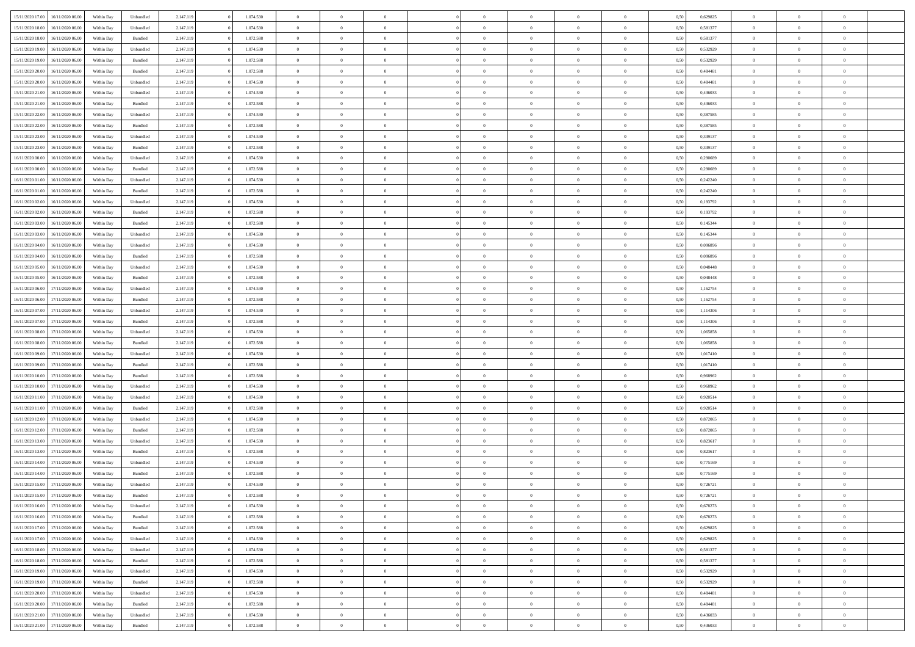| | | | | | | | | | | | | | | | | | | | | | |
|---|---|---|---|---|---|---|---|---|---|---|---|---|---|---|---|---|---|---|---|---|---|
| 15/11/2020 17.00 | 16/11/2020 06.00 | Within Day | Unbundled | 2.147.119 | 0 | 1.074.530 | 0 | 0 | 0 | | 0 | 0 | 0 | 0 | 0 | 0,50 | 0,629825 | 0 | 0 | 0 | |
| 15/11/2020 18.00 | 16/11/2020 06.00 | Within Day | Unbundled | 2.147.119 | 0 | 1.074.530 | 0 | 0 | 0 | | 0 | 0 | 0 | 0 | 0 | 0,50 | 0,581377 | 0 | 0 | 0 | |
| 15/11/2020 18.00 | 16/11/2020 06.00 | Within Day | Bundled | 2.147.119 | 0 | 1.072.588 | 0 | 0 | 0 | | 0 | 0 | 0 | 0 | 0 | 0,50 | 0,581377 | 0 | 0 | 0 | |
| 15/11/2020 19.00 | 16/11/2020 06.00 | Within Day | Unbundled | 2.147.119 | 0 | 1.074.530 | 0 | 0 | 0 | | 0 | 0 | 0 | 0 | 0 | 0,50 | 0,532929 | 0 | 0 | 0 | |
| 15/11/2020 19.00 | 16/11/2020 06.00 | Within Day | Bundled | 2.147.119 | 0 | 1.072.588 | 0 | 0 | 0 | | 0 | 0 | 0 | 0 | 0 | 0,50 | 0,532929 | 0 | 0 | 0 | |
| 15/11/2020 20.00 | 16/11/2020 06.00 | Within Day | Bundled | 2.147.119 | 0 | 1.072.588 | 0 | 0 | 0 | | 0 | 0 | 0 | 0 | 0 | 0,50 | 0,484481 | 0 | 0 | 0 | |
| 15/11/2020 20.00 | 16/11/2020 06.00 | Within Day | Unbundled | 2.147.119 | 0 | 1.074.530 | 0 | 0 | 0 | | 0 | 0 | 0 | 0 | 0 | 0,50 | 0,484481 | 0 | 0 | 0 | |
| 15/11/2020 21.00 | 16/11/2020 06.00 | Within Day | Unbundled | 2.147.119 | 0 | 1.074.530 | 0 | 0 | 0 | | 0 | 0 | 0 | 0 | 0 | 0,50 | 0,436033 | 0 | 0 | 0 | |
| 15/11/2020 21.00 | 16/11/2020 06.00 | Within Day | Bundled | 2.147.119 | 0 | 1.072.588 | 0 | 0 | 0 | | 0 | 0 | 0 | 0 | 0 | 0,50 | 0,436033 | 0 | 0 | 0 | |
| 15/11/2020 22.00 | 16/11/2020 06.00 | Within Day | Unbundled | 2.147.119 | 0 | 1.074.530 | 0 | 0 | 0 | | 0 | 0 | 0 | 0 | 0 | 0,50 | 0,387585 | 0 | 0 | 0 | |
| 15/11/2020 22.00 | 16/11/2020 06.00 | Within Day | Bundled | 2.147.119 | 0 | 1.072.588 | 0 | 0 | 0 | | 0 | 0 | 0 | 0 | 0 | 0,50 | 0,387585 | 0 | 0 | 0 | |
| 15/11/2020 23.00 | 16/11/2020 06.00 | Within Day | Unbundled | 2.147.119 | 0 | 1.074.530 | 0 | 0 | 0 | | 0 | 0 | 0 | 0 | 0 | 0,50 | 0,339137 | 0 | 0 | 0 | |
| 15/11/2020 23.00 | 16/11/2020 06.00 | Within Day | Bundled | 2.147.119 | 0 | 1.072.588 | 0 | 0 | 0 | | 0 | 0 | 0 | 0 | 0 | 0,50 | 0,339137 | 0 | 0 | 0 | |
| 16/11/2020 00.00 | 16/11/2020 06.00 | Within Day | Unbundled | 2.147.119 | 0 | 1.074.530 | 0 | 0 | 0 | | 0 | 0 | 0 | 0 | 0 | 0,50 | 0,290689 | 0 | 0 | 0 | |
| 16/11/2020 00.00 | 16/11/2020 06.00 | Within Day | Bundled | 2.147.119 | 0 | 1.072.588 | 0 | 0 | 0 | | 0 | 0 | 0 | 0 | 0 | 0,50 | 0,290689 | 0 | 0 | 0 | |
| 16/11/2020 01.00 | 16/11/2020 06.00 | Within Day | Unbundled | 2.147.119 | 0 | 1.074.530 | 0 | 0 | 0 | | 0 | 0 | 0 | 0 | 0 | 0,50 | 0,242240 | 0 | 0 | 0 | |
| 16/11/2020 01.00 | 16/11/2020 06.00 | Within Day | Bundled | 2.147.119 | 0 | 1.072.588 | 0 | 0 | 0 | | 0 | 0 | 0 | 0 | 0 | 0,50 | 0,242240 | 0 | 0 | 0 | |
| 16/11/2020 02.00 | 16/11/2020 06.00 | Within Day | Unbundled | 2.147.119 | 0 | 1.074.530 | 0 | 0 | 0 | | 0 | 0 | 0 | 0 | 0 | 0,50 | 0,193792 | 0 | 0 | 0 | |
| 16/11/2020 02.00 | 16/11/2020 06.00 | Within Day | Bundled | 2.147.119 | 0 | 1.072.588 | 0 | 0 | 0 | | 0 | 0 | 0 | 0 | 0 | 0,50 | 0,193792 | 0 | 0 | 0 | |
| 16/11/2020 03.00 | 16/11/2020 06.00 | Within Day | Bundled | 2.147.119 | 0 | 1.072.588 | 0 | 0 | 0 | | 0 | 0 | 0 | 0 | 0 | 0,50 | 0,145344 | 0 | 0 | 0 | |
| 16/11/2020 03.00 | 16/11/2020 06.00 | Within Day | Unbundled | 2.147.119 | 0 | 1.074.530 | 0 | 0 | 0 | | 0 | 0 | 0 | 0 | 0 | 0,50 | 0,145344 | 0 | 0 | 0 | |
| 16/11/2020 04.00 | 16/11/2020 06.00 | Within Day | Unbundled | 2.147.119 | 0 | 1.074.530 | 0 | 0 | 0 | | 0 | 0 | 0 | 0 | 0 | 0,50 | 0,096896 | 0 | 0 | 0 | |
| 16/11/2020 04.00 | 16/11/2020 06.00 | Within Day | Bundled | 2.147.119 | 0 | 1.072.588 | 0 | 0 | 0 | | 0 | 0 | 0 | 0 | 0 | 0,50 | 0,096896 | 0 | 0 | 0 | |
| 16/11/2020 05.00 | 16/11/2020 06.00 | Within Day | Unbundled | 2.147.119 | 0 | 1.074.530 | 0 | 0 | 0 | | 0 | 0 | 0 | 0 | 0 | 0,50 | 0,048448 | 0 | 0 | 0 | |
| 16/11/2020 05.00 | 16/11/2020 06.00 | Within Day | Bundled | 2.147.119 | 0 | 1.072.588 | 0 | 0 | 0 | | 0 | 0 | 0 | 0 | 0 | 0,50 | 0,048448 | 0 | 0 | 0 | |
| 16/11/2020 06.00 | 17/11/2020 06.00 | Within Day | Unbundled | 2.147.119 | 0 | 1.074.530 | 0 | 0 | 0 | | 0 | 0 | 0 | 0 | 0 | 0,50 | 1,162754 | 0 | 0 | 0 | |
| 16/11/2020 06.00 | 17/11/2020 06.00 | Within Day | Bundled | 2.147.119 | 0 | 1.072.588 | 0 | 0 | 0 | | 0 | 0 | 0 | 0 | 0 | 0,50 | 1,162754 | 0 | 0 | 0 | |
| 16/11/2020 07.00 | 17/11/2020 06.00 | Within Day | Unbundled | 2.147.119 | 0 | 1.074.530 | 0 | 0 | 0 | | 0 | 0 | 0 | 0 | 0 | 0,50 | 1,114306 | 0 | 0 | 0 | |
| 16/11/2020 07.00 | 17/11/2020 06.00 | Within Day | Bundled | 2.147.119 | 0 | 1.072.588 | 0 | 0 | 0 | | 0 | 0 | 0 | 0 | 0 | 0,50 | 1,114306 | 0 | 0 | 0 | |
| 16/11/2020 08.00 | 17/11/2020 06.00 | Within Day | Unbundled | 2.147.119 | 0 | 1.074.530 | 0 | 0 | 0 | | 0 | 0 | 0 | 0 | 0 | 0,50 | 1,065858 | 0 | 0 | 0 | |
| 16/11/2020 08.00 | 17/11/2020 06.00 | Within Day | Bundled | 2.147.119 | 0 | 1.072.588 | 0 | 0 | 0 | | 0 | 0 | 0 | 0 | 0 | 0,50 | 1,065858 | 0 | 0 | 0 | |
| 16/11/2020 09.00 | 17/11/2020 06.00 | Within Day | Unbundled | 2.147.119 | 0 | 1.074.530 | 0 | 0 | 0 | | 0 | 0 | 0 | 0 | 0 | 0,50 | 1,017410 | 0 | 0 | 0 | |
| 16/11/2020 09.00 | 17/11/2020 06.00 | Within Day | Bundled | 2.147.119 | 0 | 1.072.588 | 0 | 0 | 0 | | 0 | 0 | 0 | 0 | 0 | 0,50 | 1,017410 | 0 | 0 | 0 | |
| 16/11/2020 10.00 | 17/11/2020 06.00 | Within Day | Bundled | 2.147.119 | 0 | 1.072.588 | 0 | 0 | 0 | | 0 | 0 | 0 | 0 | 0 | 0,50 | 0,968962 | 0 | 0 | 0 | |
| 16/11/2020 10.00 | 17/11/2020 06.00 | Within Day | Unbundled | 2.147.119 | 0 | 1.074.530 | 0 | 0 | 0 | | 0 | 0 | 0 | 0 | 0 | 0,50 | 0,968962 | 0 | 0 | 0 | |
| 16/11/2020 11.00 | 17/11/2020 06.00 | Within Day | Unbundled | 2.147.119 | 0 | 1.074.530 | 0 | 0 | 0 | | 0 | 0 | 0 | 0 | 0 | 0,50 | 0,920514 | 0 | 0 | 0 | |
| 16/11/2020 11.00 | 17/11/2020 06.00 | Within Day | Bundled | 2.147.119 | 0 | 1.072.588 | 0 | 0 | 0 | | 0 | 0 | 0 | 0 | 0 | 0,50 | 0,920514 | 0 | 0 | 0 | |
| 16/11/2020 12.00 | 17/11/2020 06.00 | Within Day | Unbundled | 2.147.119 | 0 | 1.074.530 | 0 | 0 | 0 | | 0 | 0 | 0 | 0 | 0 | 0,50 | 0,872065 | 0 | 0 | 0 | |
| 16/11/2020 12.00 | 17/11/2020 06.00 | Within Day | Bundled | 2.147.119 | 0 | 1.072.588 | 0 | 0 | 0 | | 0 | 0 | 0 | 0 | 0 | 0,50 | 0,872065 | 0 | 0 | 0 | |
| 16/11/2020 13.00 | 17/11/2020 06.00 | Within Day | Unbundled | 2.147.119 | 0 | 1.074.530 | 0 | 0 | 0 | | 0 | 0 | 0 | 0 | 0 | 0,50 | 0,823617 | 0 | 0 | 0 | |
| 16/11/2020 13.00 | 17/11/2020 06.00 | Within Day | Bundled | 2.147.119 | 0 | 1.072.588 | 0 | 0 | 0 | | 0 | 0 | 0 | 0 | 0 | 0,50 | 0,823617 | 0 | 0 | 0 | |
| 16/11/2020 14.00 | 17/11/2020 06.00 | Within Day | Unbundled | 2.147.119 | 0 | 1.074.530 | 0 | 0 | 0 | | 0 | 0 | 0 | 0 | 0 | 0,50 | 0,775169 | 0 | 0 | 0 | |
| 16/11/2020 14.00 | 17/11/2020 06.00 | Within Day | Bundled | 2.147.119 | 0 | 1.072.588 | 0 | 0 | 0 | | 0 | 0 | 0 | 0 | 0 | 0,50 | 0,775169 | 0 | 0 | 0 | |
| 16/11/2020 15.00 | 17/11/2020 06.00 | Within Day | Unbundled | 2.147.119 | 0 | 1.074.530 | 0 | 0 | 0 | | 0 | 0 | 0 | 0 | 0 | 0,50 | 0,726721 | 0 | 0 | 0 | |
| 16/11/2020 15.00 | 17/11/2020 06.00 | Within Day | Bundled | 2.147.119 | 0 | 1.072.588 | 0 | 0 | 0 | | 0 | 0 | 0 | 0 | 0 | 0,50 | 0,726721 | 0 | 0 | 0 | |
| 16/11/2020 16.00 | 17/11/2020 06.00 | Within Day | Unbundled | 2.147.119 | 0 | 1.074.530 | 0 | 0 | 0 | | 0 | 0 | 0 | 0 | 0 | 0,50 | 0,678273 | 0 | 0 | 0 | |
| 16/11/2020 16.00 | 17/11/2020 06.00 | Within Day | Bundled | 2.147.119 | 0 | 1.072.588 | 0 | 0 | 0 | | 0 | 0 | 0 | 0 | 0 | 0,50 | 0,678273 | 0 | 0 | 0 | |
| 16/11/2020 17.00 | 17/11/2020 06.00 | Within Day | Bundled | 2.147.119 | 0 | 1.072.588 | 0 | 0 | 0 | | 0 | 0 | 0 | 0 | 0 | 0,50 | 0,629825 | 0 | 0 | 0 | |
| 16/11/2020 17.00 | 17/11/2020 06.00 | Within Day | Unbundled | 2.147.119 | 0 | 1.074.530 | 0 | 0 | 0 | | 0 | 0 | 0 | 0 | 0 | 0,50 | 0,629825 | 0 | 0 | 0 | |
| 16/11/2020 18.00 | 17/11/2020 06.00 | Within Day | Unbundled | 2.147.119 | 0 | 1.074.530 | 0 | 0 | 0 | | 0 | 0 | 0 | 0 | 0 | 0,50 | 0,581377 | 0 | 0 | 0 | |
| 16/11/2020 18.00 | 17/11/2020 06.00 | Within Day | Bundled | 2.147.119 | 0 | 1.072.588 | 0 | 0 | 0 | | 0 | 0 | 0 | 0 | 0 | 0,50 | 0,581377 | 0 | 0 | 0 | |
| 16/11/2020 19.00 | 17/11/2020 06.00 | Within Day | Unbundled | 2.147.119 | 0 | 1.074.530 | 0 | 0 | 0 | | 0 | 0 | 0 | 0 | 0 | 0,50 | 0,532929 | 0 | 0 | 0 | |
| 16/11/2020 19.00 | 17/11/2020 06.00 | Within Day | Bundled | 2.147.119 | 0 | 1.072.588 | 0 | 0 | 0 | | 0 | 0 | 0 | 0 | 0 | 0,50 | 0,532929 | 0 | 0 | 0 | |
| 16/11/2020 20.00 | 17/11/2020 06.00 | Within Day | Unbundled | 2.147.119 | 0 | 1.074.530 | 0 | 0 | 0 | | 0 | 0 | 0 | 0 | 0 | 0,50 | 0,484481 | 0 | 0 | 0 | |
| 16/11/2020 20.00 | 17/11/2020 06.00 | Within Day | Bundled | 2.147.119 | 0 | 1.072.588 | 0 | 0 | 0 | | 0 | 0 | 0 | 0 | 0 | 0,50 | 0,484481 | 0 | 0 | 0 | |
| 16/11/2020 21.00 | 17/11/2020 06.00 | Within Day | Unbundled | 2.147.119 | 0 | 1.074.530 | 0 | 0 | 0 | | 0 | 0 | 0 | 0 | 0 | 0,50 | 0,436033 | 0 | 0 | 0 | |
| 16/11/2020 21.00 | 17/11/2020 06.00 | Within Day | Bundled | 2.147.119 | 0 | 1.072.588 | 0 | 0 | 0 | | 0 | 0 | 0 | 0 | 0 | 0,50 | 0,436033 | 0 | 0 | 0 | |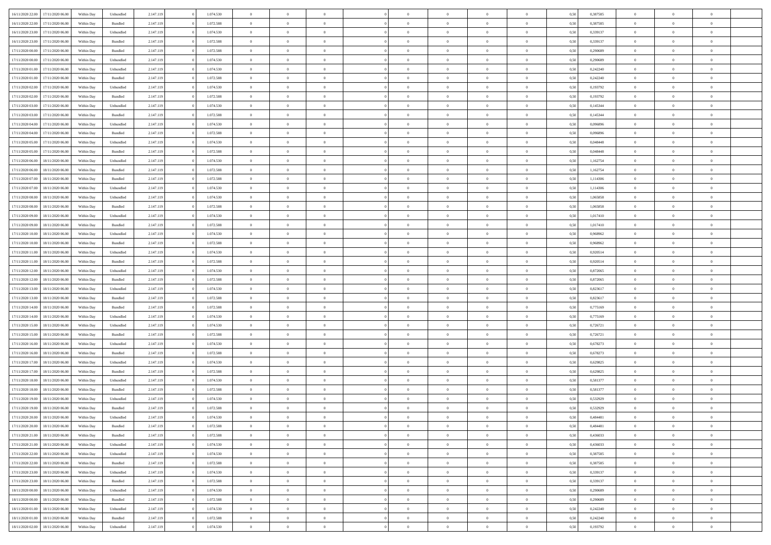| | | | | | | | | | | | | | | | | | | | | | |
|---|---|---|---|---|---|---|---|---|---|---|---|---|---|---|---|---|---|---|---|---|---|
| 16/11/2020 22.00 | 17/11/2020 06.00 | Within Day | Unbundled | 2.147.119 | 0 | 1.074.530 | 0 | 0 | 0 | | 0 | 0 | 0 | 0 | 0,50 | 0,387585 | 0 | 0 | 0 | |
| 16/11/2020 22.00 | 17/11/2020 06.00 | Within Day | Bundled | 2.147.119 | 0 | 1.072.588 | 0 | 0 | 0 | | 0 | 0 | 0 | 0 | 0,50 | 0,387585 | 0 | 0 | 0 | |
| 16/11/2020 23.00 | 17/11/2020 06.00 | Within Day | Unbundled | 2.147.119 | 0 | 1.074.530 | 0 | 0 | 0 | | 0 | 0 | 0 | 0 | 0,50 | 0,339137 | 0 | 0 | 0 | |
| 16/11/2020 23.00 | 17/11/2020 06.00 | Within Day | Bundled | 2.147.119 | 0 | 1.072.588 | 0 | 0 | 0 | | 0 | 0 | 0 | 0 | 0,50 | 0,339137 | 0 | 0 | 0 | |
| 17/11/2020 00.00 | 17/11/2020 06.00 | Within Day | Bundled | 2.147.119 | 0 | 1.072.588 | 0 | 0 | 0 | | 0 | 0 | 0 | 0 | 0,50 | 0,290689 | 0 | 0 | 0 | |
| 17/11/2020 00.00 | 17/11/2020 06.00 | Within Day | Unbundled | 2.147.119 | 0 | 1.074.530 | 0 | 0 | 0 | | 0 | 0 | 0 | 0 | 0,50 | 0,290689 | 0 | 0 | 0 | |
| 17/11/2020 01.00 | 17/11/2020 06.00 | Within Day | Unbundled | 2.147.119 | 0 | 1.074.530 | 0 | 0 | 0 | | 0 | 0 | 0 | 0 | 0,50 | 0,242240 | 0 | 0 | 0 | |
| 17/11/2020 01.00 | 17/11/2020 06.00 | Within Day | Bundled | 2.147.119 | 0 | 1.072.588 | 0 | 0 | 0 | | 0 | 0 | 0 | 0 | 0,50 | 0,242240 | 0 | 0 | 0 | |
| 17/11/2020 02.00 | 17/11/2020 06.00 | Within Day | Unbundled | 2.147.119 | 0 | 1.074.530 | 0 | 0 | 0 | | 0 | 0 | 0 | 0 | 0,50 | 0,193792 | 0 | 0 | 0 | |
| 17/11/2020 02.00 | 17/11/2020 06.00 | Within Day | Bundled | 2.147.119 | 0 | 1.072.588 | 0 | 0 | 0 | | 0 | 0 | 0 | 0 | 0,50 | 0,193792 | 0 | 0 | 0 | |
| 17/11/2020 03.00 | 17/11/2020 06.00 | Within Day | Unbundled | 2.147.119 | 0 | 1.074.530 | 0 | 0 | 0 | | 0 | 0 | 0 | 0 | 0,50 | 0,145344 | 0 | 0 | 0 | |
| 17/11/2020 03.00 | 17/11/2020 06.00 | Within Day | Bundled | 2.147.119 | 0 | 1.072.588 | 0 | 0 | 0 | | 0 | 0 | 0 | 0 | 0,50 | 0,145344 | 0 | 0 | 0 | |
| 17/11/2020 04.00 | 17/11/2020 06.00 | Within Day | Unbundled | 2.147.119 | 0 | 1.074.530 | 0 | 0 | 0 | | 0 | 0 | 0 | 0 | 0,50 | 0,096896 | 0 | 0 | 0 | |
| 17/11/2020 04.00 | 17/11/2020 06.00 | Within Day | Bundled | 2.147.119 | 0 | 1.072.588 | 0 | 0 | 0 | | 0 | 0 | 0 | 0 | 0,50 | 0,096896 | 0 | 0 | 0 | |
| 17/11/2020 05.00 | 17/11/2020 06.00 | Within Day | Unbundled | 2.147.119 | 0 | 1.074.530 | 0 | 0 | 0 | | 0 | 0 | 0 | 0 | 0,50 | 0,048448 | 0 | 0 | 0 | |
| 17/11/2020 05.00 | 17/11/2020 06.00 | Within Day | Bundled | 2.147.119 | 0 | 1.072.588 | 0 | 0 | 0 | | 0 | 0 | 0 | 0 | 0,50 | 0,048448 | 0 | 0 | 0 | |
| 17/11/2020 06.00 | 18/11/2020 06.00 | Within Day | Unbundled | 2.147.119 | 0 | 1.074.530 | 0 | 0 | 0 | | 0 | 0 | 0 | 0 | 0,50 | 1,162754 | 0 | 0 | 0 | |
| 17/11/2020 06.00 | 18/11/2020 06.00 | Within Day | Bundled | 2.147.119 | 0 | 1.072.588 | 0 | 0 | 0 | | 0 | 0 | 0 | 0 | 0,50 | 1,162754 | 0 | 0 | 0 | |
| 17/11/2020 07.00 | 18/11/2020 06.00 | Within Day | Bundled | 2.147.119 | 0 | 1.072.588 | 0 | 0 | 0 | | 0 | 0 | 0 | 0 | 0,50 | 1,114306 | 0 | 0 | 0 | |
| 17/11/2020 07.00 | 18/11/2020 06.00 | Within Day | Unbundled | 2.147.119 | 0 | 1.074.530 | 0 | 0 | 0 | | 0 | 0 | 0 | 0 | 0,50 | 1,114306 | 0 | 0 | 0 | |
| 17/11/2020 08.00 | 18/11/2020 06.00 | Within Day | Unbundled | 2.147.119 | 0 | 1.074.530 | 0 | 0 | 0 | | 0 | 0 | 0 | 0 | 0,50 | 1,065858 | 0 | 0 | 0 | |
| 17/11/2020 08.00 | 18/11/2020 06.00 | Within Day | Bundled | 2.147.119 | 0 | 1.072.588 | 0 | 0 | 0 | | 0 | 0 | 0 | 0 | 0,50 | 1,065858 | 0 | 0 | 0 | |
| 17/11/2020 09.00 | 18/11/2020 06.00 | Within Day | Unbundled | 2.147.119 | 0 | 1.074.530 | 0 | 0 | 0 | | 0 | 0 | 0 | 0 | 0,50 | 1,017410 | 0 | 0 | 0 | |
| 17/11/2020 09.00 | 18/11/2020 06.00 | Within Day | Bundled | 2.147.119 | 0 | 1.072.588 | 0 | 0 | 0 | | 0 | 0 | 0 | 0 | 0,50 | 1,017410 | 0 | 0 | 0 | |
| 17/11/2020 10.00 | 18/11/2020 06.00 | Within Day | Unbundled | 2.147.119 | 0 | 1.074.530 | 0 | 0 | 0 | | 0 | 0 | 0 | 0 | 0,50 | 0,968962 | 0 | 0 | 0 | |
| 17/11/2020 10.00 | 18/11/2020 06.00 | Within Day | Bundled | 2.147.119 | 0 | 1.072.588 | 0 | 0 | 0 | | 0 | 0 | 0 | 0 | 0,50 | 0,968962 | 0 | 0 | 0 | |
| 17/11/2020 11.00 | 18/11/2020 06.00 | Within Day | Unbundled | 2.147.119 | 0 | 1.074.530 | 0 | 0 | 0 | | 0 | 0 | 0 | 0 | 0,50 | 0,920514 | 0 | 0 | 0 | |
| 17/11/2020 11.00 | 18/11/2020 06.00 | Within Day | Bundled | 2.147.119 | 0 | 1.072.588 | 0 | 0 | 0 | | 0 | 0 | 0 | 0 | 0,50 | 0,920514 | 0 | 0 | 0 | |
| 17/11/2020 12.00 | 18/11/2020 06.00 | Within Day | Unbundled | 2.147.119 | 0 | 1.074.530 | 0 | 0 | 0 | | 0 | 0 | 0 | 0 | 0,50 | 0,872065 | 0 | 0 | 0 | |
| 17/11/2020 12.00 | 18/11/2020 06.00 | Within Day | Bundled | 2.147.119 | 0 | 1.072.588 | 0 | 0 | 0 | | 0 | 0 | 0 | 0 | 0,50 | 0,872065 | 0 | 0 | 0 | |
| 17/11/2020 13.00 | 18/11/2020 06.00 | Within Day | Unbundled | 2.147.119 | 0 | 1.074.530 | 0 | 0 | 0 | | 0 | 0 | 0 | 0 | 0,50 | 0,823617 | 0 | 0 | 0 | |
| 17/11/2020 13.00 | 18/11/2020 06.00 | Within Day | Bundled | 2.147.119 | 0 | 1.072.588 | 0 | 0 | 0 | | 0 | 0 | 0 | 0 | 0,50 | 0,823617 | 0 | 0 | 0 | |
| 17/11/2020 14.00 | 18/11/2020 06.00 | Within Day | Bundled | 2.147.119 | 0 | 1.072.588 | 0 | 0 | 0 | | 0 | 0 | 0 | 0 | 0,50 | 0,775169 | 0 | 0 | 0 | |
| 17/11/2020 14.00 | 18/11/2020 06.00 | Within Day | Unbundled | 2.147.119 | 0 | 1.074.530 | 0 | 0 | 0 | | 0 | 0 | 0 | 0 | 0,50 | 0,775169 | 0 | 0 | 0 | |
| 17/11/2020 15.00 | 18/11/2020 06.00 | Within Day | Unbundled | 2.147.119 | 0 | 1.074.530 | 0 | 0 | 0 | | 0 | 0 | 0 | 0 | 0,50 | 0,726721 | 0 | 0 | 0 | |
| 17/11/2020 15.00 | 18/11/2020 06.00 | Within Day | Bundled | 2.147.119 | 0 | 1.072.588 | 0 | 0 | 0 | | 0 | 0 | 0 | 0 | 0,50 | 0,726721 | 0 | 0 | 0 | |
| 17/11/2020 16.00 | 18/11/2020 06.00 | Within Day | Unbundled | 2.147.119 | 0 | 1.074.530 | 0 | 0 | 0 | | 0 | 0 | 0 | 0 | 0,50 | 0,678273 | 0 | 0 | 0 | |
| 17/11/2020 16.00 | 18/11/2020 06.00 | Within Day | Bundled | 2.147.119 | 0 | 1.072.588 | 0 | 0 | 0 | | 0 | 0 | 0 | 0 | 0,50 | 0,678273 | 0 | 0 | 0 | |
| 17/11/2020 17.00 | 18/11/2020 06.00 | Within Day | Unbundled | 2.147.119 | 0 | 1.074.530 | 0 | 0 | 0 | | 0 | 0 | 0 | 0 | 0,50 | 0,629825 | 0 | 0 | 0 | |
| 17/11/2020 17.00 | 18/11/2020 06.00 | Within Day | Bundled | 2.147.119 | 0 | 1.072.588 | 0 | 0 | 0 | | 0 | 0 | 0 | 0 | 0,50 | 0,629825 | 0 | 0 | 0 | |
| 17/11/2020 18.00 | 18/11/2020 06.00 | Within Day | Unbundled | 2.147.119 | 0 | 1.074.530 | 0 | 0 | 0 | | 0 | 0 | 0 | 0 | 0,50 | 0,581377 | 0 | 0 | 0 | |
| 17/11/2020 18.00 | 18/11/2020 06.00 | Within Day | Bundled | 2.147.119 | 0 | 1.072.588 | 0 | 0 | 0 | | 0 | 0 | 0 | 0 | 0,50 | 0,581377 | 0 | 0 | 0 | |
| 17/11/2020 19.00 | 18/11/2020 06.00 | Within Day | Unbundled | 2.147.119 | 0 | 1.074.530 | 0 | 0 | 0 | | 0 | 0 | 0 | 0 | 0,50 | 0,532929 | 0 | 0 | 0 | |
| 17/11/2020 19.00 | 18/11/2020 06.00 | Within Day | Bundled | 2.147.119 | 0 | 1.072.588 | 0 | 0 | 0 | | 0 | 0 | 0 | 0 | 0,50 | 0,532929 | 0 | 0 | 0 | |
| 17/11/2020 20.00 | 18/11/2020 06.00 | Within Day | Unbundled | 2.147.119 | 0 | 1.074.530 | 0 | 0 | 0 | | 0 | 0 | 0 | 0 | 0,50 | 0,484481 | 0 | 0 | 0 | |
| 17/11/2020 20.00 | 18/11/2020 06.00 | Within Day | Bundled | 2.147.119 | 0 | 1.072.588 | 0 | 0 | 0 | | 0 | 0 | 0 | 0 | 0,50 | 0,484481 | 0 | 0 | 0 | |
| 17/11/2020 21.00 | 18/11/2020 06.00 | Within Day | Bundled | 2.147.119 | 0 | 1.072.588 | 0 | 0 | 0 | | 0 | 0 | 0 | 0 | 0,50 | 0,436033 | 0 | 0 | 0 | |
| 17/11/2020 21.00 | 18/11/2020 06.00 | Within Day | Unbundled | 2.147.119 | 0 | 1.074.530 | 0 | 0 | 0 | | 0 | 0 | 0 | 0 | 0,50 | 0,436033 | 0 | 0 | 0 | |
| 17/11/2020 22.00 | 18/11/2020 06.00 | Within Day | Unbundled | 2.147.119 | 0 | 1.074.530 | 0 | 0 | 0 | | 0 | 0 | 0 | 0 | 0,50 | 0,387585 | 0 | 0 | 0 | |
| 17/11/2020 22.00 | 18/11/2020 06.00 | Within Day | Bundled | 2.147.119 | 0 | 1.072.588 | 0 | 0 | 0 | | 0 | 0 | 0 | 0 | 0,50 | 0,387585 | 0 | 0 | 0 | |
| 17/11/2020 23.00 | 18/11/2020 06.00 | Within Day | Unbundled | 2.147.119 | 0 | 1.074.530 | 0 | 0 | 0 | | 0 | 0 | 0 | 0 | 0,50 | 0,339137 | 0 | 0 | 0 | |
| 17/11/2020 23.00 | 18/11/2020 06.00 | Within Day | Bundled | 2.147.119 | 0 | 1.072.588 | 0 | 0 | 0 | | 0 | 0 | 0 | 0 | 0,50 | 0,339137 | 0 | 0 | 0 | |
| 18/11/2020 00.00 | 18/11/2020 06.00 | Within Day | Unbundled | 2.147.119 | 0 | 1.074.530 | 0 | 0 | 0 | | 0 | 0 | 0 | 0 | 0,50 | 0,290689 | 0 | 0 | 0 | |
| 18/11/2020 00.00 | 18/11/2020 06.00 | Within Day | Bundled | 2.147.119 | 0 | 1.072.588 | 0 | 0 | 0 | | 0 | 0 | 0 | 0 | 0,50 | 0,290689 | 0 | 0 | 0 | |
| 18/11/2020 01.00 | 18/11/2020 06.00 | Within Day | Unbundled | 2.147.119 | 0 | 1.074.530 | 0 | 0 | 0 | | 0 | 0 | 0 | 0 | 0,50 | 0,242240 | 0 | 0 | 0 | |
| 18/11/2020 01.00 | 18/11/2020 06.00 | Within Day | Bundled | 2.147.119 | 0 | 1.072.588 | 0 | 0 | 0 | | 0 | 0 | 0 | 0 | 0,50 | 0,242240 | 0 | 0 | 0 | |
| 18/11/2020 02.00 | 18/11/2020 06.00 | Within Day | Unbundled | 2.147.119 | 0 | 1.074.530 | 0 | 0 | 0 | | 0 | 0 | 0 | 0 | 0,50 | 0,193792 | 0 | 0 | 0 | |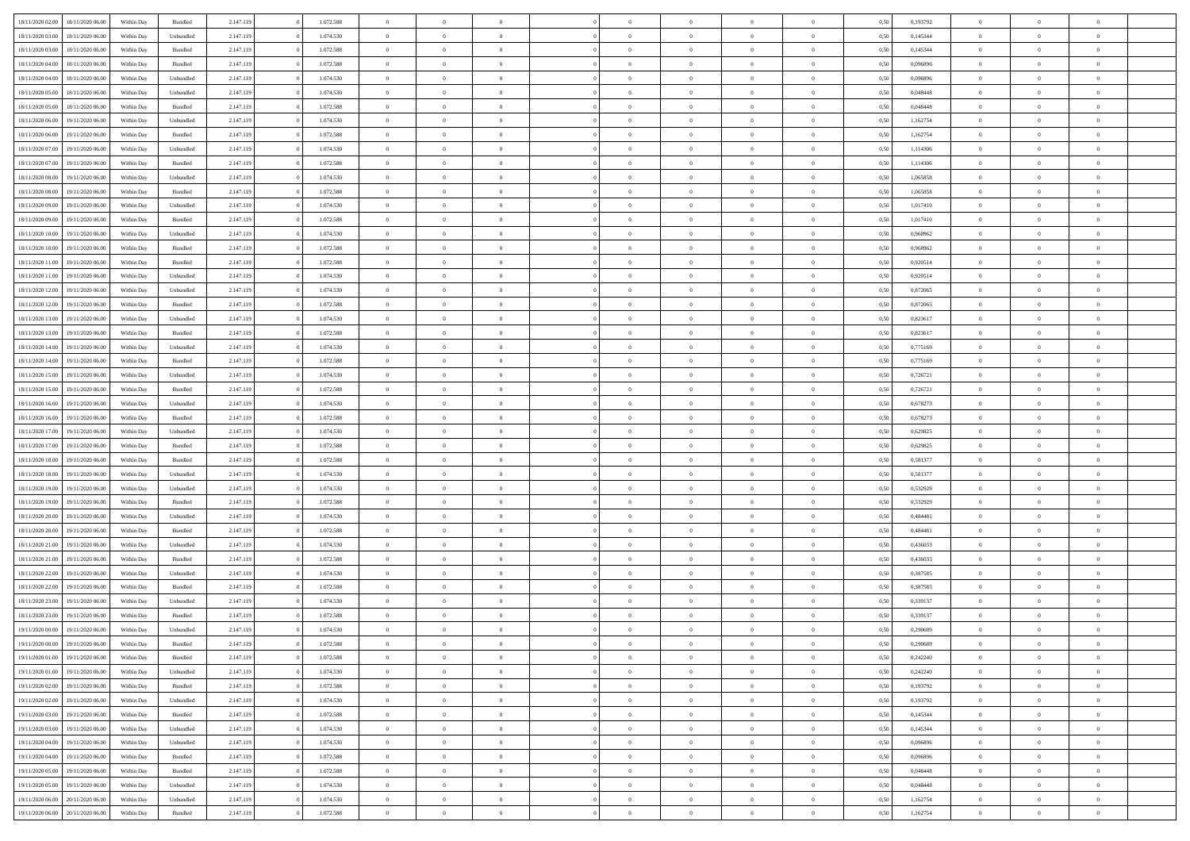| | | | | | | | | | | | | | | | | | | | | | |
|---|---|---|---|---|---|---|---|---|---|---|---|---|---|---|---|---|---|---|---|---|---|
| 18/11/2020 02.00 | 18/11/2020 06.00 | Within Day | Bundled | 2.147.119 | 0 | 1.072.588 | 0 | 0 | 0 | | 0 | 0 | 0 | 0 | 0 | 0,50 | 0,193792 | 0 | 0 | 0 | |
| 18/11/2020 03.00 | 18/11/2020 06.00 | Within Day | Unbundled | 2.147.119 | 0 | 1.074.530 | 0 | 0 | 0 | | 0 | 0 | 0 | 0 | 0 | 0,50 | 0,145344 | 0 | 0 | 0 | |
| 18/11/2020 03.00 | 18/11/2020 06.00 | Within Day | Bundled | 2.147.119 | 0 | 1.072.588 | 0 | 0 | 0 | | 0 | 0 | 0 | 0 | 0 | 0,50 | 0,145344 | 0 | 0 | 0 | |
| 18/11/2020 04.00 | 18/11/2020 06.00 | Within Day | Bundled | 2.147.119 | 0 | 1.072.588 | 0 | 0 | 0 | | 0 | 0 | 0 | 0 | 0 | 0,50 | 0,096896 | 0 | 0 | 0 | |
| 18/11/2020 04.00 | 18/11/2020 06.00 | Within Day | Unbundled | 2.147.119 | 0 | 1.074.530 | 0 | 0 | 0 | | 0 | 0 | 0 | 0 | 0 | 0,50 | 0,096896 | 0 | 0 | 0 | |
| 18/11/2020 05.00 | 18/11/2020 06.00 | Within Day | Unbundled | 2.147.119 | 0 | 1.074.530 | 0 | 0 | 0 | | 0 | 0 | 0 | 0 | 0 | 0,50 | 0,048448 | 0 | 0 | 0 | |
| 18/11/2020 05.00 | 18/11/2020 06.00 | Within Day | Bundled | 2.147.119 | 0 | 1.072.588 | 0 | 0 | 0 | | 0 | 0 | 0 | 0 | 0 | 0,50 | 0,048448 | 0 | 0 | 0 | |
| 18/11/2020 06.00 | 19/11/2020 06.00 | Within Day | Unbundled | 2.147.119 | 0 | 1.074.530 | 0 | 0 | 0 | | 0 | 0 | 0 | 0 | 0 | 0,50 | 1,162754 | 0 | 0 | 0 | |
| 18/11/2020 06.00 | 19/11/2020 06.00 | Within Day | Bundled | 2.147.119 | 0 | 1.072.588 | 0 | 0 | 0 | | 0 | 0 | 0 | 0 | 0 | 0,50 | 1,162754 | 0 | 0 | 0 | |
| 18/11/2020 07.00 | 19/11/2020 06.00 | Within Day | Unbundled | 2.147.119 | 0 | 1.074.530 | 0 | 0 | 0 | | 0 | 0 | 0 | 0 | 0 | 0,50 | 1,114306 | 0 | 0 | 0 | |
| 18/11/2020 07.00 | 19/11/2020 06.00 | Within Day | Bundled | 2.147.119 | 0 | 1.072.588 | 0 | 0 | 0 | | 0 | 0 | 0 | 0 | 0 | 0,50 | 1,114306 | 0 | 0 | 0 | |
| 18/11/2020 08.00 | 19/11/2020 06.00 | Within Day | Unbundled | 2.147.119 | 0 | 1.074.530 | 0 | 0 | 0 | | 0 | 0 | 0 | 0 | 0 | 0,50 | 1,065858 | 0 | 0 | 0 | |
| 18/11/2020 08.00 | 19/11/2020 06.00 | Within Day | Bundled | 2.147.119 | 0 | 1.072.588 | 0 | 0 | 0 | | 0 | 0 | 0 | 0 | 0 | 0,50 | 1,065858 | 0 | 0 | 0 | |
| 18/11/2020 09.00 | 19/11/2020 06.00 | Within Day | Unbundled | 2.147.119 | 0 | 1.074.530 | 0 | 0 | 0 | | 0 | 0 | 0 | 0 | 0 | 0,50 | 1,017410 | 0 | 0 | 0 | |
| 18/11/2020 09.00 | 19/11/2020 06.00 | Within Day | Bundled | 2.147.119 | 0 | 1.072.588 | 0 | 0 | 0 | | 0 | 0 | 0 | 0 | 0 | 0,50 | 1,017410 | 0 | 0 | 0 | |
| 18/11/2020 10.00 | 19/11/2020 06.00 | Within Day | Unbundled | 2.147.119 | 0 | 1.074.530 | 0 | 0 | 0 | | 0 | 0 | 0 | 0 | 0 | 0,50 | 0,968962 | 0 | 0 | 0 | |
| 18/11/2020 10.00 | 19/11/2020 06.00 | Within Day | Bundled | 2.147.119 | 0 | 1.072.588 | 0 | 0 | 0 | | 0 | 0 | 0 | 0 | 0 | 0,50 | 0,968962 | 0 | 0 | 0 | |
| 18/11/2020 11.00 | 19/11/2020 06.00 | Within Day | Bundled | 2.147.119 | 0 | 1.072.588 | 0 | 0 | 0 | | 0 | 0 | 0 | 0 | 0 | 0,50 | 0,920514 | 0 | 0 | 0 | |
| 18/11/2020 11.00 | 19/11/2020 06.00 | Within Day | Unbundled | 2.147.119 | 0 | 1.074.530 | 0 | 0 | 0 | | 0 | 0 | 0 | 0 | 0 | 0,50 | 0,920514 | 0 | 0 | 0 | |
| 18/11/2020 12.00 | 19/11/2020 06.00 | Within Day | Unbundled | 2.147.119 | 0 | 1.074.530 | 0 | 0 | 0 | | 0 | 0 | 0 | 0 | 0 | 0,50 | 0,872065 | 0 | 0 | 0 | |
| 18/11/2020 12.00 | 19/11/2020 06.00 | Within Day | Bundled | 2.147.119 | 0 | 1.072.588 | 0 | 0 | 0 | | 0 | 0 | 0 | 0 | 0 | 0,50 | 0,872065 | 0 | 0 | 0 | |
| 18/11/2020 13.00 | 19/11/2020 06.00 | Within Day | Unbundled | 2.147.119 | 0 | 1.074.530 | 0 | 0 | 0 | | 0 | 0 | 0 | 0 | 0 | 0,50 | 0,823617 | 0 | 0 | 0 | |
| 18/11/2020 13.00 | 19/11/2020 06.00 | Within Day | Bundled | 2.147.119 | 0 | 1.072.588 | 0 | 0 | 0 | | 0 | 0 | 0 | 0 | 0 | 0,50 | 0,823617 | 0 | 0 | 0 | |
| 18/11/2020 14.00 | 19/11/2020 06.00 | Within Day | Unbundled | 2.147.119 | 0 | 1.074.530 | 0 | 0 | 0 | | 0 | 0 | 0 | 0 | 0 | 0,50 | 0,775169 | 0 | 0 | 0 | |
| 18/11/2020 14.00 | 19/11/2020 06.00 | Within Day | Bundled | 2.147.119 | 0 | 1.072.588 | 0 | 0 | 0 | | 0 | 0 | 0 | 0 | 0 | 0,50 | 0,775169 | 0 | 0 | 0 | |
| 18/11/2020 15.00 | 19/11/2020 06.00 | Within Day | Unbundled | 2.147.119 | 0 | 1.074.530 | 0 | 0 | 0 | | 0 | 0 | 0 | 0 | 0 | 0,50 | 0,726721 | 0 | 0 | 0 | |
| 18/11/2020 15.00 | 19/11/2020 06.00 | Within Day | Bundled | 2.147.119 | 0 | 1.072.588 | 0 | 0 | 0 | | 0 | 0 | 0 | 0 | 0 | 0,50 | 0,726721 | 0 | 0 | 0 | |
| 18/11/2020 16.00 | 19/11/2020 06.00 | Within Day | Unbundled | 2.147.119 | 0 | 1.074.530 | 0 | 0 | 0 | | 0 | 0 | 0 | 0 | 0 | 0,50 | 0,678273 | 0 | 0 | 0 | |
| 18/11/2020 16.00 | 19/11/2020 06.00 | Within Day | Bundled | 2.147.119 | 0 | 1.072.588 | 0 | 0 | 0 | | 0 | 0 | 0 | 0 | 0 | 0,50 | 0,678273 | 0 | 0 | 0 | |
| 18/11/2020 17.00 | 19/11/2020 06.00 | Within Day | Unbundled | 2.147.119 | 0 | 1.074.530 | 0 | 0 | 0 | | 0 | 0 | 0 | 0 | 0 | 0,50 | 0,629825 | 0 | 0 | 0 | |
| 18/11/2020 17.00 | 19/11/2020 06.00 | Within Day | Bundled | 2.147.119 | 0 | 1.072.588 | 0 | 0 | 0 | | 0 | 0 | 0 | 0 | 0 | 0,50 | 0,629825 | 0 | 0 | 0 | |
| 18/11/2020 18.00 | 19/11/2020 06.00 | Within Day | Bundled | 2.147.119 | 0 | 1.072.588 | 0 | 0 | 0 | | 0 | 0 | 0 | 0 | 0 | 0,50 | 0,581377 | 0 | 0 | 0 | |
| 18/11/2020 18.00 | 19/11/2020 06.00 | Within Day | Unbundled | 2.147.119 | 0 | 1.074.530 | 0 | 0 | 0 | | 0 | 0 | 0 | 0 | 0 | 0,50 | 0,581377 | 0 | 0 | 0 | |
| 18/11/2020 19.00 | 19/11/2020 06.00 | Within Day | Unbundled | 2.147.119 | 0 | 1.074.530 | 0 | 0 | 0 | | 0 | 0 | 0 | 0 | 0 | 0,50 | 0,532929 | 0 | 0 | 0 | |
| 18/11/2020 19.00 | 19/11/2020 06.00 | Within Day | Bundled | 2.147.119 | 0 | 1.072.588 | 0 | 0 | 0 | | 0 | 0 | 0 | 0 | 0 | 0,50 | 0,532929 | 0 | 0 | 0 | |
| 18/11/2020 20.00 | 19/11/2020 06.00 | Within Day | Unbundled | 2.147.119 | 0 | 1.074.530 | 0 | 0 | 0 | | 0 | 0 | 0 | 0 | 0 | 0,50 | 0,484481 | 0 | 0 | 0 | |
| 18/11/2020 20.00 | 19/11/2020 06.00 | Within Day | Bundled | 2.147.119 | 0 | 1.072.588 | 0 | 0 | 0 | | 0 | 0 | 0 | 0 | 0 | 0,50 | 0,484481 | 0 | 0 | 0 | |
| 18/11/2020 21.00 | 19/11/2020 06.00 | Within Day | Unbundled | 2.147.119 | 0 | 1.074.530 | 0 | 0 | 0 | | 0 | 0 | 0 | 0 | 0 | 0,50 | 0,436033 | 0 | 0 | 0 | |
| 18/11/2020 21.00 | 19/11/2020 06.00 | Within Day | Bundled | 2.147.119 | 0 | 1.072.588 | 0 | 0 | 0 | | 0 | 0 | 0 | 0 | 0 | 0,50 | 0,436033 | 0 | 0 | 0 | |
| 18/11/2020 22.00 | 19/11/2020 06.00 | Within Day | Unbundled | 2.147.119 | 0 | 1.074.530 | 0 | 0 | 0 | | 0 | 0 | 0 | 0 | 0 | 0,50 | 0,387585 | 0 | 0 | 0 | |
| 18/11/2020 22.00 | 19/11/2020 06.00 | Within Day | Bundled | 2.147.119 | 0 | 1.072.588 | 0 | 0 | 0 | | 0 | 0 | 0 | 0 | 0 | 0,50 | 0,387585 | 0 | 0 | 0 | |
| 18/11/2020 23.00 | 19/11/2020 06.00 | Within Day | Unbundled | 2.147.119 | 0 | 1.074.530 | 0 | 0 | 0 | | 0 | 0 | 0 | 0 | 0 | 0,50 | 0,339137 | 0 | 0 | 0 | |
| 18/11/2020 23.00 | 19/11/2020 06.00 | Within Day | Bundled | 2.147.119 | 0 | 1.072.588 | 0 | 0 | 0 | | 0 | 0 | 0 | 0 | 0 | 0,50 | 0,339137 | 0 | 0 | 0 | |
| 19/11/2020 00.00 | 19/11/2020 06.00 | Within Day | Unbundled | 2.147.119 | 0 | 1.074.530 | 0 | 0 | 0 | | 0 | 0 | 0 | 0 | 0 | 0,50 | 0,290689 | 0 | 0 | 0 | |
| 19/11/2020 00.00 | 19/11/2020 06.00 | Within Day | Bundled | 2.147.119 | 0 | 1.072.588 | 0 | 0 | 0 | | 0 | 0 | 0 | 0 | 0 | 0,50 | 0,290689 | 0 | 0 | 0 | |
| 19/11/2020 01.00 | 19/11/2020 06.00 | Within Day | Bundled | 2.147.119 | 0 | 1.072.588 | 0 | 0 | 0 | | 0 | 0 | 0 | 0 | 0 | 0,50 | 0,242240 | 0 | 0 | 0 | |
| 19/11/2020 01.00 | 19/11/2020 06.00 | Within Day | Unbundled | 2.147.119 | 0 | 1.074.530 | 0 | 0 | 0 | | 0 | 0 | 0 | 0 | 0 | 0,50 | 0,242240 | 0 | 0 | 0 | |
| 19/11/2020 02.00 | 19/11/2020 06.00 | Within Day | Bundled | 2.147.119 | 0 | 1.072.588 | 0 | 0 | 0 | | 0 | 0 | 0 | 0 | 0 | 0,50 | 0,193792 | 0 | 0 | 0 | |
| 19/11/2020 02.00 | 19/11/2020 06.00 | Within Day | Unbundled | 2.147.119 | 0 | 1.074.530 | 0 | 0 | 0 | | 0 | 0 | 0 | 0 | 0 | 0,50 | 0,193792 | 0 | 0 | 0 | |
| 19/11/2020 03.00 | 19/11/2020 06.00 | Within Day | Bundled | 2.147.119 | 0 | 1.072.588 | 0 | 0 | 0 | | 0 | 0 | 0 | 0 | 0 | 0,50 | 0,145344 | 0 | 0 | 0 | |
| 19/11/2020 03.00 | 19/11/2020 06.00 | Within Day | Unbundled | 2.147.119 | 0 | 1.074.530 | 0 | 0 | 0 | | 0 | 0 | 0 | 0 | 0 | 0,50 | 0,145344 | 0 | 0 | 0 | |
| 19/11/2020 04.00 | 19/11/2020 06.00 | Within Day | Unbundled | 2.147.119 | 0 | 1.074.530 | 0 | 0 | 0 | | 0 | 0 | 0 | 0 | 0 | 0,50 | 0,096896 | 0 | 0 | 0 | |
| 19/11/2020 04.00 | 19/11/2020 06.00 | Within Day | Bundled | 2.147.119 | 0 | 1.072.588 | 0 | 0 | 0 | | 0 | 0 | 0 | 0 | 0 | 0,50 | 0,096896 | 0 | 0 | 0 | |
| 19/11/2020 05.00 | 19/11/2020 06.00 | Within Day | Bundled | 2.147.119 | 0 | 1.072.588 | 0 | 0 | 0 | | 0 | 0 | 0 | 0 | 0 | 0,50 | 0,048448 | 0 | 0 | 0 | |
| 19/11/2020 05.00 | 19/11/2020 06.00 | Within Day | Unbundled | 2.147.119 | 0 | 1.074.530 | 0 | 0 | 0 | | 0 | 0 | 0 | 0 | 0 | 0,50 | 0,048448 | 0 | 0 | 0 | |
| 19/11/2020 06.00 | 20/11/2020 06.00 | Within Day | Unbundled | 2.147.119 | 0 | 1.074.530 | 0 | 0 | 0 | | 0 | 0 | 0 | 0 | 0 | 0,50 | 1,162754 | 0 | 0 | 0 | |
| 19/11/2020 06.00 | 20/11/2020 06.00 | Within Day | Bundled | 2.147.119 | 0 | 1.072.588 | 0 | 0 | 0 | | 0 | 0 | 0 | 0 | 0 | 0,50 | 1,162754 | 0 | 0 | 0 | |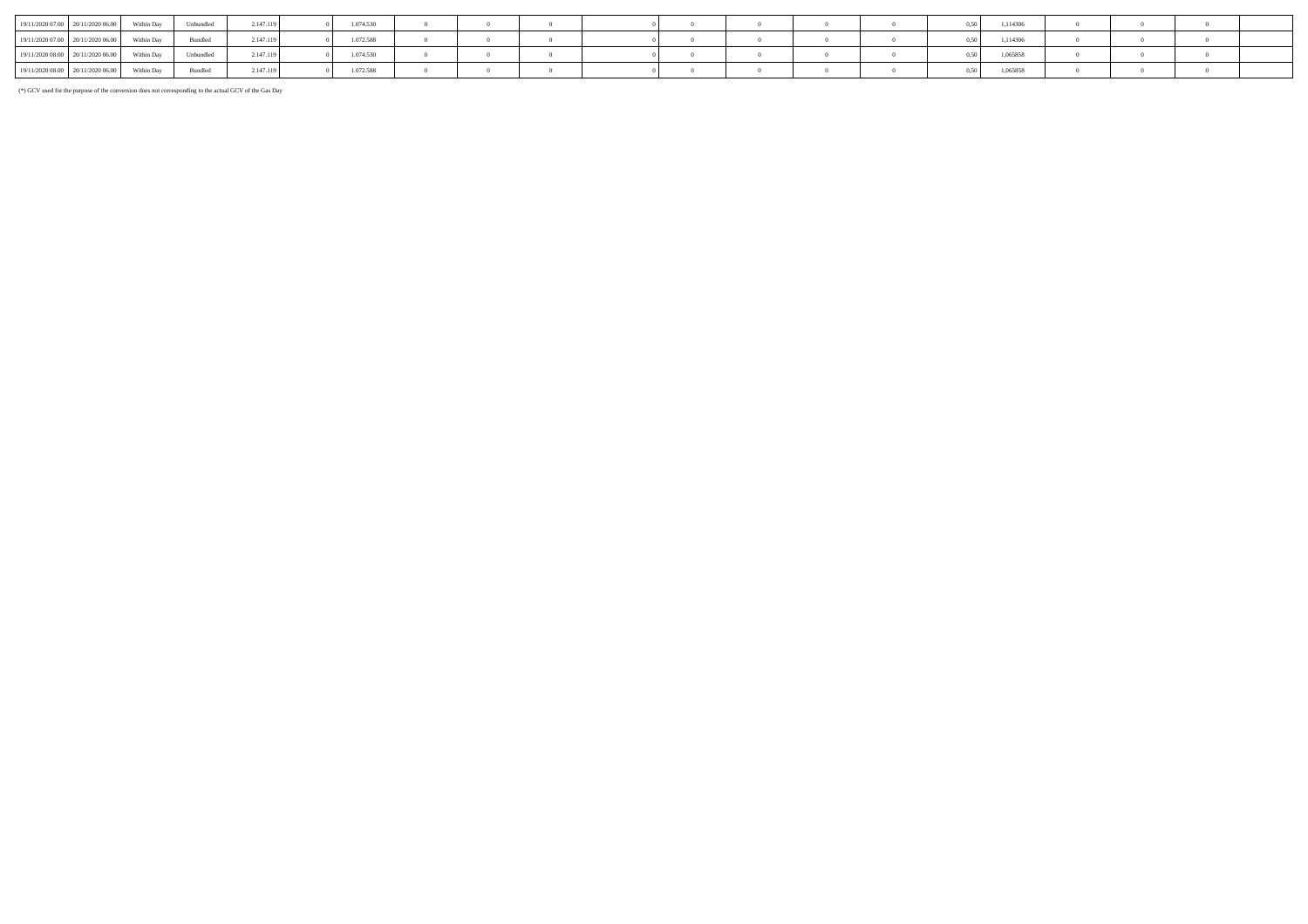| | | | | | | | | | | | | | | | | | | | |
|---|---|---|---|---|---|---|---|---|---|---|---|---|---|---|---|---|---|---|---|
| 19/11/2020 07.00 | 20/11/2020 06.00 | Within Day | Unbundled | 2.147.119 | 0 | 1.074.530 | 0 | 0 | 0 | 0 | 0 | 0 | 0 | 0 | 0,50 | 1,114306 | 0 | 0 | 0 |
| 19/11/2020 07.00 | 20/11/2020 06.00 | Within Day | Bundled | 2.147.119 | 0 | 1.072.588 | 0 | 0 | 0 | 0 | 0 | 0 | 0 | 0 | 0,50 | 1,114306 | 0 | 0 | 0 |
| 19/11/2020 08.00 | 20/11/2020 06.00 | Within Day | Unbundled | 2.147.119 | 0 | 1.074.530 | 0 | 0 | 0 | 0 | 0 | 0 | 0 | 0 | 0,50 | 1,065858 | 0 | 0 | 0 |
| 19/11/2020 08.00 | 20/11/2020 06.00 | Within Day | Bundled | 2.147.119 | 0 | 1.072.588 | 0 | 0 | 0 | 0 | 0 | 0 | 0 | 0 | 0,50 | 1,065858 | 0 | 0 | 0 |

(*) GCV used for the purpose of the conversion does not corresponding to the actual GCV of the Gas Day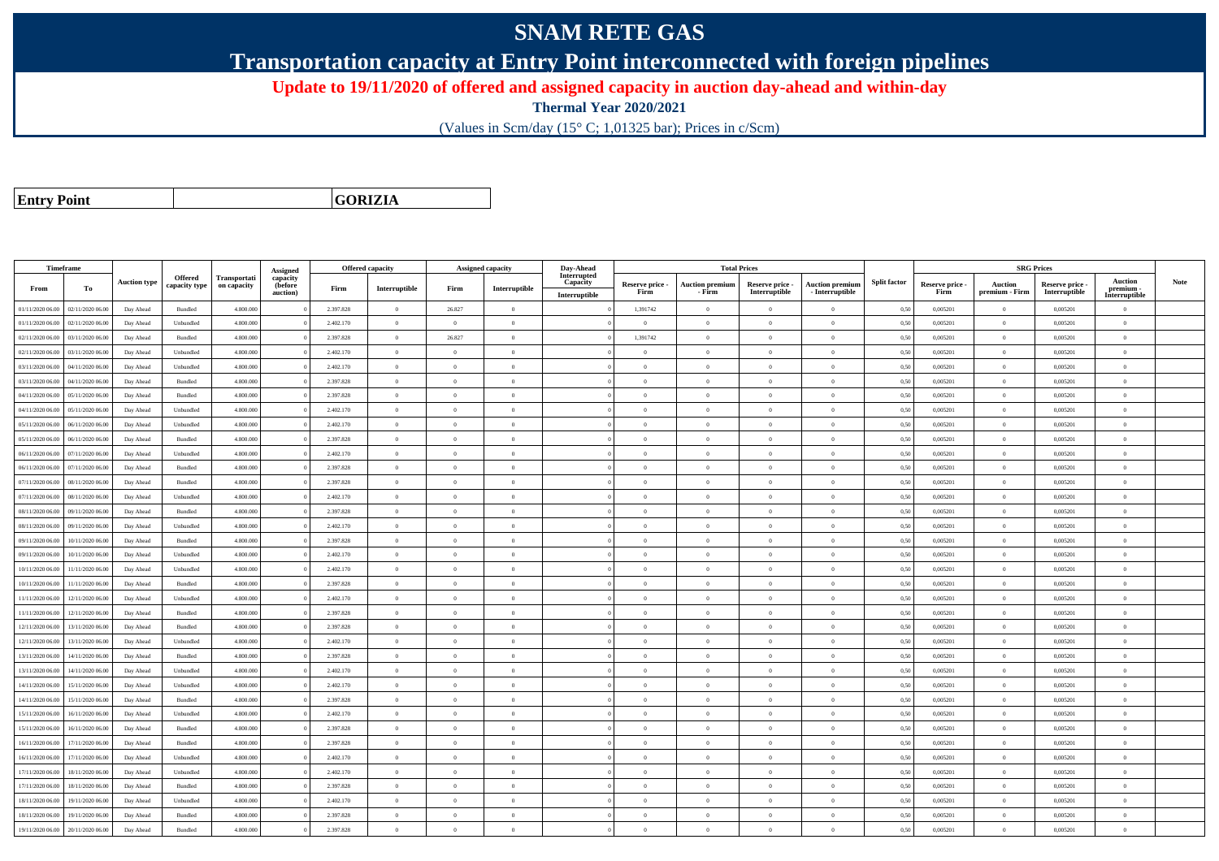# SNAM RETE GAS

## Transportation capacity at Entry Point interconnected with foreign pipelines

**Update to 19/11/2020 of offered and assigned capacity in auction day-ahead and within-day**

**Thermal Year 2020/2021**

(Values in Scm/day (15° C; 1,01325 bar); Prices in c/Scm)

| **Entry Point** | | **GORIZIA** |
|---|---|---|

| Timeframe | | Auction type | Offered capacity type | Transportation capacity | Assigned capacity (before auction) | Offered capacity | | Assigned capacity | | Day-Ahead Interrupted Capacity | Total Prices | | | | Split factor | SRG Prices | | | | Note |
|---|---|---|---|---|---|---|---|---|---|---|---|---|---|---|---|---|---|---|---|---|
| From | To | | | | | Firm | Interruptible | Firm | Interruptible | Interruptible | Reserve price - Firm | Auction premium - Firm | Reserve price - Interruptible | Auction premium - Interruptible | | Reserve price - Firm | Auction premium - Firm | Reserve price - Interruptible | Auction premium - Interruptible | |
| 01/11/2020 06.00 | 02/11/2020 06.00 | Day Ahead | Bundled | 4.800.000 | 0 | 2.397.828 | 0 | 26.827 | 0 | 0 | 1,391742 | 0 | 0 | 0 | 0,50 | 0,005201 | 0 | 0,005201 | 0 | |
| 01/11/2020 06.00 | 02/11/2020 06.00 | Day Ahead | Unbundled | 4.800.000 | 0 | 2.402.170 | 0 | 0 | 0 | 0 | 0 | 0 | 0 | 0 | 0,50 | 0,005201 | 0 | 0,005201 | 0 | |
| 02/11/2020 06.00 | 03/11/2020 06.00 | Day Ahead | Bundled | 4.800.000 | 0 | 2.397.828 | 0 | 26.827 | 0 | 0 | 1,391742 | 0 | 0 | 0 | 0,50 | 0,005201 | 0 | 0,005201 | 0 | |
| 02/11/2020 06.00 | 03/11/2020 06.00 | Day Ahead | Unbundled | 4.800.000 | 0 | 2.402.170 | 0 | 0 | 0 | 0 | 0 | 0 | 0 | 0 | 0,50 | 0,005201 | 0 | 0,005201 | 0 | |
| 03/11/2020 06.00 | 04/11/2020 06.00 | Day Ahead | Unbundled | 4.800.000 | 0 | 2.402.170 | 0 | 0 | 0 | 0 | 0 | 0 | 0 | 0 | 0,50 | 0,005201 | 0 | 0,005201 | 0 | |
| 03/11/2020 06.00 | 04/11/2020 06.00 | Day Ahead | Bundled | 4.800.000 | 0 | 2.397.828 | 0 | 0 | 0 | 0 | 0 | 0 | 0 | 0 | 0,50 | 0,005201 | 0 | 0,005201 | 0 | |
| 04/11/2020 06.00 | 05/11/2020 06.00 | Day Ahead | Bundled | 4.800.000 | 0 | 2.397.828 | 0 | 0 | 0 | 0 | 0 | 0 | 0 | 0 | 0,50 | 0,005201 | 0 | 0,005201 | 0 | |
| 04/11/2020 06.00 | 05/11/2020 06.00 | Day Ahead | Unbundled | 4.800.000 | 0 | 2.402.170 | 0 | 0 | 0 | 0 | 0 | 0 | 0 | 0 | 0,50 | 0,005201 | 0 | 0,005201 | 0 | |
| 05/11/2020 06.00 | 06/11/2020 06.00 | Day Ahead | Unbundled | 4.800.000 | 0 | 2.402.170 | 0 | 0 | 0 | 0 | 0 | 0 | 0 | 0 | 0,50 | 0,005201 | 0 | 0,005201 | 0 | |
| 05/11/2020 06.00 | 06/11/2020 06.00 | Day Ahead | Bundled | 4.800.000 | 0 | 2.397.828 | 0 | 0 | 0 | 0 | 0 | 0 | 0 | 0 | 0,50 | 0,005201 | 0 | 0,005201 | 0 | |
| 06/11/2020 06.00 | 07/11/2020 06.00 | Day Ahead | Unbundled | 4.800.000 | 0 | 2.402.170 | 0 | 0 | 0 | 0 | 0 | 0 | 0 | 0 | 0,50 | 0,005201 | 0 | 0,005201 | 0 | |
| 06/11/2020 06.00 | 07/11/2020 06.00 | Day Ahead | Bundled | 4.800.000 | 0 | 2.397.828 | 0 | 0 | 0 | 0 | 0 | 0 | 0 | 0 | 0,50 | 0,005201 | 0 | 0,005201 | 0 | |
| 07/11/2020 06.00 | 08/11/2020 06.00 | Day Ahead | Bundled | 4.800.000 | 0 | 2.397.828 | 0 | 0 | 0 | 0 | 0 | 0 | 0 | 0 | 0,50 | 0,005201 | 0 | 0,005201 | 0 | |
| 07/11/2020 06.00 | 08/11/2020 06.00 | Day Ahead | Unbundled | 4.800.000 | 0 | 2.402.170 | 0 | 0 | 0 | 0 | 0 | 0 | 0 | 0 | 0,50 | 0,005201 | 0 | 0,005201 | 0 | |
| 08/11/2020 06.00 | 09/11/2020 06.00 | Day Ahead | Bundled | 4.800.000 | 0 | 2.397.828 | 0 | 0 | 0 | 0 | 0 | 0 | 0 | 0 | 0,50 | 0,005201 | 0 | 0,005201 | 0 | |
| 08/11/2020 06.00 | 09/11/2020 06.00 | Day Ahead | Unbundled | 4.800.000 | 0 | 2.402.170 | 0 | 0 | 0 | 0 | 0 | 0 | 0 | 0 | 0,50 | 0,005201 | 0 | 0,005201 | 0 | |
| 09/11/2020 06.00 | 10/11/2020 06.00 | Day Ahead | Bundled | 4.800.000 | 0 | 2.397.828 | 0 | 0 | 0 | 0 | 0 | 0 | 0 | 0 | 0,50 | 0,005201 | 0 | 0,005201 | 0 | |
| 09/11/2020 06.00 | 10/11/2020 06.00 | Day Ahead | Unbundled | 4.800.000 | 0 | 2.402.170 | 0 | 0 | 0 | 0 | 0 | 0 | 0 | 0 | 0,50 | 0,005201 | 0 | 0,005201 | 0 | |
| 10/11/2020 06.00 | 11/11/2020 06.00 | Day Ahead | Unbundled | 4.800.000 | 0 | 2.402.170 | 0 | 0 | 0 | 0 | 0 | 0 | 0 | 0 | 0,50 | 0,005201 | 0 | 0,005201 | 0 | |
| 10/11/2020 06.00 | 11/11/2020 06.00 | Day Ahead | Bundled | 4.800.000 | 0 | 2.397.828 | 0 | 0 | 0 | 0 | 0 | 0 | 0 | 0 | 0,50 | 0,005201 | 0 | 0,005201 | 0 | |
| 11/11/2020 06.00 | 12/11/2020 06.00 | Day Ahead | Unbundled | 4.800.000 | 0 | 2.402.170 | 0 | 0 | 0 | 0 | 0 | 0 | 0 | 0 | 0,50 | 0,005201 | 0 | 0,005201 | 0 | |
| 11/11/2020 06.00 | 12/11/2020 06.00 | Day Ahead | Bundled | 4.800.000 | 0 | 2.397.828 | 0 | 0 | 0 | 0 | 0 | 0 | 0 | 0 | 0,50 | 0,005201 | 0 | 0,005201 | 0 | |
| 12/11/2020 06.00 | 13/11/2020 06.00 | Day Ahead | Bundled | 4.800.000 | 0 | 2.397.828 | 0 | 0 | 0 | 0 | 0 | 0 | 0 | 0 | 0,50 | 0,005201 | 0 | 0,005201 | 0 | |
| 12/11/2020 06.00 | 13/11/2020 06.00 | Day Ahead | Unbundled | 4.800.000 | 0 | 2.402.170 | 0 | 0 | 0 | 0 | 0 | 0 | 0 | 0 | 0,50 | 0,005201 | 0 | 0,005201 | 0 | |
| 13/11/2020 06.00 | 14/11/2020 06.00 | Day Ahead | Bundled | 4.800.000 | 0 | 2.397.828 | 0 | 0 | 0 | 0 | 0 | 0 | 0 | 0 | 0,50 | 0,005201 | 0 | 0,005201 | 0 | |
| 13/11/2020 06.00 | 14/11/2020 06.00 | Day Ahead | Unbundled | 4.800.000 | 0 | 2.402.170 | 0 | 0 | 0 | 0 | 0 | 0 | 0 | 0 | 0,50 | 0,005201 | 0 | 0,005201 | 0 | |
| 14/11/2020 06.00 | 15/11/2020 06.00 | Day Ahead | Unbundled | 4.800.000 | 0 | 2.402.170 | 0 | 0 | 0 | 0 | 0 | 0 | 0 | 0 | 0,50 | 0,005201 | 0 | 0,005201 | 0 | |
| 14/11/2020 06.00 | 15/11/2020 06.00 | Day Ahead | Bundled | 4.800.000 | 0 | 2.397.828 | 0 | 0 | 0 | 0 | 0 | 0 | 0 | 0 | 0,50 | 0,005201 | 0 | 0,005201 | 0 | |
| 15/11/2020 06.00 | 16/11/2020 06.00 | Day Ahead | Unbundled | 4.800.000 | 0 | 2.402.170 | 0 | 0 | 0 | 0 | 0 | 0 | 0 | 0 | 0,50 | 0,005201 | 0 | 0,005201 | 0 | |
| 15/11/2020 06.00 | 16/11/2020 06.00 | Day Ahead | Bundled | 4.800.000 | 0 | 2.397.828 | 0 | 0 | 0 | 0 | 0 | 0 | 0 | 0 | 0,50 | 0,005201 | 0 | 0,005201 | 0 | |
| 16/11/2020 06.00 | 17/11/2020 06.00 | Day Ahead | Bundled | 4.800.000 | 0 | 2.397.828 | 0 | 0 | 0 | 0 | 0 | 0 | 0 | 0 | 0,50 | 0,005201 | 0 | 0,005201 | 0 | |
| 16/11/2020 06.00 | 17/11/2020 06.00 | Day Ahead | Unbundled | 4.800.000 | 0 | 2.402.170 | 0 | 0 | 0 | 0 | 0 | 0 | 0 | 0 | 0,50 | 0,005201 | 0 | 0,005201 | 0 | |
| 17/11/2020 06.00 | 18/11/2020 06.00 | Day Ahead | Unbundled | 4.800.000 | 0 | 2.402.170 | 0 | 0 | 0 | 0 | 0 | 0 | 0 | 0 | 0,50 | 0,005201 | 0 | 0,005201 | 0 | |
| 17/11/2020 06.00 | 18/11/2020 06.00 | Day Ahead | Bundled | 4.800.000 | 0 | 2.397.828 | 0 | 0 | 0 | 0 | 0 | 0 | 0 | 0 | 0,50 | 0,005201 | 0 | 0,005201 | 0 | |
| 18/11/2020 06.00 | 19/11/2020 06.00 | Day Ahead | Unbundled | 4.800.000 | 0 | 2.402.170 | 0 | 0 | 0 | 0 | 0 | 0 | 0 | 0 | 0,50 | 0,005201 | 0 | 0,005201 | 0 | |
| 18/11/2020 06.00 | 19/11/2020 06.00 | Day Ahead | Bundled | 4.800.000 | 0 | 2.397.828 | 0 | 0 | 0 | 0 | 0 | 0 | 0 | 0 | 0,50 | 0,005201 | 0 | 0,005201 | 0 | |
| 19/11/2020 06.00 | 20/11/2020 06.00 | Day Ahead | Bundled | 4.800.000 | 0 | 2.397.828 | 0 | 0 | 0 | 0 | 0 | 0 | 0 | 0 | 0,50 | 0,005201 | 0 | 0,005201 | 0 | |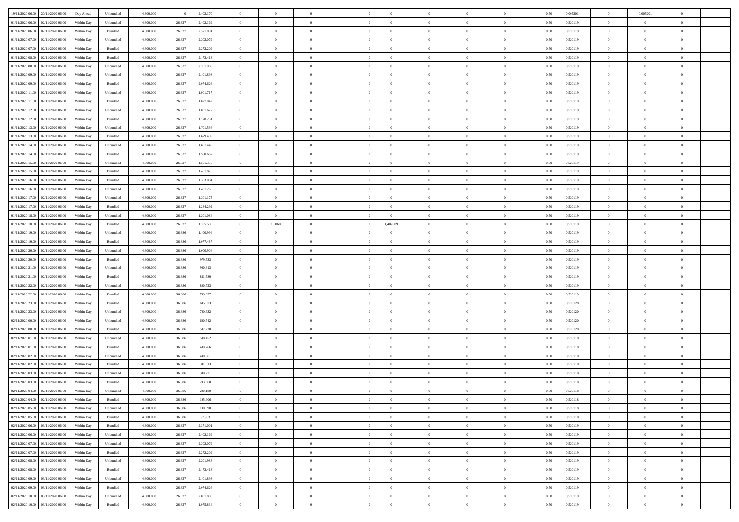| | | | | | | | | | | | | | | | | | | | | | |
|---|---|---|---|---|---|---|---|---|---|---|---|---|---|---|---|---|---|---|---|---|---|
| 19/11/2020 06.00 | 20/11/2020 06.00 | Day Ahead | Unbundled | 4.800.000 | 0 | 2.402.170 | 0 | 0 | 0 | | 0 | 0 | 0 | 0 | 0 | 0,50 | 0,005201 | 0 | 0,005201 | 0 | |
| 01/11/2020 06.00 | 02/11/2020 06.00 | Within Day | Unbundled | 4.800.000 | 26.827 | 2.402.169 | 0 | 0 | 0 | | 0 | 0 | 0 | 0 | 0 | 0,50 | 0,520119 | 0 | 0 | 0 | |
| 01/11/2020 06.00 | 02/11/2020 06.00 | Within Day | Bundled | 4.800.000 | 26.827 | 2.371.001 | 0 | 0 | 0 | | 0 | 0 | 0 | 0 | 0 | 0,50 | 0,520119 | 0 | 0 | 0 | |
| 01/11/2020 07.00 | 02/11/2020 06.00 | Within Day | Unbundled | 4.800.000 | 26.827 | 2.302.079 | 0 | 0 | 0 | | 0 | 0 | 0 | 0 | 0 | 0,50 | 0,520119 | 0 | 0 | 0 | |
| 01/11/2020 07.00 | 02/11/2020 06.00 | Within Day | Bundled | 4.800.000 | 26.827 | 2.272.209 | 0 | 0 | 0 | | 0 | 0 | 0 | 0 | 0 | 0,50 | 0,520119 | 0 | 0 | 0 | |
| 01/11/2020 08.00 | 02/11/2020 06.00 | Within Day | Bundled | 4.800.000 | 26.827 | 2.173.418 | 0 | 0 | 0 | | 0 | 0 | 0 | 0 | 0 | 0,50 | 0,520119 | 0 | 0 | 0 | |
| 01/11/2020 08.00 | 02/11/2020 06.00 | Within Day | Unbundled | 4.800.000 | 26.827 | 2.201.988 | 0 | 0 | 0 | | 0 | 0 | 0 | 0 | 0 | 0,50 | 0,520119 | 0 | 0 | 0 | |
| 01/11/2020 09.00 | 02/11/2020 06.00 | Within Day | Unbundled | 4.800.000 | 26.827 | 2.101.898 | 0 | 0 | 0 | | 0 | 0 | 0 | 0 | 0 | 0,50 | 0,520119 | 0 | 0 | 0 | |
| 01/11/2020 09.00 | 02/11/2020 06.00 | Within Day | Bundled | 4.800.000 | 26.827 | 2.074.626 | 0 | 0 | 0 | | 0 | 0 | 0 | 0 | 0 | 0,50 | 0,520119 | 0 | 0 | 0 | |
| 01/11/2020 11.00 | 02/11/2020 06.00 | Within Day | Unbundled | 4.800.000 | 26.827 | 1.901.717 | 0 | 0 | 0 | | 0 | 0 | 0 | 0 | 0 | 0,50 | 0,520119 | 0 | 0 | 0 | |
| 01/11/2020 11.00 | 02/11/2020 06.00 | Within Day | Bundled | 4.800.000 | 26.827 | 1.877.042 | 0 | 0 | 0 | | 0 | 0 | 0 | 0 | 0 | 0,50 | 0,520119 | 0 | 0 | 0 | |
| 01/11/2020 12.00 | 02/11/2020 06.00 | Within Day | Unbundled | 4.800.000 | 26.827 | 1.801.627 | 0 | 0 | 0 | | 0 | 0 | 0 | 0 | 0 | 0,50 | 0,520119 | 0 | 0 | 0 | |
| 01/11/2020 12.00 | 02/11/2020 06.00 | Within Day | Bundled | 4.800.000 | 26.827 | 1.778.251 | 0 | 0 | 0 | | 0 | 0 | 0 | 0 | 0 | 0,50 | 0,520119 | 0 | 0 | 0 | |
| 01/11/2020 13.00 | 02/11/2020 06.00 | Within Day | Unbundled | 4.800.000 | 26.827 | 1.701.536 | 0 | 0 | 0 | | 0 | 0 | 0 | 0 | 0 | 0,50 | 0,520119 | 0 | 0 | 0 | |
| 01/11/2020 13.00 | 02/11/2020 06.00 | Within Day | Bundled | 4.800.000 | 26.827 | 1.679.459 | 0 | 0 | 0 | | 0 | 0 | 0 | 0 | 0 | 0,50 | 0,520119 | 0 | 0 | 0 | |
| 01/11/2020 14.00 | 02/11/2020 06.00 | Within Day | Unbundled | 4.800.000 | 26.827 | 1.601.446 | 0 | 0 | 0 | | 0 | 0 | 0 | 0 | 0 | 0,50 | 0,520119 | 0 | 0 | 0 | |
| 01/11/2020 14.00 | 02/11/2020 06.00 | Within Day | Bundled | 4.800.000 | 26.827 | 1.580.667 | 0 | 0 | 0 | | 0 | 0 | 0 | 0 | 0 | 0,50 | 0,520119 | 0 | 0 | 0 | |
| 01/11/2020 15.00 | 02/11/2020 06.00 | Within Day | Unbundled | 4.800.000 | 26.827 | 1.501.356 | 0 | 0 | 0 | | 0 | 0 | 0 | 0 | 0 | 0,50 | 0,520119 | 0 | 0 | 0 | |
| 01/11/2020 15.00 | 02/11/2020 06.00 | Within Day | Bundled | 4.800.000 | 26.827 | 1.481.875 | 0 | 0 | 0 | | 0 | 0 | 0 | 0 | 0 | 0,50 | 0,520119 | 0 | 0 | 0 | |
| 01/11/2020 16.00 | 02/11/2020 06.00 | Within Day | Bundled | 4.800.000 | 26.827 | 1.383.084 | 0 | 0 | 0 | | 0 | 0 | 0 | 0 | 0 | 0,50 | 0,520119 | 0 | 0 | 0 | |
| 01/11/2020 16.00 | 02/11/2020 06.00 | Within Day | Unbundled | 4.800.000 | 26.827 | 1.401.265 | 0 | 0 | 0 | | 0 | 0 | 0 | 0 | 0 | 0,50 | 0,520119 | 0 | 0 | 0 | |
| 01/11/2020 17.00 | 02/11/2020 06.00 | Within Day | Unbundled | 4.800.000 | 26.827 | 1.301.175 | 0 | 0 | 0 | | 0 | 0 | 0 | 0 | 0 | 0,50 | 0,520119 | 0 | 0 | 0 | |
| 01/11/2020 17.00 | 02/11/2020 06.00 | Within Day | Bundled | 4.800.000 | 26.827 | 1.284.292 | 0 | 0 | 0 | | 0 | 0 | 0 | 0 | 0 | 0,50 | 0,520119 | 0 | 0 | 0 | |
| 01/11/2020 18.00 | 02/11/2020 06.00 | Within Day | Unbundled | 4.800.000 | 26.827 | 1.201.084 | 0 | 0 | 0 | | 0 | 0 | 0 | 0 | 0 | 0,50 | 0,520119 | 0 | 0 | 0 | |
| 01/11/2020 18.00 | 02/11/2020 06.00 | Within Day | Bundled | 4.800.000 | 26.827 | 1.185.500 | 0 | 10.060 | 0 | | 1,407609 | 0 | 0 | 0 | 0 | 0,50 | 0,520119 | 0 | 0 | 0 | |
| 01/11/2020 19.00 | 02/11/2020 06.00 | Within Day | Unbundled | 4.800.000 | 36.886 | 1.100.994 | 0 | 0 | 0 | | 0 | 0 | 0 | 0 | 0 | 0,50 | 0,520119 | 0 | 0 | 0 | |
| 01/11/2020 19.00 | 02/11/2020 06.00 | Within Day | Bundled | 4.800.000 | 36.886 | 1.077.487 | 0 | 0 | 0 | | 0 | 0 | 0 | 0 | 0 | 0,50 | 0,520119 | 0 | 0 | 0 | |
| 01/11/2020 20.00 | 02/11/2020 06.00 | Within Day | Unbundled | 4.800.000 | 36.886 | 1.000.904 | 0 | 0 | 0 | | 0 | 0 | 0 | 0 | 0 | 0,50 | 0,520119 | 0 | 0 | 0 | |
| 01/11/2020 20.00 | 02/11/2020 06.00 | Within Day | Bundled | 4.800.000 | 36.886 | 979.533 | 0 | 0 | 0 | | 0 | 0 | 0 | 0 | 0 | 0,50 | 0,520119 | 0 | 0 | 0 | |
| 01/11/2020 21.00 | 02/11/2020 06.00 | Within Day | Unbundled | 4.800.000 | 36.886 | 900.813 | 0 | 0 | 0 | | 0 | 0 | 0 | 0 | 0 | 0,50 | 0,520119 | 0 | 0 | 0 | |
| 01/11/2020 21.00 | 02/11/2020 06.00 | Within Day | Bundled | 4.800.000 | 36.886 | 881.580 | 0 | 0 | 0 | | 0 | 0 | 0 | 0 | 0 | 0,50 | 0,520119 | 0 | 0 | 0 | |
| 01/11/2020 22.00 | 02/11/2020 06.00 | Within Day | Unbundled | 4.800.000 | 36.886 | 800.723 | 0 | 0 | 0 | | 0 | 0 | 0 | 0 | 0 | 0,50 | 0,520119 | 0 | 0 | 0 | |
| 01/11/2020 22.00 | 02/11/2020 06.00 | Within Day | Bundled | 4.800.000 | 36.886 | 783.627 | 0 | 0 | 0 | | 0 | 0 | 0 | 0 | 0 | 0,50 | 0,520119 | 0 | 0 | 0 | |
| 01/11/2020 23.00 | 02/11/2020 06.00 | Within Day | Bundled | 4.800.000 | 36.886 | 685.673 | 0 | 0 | 0 | | 0 | 0 | 0 | 0 | 0 | 0,50 | 0,520120 | 0 | 0 | 0 | |
| 01/11/2020 23.00 | 02/11/2020 06.00 | Within Day | Unbundled | 4.800.000 | 36.886 | 700.632 | 0 | 0 | 0 | | 0 | 0 | 0 | 0 | 0 | 0,50 | 0,520120 | 0 | 0 | 0 | |
| 02/11/2020 00.00 | 02/11/2020 06.00 | Within Day | Unbundled | 4.800.000 | 36.886 | 600.542 | 0 | 0 | 0 | | 0 | 0 | 0 | 0 | 0 | 0,50 | 0,520120 | 0 | 0 | 0 | |
| 02/11/2020 00.00 | 02/11/2020 06.00 | Within Day | Bundled | 4.800.000 | 36.886 | 587.720 | 0 | 0 | 0 | | 0 | 0 | 0 | 0 | 0 | 0,50 | 0,520120 | 0 | 0 | 0 | |
| 02/11/2020 01.00 | 02/11/2020 06.00 | Within Day | Unbundled | 4.800.000 | 36.886 | 500.452 | 0 | 0 | 0 | | 0 | 0 | 0 | 0 | 0 | 0,50 | 0,520118 | 0 | 0 | 0 | |
| 02/11/2020 01.00 | 02/11/2020 06.00 | Within Day | Bundled | 4.800.000 | 36.886 | 489.766 | 0 | 0 | 0 | | 0 | 0 | 0 | 0 | 0 | 0,50 | 0,520118 | 0 | 0 | 0 | |
| 02/11/2020 02.00 | 02/11/2020 06.00 | Within Day | Unbundled | 4.800.000 | 36.886 | 400.361 | 0 | 0 | 0 | | 0 | 0 | 0 | 0 | 0 | 0,50 | 0,520118 | 0 | 0 | 0 | |
| 02/11/2020 02.00 | 02/11/2020 06.00 | Within Day | Bundled | 4.800.000 | 36.886 | 391.813 | 0 | 0 | 0 | | 0 | 0 | 0 | 0 | 0 | 0,50 | 0,520118 | 0 | 0 | 0 | |
| 02/11/2020 03.00 | 02/11/2020 06.00 | Within Day | Unbundled | 4.800.000 | 36.886 | 300.271 | 0 | 0 | 0 | | 0 | 0 | 0 | 0 | 0 | 0,50 | 0,520118 | 0 | 0 | 0 | |
| 02/11/2020 03.00 | 02/11/2020 06.00 | Within Day | Bundled | 4.800.000 | 36.886 | 293.860 | 0 | 0 | 0 | | 0 | 0 | 0 | 0 | 0 | 0,50 | 0,520118 | 0 | 0 | 0 | |
| 02/11/2020 04.00 | 02/11/2020 06.00 | Within Day | Unbundled | 4.800.000 | 36.886 | 200.180 | 0 | 0 | 0 | | 0 | 0 | 0 | 0 | 0 | 0,50 | 0,520118 | 0 | 0 | 0 | |
| 02/11/2020 04.00 | 02/11/2020 06.00 | Within Day | Bundled | 4.800.000 | 36.886 | 195.906 | 0 | 0 | 0 | | 0 | 0 | 0 | 0 | 0 | 0,50 | 0,520118 | 0 | 0 | 0 | |
| 02/11/2020 05.00 | 02/11/2020 06.00 | Within Day | Unbundled | 4.800.000 | 36.886 | 100.090 | 0 | 0 | 0 | | 0 | 0 | 0 | 0 | 0 | 0,50 | 0,520118 | 0 | 0 | 0 | |
| 02/11/2020 05.00 | 02/11/2020 06.00 | Within Day | Bundled | 4.800.000 | 36.886 | 97.953 | 0 | 0 | 0 | | 0 | 0 | 0 | 0 | 0 | 0,50 | 0,520118 | 0 | 0 | 0 | |
| 02/11/2020 06.00 | 03/11/2020 06.00 | Within Day | Bundled | 4.800.000 | 26.827 | 2.371.001 | 0 | 0 | 0 | | 0 | 0 | 0 | 0 | 0 | 0,50 | 0,520119 | 0 | 0 | 0 | |
| 02/11/2020 06.00 | 03/11/2020 06.00 | Within Day | Unbundled | 4.800.000 | 26.827 | 2.402.169 | 0 | 0 | 0 | | 0 | 0 | 0 | 0 | 0 | 0,50 | 0,520119 | 0 | 0 | 0 | |
| 02/11/2020 07.00 | 03/11/2020 06.00 | Within Day | Unbundled | 4.800.000 | 26.827 | 2.302.079 | 0 | 0 | 0 | | 0 | 0 | 0 | 0 | 0 | 0,50 | 0,520119 | 0 | 0 | 0 | |
| 02/11/2020 07.00 | 03/11/2020 06.00 | Within Day | Bundled | 4.800.000 | 26.827 | 2.272.209 | 0 | 0 | 0 | | 0 | 0 | 0 | 0 | 0 | 0,50 | 0,520119 | 0 | 0 | 0 | |
| 02/11/2020 08.00 | 03/11/2020 06.00 | Within Day | Unbundled | 4.800.000 | 26.827 | 2.201.988 | 0 | 0 | 0 | | 0 | 0 | 0 | 0 | 0 | 0,50 | 0,520119 | 0 | 0 | 0 | |
| 02/11/2020 08.00 | 03/11/2020 06.00 | Within Day | Bundled | 4.800.000 | 26.827 | 2.173.418 | 0 | 0 | 0 | | 0 | 0 | 0 | 0 | 0 | 0,50 | 0,520119 | 0 | 0 | 0 | |
| 02/11/2020 09.00 | 03/11/2020 06.00 | Within Day | Unbundled | 4.800.000 | 26.827 | 2.101.898 | 0 | 0 | 0 | | 0 | 0 | 0 | 0 | 0 | 0,50 | 0,520119 | 0 | 0 | 0 | |
| 02/11/2020 09.00 | 03/11/2020 06.00 | Within Day | Bundled | 4.800.000 | 26.827 | 2.074.626 | 0 | 0 | 0 | | 0 | 0 | 0 | 0 | 0 | 0,50 | 0,520119 | 0 | 0 | 0 | |
| 02/11/2020 10.00 | 03/11/2020 06.00 | Within Day | Unbundled | 4.800.000 | 26.827 | 2.001.808 | 0 | 0 | 0 | | 0 | 0 | 0 | 0 | 0 | 0,50 | 0,520119 | 0 | 0 | 0 | |
| 02/11/2020 10.00 | 03/11/2020 06.00 | Within Day | Bundled | 4.800.000 | 26.827 | 1.975.834 | 0 | 0 | 0 | | 0 | 0 | 0 | 0 | 0 | 0,50 | 0,520119 | 0 | 0 | 0 | |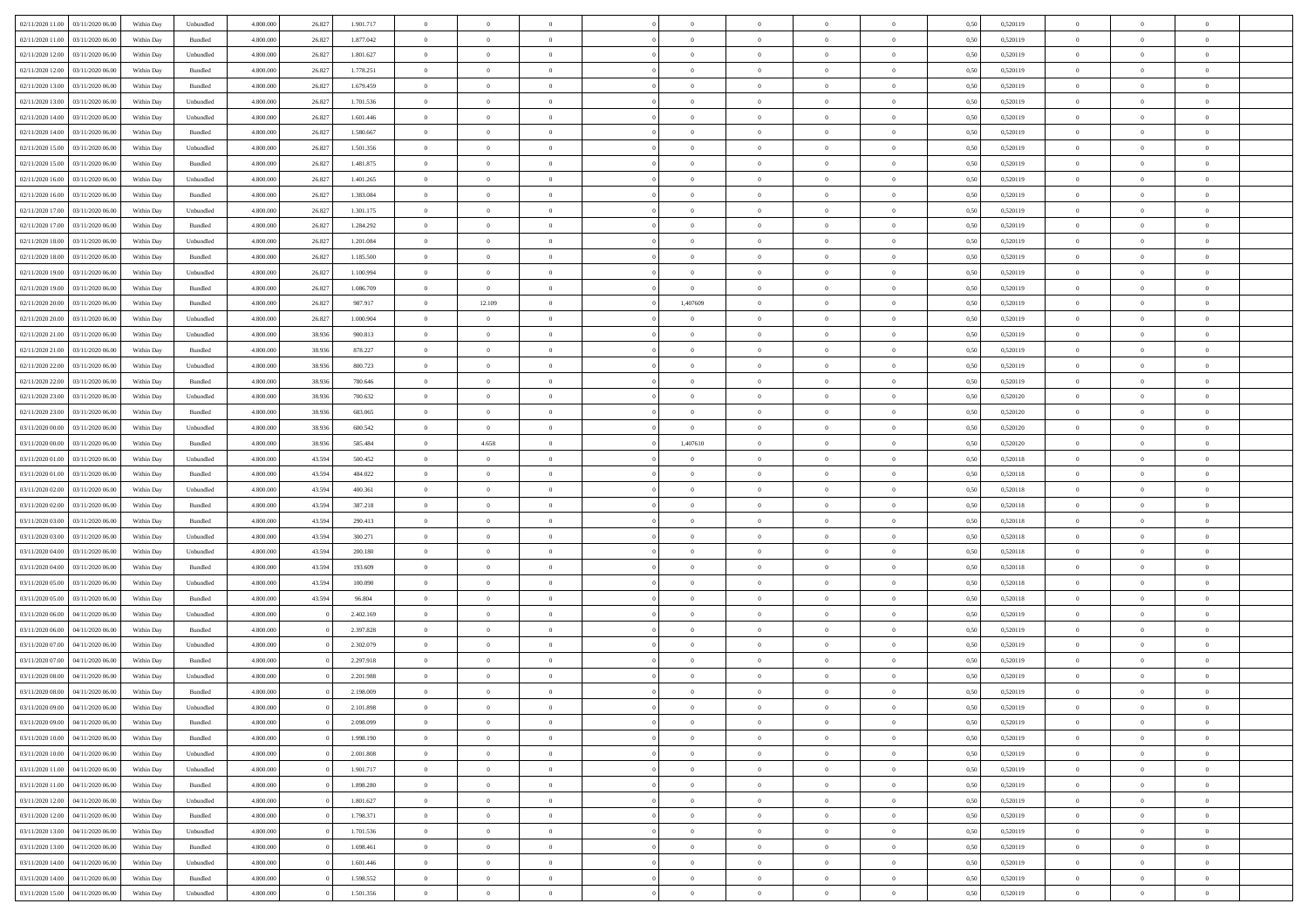| | | | | | | | | | | | | | | | | | | | | | |
|---|---|---|---|---|---|---|---|---|---|---|---|---|---|---|---|---|---|---|---|---|---|
| 02/11/2020 11.00 | 03/11/2020 06.00 | Within Day | Unbundled | 4.800.000 | 26.827 | 1.901.717 | 0 | 0 | 0 | | 0 | 0 | 0 | 0 | 0 | 0,50 | 0,520119 | 0 | 0 | 0 | |
| 02/11/2020 11.00 | 03/11/2020 06.00 | Within Day | Bundled | 4.800.000 | 26.827 | 1.877.042 | 0 | 0 | 0 | | 0 | 0 | 0 | 0 | 0 | 0,50 | 0,520119 | 0 | 0 | 0 | |
| 02/11/2020 12.00 | 03/11/2020 06.00 | Within Day | Unbundled | 4.800.000 | 26.827 | 1.801.627 | 0 | 0 | 0 | | 0 | 0 | 0 | 0 | 0 | 0,50 | 0,520119 | 0 | 0 | 0 | |
| 02/11/2020 12.00 | 03/11/2020 06.00 | Within Day | Bundled | 4.800.000 | 26.827 | 1.778.251 | 0 | 0 | 0 | | 0 | 0 | 0 | 0 | 0 | 0,50 | 0,520119 | 0 | 0 | 0 | |
| 02/11/2020 13.00 | 03/11/2020 06.00 | Within Day | Bundled | 4.800.000 | 26.827 | 1.679.459 | 0 | 0 | 0 | | 0 | 0 | 0 | 0 | 0 | 0,50 | 0,520119 | 0 | 0 | 0 | |
| 02/11/2020 13.00 | 03/11/2020 06.00 | Within Day | Unbundled | 4.800.000 | 26.827 | 1.701.536 | 0 | 0 | 0 | | 0 | 0 | 0 | 0 | 0 | 0,50 | 0,520119 | 0 | 0 | 0 | |
| 02/11/2020 14.00 | 03/11/2020 06.00 | Within Day | Unbundled | 4.800.000 | 26.827 | 1.601.446 | 0 | 0 | 0 | | 0 | 0 | 0 | 0 | 0 | 0,50 | 0,520119 | 0 | 0 | 0 | |
| 02/11/2020 14.00 | 03/11/2020 06.00 | Within Day | Bundled | 4.800.000 | 26.827 | 1.580.667 | 0 | 0 | 0 | | 0 | 0 | 0 | 0 | 0 | 0,50 | 0,520119 | 0 | 0 | 0 | |
| 02/11/2020 15.00 | 03/11/2020 06.00 | Within Day | Unbundled | 4.800.000 | 26.827 | 1.501.356 | 0 | 0 | 0 | | 0 | 0 | 0 | 0 | 0 | 0,50 | 0,520119 | 0 | 0 | 0 | |
| 02/11/2020 15.00 | 03/11/2020 06.00 | Within Day | Bundled | 4.800.000 | 26.827 | 1.481.875 | 0 | 0 | 0 | | 0 | 0 | 0 | 0 | 0 | 0,50 | 0,520119 | 0 | 0 | 0 | |
| 02/11/2020 16.00 | 03/11/2020 06.00 | Within Day | Unbundled | 4.800.000 | 26.827 | 1.401.265 | 0 | 0 | 0 | | 0 | 0 | 0 | 0 | 0 | 0,50 | 0,520119 | 0 | 0 | 0 | |
| 02/11/2020 16.00 | 03/11/2020 06.00 | Within Day | Bundled | 4.800.000 | 26.827 | 1.383.084 | 0 | 0 | 0 | | 0 | 0 | 0 | 0 | 0 | 0,50 | 0,520119 | 0 | 0 | 0 | |
| 02/11/2020 17.00 | 03/11/2020 06.00 | Within Day | Unbundled | 4.800.000 | 26.827 | 1.301.175 | 0 | 0 | 0 | | 0 | 0 | 0 | 0 | 0 | 0,50 | 0,520119 | 0 | 0 | 0 | |
| 02/11/2020 17.00 | 03/11/2020 06.00 | Within Day | Bundled | 4.800.000 | 26.827 | 1.284.292 | 0 | 0 | 0 | | 0 | 0 | 0 | 0 | 0 | 0,50 | 0,520119 | 0 | 0 | 0 | |
| 02/11/2020 18.00 | 03/11/2020 06.00 | Within Day | Unbundled | 4.800.000 | 26.827 | 1.201.084 | 0 | 0 | 0 | | 0 | 0 | 0 | 0 | 0 | 0,50 | 0,520119 | 0 | 0 | 0 | |
| 02/11/2020 18.00 | 03/11/2020 06.00 | Within Day | Bundled | 4.800.000 | 26.827 | 1.185.500 | 0 | 0 | 0 | | 0 | 0 | 0 | 0 | 0 | 0,50 | 0,520119 | 0 | 0 | 0 | |
| 02/11/2020 19.00 | 03/11/2020 06.00 | Within Day | Unbundled | 4.800.000 | 26.827 | 1.100.994 | 0 | 0 | 0 | | 0 | 0 | 0 | 0 | 0 | 0,50 | 0,520119 | 0 | 0 | 0 | |
| 02/11/2020 19.00 | 03/11/2020 06.00 | Within Day | Bundled | 4.800.000 | 26.827 | 1.086.709 | 0 | 0 | 0 | | 0 | 0 | 0 | 0 | 0 | 0,50 | 0,520119 | 0 | 0 | 0 | |
| 02/11/2020 20.00 | 03/11/2020 06.00 | Within Day | Bundled | 4.800.000 | 26.827 | 987.917 | 0 | 12.109 | 0 | | 1,407609 | 0 | 0 | 0 | 0 | 0,50 | 0,520119 | 0 | 0 | 0 | |
| 02/11/2020 20.00 | 03/11/2020 06.00 | Within Day | Unbundled | 4.800.000 | 26.827 | 1.000.904 | 0 | 0 | 0 | | 0 | 0 | 0 | 0 | 0 | 0,50 | 0,520119 | 0 | 0 | 0 | |
| 02/11/2020 21.00 | 03/11/2020 06.00 | Within Day | Unbundled | 4.800.000 | 38.936 | 900.813 | 0 | 0 | 0 | | 0 | 0 | 0 | 0 | 0 | 0,50 | 0,520119 | 0 | 0 | 0 | |
| 02/11/2020 21.00 | 03/11/2020 06.00 | Within Day | Bundled | 4.800.000 | 38.936 | 878.227 | 0 | 0 | 0 | | 0 | 0 | 0 | 0 | 0 | 0,50 | 0,520119 | 0 | 0 | 0 | |
| 02/11/2020 22.00 | 03/11/2020 06.00 | Within Day | Unbundled | 4.800.000 | 38.936 | 800.723 | 0 | 0 | 0 | | 0 | 0 | 0 | 0 | 0 | 0,50 | 0,520119 | 0 | 0 | 0 | |
| 02/11/2020 22.00 | 03/11/2020 06.00 | Within Day | Bundled | 4.800.000 | 38.936 | 780.646 | 0 | 0 | 0 | | 0 | 0 | 0 | 0 | 0 | 0,50 | 0,520119 | 0 | 0 | 0 | |
| 02/11/2020 23.00 | 03/11/2020 06.00 | Within Day | Unbundled | 4.800.000 | 38.936 | 700.632 | 0 | 0 | 0 | | 0 | 0 | 0 | 0 | 0 | 0,50 | 0,520120 | 0 | 0 | 0 | |
| 02/11/2020 23.00 | 03/11/2020 06.00 | Within Day | Bundled | 4.800.000 | 38.936 | 683.065 | 0 | 0 | 0 | | 0 | 0 | 0 | 0 | 0 | 0,50 | 0,520120 | 0 | 0 | 0 | |
| 03/11/2020 00.00 | 03/11/2020 06.00 | Within Day | Unbundled | 4.800.000 | 38.936 | 600.542 | 0 | 0 | 0 | | 0 | 0 | 0 | 0 | 0 | 0,50 | 0,520120 | 0 | 0 | 0 | |
| 03/11/2020 00.00 | 03/11/2020 06.00 | Within Day | Bundled | 4.800.000 | 38.936 | 585.484 | 0 | 4.658 | 0 | | 1,407610 | 0 | 0 | 0 | 0 | 0,50 | 0,520120 | 0 | 0 | 0 | |
| 03/11/2020 01.00 | 03/11/2020 06.00 | Within Day | Unbundled | 4.800.000 | 43.594 | 500.452 | 0 | 0 | 0 | | 0 | 0 | 0 | 0 | 0 | 0,50 | 0,520118 | 0 | 0 | 0 | |
| 03/11/2020 01.00 | 03/11/2020 06.00 | Within Day | Bundled | 4.800.000 | 43.594 | 484.022 | 0 | 0 | 0 | | 0 | 0 | 0 | 0 | 0 | 0,50 | 0,520118 | 0 | 0 | 0 | |
| 03/11/2020 02.00 | 03/11/2020 06.00 | Within Day | Unbundled | 4.800.000 | 43.594 | 400.361 | 0 | 0 | 0 | | 0 | 0 | 0 | 0 | 0 | 0,50 | 0,520118 | 0 | 0 | 0 | |
| 03/11/2020 02.00 | 03/11/2020 06.00 | Within Day | Bundled | 4.800.000 | 43.594 | 387.218 | 0 | 0 | 0 | | 0 | 0 | 0 | 0 | 0 | 0,50 | 0,520118 | 0 | 0 | 0 | |
| 03/11/2020 03.00 | 03/11/2020 06.00 | Within Day | Bundled | 4.800.000 | 43.594 | 290.413 | 0 | 0 | 0 | | 0 | 0 | 0 | 0 | 0 | 0,50 | 0,520118 | 0 | 0 | 0 | |
| 03/11/2020 03.00 | 03/11/2020 06.00 | Within Day | Unbundled | 4.800.000 | 43.594 | 300.271 | 0 | 0 | 0 | | 0 | 0 | 0 | 0 | 0 | 0,50 | 0,520118 | 0 | 0 | 0 | |
| 03/11/2020 04.00 | 03/11/2020 06.00 | Within Day | Unbundled | 4.800.000 | 43.594 | 200.180 | 0 | 0 | 0 | | 0 | 0 | 0 | 0 | 0 | 0,50 | 0,520118 | 0 | 0 | 0 | |
| 03/11/2020 04.00 | 03/11/2020 06.00 | Within Day | Bundled | 4.800.000 | 43.594 | 193.609 | 0 | 0 | 0 | | 0 | 0 | 0 | 0 | 0 | 0,50 | 0,520118 | 0 | 0 | 0 | |
| 03/11/2020 05.00 | 03/11/2020 06.00 | Within Day | Unbundled | 4.800.000 | 43.594 | 100.090 | 0 | 0 | 0 | | 0 | 0 | 0 | 0 | 0 | 0,50 | 0,520118 | 0 | 0 | 0 | |
| 03/11/2020 05.00 | 03/11/2020 06.00 | Within Day | Bundled | 4.800.000 | 43.594 | 96.804 | 0 | 0 | 0 | | 0 | 0 | 0 | 0 | 0 | 0,50 | 0,520118 | 0 | 0 | 0 | |
| 03/11/2020 06.00 | 04/11/2020 06.00 | Within Day | Unbundled | 4.800.000 | 0 | 2.402.169 | 0 | 0 | 0 | | 0 | 0 | 0 | 0 | 0 | 0,50 | 0,520119 | 0 | 0 | 0 | |
| 03/11/2020 06.00 | 04/11/2020 06.00 | Within Day | Bundled | 4.800.000 | 0 | 2.397.828 | 0 | 0 | 0 | | 0 | 0 | 0 | 0 | 0 | 0,50 | 0,520119 | 0 | 0 | 0 | |
| 03/11/2020 07.00 | 04/11/2020 06.00 | Within Day | Unbundled | 4.800.000 | 0 | 2.302.079 | 0 | 0 | 0 | | 0 | 0 | 0 | 0 | 0 | 0,50 | 0,520119 | 0 | 0 | 0 | |
| 03/11/2020 07.00 | 04/11/2020 06.00 | Within Day | Bundled | 4.800.000 | 0 | 2.297.918 | 0 | 0 | 0 | | 0 | 0 | 0 | 0 | 0 | 0,50 | 0,520119 | 0 | 0 | 0 | |
| 03/11/2020 08.00 | 04/11/2020 06.00 | Within Day | Unbundled | 4.800.000 | 0 | 2.201.988 | 0 | 0 | 0 | | 0 | 0 | 0 | 0 | 0 | 0,50 | 0,520119 | 0 | 0 | 0 | |
| 03/11/2020 08.00 | 04/11/2020 06.00 | Within Day | Bundled | 4.800.000 | 0 | 2.198.009 | 0 | 0 | 0 | | 0 | 0 | 0 | 0 | 0 | 0,50 | 0,520119 | 0 | 0 | 0 | |
| 03/11/2020 09.00 | 04/11/2020 06.00 | Within Day | Unbundled | 4.800.000 | 0 | 2.101.898 | 0 | 0 | 0 | | 0 | 0 | 0 | 0 | 0 | 0,50 | 0,520119 | 0 | 0 | 0 | |
| 03/11/2020 09.00 | 04/11/2020 06.00 | Within Day | Bundled | 4.800.000 | 0 | 2.098.099 | 0 | 0 | 0 | | 0 | 0 | 0 | 0 | 0 | 0,50 | 0,520119 | 0 | 0 | 0 | |
| 03/11/2020 10.00 | 04/11/2020 06.00 | Within Day | Bundled | 4.800.000 | 0 | 1.998.190 | 0 | 0 | 0 | | 0 | 0 | 0 | 0 | 0 | 0,50 | 0,520119 | 0 | 0 | 0 | |
| 03/11/2020 10.00 | 04/11/2020 06.00 | Within Day | Unbundled | 4.800.000 | 0 | 2.001.808 | 0 | 0 | 0 | | 0 | 0 | 0 | 0 | 0 | 0,50 | 0,520119 | 0 | 0 | 0 | |
| 03/11/2020 11.00 | 04/11/2020 06.00 | Within Day | Unbundled | 4.800.000 | 0 | 1.901.717 | 0 | 0 | 0 | | 0 | 0 | 0 | 0 | 0 | 0,50 | 0,520119 | 0 | 0 | 0 | |
| 03/11/2020 11.00 | 04/11/2020 06.00 | Within Day | Bundled | 4.800.000 | 0 | 1.898.280 | 0 | 0 | 0 | | 0 | 0 | 0 | 0 | 0 | 0,50 | 0,520119 | 0 | 0 | 0 | |
| 03/11/2020 12.00 | 04/11/2020 06.00 | Within Day | Unbundled | 4.800.000 | 0 | 1.801.627 | 0 | 0 | 0 | | 0 | 0 | 0 | 0 | 0 | 0,50 | 0,520119 | 0 | 0 | 0 | |
| 03/11/2020 12.00 | 04/11/2020 06.00 | Within Day | Bundled | 4.800.000 | 0 | 1.798.371 | 0 | 0 | 0 | | 0 | 0 | 0 | 0 | 0 | 0,50 | 0,520119 | 0 | 0 | 0 | |
| 03/11/2020 13.00 | 04/11/2020 06.00 | Within Day | Unbundled | 4.800.000 | 0 | 1.701.536 | 0 | 0 | 0 | | 0 | 0 | 0 | 0 | 0 | 0,50 | 0,520119 | 0 | 0 | 0 | |
| 03/11/2020 13.00 | 04/11/2020 06.00 | Within Day | Bundled | 4.800.000 | 0 | 1.698.461 | 0 | 0 | 0 | | 0 | 0 | 0 | 0 | 0 | 0,50 | 0,520119 | 0 | 0 | 0 | |
| 03/11/2020 14.00 | 04/11/2020 06.00 | Within Day | Unbundled | 4.800.000 | 0 | 1.601.446 | 0 | 0 | 0 | | 0 | 0 | 0 | 0 | 0 | 0,50 | 0,520119 | 0 | 0 | 0 | |
| 03/11/2020 14.00 | 04/11/2020 06.00 | Within Day | Bundled | 4.800.000 | 0 | 1.598.552 | 0 | 0 | 0 | | 0 | 0 | 0 | 0 | 0 | 0,50 | 0,520119 | 0 | 0 | 0 | |
| 03/11/2020 15.00 | 04/11/2020 06.00 | Within Day | Unbundled | 4.800.000 | 0 | 1.501.356 | 0 | 0 | 0 | | 0 | 0 | 0 | 0 | 0 | 0,50 | 0,520119 | 0 | 0 | 0 | |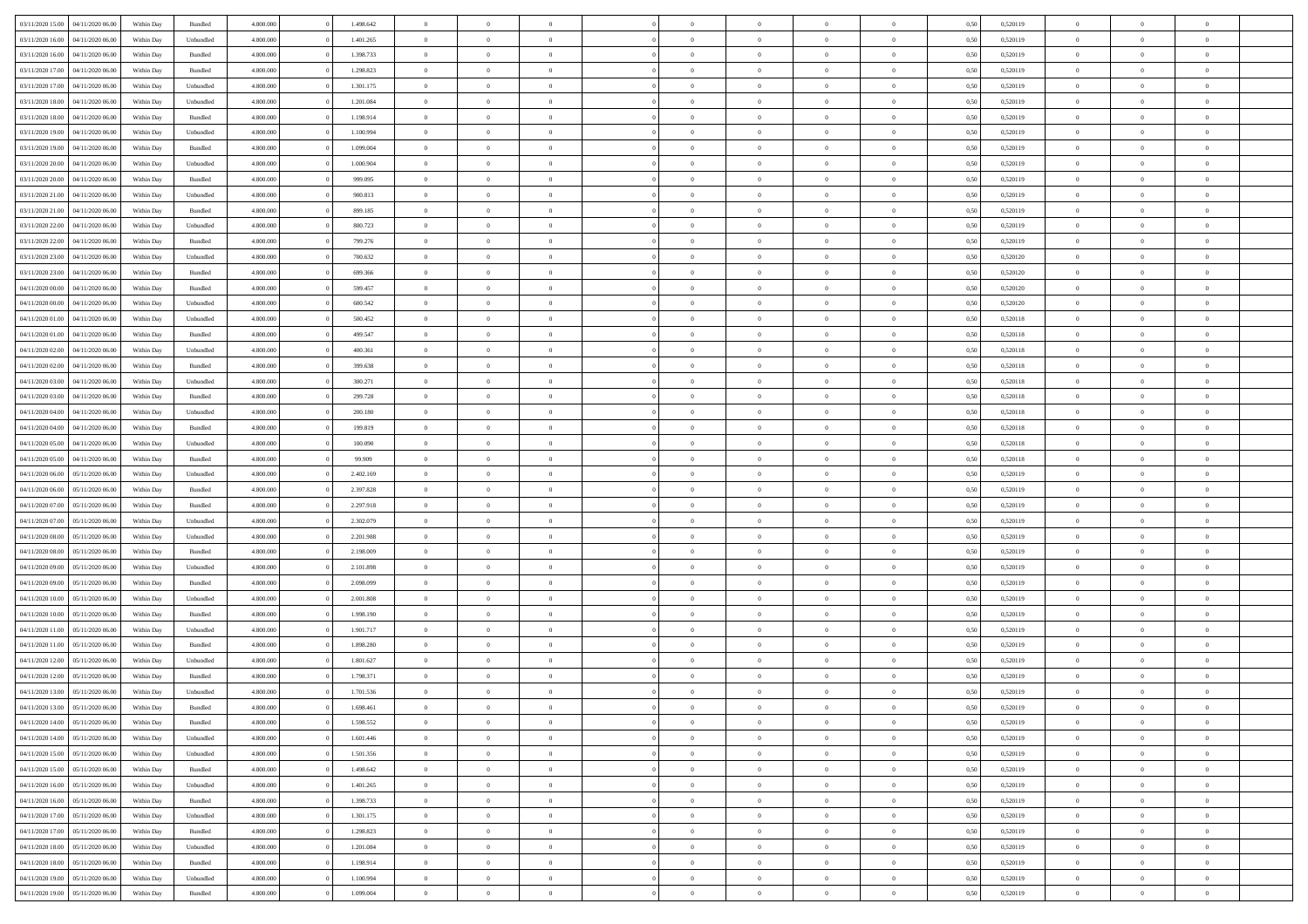| | | | | | | | | | | | | | | | | | | | | |
|---|---|---|---|---|---|---|---|---|---|---|---|---|---|---|---|---|---|---|---|---|
| 03/11/2020 15.00 | 04/11/2020 06.00 | Within Day | Bundled | 4.800.000 | 0 | 1.498.642 | 0 | 0 | 0 | | 0 | 0 | 0 | 0 | 0,50 | 0,520119 | 0 | 0 | 0 | |
| 03/11/2020 16.00 | 04/11/2020 06.00 | Within Day | Unbundled | 4.800.000 | 0 | 1.401.265 | 0 | 0 | 0 | | 0 | 0 | 0 | 0 | 0,50 | 0,520119 | 0 | 0 | 0 | |
| 03/11/2020 16.00 | 04/11/2020 06.00 | Within Day | Bundled | 4.800.000 | 0 | 1.398.733 | 0 | 0 | 0 | | 0 | 0 | 0 | 0 | 0,50 | 0,520119 | 0 | 0 | 0 | |
| 03/11/2020 17.00 | 04/11/2020 06.00 | Within Day | Bundled | 4.800.000 | 0 | 1.298.823 | 0 | 0 | 0 | | 0 | 0 | 0 | 0 | 0,50 | 0,520119 | 0 | 0 | 0 | |
| 03/11/2020 17.00 | 04/11/2020 06.00 | Within Day | Unbundled | 4.800.000 | 0 | 1.301.175 | 0 | 0 | 0 | | 0 | 0 | 0 | 0 | 0,50 | 0,520119 | 0 | 0 | 0 | |
| 03/11/2020 18.00 | 04/11/2020 06.00 | Within Day | Unbundled | 4.800.000 | 0 | 1.201.084 | 0 | 0 | 0 | | 0 | 0 | 0 | 0 | 0,50 | 0,520119 | 0 | 0 | 0 | |
| 03/11/2020 18.00 | 04/11/2020 06.00 | Within Day | Bundled | 4.800.000 | 0 | 1.198.914 | 0 | 0 | 0 | | 0 | 0 | 0 | 0 | 0,50 | 0,520119 | 0 | 0 | 0 | |
| 03/11/2020 19.00 | 04/11/2020 06.00 | Within Day | Unbundled | 4.800.000 | 0 | 1.100.994 | 0 | 0 | 0 | | 0 | 0 | 0 | 0 | 0,50 | 0,520119 | 0 | 0 | 0 | |
| 03/11/2020 19.00 | 04/11/2020 06.00 | Within Day | Bundled | 4.800.000 | 0 | 1.099.004 | 0 | 0 | 0 | | 0 | 0 | 0 | 0 | 0,50 | 0,520119 | 0 | 0 | 0 | |
| 03/11/2020 20.00 | 04/11/2020 06.00 | Within Day | Unbundled | 4.800.000 | 0 | 1.000.904 | 0 | 0 | 0 | | 0 | 0 | 0 | 0 | 0,50 | 0,520119 | 0 | 0 | 0 | |
| 03/11/2020 20.00 | 04/11/2020 06.00 | Within Day | Bundled | 4.800.000 | 0 | 999.095 | 0 | 0 | 0 | | 0 | 0 | 0 | 0 | 0,50 | 0,520119 | 0 | 0 | 0 | |
| 03/11/2020 21.00 | 04/11/2020 06.00 | Within Day | Unbundled | 4.800.000 | 0 | 900.813 | 0 | 0 | 0 | | 0 | 0 | 0 | 0 | 0,50 | 0,520119 | 0 | 0 | 0 | |
| 03/11/2020 21.00 | 04/11/2020 06.00 | Within Day | Bundled | 4.800.000 | 0 | 899.185 | 0 | 0 | 0 | | 0 | 0 | 0 | 0 | 0,50 | 0,520119 | 0 | 0 | 0 | |
| 03/11/2020 22.00 | 04/11/2020 06.00 | Within Day | Unbundled | 4.800.000 | 0 | 800.723 | 0 | 0 | 0 | | 0 | 0 | 0 | 0 | 0,50 | 0,520119 | 0 | 0 | 0 | |
| 03/11/2020 22.00 | 04/11/2020 06.00 | Within Day | Bundled | 4.800.000 | 0 | 799.276 | 0 | 0 | 0 | | 0 | 0 | 0 | 0 | 0,50 | 0,520119 | 0 | 0 | 0 | |
| 03/11/2020 23.00 | 04/11/2020 06.00 | Within Day | Unbundled | 4.800.000 | 0 | 700.632 | 0 | 0 | 0 | | 0 | 0 | 0 | 0 | 0,50 | 0,520120 | 0 | 0 | 0 | |
| 03/11/2020 23.00 | 04/11/2020 06.00 | Within Day | Bundled | 4.800.000 | 0 | 699.366 | 0 | 0 | 0 | | 0 | 0 | 0 | 0 | 0,50 | 0,520120 | 0 | 0 | 0 | |
| 04/11/2020 00.00 | 04/11/2020 06.00 | Within Day | Bundled | 4.800.000 | 0 | 599.457 | 0 | 0 | 0 | | 0 | 0 | 0 | 0 | 0,50 | 0,520120 | 0 | 0 | 0 | |
| 04/11/2020 00.00 | 04/11/2020 06.00 | Within Day | Unbundled | 4.800.000 | 0 | 600.542 | 0 | 0 | 0 | | 0 | 0 | 0 | 0 | 0,50 | 0,520120 | 0 | 0 | 0 | |
| 04/11/2020 01.00 | 04/11/2020 06.00 | Within Day | Unbundled | 4.800.000 | 0 | 500.452 | 0 | 0 | 0 | | 0 | 0 | 0 | 0 | 0,50 | 0,520118 | 0 | 0 | 0 | |
| 04/11/2020 01.00 | 04/11/2020 06.00 | Within Day | Bundled | 4.800.000 | 0 | 499.547 | 0 | 0 | 0 | | 0 | 0 | 0 | 0 | 0,50 | 0,520118 | 0 | 0 | 0 | |
| 04/11/2020 02.00 | 04/11/2020 06.00 | Within Day | Unbundled | 4.800.000 | 0 | 400.361 | 0 | 0 | 0 | | 0 | 0 | 0 | 0 | 0,50 | 0,520118 | 0 | 0 | 0 | |
| 04/11/2020 02.00 | 04/11/2020 06.00 | Within Day | Bundled | 4.800.000 | 0 | 399.638 | 0 | 0 | 0 | | 0 | 0 | 0 | 0 | 0,50 | 0,520118 | 0 | 0 | 0 | |
| 04/11/2020 03.00 | 04/11/2020 06.00 | Within Day | Unbundled | 4.800.000 | 0 | 300.271 | 0 | 0 | 0 | | 0 | 0 | 0 | 0 | 0,50 | 0,520118 | 0 | 0 | 0 | |
| 04/11/2020 03.00 | 04/11/2020 06.00 | Within Day | Bundled | 4.800.000 | 0 | 299.728 | 0 | 0 | 0 | | 0 | 0 | 0 | 0 | 0,50 | 0,520118 | 0 | 0 | 0 | |
| 04/11/2020 04.00 | 04/11/2020 06.00 | Within Day | Unbundled | 4.800.000 | 0 | 200.180 | 0 | 0 | 0 | | 0 | 0 | 0 | 0 | 0,50 | 0,520118 | 0 | 0 | 0 | |
| 04/11/2020 04.00 | 04/11/2020 06.00 | Within Day | Bundled | 4.800.000 | 0 | 199.819 | 0 | 0 | 0 | | 0 | 0 | 0 | 0 | 0,50 | 0,520118 | 0 | 0 | 0 | |
| 04/11/2020 05.00 | 04/11/2020 06.00 | Within Day | Unbundled | 4.800.000 | 0 | 100.090 | 0 | 0 | 0 | | 0 | 0 | 0 | 0 | 0,50 | 0,520118 | 0 | 0 | 0 | |
| 04/11/2020 05.00 | 04/11/2020 06.00 | Within Day | Bundled | 4.800.000 | 0 | 99.909 | 0 | 0 | 0 | | 0 | 0 | 0 | 0 | 0,50 | 0,520118 | 0 | 0 | 0 | |
| 04/11/2020 06.00 | 05/11/2020 06.00 | Within Day | Unbundled | 4.800.000 | 0 | 2.402.169 | 0 | 0 | 0 | | 0 | 0 | 0 | 0 | 0,50 | 0,520119 | 0 | 0 | 0 | |
| 04/11/2020 06.00 | 05/11/2020 06.00 | Within Day | Bundled | 4.800.000 | 0 | 2.397.828 | 0 | 0 | 0 | | 0 | 0 | 0 | 0 | 0,50 | 0,520119 | 0 | 0 | 0 | |
| 04/11/2020 07.00 | 05/11/2020 06.00 | Within Day | Bundled | 4.800.000 | 0 | 2.297.918 | 0 | 0 | 0 | | 0 | 0 | 0 | 0 | 0,50 | 0,520119 | 0 | 0 | 0 | |
| 04/11/2020 07.00 | 05/11/2020 06.00 | Within Day | Unbundled | 4.800.000 | 0 | 2.302.079 | 0 | 0 | 0 | | 0 | 0 | 0 | 0 | 0,50 | 0,520119 | 0 | 0 | 0 | |
| 04/11/2020 08.00 | 05/11/2020 06.00 | Within Day | Unbundled | 4.800.000 | 0 | 2.201.988 | 0 | 0 | 0 | | 0 | 0 | 0 | 0 | 0,50 | 0,520119 | 0 | 0 | 0 | |
| 04/11/2020 08.00 | 05/11/2020 06.00 | Within Day | Bundled | 4.800.000 | 0 | 2.198.009 | 0 | 0 | 0 | | 0 | 0 | 0 | 0 | 0,50 | 0,520119 | 0 | 0 | 0 | |
| 04/11/2020 09.00 | 05/11/2020 06.00 | Within Day | Unbundled | 4.800.000 | 0 | 2.101.898 | 0 | 0 | 0 | | 0 | 0 | 0 | 0 | 0,50 | 0,520119 | 0 | 0 | 0 | |
| 04/11/2020 09.00 | 05/11/2020 06.00 | Within Day | Bundled | 4.800.000 | 0 | 2.098.099 | 0 | 0 | 0 | | 0 | 0 | 0 | 0 | 0,50 | 0,520119 | 0 | 0 | 0 | |
| 04/11/2020 10.00 | 05/11/2020 06.00 | Within Day | Unbundled | 4.800.000 | 0 | 2.001.808 | 0 | 0 | 0 | | 0 | 0 | 0 | 0 | 0,50 | 0,520119 | 0 | 0 | 0 | |
| 04/11/2020 10.00 | 05/11/2020 06.00 | Within Day | Bundled | 4.800.000 | 0 | 1.998.190 | 0 | 0 | 0 | | 0 | 0 | 0 | 0 | 0,50 | 0,520119 | 0 | 0 | 0 | |
| 04/11/2020 11.00 | 05/11/2020 06.00 | Within Day | Unbundled | 4.800.000 | 0 | 1.901.717 | 0 | 0 | 0 | | 0 | 0 | 0 | 0 | 0,50 | 0,520119 | 0 | 0 | 0 | |
| 04/11/2020 11.00 | 05/11/2020 06.00 | Within Day | Bundled | 4.800.000 | 0 | 1.898.280 | 0 | 0 | 0 | | 0 | 0 | 0 | 0 | 0,50 | 0,520119 | 0 | 0 | 0 | |
| 04/11/2020 12.00 | 05/11/2020 06.00 | Within Day | Unbundled | 4.800.000 | 0 | 1.801.627 | 0 | 0 | 0 | | 0 | 0 | 0 | 0 | 0,50 | 0,520119 | 0 | 0 | 0 | |
| 04/11/2020 12.00 | 05/11/2020 06.00 | Within Day | Bundled | 4.800.000 | 0 | 1.798.371 | 0 | 0 | 0 | | 0 | 0 | 0 | 0 | 0,50 | 0,520119 | 0 | 0 | 0 | |
| 04/11/2020 13.00 | 05/11/2020 06.00 | Within Day | Unbundled | 4.800.000 | 0 | 1.701.536 | 0 | 0 | 0 | | 0 | 0 | 0 | 0 | 0,50 | 0,520119 | 0 | 0 | 0 | |
| 04/11/2020 13.00 | 05/11/2020 06.00 | Within Day | Bundled | 4.800.000 | 0 | 1.698.461 | 0 | 0 | 0 | | 0 | 0 | 0 | 0 | 0,50 | 0,520119 | 0 | 0 | 0 | |
| 04/11/2020 14.00 | 05/11/2020 06.00 | Within Day | Bundled | 4.800.000 | 0 | 1.598.552 | 0 | 0 | 0 | | 0 | 0 | 0 | 0 | 0,50 | 0,520119 | 0 | 0 | 0 | |
| 04/11/2020 14.00 | 05/11/2020 06.00 | Within Day | Unbundled | 4.800.000 | 0 | 1.601.446 | 0 | 0 | 0 | | 0 | 0 | 0 | 0 | 0,50 | 0,520119 | 0 | 0 | 0 | |
| 04/11/2020 15.00 | 05/11/2020 06.00 | Within Day | Unbundled | 4.800.000 | 0 | 1.501.356 | 0 | 0 | 0 | | 0 | 0 | 0 | 0 | 0,50 | 0,520119 | 0 | 0 | 0 | |
| 04/11/2020 15.00 | 05/11/2020 06.00 | Within Day | Bundled | 4.800.000 | 0 | 1.498.642 | 0 | 0 | 0 | | 0 | 0 | 0 | 0 | 0,50 | 0,520119 | 0 | 0 | 0 | |
| 04/11/2020 16.00 | 05/11/2020 06.00 | Within Day | Unbundled | 4.800.000 | 0 | 1.401.265 | 0 | 0 | 0 | | 0 | 0 | 0 | 0 | 0,50 | 0,520119 | 0 | 0 | 0 | |
| 04/11/2020 16.00 | 05/11/2020 06.00 | Within Day | Bundled | 4.800.000 | 0 | 1.398.733 | 0 | 0 | 0 | | 0 | 0 | 0 | 0 | 0,50 | 0,520119 | 0 | 0 | 0 | |
| 04/11/2020 17.00 | 05/11/2020 06.00 | Within Day | Unbundled | 4.800.000 | 0 | 1.301.175 | 0 | 0 | 0 | | 0 | 0 | 0 | 0 | 0,50 | 0,520119 | 0 | 0 | 0 | |
| 04/11/2020 17.00 | 05/11/2020 06.00 | Within Day | Bundled | 4.800.000 | 0 | 1.298.823 | 0 | 0 | 0 | | 0 | 0 | 0 | 0 | 0,50 | 0,520119 | 0 | 0 | 0 | |
| 04/11/2020 18.00 | 05/11/2020 06.00 | Within Day | Unbundled | 4.800.000 | 0 | 1.201.084 | 0 | 0 | 0 | | 0 | 0 | 0 | 0 | 0,50 | 0,520119 | 0 | 0 | 0 | |
| 04/11/2020 18.00 | 05/11/2020 06.00 | Within Day | Bundled | 4.800.000 | 0 | 1.198.914 | 0 | 0 | 0 | | 0 | 0 | 0 | 0 | 0,50 | 0,520119 | 0 | 0 | 0 | |
| 04/11/2020 19.00 | 05/11/2020 06.00 | Within Day | Unbundled | 4.800.000 | 0 | 1.100.994 | 0 | 0 | 0 | | 0 | 0 | 0 | 0 | 0,50 | 0,520119 | 0 | 0 | 0 | |
| 04/11/2020 19.00 | 05/11/2020 06.00 | Within Day | Bundled | 4.800.000 | 0 | 1.099.004 | 0 | 0 | 0 | | 0 | 0 | 0 | 0 | 0,50 | 0,520119 | 0 | 0 | 0 | |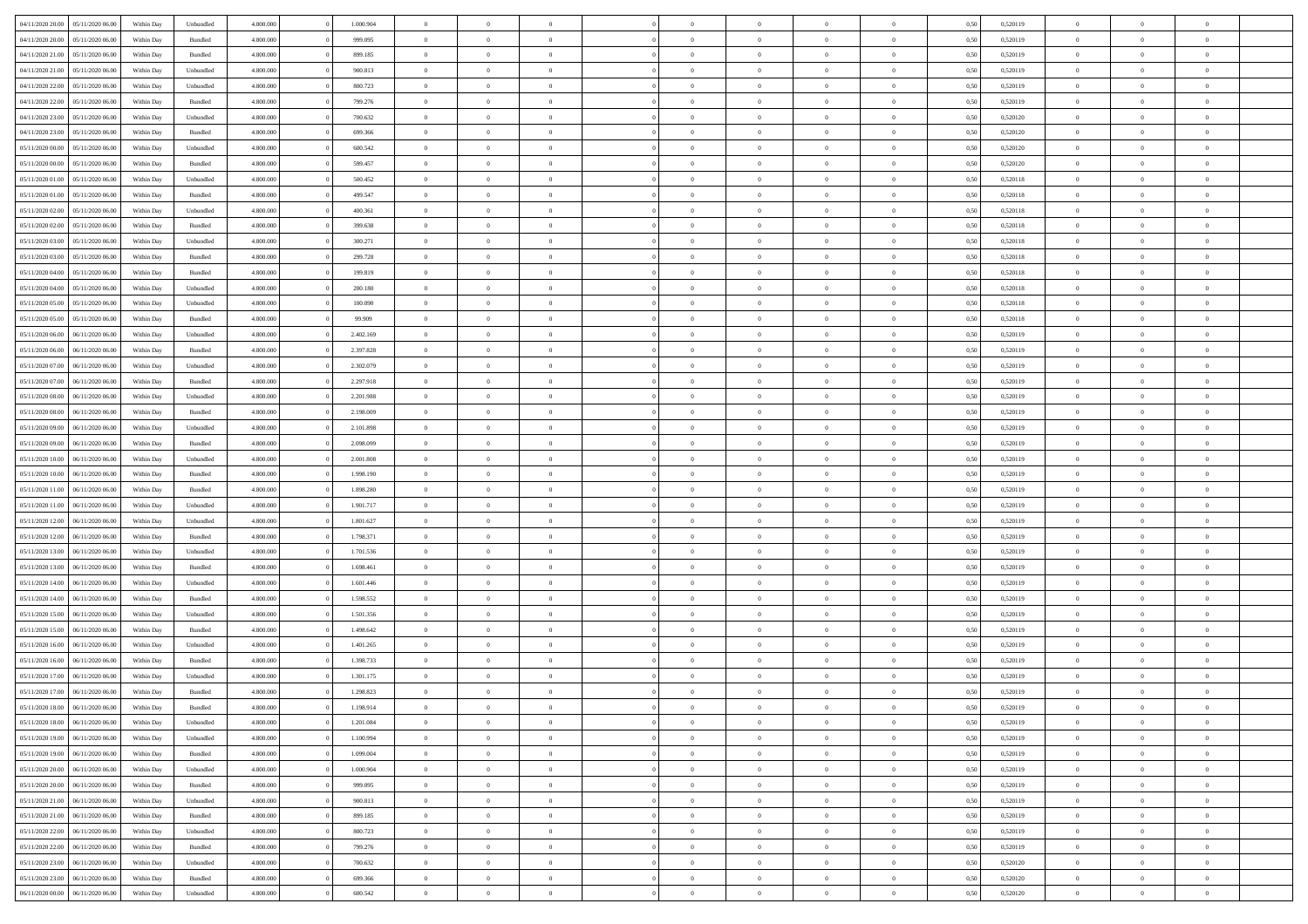| 04/11/2020 20:00 | 05/11/2020 06:00 | Within Day | Unbundled | 4.800.000 | 0 | 1.000.904 | 0 | 0 | 0 | | 0 | 0 | 0 | 0 | 0,50 | 0,520119 | 0 | 0 | 0 | |
|---|---|---|---|---|---|---|---|---|---|---|---|---|---|---|---|---|---|---|---|---|
| 04/11/2020 20:00 | 05/11/2020 06:00 | Within Day | Bundled | 4.800.000 | 0 | 999.095 | 0 | 0 | 0 | | 0 | 0 | 0 | 0 | 0,50 | 0,520119 | 0 | 0 | 0 | |
| 04/11/2020 21:00 | 05/11/2020 06:00 | Within Day | Bundled | 4.800.000 | 0 | 899.185 | 0 | 0 | 0 | | 0 | 0 | 0 | 0 | 0,50 | 0,520119 | 0 | 0 | 0 | |
| 04/11/2020 21:00 | 05/11/2020 06:00 | Within Day | Unbundled | 4.800.000 | 0 | 900.813 | 0 | 0 | 0 | | 0 | 0 | 0 | 0 | 0,50 | 0,520119 | 0 | 0 | 0 | |
| 04/11/2020 22:00 | 05/11/2020 06:00 | Within Day | Unbundled | 4.800.000 | 0 | 800.723 | 0 | 0 | 0 | | 0 | 0 | 0 | 0 | 0,50 | 0,520119 | 0 | 0 | 0 | |
| 04/11/2020 22:00 | 05/11/2020 06:00 | Within Day | Bundled | 4.800.000 | 0 | 799.276 | 0 | 0 | 0 | | 0 | 0 | 0 | 0 | 0,50 | 0,520119 | 0 | 0 | 0 | |
| 04/11/2020 23:00 | 05/11/2020 06:00 | Within Day | Unbundled | 4.800.000 | 0 | 700.632 | 0 | 0 | 0 | | 0 | 0 | 0 | 0 | 0,50 | 0,520120 | 0 | 0 | 0 | |
| 04/11/2020 23:00 | 05/11/2020 06:00 | Within Day | Bundled | 4.800.000 | 0 | 699.366 | 0 | 0 | 0 | | 0 | 0 | 0 | 0 | 0,50 | 0,520120 | 0 | 0 | 0 | |
| 05/11/2020 00:00 | 05/11/2020 06:00 | Within Day | Unbundled | 4.800.000 | 0 | 600.542 | 0 | 0 | 0 | | 0 | 0 | 0 | 0 | 0,50 | 0,520120 | 0 | 0 | 0 | |
| 05/11/2020 00:00 | 05/11/2020 06:00 | Within Day | Bundled | 4.800.000 | 0 | 599.457 | 0 | 0 | 0 | | 0 | 0 | 0 | 0 | 0,50 | 0,520120 | 0 | 0 | 0 | |
| 05/11/2020 01:00 | 05/11/2020 06:00 | Within Day | Unbundled | 4.800.000 | 0 | 500.452 | 0 | 0 | 0 | | 0 | 0 | 0 | 0 | 0,50 | 0,520118 | 0 | 0 | 0 | |
| 05/11/2020 01:00 | 05/11/2020 06:00 | Within Day | Bundled | 4.800.000 | 0 | 499.547 | 0 | 0 | 0 | | 0 | 0 | 0 | 0 | 0,50 | 0,520118 | 0 | 0 | 0 | |
| 05/11/2020 02:00 | 05/11/2020 06:00 | Within Day | Unbundled | 4.800.000 | 0 | 400.361 | 0 | 0 | 0 | | 0 | 0 | 0 | 0 | 0,50 | 0,520118 | 0 | 0 | 0 | |
| 05/11/2020 02:00 | 05/11/2020 06:00 | Within Day | Bundled | 4.800.000 | 0 | 399.638 | 0 | 0 | 0 | | 0 | 0 | 0 | 0 | 0,50 | 0,520118 | 0 | 0 | 0 | |
| 05/11/2020 03:00 | 05/11/2020 06:00 | Within Day | Unbundled | 4.800.000 | 0 | 300.271 | 0 | 0 | 0 | | 0 | 0 | 0 | 0 | 0,50 | 0,520118 | 0 | 0 | 0 | |
| 05/11/2020 03:00 | 05/11/2020 06:00 | Within Day | Bundled | 4.800.000 | 0 | 299.728 | 0 | 0 | 0 | | 0 | 0 | 0 | 0 | 0,50 | 0,520118 | 0 | 0 | 0 | |
| 05/11/2020 04:00 | 05/11/2020 06:00 | Within Day | Bundled | 4.800.000 | 0 | 199.819 | 0 | 0 | 0 | | 0 | 0 | 0 | 0 | 0,50 | 0,520118 | 0 | 0 | 0 | |
| 05/11/2020 04:00 | 05/11/2020 06:00 | Within Day | Unbundled | 4.800.000 | 0 | 200.180 | 0 | 0 | 0 | | 0 | 0 | 0 | 0 | 0,50 | 0,520118 | 0 | 0 | 0 | |
| 05/11/2020 05:00 | 05/11/2020 06:00 | Within Day | Unbundled | 4.800.000 | 0 | 100.090 | 0 | 0 | 0 | | 0 | 0 | 0 | 0 | 0,50 | 0,520118 | 0 | 0 | 0 | |
| 05/11/2020 05:00 | 05/11/2020 06:00 | Within Day | Bundled | 4.800.000 | 0 | 99.909 | 0 | 0 | 0 | | 0 | 0 | 0 | 0 | 0,50 | 0,520118 | 0 | 0 | 0 | |
| 05/11/2020 06:00 | 06/11/2020 06:00 | Within Day | Unbundled | 4.800.000 | 0 | 2.402.169 | 0 | 0 | 0 | | 0 | 0 | 0 | 0 | 0,50 | 0,520119 | 0 | 0 | 0 | |
| 05/11/2020 06:00 | 06/11/2020 06:00 | Within Day | Bundled | 4.800.000 | 0 | 2.397.828 | 0 | 0 | 0 | | 0 | 0 | 0 | 0 | 0,50 | 0,520119 | 0 | 0 | 0 | |
| 05/11/2020 07:00 | 06/11/2020 06:00 | Within Day | Unbundled | 4.800.000 | 0 | 2.302.079 | 0 | 0 | 0 | | 0 | 0 | 0 | 0 | 0,50 | 0,520119 | 0 | 0 | 0 | |
| 05/11/2020 07:00 | 06/11/2020 06:00 | Within Day | Bundled | 4.800.000 | 0 | 2.297.918 | 0 | 0 | 0 | | 0 | 0 | 0 | 0 | 0,50 | 0,520119 | 0 | 0 | 0 | |
| 05/11/2020 08:00 | 06/11/2020 06:00 | Within Day | Unbundled | 4.800.000 | 0 | 2.201.988 | 0 | 0 | 0 | | 0 | 0 | 0 | 0 | 0,50 | 0,520119 | 0 | 0 | 0 | |
| 05/11/2020 08:00 | 06/11/2020 06:00 | Within Day | Bundled | 4.800.000 | 0 | 2.198.009 | 0 | 0 | 0 | | 0 | 0 | 0 | 0 | 0,50 | 0,520119 | 0 | 0 | 0 | |
| 05/11/2020 09:00 | 06/11/2020 06:00 | Within Day | Unbundled | 4.800.000 | 0 | 2.101.898 | 0 | 0 | 0 | | 0 | 0 | 0 | 0 | 0,50 | 0,520119 | 0 | 0 | 0 | |
| 05/11/2020 09:00 | 06/11/2020 06:00 | Within Day | Bundled | 4.800.000 | 0 | 2.098.099 | 0 | 0 | 0 | | 0 | 0 | 0 | 0 | 0,50 | 0,520119 | 0 | 0 | 0 | |
| 05/11/2020 10:00 | 06/11/2020 06:00 | Within Day | Unbundled | 4.800.000 | 0 | 2.001.808 | 0 | 0 | 0 | | 0 | 0 | 0 | 0 | 0,50 | 0,520119 | 0 | 0 | 0 | |
| 05/11/2020 10:00 | 06/11/2020 06:00 | Within Day | Bundled | 4.800.000 | 0 | 1.998.190 | 0 | 0 | 0 | | 0 | 0 | 0 | 0 | 0,50 | 0,520119 | 0 | 0 | 0 | |
| 05/11/2020 11:00 | 06/11/2020 06:00 | Within Day | Bundled | 4.800.000 | 0 | 1.898.280 | 0 | 0 | 0 | | 0 | 0 | 0 | 0 | 0,50 | 0,520119 | 0 | 0 | 0 | |
| 05/11/2020 11:00 | 06/11/2020 06:00 | Within Day | Unbundled | 4.800.000 | 0 | 1.901.717 | 0 | 0 | 0 | | 0 | 0 | 0 | 0 | 0,50 | 0,520119 | 0 | 0 | 0 | |
| 05/11/2020 12:00 | 06/11/2020 06:00 | Within Day | Unbundled | 4.800.000 | 0 | 1.801.627 | 0 | 0 | 0 | | 0 | 0 | 0 | 0 | 0,50 | 0,520119 | 0 | 0 | 0 | |
| 05/11/2020 12:00 | 06/11/2020 06:00 | Within Day | Bundled | 4.800.000 | 0 | 1.798.371 | 0 | 0 | 0 | | 0 | 0 | 0 | 0 | 0,50 | 0,520119 | 0 | 0 | 0 | |
| 05/11/2020 13:00 | 06/11/2020 06:00 | Within Day | Unbundled | 4.800.000 | 0 | 1.701.536 | 0 | 0 | 0 | | 0 | 0 | 0 | 0 | 0,50 | 0,520119 | 0 | 0 | 0 | |
| 05/11/2020 13:00 | 06/11/2020 06:00 | Within Day | Bundled | 4.800.000 | 0 | 1.698.461 | 0 | 0 | 0 | | 0 | 0 | 0 | 0 | 0,50 | 0,520119 | 0 | 0 | 0 | |
| 05/11/2020 14:00 | 06/11/2020 06:00 | Within Day | Unbundled | 4.800.000 | 0 | 1.601.446 | 0 | 0 | 0 | | 0 | 0 | 0 | 0 | 0,50 | 0,520119 | 0 | 0 | 0 | |
| 05/11/2020 14:00 | 06/11/2020 06:00 | Within Day | Bundled | 4.800.000 | 0 | 1.598.552 | 0 | 0 | 0 | | 0 | 0 | 0 | 0 | 0,50 | 0,520119 | 0 | 0 | 0 | |
| 05/11/2020 15:00 | 06/11/2020 06:00 | Within Day | Unbundled | 4.800.000 | 0 | 1.501.356 | 0 | 0 | 0 | | 0 | 0 | 0 | 0 | 0,50 | 0,520119 | 0 | 0 | 0 | |
| 05/11/2020 15:00 | 06/11/2020 06:00 | Within Day | Bundled | 4.800.000 | 0 | 1.498.642 | 0 | 0 | 0 | | 0 | 0 | 0 | 0 | 0,50 | 0,520119 | 0 | 0 | 0 | |
| 05/11/2020 16:00 | 06/11/2020 06:00 | Within Day | Unbundled | 4.800.000 | 0 | 1.401.265 | 0 | 0 | 0 | | 0 | 0 | 0 | 0 | 0,50 | 0,520119 | 0 | 0 | 0 | |
| 05/11/2020 16:00 | 06/11/2020 06:00 | Within Day | Bundled | 4.800.000 | 0 | 1.398.733 | 0 | 0 | 0 | | 0 | 0 | 0 | 0 | 0,50 | 0,520119 | 0 | 0 | 0 | |
| 05/11/2020 17:00 | 06/11/2020 06:00 | Within Day | Unbundled | 4.800.000 | 0 | 1.301.175 | 0 | 0 | 0 | | 0 | 0 | 0 | 0 | 0,50 | 0,520119 | 0 | 0 | 0 | |
| 05/11/2020 17:00 | 06/11/2020 06:00 | Within Day | Bundled | 4.800.000 | 0 | 1.298.823 | 0 | 0 | 0 | | 0 | 0 | 0 | 0 | 0,50 | 0,520119 | 0 | 0 | 0 | |
| 05/11/2020 18:00 | 06/11/2020 06:00 | Within Day | Bundled | 4.800.000 | 0 | 1.198.914 | 0 | 0 | 0 | | 0 | 0 | 0 | 0 | 0,50 | 0,520119 | 0 | 0 | 0 | |
| 05/11/2020 18:00 | 06/11/2020 06:00 | Within Day | Unbundled | 4.800.000 | 0 | 1.201.084 | 0 | 0 | 0 | | 0 | 0 | 0 | 0 | 0,50 | 0,520119 | 0 | 0 | 0 | |
| 05/11/2020 19:00 | 06/11/2020 06:00 | Within Day | Unbundled | 4.800.000 | 0 | 1.100.994 | 0 | 0 | 0 | | 0 | 0 | 0 | 0 | 0,50 | 0,520119 | 0 | 0 | 0 | |
| 05/11/2020 19:00 | 06/11/2020 06:00 | Within Day | Bundled | 4.800.000 | 0 | 1.099.004 | 0 | 0 | 0 | | 0 | 0 | 0 | 0 | 0,50 | 0,520119 | 0 | 0 | 0 | |
| 05/11/2020 20:00 | 06/11/2020 06:00 | Within Day | Unbundled | 4.800.000 | 0 | 1.000.904 | 0 | 0 | 0 | | 0 | 0 | 0 | 0 | 0,50 | 0,520119 | 0 | 0 | 0 | |
| 05/11/2020 20:00 | 06/11/2020 06:00 | Within Day | Bundled | 4.800.000 | 0 | 999.095 | 0 | 0 | 0 | | 0 | 0 | 0 | 0 | 0,50 | 0,520119 | 0 | 0 | 0 | |
| 05/11/2020 21:00 | 06/11/2020 06:00 | Within Day | Unbundled | 4.800.000 | 0 | 900.813 | 0 | 0 | 0 | | 0 | 0 | 0 | 0 | 0,50 | 0,520119 | 0 | 0 | 0 | |
| 05/11/2020 21:00 | 06/11/2020 06:00 | Within Day | Bundled | 4.800.000 | 0 | 899.185 | 0 | 0 | 0 | | 0 | 0 | 0 | 0 | 0,50 | 0,520119 | 0 | 0 | 0 | |
| 05/11/2020 22:00 | 06/11/2020 06:00 | Within Day | Unbundled | 4.800.000 | 0 | 800.723 | 0 | 0 | 0 | | 0 | 0 | 0 | 0 | 0,50 | 0,520119 | 0 | 0 | 0 | |
| 05/11/2020 22:00 | 06/11/2020 06:00 | Within Day | Bundled | 4.800.000 | 0 | 799.276 | 0 | 0 | 0 | | 0 | 0 | 0 | 0 | 0,50 | 0,520119 | 0 | 0 | 0 | |
| 05/11/2020 23:00 | 06/11/2020 06:00 | Within Day | Unbundled | 4.800.000 | 0 | 700.632 | 0 | 0 | 0 | | 0 | 0 | 0 | 0 | 0,50 | 0,520120 | 0 | 0 | 0 | |
| 05/11/2020 23:00 | 06/11/2020 06:00 | Within Day | Bundled | 4.800.000 | 0 | 699.366 | 0 | 0 | 0 | | 0 | 0 | 0 | 0 | 0,50 | 0,520120 | 0 | 0 | 0 | |
| 06/11/2020 00:00 | 06/11/2020 06:00 | Within Day | Unbundled | 4.800.000 | 0 | 600.542 | 0 | 0 | 0 | | 0 | 0 | 0 | 0 | 0,50 | 0,520120 | 0 | 0 | 0 | |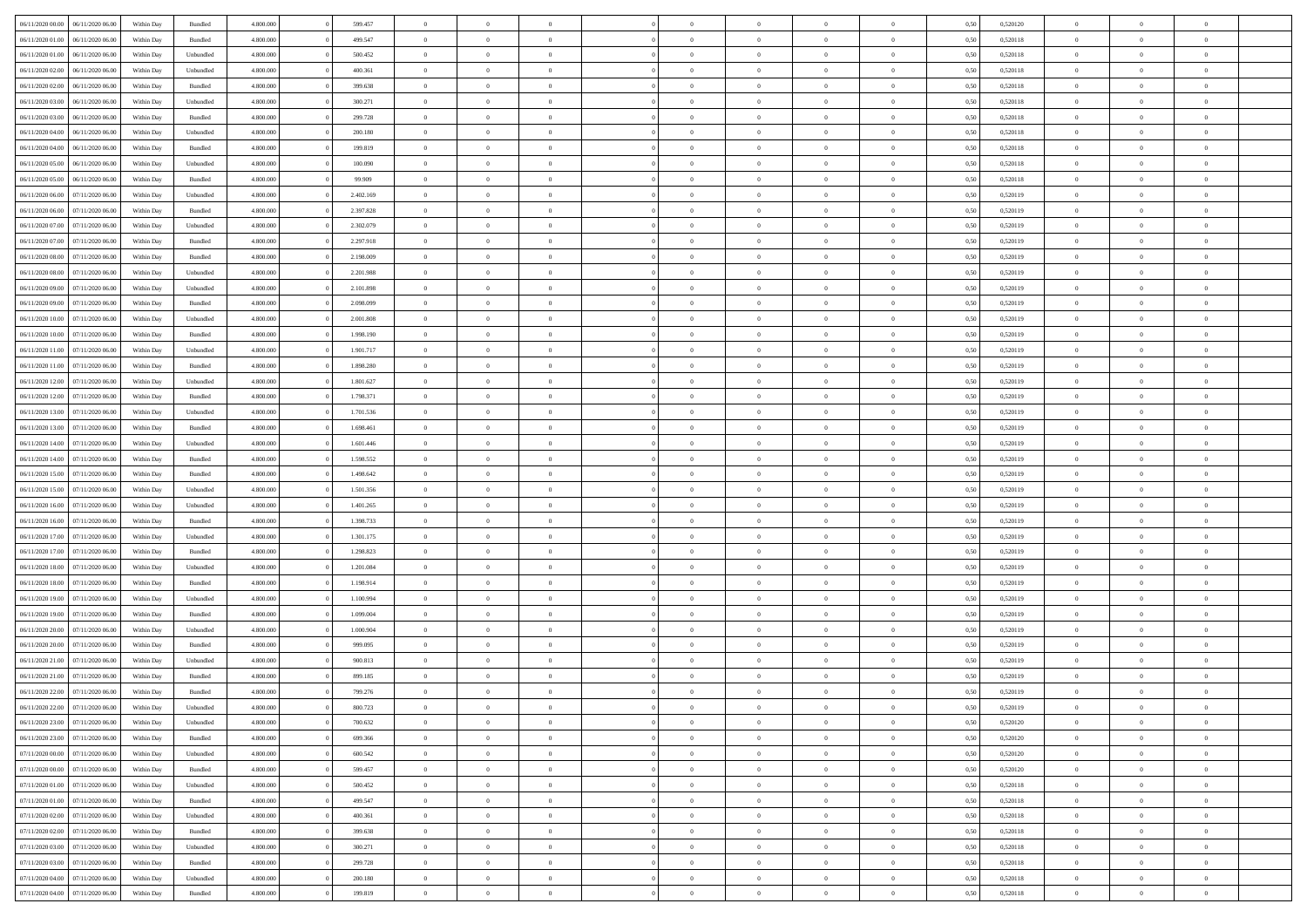| | | | | | | | | | | | | | | | | | | | | |
|---|---|---|---|---|---|---|---|---|---|---|---|---|---|---|---|---|---|---|---|---|
| 06/11/2020 00.00 | 06/11/2020 06.00 | Within Day | Bundled | 4.800.000 | 0 | 599.457 | 0 | 0 | 0 | | 0 | 0 | 0 | 0 | 0,50 | 0,520120 | 0 | 0 | 0 | |
| 06/11/2020 01.00 | 06/11/2020 06.00 | Within Day | Bundled | 4.800.000 | 0 | 499.547 | 0 | 0 | 0 | | 0 | 0 | 0 | 0 | 0,50 | 0,520118 | 0 | 0 | 0 | |
| 06/11/2020 01.00 | 06/11/2020 06.00 | Within Day | Unbundled | 4.800.000 | 0 | 500.452 | 0 | 0 | 0 | | 0 | 0 | 0 | 0 | 0,50 | 0,520118 | 0 | 0 | 0 | |
| 06/11/2020 02.00 | 06/11/2020 06.00 | Within Day | Unbundled | 4.800.000 | 0 | 400.361 | 0 | 0 | 0 | | 0 | 0 | 0 | 0 | 0,50 | 0,520118 | 0 | 0 | 0 | |
| 06/11/2020 02.00 | 06/11/2020 06.00 | Within Day | Bundled | 4.800.000 | 0 | 399.638 | 0 | 0 | 0 | | 0 | 0 | 0 | 0 | 0,50 | 0,520118 | 0 | 0 | 0 | |
| 06/11/2020 03.00 | 06/11/2020 06.00 | Within Day | Unbundled | 4.800.000 | 0 | 300.271 | 0 | 0 | 0 | | 0 | 0 | 0 | 0 | 0,50 | 0,520118 | 0 | 0 | 0 | |
| 06/11/2020 03.00 | 06/11/2020 06.00 | Within Day | Bundled | 4.800.000 | 0 | 299.728 | 0 | 0 | 0 | | 0 | 0 | 0 | 0 | 0,50 | 0,520118 | 0 | 0 | 0 | |
| 06/11/2020 04.00 | 06/11/2020 06.00 | Within Day | Unbundled | 4.800.000 | 0 | 200.180 | 0 | 0 | 0 | | 0 | 0 | 0 | 0 | 0,50 | 0,520118 | 0 | 0 | 0 | |
| 06/11/2020 04.00 | 06/11/2020 06.00 | Within Day | Bundled | 4.800.000 | 0 | 199.819 | 0 | 0 | 0 | | 0 | 0 | 0 | 0 | 0,50 | 0,520118 | 0 | 0 | 0 | |
| 06/11/2020 05.00 | 06/11/2020 06.00 | Within Day | Unbundled | 4.800.000 | 0 | 100.090 | 0 | 0 | 0 | | 0 | 0 | 0 | 0 | 0,50 | 0,520118 | 0 | 0 | 0 | |
| 06/11/2020 05.00 | 06/11/2020 06.00 | Within Day | Bundled | 4.800.000 | 0 | 99.909 | 0 | 0 | 0 | | 0 | 0 | 0 | 0 | 0,50 | 0,520118 | 0 | 0 | 0 | |
| 06/11/2020 06.00 | 07/11/2020 06.00 | Within Day | Unbundled | 4.800.000 | 0 | 2.402.169 | 0 | 0 | 0 | | 0 | 0 | 0 | 0 | 0,50 | 0,520119 | 0 | 0 | 0 | |
| 06/11/2020 06.00 | 07/11/2020 06.00 | Within Day | Bundled | 4.800.000 | 0 | 2.397.828 | 0 | 0 | 0 | | 0 | 0 | 0 | 0 | 0,50 | 0,520119 | 0 | 0 | 0 | |
| 06/11/2020 07.00 | 07/11/2020 06.00 | Within Day | Unbundled | 4.800.000 | 0 | 2.302.079 | 0 | 0 | 0 | | 0 | 0 | 0 | 0 | 0,50 | 0,520119 | 0 | 0 | 0 | |
| 06/11/2020 07.00 | 07/11/2020 06.00 | Within Day | Bundled | 4.800.000 | 0 | 2.297.918 | 0 | 0 | 0 | | 0 | 0 | 0 | 0 | 0,50 | 0,520119 | 0 | 0 | 0 | |
| 06/11/2020 08.00 | 07/11/2020 06.00 | Within Day | Bundled | 4.800.000 | 0 | 2.198.009 | 0 | 0 | 0 | | 0 | 0 | 0 | 0 | 0,50 | 0,520119 | 0 | 0 | 0 | |
| 06/11/2020 08.00 | 07/11/2020 06.00 | Within Day | Unbundled | 4.800.000 | 0 | 2.201.988 | 0 | 0 | 0 | | 0 | 0 | 0 | 0 | 0,50 | 0,520119 | 0 | 0 | 0 | |
| 06/11/2020 09.00 | 07/11/2020 06.00 | Within Day | Unbundled | 4.800.000 | 0 | 2.101.898 | 0 | 0 | 0 | | 0 | 0 | 0 | 0 | 0,50 | 0,520119 | 0 | 0 | 0 | |
| 06/11/2020 09.00 | 07/11/2020 06.00 | Within Day | Bundled | 4.800.000 | 0 | 2.098.099 | 0 | 0 | 0 | | 0 | 0 | 0 | 0 | 0,50 | 0,520119 | 0 | 0 | 0 | |
| 06/11/2020 10.00 | 07/11/2020 06.00 | Within Day | Unbundled | 4.800.000 | 0 | 2.001.808 | 0 | 0 | 0 | | 0 | 0 | 0 | 0 | 0,50 | 0,520119 | 0 | 0 | 0 | |
| 06/11/2020 10.00 | 07/11/2020 06.00 | Within Day | Bundled | 4.800.000 | 0 | 1.998.190 | 0 | 0 | 0 | | 0 | 0 | 0 | 0 | 0,50 | 0,520119 | 0 | 0 | 0 | |
| 06/11/2020 11.00 | 07/11/2020 06.00 | Within Day | Unbundled | 4.800.000 | 0 | 1.901.717 | 0 | 0 | 0 | | 0 | 0 | 0 | 0 | 0,50 | 0,520119 | 0 | 0 | 0 | |
| 06/11/2020 11.00 | 07/11/2020 06.00 | Within Day | Bundled | 4.800.000 | 0 | 1.898.280 | 0 | 0 | 0 | | 0 | 0 | 0 | 0 | 0,50 | 0,520119 | 0 | 0 | 0 | |
| 06/11/2020 12.00 | 07/11/2020 06.00 | Within Day | Unbundled | 4.800.000 | 0 | 1.801.627 | 0 | 0 | 0 | | 0 | 0 | 0 | 0 | 0,50 | 0,520119 | 0 | 0 | 0 | |
| 06/11/2020 12.00 | 07/11/2020 06.00 | Within Day | Bundled | 4.800.000 | 0 | 1.798.371 | 0 | 0 | 0 | | 0 | 0 | 0 | 0 | 0,50 | 0,520119 | 0 | 0 | 0 | |
| 06/11/2020 13.00 | 07/11/2020 06.00 | Within Day | Unbundled | 4.800.000 | 0 | 1.701.536 | 0 | 0 | 0 | | 0 | 0 | 0 | 0 | 0,50 | 0,520119 | 0 | 0 | 0 | |
| 06/11/2020 13.00 | 07/11/2020 06.00 | Within Day | Bundled | 4.800.000 | 0 | 1.698.461 | 0 | 0 | 0 | | 0 | 0 | 0 | 0 | 0,50 | 0,520119 | 0 | 0 | 0 | |
| 06/11/2020 14.00 | 07/11/2020 06.00 | Within Day | Unbundled | 4.800.000 | 0 | 1.601.446 | 0 | 0 | 0 | | 0 | 0 | 0 | 0 | 0,50 | 0,520119 | 0 | 0 | 0 | |
| 06/11/2020 14.00 | 07/11/2020 06.00 | Within Day | Bundled | 4.800.000 | 0 | 1.598.552 | 0 | 0 | 0 | | 0 | 0 | 0 | 0 | 0,50 | 0,520119 | 0 | 0 | 0 | |
| 06/11/2020 15.00 | 07/11/2020 06.00 | Within Day | Bundled | 4.800.000 | 0 | 1.498.642 | 0 | 0 | 0 | | 0 | 0 | 0 | 0 | 0,50 | 0,520119 | 0 | 0 | 0 | |
| 06/11/2020 15.00 | 07/11/2020 06.00 | Within Day | Unbundled | 4.800.000 | 0 | 1.501.356 | 0 | 0 | 0 | | 0 | 0 | 0 | 0 | 0,50 | 0,520119 | 0 | 0 | 0 | |
| 06/11/2020 16.00 | 07/11/2020 06.00 | Within Day | Unbundled | 4.800.000 | 0 | 1.401.265 | 0 | 0 | 0 | | 0 | 0 | 0 | 0 | 0,50 | 0,520119 | 0 | 0 | 0 | |
| 06/11/2020 16.00 | 07/11/2020 06.00 | Within Day | Bundled | 4.800.000 | 0 | 1.398.733 | 0 | 0 | 0 | | 0 | 0 | 0 | 0 | 0,50 | 0,520119 | 0 | 0 | 0 | |
| 06/11/2020 17.00 | 07/11/2020 06.00 | Within Day | Unbundled | 4.800.000 | 0 | 1.301.175 | 0 | 0 | 0 | | 0 | 0 | 0 | 0 | 0,50 | 0,520119 | 0 | 0 | 0 | |
| 06/11/2020 17.00 | 07/11/2020 06.00 | Within Day | Bundled | 4.800.000 | 0 | 1.298.823 | 0 | 0 | 0 | | 0 | 0 | 0 | 0 | 0,50 | 0,520119 | 0 | 0 | 0 | |
| 06/11/2020 18.00 | 07/11/2020 06.00 | Within Day | Unbundled | 4.800.000 | 0 | 1.201.084 | 0 | 0 | 0 | | 0 | 0 | 0 | 0 | 0,50 | 0,520119 | 0 | 0 | 0 | |
| 06/11/2020 18.00 | 07/11/2020 06.00 | Within Day | Bundled | 4.800.000 | 0 | 1.198.914 | 0 | 0 | 0 | | 0 | 0 | 0 | 0 | 0,50 | 0,520119 | 0 | 0 | 0 | |
| 06/11/2020 19.00 | 07/11/2020 06.00 | Within Day | Unbundled | 4.800.000 | 0 | 1.100.994 | 0 | 0 | 0 | | 0 | 0 | 0 | 0 | 0,50 | 0,520119 | 0 | 0 | 0 | |
| 06/11/2020 19.00 | 07/11/2020 06.00 | Within Day | Bundled | 4.800.000 | 0 | 1.099.004 | 0 | 0 | 0 | | 0 | 0 | 0 | 0 | 0,50 | 0,520119 | 0 | 0 | 0 | |
| 06/11/2020 20.00 | 07/11/2020 06.00 | Within Day | Unbundled | 4.800.000 | 0 | 1.000.904 | 0 | 0 | 0 | | 0 | 0 | 0 | 0 | 0,50 | 0,520119 | 0 | 0 | 0 | |
| 06/11/2020 20.00 | 07/11/2020 06.00 | Within Day | Bundled | 4.800.000 | 0 | 999.095 | 0 | 0 | 0 | | 0 | 0 | 0 | 0 | 0,50 | 0,520119 | 0 | 0 | 0 | |
| 06/11/2020 21.00 | 07/11/2020 06.00 | Within Day | Unbundled | 4.800.000 | 0 | 900.813 | 0 | 0 | 0 | | 0 | 0 | 0 | 0 | 0,50 | 0,520119 | 0 | 0 | 0 | |
| 06/11/2020 21.00 | 07/11/2020 06.00 | Within Day | Bundled | 4.800.000 | 0 | 899.185 | 0 | 0 | 0 | | 0 | 0 | 0 | 0 | 0,50 | 0,520119 | 0 | 0 | 0 | |
| 06/11/2020 22.00 | 07/11/2020 06.00 | Within Day | Bundled | 4.800.000 | 0 | 799.276 | 0 | 0 | 0 | | 0 | 0 | 0 | 0 | 0,50 | 0,520119 | 0 | 0 | 0 | |
| 06/11/2020 22.00 | 07/11/2020 06.00 | Within Day | Unbundled | 4.800.000 | 0 | 800.723 | 0 | 0 | 0 | | 0 | 0 | 0 | 0 | 0,50 | 0,520119 | 0 | 0 | 0 | |
| 06/11/2020 23.00 | 07/11/2020 06.00 | Within Day | Unbundled | 4.800.000 | 0 | 700.632 | 0 | 0 | 0 | | 0 | 0 | 0 | 0 | 0,50 | 0,520120 | 0 | 0 | 0 | |
| 06/11/2020 23.00 | 07/11/2020 06.00 | Within Day | Bundled | 4.800.000 | 0 | 699.366 | 0 | 0 | 0 | | 0 | 0 | 0 | 0 | 0,50 | 0,520120 | 0 | 0 | 0 | |
| 07/11/2020 00.00 | 07/11/2020 06.00 | Within Day | Unbundled | 4.800.000 | 0 | 600.542 | 0 | 0 | 0 | | 0 | 0 | 0 | 0 | 0,50 | 0,520120 | 0 | 0 | 0 | |
| 07/11/2020 00.00 | 07/11/2020 06.00 | Within Day | Bundled | 4.800.000 | 0 | 599.457 | 0 | 0 | 0 | | 0 | 0 | 0 | 0 | 0,50 | 0,520120 | 0 | 0 | 0 | |
| 07/11/2020 01.00 | 07/11/2020 06.00 | Within Day | Unbundled | 4.800.000 | 0 | 500.452 | 0 | 0 | 0 | | 0 | 0 | 0 | 0 | 0,50 | 0,520118 | 0 | 0 | 0 | |
| 07/11/2020 01.00 | 07/11/2020 06.00 | Within Day | Bundled | 4.800.000 | 0 | 499.547 | 0 | 0 | 0 | | 0 | 0 | 0 | 0 | 0,50 | 0,520118 | 0 | 0 | 0 | |
| 07/11/2020 02.00 | 07/11/2020 06.00 | Within Day | Unbundled | 4.800.000 | 0 | 400.361 | 0 | 0 | 0 | | 0 | 0 | 0 | 0 | 0,50 | 0,520118 | 0 | 0 | 0 | |
| 07/11/2020 02.00 | 07/11/2020 06.00 | Within Day | Bundled | 4.800.000 | 0 | 399.638 | 0 | 0 | 0 | | 0 | 0 | 0 | 0 | 0,50 | 0,520118 | 0 | 0 | 0 | |
| 07/11/2020 03.00 | 07/11/2020 06.00 | Within Day | Unbundled | 4.800.000 | 0 | 300.271 | 0 | 0 | 0 | | 0 | 0 | 0 | 0 | 0,50 | 0,520118 | 0 | 0 | 0 | |
| 07/11/2020 03.00 | 07/11/2020 06.00 | Within Day | Bundled | 4.800.000 | 0 | 299.728 | 0 | 0 | 0 | | 0 | 0 | 0 | 0 | 0,50 | 0,520118 | 0 | 0 | 0 | |
| 07/11/2020 04.00 | 07/11/2020 06.00 | Within Day | Unbundled | 4.800.000 | 0 | 200.180 | 0 | 0 | 0 | | 0 | 0 | 0 | 0 | 0,50 | 0,520118 | 0 | 0 | 0 | |
| 07/11/2020 04.00 | 07/11/2020 06.00 | Within Day | Bundled | 4.800.000 | 0 | 199.819 | 0 | 0 | 0 | | 0 | 0 | 0 | 0 | 0,50 | 0,520118 | 0 | 0 | 0 | |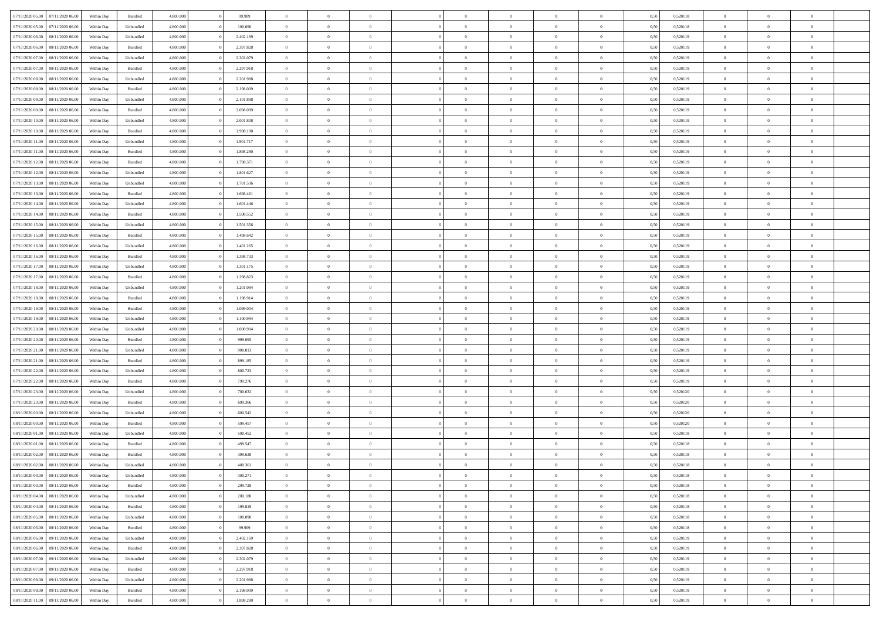| | | | | | | | | | | | | | | | | | | | | | |
|---|---|---|---|---|---|---|---|---|---|---|---|---|---|---|---|---|---|---|---|---|---|
| 07/11/2020 05.00 | 07/11/2020 06.00 | Within Day | Bundled | 4.800.000 | 0 | 99.909 | 0 | 0 | 0 | | 0 | 0 | 0 | 0 | 0 | 0,50 | 0,520118 | 0 | 0 | 0 | |
| 07/11/2020 05.00 | 07/11/2020 06.00 | Within Day | Unbundled | 4.800.000 | 0 | 100.090 | 0 | 0 | 0 | | 0 | 0 | 0 | 0 | 0 | 0,50 | 0,520118 | 0 | 0 | 0 | |
| 07/11/2020 06.00 | 08/11/2020 06.00 | Within Day | Unbundled | 4.800.000 | 0 | 2.402.169 | 0 | 0 | 0 | | 0 | 0 | 0 | 0 | 0 | 0,50 | 0,520119 | 0 | 0 | 0 | |
| 07/11/2020 06.00 | 08/11/2020 06.00 | Within Day | Bundled | 4.800.000 | 0 | 2.397.828 | 0 | 0 | 0 | | 0 | 0 | 0 | 0 | 0 | 0,50 | 0,520119 | 0 | 0 | 0 | |
| 07/11/2020 07.00 | 08/11/2020 06.00 | Within Day | Unbundled | 4.800.000 | 0 | 2.302.079 | 0 | 0 | 0 | | 0 | 0 | 0 | 0 | 0 | 0,50 | 0,520119 | 0 | 0 | 0 | |
| 07/11/2020 07.00 | 08/11/2020 06.00 | Within Day | Bundled | 4.800.000 | 0 | 2.297.918 | 0 | 0 | 0 | | 0 | 0 | 0 | 0 | 0 | 0,50 | 0,520119 | 0 | 0 | 0 | |
| 07/11/2020 08.00 | 08/11/2020 06.00 | Within Day | Unbundled | 4.800.000 | 0 | 2.201.988 | 0 | 0 | 0 | | 0 | 0 | 0 | 0 | 0 | 0,50 | 0,520119 | 0 | 0 | 0 | |
| 07/11/2020 08.00 | 08/11/2020 06.00 | Within Day | Bundled | 4.800.000 | 0 | 2.198.009 | 0 | 0 | 0 | | 0 | 0 | 0 | 0 | 0 | 0,50 | 0,520119 | 0 | 0 | 0 | |
| 07/11/2020 09.00 | 08/11/2020 06.00 | Within Day | Unbundled | 4.800.000 | 0 | 2.101.898 | 0 | 0 | 0 | | 0 | 0 | 0 | 0 | 0 | 0,50 | 0,520119 | 0 | 0 | 0 | |
| 07/11/2020 09.00 | 08/11/2020 06.00 | Within Day | Bundled | 4.800.000 | 0 | 2.098.099 | 0 | 0 | 0 | | 0 | 0 | 0 | 0 | 0 | 0,50 | 0,520119 | 0 | 0 | 0 | |
| 07/11/2020 10.00 | 08/11/2020 06.00 | Within Day | Unbundled | 4.800.000 | 0 | 2.001.808 | 0 | 0 | 0 | | 0 | 0 | 0 | 0 | 0 | 0,50 | 0,520119 | 0 | 0 | 0 | |
| 07/11/2020 10.00 | 08/11/2020 06.00 | Within Day | Bundled | 4.800.000 | 0 | 1.998.190 | 0 | 0 | 0 | | 0 | 0 | 0 | 0 | 0 | 0,50 | 0,520119 | 0 | 0 | 0 | |
| 07/11/2020 11.00 | 08/11/2020 06.00 | Within Day | Unbundled | 4.800.000 | 0 | 1.901.717 | 0 | 0 | 0 | | 0 | 0 | 0 | 0 | 0 | 0,50 | 0,520119 | 0 | 0 | 0 | |
| 07/11/2020 11.00 | 08/11/2020 06.00 | Within Day | Bundled | 4.800.000 | 0 | 1.898.280 | 0 | 0 | 0 | | 0 | 0 | 0 | 0 | 0 | 0,50 | 0,520119 | 0 | 0 | 0 | |
| 07/11/2020 12.00 | 08/11/2020 06.00 | Within Day | Bundled | 4.800.000 | 0 | 1.798.371 | 0 | 0 | 0 | | 0 | 0 | 0 | 0 | 0 | 0,50 | 0,520119 | 0 | 0 | 0 | |
| 07/11/2020 12.00 | 08/11/2020 06.00 | Within Day | Unbundled | 4.800.000 | 0 | 1.801.627 | 0 | 0 | 0 | | 0 | 0 | 0 | 0 | 0 | 0,50 | 0,520119 | 0 | 0 | 0 | |
| 07/11/2020 13.00 | 08/11/2020 06.00 | Within Day | Unbundled | 4.800.000 | 0 | 1.701.536 | 0 | 0 | 0 | | 0 | 0 | 0 | 0 | 0 | 0,50 | 0,520119 | 0 | 0 | 0 | |
| 07/11/2020 13.00 | 08/11/2020 06.00 | Within Day | Bundled | 4.800.000 | 0 | 1.698.461 | 0 | 0 | 0 | | 0 | 0 | 0 | 0 | 0 | 0,50 | 0,520119 | 0 | 0 | 0 | |
| 07/11/2020 14.00 | 08/11/2020 06.00 | Within Day | Unbundled | 4.800.000 | 0 | 1.601.446 | 0 | 0 | 0 | | 0 | 0 | 0 | 0 | 0 | 0,50 | 0,520119 | 0 | 0 | 0 | |
| 07/11/2020 14.00 | 08/11/2020 06.00 | Within Day | Bundled | 4.800.000 | 0 | 1.598.552 | 0 | 0 | 0 | | 0 | 0 | 0 | 0 | 0 | 0,50 | 0,520119 | 0 | 0 | 0 | |
| 07/11/2020 15.00 | 08/11/2020 06.00 | Within Day | Unbundled | 4.800.000 | 0 | 1.501.356 | 0 | 0 | 0 | | 0 | 0 | 0 | 0 | 0 | 0,50 | 0,520119 | 0 | 0 | 0 | |
| 07/11/2020 15.00 | 08/11/2020 06.00 | Within Day | Bundled | 4.800.000 | 0 | 1.498.642 | 0 | 0 | 0 | | 0 | 0 | 0 | 0 | 0 | 0,50 | 0,520119 | 0 | 0 | 0 | |
| 07/11/2020 16.00 | 08/11/2020 06.00 | Within Day | Unbundled | 4.800.000 | 0 | 1.401.265 | 0 | 0 | 0 | | 0 | 0 | 0 | 0 | 0 | 0,50 | 0,520119 | 0 | 0 | 0 | |
| 07/11/2020 16.00 | 08/11/2020 06.00 | Within Day | Bundled | 4.800.000 | 0 | 1.398.733 | 0 | 0 | 0 | | 0 | 0 | 0 | 0 | 0 | 0,50 | 0,520119 | 0 | 0 | 0 | |
| 07/11/2020 17.00 | 08/11/2020 06.00 | Within Day | Unbundled | 4.800.000 | 0 | 1.301.175 | 0 | 0 | 0 | | 0 | 0 | 0 | 0 | 0 | 0,50 | 0,520119 | 0 | 0 | 0 | |
| 07/11/2020 17.00 | 08/11/2020 06.00 | Within Day | Bundled | 4.800.000 | 0 | 1.298.823 | 0 | 0 | 0 | | 0 | 0 | 0 | 0 | 0 | 0,50 | 0,520119 | 0 | 0 | 0 | |
| 07/11/2020 18.00 | 08/11/2020 06.00 | Within Day | Unbundled | 4.800.000 | 0 | 1.201.084 | 0 | 0 | 0 | | 0 | 0 | 0 | 0 | 0 | 0,50 | 0,520119 | 0 | 0 | 0 | |
| 07/11/2020 18.00 | 08/11/2020 06.00 | Within Day | Bundled | 4.800.000 | 0 | 1.198.914 | 0 | 0 | 0 | | 0 | 0 | 0 | 0 | 0 | 0,50 | 0,520119 | 0 | 0 | 0 | |
| 07/11/2020 19.00 | 08/11/2020 06.00 | Within Day | Bundled | 4.800.000 | 0 | 1.099.004 | 0 | 0 | 0 | | 0 | 0 | 0 | 0 | 0 | 0,50 | 0,520119 | 0 | 0 | 0 | |
| 07/11/2020 19.00 | 08/11/2020 06.00 | Within Day | Unbundled | 4.800.000 | 0 | 1.100.994 | 0 | 0 | 0 | | 0 | 0 | 0 | 0 | 0 | 0,50 | 0,520119 | 0 | 0 | 0 | |
| 07/11/2020 20.00 | 08/11/2020 06.00 | Within Day | Unbundled | 4.800.000 | 0 | 1.000.904 | 0 | 0 | 0 | | 0 | 0 | 0 | 0 | 0 | 0,50 | 0,520119 | 0 | 0 | 0 | |
| 07/11/2020 20.00 | 08/11/2020 06.00 | Within Day | Bundled | 4.800.000 | 0 | 999.095 | 0 | 0 | 0 | | 0 | 0 | 0 | 0 | 0 | 0,50 | 0,520119 | 0 | 0 | 0 | |
| 07/11/2020 21.00 | 08/11/2020 06.00 | Within Day | Unbundled | 4.800.000 | 0 | 900.813 | 0 | 0 | 0 | | 0 | 0 | 0 | 0 | 0 | 0,50 | 0,520119 | 0 | 0 | 0 | |
| 07/11/2020 21.00 | 08/11/2020 06.00 | Within Day | Bundled | 4.800.000 | 0 | 899.185 | 0 | 0 | 0 | | 0 | 0 | 0 | 0 | 0 | 0,50 | 0,520119 | 0 | 0 | 0 | |
| 07/11/2020 22.00 | 08/11/2020 06.00 | Within Day | Unbundled | 4.800.000 | 0 | 800.723 | 0 | 0 | 0 | | 0 | 0 | 0 | 0 | 0 | 0,50 | 0,520119 | 0 | 0 | 0 | |
| 07/11/2020 22.00 | 08/11/2020 06.00 | Within Day | Bundled | 4.800.000 | 0 | 799.276 | 0 | 0 | 0 | | 0 | 0 | 0 | 0 | 0 | 0,50 | 0,520119 | 0 | 0 | 0 | |
| 07/11/2020 23.00 | 08/11/2020 06.00 | Within Day | Unbundled | 4.800.000 | 0 | 700.632 | 0 | 0 | 0 | | 0 | 0 | 0 | 0 | 0 | 0,50 | 0,520120 | 0 | 0 | 0 | |
| 07/11/2020 23.00 | 08/11/2020 06.00 | Within Day | Bundled | 4.800.000 | 0 | 699.366 | 0 | 0 | 0 | | 0 | 0 | 0 | 0 | 0 | 0,50 | 0,520120 | 0 | 0 | 0 | |
| 08/11/2020 00.00 | 08/11/2020 06.00 | Within Day | Unbundled | 4.800.000 | 0 | 600.542 | 0 | 0 | 0 | | 0 | 0 | 0 | 0 | 0 | 0,50 | 0,520120 | 0 | 0 | 0 | |
| 08/11/2020 00.00 | 08/11/2020 06.00 | Within Day | Bundled | 4.800.000 | 0 | 599.457 | 0 | 0 | 0 | | 0 | 0 | 0 | 0 | 0 | 0,50 | 0,520120 | 0 | 0 | 0 | |
| 08/11/2020 01.00 | 08/11/2020 06.00 | Within Day | Unbundled | 4.800.000 | 0 | 500.452 | 0 | 0 | 0 | | 0 | 0 | 0 | 0 | 0 | 0,50 | 0,520118 | 0 | 0 | 0 | |
| 08/11/2020 01.00 | 08/11/2020 06.00 | Within Day | Bundled | 4.800.000 | 0 | 499.547 | 0 | 0 | 0 | | 0 | 0 | 0 | 0 | 0 | 0,50 | 0,520118 | 0 | 0 | 0 | |
| 08/11/2020 02.00 | 08/11/2020 06.00 | Within Day | Bundled | 4.800.000 | 0 | 399.638 | 0 | 0 | 0 | | 0 | 0 | 0 | 0 | 0 | 0,50 | 0,520118 | 0 | 0 | 0 | |
| 08/11/2020 02.00 | 08/11/2020 06.00 | Within Day | Unbundled | 4.800.000 | 0 | 400.361 | 0 | 0 | 0 | | 0 | 0 | 0 | 0 | 0 | 0,50 | 0,520118 | 0 | 0 | 0 | |
| 08/11/2020 03.00 | 08/11/2020 06.00 | Within Day | Unbundled | 4.800.000 | 0 | 300.271 | 0 | 0 | 0 | | 0 | 0 | 0 | 0 | 0 | 0,50 | 0,520118 | 0 | 0 | 0 | |
| 08/11/2020 03.00 | 08/11/2020 06.00 | Within Day | Bundled | 4.800.000 | 0 | 299.728 | 0 | 0 | 0 | | 0 | 0 | 0 | 0 | 0 | 0,50 | 0,520118 | 0 | 0 | 0 | |
| 08/11/2020 04.00 | 08/11/2020 06.00 | Within Day | Unbundled | 4.800.000 | 0 | 200.180 | 0 | 0 | 0 | | 0 | 0 | 0 | 0 | 0 | 0,50 | 0,520118 | 0 | 0 | 0 | |
| 08/11/2020 04.00 | 08/11/2020 06.00 | Within Day | Bundled | 4.800.000 | 0 | 199.819 | 0 | 0 | 0 | | 0 | 0 | 0 | 0 | 0 | 0,50 | 0,520118 | 0 | 0 | 0 | |
| 08/11/2020 05.00 | 08/11/2020 06.00 | Within Day | Unbundled | 4.800.000 | 0 | 100.090 | 0 | 0 | 0 | | 0 | 0 | 0 | 0 | 0 | 0,50 | 0,520118 | 0 | 0 | 0 | |
| 08/11/2020 05.00 | 08/11/2020 06.00 | Within Day | Bundled | 4.800.000 | 0 | 99.909 | 0 | 0 | 0 | | 0 | 0 | 0 | 0 | 0 | 0,50 | 0,520118 | 0 | 0 | 0 | |
| 08/11/2020 06.00 | 09/11/2020 06.00 | Within Day | Unbundled | 4.800.000 | 0 | 2.402.169 | 0 | 0 | 0 | | 0 | 0 | 0 | 0 | 0 | 0,50 | 0,520119 | 0 | 0 | 0 | |
| 08/11/2020 06.00 | 09/11/2020 06.00 | Within Day | Bundled | 4.800.000 | 0 | 2.397.828 | 0 | 0 | 0 | | 0 | 0 | 0 | 0 | 0 | 0,50 | 0,520119 | 0 | 0 | 0 | |
| 08/11/2020 07.00 | 09/11/2020 06.00 | Within Day | Unbundled | 4.800.000 | 0 | 2.302.079 | 0 | 0 | 0 | | 0 | 0 | 0 | 0 | 0 | 0,50 | 0,520119 | 0 | 0 | 0 | |
| 08/11/2020 07.00 | 09/11/2020 06.00 | Within Day | Bundled | 4.800.000 | 0 | 2.297.918 | 0 | 0 | 0 | | 0 | 0 | 0 | 0 | 0 | 0,50 | 0,520119 | 0 | 0 | 0 | |
| 08/11/2020 08.00 | 09/11/2020 06.00 | Within Day | Unbundled | 4.800.000 | 0 | 2.201.988 | 0 | 0 | 0 | | 0 | 0 | 0 | 0 | 0 | 0,50 | 0,520119 | 0 | 0 | 0 | |
| 08/11/2020 08.00 | 09/11/2020 06.00 | Within Day | Bundled | 4.800.000 | 0 | 2.198.009 | 0 | 0 | 0 | | 0 | 0 | 0 | 0 | 0 | 0,50 | 0,520119 | 0 | 0 | 0 | |
| 08/11/2020 11.00 | 09/11/2020 06.00 | Within Day | Bundled | 4.800.000 | 0 | 1.898.280 | 0 | 0 | 0 | | 0 | 0 | 0 | 0 | 0 | 0,50 | 0,520119 | 0 | 0 | 0 | |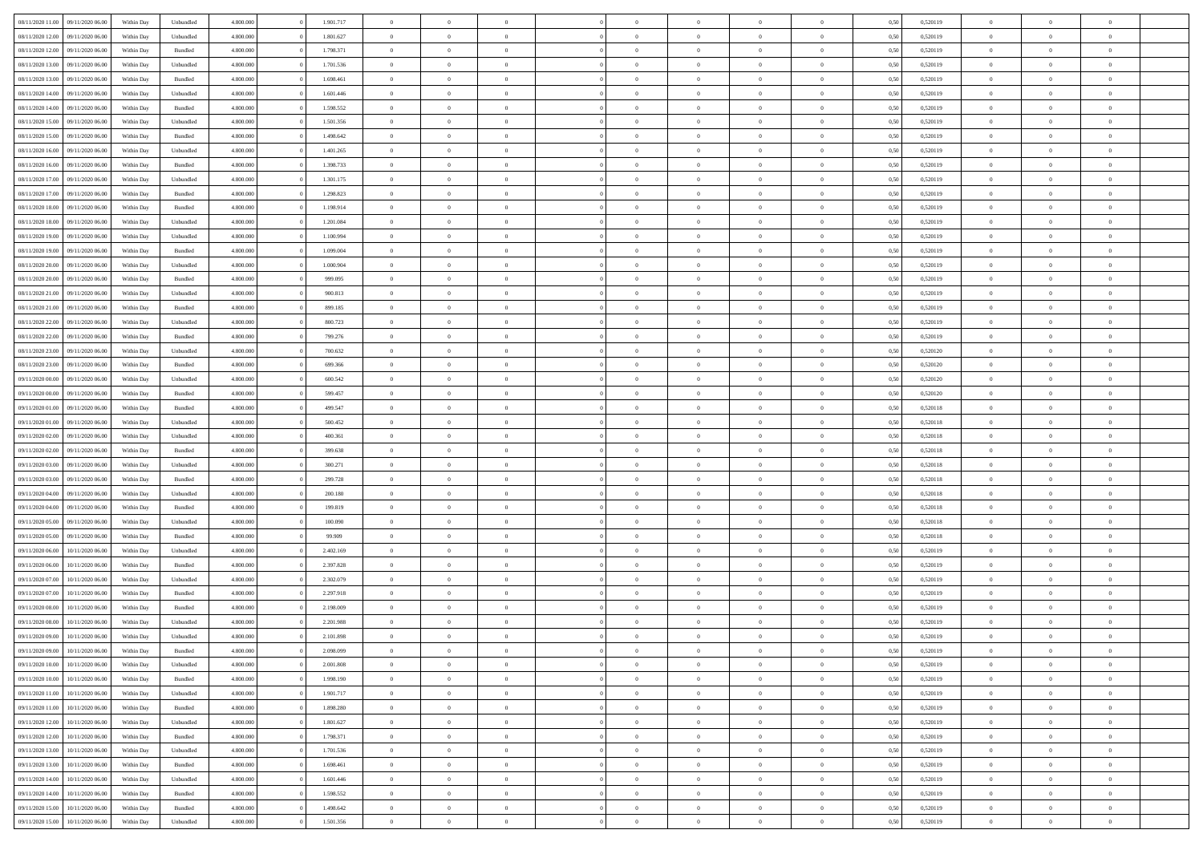| | | | | | | | | | | | | | | | | | | | | | |
|---|---|---|---|---|---|---|---|---|---|---|---|---|---|---|---|---|---|---|---|---|---|
| 08/11/2020 11:00 | 09/11/2020 06.00 | Within Day | Unbundled | 4.800.000 | 0 | 1.901.717 | 0 | 0 | 0 | | 0 | 0 | 0 | 0 | 0,50 | 0,520119 | 0 | 0 | 0 | |
| 08/11/2020 12:00 | 09/11/2020 06.00 | Within Day | Unbundled | 4.800.000 | 0 | 1.801.627 | 0 | 0 | 0 | | 0 | 0 | 0 | 0 | 0,50 | 0,520119 | 0 | 0 | 0 | |
| 08/11/2020 12:00 | 09/11/2020 06.00 | Within Day | Bundled | 4.800.000 | 0 | 1.798.371 | 0 | 0 | 0 | | 0 | 0 | 0 | 0 | 0,50 | 0,520119 | 0 | 0 | 0 | |
| 08/11/2020 13:00 | 09/11/2020 06.00 | Within Day | Unbundled | 4.800.000 | 0 | 1.701.536 | 0 | 0 | 0 | | 0 | 0 | 0 | 0 | 0,50 | 0,520119 | 0 | 0 | 0 | |
| 08/11/2020 13:00 | 09/11/2020 06.00 | Within Day | Bundled | 4.800.000 | 0 | 1.698.461 | 0 | 0 | 0 | | 0 | 0 | 0 | 0 | 0,50 | 0,520119 | 0 | 0 | 0 | |
| 08/11/2020 14:00 | 09/11/2020 06.00 | Within Day | Unbundled | 4.800.000 | 0 | 1.601.446 | 0 | 0 | 0 | | 0 | 0 | 0 | 0 | 0,50 | 0,520119 | 0 | 0 | 0 | |
| 08/11/2020 14:00 | 09/11/2020 06.00 | Within Day | Bundled | 4.800.000 | 0 | 1.598.552 | 0 | 0 | 0 | | 0 | 0 | 0 | 0 | 0,50 | 0,520119 | 0 | 0 | 0 | |
| 08/11/2020 15:00 | 09/11/2020 06.00 | Within Day | Unbundled | 4.800.000 | 0 | 1.501.356 | 0 | 0 | 0 | | 0 | 0 | 0 | 0 | 0,50 | 0,520119 | 0 | 0 | 0 | |
| 08/11/2020 15:00 | 09/11/2020 06.00 | Within Day | Bundled | 4.800.000 | 0 | 1.498.642 | 0 | 0 | 0 | | 0 | 0 | 0 | 0 | 0,50 | 0,520119 | 0 | 0 | 0 | |
| 08/11/2020 16:00 | 09/11/2020 06.00 | Within Day | Unbundled | 4.800.000 | 0 | 1.401.265 | 0 | 0 | 0 | | 0 | 0 | 0 | 0 | 0,50 | 0,520119 | 0 | 0 | 0 | |
| 08/11/2020 16:00 | 09/11/2020 06.00 | Within Day | Bundled | 4.800.000 | 0 | 1.398.733 | 0 | 0 | 0 | | 0 | 0 | 0 | 0 | 0,50 | 0,520119 | 0 | 0 | 0 | |
| 08/11/2020 17:00 | 09/11/2020 06.00 | Within Day | Unbundled | 4.800.000 | 0 | 1.301.175 | 0 | 0 | 0 | | 0 | 0 | 0 | 0 | 0,50 | 0,520119 | 0 | 0 | 0 | |
| 08/11/2020 17:00 | 09/11/2020 06.00 | Within Day | Bundled | 4.800.000 | 0 | 1.298.823 | 0 | 0 | 0 | | 0 | 0 | 0 | 0 | 0,50 | 0,520119 | 0 | 0 | 0 | |
| 08/11/2020 18:00 | 09/11/2020 06.00 | Within Day | Bundled | 4.800.000 | 0 | 1.198.914 | 0 | 0 | 0 | | 0 | 0 | 0 | 0 | 0,50 | 0,520119 | 0 | 0 | 0 | |
| 08/11/2020 18:00 | 09/11/2020 06.00 | Within Day | Unbundled | 4.800.000 | 0 | 1.201.084 | 0 | 0 | 0 | | 0 | 0 | 0 | 0 | 0,50 | 0,520119 | 0 | 0 | 0 | |
| 08/11/2020 19:00 | 09/11/2020 06.00 | Within Day | Unbundled | 4.800.000 | 0 | 1.100.994 | 0 | 0 | 0 | | 0 | 0 | 0 | 0 | 0,50 | 0,520119 | 0 | 0 | 0 | |
| 08/11/2020 19:00 | 09/11/2020 06.00 | Within Day | Bundled | 4.800.000 | 0 | 1.099.004 | 0 | 0 | 0 | | 0 | 0 | 0 | 0 | 0,50 | 0,520119 | 0 | 0 | 0 | |
| 08/11/2020 20:00 | 09/11/2020 06.00 | Within Day | Unbundled | 4.800.000 | 0 | 1.000.904 | 0 | 0 | 0 | | 0 | 0 | 0 | 0 | 0,50 | 0,520119 | 0 | 0 | 0 | |
| 08/11/2020 20:00 | 09/11/2020 06.00 | Within Day | Bundled | 4.800.000 | 0 | 999.095 | 0 | 0 | 0 | | 0 | 0 | 0 | 0 | 0,50 | 0,520119 | 0 | 0 | 0 | |
| 08/11/2020 21:00 | 09/11/2020 06.00 | Within Day | Unbundled | 4.800.000 | 0 | 900.813 | 0 | 0 | 0 | | 0 | 0 | 0 | 0 | 0,50 | 0,520119 | 0 | 0 | 0 | |
| 08/11/2020 21:00 | 09/11/2020 06.00 | Within Day | Bundled | 4.800.000 | 0 | 899.185 | 0 | 0 | 0 | | 0 | 0 | 0 | 0 | 0,50 | 0,520119 | 0 | 0 | 0 | |
| 08/11/2020 22:00 | 09/11/2020 06.00 | Within Day | Unbundled | 4.800.000 | 0 | 800.723 | 0 | 0 | 0 | | 0 | 0 | 0 | 0 | 0,50 | 0,520119 | 0 | 0 | 0 | |
| 08/11/2020 22:00 | 09/11/2020 06.00 | Within Day | Bundled | 4.800.000 | 0 | 799.276 | 0 | 0 | 0 | | 0 | 0 | 0 | 0 | 0,50 | 0,520119 | 0 | 0 | 0 | |
| 08/11/2020 23:00 | 09/11/2020 06.00 | Within Day | Unbundled | 4.800.000 | 0 | 700.632 | 0 | 0 | 0 | | 0 | 0 | 0 | 0 | 0,50 | 0,520120 | 0 | 0 | 0 | |
| 08/11/2020 23:00 | 09/11/2020 06.00 | Within Day | Bundled | 4.800.000 | 0 | 699.366 | 0 | 0 | 0 | | 0 | 0 | 0 | 0 | 0,50 | 0,520120 | 0 | 0 | 0 | |
| 09/11/2020 00:00 | 09/11/2020 06.00 | Within Day | Unbundled | 4.800.000 | 0 | 600.542 | 0 | 0 | 0 | | 0 | 0 | 0 | 0 | 0,50 | 0,520120 | 0 | 0 | 0 | |
| 09/11/2020 00:00 | 09/11/2020 06.00 | Within Day | Bundled | 4.800.000 | 0 | 599.457 | 0 | 0 | 0 | | 0 | 0 | 0 | 0 | 0,50 | 0,520120 | 0 | 0 | 0 | |
| 09/11/2020 01:00 | 09/11/2020 06.00 | Within Day | Bundled | 4.800.000 | 0 | 499.547 | 0 | 0 | 0 | | 0 | 0 | 0 | 0 | 0,50 | 0,520118 | 0 | 0 | 0 | |
| 09/11/2020 01:00 | 09/11/2020 06.00 | Within Day | Unbundled | 4.800.000 | 0 | 500.452 | 0 | 0 | 0 | | 0 | 0 | 0 | 0 | 0,50 | 0,520118 | 0 | 0 | 0 | |
| 09/11/2020 02:00 | 09/11/2020 06.00 | Within Day | Unbundled | 4.800.000 | 0 | 400.361 | 0 | 0 | 0 | | 0 | 0 | 0 | 0 | 0,50 | 0,520118 | 0 | 0 | 0 | |
| 09/11/2020 02:00 | 09/11/2020 06.00 | Within Day | Bundled | 4.800.000 | 0 | 399.638 | 0 | 0 | 0 | | 0 | 0 | 0 | 0 | 0,50 | 0,520118 | 0 | 0 | 0 | |
| 09/11/2020 03:00 | 09/11/2020 06.00 | Within Day | Unbundled | 4.800.000 | 0 | 300.271 | 0 | 0 | 0 | | 0 | 0 | 0 | 0 | 0,50 | 0,520118 | 0 | 0 | 0 | |
| 09/11/2020 03:00 | 09/11/2020 06.00 | Within Day | Bundled | 4.800.000 | 0 | 299.728 | 0 | 0 | 0 | | 0 | 0 | 0 | 0 | 0,50 | 0,520118 | 0 | 0 | 0 | |
| 09/11/2020 04:00 | 09/11/2020 06.00 | Within Day | Unbundled | 4.800.000 | 0 | 200.180 | 0 | 0 | 0 | | 0 | 0 | 0 | 0 | 0,50 | 0,520118 | 0 | 0 | 0 | |
| 09/11/2020 04:00 | 09/11/2020 06.00 | Within Day | Bundled | 4.800.000 | 0 | 199.819 | 0 | 0 | 0 | | 0 | 0 | 0 | 0 | 0,50 | 0,520118 | 0 | 0 | 0 | |
| 09/11/2020 05:00 | 09/11/2020 06.00 | Within Day | Unbundled | 4.800.000 | 0 | 100.090 | 0 | 0 | 0 | | 0 | 0 | 0 | 0 | 0,50 | 0,520118 | 0 | 0 | 0 | |
| 09/11/2020 05:00 | 09/11/2020 06.00 | Within Day | Bundled | 4.800.000 | 0 | 99.909 | 0 | 0 | 0 | | 0 | 0 | 0 | 0 | 0,50 | 0,520118 | 0 | 0 | 0 | |
| 09/11/2020 06:00 | 10/11/2020 06.00 | Within Day | Unbundled | 4.800.000 | 0 | 2.402.169 | 0 | 0 | 0 | | 0 | 0 | 0 | 0 | 0,50 | 0,520119 | 0 | 0 | 0 | |
| 09/11/2020 06:00 | 10/11/2020 06.00 | Within Day | Bundled | 4.800.000 | 0 | 2.397.828 | 0 | 0 | 0 | | 0 | 0 | 0 | 0 | 0,50 | 0,520119 | 0 | 0 | 0 | |
| 09/11/2020 07:00 | 10/11/2020 06.00 | Within Day | Unbundled | 4.800.000 | 0 | 2.302.079 | 0 | 0 | 0 | | 0 | 0 | 0 | 0 | 0,50 | 0,520119 | 0 | 0 | 0 | |
| 09/11/2020 07:00 | 10/11/2020 06.00 | Within Day | Bundled | 4.800.000 | 0 | 2.297.918 | 0 | 0 | 0 | | 0 | 0 | 0 | 0 | 0,50 | 0,520119 | 0 | 0 | 0 | |
| 09/11/2020 08:00 | 10/11/2020 06.00 | Within Day | Bundled | 4.800.000 | 0 | 2.198.009 | 0 | 0 | 0 | | 0 | 0 | 0 | 0 | 0,50 | 0,520119 | 0 | 0 | 0 | |
| 09/11/2020 08:00 | 10/11/2020 06.00 | Within Day | Unbundled | 4.800.000 | 0 | 2.201.988 | 0 | 0 | 0 | | 0 | 0 | 0 | 0 | 0,50 | 0,520119 | 0 | 0 | 0 | |
| 09/11/2020 09:00 | 10/11/2020 06.00 | Within Day | Unbundled | 4.800.000 | 0 | 2.101.898 | 0 | 0 | 0 | | 0 | 0 | 0 | 0 | 0,50 | 0,520119 | 0 | 0 | 0 | |
| 09/11/2020 09:00 | 10/11/2020 06.00 | Within Day | Bundled | 4.800.000 | 0 | 2.098.099 | 0 | 0 | 0 | | 0 | 0 | 0 | 0 | 0,50 | 0,520119 | 0 | 0 | 0 | |
| 09/11/2020 10:00 | 10/11/2020 06.00 | Within Day | Unbundled | 4.800.000 | 0 | 2.001.808 | 0 | 0 | 0 | | 0 | 0 | 0 | 0 | 0,50 | 0,520119 | 0 | 0 | 0 | |
| 09/11/2020 10:00 | 10/11/2020 06.00 | Within Day | Bundled | 4.800.000 | 0 | 1.998.190 | 0 | 0 | 0 | | 0 | 0 | 0 | 0 | 0,50 | 0,520119 | 0 | 0 | 0 | |
| 09/11/2020 11:00 | 10/11/2020 06.00 | Within Day | Unbundled | 4.800.000 | 0 | 1.901.717 | 0 | 0 | 0 | | 0 | 0 | 0 | 0 | 0,50 | 0,520119 | 0 | 0 | 0 | |
| 09/11/2020 11:00 | 10/11/2020 06.00 | Within Day | Bundled | 4.800.000 | 0 | 1.898.280 | 0 | 0 | 0 | | 0 | 0 | 0 | 0 | 0,50 | 0,520119 | 0 | 0 | 0 | |
| 09/11/2020 12:00 | 10/11/2020 06.00 | Within Day | Unbundled | 4.800.000 | 0 | 1.801.627 | 0 | 0 | 0 | | 0 | 0 | 0 | 0 | 0,50 | 0,520119 | 0 | 0 | 0 | |
| 09/11/2020 12:00 | 10/11/2020 06.00 | Within Day | Bundled | 4.800.000 | 0 | 1.798.371 | 0 | 0 | 0 | | 0 | 0 | 0 | 0 | 0,50 | 0,520119 | 0 | 0 | 0 | |
| 09/11/2020 13:00 | 10/11/2020 06.00 | Within Day | Unbundled | 4.800.000 | 0 | 1.701.536 | 0 | 0 | 0 | | 0 | 0 | 0 | 0 | 0,50 | 0,520119 | 0 | 0 | 0 | |
| 09/11/2020 13:00 | 10/11/2020 06.00 | Within Day | Bundled | 4.800.000 | 0 | 1.698.461 | 0 | 0 | 0 | | 0 | 0 | 0 | 0 | 0,50 | 0,520119 | 0 | 0 | 0 | |
| 09/11/2020 14:00 | 10/11/2020 06.00 | Within Day | Unbundled | 4.800.000 | 0 | 1.601.446 | 0 | 0 | 0 | | 0 | 0 | 0 | 0 | 0,50 | 0,520119 | 0 | 0 | 0 | |
| 09/11/2020 14:00 | 10/11/2020 06.00 | Within Day | Bundled | 4.800.000 | 0 | 1.598.552 | 0 | 0 | 0 | | 0 | 0 | 0 | 0 | 0,50 | 0,520119 | 0 | 0 | 0 | |
| 09/11/2020 15:00 | 10/11/2020 06.00 | Within Day | Bundled | 4.800.000 | 0 | 1.498.642 | 0 | 0 | 0 | | 0 | 0 | 0 | 0 | 0,50 | 0,520119 | 0 | 0 | 0 | |
| 09/11/2020 15:00 | 10/11/2020 06.00 | Within Day | Unbundled | 4.800.000 | 0 | 1.501.356 | 0 | 0 | 0 | | 0 | 0 | 0 | 0 | 0,50 | 0,520119 | 0 | 0 | 0 | |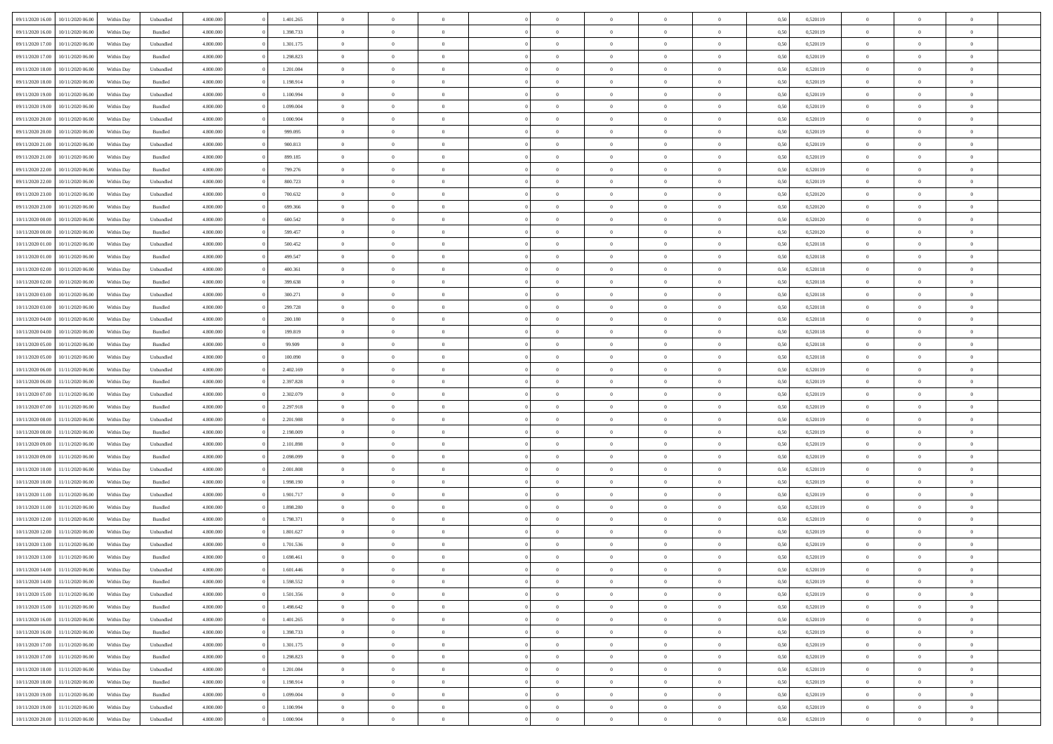| | | | | | | | | | | | | | | | | | | | | | |
|---|---|---|---|---|---|---|---|---|---|---|---|---|---|---|---|---|---|---|---|---|---|
| 09/11/2020 16.00 | 10/11/2020 06.00 | Within Day | Unbundled | 4.800.000 | 0 | 1.401.265 | 0 | 0 | 0 | | 0 | 0 | 0 | 0 | 0 | 0,50 | 0,520119 | 0 | 0 | 0 | |
| 09/11/2020 16.00 | 10/11/2020 06.00 | Within Day | Bundled | 4.800.000 | 0 | 1.398.733 | 0 | 0 | 0 | | 0 | 0 | 0 | 0 | 0 | 0,50 | 0,520119 | 0 | 0 | 0 | |
| 09/11/2020 17.00 | 10/11/2020 06.00 | Within Day | Unbundled | 4.800.000 | 0 | 1.301.175 | 0 | 0 | 0 | | 0 | 0 | 0 | 0 | 0 | 0,50 | 0,520119 | 0 | 0 | 0 | |
| 09/11/2020 17.00 | 10/11/2020 06.00 | Within Day | Bundled | 4.800.000 | 0 | 1.298.823 | 0 | 0 | 0 | | 0 | 0 | 0 | 0 | 0 | 0,50 | 0,520119 | 0 | 0 | 0 | |
| 09/11/2020 18.00 | 10/11/2020 06.00 | Within Day | Unbundled | 4.800.000 | 0 | 1.201.084 | 0 | 0 | 0 | | 0 | 0 | 0 | 0 | 0 | 0,50 | 0,520119 | 0 | 0 | 0 | |
| 09/11/2020 18.00 | 10/11/2020 06.00 | Within Day | Bundled | 4.800.000 | 0 | 1.198.914 | 0 | 0 | 0 | | 0 | 0 | 0 | 0 | 0 | 0,50 | 0,520119 | 0 | 0 | 0 | |
| 09/11/2020 19.00 | 10/11/2020 06.00 | Within Day | Unbundled | 4.800.000 | 0 | 1.100.994 | 0 | 0 | 0 | | 0 | 0 | 0 | 0 | 0 | 0,50 | 0,520119 | 0 | 0 | 0 | |
| 09/11/2020 19.00 | 10/11/2020 06.00 | Within Day | Bundled | 4.800.000 | 0 | 1.099.004 | 0 | 0 | 0 | | 0 | 0 | 0 | 0 | 0 | 0,50 | 0,520119 | 0 | 0 | 0 | |
| 09/11/2020 20.00 | 10/11/2020 06.00 | Within Day | Unbundled | 4.800.000 | 0 | 1.000.904 | 0 | 0 | 0 | | 0 | 0 | 0 | 0 | 0 | 0,50 | 0,520119 | 0 | 0 | 0 | |
| 09/11/2020 20.00 | 10/11/2020 06.00 | Within Day | Bundled | 4.800.000 | 0 | 999.095 | 0 | 0 | 0 | | 0 | 0 | 0 | 0 | 0 | 0,50 | 0,520119 | 0 | 0 | 0 | |
| 09/11/2020 21.00 | 10/11/2020 06.00 | Within Day | Unbundled | 4.800.000 | 0 | 900.813 | 0 | 0 | 0 | | 0 | 0 | 0 | 0 | 0 | 0,50 | 0,520119 | 0 | 0 | 0 | |
| 09/11/2020 21.00 | 10/11/2020 06.00 | Within Day | Bundled | 4.800.000 | 0 | 899.185 | 0 | 0 | 0 | | 0 | 0 | 0 | 0 | 0 | 0,50 | 0,520119 | 0 | 0 | 0 | |
| 09/11/2020 22.00 | 10/11/2020 06.00 | Within Day | Bundled | 4.800.000 | 0 | 799.276 | 0 | 0 | 0 | | 0 | 0 | 0 | 0 | 0 | 0,50 | 0,520119 | 0 | 0 | 0 | |
| 09/11/2020 22.00 | 10/11/2020 06.00 | Within Day | Unbundled | 4.800.000 | 0 | 800.723 | 0 | 0 | 0 | | 0 | 0 | 0 | 0 | 0 | 0,50 | 0,520119 | 0 | 0 | 0 | |
| 09/11/2020 23.00 | 10/11/2020 06.00 | Within Day | Unbundled | 4.800.000 | 0 | 700.632 | 0 | 0 | 0 | | 0 | 0 | 0 | 0 | 0 | 0,50 | 0,520120 | 0 | 0 | 0 | |
| 09/11/2020 23.00 | 10/11/2020 06.00 | Within Day | Bundled | 4.800.000 | 0 | 699.366 | 0 | 0 | 0 | | 0 | 0 | 0 | 0 | 0 | 0,50 | 0,520120 | 0 | 0 | 0 | |
| 10/11/2020 00.00 | 10/11/2020 06.00 | Within Day | Unbundled | 4.800.000 | 0 | 600.542 | 0 | 0 | 0 | | 0 | 0 | 0 | 0 | 0 | 0,50 | 0,520120 | 0 | 0 | 0 | |
| 10/11/2020 00.00 | 10/11/2020 06.00 | Within Day | Bundled | 4.800.000 | 0 | 599.457 | 0 | 0 | 0 | | 0 | 0 | 0 | 0 | 0 | 0,50 | 0,520120 | 0 | 0 | 0 | |
| 10/11/2020 01.00 | 10/11/2020 06.00 | Within Day | Unbundled | 4.800.000 | 0 | 500.452 | 0 | 0 | 0 | | 0 | 0 | 0 | 0 | 0 | 0,50 | 0,520118 | 0 | 0 | 0 | |
| 10/11/2020 01.00 | 10/11/2020 06.00 | Within Day | Bundled | 4.800.000 | 0 | 499.547 | 0 | 0 | 0 | | 0 | 0 | 0 | 0 | 0 | 0,50 | 0,520118 | 0 | 0 | 0 | |
| 10/11/2020 02.00 | 10/11/2020 06.00 | Within Day | Unbundled | 4.800.000 | 0 | 400.361 | 0 | 0 | 0 | | 0 | 0 | 0 | 0 | 0 | 0,50 | 0,520118 | 0 | 0 | 0 | |
| 10/11/2020 02.00 | 10/11/2020 06.00 | Within Day | Bundled | 4.800.000 | 0 | 399.638 | 0 | 0 | 0 | | 0 | 0 | 0 | 0 | 0 | 0,50 | 0,520118 | 0 | 0 | 0 | |
| 10/11/2020 03.00 | 10/11/2020 06.00 | Within Day | Unbundled | 4.800.000 | 0 | 300.271 | 0 | 0 | 0 | | 0 | 0 | 0 | 0 | 0 | 0,50 | 0,520118 | 0 | 0 | 0 | |
| 10/11/2020 03.00 | 10/11/2020 06.00 | Within Day | Bundled | 4.800.000 | 0 | 299.728 | 0 | 0 | 0 | | 0 | 0 | 0 | 0 | 0 | 0,50 | 0,520118 | 0 | 0 | 0 | |
| 10/11/2020 04.00 | 10/11/2020 06.00 | Within Day | Unbundled | 4.800.000 | 0 | 200.180 | 0 | 0 | 0 | | 0 | 0 | 0 | 0 | 0 | 0,50 | 0,520118 | 0 | 0 | 0 | |
| 10/11/2020 04.00 | 10/11/2020 06.00 | Within Day | Bundled | 4.800.000 | 0 | 199.819 | 0 | 0 | 0 | | 0 | 0 | 0 | 0 | 0 | 0,50 | 0,520118 | 0 | 0 | 0 | |
| 10/11/2020 05.00 | 10/11/2020 06.00 | Within Day | Bundled | 4.800.000 | 0 | 99.909 | 0 | 0 | 0 | | 0 | 0 | 0 | 0 | 0 | 0,50 | 0,520118 | 0 | 0 | 0 | |
| 10/11/2020 05.00 | 10/11/2020 06.00 | Within Day | Unbundled | 4.800.000 | 0 | 100.090 | 0 | 0 | 0 | | 0 | 0 | 0 | 0 | 0 | 0,50 | 0,520118 | 0 | 0 | 0 | |
| 10/11/2020 06.00 | 11/11/2020 06.00 | Within Day | Unbundled | 4.800.000 | 0 | 2.402.169 | 0 | 0 | 0 | | 0 | 0 | 0 | 0 | 0 | 0,50 | 0,520119 | 0 | 0 | 0 | |
| 10/11/2020 06.00 | 11/11/2020 06.00 | Within Day | Bundled | 4.800.000 | 0 | 2.397.828 | 0 | 0 | 0 | | 0 | 0 | 0 | 0 | 0 | 0,50 | 0,520119 | 0 | 0 | 0 | |
| 10/11/2020 07.00 | 11/11/2020 06.00 | Within Day | Unbundled | 4.800.000 | 0 | 2.302.079 | 0 | 0 | 0 | | 0 | 0 | 0 | 0 | 0 | 0,50 | 0,520119 | 0 | 0 | 0 | |
| 10/11/2020 07.00 | 11/11/2020 06.00 | Within Day | Bundled | 4.800.000 | 0 | 2.297.918 | 0 | 0 | 0 | | 0 | 0 | 0 | 0 | 0 | 0,50 | 0,520119 | 0 | 0 | 0 | |
| 10/11/2020 08.00 | 11/11/2020 06.00 | Within Day | Unbundled | 4.800.000 | 0 | 2.201.988 | 0 | 0 | 0 | | 0 | 0 | 0 | 0 | 0 | 0,50 | 0,520119 | 0 | 0 | 0 | |
| 10/11/2020 08.00 | 11/11/2020 06.00 | Within Day | Bundled | 4.800.000 | 0 | 2.198.009 | 0 | 0 | 0 | | 0 | 0 | 0 | 0 | 0 | 0,50 | 0,520119 | 0 | 0 | 0 | |
| 10/11/2020 09.00 | 11/11/2020 06.00 | Within Day | Unbundled | 4.800.000 | 0 | 2.101.898 | 0 | 0 | 0 | | 0 | 0 | 0 | 0 | 0 | 0,50 | 0,520119 | 0 | 0 | 0 | |
| 10/11/2020 09.00 | 11/11/2020 06.00 | Within Day | Bundled | 4.800.000 | 0 | 2.098.099 | 0 | 0 | 0 | | 0 | 0 | 0 | 0 | 0 | 0,50 | 0,520119 | 0 | 0 | 0 | |
| 10/11/2020 10.00 | 11/11/2020 06.00 | Within Day | Unbundled | 4.800.000 | 0 | 2.001.808 | 0 | 0 | 0 | | 0 | 0 | 0 | 0 | 0 | 0,50 | 0,520119 | 0 | 0 | 0 | |
| 10/11/2020 10.00 | 11/11/2020 06.00 | Within Day | Bundled | 4.800.000 | 0 | 1.998.190 | 0 | 0 | 0 | | 0 | 0 | 0 | 0 | 0 | 0,50 | 0,520119 | 0 | 0 | 0 | |
| 10/11/2020 11.00 | 11/11/2020 06.00 | Within Day | Unbundled | 4.800.000 | 0 | 1.901.717 | 0 | 0 | 0 | | 0 | 0 | 0 | 0 | 0 | 0,50 | 0,520119 | 0 | 0 | 0 | |
| 10/11/2020 11.00 | 11/11/2020 06.00 | Within Day | Bundled | 4.800.000 | 0 | 1.898.280 | 0 | 0 | 0 | | 0 | 0 | 0 | 0 | 0 | 0,50 | 0,520119 | 0 | 0 | 0 | |
| 10/11/2020 12.00 | 11/11/2020 06.00 | Within Day | Bundled | 4.800.000 | 0 | 1.798.371 | 0 | 0 | 0 | | 0 | 0 | 0 | 0 | 0 | 0,50 | 0,520119 | 0 | 0 | 0 | |
| 10/11/2020 12.00 | 11/11/2020 06.00 | Within Day | Unbundled | 4.800.000 | 0 | 1.801.627 | 0 | 0 | 0 | | 0 | 0 | 0 | 0 | 0 | 0,50 | 0,520119 | 0 | 0 | 0 | |
| 10/11/2020 13.00 | 11/11/2020 06.00 | Within Day | Unbundled | 4.800.000 | 0 | 1.701.536 | 0 | 0 | 0 | | 0 | 0 | 0 | 0 | 0 | 0,50 | 0,520119 | 0 | 0 | 0 | |
| 10/11/2020 13.00 | 11/11/2020 06.00 | Within Day | Bundled | 4.800.000 | 0 | 1.698.461 | 0 | 0 | 0 | | 0 | 0 | 0 | 0 | 0 | 0,50 | 0,520119 | 0 | 0 | 0 | |
| 10/11/2020 14.00 | 11/11/2020 06.00 | Within Day | Unbundled | 4.800.000 | 0 | 1.601.446 | 0 | 0 | 0 | | 0 | 0 | 0 | 0 | 0 | 0,50 | 0,520119 | 0 | 0 | 0 | |
| 10/11/2020 14.00 | 11/11/2020 06.00 | Within Day | Bundled | 4.800.000 | 0 | 1.598.552 | 0 | 0 | 0 | | 0 | 0 | 0 | 0 | 0 | 0,50 | 0,520119 | 0 | 0 | 0 | |
| 10/11/2020 15.00 | 11/11/2020 06.00 | Within Day | Unbundled | 4.800.000 | 0 | 1.501.356 | 0 | 0 | 0 | | 0 | 0 | 0 | 0 | 0 | 0,50 | 0,520119 | 0 | 0 | 0 | |
| 10/11/2020 15.00 | 11/11/2020 06.00 | Within Day | Bundled | 4.800.000 | 0 | 1.498.642 | 0 | 0 | 0 | | 0 | 0 | 0 | 0 | 0 | 0,50 | 0,520119 | 0 | 0 | 0 | |
| 10/11/2020 16.00 | 11/11/2020 06.00 | Within Day | Unbundled | 4.800.000 | 0 | 1.401.265 | 0 | 0 | 0 | | 0 | 0 | 0 | 0 | 0 | 0,50 | 0,520119 | 0 | 0 | 0 | |
| 10/11/2020 16.00 | 11/11/2020 06.00 | Within Day | Bundled | 4.800.000 | 0 | 1.398.733 | 0 | 0 | 0 | | 0 | 0 | 0 | 0 | 0 | 0,50 | 0,520119 | 0 | 0 | 0 | |
| 10/11/2020 17.00 | 11/11/2020 06.00 | Within Day | Unbundled | 4.800.000 | 0 | 1.301.175 | 0 | 0 | 0 | | 0 | 0 | 0 | 0 | 0 | 0,50 | 0,520119 | 0 | 0 | 0 | |
| 10/11/2020 17.00 | 11/11/2020 06.00 | Within Day | Bundled | 4.800.000 | 0 | 1.298.823 | 0 | 0 | 0 | | 0 | 0 | 0 | 0 | 0 | 0,50 | 0,520119 | 0 | 0 | 0 | |
| 10/11/2020 18.00 | 11/11/2020 06.00 | Within Day | Unbundled | 4.800.000 | 0 | 1.201.084 | 0 | 0 | 0 | | 0 | 0 | 0 | 0 | 0 | 0,50 | 0,520119 | 0 | 0 | 0 | |
| 10/11/2020 18.00 | 11/11/2020 06.00 | Within Day | Bundled | 4.800.000 | 0 | 1.198.914 | 0 | 0 | 0 | | 0 | 0 | 0 | 0 | 0 | 0,50 | 0,520119 | 0 | 0 | 0 | |
| 10/11/2020 19.00 | 11/11/2020 06.00 | Within Day | Bundled | 4.800.000 | 0 | 1.099.004 | 0 | 0 | 0 | | 0 | 0 | 0 | 0 | 0 | 0,50 | 0,520119 | 0 | 0 | 0 | |
| 10/11/2020 19.00 | 11/11/2020 06.00 | Within Day | Unbundled | 4.800.000 | 0 | 1.100.994 | 0 | 0 | 0 | | 0 | 0 | 0 | 0 | 0 | 0,50 | 0,520119 | 0 | 0 | 0 | |
| 10/11/2020 20.00 | 11/11/2020 06.00 | Within Day | Unbundled | 4.800.000 | 0 | 1.000.904 | 0 | 0 | 0 | | 0 | 0 | 0 | 0 | 0 | 0,50 | 0,520119 | 0 | 0 | 0 | |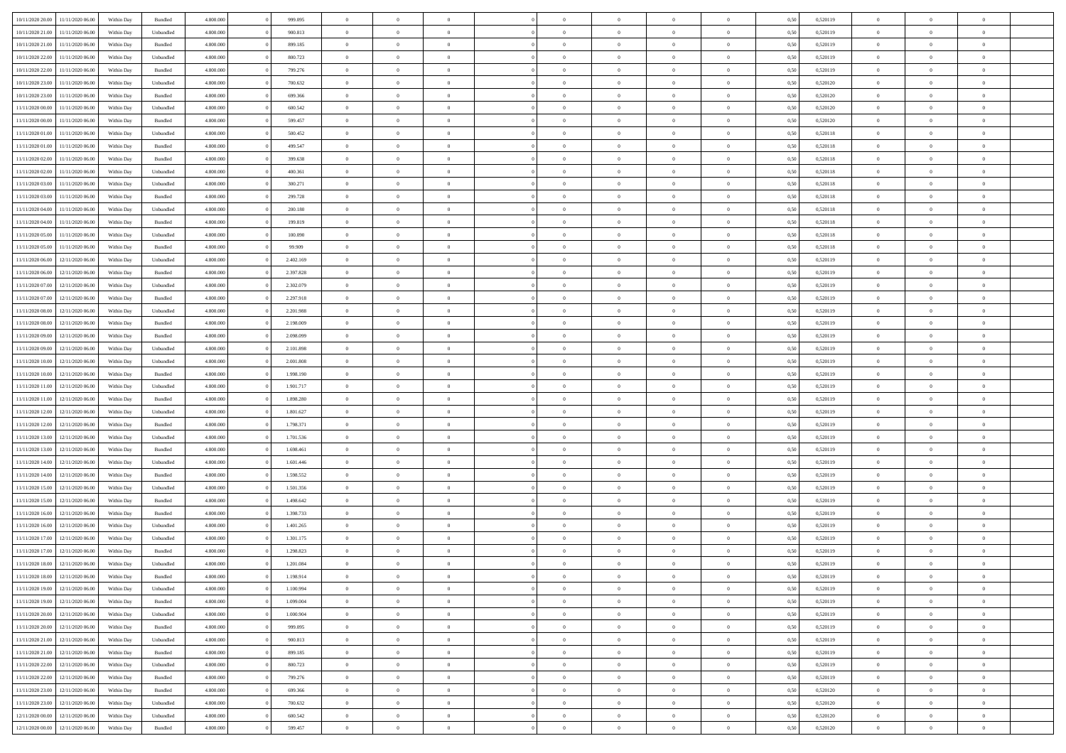| | | | | | | | | | | | | | | | | | | | | |
|---|---|---|---|---|---|---|---|---|---|---|---|---|---|---|---|---|---|---|---|---|
| 10/11/2020 20:00 | 11/11/2020 06:00 | Within Day | Bundled | 4.800.000 | 0 | 999.095 | 0 | 0 | 0 | 0 | 0 | 0 | 0 | 0 | 0,50 | 0,520119 | 0 | 0 | 0 | |
| 10/11/2020 21:00 | 11/11/2020 06:00 | Within Day | Unbundled | 4.800.000 | 0 | 900.813 | 0 | 0 | 0 | 0 | 0 | 0 | 0 | 0 | 0,50 | 0,520119 | 0 | 0 | 0 | |
| 10/11/2020 21:00 | 11/11/2020 06:00 | Within Day | Bundled | 4.800.000 | 0 | 899.185 | 0 | 0 | 0 | 0 | 0 | 0 | 0 | 0 | 0,50 | 0,520119 | 0 | 0 | 0 | |
| 10/11/2020 22:00 | 11/11/2020 06:00 | Within Day | Unbundled | 4.800.000 | 0 | 800.723 | 0 | 0 | 0 | 0 | 0 | 0 | 0 | 0 | 0,50 | 0,520119 | 0 | 0 | 0 | |
| 10/11/2020 22:00 | 11/11/2020 06:00 | Within Day | Bundled | 4.800.000 | 0 | 799.276 | 0 | 0 | 0 | 0 | 0 | 0 | 0 | 0 | 0,50 | 0,520119 | 0 | 0 | 0 | |
| 10/11/2020 23:00 | 11/11/2020 06:00 | Within Day | Unbundled | 4.800.000 | 0 | 700.632 | 0 | 0 | 0 | 0 | 0 | 0 | 0 | 0 | 0,50 | 0,520120 | 0 | 0 | 0 | |
| 10/11/2020 23:00 | 11/11/2020 06:00 | Within Day | Bundled | 4.800.000 | 0 | 699.366 | 0 | 0 | 0 | 0 | 0 | 0 | 0 | 0 | 0,50 | 0,520120 | 0 | 0 | 0 | |
| 11/11/2020 00:00 | 11/11/2020 06:00 | Within Day | Unbundled | 4.800.000 | 0 | 600.542 | 0 | 0 | 0 | 0 | 0 | 0 | 0 | 0 | 0,50 | 0,520120 | 0 | 0 | 0 | |
| 11/11/2020 00:00 | 11/11/2020 06:00 | Within Day | Bundled | 4.800.000 | 0 | 599.457 | 0 | 0 | 0 | 0 | 0 | 0 | 0 | 0 | 0,50 | 0,520120 | 0 | 0 | 0 | |
| 11/11/2020 01:00 | 11/11/2020 06:00 | Within Day | Unbundled | 4.800.000 | 0 | 500.452 | 0 | 0 | 0 | 0 | 0 | 0 | 0 | 0 | 0,50 | 0,520118 | 0 | 0 | 0 | |
| 11/11/2020 01:00 | 11/11/2020 06:00 | Within Day | Bundled | 4.800.000 | 0 | 499.547 | 0 | 0 | 0 | 0 | 0 | 0 | 0 | 0 | 0,50 | 0,520118 | 0 | 0 | 0 | |
| 11/11/2020 02:00 | 11/11/2020 06:00 | Within Day | Bundled | 4.800.000 | 0 | 399.638 | 0 | 0 | 0 | 0 | 0 | 0 | 0 | 0 | 0,50 | 0,520118 | 0 | 0 | 0 | |
| 11/11/2020 02:00 | 11/11/2020 06:00 | Within Day | Unbundled | 4.800.000 | 0 | 400.361 | 0 | 0 | 0 | 0 | 0 | 0 | 0 | 0 | 0,50 | 0,520118 | 0 | 0 | 0 | |
| 11/11/2020 03:00 | 11/11/2020 06:00 | Within Day | Unbundled | 4.800.000 | 0 | 300.271 | 0 | 0 | 0 | 0 | 0 | 0 | 0 | 0 | 0,50 | 0,520118 | 0 | 0 | 0 | |
| 11/11/2020 03:00 | 11/11/2020 06:00 | Within Day | Bundled | 4.800.000 | 0 | 299.728 | 0 | 0 | 0 | 0 | 0 | 0 | 0 | 0 | 0,50 | 0,520118 | 0 | 0 | 0 | |
| 11/11/2020 04:00 | 11/11/2020 06:00 | Within Day | Unbundled | 4.800.000 | 0 | 200.180 | 0 | 0 | 0 | 0 | 0 | 0 | 0 | 0 | 0,50 | 0,520118 | 0 | 0 | 0 | |
| 11/11/2020 04:00 | 11/11/2020 06:00 | Within Day | Bundled | 4.800.000 | 0 | 199.819 | 0 | 0 | 0 | 0 | 0 | 0 | 0 | 0 | 0,50 | 0,520118 | 0 | 0 | 0 | |
| 11/11/2020 05:00 | 11/11/2020 06:00 | Within Day | Unbundled | 4.800.000 | 0 | 100.090 | 0 | 0 | 0 | 0 | 0 | 0 | 0 | 0 | 0,50 | 0,520118 | 0 | 0 | 0 | |
| 11/11/2020 05:00 | 11/11/2020 06:00 | Within Day | Bundled | 4.800.000 | 0 | 99.909 | 0 | 0 | 0 | 0 | 0 | 0 | 0 | 0 | 0,50 | 0,520118 | 0 | 0 | 0 | |
| 11/11/2020 06:00 | 12/11/2020 06:00 | Within Day | Unbundled | 4.800.000 | 0 | 2.402.169 | 0 | 0 | 0 | 0 | 0 | 0 | 0 | 0 | 0,50 | 0,520119 | 0 | 0 | 0 | |
| 11/11/2020 06:00 | 12/11/2020 06:00 | Within Day | Bundled | 4.800.000 | 0 | 2.397.828 | 0 | 0 | 0 | 0 | 0 | 0 | 0 | 0 | 0,50 | 0,520119 | 0 | 0 | 0 | |
| 11/11/2020 07:00 | 12/11/2020 06:00 | Within Day | Unbundled | 4.800.000 | 0 | 2.302.079 | 0 | 0 | 0 | 0 | 0 | 0 | 0 | 0 | 0,50 | 0,520119 | 0 | 0 | 0 | |
| 11/11/2020 07:00 | 12/11/2020 06:00 | Within Day | Bundled | 4.800.000 | 0 | 2.297.918 | 0 | 0 | 0 | 0 | 0 | 0 | 0 | 0 | 0,50 | 0,520119 | 0 | 0 | 0 | |
| 11/11/2020 08:00 | 12/11/2020 06:00 | Within Day | Unbundled | 4.800.000 | 0 | 2.201.988 | 0 | 0 | 0 | 0 | 0 | 0 | 0 | 0 | 0,50 | 0,520119 | 0 | 0 | 0 | |
| 11/11/2020 08:00 | 12/11/2020 06:00 | Within Day | Bundled | 4.800.000 | 0 | 2.198.009 | 0 | 0 | 0 | 0 | 0 | 0 | 0 | 0 | 0,50 | 0,520119 | 0 | 0 | 0 | |
| 11/11/2020 09:00 | 12/11/2020 06:00 | Within Day | Bundled | 4.800.000 | 0 | 2.098.099 | 0 | 0 | 0 | 0 | 0 | 0 | 0 | 0 | 0,50 | 0,520119 | 0 | 0 | 0 | |
| 11/11/2020 09:00 | 12/11/2020 06:00 | Within Day | Unbundled | 4.800.000 | 0 | 2.101.898 | 0 | 0 | 0 | 0 | 0 | 0 | 0 | 0 | 0,50 | 0,520119 | 0 | 0 | 0 | |
| 11/11/2020 10:00 | 12/11/2020 06:00 | Within Day | Unbundled | 4.800.000 | 0 | 2.001.808 | 0 | 0 | 0 | 0 | 0 | 0 | 0 | 0 | 0,50 | 0,520119 | 0 | 0 | 0 | |
| 11/11/2020 10:00 | 12/11/2020 06:00 | Within Day | Bundled | 4.800.000 | 0 | 1.998.190 | 0 | 0 | 0 | 0 | 0 | 0 | 0 | 0 | 0,50 | 0,520119 | 0 | 0 | 0 | |
| 11/11/2020 11:00 | 12/11/2020 06:00 | Within Day | Unbundled | 4.800.000 | 0 | 1.901.717 | 0 | 0 | 0 | 0 | 0 | 0 | 0 | 0 | 0,50 | 0,520119 | 0 | 0 | 0 | |
| 11/11/2020 11:00 | 12/11/2020 06:00 | Within Day | Bundled | 4.800.000 | 0 | 1.898.280 | 0 | 0 | 0 | 0 | 0 | 0 | 0 | 0 | 0,50 | 0,520119 | 0 | 0 | 0 | |
| 11/11/2020 12:00 | 12/11/2020 06:00 | Within Day | Unbundled | 4.800.000 | 0 | 1.801.627 | 0 | 0 | 0 | 0 | 0 | 0 | 0 | 0 | 0,50 | 0,520119 | 0 | 0 | 0 | |
| 11/11/2020 12:00 | 12/11/2020 06:00 | Within Day | Bundled | 4.800.000 | 0 | 1.798.371 | 0 | 0 | 0 | 0 | 0 | 0 | 0 | 0 | 0,50 | 0,520119 | 0 | 0 | 0 | |
| 11/11/2020 13:00 | 12/11/2020 06:00 | Within Day | Unbundled | 4.800.000 | 0 | 1.701.536 | 0 | 0 | 0 | 0 | 0 | 0 | 0 | 0 | 0,50 | 0,520119 | 0 | 0 | 0 | |
| 11/11/2020 13:00 | 12/11/2020 06:00 | Within Day | Bundled | 4.800.000 | 0 | 1.698.461 | 0 | 0 | 0 | 0 | 0 | 0 | 0 | 0 | 0,50 | 0,520119 | 0 | 0 | 0 | |
| 11/11/2020 14:00 | 12/11/2020 06:00 | Within Day | Unbundled | 4.800.000 | 0 | 1.601.446 | 0 | 0 | 0 | 0 | 0 | 0 | 0 | 0 | 0,50 | 0,520119 | 0 | 0 | 0 | |
| 11/11/2020 14:00 | 12/11/2020 06:00 | Within Day | Bundled | 4.800.000 | 0 | 1.598.552 | 0 | 0 | 0 | 0 | 0 | 0 | 0 | 0 | 0,50 | 0,520119 | 0 | 0 | 0 | |
| 11/11/2020 15:00 | 12/11/2020 06:00 | Within Day | Unbundled | 4.800.000 | 0 | 1.501.356 | 0 | 0 | 0 | 0 | 0 | 0 | 0 | 0 | 0,50 | 0,520119 | 0 | 0 | 0 | |
| 11/11/2020 15:00 | 12/11/2020 06:00 | Within Day | Bundled | 4.800.000 | 0 | 1.498.642 | 0 | 0 | 0 | 0 | 0 | 0 | 0 | 0 | 0,50 | 0,520119 | 0 | 0 | 0 | |
| 11/11/2020 16:00 | 12/11/2020 06:00 | Within Day | Bundled | 4.800.000 | 0 | 1.398.733 | 0 | 0 | 0 | 0 | 0 | 0 | 0 | 0 | 0,50 | 0,520119 | 0 | 0 | 0 | |
| 11/11/2020 16:00 | 12/11/2020 06:00 | Within Day | Unbundled | 4.800.000 | 0 | 1.401.265 | 0 | 0 | 0 | 0 | 0 | 0 | 0 | 0 | 0,50 | 0,520119 | 0 | 0 | 0 | |
| 11/11/2020 17:00 | 12/11/2020 06:00 | Within Day | Unbundled | 4.800.000 | 0 | 1.301.175 | 0 | 0 | 0 | 0 | 0 | 0 | 0 | 0 | 0,50 | 0,520119 | 0 | 0 | 0 | |
| 11/11/2020 17:00 | 12/11/2020 06:00 | Within Day | Bundled | 4.800.000 | 0 | 1.298.823 | 0 | 0 | 0 | 0 | 0 | 0 | 0 | 0 | 0,50 | 0,520119 | 0 | 0 | 0 | |
| 11/11/2020 18:00 | 12/11/2020 06:00 | Within Day | Unbundled | 4.800.000 | 0 | 1.201.084 | 0 | 0 | 0 | 0 | 0 | 0 | 0 | 0 | 0,50 | 0,520119 | 0 | 0 | 0 | |
| 11/11/2020 18:00 | 12/11/2020 06:00 | Within Day | Bundled | 4.800.000 | 0 | 1.198.914 | 0 | 0 | 0 | 0 | 0 | 0 | 0 | 0 | 0,50 | 0,520119 | 0 | 0 | 0 | |
| 11/11/2020 19:00 | 12/11/2020 06:00 | Within Day | Unbundled | 4.800.000 | 0 | 1.100.994 | 0 | 0 | 0 | 0 | 0 | 0 | 0 | 0 | 0,50 | 0,520119 | 0 | 0 | 0 | |
| 11/11/2020 19:00 | 12/11/2020 06:00 | Within Day | Bundled | 4.800.000 | 0 | 1.099.004 | 0 | 0 | 0 | 0 | 0 | 0 | 0 | 0 | 0,50 | 0,520119 | 0 | 0 | 0 | |
| 11/11/2020 20:00 | 12/11/2020 06:00 | Within Day | Unbundled | 4.800.000 | 0 | 1.000.904 | 0 | 0 | 0 | 0 | 0 | 0 | 0 | 0 | 0,50 | 0,520119 | 0 | 0 | 0 | |
| 11/11/2020 20:00 | 12/11/2020 06:00 | Within Day | Bundled | 4.800.000 | 0 | 999.095 | 0 | 0 | 0 | 0 | 0 | 0 | 0 | 0 | 0,50 | 0,520119 | 0 | 0 | 0 | |
| 11/11/2020 21:00 | 12/11/2020 06:00 | Within Day | Unbundled | 4.800.000 | 0 | 900.813 | 0 | 0 | 0 | 0 | 0 | 0 | 0 | 0 | 0,50 | 0,520119 | 0 | 0 | 0 | |
| 11/11/2020 21:00 | 12/11/2020 06:00 | Within Day | Bundled | 4.800.000 | 0 | 899.185 | 0 | 0 | 0 | 0 | 0 | 0 | 0 | 0 | 0,50 | 0,520119 | 0 | 0 | 0 | |
| 11/11/2020 22:00 | 12/11/2020 06:00 | Within Day | Unbundled | 4.800.000 | 0 | 800.723 | 0 | 0 | 0 | 0 | 0 | 0 | 0 | 0 | 0,50 | 0,520119 | 0 | 0 | 0 | |
| 11/11/2020 22:00 | 12/11/2020 06:00 | Within Day | Bundled | 4.800.000 | 0 | 799.276 | 0 | 0 | 0 | 0 | 0 | 0 | 0 | 0 | 0,50 | 0,520119 | 0 | 0 | 0 | |
| 11/11/2020 23:00 | 12/11/2020 06:00 | Within Day | Bundled | 4.800.000 | 0 | 699.366 | 0 | 0 | 0 | 0 | 0 | 0 | 0 | 0 | 0,50 | 0,520120 | 0 | 0 | 0 | |
| 11/11/2020 23:00 | 12/11/2020 06:00 | Within Day | Unbundled | 4.800.000 | 0 | 700.632 | 0 | 0 | 0 | 0 | 0 | 0 | 0 | 0 | 0,50 | 0,520120 | 0 | 0 | 0 | |
| 12/11/2020 00:00 | 12/11/2020 06:00 | Within Day | Unbundled | 4.800.000 | 0 | 600.542 | 0 | 0 | 0 | 0 | 0 | 0 | 0 | 0 | 0,50 | 0,520120 | 0 | 0 | 0 | |
| 12/11/2020 00:00 | 12/11/2020 06:00 | Within Day | Bundled | 4.800.000 | 0 | 599.457 | 0 | 0 | 0 | 0 | 0 | 0 | 0 | 0 | 0,50 | 0,520120 | 0 | 0 | 0 | |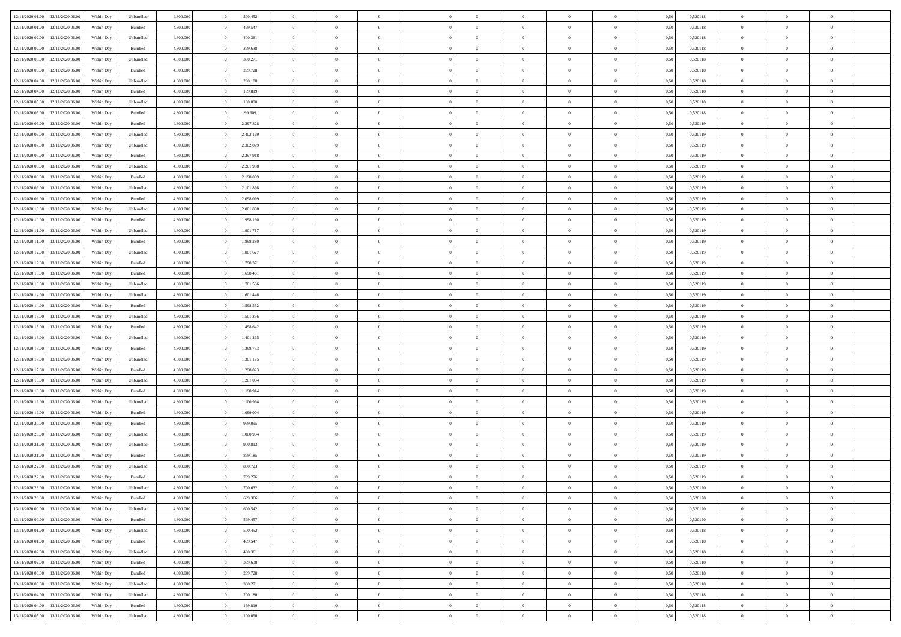| | | | | | | | | | | | | | | | | | | | | |
|---|---|---|---|---|---|---|---|---|---|---|---|---|---|---|---|---|---|---|---|---|
| 12/11/2020 01:00 | 12/11/2020 06:00 | Within Day | Unbundled | 4.800.000 | 0 | 500.452 | 0 | 0 | 0 | | 0 | 0 | 0 | 0 | 0,50 | 0,520118 | 0 | 0 | 0 | |
| 12/11/2020 01:00 | 12/11/2020 06:00 | Within Day | Bundled | 4.800.000 | 0 | 499.547 | 0 | 0 | 0 | | 0 | 0 | 0 | 0 | 0,50 | 0,520118 | 0 | 0 | 0 | |
| 12/11/2020 02:00 | 12/11/2020 06:00 | Within Day | Unbundled | 4.800.000 | 0 | 400.361 | 0 | 0 | 0 | | 0 | 0 | 0 | 0 | 0,50 | 0,520118 | 0 | 0 | 0 | |
| 12/11/2020 02:00 | 12/11/2020 06:00 | Within Day | Bundled | 4.800.000 | 0 | 399.638 | 0 | 0 | 0 | | 0 | 0 | 0 | 0 | 0,50 | 0,520118 | 0 | 0 | 0 | |
| 12/11/2020 03:00 | 12/11/2020 06:00 | Within Day | Unbundled | 4.800.000 | 0 | 300.271 | 0 | 0 | 0 | | 0 | 0 | 0 | 0 | 0,50 | 0,520118 | 0 | 0 | 0 | |
| 12/11/2020 03:00 | 12/11/2020 06:00 | Within Day | Bundled | 4.800.000 | 0 | 299.728 | 0 | 0 | 0 | | 0 | 0 | 0 | 0 | 0,50 | 0,520118 | 0 | 0 | 0 | |
| 12/11/2020 04:00 | 12/11/2020 06:00 | Within Day | Unbundled | 4.800.000 | 0 | 200.180 | 0 | 0 | 0 | | 0 | 0 | 0 | 0 | 0,50 | 0,520118 | 0 | 0 | 0 | |
| 12/11/2020 04:00 | 12/11/2020 06:00 | Within Day | Bundled | 4.800.000 | 0 | 199.819 | 0 | 0 | 0 | | 0 | 0 | 0 | 0 | 0,50 | 0,520118 | 0 | 0 | 0 | |
| 12/11/2020 05:00 | 12/11/2020 06:00 | Within Day | Unbundled | 4.800.000 | 0 | 100.090 | 0 | 0 | 0 | | 0 | 0 | 0 | 0 | 0,50 | 0,520118 | 0 | 0 | 0 | |
| 12/11/2020 05:00 | 12/11/2020 06:00 | Within Day | Bundled | 4.800.000 | 0 | 99.909 | 0 | 0 | 0 | | 0 | 0 | 0 | 0 | 0,50 | 0,520118 | 0 | 0 | 0 | |
| 12/11/2020 06:00 | 13/11/2020 06:00 | Within Day | Bundled | 4.800.000 | 0 | 2.397.828 | 0 | 0 | 0 | | 0 | 0 | 0 | 0 | 0,50 | 0,520119 | 0 | 0 | 0 | |
| 12/11/2020 06:00 | 13/11/2020 06:00 | Within Day | Unbundled | 4.800.000 | 0 | 2.402.169 | 0 | 0 | 0 | | 0 | 0 | 0 | 0 | 0,50 | 0,520119 | 0 | 0 | 0 | |
| 12/11/2020 07:00 | 13/11/2020 06:00 | Within Day | Unbundled | 4.800.000 | 0 | 2.302.079 | 0 | 0 | 0 | | 0 | 0 | 0 | 0 | 0,50 | 0,520119 | 0 | 0 | 0 | |
| 12/11/2020 07:00 | 13/11/2020 06:00 | Within Day | Bundled | 4.800.000 | 0 | 2.297.918 | 0 | 0 | 0 | | 0 | 0 | 0 | 0 | 0,50 | 0,520119 | 0 | 0 | 0 | |
| 12/11/2020 08:00 | 13/11/2020 06:00 | Within Day | Unbundled | 4.800.000 | 0 | 2.201.988 | 0 | 0 | 0 | | 0 | 0 | 0 | 0 | 0,50 | 0,520119 | 0 | 0 | 0 | |
| 12/11/2020 08:00 | 13/11/2020 06:00 | Within Day | Bundled | 4.800.000 | 0 | 2.198.009 | 0 | 0 | 0 | | 0 | 0 | 0 | 0 | 0,50 | 0,520119 | 0 | 0 | 0 | |
| 12/11/2020 09:00 | 13/11/2020 06:00 | Within Day | Unbundled | 4.800.000 | 0 | 2.101.898 | 0 | 0 | 0 | | 0 | 0 | 0 | 0 | 0,50 | 0,520119 | 0 | 0 | 0 | |
| 12/11/2020 09:00 | 13/11/2020 06:00 | Within Day | Bundled | 4.800.000 | 0 | 2.098.099 | 0 | 0 | 0 | | 0 | 0 | 0 | 0 | 0,50 | 0,520119 | 0 | 0 | 0 | |
| 12/11/2020 10:00 | 13/11/2020 06:00 | Within Day | Unbundled | 4.800.000 | 0 | 2.001.808 | 0 | 0 | 0 | | 0 | 0 | 0 | 0 | 0,50 | 0,520119 | 0 | 0 | 0 | |
| 12/11/2020 10:00 | 13/11/2020 06:00 | Within Day | Bundled | 4.800.000 | 0 | 1.998.190 | 0 | 0 | 0 | | 0 | 0 | 0 | 0 | 0,50 | 0,520119 | 0 | 0 | 0 | |
| 12/11/2020 11:00 | 13/11/2020 06:00 | Within Day | Unbundled | 4.800.000 | 0 | 1.901.717 | 0 | 0 | 0 | | 0 | 0 | 0 | 0 | 0,50 | 0,520119 | 0 | 0 | 0 | |
| 12/11/2020 11:00 | 13/11/2020 06:00 | Within Day | Bundled | 4.800.000 | 0 | 1.898.280 | 0 | 0 | 0 | | 0 | 0 | 0 | 0 | 0,50 | 0,520119 | 0 | 0 | 0 | |
| 12/11/2020 12:00 | 13/11/2020 06:00 | Within Day | Unbundled | 4.800.000 | 0 | 1.801.627 | 0 | 0 | 0 | | 0 | 0 | 0 | 0 | 0,50 | 0,520119 | 0 | 0 | 0 | |
| 12/11/2020 12:00 | 13/11/2020 06:00 | Within Day | Bundled | 4.800.000 | 0 | 1.798.371 | 0 | 0 | 0 | | 0 | 0 | 0 | 0 | 0,50 | 0,520119 | 0 | 0 | 0 | |
| 12/11/2020 13:00 | 13/11/2020 06:00 | Within Day | Bundled | 4.800.000 | 0 | 1.698.461 | 0 | 0 | 0 | | 0 | 0 | 0 | 0 | 0,50 | 0,520119 | 0 | 0 | 0 | |
| 12/11/2020 13:00 | 13/11/2020 06:00 | Within Day | Unbundled | 4.800.000 | 0 | 1.701.536 | 0 | 0 | 0 | | 0 | 0 | 0 | 0 | 0,50 | 0,520119 | 0 | 0 | 0 | |
| 12/11/2020 14:00 | 13/11/2020 06:00 | Within Day | Unbundled | 4.800.000 | 0 | 1.601.446 | 0 | 0 | 0 | | 0 | 0 | 0 | 0 | 0,50 | 0,520119 | 0 | 0 | 0 | |
| 12/11/2020 14:00 | 13/11/2020 06:00 | Within Day | Bundled | 4.800.000 | 0 | 1.598.552 | 0 | 0 | 0 | | 0 | 0 | 0 | 0 | 0,50 | 0,520119 | 0 | 0 | 0 | |
| 12/11/2020 15:00 | 13/11/2020 06:00 | Within Day | Unbundled | 4.800.000 | 0 | 1.501.356 | 0 | 0 | 0 | | 0 | 0 | 0 | 0 | 0,50 | 0,520119 | 0 | 0 | 0 | |
| 12/11/2020 15:00 | 13/11/2020 06:00 | Within Day | Bundled | 4.800.000 | 0 | 1.498.642 | 0 | 0 | 0 | | 0 | 0 | 0 | 0 | 0,50 | 0,520119 | 0 | 0 | 0 | |
| 12/11/2020 16:00 | 13/11/2020 06:00 | Within Day | Unbundled | 4.800.000 | 0 | 1.401.265 | 0 | 0 | 0 | | 0 | 0 | 0 | 0 | 0,50 | 0,520119 | 0 | 0 | 0 | |
| 12/11/2020 16:00 | 13/11/2020 06:00 | Within Day | Bundled | 4.800.000 | 0 | 1.398.733 | 0 | 0 | 0 | | 0 | 0 | 0 | 0 | 0,50 | 0,520119 | 0 | 0 | 0 | |
| 12/11/2020 17:00 | 13/11/2020 06:00 | Within Day | Unbundled | 4.800.000 | 0 | 1.301.175 | 0 | 0 | 0 | | 0 | 0 | 0 | 0 | 0,50 | 0,520119 | 0 | 0 | 0 | |
| 12/11/2020 17:00 | 13/11/2020 06:00 | Within Day | Bundled | 4.800.000 | 0 | 1.298.823 | 0 | 0 | 0 | | 0 | 0 | 0 | 0 | 0,50 | 0,520119 | 0 | 0 | 0 | |
| 12/11/2020 18:00 | 13/11/2020 06:00 | Within Day | Unbundled | 4.800.000 | 0 | 1.201.084 | 0 | 0 | 0 | | 0 | 0 | 0 | 0 | 0,50 | 0,520119 | 0 | 0 | 0 | |
| 12/11/2020 18:00 | 13/11/2020 06:00 | Within Day | Bundled | 4.800.000 | 0 | 1.198.914 | 0 | 0 | 0 | | 0 | 0 | 0 | 0 | 0,50 | 0,520119 | 0 | 0 | 0 | |
| 12/11/2020 19:00 | 13/11/2020 06:00 | Within Day | Unbundled | 4.800.000 | 0 | 1.100.994 | 0 | 0 | 0 | | 0 | 0 | 0 | 0 | 0,50 | 0,520119 | 0 | 0 | 0 | |
| 12/11/2020 19:00 | 13/11/2020 06:00 | Within Day | Bundled | 4.800.000 | 0 | 1.099.004 | 0 | 0 | 0 | | 0 | 0 | 0 | 0 | 0,50 | 0,520119 | 0 | 0 | 0 | |
| 12/11/2020 20:00 | 13/11/2020 06:00 | Within Day | Bundled | 4.800.000 | 0 | 999.095 | 0 | 0 | 0 | | 0 | 0 | 0 | 0 | 0,50 | 0,520119 | 0 | 0 | 0 | |
| 12/11/2020 20:00 | 13/11/2020 06:00 | Within Day | Unbundled | 4.800.000 | 0 | 1.000.904 | 0 | 0 | 0 | | 0 | 0 | 0 | 0 | 0,50 | 0,520119 | 0 | 0 | 0 | |
| 12/11/2020 21:00 | 13/11/2020 06:00 | Within Day | Unbundled | 4.800.000 | 0 | 900.813 | 0 | 0 | 0 | | 0 | 0 | 0 | 0 | 0,50 | 0,520119 | 0 | 0 | 0 | |
| 12/11/2020 21:00 | 13/11/2020 06:00 | Within Day | Bundled | 4.800.000 | 0 | 899.185 | 0 | 0 | 0 | | 0 | 0 | 0 | 0 | 0,50 | 0,520119 | 0 | 0 | 0 | |
| 12/11/2020 22:00 | 13/11/2020 06:00 | Within Day | Unbundled | 4.800.000 | 0 | 800.723 | 0 | 0 | 0 | | 0 | 0 | 0 | 0 | 0,50 | 0,520119 | 0 | 0 | 0 | |
| 12/11/2020 22:00 | 13/11/2020 06:00 | Within Day | Bundled | 4.800.000 | 0 | 799.276 | 0 | 0 | 0 | | 0 | 0 | 0 | 0 | 0,50 | 0,520119 | 0 | 0 | 0 | |
| 12/11/2020 23:00 | 13/11/2020 06:00 | Within Day | Unbundled | 4.800.000 | 0 | 700.632 | 0 | 0 | 0 | | 0 | 0 | 0 | 0 | 0,50 | 0,520120 | 0 | 0 | 0 | |
| 12/11/2020 23:00 | 13/11/2020 06:00 | Within Day | Bundled | 4.800.000 | 0 | 699.366 | 0 | 0 | 0 | | 0 | 0 | 0 | 0 | 0,50 | 0,520120 | 0 | 0 | 0 | |
| 13/11/2020 00:00 | 13/11/2020 06:00 | Within Day | Unbundled | 4.800.000 | 0 | 600.542 | 0 | 0 | 0 | | 0 | 0 | 0 | 0 | 0,50 | 0,520120 | 0 | 0 | 0 | |
| 13/11/2020 00:00 | 13/11/2020 06:00 | Within Day | Bundled | 4.800.000 | 0 | 599.457 | 0 | 0 | 0 | | 0 | 0 | 0 | 0 | 0,50 | 0,520120 | 0 | 0 | 0 | |
| 13/11/2020 01:00 | 13/11/2020 06:00 | Within Day | Unbundled | 4.800.000 | 0 | 500.452 | 0 | 0 | 0 | | 0 | 0 | 0 | 0 | 0,50 | 0,520118 | 0 | 0 | 0 | |
| 13/11/2020 01:00 | 13/11/2020 06:00 | Within Day | Bundled | 4.800.000 | 0 | 499.547 | 0 | 0 | 0 | | 0 | 0 | 0 | 0 | 0,50 | 0,520118 | 0 | 0 | 0 | |
| 13/11/2020 02:00 | 13/11/2020 06:00 | Within Day | Unbundled | 4.800.000 | 0 | 400.361 | 0 | 0 | 0 | | 0 | 0 | 0 | 0 | 0,50 | 0,520118 | 0 | 0 | 0 | |
| 13/11/2020 02:00 | 13/11/2020 06:00 | Within Day | Bundled | 4.800.000 | 0 | 399.638 | 0 | 0 | 0 | | 0 | 0 | 0 | 0 | 0,50 | 0,520118 | 0 | 0 | 0 | |
| 13/11/2020 03:00 | 13/11/2020 06:00 | Within Day | Bundled | 4.800.000 | 0 | 299.728 | 0 | 0 | 0 | | 0 | 0 | 0 | 0 | 0,50 | 0,520118 | 0 | 0 | 0 | |
| 13/11/2020 03:00 | 13/11/2020 06:00 | Within Day | Unbundled | 4.800.000 | 0 | 300.271 | 0 | 0 | 0 | | 0 | 0 | 0 | 0 | 0,50 | 0,520118 | 0 | 0 | 0 | |
| 13/11/2020 04:00 | 13/11/2020 06:00 | Within Day | Unbundled | 4.800.000 | 0 | 200.180 | 0 | 0 | 0 | | 0 | 0 | 0 | 0 | 0,50 | 0,520118 | 0 | 0 | 0 | |
| 13/11/2020 04:00 | 13/11/2020 06:00 | Within Day | Bundled | 4.800.000 | 0 | 199.819 | 0 | 0 | 0 | | 0 | 0 | 0 | 0 | 0,50 | 0,520118 | 0 | 0 | 0 | |
| 13/11/2020 05:00 | 13/11/2020 06:00 | Within Day | Unbundled | 4.800.000 | 0 | 100.090 | 0 | 0 | 0 | | 0 | 0 | 0 | 0 | 0,50 | 0,520118 | 0 | 0 | 0 | |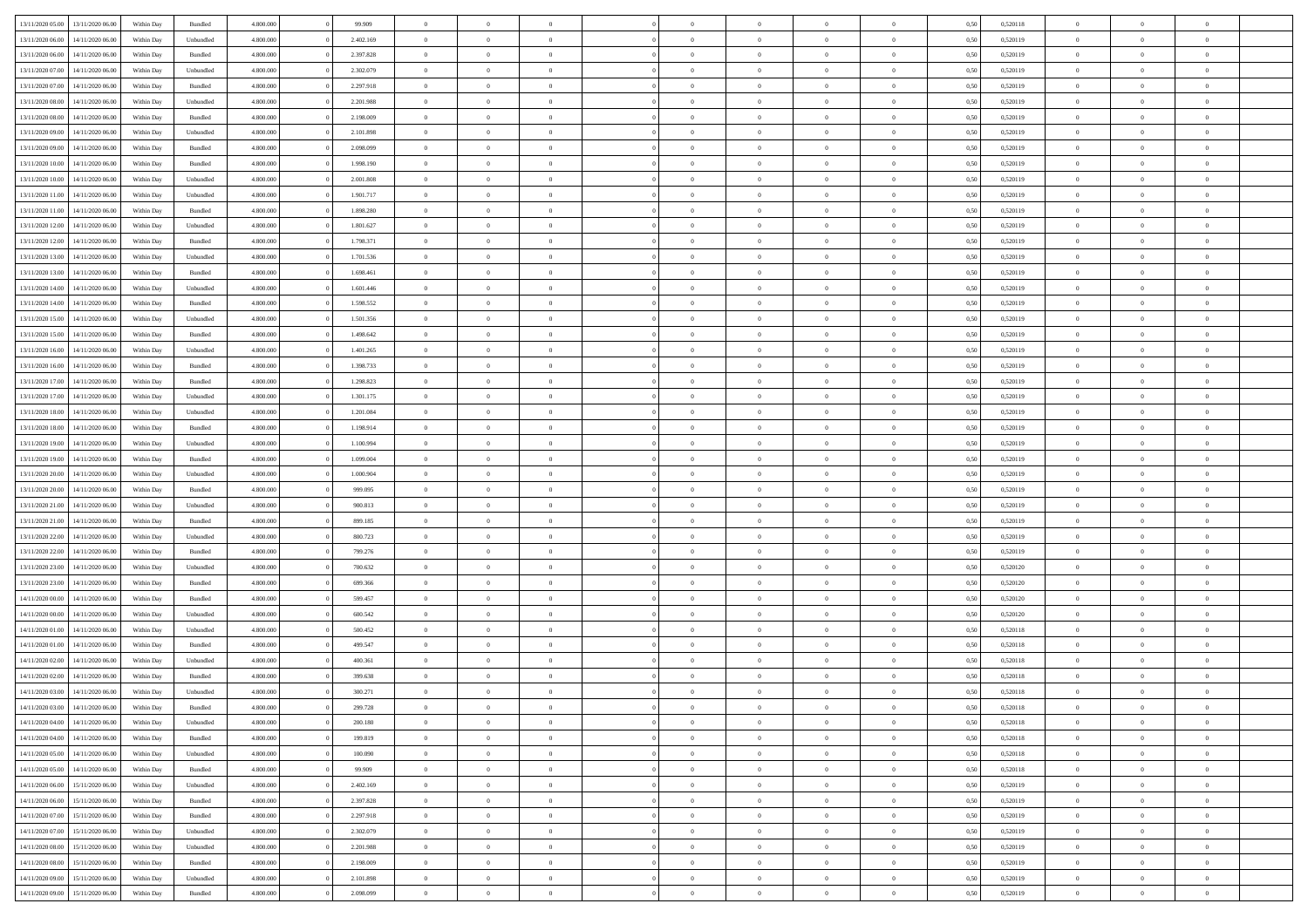| | | | | | | | | | | | | | | | | | | | | | |
|---|---|---|---|---|---|---|---|---|---|---|---|---|---|---|---|---|---|---|---|---|---|
| 13/11/2020 05.00 | 13/11/2020 06.00 | Within Day | Bundled | 4.800.000 | 0 | 99.909 | 0 | 0 | 0 | | 0 | 0 | 0 | 0 | 0 | 0,50 | 0,520118 | 0 | 0 | 0 | |
| 13/11/2020 06.00 | 14/11/2020 06.00 | Within Day | Unbundled | 4.800.000 | 0 | 2.402.169 | 0 | 0 | 0 | | 0 | 0 | 0 | 0 | 0 | 0,50 | 0,520119 | 0 | 0 | 0 | |
| 13/11/2020 06.00 | 14/11/2020 06.00 | Within Day | Bundled | 4.800.000 | 0 | 2.397.828 | 0 | 0 | 0 | | 0 | 0 | 0 | 0 | 0 | 0,50 | 0,520119 | 0 | 0 | 0 | |
| 13/11/2020 07.00 | 14/11/2020 06.00 | Within Day | Unbundled | 4.800.000 | 0 | 2.302.079 | 0 | 0 | 0 | | 0 | 0 | 0 | 0 | 0 | 0,50 | 0,520119 | 0 | 0 | 0 | |
| 13/11/2020 07.00 | 14/11/2020 06.00 | Within Day | Bundled | 4.800.000 | 0 | 2.297.918 | 0 | 0 | 0 | | 0 | 0 | 0 | 0 | 0 | 0,50 | 0,520119 | 0 | 0 | 0 | |
| 13/11/2020 08.00 | 14/11/2020 06.00 | Within Day | Unbundled | 4.800.000 | 0 | 2.201.988 | 0 | 0 | 0 | | 0 | 0 | 0 | 0 | 0 | 0,50 | 0,520119 | 0 | 0 | 0 | |
| 13/11/2020 08.00 | 14/11/2020 06.00 | Within Day | Bundled | 4.800.000 | 0 | 2.198.009 | 0 | 0 | 0 | | 0 | 0 | 0 | 0 | 0 | 0,50 | 0,520119 | 0 | 0 | 0 | |
| 13/11/2020 09.00 | 14/11/2020 06.00 | Within Day | Unbundled | 4.800.000 | 0 | 2.101.898 | 0 | 0 | 0 | | 0 | 0 | 0 | 0 | 0 | 0,50 | 0,520119 | 0 | 0 | 0 | |
| 13/11/2020 09.00 | 14/11/2020 06.00 | Within Day | Bundled | 4.800.000 | 0 | 2.098.099 | 0 | 0 | 0 | | 0 | 0 | 0 | 0 | 0 | 0,50 | 0,520119 | 0 | 0 | 0 | |
| 13/11/2020 10.00 | 14/11/2020 06.00 | Within Day | Bundled | 4.800.000 | 0 | 1.998.190 | 0 | 0 | 0 | | 0 | 0 | 0 | 0 | 0 | 0,50 | 0,520119 | 0 | 0 | 0 | |
| 13/11/2020 10.00 | 14/11/2020 06.00 | Within Day | Unbundled | 4.800.000 | 0 | 2.001.808 | 0 | 0 | 0 | | 0 | 0 | 0 | 0 | 0 | 0,50 | 0,520119 | 0 | 0 | 0 | |
| 13/11/2020 11.00 | 14/11/2020 06.00 | Within Day | Unbundled | 4.800.000 | 0 | 1.901.717 | 0 | 0 | 0 | | 0 | 0 | 0 | 0 | 0 | 0,50 | 0,520119 | 0 | 0 | 0 | |
| 13/11/2020 11.00 | 14/11/2020 06.00 | Within Day | Bundled | 4.800.000 | 0 | 1.898.280 | 0 | 0 | 0 | | 0 | 0 | 0 | 0 | 0 | 0,50 | 0,520119 | 0 | 0 | 0 | |
| 13/11/2020 12.00 | 14/11/2020 06.00 | Within Day | Unbundled | 4.800.000 | 0 | 1.801.627 | 0 | 0 | 0 | | 0 | 0 | 0 | 0 | 0 | 0,50 | 0,520119 | 0 | 0 | 0 | |
| 13/11/2020 12.00 | 14/11/2020 06.00 | Within Day | Bundled | 4.800.000 | 0 | 1.798.371 | 0 | 0 | 0 | | 0 | 0 | 0 | 0 | 0 | 0,50 | 0,520119 | 0 | 0 | 0 | |
| 13/11/2020 13.00 | 14/11/2020 06.00 | Within Day | Unbundled | 4.800.000 | 0 | 1.701.536 | 0 | 0 | 0 | | 0 | 0 | 0 | 0 | 0 | 0,50 | 0,520119 | 0 | 0 | 0 | |
| 13/11/2020 13.00 | 14/11/2020 06.00 | Within Day | Bundled | 4.800.000 | 0 | 1.698.461 | 0 | 0 | 0 | | 0 | 0 | 0 | 0 | 0 | 0,50 | 0,520119 | 0 | 0 | 0 | |
| 13/11/2020 14.00 | 14/11/2020 06.00 | Within Day | Unbundled | 4.800.000 | 0 | 1.601.446 | 0 | 0 | 0 | | 0 | 0 | 0 | 0 | 0 | 0,50 | 0,520119 | 0 | 0 | 0 | |
| 13/11/2020 14.00 | 14/11/2020 06.00 | Within Day | Bundled | 4.800.000 | 0 | 1.598.552 | 0 | 0 | 0 | | 0 | 0 | 0 | 0 | 0 | 0,50 | 0,520119 | 0 | 0 | 0 | |
| 13/11/2020 15.00 | 14/11/2020 06.00 | Within Day | Unbundled | 4.800.000 | 0 | 1.501.356 | 0 | 0 | 0 | | 0 | 0 | 0 | 0 | 0 | 0,50 | 0,520119 | 0 | 0 | 0 | |
| 13/11/2020 15.00 | 14/11/2020 06.00 | Within Day | Bundled | 4.800.000 | 0 | 1.498.642 | 0 | 0 | 0 | | 0 | 0 | 0 | 0 | 0 | 0,50 | 0,520119 | 0 | 0 | 0 | |
| 13/11/2020 16.00 | 14/11/2020 06.00 | Within Day | Unbundled | 4.800.000 | 0 | 1.401.265 | 0 | 0 | 0 | | 0 | 0 | 0 | 0 | 0 | 0,50 | 0,520119 | 0 | 0 | 0 | |
| 13/11/2020 16.00 | 14/11/2020 06.00 | Within Day | Bundled | 4.800.000 | 0 | 1.398.733 | 0 | 0 | 0 | | 0 | 0 | 0 | 0 | 0 | 0,50 | 0,520119 | 0 | 0 | 0 | |
| 13/11/2020 17.00 | 14/11/2020 06.00 | Within Day | Bundled | 4.800.000 | 0 | 1.298.823 | 0 | 0 | 0 | | 0 | 0 | 0 | 0 | 0 | 0,50 | 0,520119 | 0 | 0 | 0 | |
| 13/11/2020 17.00 | 14/11/2020 06.00 | Within Day | Unbundled | 4.800.000 | 0 | 1.301.175 | 0 | 0 | 0 | | 0 | 0 | 0 | 0 | 0 | 0,50 | 0,520119 | 0 | 0 | 0 | |
| 13/11/2020 18.00 | 14/11/2020 06.00 | Within Day | Unbundled | 4.800.000 | 0 | 1.201.084 | 0 | 0 | 0 | | 0 | 0 | 0 | 0 | 0 | 0,50 | 0,520119 | 0 | 0 | 0 | |
| 13/11/2020 18.00 | 14/11/2020 06.00 | Within Day | Bundled | 4.800.000 | 0 | 1.198.914 | 0 | 0 | 0 | | 0 | 0 | 0 | 0 | 0 | 0,50 | 0,520119 | 0 | 0 | 0 | |
| 13/11/2020 19.00 | 14/11/2020 06.00 | Within Day | Unbundled | 4.800.000 | 0 | 1.100.994 | 0 | 0 | 0 | | 0 | 0 | 0 | 0 | 0 | 0,50 | 0,520119 | 0 | 0 | 0 | |
| 13/11/2020 19.00 | 14/11/2020 06.00 | Within Day | Bundled | 4.800.000 | 0 | 1.099.004 | 0 | 0 | 0 | | 0 | 0 | 0 | 0 | 0 | 0,50 | 0,520119 | 0 | 0 | 0 | |
| 13/11/2020 20.00 | 14/11/2020 06.00 | Within Day | Unbundled | 4.800.000 | 0 | 1.000.904 | 0 | 0 | 0 | | 0 | 0 | 0 | 0 | 0 | 0,50 | 0,520119 | 0 | 0 | 0 | |
| 13/11/2020 20.00 | 14/11/2020 06.00 | Within Day | Bundled | 4.800.000 | 0 | 999.095 | 0 | 0 | 0 | | 0 | 0 | 0 | 0 | 0 | 0,50 | 0,520119 | 0 | 0 | 0 | |
| 13/11/2020 21.00 | 14/11/2020 06.00 | Within Day | Unbundled | 4.800.000 | 0 | 900.813 | 0 | 0 | 0 | | 0 | 0 | 0 | 0 | 0 | 0,50 | 0,520119 | 0 | 0 | 0 | |
| 13/11/2020 21.00 | 14/11/2020 06.00 | Within Day | Bundled | 4.800.000 | 0 | 899.185 | 0 | 0 | 0 | | 0 | 0 | 0 | 0 | 0 | 0,50 | 0,520119 | 0 | 0 | 0 | |
| 13/11/2020 22.00 | 14/11/2020 06.00 | Within Day | Unbundled | 4.800.000 | 0 | 800.723 | 0 | 0 | 0 | | 0 | 0 | 0 | 0 | 0 | 0,50 | 0,520119 | 0 | 0 | 0 | |
| 13/11/2020 22.00 | 14/11/2020 06.00 | Within Day | Bundled | 4.800.000 | 0 | 799.276 | 0 | 0 | 0 | | 0 | 0 | 0 | 0 | 0 | 0,50 | 0,520119 | 0 | 0 | 0 | |
| 13/11/2020 23.00 | 14/11/2020 06.00 | Within Day | Unbundled | 4.800.000 | 0 | 700.632 | 0 | 0 | 0 | | 0 | 0 | 0 | 0 | 0 | 0,50 | 0,520120 | 0 | 0 | 0 | |
| 13/11/2020 23.00 | 14/11/2020 06.00 | Within Day | Bundled | 4.800.000 | 0 | 699.366 | 0 | 0 | 0 | | 0 | 0 | 0 | 0 | 0 | 0,50 | 0,520120 | 0 | 0 | 0 | |
| 14/11/2020 00.00 | 14/11/2020 06.00 | Within Day | Bundled | 4.800.000 | 0 | 599.457 | 0 | 0 | 0 | | 0 | 0 | 0 | 0 | 0 | 0,50 | 0,520120 | 0 | 0 | 0 | |
| 14/11/2020 00.00 | 14/11/2020 06.00 | Within Day | Unbundled | 4.800.000 | 0 | 600.542 | 0 | 0 | 0 | | 0 | 0 | 0 | 0 | 0 | 0,50 | 0,520120 | 0 | 0 | 0 | |
| 14/11/2020 01.00 | 14/11/2020 06.00 | Within Day | Unbundled | 4.800.000 | 0 | 500.452 | 0 | 0 | 0 | | 0 | 0 | 0 | 0 | 0 | 0,50 | 0,520118 | 0 | 0 | 0 | |
| 14/11/2020 01.00 | 14/11/2020 06.00 | Within Day | Bundled | 4.800.000 | 0 | 499.547 | 0 | 0 | 0 | | 0 | 0 | 0 | 0 | 0 | 0,50 | 0,520118 | 0 | 0 | 0 | |
| 14/11/2020 02.00 | 14/11/2020 06.00 | Within Day | Unbundled | 4.800.000 | 0 | 400.361 | 0 | 0 | 0 | | 0 | 0 | 0 | 0 | 0 | 0,50 | 0,520118 | 0 | 0 | 0 | |
| 14/11/2020 02.00 | 14/11/2020 06.00 | Within Day | Bundled | 4.800.000 | 0 | 399.638 | 0 | 0 | 0 | | 0 | 0 | 0 | 0 | 0 | 0,50 | 0,520118 | 0 | 0 | 0 | |
| 14/11/2020 03.00 | 14/11/2020 06.00 | Within Day | Unbundled | 4.800.000 | 0 | 300.271 | 0 | 0 | 0 | | 0 | 0 | 0 | 0 | 0 | 0,50 | 0,520118 | 0 | 0 | 0 | |
| 14/11/2020 03.00 | 14/11/2020 06.00 | Within Day | Bundled | 4.800.000 | 0 | 299.728 | 0 | 0 | 0 | | 0 | 0 | 0 | 0 | 0 | 0,50 | 0,520118 | 0 | 0 | 0 | |
| 14/11/2020 04.00 | 14/11/2020 06.00 | Within Day | Unbundled | 4.800.000 | 0 | 200.180 | 0 | 0 | 0 | | 0 | 0 | 0 | 0 | 0 | 0,50 | 0,520118 | 0 | 0 | 0 | |
| 14/11/2020 04.00 | 14/11/2020 06.00 | Within Day | Bundled | 4.800.000 | 0 | 199.819 | 0 | 0 | 0 | | 0 | 0 | 0 | 0 | 0 | 0,50 | 0,520118 | 0 | 0 | 0 | |
| 14/11/2020 05.00 | 14/11/2020 06.00 | Within Day | Unbundled | 4.800.000 | 0 | 100.090 | 0 | 0 | 0 | | 0 | 0 | 0 | 0 | 0 | 0,50 | 0,520118 | 0 | 0 | 0 | |
| 14/11/2020 05.00 | 14/11/2020 06.00 | Within Day | Bundled | 4.800.000 | 0 | 99.909 | 0 | 0 | 0 | | 0 | 0 | 0 | 0 | 0 | 0,50 | 0,520118 | 0 | 0 | 0 | |
| 14/11/2020 06.00 | 15/11/2020 06.00 | Within Day | Unbundled | 4.800.000 | 0 | 2.402.169 | 0 | 0 | 0 | | 0 | 0 | 0 | 0 | 0 | 0,50 | 0,520119 | 0 | 0 | 0 | |
| 14/11/2020 06.00 | 15/11/2020 06.00 | Within Day | Bundled | 4.800.000 | 0 | 2.397.828 | 0 | 0 | 0 | | 0 | 0 | 0 | 0 | 0 | 0,50 | 0,520119 | 0 | 0 | 0 | |
| 14/11/2020 07.00 | 15/11/2020 06.00 | Within Day | Bundled | 4.800.000 | 0 | 2.297.918 | 0 | 0 | 0 | | 0 | 0 | 0 | 0 | 0 | 0,50 | 0,520119 | 0 | 0 | 0 | |
| 14/11/2020 07.00 | 15/11/2020 06.00 | Within Day | Unbundled | 4.800.000 | 0 | 2.302.079 | 0 | 0 | 0 | | 0 | 0 | 0 | 0 | 0 | 0,50 | 0,520119 | 0 | 0 | 0 | |
| 14/11/2020 08.00 | 15/11/2020 06.00 | Within Day | Unbundled | 4.800.000 | 0 | 2.201.988 | 0 | 0 | 0 | | 0 | 0 | 0 | 0 | 0 | 0,50 | 0,520119 | 0 | 0 | 0 | |
| 14/11/2020 08.00 | 15/11/2020 06.00 | Within Day | Bundled | 4.800.000 | 0 | 2.198.009 | 0 | 0 | 0 | | 0 | 0 | 0 | 0 | 0 | 0,50 | 0,520119 | 0 | 0 | 0 | |
| 14/11/2020 09.00 | 15/11/2020 06.00 | Within Day | Unbundled | 4.800.000 | 0 | 2.101.898 | 0 | 0 | 0 | | 0 | 0 | 0 | 0 | 0 | 0,50 | 0,520119 | 0 | 0 | 0 | |
| 14/11/2020 09.00 | 15/11/2020 06.00 | Within Day | Bundled | 4.800.000 | 0 | 2.098.099 | 0 | 0 | 0 | | 0 | 0 | 0 | 0 | 0 | 0,50 | 0,520119 | 0 | 0 | 0 | |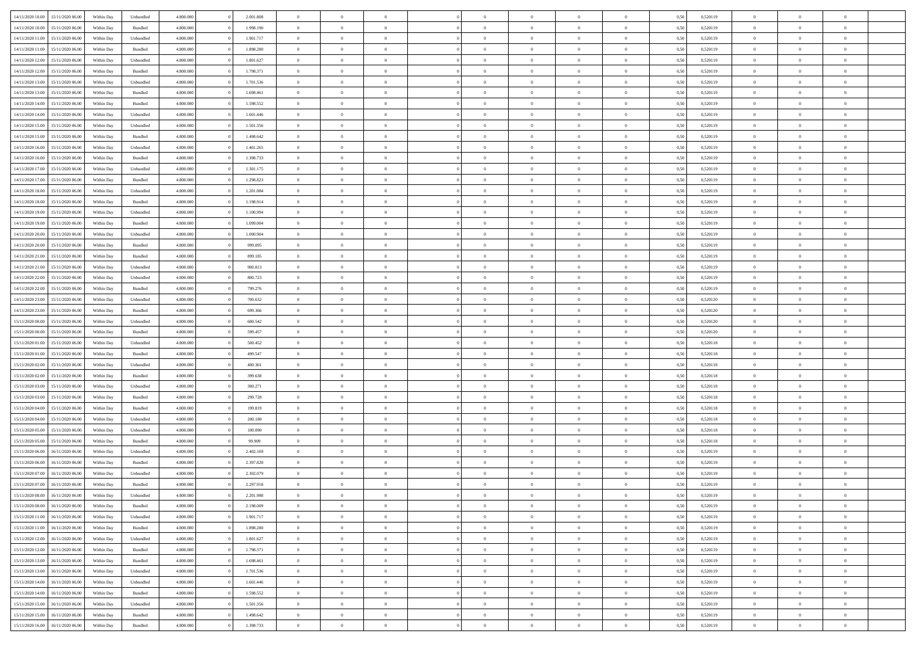| | | | | | | | | | | | | | | | | | | | | |
|---|---|---|---|---|---|---|---|---|---|---|---|---|---|---|---|---|---|---|---|---|
| 14/11/2020 10:00 | 15/11/2020 06:00 | Within Day | Unbundled | 4.800.000 | 0 | 2.001.808 | 0 | 0 | 0 | | 0 | 0 | 0 | 0 | 0,50 | 0,520119 | 0 | 0 | 0 | |
| 14/11/2020 10:00 | 15/11/2020 06:00 | Within Day | Bundled | 4.800.000 | 0 | 1.998.190 | 0 | 0 | 0 | | 0 | 0 | 0 | 0 | 0,50 | 0,520119 | 0 | 0 | 0 | |
| 14/11/2020 11:00 | 15/11/2020 06:00 | Within Day | Unbundled | 4.800.000 | 0 | 1.901.717 | 0 | 0 | 0 | | 0 | 0 | 0 | 0 | 0,50 | 0,520119 | 0 | 0 | 0 | |
| 14/11/2020 11:00 | 15/11/2020 06:00 | Within Day | Bundled | 4.800.000 | 0 | 1.898.280 | 0 | 0 | 0 | | 0 | 0 | 0 | 0 | 0,50 | 0,520119 | 0 | 0 | 0 | |
| 14/11/2020 12:00 | 15/11/2020 06:00 | Within Day | Unbundled | 4.800.000 | 0 | 1.801.627 | 0 | 0 | 0 | | 0 | 0 | 0 | 0 | 0,50 | 0,520119 | 0 | 0 | 0 | |
| 14/11/2020 12:00 | 15/11/2020 06:00 | Within Day | Bundled | 4.800.000 | 0 | 1.798.371 | 0 | 0 | 0 | | 0 | 0 | 0 | 0 | 0,50 | 0,520119 | 0 | 0 | 0 | |
| 14/11/2020 13:00 | 15/11/2020 06:00 | Within Day | Unbundled | 4.800.000 | 0 | 1.701.536 | 0 | 0 | 0 | | 0 | 0 | 0 | 0 | 0,50 | 0,520119 | 0 | 0 | 0 | |
| 14/11/2020 13:00 | 15/11/2020 06:00 | Within Day | Bundled | 4.800.000 | 0 | 1.698.461 | 0 | 0 | 0 | | 0 | 0 | 0 | 0 | 0,50 | 0,520119 | 0 | 0 | 0 | |
| 14/11/2020 14:00 | 15/11/2020 06:00 | Within Day | Bundled | 4.800.000 | 0 | 1.598.552 | 0 | 0 | 0 | | 0 | 0 | 0 | 0 | 0,50 | 0,520119 | 0 | 0 | 0 | |
| 14/11/2020 14:00 | 15/11/2020 06:00 | Within Day | Unbundled | 4.800.000 | 0 | 1.601.446 | 0 | 0 | 0 | | 0 | 0 | 0 | 0 | 0,50 | 0,520119 | 0 | 0 | 0 | |
| 14/11/2020 15:00 | 15/11/2020 06:00 | Within Day | Unbundled | 4.800.000 | 0 | 1.501.356 | 0 | 0 | 0 | | 0 | 0 | 0 | 0 | 0,50 | 0,520119 | 0 | 0 | 0 | |
| 14/11/2020 15:00 | 15/11/2020 06:00 | Within Day | Bundled | 4.800.000 | 0 | 1.498.642 | 0 | 0 | 0 | | 0 | 0 | 0 | 0 | 0,50 | 0,520119 | 0 | 0 | 0 | |
| 14/11/2020 16:00 | 15/11/2020 06:00 | Within Day | Unbundled | 4.800.000 | 0 | 1.401.265 | 0 | 0 | 0 | | 0 | 0 | 0 | 0 | 0,50 | 0,520119 | 0 | 0 | 0 | |
| 14/11/2020 16:00 | 15/11/2020 06:00 | Within Day | Bundled | 4.800.000 | 0 | 1.398.733 | 0 | 0 | 0 | | 0 | 0 | 0 | 0 | 0,50 | 0,520119 | 0 | 0 | 0 | |
| 14/11/2020 17:00 | 15/11/2020 06:00 | Within Day | Unbundled | 4.800.000 | 0 | 1.301.175 | 0 | 0 | 0 | | 0 | 0 | 0 | 0 | 0,50 | 0,520119 | 0 | 0 | 0 | |
| 14/11/2020 17:00 | 15/11/2020 06:00 | Within Day | Bundled | 4.800.000 | 0 | 1.298.823 | 0 | 0 | 0 | | 0 | 0 | 0 | 0 | 0,50 | 0,520119 | 0 | 0 | 0 | |
| 14/11/2020 18:00 | 15/11/2020 06:00 | Within Day | Unbundled | 4.800.000 | 0 | 1.201.084 | 0 | 0 | 0 | | 0 | 0 | 0 | 0 | 0,50 | 0,520119 | 0 | 0 | 0 | |
| 14/11/2020 18:00 | 15/11/2020 06:00 | Within Day | Bundled | 4.800.000 | 0 | 1.198.914 | 0 | 0 | 0 | | 0 | 0 | 0 | 0 | 0,50 | 0,520119 | 0 | 0 | 0 | |
| 14/11/2020 19:00 | 15/11/2020 06:00 | Within Day | Unbundled | 4.800.000 | 0 | 1.100.994 | 0 | 0 | 0 | | 0 | 0 | 0 | 0 | 0,50 | 0,520119 | 0 | 0 | 0 | |
| 14/11/2020 19:00 | 15/11/2020 06:00 | Within Day | Bundled | 4.800.000 | 0 | 1.099.004 | 0 | 0 | 0 | | 0 | 0 | 0 | 0 | 0,50 | 0,520119 | 0 | 0 | 0 | |
| 14/11/2020 20:00 | 15/11/2020 06:00 | Within Day | Unbundled | 4.800.000 | 0 | 1.000.904 | 0 | 0 | 0 | | 0 | 0 | 0 | 0 | 0,50 | 0,520119 | 0 | 0 | 0 | |
| 14/11/2020 20:00 | 15/11/2020 06:00 | Within Day | Bundled | 4.800.000 | 0 | 999.095 | 0 | 0 | 0 | | 0 | 0 | 0 | 0 | 0,50 | 0,520119 | 0 | 0 | 0 | |
| 14/11/2020 21:00 | 15/11/2020 06:00 | Within Day | Bundled | 4.800.000 | 0 | 899.185 | 0 | 0 | 0 | | 0 | 0 | 0 | 0 | 0,50 | 0,520119 | 0 | 0 | 0 | |
| 14/11/2020 21:00 | 15/11/2020 06:00 | Within Day | Unbundled | 4.800.000 | 0 | 900.813 | 0 | 0 | 0 | | 0 | 0 | 0 | 0 | 0,50 | 0,520119 | 0 | 0 | 0 | |
| 14/11/2020 22:00 | 15/11/2020 06:00 | Within Day | Unbundled | 4.800.000 | 0 | 800.723 | 0 | 0 | 0 | | 0 | 0 | 0 | 0 | 0,50 | 0,520119 | 0 | 0 | 0 | |
| 14/11/2020 22:00 | 15/11/2020 06:00 | Within Day | Bundled | 4.800.000 | 0 | 799.276 | 0 | 0 | 0 | | 0 | 0 | 0 | 0 | 0,50 | 0,520119 | 0 | 0 | 0 | |
| 14/11/2020 23:00 | 15/11/2020 06:00 | Within Day | Unbundled | 4.800.000 | 0 | 700.632 | 0 | 0 | 0 | | 0 | 0 | 0 | 0 | 0,50 | 0,520120 | 0 | 0 | 0 | |
| 14/11/2020 23:00 | 15/11/2020 06:00 | Within Day | Bundled | 4.800.000 | 0 | 699.366 | 0 | 0 | 0 | | 0 | 0 | 0 | 0 | 0,50 | 0,520120 | 0 | 0 | 0 | |
| 15/11/2020 00:00 | 15/11/2020 06:00 | Within Day | Unbundled | 4.800.000 | 0 | 600.542 | 0 | 0 | 0 | | 0 | 0 | 0 | 0 | 0,50 | 0,520120 | 0 | 0 | 0 | |
| 15/11/2020 00:00 | 15/11/2020 06:00 | Within Day | Bundled | 4.800.000 | 0 | 599.457 | 0 | 0 | 0 | | 0 | 0 | 0 | 0 | 0,50 | 0,520120 | 0 | 0 | 0 | |
| 15/11/2020 01:00 | 15/11/2020 06:00 | Within Day | Unbundled | 4.800.000 | 0 | 500.452 | 0 | 0 | 0 | | 0 | 0 | 0 | 0 | 0,50 | 0,520118 | 0 | 0 | 0 | |
| 15/11/2020 01:00 | 15/11/2020 06:00 | Within Day | Bundled | 4.800.000 | 0 | 499.547 | 0 | 0 | 0 | | 0 | 0 | 0 | 0 | 0,50 | 0,520118 | 0 | 0 | 0 | |
| 15/11/2020 02:00 | 15/11/2020 06:00 | Within Day | Unbundled | 4.800.000 | 0 | 400.361 | 0 | 0 | 0 | | 0 | 0 | 0 | 0 | 0,50 | 0,520118 | 0 | 0 | 0 | |
| 15/11/2020 02:00 | 15/11/2020 06:00 | Within Day | Bundled | 4.800.000 | 0 | 399.638 | 0 | 0 | 0 | | 0 | 0 | 0 | 0 | 0,50 | 0,520118 | 0 | 0 | 0 | |
| 15/11/2020 03:00 | 15/11/2020 06:00 | Within Day | Unbundled | 4.800.000 | 0 | 300.271 | 0 | 0 | 0 | | 0 | 0 | 0 | 0 | 0,50 | 0,520118 | 0 | 0 | 0 | |
| 15/11/2020 03:00 | 15/11/2020 06:00 | Within Day | Bundled | 4.800.000 | 0 | 299.728 | 0 | 0 | 0 | | 0 | 0 | 0 | 0 | 0,50 | 0,520118 | 0 | 0 | 0 | |
| 15/11/2020 04:00 | 15/11/2020 06:00 | Within Day | Bundled | 4.800.000 | 0 | 199.819 | 0 | 0 | 0 | | 0 | 0 | 0 | 0 | 0,50 | 0,520118 | 0 | 0 | 0 | |
| 15/11/2020 04:00 | 15/11/2020 06:00 | Within Day | Unbundled | 4.800.000 | 0 | 200.180 | 0 | 0 | 0 | | 0 | 0 | 0 | 0 | 0,50 | 0,520118 | 0 | 0 | 0 | |
| 15/11/2020 05:00 | 15/11/2020 06:00 | Within Day | Unbundled | 4.800.000 | 0 | 100.090 | 0 | 0 | 0 | | 0 | 0 | 0 | 0 | 0,50 | 0,520118 | 0 | 0 | 0 | |
| 15/11/2020 05:00 | 15/11/2020 06:00 | Within Day | Bundled | 4.800.000 | 0 | 99.909 | 0 | 0 | 0 | | 0 | 0 | 0 | 0 | 0,50 | 0,520118 | 0 | 0 | 0 | |
| 15/11/2020 06:00 | 16/11/2020 06:00 | Within Day | Unbundled | 4.800.000 | 0 | 2.402.169 | 0 | 0 | 0 | | 0 | 0 | 0 | 0 | 0,50 | 0,520119 | 0 | 0 | 0 | |
| 15/11/2020 06:00 | 16/11/2020 06:00 | Within Day | Bundled | 4.800.000 | 0 | 2.397.828 | 0 | 0 | 0 | | 0 | 0 | 0 | 0 | 0,50 | 0,520119 | 0 | 0 | 0 | |
| 15/11/2020 07:00 | 16/11/2020 06:00 | Within Day | Unbundled | 4.800.000 | 0 | 2.302.079 | 0 | 0 | 0 | | 0 | 0 | 0 | 0 | 0,50 | 0,520119 | 0 | 0 | 0 | |
| 15/11/2020 07:00 | 16/11/2020 06:00 | Within Day | Bundled | 4.800.000 | 0 | 2.297.918 | 0 | 0 | 0 | | 0 | 0 | 0 | 0 | 0,50 | 0,520119 | 0 | 0 | 0 | |
| 15/11/2020 08:00 | 16/11/2020 06:00 | Within Day | Unbundled | 4.800.000 | 0 | 2.201.988 | 0 | 0 | 0 | | 0 | 0 | 0 | 0 | 0,50 | 0,520119 | 0 | 0 | 0 | |
| 15/11/2020 08:00 | 16/11/2020 06:00 | Within Day | Bundled | 4.800.000 | 0 | 2.198.009 | 0 | 0 | 0 | | 0 | 0 | 0 | 0 | 0,50 | 0,520119 | 0 | 0 | 0 | |
| 15/11/2020 11:00 | 16/11/2020 06:00 | Within Day | Unbundled | 4.800.000 | 0 | 1.901.717 | 0 | 0 | 0 | | 0 | 0 | 0 | 0 | 0,50 | 0,520119 | 0 | 0 | 0 | |
| 15/11/2020 11:00 | 16/11/2020 06:00 | Within Day | Bundled | 4.800.000 | 0 | 1.898.280 | 0 | 0 | 0 | | 0 | 0 | 0 | 0 | 0,50 | 0,520119 | 0 | 0 | 0 | |
| 15/11/2020 12:00 | 16/11/2020 06:00 | Within Day | Unbundled | 4.800.000 | 0 | 1.801.627 | 0 | 0 | 0 | | 0 | 0 | 0 | 0 | 0,50 | 0,520119 | 0 | 0 | 0 | |
| 15/11/2020 12:00 | 16/11/2020 06:00 | Within Day | Bundled | 4.800.000 | 0 | 1.798.371 | 0 | 0 | 0 | | 0 | 0 | 0 | 0 | 0,50 | 0,520119 | 0 | 0 | 0 | |
| 15/11/2020 13:00 | 16/11/2020 06:00 | Within Day | Bundled | 4.800.000 | 0 | 1.698.461 | 0 | 0 | 0 | | 0 | 0 | 0 | 0 | 0,50 | 0,520119 | 0 | 0 | 0 | |
| 15/11/2020 13:00 | 16/11/2020 06:00 | Within Day | Unbundled | 4.800.000 | 0 | 1.701.536 | 0 | 0 | 0 | | 0 | 0 | 0 | 0 | 0,50 | 0,520119 | 0 | 0 | 0 | |
| 15/11/2020 14:00 | 16/11/2020 06:00 | Within Day | Unbundled | 4.800.000 | 0 | 1.601.446 | 0 | 0 | 0 | | 0 | 0 | 0 | 0 | 0,50 | 0,520119 | 0 | 0 | 0 | |
| 15/11/2020 14:00 | 16/11/2020 06:00 | Within Day | Bundled | 4.800.000 | 0 | 1.598.552 | 0 | 0 | 0 | | 0 | 0 | 0 | 0 | 0,50 | 0,520119 | 0 | 0 | 0 | |
| 15/11/2020 15:00 | 16/11/2020 06:00 | Within Day | Unbundled | 4.800.000 | 0 | 1.501.356 | 0 | 0 | 0 | | 0 | 0 | 0 | 0 | 0,50 | 0,520119 | 0 | 0 | 0 | |
| 15/11/2020 15:00 | 16/11/2020 06:00 | Within Day | Bundled | 4.800.000 | 0 | 1.498.642 | 0 | 0 | 0 | | 0 | 0 | 0 | 0 | 0,50 | 0,520119 | 0 | 0 | 0 | |
| 15/11/2020 16:00 | 16/11/2020 06:00 | Within Day | Bundled | 4.800.000 | 0 | 1.398.733 | 0 | 0 | 0 | | 0 | 0 | 0 | 0 | 0,50 | 0,520119 | 0 | 0 | 0 | |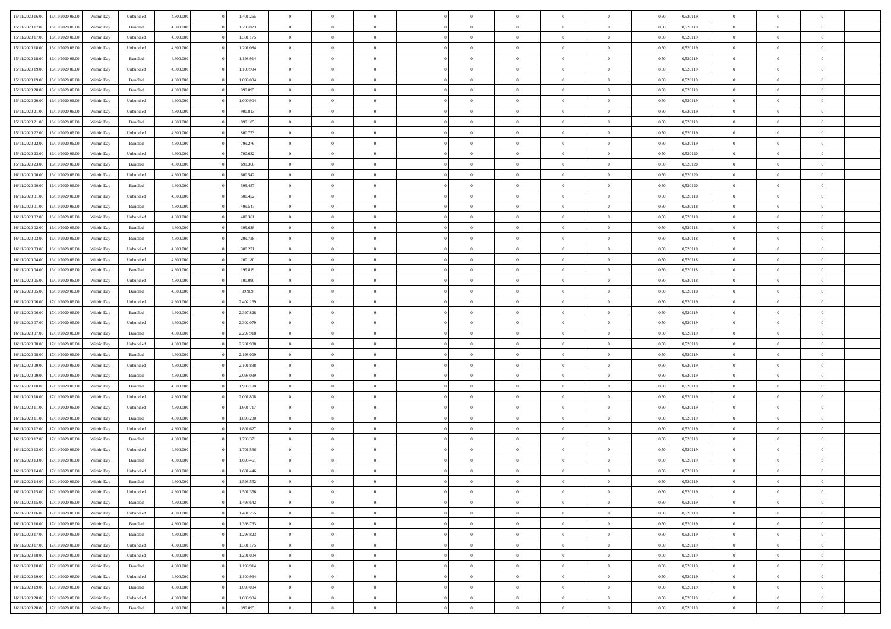| | | | | | | | | | | | | | | | | | | | | | |
|---|---|---|---|---|---|---|---|---|---|---|---|---|---|---|---|---|---|---|---|---|---|
| 15/11/2020 16:00 | 16/11/2020 06:00 | Within Day | Unbundled | 4.800.000 | 0 | 1.401.265 | 0 | 0 | 0 | | 0 | 0 | 0 | 0 | 0,50 | 0,520119 | 0 | 0 | 0 | |
| 15/11/2020 17:00 | 16/11/2020 06:00 | Within Day | Bundled | 4.800.000 | 0 | 1.298.823 | 0 | 0 | 0 | | 0 | 0 | 0 | 0 | 0,50 | 0,520119 | 0 | 0 | 0 | |
| 15/11/2020 17:00 | 16/11/2020 06:00 | Within Day | Unbundled | 4.800.000 | 0 | 1.301.175 | 0 | 0 | 0 | | 0 | 0 | 0 | 0 | 0,50 | 0,520119 | 0 | 0 | 0 | |
| 15/11/2020 18:00 | 16/11/2020 06:00 | Within Day | Unbundled | 4.800.000 | 0 | 1.201.084 | 0 | 0 | 0 | | 0 | 0 | 0 | 0 | 0,50 | 0,520119 | 0 | 0 | 0 | |
| 15/11/2020 18:00 | 16/11/2020 06:00 | Within Day | Bundled | 4.800.000 | 0 | 1.198.914 | 0 | 0 | 0 | | 0 | 0 | 0 | 0 | 0,50 | 0,520119 | 0 | 0 | 0 | |
| 15/11/2020 19:00 | 16/11/2020 06:00 | Within Day | Unbundled | 4.800.000 | 0 | 1.100.994 | 0 | 0 | 0 | | 0 | 0 | 0 | 0 | 0,50 | 0,520119 | 0 | 0 | 0 | |
| 15/11/2020 19:00 | 16/11/2020 06:00 | Within Day | Bundled | 4.800.000 | 0 | 1.099.004 | 0 | 0 | 0 | | 0 | 0 | 0 | 0 | 0,50 | 0,520119 | 0 | 0 | 0 | |
| 15/11/2020 20:00 | 16/11/2020 06:00 | Within Day | Bundled | 4.800.000 | 0 | 999.095 | 0 | 0 | 0 | | 0 | 0 | 0 | 0 | 0,50 | 0,520119 | 0 | 0 | 0 | |
| 15/11/2020 20:00 | 16/11/2020 06:00 | Within Day | Unbundled | 4.800.000 | 0 | 1.000.904 | 0 | 0 | 0 | | 0 | 0 | 0 | 0 | 0,50 | 0,520119 | 0 | 0 | 0 | |
| 15/11/2020 21:00 | 16/11/2020 06:00 | Within Day | Unbundled | 4.800.000 | 0 | 900.813 | 0 | 0 | 0 | | 0 | 0 | 0 | 0 | 0,50 | 0,520119 | 0 | 0 | 0 | |
| 15/11/2020 21:00 | 16/11/2020 06:00 | Within Day | Bundled | 4.800.000 | 0 | 899.185 | 0 | 0 | 0 | | 0 | 0 | 0 | 0 | 0,50 | 0,520119 | 0 | 0 | 0 | |
| 15/11/2020 22:00 | 16/11/2020 06:00 | Within Day | Unbundled | 4.800.000 | 0 | 800.723 | 0 | 0 | 0 | | 0 | 0 | 0 | 0 | 0,50 | 0,520119 | 0 | 0 | 0 | |
| 15/11/2020 22:00 | 16/11/2020 06:00 | Within Day | Bundled | 4.800.000 | 0 | 799.276 | 0 | 0 | 0 | | 0 | 0 | 0 | 0 | 0,50 | 0,520119 | 0 | 0 | 0 | |
| 15/11/2020 23:00 | 16/11/2020 06:00 | Within Day | Unbundled | 4.800.000 | 0 | 700.632 | 0 | 0 | 0 | | 0 | 0 | 0 | 0 | 0,50 | 0,520120 | 0 | 0 | 0 | |
| 15/11/2020 23:00 | 16/11/2020 06:00 | Within Day | Bundled | 4.800.000 | 0 | 699.366 | 0 | 0 | 0 | | 0 | 0 | 0 | 0 | 0,50 | 0,520120 | 0 | 0 | 0 | |
| 16/11/2020 00:00 | 16/11/2020 06:00 | Within Day | Unbundled | 4.800.000 | 0 | 600.542 | 0 | 0 | 0 | | 0 | 0 | 0 | 0 | 0,50 | 0,520120 | 0 | 0 | 0 | |
| 16/11/2020 00:00 | 16/11/2020 06:00 | Within Day | Bundled | 4.800.000 | 0 | 599.457 | 0 | 0 | 0 | | 0 | 0 | 0 | 0 | 0,50 | 0,520120 | 0 | 0 | 0 | |
| 16/11/2020 01:00 | 16/11/2020 06:00 | Within Day | Unbundled | 4.800.000 | 0 | 500.452 | 0 | 0 | 0 | | 0 | 0 | 0 | 0 | 0,50 | 0,520118 | 0 | 0 | 0 | |
| 16/11/2020 01:00 | 16/11/2020 06:00 | Within Day | Bundled | 4.800.000 | 0 | 499.547 | 0 | 0 | 0 | | 0 | 0 | 0 | 0 | 0,50 | 0,520118 | 0 | 0 | 0 | |
| 16/11/2020 02:00 | 16/11/2020 06:00 | Within Day | Unbundled | 4.800.000 | 0 | 400.361 | 0 | 0 | 0 | | 0 | 0 | 0 | 0 | 0,50 | 0,520118 | 0 | 0 | 0 | |
| 16/11/2020 02:00 | 16/11/2020 06:00 | Within Day | Bundled | 4.800.000 | 0 | 399.638 | 0 | 0 | 0 | | 0 | 0 | 0 | 0 | 0,50 | 0,520118 | 0 | 0 | 0 | |
| 16/11/2020 03:00 | 16/11/2020 06:00 | Within Day | Bundled | 4.800.000 | 0 | 299.728 | 0 | 0 | 0 | | 0 | 0 | 0 | 0 | 0,50 | 0,520118 | 0 | 0 | 0 | |
| 16/11/2020 03:00 | 16/11/2020 06:00 | Within Day | Unbundled | 4.800.000 | 0 | 300.271 | 0 | 0 | 0 | | 0 | 0 | 0 | 0 | 0,50 | 0,520118 | 0 | 0 | 0 | |
| 16/11/2020 04:00 | 16/11/2020 06:00 | Within Day | Unbundled | 4.800.000 | 0 | 200.180 | 0 | 0 | 0 | | 0 | 0 | 0 | 0 | 0,50 | 0,520118 | 0 | 0 | 0 | |
| 16/11/2020 04:00 | 16/11/2020 06:00 | Within Day | Bundled | 4.800.000 | 0 | 199.819 | 0 | 0 | 0 | | 0 | 0 | 0 | 0 | 0,50 | 0,520118 | 0 | 0 | 0 | |
| 16/11/2020 05:00 | 16/11/2020 06:00 | Within Day | Unbundled | 4.800.000 | 0 | 100.090 | 0 | 0 | 0 | | 0 | 0 | 0 | 0 | 0,50 | 0,520118 | 0 | 0 | 0 | |
| 16/11/2020 05:00 | 16/11/2020 06:00 | Within Day | Bundled | 4.800.000 | 0 | 99.909 | 0 | 0 | 0 | | 0 | 0 | 0 | 0 | 0,50 | 0,520118 | 0 | 0 | 0 | |
| 16/11/2020 06:00 | 17/11/2020 06:00 | Within Day | Unbundled | 4.800.000 | 0 | 2.402.169 | 0 | 0 | 0 | | 0 | 0 | 0 | 0 | 0,50 | 0,520119 | 0 | 0 | 0 | |
| 16/11/2020 06:00 | 17/11/2020 06:00 | Within Day | Bundled | 4.800.000 | 0 | 2.397.828 | 0 | 0 | 0 | | 0 | 0 | 0 | 0 | 0,50 | 0,520119 | 0 | 0 | 0 | |
| 16/11/2020 07:00 | 17/11/2020 06:00 | Within Day | Unbundled | 4.800.000 | 0 | 2.302.079 | 0 | 0 | 0 | | 0 | 0 | 0 | 0 | 0,50 | 0,520119 | 0 | 0 | 0 | |
| 16/11/2020 07:00 | 17/11/2020 06:00 | Within Day | Bundled | 4.800.000 | 0 | 2.297.918 | 0 | 0 | 0 | | 0 | 0 | 0 | 0 | 0,50 | 0,520119 | 0 | 0 | 0 | |
| 16/11/2020 08:00 | 17/11/2020 06:00 | Within Day | Unbundled | 4.800.000 | 0 | 2.201.988 | 0 | 0 | 0 | | 0 | 0 | 0 | 0 | 0,50 | 0,520119 | 0 | 0 | 0 | |
| 16/11/2020 08:00 | 17/11/2020 06:00 | Within Day | Bundled | 4.800.000 | 0 | 2.198.009 | 0 | 0 | 0 | | 0 | 0 | 0 | 0 | 0,50 | 0,520119 | 0 | 0 | 0 | |
| 16/11/2020 09:00 | 17/11/2020 06:00 | Within Day | Unbundled | 4.800.000 | 0 | 2.101.898 | 0 | 0 | 0 | | 0 | 0 | 0 | 0 | 0,50 | 0,520119 | 0 | 0 | 0 | |
| 16/11/2020 09:00 | 17/11/2020 06:00 | Within Day | Bundled | 4.800.000 | 0 | 2.098.099 | 0 | 0 | 0 | | 0 | 0 | 0 | 0 | 0,50 | 0,520119 | 0 | 0 | 0 | |
| 16/11/2020 10:00 | 17/11/2020 06:00 | Within Day | Bundled | 4.800.000 | 0 | 1.998.190 | 0 | 0 | 0 | | 0 | 0 | 0 | 0 | 0,50 | 0,520119 | 0 | 0 | 0 | |
| 16/11/2020 10:00 | 17/11/2020 06:00 | Within Day | Unbundled | 4.800.000 | 0 | 2.001.808 | 0 | 0 | 0 | | 0 | 0 | 0 | 0 | 0,50 | 0,520119 | 0 | 0 | 0 | |
| 16/11/2020 11:00 | 17/11/2020 06:00 | Within Day | Unbundled | 4.800.000 | 0 | 1.901.717 | 0 | 0 | 0 | | 0 | 0 | 0 | 0 | 0,50 | 0,520119 | 0 | 0 | 0 | |
| 16/11/2020 11:00 | 17/11/2020 06:00 | Within Day | Bundled | 4.800.000 | 0 | 1.898.280 | 0 | 0 | 0 | | 0 | 0 | 0 | 0 | 0,50 | 0,520119 | 0 | 0 | 0 | |
| 16/11/2020 12:00 | 17/11/2020 06:00 | Within Day | Unbundled | 4.800.000 | 0 | 1.801.627 | 0 | 0 | 0 | | 0 | 0 | 0 | 0 | 0,50 | 0,520119 | 0 | 0 | 0 | |
| 16/11/2020 12:00 | 17/11/2020 06:00 | Within Day | Bundled | 4.800.000 | 0 | 1.798.371 | 0 | 0 | 0 | | 0 | 0 | 0 | 0 | 0,50 | 0,520119 | 0 | 0 | 0 | |
| 16/11/2020 13:00 | 17/11/2020 06:00 | Within Day | Unbundled | 4.800.000 | 0 | 1.701.536 | 0 | 0 | 0 | | 0 | 0 | 0 | 0 | 0,50 | 0,520119 | 0 | 0 | 0 | |
| 16/11/2020 13:00 | 17/11/2020 06:00 | Within Day | Bundled | 4.800.000 | 0 | 1.698.461 | 0 | 0 | 0 | | 0 | 0 | 0 | 0 | 0,50 | 0,520119 | 0 | 0 | 0 | |
| 16/11/2020 14:00 | 17/11/2020 06:00 | Within Day | Unbundled | 4.800.000 | 0 | 1.601.446 | 0 | 0 | 0 | | 0 | 0 | 0 | 0 | 0,50 | 0,520119 | 0 | 0 | 0 | |
| 16/11/2020 14:00 | 17/11/2020 06:00 | Within Day | Bundled | 4.800.000 | 0 | 1.598.552 | 0 | 0 | 0 | | 0 | 0 | 0 | 0 | 0,50 | 0,520119 | 0 | 0 | 0 | |
| 16/11/2020 15:00 | 17/11/2020 06:00 | Within Day | Unbundled | 4.800.000 | 0 | 1.501.356 | 0 | 0 | 0 | | 0 | 0 | 0 | 0 | 0,50 | 0,520119 | 0 | 0 | 0 | |
| 16/11/2020 15:00 | 17/11/2020 06:00 | Within Day | Bundled | 4.800.000 | 0 | 1.498.642 | 0 | 0 | 0 | | 0 | 0 | 0 | 0 | 0,50 | 0,520119 | 0 | 0 | 0 | |
| 16/11/2020 16:00 | 17/11/2020 06:00 | Within Day | Unbundled | 4.800.000 | 0 | 1.401.265 | 0 | 0 | 0 | | 0 | 0 | 0 | 0 | 0,50 | 0,520119 | 0 | 0 | 0 | |
| 16/11/2020 16:00 | 17/11/2020 06:00 | Within Day | Bundled | 4.800.000 | 0 | 1.398.733 | 0 | 0 | 0 | | 0 | 0 | 0 | 0 | 0,50 | 0,520119 | 0 | 0 | 0 | |
| 16/11/2020 17:00 | 17/11/2020 06:00 | Within Day | Bundled | 4.800.000 | 0 | 1.298.823 | 0 | 0 | 0 | | 0 | 0 | 0 | 0 | 0,50 | 0,520119 | 0 | 0 | 0 | |
| 16/11/2020 17:00 | 17/11/2020 06:00 | Within Day | Unbundled | 4.800.000 | 0 | 1.301.175 | 0 | 0 | 0 | | 0 | 0 | 0 | 0 | 0,50 | 0,520119 | 0 | 0 | 0 | |
| 16/11/2020 18:00 | 17/11/2020 06:00 | Within Day | Unbundled | 4.800.000 | 0 | 1.201.084 | 0 | 0 | 0 | | 0 | 0 | 0 | 0 | 0,50 | 0,520119 | 0 | 0 | 0 | |
| 16/11/2020 18:00 | 17/11/2020 06:00 | Within Day | Bundled | 4.800.000 | 0 | 1.198.914 | 0 | 0 | 0 | | 0 | 0 | 0 | 0 | 0,50 | 0,520119 | 0 | 0 | 0 | |
| 16/11/2020 19:00 | 17/11/2020 06:00 | Within Day | Unbundled | 4.800.000 | 0 | 1.100.994 | 0 | 0 | 0 | | 0 | 0 | 0 | 0 | 0,50 | 0,520119 | 0 | 0 | 0 | |
| 16/11/2020 19:00 | 17/11/2020 06:00 | Within Day | Bundled | 4.800.000 | 0 | 1.099.004 | 0 | 0 | 0 | | 0 | 0 | 0 | 0 | 0,50 | 0,520119 | 0 | 0 | 0 | |
| 16/11/2020 20:00 | 17/11/2020 06:00 | Within Day | Unbundled | 4.800.000 | 0 | 1.000.904 | 0 | 0 | 0 | | 0 | 0 | 0 | 0 | 0,50 | 0,520119 | 0 | 0 | 0 | |
| 16/11/2020 20:00 | 17/11/2020 06:00 | Within Day | Bundled | 4.800.000 | 0 | 999.095 | 0 | 0 | 0 | | 0 | 0 | 0 | 0 | 0,50 | 0,520119 | 0 | 0 | 0 | |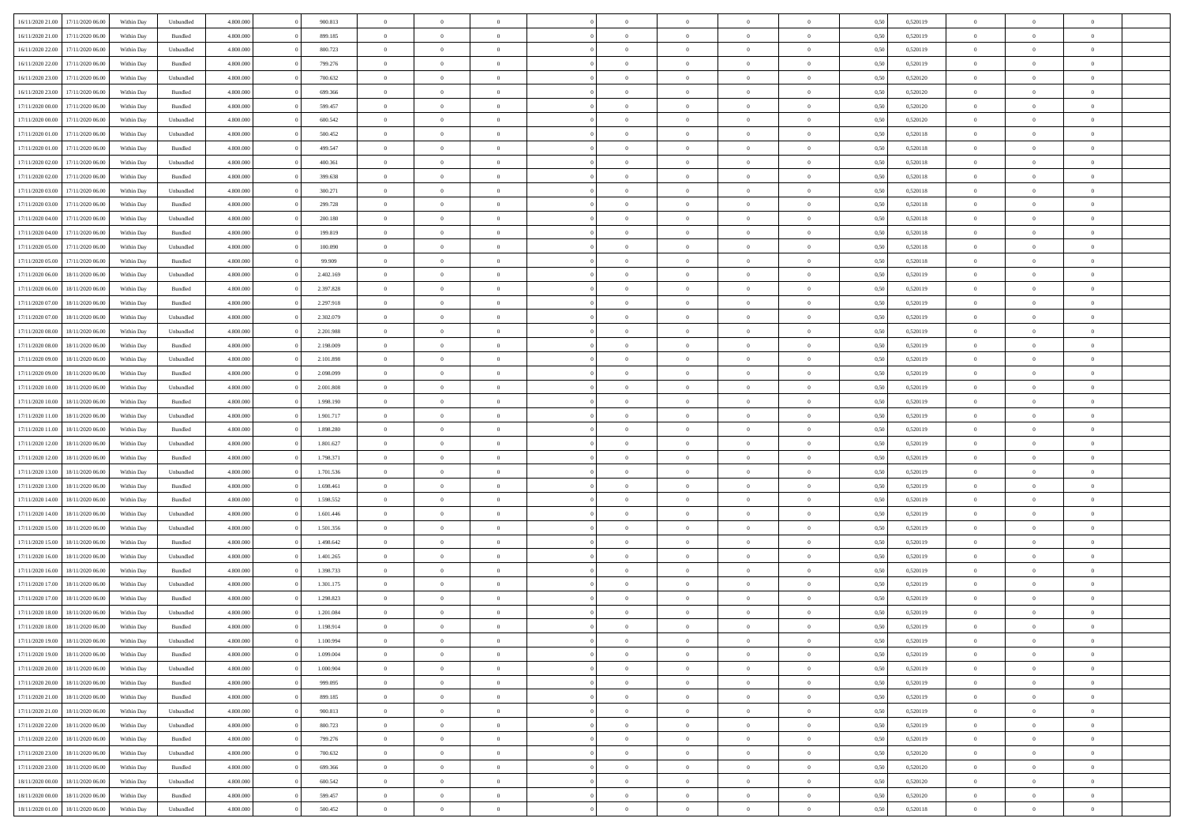| | | | | | | | | | | | | | | | | | | | | |
|---|---|---|---|---|---|---|---|---|---|---|---|---|---|---|---|---|---|---|---|---|
| 16/11/2020 21.00 | 17/11/2020 06.00 | Within Day | Unbundled | 4.800.000 | 0 | 900.813 | 0 | 0 | 0 | | 0 | 0 | 0 | 0 | 0,50 | 0,520119 | 0 | 0 | 0 | |
| 16/11/2020 21.00 | 17/11/2020 06.00 | Within Day | Bundled | 4.800.000 | 0 | 899.185 | 0 | 0 | 0 | | 0 | 0 | 0 | 0 | 0,50 | 0,520119 | 0 | 0 | 0 | |
| 16/11/2020 22.00 | 17/11/2020 06.00 | Within Day | Unbundled | 4.800.000 | 0 | 800.723 | 0 | 0 | 0 | | 0 | 0 | 0 | 0 | 0,50 | 0,520119 | 0 | 0 | 0 | |
| 16/11/2020 22.00 | 17/11/2020 06.00 | Within Day | Bundled | 4.800.000 | 0 | 799.276 | 0 | 0 | 0 | | 0 | 0 | 0 | 0 | 0,50 | 0,520119 | 0 | 0 | 0 | |
| 16/11/2020 23.00 | 17/11/2020 06.00 | Within Day | Unbundled | 4.800.000 | 0 | 700.632 | 0 | 0 | 0 | | 0 | 0 | 0 | 0 | 0,50 | 0,520120 | 0 | 0 | 0 | |
| 16/11/2020 23.00 | 17/11/2020 06.00 | Within Day | Bundled | 4.800.000 | 0 | 699.366 | 0 | 0 | 0 | | 0 | 0 | 0 | 0 | 0,50 | 0,520120 | 0 | 0 | 0 | |
| 17/11/2020 00.00 | 17/11/2020 06.00 | Within Day | Bundled | 4.800.000 | 0 | 599.457 | 0 | 0 | 0 | | 0 | 0 | 0 | 0 | 0,50 | 0,520120 | 0 | 0 | 0 | |
| 17/11/2020 00.00 | 17/11/2020 06.00 | Within Day | Unbundled | 4.800.000 | 0 | 600.542 | 0 | 0 | 0 | | 0 | 0 | 0 | 0 | 0,50 | 0,520120 | 0 | 0 | 0 | |
| 17/11/2020 01.00 | 17/11/2020 06.00 | Within Day | Unbundled | 4.800.000 | 0 | 500.452 | 0 | 0 | 0 | | 0 | 0 | 0 | 0 | 0,50 | 0,520118 | 0 | 0 | 0 | |
| 17/11/2020 01.00 | 17/11/2020 06.00 | Within Day | Bundled | 4.800.000 | 0 | 499.547 | 0 | 0 | 0 | | 0 | 0 | 0 | 0 | 0,50 | 0,520118 | 0 | 0 | 0 | |
| 17/11/2020 02.00 | 17/11/2020 06.00 | Within Day | Unbundled | 4.800.000 | 0 | 400.361 | 0 | 0 | 0 | | 0 | 0 | 0 | 0 | 0,50 | 0,520118 | 0 | 0 | 0 | |
| 17/11/2020 02.00 | 17/11/2020 06.00 | Within Day | Bundled | 4.800.000 | 0 | 399.638 | 0 | 0 | 0 | | 0 | 0 | 0 | 0 | 0,50 | 0,520118 | 0 | 0 | 0 | |
| 17/11/2020 03.00 | 17/11/2020 06.00 | Within Day | Unbundled | 4.800.000 | 0 | 300.271 | 0 | 0 | 0 | | 0 | 0 | 0 | 0 | 0,50 | 0,520118 | 0 | 0 | 0 | |
| 17/11/2020 03.00 | 17/11/2020 06.00 | Within Day | Bundled | 4.800.000 | 0 | 299.728 | 0 | 0 | 0 | | 0 | 0 | 0 | 0 | 0,50 | 0,520118 | 0 | 0 | 0 | |
| 17/11/2020 04.00 | 17/11/2020 06.00 | Within Day | Unbundled | 4.800.000 | 0 | 200.180 | 0 | 0 | 0 | | 0 | 0 | 0 | 0 | 0,50 | 0,520118 | 0 | 0 | 0 | |
| 17/11/2020 04.00 | 17/11/2020 06.00 | Within Day | Bundled | 4.800.000 | 0 | 199.819 | 0 | 0 | 0 | | 0 | 0 | 0 | 0 | 0,50 | 0,520118 | 0 | 0 | 0 | |
| 17/11/2020 05.00 | 17/11/2020 06.00 | Within Day | Unbundled | 4.800.000 | 0 | 100.090 | 0 | 0 | 0 | | 0 | 0 | 0 | 0 | 0,50 | 0,520118 | 0 | 0 | 0 | |
| 17/11/2020 05.00 | 17/11/2020 06.00 | Within Day | Bundled | 4.800.000 | 0 | 99.909 | 0 | 0 | 0 | | 0 | 0 | 0 | 0 | 0,50 | 0,520118 | 0 | 0 | 0 | |
| 17/11/2020 06.00 | 18/11/2020 06.00 | Within Day | Unbundled | 4.800.000 | 0 | 2.402.169 | 0 | 0 | 0 | | 0 | 0 | 0 | 0 | 0,50 | 0,520119 | 0 | 0 | 0 | |
| 17/11/2020 06.00 | 18/11/2020 06.00 | Within Day | Bundled | 4.800.000 | 0 | 2.397.828 | 0 | 0 | 0 | | 0 | 0 | 0 | 0 | 0,50 | 0,520119 | 0 | 0 | 0 | |
| 17/11/2020 07.00 | 18/11/2020 06.00 | Within Day | Bundled | 4.800.000 | 0 | 2.297.918 | 0 | 0 | 0 | | 0 | 0 | 0 | 0 | 0,50 | 0,520119 | 0 | 0 | 0 | |
| 17/11/2020 07.00 | 18/11/2020 06.00 | Within Day | Unbundled | 4.800.000 | 0 | 2.302.079 | 0 | 0 | 0 | | 0 | 0 | 0 | 0 | 0,50 | 0,520119 | 0 | 0 | 0 | |
| 17/11/2020 08.00 | 18/11/2020 06.00 | Within Day | Unbundled | 4.800.000 | 0 | 2.201.988 | 0 | 0 | 0 | | 0 | 0 | 0 | 0 | 0,50 | 0,520119 | 0 | 0 | 0 | |
| 17/11/2020 08.00 | 18/11/2020 06.00 | Within Day | Bundled | 4.800.000 | 0 | 2.198.009 | 0 | 0 | 0 | | 0 | 0 | 0 | 0 | 0,50 | 0,520119 | 0 | 0 | 0 | |
| 17/11/2020 09.00 | 18/11/2020 06.00 | Within Day | Unbundled | 4.800.000 | 0 | 2.101.898 | 0 | 0 | 0 | | 0 | 0 | 0 | 0 | 0,50 | 0,520119 | 0 | 0 | 0 | |
| 17/11/2020 09.00 | 18/11/2020 06.00 | Within Day | Bundled | 4.800.000 | 0 | 2.098.099 | 0 | 0 | 0 | | 0 | 0 | 0 | 0 | 0,50 | 0,520119 | 0 | 0 | 0 | |
| 17/11/2020 10.00 | 18/11/2020 06.00 | Within Day | Unbundled | 4.800.000 | 0 | 2.001.808 | 0 | 0 | 0 | | 0 | 0 | 0 | 0 | 0,50 | 0,520119 | 0 | 0 | 0 | |
| 17/11/2020 10.00 | 18/11/2020 06.00 | Within Day | Bundled | 4.800.000 | 0 | 1.998.190 | 0 | 0 | 0 | | 0 | 0 | 0 | 0 | 0,50 | 0,520119 | 0 | 0 | 0 | |
| 17/11/2020 11.00 | 18/11/2020 06.00 | Within Day | Unbundled | 4.800.000 | 0 | 1.901.717 | 0 | 0 | 0 | | 0 | 0 | 0 | 0 | 0,50 | 0,520119 | 0 | 0 | 0 | |
| 17/11/2020 11.00 | 18/11/2020 06.00 | Within Day | Bundled | 4.800.000 | 0 | 1.898.280 | 0 | 0 | 0 | | 0 | 0 | 0 | 0 | 0,50 | 0,520119 | 0 | 0 | 0 | |
| 17/11/2020 12.00 | 18/11/2020 06.00 | Within Day | Unbundled | 4.800.000 | 0 | 1.801.627 | 0 | 0 | 0 | | 0 | 0 | 0 | 0 | 0,50 | 0,520119 | 0 | 0 | 0 | |
| 17/11/2020 12.00 | 18/11/2020 06.00 | Within Day | Bundled | 4.800.000 | 0 | 1.798.371 | 0 | 0 | 0 | | 0 | 0 | 0 | 0 | 0,50 | 0,520119 | 0 | 0 | 0 | |
| 17/11/2020 13.00 | 18/11/2020 06.00 | Within Day | Unbundled | 4.800.000 | 0 | 1.701.536 | 0 | 0 | 0 | | 0 | 0 | 0 | 0 | 0,50 | 0,520119 | 0 | 0 | 0 | |
| 17/11/2020 13.00 | 18/11/2020 06.00 | Within Day | Bundled | 4.800.000 | 0 | 1.698.461 | 0 | 0 | 0 | | 0 | 0 | 0 | 0 | 0,50 | 0,520119 | 0 | 0 | 0 | |
| 17/11/2020 14.00 | 18/11/2020 06.00 | Within Day | Bundled | 4.800.000 | 0 | 1.598.552 | 0 | 0 | 0 | | 0 | 0 | 0 | 0 | 0,50 | 0,520119 | 0 | 0 | 0 | |
| 17/11/2020 14.00 | 18/11/2020 06.00 | Within Day | Unbundled | 4.800.000 | 0 | 1.601.446 | 0 | 0 | 0 | | 0 | 0 | 0 | 0 | 0,50 | 0,520119 | 0 | 0 | 0 | |
| 17/11/2020 15.00 | 18/11/2020 06.00 | Within Day | Unbundled | 4.800.000 | 0 | 1.501.356 | 0 | 0 | 0 | | 0 | 0 | 0 | 0 | 0,50 | 0,520119 | 0 | 0 | 0 | |
| 17/11/2020 15.00 | 18/11/2020 06.00 | Within Day | Bundled | 4.800.000 | 0 | 1.498.642 | 0 | 0 | 0 | | 0 | 0 | 0 | 0 | 0,50 | 0,520119 | 0 | 0 | 0 | |
| 17/11/2020 16.00 | 18/11/2020 06.00 | Within Day | Unbundled | 4.800.000 | 0 | 1.401.265 | 0 | 0 | 0 | | 0 | 0 | 0 | 0 | 0,50 | 0,520119 | 0 | 0 | 0 | |
| 17/11/2020 16.00 | 18/11/2020 06.00 | Within Day | Bundled | 4.800.000 | 0 | 1.398.733 | 0 | 0 | 0 | | 0 | 0 | 0 | 0 | 0,50 | 0,520119 | 0 | 0 | 0 | |
| 17/11/2020 17.00 | 18/11/2020 06.00 | Within Day | Unbundled | 4.800.000 | 0 | 1.301.175 | 0 | 0 | 0 | | 0 | 0 | 0 | 0 | 0,50 | 0,520119 | 0 | 0 | 0 | |
| 17/11/2020 17.00 | 18/11/2020 06.00 | Within Day | Bundled | 4.800.000 | 0 | 1.298.823 | 0 | 0 | 0 | | 0 | 0 | 0 | 0 | 0,50 | 0,520119 | 0 | 0 | 0 | |
| 17/11/2020 18.00 | 18/11/2020 06.00 | Within Day | Unbundled | 4.800.000 | 0 | 1.201.084 | 0 | 0 | 0 | | 0 | 0 | 0 | 0 | 0,50 | 0,520119 | 0 | 0 | 0 | |
| 17/11/2020 18.00 | 18/11/2020 06.00 | Within Day | Bundled | 4.800.000 | 0 | 1.198.914 | 0 | 0 | 0 | | 0 | 0 | 0 | 0 | 0,50 | 0,520119 | 0 | 0 | 0 | |
| 17/11/2020 19.00 | 18/11/2020 06.00 | Within Day | Unbundled | 4.800.000 | 0 | 1.100.994 | 0 | 0 | 0 | | 0 | 0 | 0 | 0 | 0,50 | 0,520119 | 0 | 0 | 0 | |
| 17/11/2020 19.00 | 18/11/2020 06.00 | Within Day | Bundled | 4.800.000 | 0 | 1.099.004 | 0 | 0 | 0 | | 0 | 0 | 0 | 0 | 0,50 | 0,520119 | 0 | 0 | 0 | |
| 17/11/2020 20.00 | 18/11/2020 06.00 | Within Day | Unbundled | 4.800.000 | 0 | 1.000.904 | 0 | 0 | 0 | | 0 | 0 | 0 | 0 | 0,50 | 0,520119 | 0 | 0 | 0 | |
| 17/11/2020 20.00 | 18/11/2020 06.00 | Within Day | Bundled | 4.800.000 | 0 | 999.095 | 0 | 0 | 0 | | 0 | 0 | 0 | 0 | 0,50 | 0,520119 | 0 | 0 | 0 | |
| 17/11/2020 21.00 | 18/11/2020 06.00 | Within Day | Bundled | 4.800.000 | 0 | 899.185 | 0 | 0 | 0 | | 0 | 0 | 0 | 0 | 0,50 | 0,520119 | 0 | 0 | 0 | |
| 17/11/2020 21.00 | 18/11/2020 06.00 | Within Day | Unbundled | 4.800.000 | 0 | 900.813 | 0 | 0 | 0 | | 0 | 0 | 0 | 0 | 0,50 | 0,520119 | 0 | 0 | 0 | |
| 17/11/2020 22.00 | 18/11/2020 06.00 | Within Day | Unbundled | 4.800.000 | 0 | 800.723 | 0 | 0 | 0 | | 0 | 0 | 0 | 0 | 0,50 | 0,520119 | 0 | 0 | 0 | |
| 17/11/2020 22.00 | 18/11/2020 06.00 | Within Day | Bundled | 4.800.000 | 0 | 799.276 | 0 | 0 | 0 | | 0 | 0 | 0 | 0 | 0,50 | 0,520119 | 0 | 0 | 0 | |
| 17/11/2020 23.00 | 18/11/2020 06.00 | Within Day | Unbundled | 4.800.000 | 0 | 700.632 | 0 | 0 | 0 | | 0 | 0 | 0 | 0 | 0,50 | 0,520120 | 0 | 0 | 0 | |
| 17/11/2020 23.00 | 18/11/2020 06.00 | Within Day | Bundled | 4.800.000 | 0 | 699.366 | 0 | 0 | 0 | | 0 | 0 | 0 | 0 | 0,50 | 0,520120 | 0 | 0 | 0 | |
| 18/11/2020 00.00 | 18/11/2020 06.00 | Within Day | Unbundled | 4.800.000 | 0 | 600.542 | 0 | 0 | 0 | | 0 | 0 | 0 | 0 | 0,50 | 0,520120 | 0 | 0 | 0 | |
| 18/11/2020 00.00 | 18/11/2020 06.00 | Within Day | Bundled | 4.800.000 | 0 | 599.457 | 0 | 0 | 0 | | 0 | 0 | 0 | 0 | 0,50 | 0,520120 | 0 | 0 | 0 | |
| 18/11/2020 01.00 | 18/11/2020 06.00 | Within Day | Unbundled | 4.800.000 | 0 | 500.452 | 0 | 0 | 0 | | 0 | 0 | 0 | 0 | 0,50 | 0,520118 | 0 | 0 | 0 | |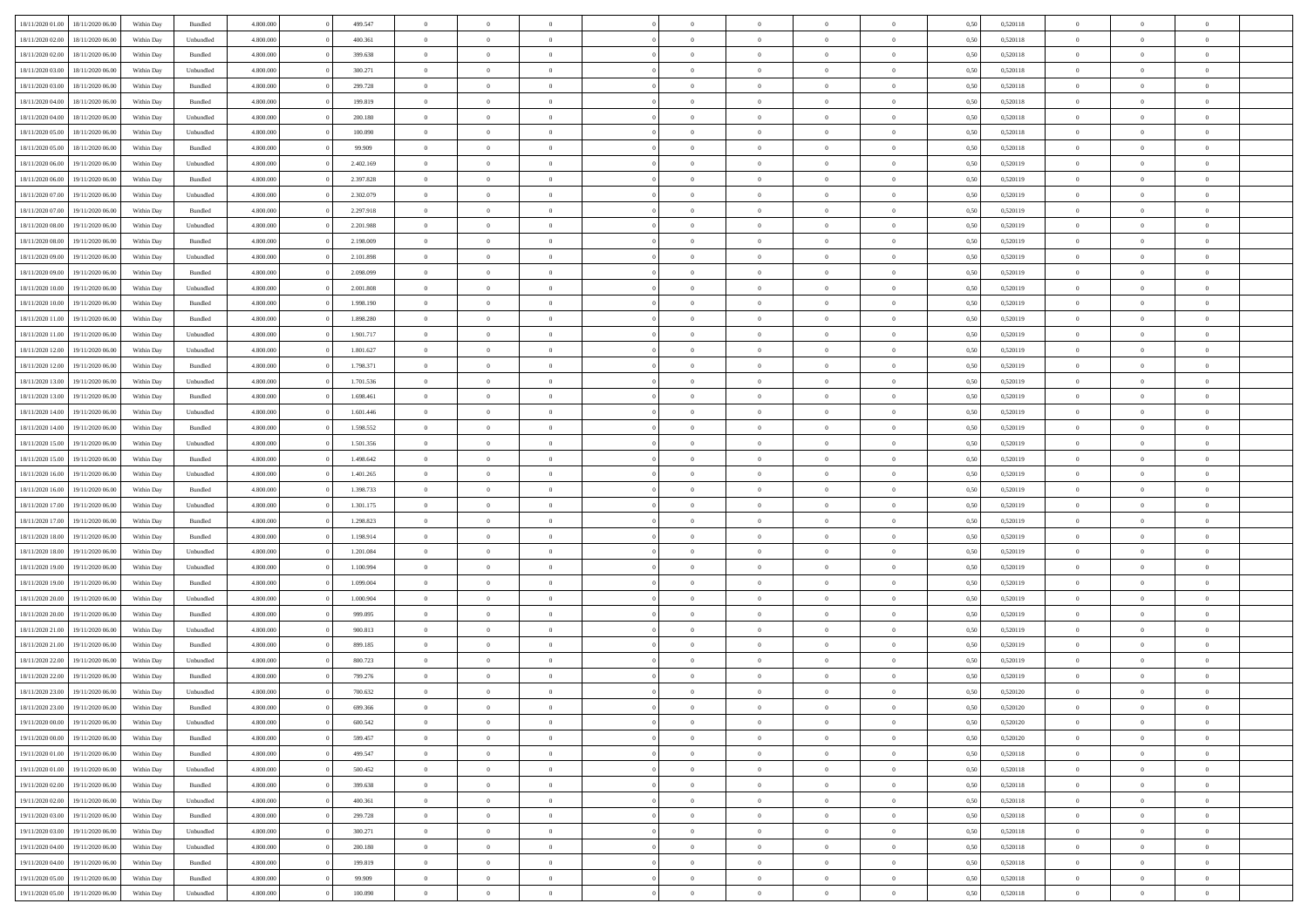| | | | | | | | | | | | | | | | | | | | | |
|---|---|---|---|---|---|---|---|---|---|---|---|---|---|---|---|---|---|---|---|---|
| 18/11/2020 01:00 | 18/11/2020 06:00 | Within Day | Bundled | 4.800.000 | 0 | 499.547 | 0 | 0 | 0 | 0 | 0 | 0 | 0 | 0 | 0,50 | 0,520118 | 0 | 0 | 0 | |
| 18/11/2020 02:00 | 18/11/2020 06:00 | Within Day | Unbundled | 4.800.000 | 0 | 400.361 | 0 | 0 | 0 | 0 | 0 | 0 | 0 | 0 | 0,50 | 0,520118 | 0 | 0 | 0 | |
| 18/11/2020 02:00 | 18/11/2020 06:00 | Within Day | Bundled | 4.800.000 | 0 | 399.638 | 0 | 0 | 0 | 0 | 0 | 0 | 0 | 0 | 0,50 | 0,520118 | 0 | 0 | 0 | |
| 18/11/2020 03:00 | 18/11/2020 06:00 | Within Day | Unbundled | 4.800.000 | 0 | 300.271 | 0 | 0 | 0 | 0 | 0 | 0 | 0 | 0 | 0,50 | 0,520118 | 0 | 0 | 0 | |
| 18/11/2020 03:00 | 18/11/2020 06:00 | Within Day | Bundled | 4.800.000 | 0 | 299.728 | 0 | 0 | 0 | 0 | 0 | 0 | 0 | 0 | 0,50 | 0,520118 | 0 | 0 | 0 | |
| 18/11/2020 04:00 | 18/11/2020 06:00 | Within Day | Bundled | 4.800.000 | 0 | 199.819 | 0 | 0 | 0 | 0 | 0 | 0 | 0 | 0 | 0,50 | 0,520118 | 0 | 0 | 0 | |
| 18/11/2020 04:00 | 18/11/2020 06:00 | Within Day | Unbundled | 4.800.000 | 0 | 200.180 | 0 | 0 | 0 | 0 | 0 | 0 | 0 | 0 | 0,50 | 0,520118 | 0 | 0 | 0 | |
| 18/11/2020 05:00 | 18/11/2020 06:00 | Within Day | Unbundled | 4.800.000 | 0 | 100.090 | 0 | 0 | 0 | 0 | 0 | 0 | 0 | 0 | 0,50 | 0,520118 | 0 | 0 | 0 | |
| 18/11/2020 05:00 | 18/11/2020 06:00 | Within Day | Bundled | 4.800.000 | 0 | 99.909 | 0 | 0 | 0 | 0 | 0 | 0 | 0 | 0 | 0,50 | 0,520118 | 0 | 0 | 0 | |
| 18/11/2020 06:00 | 19/11/2020 06:00 | Within Day | Unbundled | 4.800.000 | 0 | 2.402.169 | 0 | 0 | 0 | 0 | 0 | 0 | 0 | 0 | 0,50 | 0,520119 | 0 | 0 | 0 | |
| 18/11/2020 06:00 | 19/11/2020 06:00 | Within Day | Bundled | 4.800.000 | 0 | 2.397.828 | 0 | 0 | 0 | 0 | 0 | 0 | 0 | 0 | 0,50 | 0,520119 | 0 | 0 | 0 | |
| 18/11/2020 07:00 | 19/11/2020 06:00 | Within Day | Unbundled | 4.800.000 | 0 | 2.302.079 | 0 | 0 | 0 | 0 | 0 | 0 | 0 | 0 | 0,50 | 0,520119 | 0 | 0 | 0 | |
| 18/11/2020 07:00 | 19/11/2020 06:00 | Within Day | Bundled | 4.800.000 | 0 | 2.297.918 | 0 | 0 | 0 | 0 | 0 | 0 | 0 | 0 | 0,50 | 0,520119 | 0 | 0 | 0 | |
| 18/11/2020 08:00 | 19/11/2020 06:00 | Within Day | Unbundled | 4.800.000 | 0 | 2.201.988 | 0 | 0 | 0 | 0 | 0 | 0 | 0 | 0 | 0,50 | 0,520119 | 0 | 0 | 0 | |
| 18/11/2020 08:00 | 19/11/2020 06:00 | Within Day | Bundled | 4.800.000 | 0 | 2.198.009 | 0 | 0 | 0 | 0 | 0 | 0 | 0 | 0 | 0,50 | 0,520119 | 0 | 0 | 0 | |
| 18/11/2020 09:00 | 19/11/2020 06:00 | Within Day | Unbundled | 4.800.000 | 0 | 2.101.898 | 0 | 0 | 0 | 0 | 0 | 0 | 0 | 0 | 0,50 | 0,520119 | 0 | 0 | 0 | |
| 18/11/2020 09:00 | 19/11/2020 06:00 | Within Day | Bundled | 4.800.000 | 0 | 2.098.099 | 0 | 0 | 0 | 0 | 0 | 0 | 0 | 0 | 0,50 | 0,520119 | 0 | 0 | 0 | |
| 18/11/2020 10:00 | 19/11/2020 06:00 | Within Day | Unbundled | 4.800.000 | 0 | 2.001.808 | 0 | 0 | 0 | 0 | 0 | 0 | 0 | 0 | 0,50 | 0,520119 | 0 | 0 | 0 | |
| 18/11/2020 10:00 | 19/11/2020 06:00 | Within Day | Bundled | 4.800.000 | 0 | 1.998.190 | 0 | 0 | 0 | 0 | 0 | 0 | 0 | 0 | 0,50 | 0,520119 | 0 | 0 | 0 | |
| 18/11/2020 11:00 | 19/11/2020 06:00 | Within Day | Bundled | 4.800.000 | 0 | 1.898.280 | 0 | 0 | 0 | 0 | 0 | 0 | 0 | 0 | 0,50 | 0,520119 | 0 | 0 | 0 | |
| 18/11/2020 11:00 | 19/11/2020 06:00 | Within Day | Unbundled | 4.800.000 | 0 | 1.901.717 | 0 | 0 | 0 | 0 | 0 | 0 | 0 | 0 | 0,50 | 0,520119 | 0 | 0 | 0 | |
| 18/11/2020 12:00 | 19/11/2020 06:00 | Within Day | Unbundled | 4.800.000 | 0 | 1.801.627 | 0 | 0 | 0 | 0 | 0 | 0 | 0 | 0 | 0,50 | 0,520119 | 0 | 0 | 0 | |
| 18/11/2020 12:00 | 19/11/2020 06:00 | Within Day | Bundled | 4.800.000 | 0 | 1.798.371 | 0 | 0 | 0 | 0 | 0 | 0 | 0 | 0 | 0,50 | 0,520119 | 0 | 0 | 0 | |
| 18/11/2020 13:00 | 19/11/2020 06:00 | Within Day | Unbundled | 4.800.000 | 0 | 1.701.536 | 0 | 0 | 0 | 0 | 0 | 0 | 0 | 0 | 0,50 | 0,520119 | 0 | 0 | 0 | |
| 18/11/2020 13:00 | 19/11/2020 06:00 | Within Day | Bundled | 4.800.000 | 0 | 1.698.461 | 0 | 0 | 0 | 0 | 0 | 0 | 0 | 0 | 0,50 | 0,520119 | 0 | 0 | 0 | |
| 18/11/2020 14:00 | 19/11/2020 06:00 | Within Day | Unbundled | 4.800.000 | 0 | 1.601.446 | 0 | 0 | 0 | 0 | 0 | 0 | 0 | 0 | 0,50 | 0,520119 | 0 | 0 | 0 | |
| 18/11/2020 14:00 | 19/11/2020 06:00 | Within Day | Bundled | 4.800.000 | 0 | 1.598.552 | 0 | 0 | 0 | 0 | 0 | 0 | 0 | 0 | 0,50 | 0,520119 | 0 | 0 | 0 | |
| 18/11/2020 15:00 | 19/11/2020 06:00 | Within Day | Unbundled | 4.800.000 | 0 | 1.501.356 | 0 | 0 | 0 | 0 | 0 | 0 | 0 | 0 | 0,50 | 0,520119 | 0 | 0 | 0 | |
| 18/11/2020 15:00 | 19/11/2020 06:00 | Within Day | Bundled | 4.800.000 | 0 | 1.498.642 | 0 | 0 | 0 | 0 | 0 | 0 | 0 | 0 | 0,50 | 0,520119 | 0 | 0 | 0 | |
| 18/11/2020 16:00 | 19/11/2020 06:00 | Within Day | Unbundled | 4.800.000 | 0 | 1.401.265 | 0 | 0 | 0 | 0 | 0 | 0 | 0 | 0 | 0,50 | 0,520119 | 0 | 0 | 0 | |
| 18/11/2020 16:00 | 19/11/2020 06:00 | Within Day | Bundled | 4.800.000 | 0 | 1.398.733 | 0 | 0 | 0 | 0 | 0 | 0 | 0 | 0 | 0,50 | 0,520119 | 0 | 0 | 0 | |
| 18/11/2020 17:00 | 19/11/2020 06:00 | Within Day | Unbundled | 4.800.000 | 0 | 1.301.175 | 0 | 0 | 0 | 0 | 0 | 0 | 0 | 0 | 0,50 | 0,520119 | 0 | 0 | 0 | |
| 18/11/2020 17:00 | 19/11/2020 06:00 | Within Day | Bundled | 4.800.000 | 0 | 1.298.823 | 0 | 0 | 0 | 0 | 0 | 0 | 0 | 0 | 0,50 | 0,520119 | 0 | 0 | 0 | |
| 18/11/2020 18:00 | 19/11/2020 06:00 | Within Day | Bundled | 4.800.000 | 0 | 1.198.914 | 0 | 0 | 0 | 0 | 0 | 0 | 0 | 0 | 0,50 | 0,520119 | 0 | 0 | 0 | |
| 18/11/2020 18:00 | 19/11/2020 06:00 | Within Day | Unbundled | 4.800.000 | 0 | 1.201.084 | 0 | 0 | 0 | 0 | 0 | 0 | 0 | 0 | 0,50 | 0,520119 | 0 | 0 | 0 | |
| 18/11/2020 19:00 | 19/11/2020 06:00 | Within Day | Unbundled | 4.800.000 | 0 | 1.100.994 | 0 | 0 | 0 | 0 | 0 | 0 | 0 | 0 | 0,50 | 0,520119 | 0 | 0 | 0 | |
| 18/11/2020 19:00 | 19/11/2020 06:00 | Within Day | Bundled | 4.800.000 | 0 | 1.099.004 | 0 | 0 | 0 | 0 | 0 | 0 | 0 | 0 | 0,50 | 0,520119 | 0 | 0 | 0 | |
| 18/11/2020 20:00 | 19/11/2020 06:00 | Within Day | Unbundled | 4.800.000 | 0 | 1.000.904 | 0 | 0 | 0 | 0 | 0 | 0 | 0 | 0 | 0,50 | 0,520119 | 0 | 0 | 0 | |
| 18/11/2020 20:00 | 19/11/2020 06:00 | Within Day | Bundled | 4.800.000 | 0 | 999.095 | 0 | 0 | 0 | 0 | 0 | 0 | 0 | 0 | 0,50 | 0,520119 | 0 | 0 | 0 | |
| 18/11/2020 21:00 | 19/11/2020 06:00 | Within Day | Unbundled | 4.800.000 | 0 | 900.813 | 0 | 0 | 0 | 0 | 0 | 0 | 0 | 0 | 0,50 | 0,520119 | 0 | 0 | 0 | |
| 18/11/2020 21:00 | 19/11/2020 06:00 | Within Day | Bundled | 4.800.000 | 0 | 899.185 | 0 | 0 | 0 | 0 | 0 | 0 | 0 | 0 | 0,50 | 0,520119 | 0 | 0 | 0 | |
| 18/11/2020 22:00 | 19/11/2020 06:00 | Within Day | Unbundled | 4.800.000 | 0 | 800.723 | 0 | 0 | 0 | 0 | 0 | 0 | 0 | 0 | 0,50 | 0,520119 | 0 | 0 | 0 | |
| 18/11/2020 22:00 | 19/11/2020 06:00 | Within Day | Bundled | 4.800.000 | 0 | 799.276 | 0 | 0 | 0 | 0 | 0 | 0 | 0 | 0 | 0,50 | 0,520119 | 0 | 0 | 0 | |
| 18/11/2020 23:00 | 19/11/2020 06:00 | Within Day | Unbundled | 4.800.000 | 0 | 700.632 | 0 | 0 | 0 | 0 | 0 | 0 | 0 | 0 | 0,50 | 0,520120 | 0 | 0 | 0 | |
| 18/11/2020 23:00 | 19/11/2020 06:00 | Within Day | Bundled | 4.800.000 | 0 | 699.366 | 0 | 0 | 0 | 0 | 0 | 0 | 0 | 0 | 0,50 | 0,520120 | 0 | 0 | 0 | |
| 19/11/2020 00:00 | 19/11/2020 06:00 | Within Day | Unbundled | 4.800.000 | 0 | 600.542 | 0 | 0 | 0 | 0 | 0 | 0 | 0 | 0 | 0,50 | 0,520120 | 0 | 0 | 0 | |
| 19/11/2020 00:00 | 19/11/2020 06:00 | Within Day | Bundled | 4.800.000 | 0 | 599.457 | 0 | 0 | 0 | 0 | 0 | 0 | 0 | 0 | 0,50 | 0,520120 | 0 | 0 | 0 | |
| 19/11/2020 01:00 | 19/11/2020 06:00 | Within Day | Bundled | 4.800.000 | 0 | 499.547 | 0 | 0 | 0 | 0 | 0 | 0 | 0 | 0 | 0,50 | 0,520118 | 0 | 0 | 0 | |
| 19/11/2020 01:00 | 19/11/2020 06:00 | Within Day | Unbundled | 4.800.000 | 0 | 500.452 | 0 | 0 | 0 | 0 | 0 | 0 | 0 | 0 | 0,50 | 0,520118 | 0 | 0 | 0 | |
| 19/11/2020 02:00 | 19/11/2020 06:00 | Within Day | Bundled | 4.800.000 | 0 | 399.638 | 0 | 0 | 0 | 0 | 0 | 0 | 0 | 0 | 0,50 | 0,520118 | 0 | 0 | 0 | |
| 19/11/2020 02:00 | 19/11/2020 06:00 | Within Day | Unbundled | 4.800.000 | 0 | 400.361 | 0 | 0 | 0 | 0 | 0 | 0 | 0 | 0 | 0,50 | 0,520118 | 0 | 0 | 0 | |
| 19/11/2020 03:00 | 19/11/2020 06:00 | Within Day | Bundled | 4.800.000 | 0 | 299.728 | 0 | 0 | 0 | 0 | 0 | 0 | 0 | 0 | 0,50 | 0,520118 | 0 | 0 | 0 | |
| 19/11/2020 03:00 | 19/11/2020 06:00 | Within Day | Unbundled | 4.800.000 | 0 | 300.271 | 0 | 0 | 0 | 0 | 0 | 0 | 0 | 0 | 0,50 | 0,520118 | 0 | 0 | 0 | |
| 19/11/2020 04:00 | 19/11/2020 06:00 | Within Day | Unbundled | 4.800.000 | 0 | 200.180 | 0 | 0 | 0 | 0 | 0 | 0 | 0 | 0 | 0,50 | 0,520118 | 0 | 0 | 0 | |
| 19/11/2020 04:00 | 19/11/2020 06:00 | Within Day | Bundled | 4.800.000 | 0 | 199.819 | 0 | 0 | 0 | 0 | 0 | 0 | 0 | 0 | 0,50 | 0,520118 | 0 | 0 | 0 | |
| 19/11/2020 05:00 | 19/11/2020 06:00 | Within Day | Bundled | 4.800.000 | 0 | 99.909 | 0 | 0 | 0 | 0 | 0 | 0 | 0 | 0 | 0,50 | 0,520118 | 0 | 0 | 0 | |
| 19/11/2020 05:00 | 19/11/2020 06:00 | Within Day | Unbundled | 4.800.000 | 0 | 100.090 | 0 | 0 | 0 | 0 | 0 | 0 | 0 | 0 | 0,50 | 0,520118 | 0 | 0 | 0 | |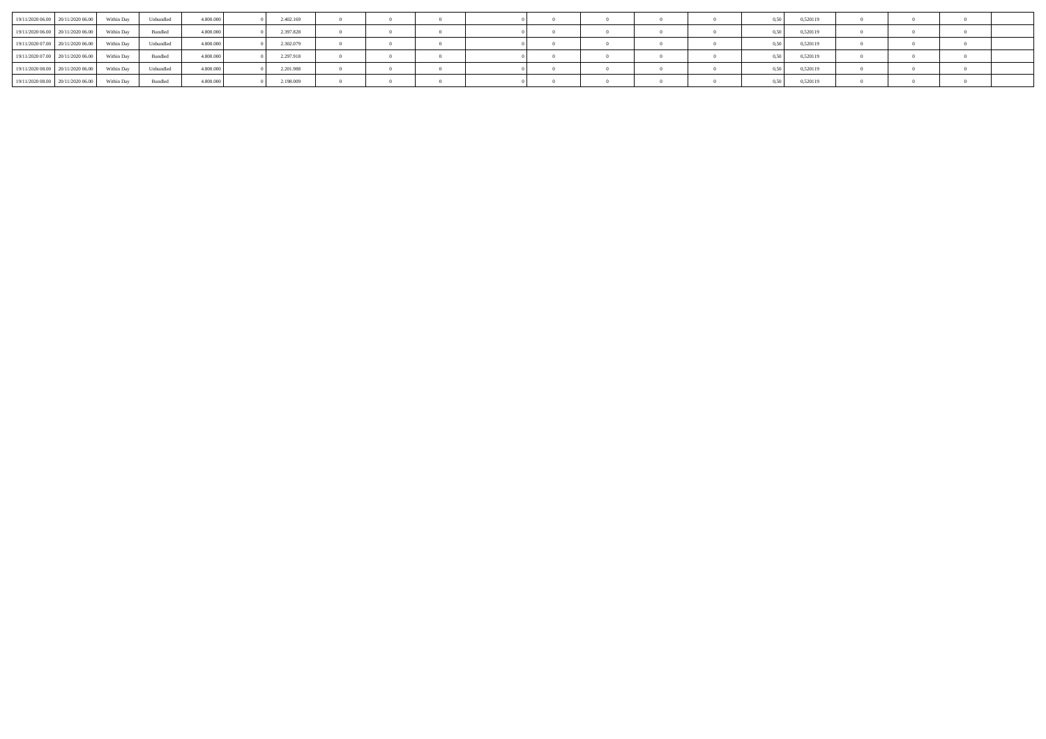| | | | | | | | | | | | | | | | | | | | | | |
|---|---|---|---|---|---|---|---|---|---|---|---|---|---|---|---|---|---|---|---|---|---|
| 19/11/2020 06.00 | 20/11/2020 06.00 | Within Day | Unbundled | 4.800.000 | 0 | 2.402.169 | 0 | 0 | 0 | | 0 | 0 | 0 | 0 | 0 | 0,50 | 0,520119 | 0 | 0 | 0 | |
| 19/11/2020 06.00 | 20/11/2020 06.00 | Within Day | Bundled | 4.800.000 | 0 | 2.397.828 | 0 | 0 | 0 | | 0 | 0 | 0 | 0 | 0 | 0,50 | 0,520119 | 0 | 0 | 0 | |
| 19/11/2020 07.00 | 20/11/2020 06.00 | Within Day | Unbundled | 4.800.000 | 0 | 2.302.079 | 0 | 0 | 0 | | 0 | 0 | 0 | 0 | 0 | 0,50 | 0,520119 | 0 | 0 | 0 | |
| 19/11/2020 07.00 | 20/11/2020 06.00 | Within Day | Bundled | 4.800.000 | 0 | 2.297.918 | 0 | 0 | 0 | | 0 | 0 | 0 | 0 | 0 | 0,50 | 0,520119 | 0 | 0 | 0 | |
| 19/11/2020 08.00 | 20/11/2020 06.00 | Within Day | Unbundled | 4.800.000 | 0 | 2.201.988 | 0 | 0 | 0 | | 0 | 0 | 0 | 0 | 0 | 0,50 | 0,520119 | 0 | 0 | 0 | |
| 19/11/2020 08.00 | 20/11/2020 06.00 | Within Day | Bundled | 4.800.000 | 0 | 2.198.009 | 0 | 0 | 0 | | 0 | 0 | 0 | 0 | 0 | 0,50 | 0,520119 | 0 | 0 | 0 | |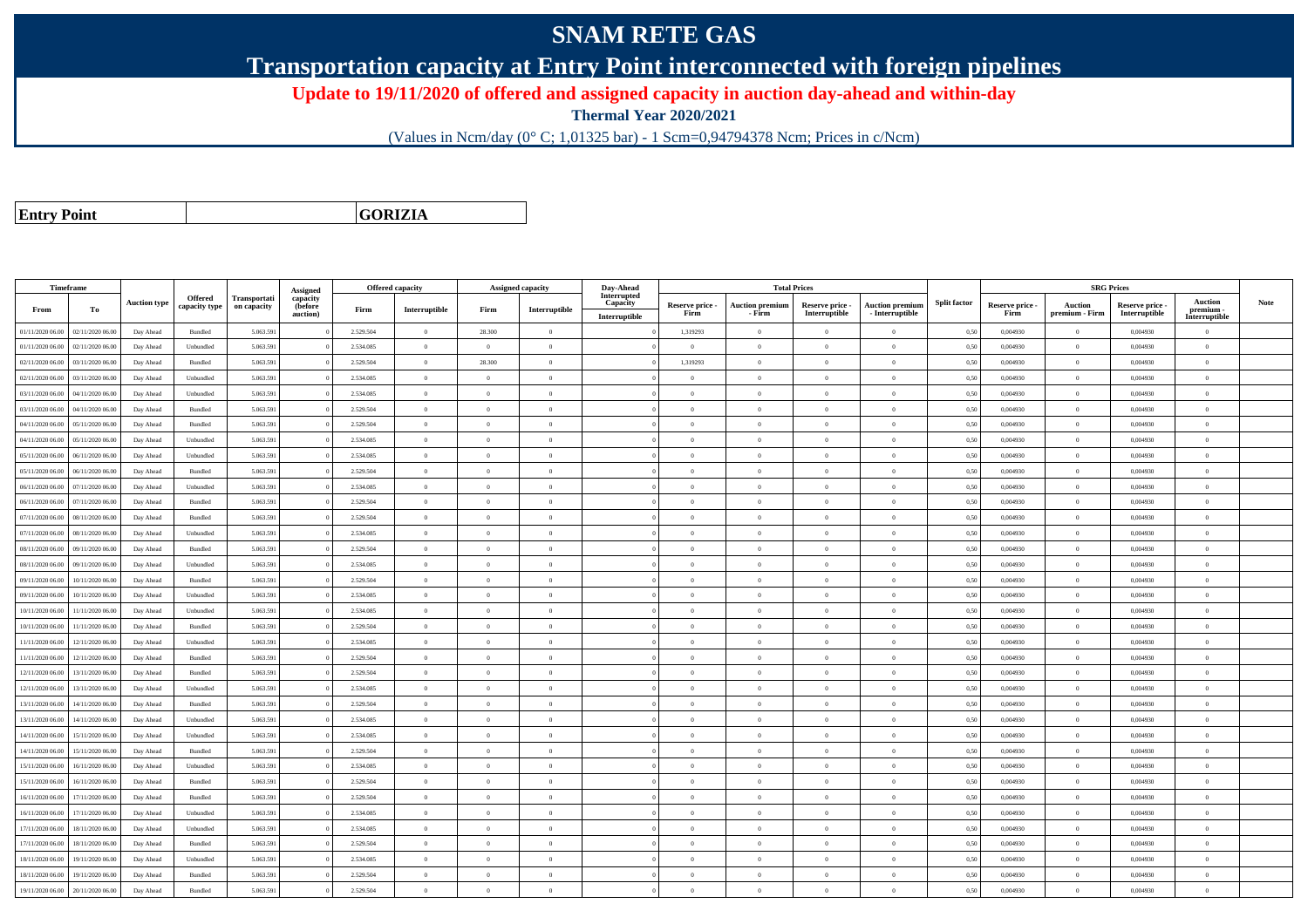# SNAM RETE GAS

## Transportation capacity at Entry Point interconnected with foreign pipelines

**Update to 19/11/2020 of offered and assigned capacity in auction day-ahead and within-day**

**Thermal Year 2020/2021**

(Values in Ncm/day (0° C; 1,01325 bar) - 1 Scm=0,94794378 Ncm; Prices in c/Ncm)

| **Entry Point** | | **GORIZIA** |
|---|---|---|

| Timeframe | | Auction type | Offered capacity type | Transportation capacity | Assigned capacity (before auction) | Offered capacity | | Assigned capacity | | Day-Ahead Interrupted Capacity | Total Prices | | | | Split factor | SRG Prices | | | | Note |
|---|---|---|---|---|---|---|---|---|---|---|---|---|---|---|---|---|---|---|---|---|
| From | To | | | | | Firm | Interruptible | Firm | Interruptible | Interruptible | Reserve price - Firm | Auction premium - Firm | Reserve price - Interruptible | Auction premium - Interruptible | | Reserve price - Firm | Auction premium - Firm | Reserve price - Interruptible | Auction premium - Interruptible | |
| 01/11/2020 06.00 | 02/11/2020 06.00 | Day Ahead | Bundled | 5.063.591 | 0 | 2.529.504 | 0 | 28.300 | 0 | 0 | 1,319293 | 0 | 0 | 0 | 0,50 | 0,004930 | 0 | 0,004930 | 0 | |
| 01/11/2020 06.00 | 02/11/2020 06.00 | Day Ahead | Unbundled | 5.063.591 | 0 | 2.534.085 | 0 | 0 | 0 | 0 | 0 | 0 | 0 | 0 | 0,50 | 0,004930 | 0 | 0,004930 | 0 | |
| 02/11/2020 06.00 | 03/11/2020 06.00 | Day Ahead | Bundled | 5.063.591 | 0 | 2.529.504 | 0 | 28.300 | 0 | 0 | 1,319293 | 0 | 0 | 0 | 0,50 | 0,004930 | 0 | 0,004930 | 0 | |
| 02/11/2020 06.00 | 03/11/2020 06.00 | Day Ahead | Unbundled | 5.063.591 | 0 | 2.534.085 | 0 | 0 | 0 | 0 | 0 | 0 | 0 | 0 | 0,50 | 0,004930 | 0 | 0,004930 | 0 | |
| 03/11/2020 06.00 | 04/11/2020 06.00 | Day Ahead | Unbundled | 5.063.591 | 0 | 2.534.085 | 0 | 0 | 0 | 0 | 0 | 0 | 0 | 0 | 0,50 | 0,004930 | 0 | 0,004930 | 0 | |
| 03/11/2020 06.00 | 04/11/2020 06.00 | Day Ahead | Bundled | 5.063.591 | 0 | 2.529.504 | 0 | 0 | 0 | 0 | 0 | 0 | 0 | 0 | 0,50 | 0,004930 | 0 | 0,004930 | 0 | |
| 04/11/2020 06.00 | 05/11/2020 06.00 | Day Ahead | Bundled | 5.063.591 | 0 | 2.529.504 | 0 | 0 | 0 | 0 | 0 | 0 | 0 | 0 | 0,50 | 0,004930 | 0 | 0,004930 | 0 | |
| 04/11/2020 06.00 | 05/11/2020 06.00 | Day Ahead | Unbundled | 5.063.591 | 0 | 2.534.085 | 0 | 0 | 0 | 0 | 0 | 0 | 0 | 0 | 0,50 | 0,004930 | 0 | 0,004930 | 0 | |
| 05/11/2020 06.00 | 06/11/2020 06.00 | Day Ahead | Unbundled | 5.063.591 | 0 | 2.534.085 | 0 | 0 | 0 | 0 | 0 | 0 | 0 | 0 | 0,50 | 0,004930 | 0 | 0,004930 | 0 | |
| 05/11/2020 06.00 | 06/11/2020 06.00 | Day Ahead | Bundled | 5.063.591 | 0 | 2.529.504 | 0 | 0 | 0 | 0 | 0 | 0 | 0 | 0 | 0,50 | 0,004930 | 0 | 0,004930 | 0 | |
| 06/11/2020 06.00 | 07/11/2020 06.00 | Day Ahead | Unbundled | 5.063.591 | 0 | 2.534.085 | 0 | 0 | 0 | 0 | 0 | 0 | 0 | 0 | 0,50 | 0,004930 | 0 | 0,004930 | 0 | |
| 06/11/2020 06.00 | 07/11/2020 06.00 | Day Ahead | Bundled | 5.063.591 | 0 | 2.529.504 | 0 | 0 | 0 | 0 | 0 | 0 | 0 | 0 | 0,50 | 0,004930 | 0 | 0,004930 | 0 | |
| 07/11/2020 06.00 | 08/11/2020 06.00 | Day Ahead | Bundled | 5.063.591 | 0 | 2.529.504 | 0 | 0 | 0 | 0 | 0 | 0 | 0 | 0 | 0,50 | 0,004930 | 0 | 0,004930 | 0 | |
| 07/11/2020 06.00 | 08/11/2020 06.00 | Day Ahead | Unbundled | 5.063.591 | 0 | 2.534.085 | 0 | 0 | 0 | 0 | 0 | 0 | 0 | 0 | 0,50 | 0,004930 | 0 | 0,004930 | 0 | |
| 08/11/2020 06.00 | 09/11/2020 06.00 | Day Ahead | Bundled | 5.063.591 | 0 | 2.529.504 | 0 | 0 | 0 | 0 | 0 | 0 | 0 | 0 | 0,50 | 0,004930 | 0 | 0,004930 | 0 | |
| 08/11/2020 06.00 | 09/11/2020 06.00 | Day Ahead | Unbundled | 5.063.591 | 0 | 2.534.085 | 0 | 0 | 0 | 0 | 0 | 0 | 0 | 0 | 0,50 | 0,004930 | 0 | 0,004930 | 0 | |
| 09/11/2020 06.00 | 10/11/2020 06.00 | Day Ahead | Bundled | 5.063.591 | 0 | 2.529.504 | 0 | 0 | 0 | 0 | 0 | 0 | 0 | 0 | 0,50 | 0,004930 | 0 | 0,004930 | 0 | |
| 09/11/2020 06.00 | 10/11/2020 06.00 | Day Ahead | Unbundled | 5.063.591 | 0 | 2.534.085 | 0 | 0 | 0 | 0 | 0 | 0 | 0 | 0 | 0,50 | 0,004930 | 0 | 0,004930 | 0 | |
| 10/11/2020 06.00 | 11/11/2020 06.00 | Day Ahead | Unbundled | 5.063.591 | 0 | 2.534.085 | 0 | 0 | 0 | 0 | 0 | 0 | 0 | 0 | 0,50 | 0,004930 | 0 | 0,004930 | 0 | |
| 10/11/2020 06.00 | 11/11/2020 06.00 | Day Ahead | Bundled | 5.063.591 | 0 | 2.529.504 | 0 | 0 | 0 | 0 | 0 | 0 | 0 | 0 | 0,50 | 0,004930 | 0 | 0,004930 | 0 | |
| 11/11/2020 06.00 | 12/11/2020 06.00 | Day Ahead | Unbundled | 5.063.591 | 0 | 2.534.085 | 0 | 0 | 0 | 0 | 0 | 0 | 0 | 0 | 0,50 | 0,004930 | 0 | 0,004930 | 0 | |
| 11/11/2020 06.00 | 12/11/2020 06.00 | Day Ahead | Bundled | 5.063.591 | 0 | 2.529.504 | 0 | 0 | 0 | 0 | 0 | 0 | 0 | 0 | 0,50 | 0,004930 | 0 | 0,004930 | 0 | |
| 12/11/2020 06.00 | 13/11/2020 06.00 | Day Ahead | Bundled | 5.063.591 | 0 | 2.529.504 | 0 | 0 | 0 | 0 | 0 | 0 | 0 | 0 | 0,50 | 0,004930 | 0 | 0,004930 | 0 | |
| 12/11/2020 06.00 | 13/11/2020 06.00 | Day Ahead | Unbundled | 5.063.591 | 0 | 2.534.085 | 0 | 0 | 0 | 0 | 0 | 0 | 0 | 0 | 0,50 | 0,004930 | 0 | 0,004930 | 0 | |
| 13/11/2020 06.00 | 14/11/2020 06.00 | Day Ahead | Bundled | 5.063.591 | 0 | 2.529.504 | 0 | 0 | 0 | 0 | 0 | 0 | 0 | 0 | 0,50 | 0,004930 | 0 | 0,004930 | 0 | |
| 13/11/2020 06.00 | 14/11/2020 06.00 | Day Ahead | Unbundled | 5.063.591 | 0 | 2.534.085 | 0 | 0 | 0 | 0 | 0 | 0 | 0 | 0 | 0,50 | 0,004930 | 0 | 0,004930 | 0 | |
| 14/11/2020 06.00 | 15/11/2020 06.00 | Day Ahead | Unbundled | 5.063.591 | 0 | 2.534.085 | 0 | 0 | 0 | 0 | 0 | 0 | 0 | 0 | 0,50 | 0,004930 | 0 | 0,004930 | 0 | |
| 14/11/2020 06.00 | 15/11/2020 06.00 | Day Ahead | Bundled | 5.063.591 | 0 | 2.529.504 | 0 | 0 | 0 | 0 | 0 | 0 | 0 | 0 | 0,50 | 0,004930 | 0 | 0,004930 | 0 | |
| 15/11/2020 06.00 | 16/11/2020 06.00 | Day Ahead | Unbundled | 5.063.591 | 0 | 2.534.085 | 0 | 0 | 0 | 0 | 0 | 0 | 0 | 0 | 0,50 | 0,004930 | 0 | 0,004930 | 0 | |
| 15/11/2020 06.00 | 16/11/2020 06.00 | Day Ahead | Bundled | 5.063.591 | 0 | 2.529.504 | 0 | 0 | 0 | 0 | 0 | 0 | 0 | 0 | 0,50 | 0,004930 | 0 | 0,004930 | 0 | |
| 16/11/2020 06.00 | 17/11/2020 06.00 | Day Ahead | Bundled | 5.063.591 | 0 | 2.529.504 | 0 | 0 | 0 | 0 | 0 | 0 | 0 | 0 | 0,50 | 0,004930 | 0 | 0,004930 | 0 | |
| 16/11/2020 06.00 | 17/11/2020 06.00 | Day Ahead | Unbundled | 5.063.591 | 0 | 2.534.085 | 0 | 0 | 0 | 0 | 0 | 0 | 0 | 0 | 0,50 | 0,004930 | 0 | 0,004930 | 0 | |
| 17/11/2020 06.00 | 18/11/2020 06.00 | Day Ahead | Unbundled | 5.063.591 | 0 | 2.534.085 | 0 | 0 | 0 | 0 | 0 | 0 | 0 | 0 | 0,50 | 0,004930 | 0 | 0,004930 | 0 | |
| 17/11/2020 06.00 | 18/11/2020 06.00 | Day Ahead | Bundled | 5.063.591 | 0 | 2.529.504 | 0 | 0 | 0 | 0 | 0 | 0 | 0 | 0 | 0,50 | 0,004930 | 0 | 0,004930 | 0 | |
| 18/11/2020 06.00 | 19/11/2020 06.00 | Day Ahead | Unbundled | 5.063.591 | 0 | 2.534.085 | 0 | 0 | 0 | 0 | 0 | 0 | 0 | 0 | 0,50 | 0,004930 | 0 | 0,004930 | 0 | |
| 18/11/2020 06.00 | 19/11/2020 06.00 | Day Ahead | Bundled | 5.063.591 | 0 | 2.529.504 | 0 | 0 | 0 | 0 | 0 | 0 | 0 | 0 | 0,50 | 0,004930 | 0 | 0,004930 | 0 | |
| 19/11/2020 06.00 | 20/11/2020 06.00 | Day Ahead | Bundled | 5.063.591 | 0 | 2.529.504 | 0 | 0 | 0 | 0 | 0 | 0 | 0 | 0 | 0,50 | 0,004930 | 0 | 0,004930 | 0 | |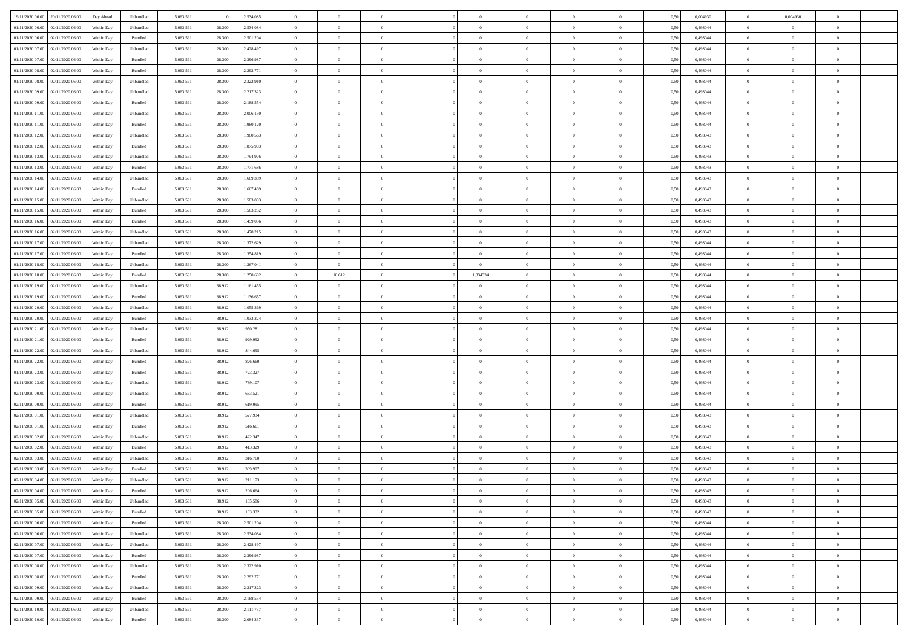| | | | | | | | | | | | | | | | | | | | | |
|---|---|---|---|---|---|---|---|---|---|---|---|---|---|---|---|---|---|---|---|---|
| 19/11/2020 06.00 | 20/11/2020 06.00 | Day Ahead | Unbundled | 5.063.591 | 0 | 2.534.085 | 0 | 0 | 0 | | 0 | 0 | 0 | 0 | 0,50 | 0,004930 | 0 | 0,004930 | 0 | |
| 01/11/2020 06.00 | 02/11/2020 06.00 | Within Day | Unbundled | 5.063.591 | 28.300 | 2.534.084 | 0 | 0 | 0 | | 0 | 0 | 0 | 0 | 0,50 | 0,493044 | 0 | 0 | 0 | |
| 01/11/2020 06.00 | 02/11/2020 06.00 | Within Day | Bundled | 5.063.591 | 28.300 | 2.501.204 | 0 | 0 | 0 | | 0 | 0 | 0 | 0 | 0,50 | 0,493044 | 0 | 0 | 0 | |
| 01/11/2020 07.00 | 02/11/2020 06.00 | Within Day | Unbundled | 5.063.591 | 28.300 | 2.428.497 | 0 | 0 | 0 | | 0 | 0 | 0 | 0 | 0,50 | 0,493044 | 0 | 0 | 0 | |
| 01/11/2020 07.00 | 02/11/2020 06.00 | Within Day | Bundled | 5.063.591 | 28.300 | 2.396.987 | 0 | 0 | 0 | | 0 | 0 | 0 | 0 | 0,50 | 0,493044 | 0 | 0 | 0 | |
| 01/11/2020 08.00 | 02/11/2020 06.00 | Within Day | Bundled | 5.063.591 | 28.300 | 2.292.771 | 0 | 0 | 0 | | 0 | 0 | 0 | 0 | 0,50 | 0,493044 | 0 | 0 | 0 | |
| 01/11/2020 08.00 | 02/11/2020 06.00 | Within Day | Unbundled | 5.063.591 | 28.300 | 2.322.910 | 0 | 0 | 0 | | 0 | 0 | 0 | 0 | 0,50 | 0,493044 | 0 | 0 | 0 | |
| 01/11/2020 09.00 | 02/11/2020 06.00 | Within Day | Unbundled | 5.063.591 | 28.300 | 2.217.323 | 0 | 0 | 0 | | 0 | 0 | 0 | 0 | 0,50 | 0,493044 | 0 | 0 | 0 | |
| 01/11/2020 09.00 | 02/11/2020 06.00 | Within Day | Bundled | 5.063.591 | 28.300 | 2.188.554 | 0 | 0 | 0 | | 0 | 0 | 0 | 0 | 0,50 | 0,493044 | 0 | 0 | 0 | |
| 01/11/2020 11.00 | 02/11/2020 06.00 | Within Day | Unbundled | 5.063.591 | 28.300 | 2.006.150 | 0 | 0 | 0 | | 0 | 0 | 0 | 0 | 0,50 | 0,493044 | 0 | 0 | 0 | |
| 01/11/2020 11.00 | 02/11/2020 06.00 | Within Day | Bundled | 5.063.591 | 28.300 | 1.980.120 | 0 | 0 | 0 | | 0 | 0 | 0 | 0 | 0,50 | 0,493044 | 0 | 0 | 0 | |
| 01/11/2020 12.00 | 02/11/2020 06.00 | Within Day | Unbundled | 5.063.591 | 28.300 | 1.900.563 | 0 | 0 | 0 | | 0 | 0 | 0 | 0 | 0,50 | 0,493043 | 0 | 0 | 0 | |
| 01/11/2020 12.00 | 02/11/2020 06.00 | Within Day | Bundled | 5.063.591 | 28.300 | 1.875.903 | 0 | 0 | 0 | | 0 | 0 | 0 | 0 | 0,50 | 0,493043 | 0 | 0 | 0 | |
| 01/11/2020 13.00 | 02/11/2020 06.00 | Within Day | Unbundled | 5.063.591 | 28.300 | 1.794.976 | 0 | 0 | 0 | | 0 | 0 | 0 | 0 | 0,50 | 0,493043 | 0 | 0 | 0 | |
| 01/11/2020 13.00 | 02/11/2020 06.00 | Within Day | Bundled | 5.063.591 | 28.300 | 1.771.686 | 0 | 0 | 0 | | 0 | 0 | 0 | 0 | 0,50 | 0,493043 | 0 | 0 | 0 | |
| 01/11/2020 14.00 | 02/11/2020 06.00 | Within Day | Unbundled | 5.063.591 | 28.300 | 1.689.389 | 0 | 0 | 0 | | 0 | 0 | 0 | 0 | 0,50 | 0,493043 | 0 | 0 | 0 | |
| 01/11/2020 14.00 | 02/11/2020 06.00 | Within Day | Bundled | 5.063.591 | 28.300 | 1.667.469 | 0 | 0 | 0 | | 0 | 0 | 0 | 0 | 0,50 | 0,493043 | 0 | 0 | 0 | |
| 01/11/2020 15.00 | 02/11/2020 06.00 | Within Day | Unbundled | 5.063.591 | 28.300 | 1.583.803 | 0 | 0 | 0 | | 0 | 0 | 0 | 0 | 0,50 | 0,493043 | 0 | 0 | 0 | |
| 01/11/2020 15.00 | 02/11/2020 06.00 | Within Day | Bundled | 5.063.591 | 28.300 | 1.563.252 | 0 | 0 | 0 | | 0 | 0 | 0 | 0 | 0,50 | 0,493043 | 0 | 0 | 0 | |
| 01/11/2020 16.00 | 02/11/2020 06.00 | Within Day | Bundled | 5.063.591 | 28.300 | 1.459.036 | 0 | 0 | 0 | | 0 | 0 | 0 | 0 | 0,50 | 0,493043 | 0 | 0 | 0 | |
| 01/11/2020 16.00 | 02/11/2020 06.00 | Within Day | Unbundled | 5.063.591 | 28.300 | 1.478.215 | 0 | 0 | 0 | | 0 | 0 | 0 | 0 | 0,50 | 0,493043 | 0 | 0 | 0 | |
| 01/11/2020 17.00 | 02/11/2020 06.00 | Within Day | Unbundled | 5.063.591 | 28.300 | 1.372.629 | 0 | 0 | 0 | | 0 | 0 | 0 | 0 | 0,50 | 0,493044 | 0 | 0 | 0 | |
| 01/11/2020 17.00 | 02/11/2020 06.00 | Within Day | Bundled | 5.063.591 | 28.300 | 1.354.819 | 0 | 0 | 0 | | 0 | 0 | 0 | 0 | 0,50 | 0,493044 | 0 | 0 | 0 | |
| 01/11/2020 18.00 | 02/11/2020 06.00 | Within Day | Unbundled | 5.063.591 | 28.300 | 1.267.041 | 0 | 0 | 0 | | 0 | 0 | 0 | 0 | 0,50 | 0,493044 | 0 | 0 | 0 | |
| 01/11/2020 18.00 | 02/11/2020 06.00 | Within Day | Bundled | 5.063.591 | 28.300 | 1.250.602 | 0 | 10.612 | 0 | | 1,334334 | 0 | 0 | 0 | 0,50 | 0,493044 | 0 | 0 | 0 | |
| 01/11/2020 19.00 | 02/11/2020 06.00 | Within Day | Unbundled | 5.063.591 | 38.912 | 1.161.455 | 0 | 0 | 0 | | 0 | 0 | 0 | 0 | 0,50 | 0,493044 | 0 | 0 | 0 | |
| 01/11/2020 19.00 | 02/11/2020 06.00 | Within Day | Bundled | 5.063.591 | 38.912 | 1.136.657 | 0 | 0 | 0 | | 0 | 0 | 0 | 0 | 0,50 | 0,493044 | 0 | 0 | 0 | |
| 01/11/2020 20.00 | 02/11/2020 06.00 | Within Day | Unbundled | 5.063.591 | 38.912 | 1.055.869 | 0 | 0 | 0 | | 0 | 0 | 0 | 0 | 0,50 | 0,493044 | 0 | 0 | 0 | |
| 01/11/2020 20.00 | 02/11/2020 06.00 | Within Day | Bundled | 5.063.591 | 38.912 | 1.033.324 | 0 | 0 | 0 | | 0 | 0 | 0 | 0 | 0,50 | 0,493044 | 0 | 0 | 0 | |
| 01/11/2020 21.00 | 02/11/2020 06.00 | Within Day | Unbundled | 5.063.591 | 38.912 | 950.281 | 0 | 0 | 0 | | 0 | 0 | 0 | 0 | 0,50 | 0,493044 | 0 | 0 | 0 | |
| 01/11/2020 21.00 | 02/11/2020 06.00 | Within Day | Bundled | 5.063.591 | 38.912 | 929.992 | 0 | 0 | 0 | | 0 | 0 | 0 | 0 | 0,50 | 0,493044 | 0 | 0 | 0 | |
| 01/11/2020 22.00 | 02/11/2020 06.00 | Within Day | Unbundled | 5.063.591 | 38.912 | 844.695 | 0 | 0 | 0 | | 0 | 0 | 0 | 0 | 0,50 | 0,493044 | 0 | 0 | 0 | |
| 01/11/2020 22.00 | 02/11/2020 06.00 | Within Day | Bundled | 5.063.591 | 38.912 | 826.660 | 0 | 0 | 0 | | 0 | 0 | 0 | 0 | 0,50 | 0,493044 | 0 | 0 | 0 | |
| 01/11/2020 23.00 | 02/11/2020 06.00 | Within Day | Bundled | 5.063.591 | 38.912 | 723.327 | 0 | 0 | 0 | | 0 | 0 | 0 | 0 | 0,50 | 0,493044 | 0 | 0 | 0 | |
| 01/11/2020 23.00 | 02/11/2020 06.00 | Within Day | Unbundled | 5.063.591 | 38.912 | 739.107 | 0 | 0 | 0 | | 0 | 0 | 0 | 0 | 0,50 | 0,493044 | 0 | 0 | 0 | |
| 02/11/2020 00.00 | 02/11/2020 06.00 | Within Day | Unbundled | 5.063.591 | 38.912 | 633.521 | 0 | 0 | 0 | | 0 | 0 | 0 | 0 | 0,50 | 0,493044 | 0 | 0 | 0 | |
| 02/11/2020 00.00 | 02/11/2020 06.00 | Within Day | Bundled | 5.063.591 | 38.912 | 619.995 | 0 | 0 | 0 | | 0 | 0 | 0 | 0 | 0,50 | 0,493044 | 0 | 0 | 0 | |
| 02/11/2020 01.00 | 02/11/2020 06.00 | Within Day | Unbundled | 5.063.591 | 38.912 | 527.934 | 0 | 0 | 0 | | 0 | 0 | 0 | 0 | 0,50 | 0,493043 | 0 | 0 | 0 | |
| 02/11/2020 01.00 | 02/11/2020 06.00 | Within Day | Bundled | 5.063.591 | 38.912 | 516.661 | 0 | 0 | 0 | | 0 | 0 | 0 | 0 | 0,50 | 0,493043 | 0 | 0 | 0 | |
| 02/11/2020 02.00 | 02/11/2020 06.00 | Within Day | Unbundled | 5.063.591 | 38.912 | 422.347 | 0 | 0 | 0 | | 0 | 0 | 0 | 0 | 0,50 | 0,493043 | 0 | 0 | 0 | |
| 02/11/2020 02.00 | 02/11/2020 06.00 | Within Day | Bundled | 5.063.591 | 38.912 | 413.329 | 0 | 0 | 0 | | 0 | 0 | 0 | 0 | 0,50 | 0,493043 | 0 | 0 | 0 | |
| 02/11/2020 03.00 | 02/11/2020 06.00 | Within Day | Unbundled | 5.063.591 | 38.912 | 316.760 | 0 | 0 | 0 | | 0 | 0 | 0 | 0 | 0,50 | 0,493043 | 0 | 0 | 0 | |
| 02/11/2020 03.00 | 02/11/2020 06.00 | Within Day | Bundled | 5.063.591 | 38.912 | 309.997 | 0 | 0 | 0 | | 0 | 0 | 0 | 0 | 0,50 | 0,493043 | 0 | 0 | 0 | |
| 02/11/2020 04.00 | 02/11/2020 06.00 | Within Day | Unbundled | 5.063.591 | 38.912 | 211.173 | 0 | 0 | 0 | | 0 | 0 | 0 | 0 | 0,50 | 0,493043 | 0 | 0 | 0 | |
| 02/11/2020 04.00 | 02/11/2020 06.00 | Within Day | Bundled | 5.063.591 | 38.912 | 206.664 | 0 | 0 | 0 | | 0 | 0 | 0 | 0 | 0,50 | 0,493043 | 0 | 0 | 0 | |
| 02/11/2020 05.00 | 02/11/2020 06.00 | Within Day | Unbundled | 5.063.591 | 38.912 | 105.586 | 0 | 0 | 0 | | 0 | 0 | 0 | 0 | 0,50 | 0,493043 | 0 | 0 | 0 | |
| 02/11/2020 05.00 | 02/11/2020 06.00 | Within Day | Bundled | 5.063.591 | 38.912 | 103.332 | 0 | 0 | 0 | | 0 | 0 | 0 | 0 | 0,50 | 0,493043 | 0 | 0 | 0 | |
| 02/11/2020 06.00 | 03/11/2020 06.00 | Within Day | Bundled | 5.063.591 | 28.300 | 2.501.204 | 0 | 0 | 0 | | 0 | 0 | 0 | 0 | 0,50 | 0,493044 | 0 | 0 | 0 | |
| 02/11/2020 06.00 | 03/11/2020 06.00 | Within Day | Unbundled | 5.063.591 | 28.300 | 2.534.084 | 0 | 0 | 0 | | 0 | 0 | 0 | 0 | 0,50 | 0,493044 | 0 | 0 | 0 | |
| 02/11/2020 07.00 | 03/11/2020 06.00 | Within Day | Unbundled | 5.063.591 | 28.300 | 2.428.497 | 0 | 0 | 0 | | 0 | 0 | 0 | 0 | 0,50 | 0,493044 | 0 | 0 | 0 | |
| 02/11/2020 07.00 | 03/11/2020 06.00 | Within Day | Bundled | 5.063.591 | 28.300 | 2.396.987 | 0 | 0 | 0 | | 0 | 0 | 0 | 0 | 0,50 | 0,493044 | 0 | 0 | 0 | |
| 02/11/2020 08.00 | 03/11/2020 06.00 | Within Day | Unbundled | 5.063.591 | 28.300 | 2.322.910 | 0 | 0 | 0 | | 0 | 0 | 0 | 0 | 0,50 | 0,493044 | 0 | 0 | 0 | |
| 02/11/2020 08.00 | 03/11/2020 06.00 | Within Day | Bundled | 5.063.591 | 28.300 | 2.292.771 | 0 | 0 | 0 | | 0 | 0 | 0 | 0 | 0,50 | 0,493044 | 0 | 0 | 0 | |
| 02/11/2020 09.00 | 03/11/2020 06.00 | Within Day | Unbundled | 5.063.591 | 28.300 | 2.217.323 | 0 | 0 | 0 | | 0 | 0 | 0 | 0 | 0,50 | 0,493044 | 0 | 0 | 0 | |
| 02/11/2020 09.00 | 03/11/2020 06.00 | Within Day | Bundled | 5.063.591 | 28.300 | 2.188.554 | 0 | 0 | 0 | | 0 | 0 | 0 | 0 | 0,50 | 0,493044 | 0 | 0 | 0 | |
| 02/11/2020 10.00 | 03/11/2020 06.00 | Within Day | Unbundled | 5.063.591 | 28.300 | 2.111.737 | 0 | 0 | 0 | | 0 | 0 | 0 | 0 | 0,50 | 0,493044 | 0 | 0 | 0 | |
| 02/11/2020 10.00 | 03/11/2020 06.00 | Within Day | Bundled | 5.063.591 | 28.300 | 2.084.337 | 0 | 0 | 0 | | 0 | 0 | 0 | 0 | 0,50 | 0,493044 | 0 | 0 | 0 | |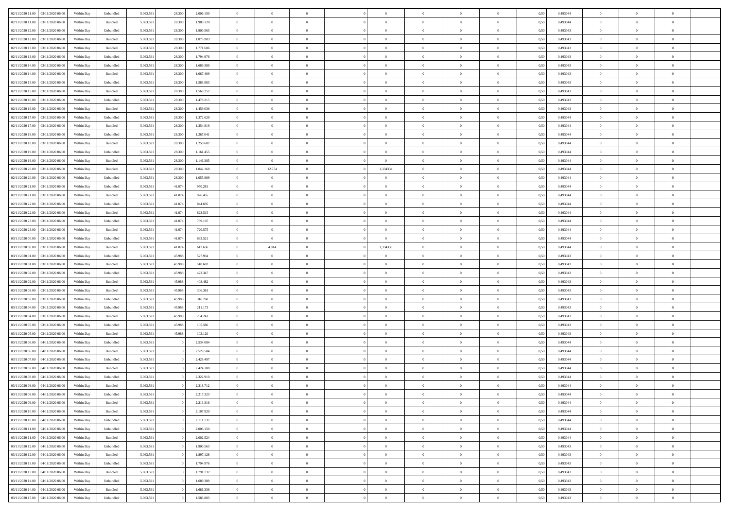| | | | | | | | | | | | | | | | | | | | | | |
|---|---|---|---|---|---|---|---|---|---|---|---|---|---|---|---|---|---|---|---|---|---|
| 02/11/2020 11:00 | 03/11/2020 06:00 | Within Day | Unbundled | 5.063.591 | 28.300 | 2.006.150 | 0 | 0 | 0 | | 0 | 0 | 0 | 0 | 0 | 0,50 | 0,493044 | 0 | 0 | 0 | |
| 02/11/2020 11:00 | 03/11/2020 06:00 | Within Day | Bundled | 5.063.591 | 28.300 | 1.980.120 | 0 | 0 | 0 | | 0 | 0 | 0 | 0 | 0 | 0,50 | 0,493044 | 0 | 0 | 0 | |
| 02/11/2020 12:00 | 03/11/2020 06:00 | Within Day | Unbundled | 5.063.591 | 28.300 | 1.900.563 | 0 | 0 | 0 | | 0 | 0 | 0 | 0 | 0 | 0,50 | 0,493043 | 0 | 0 | 0 | |
| 02/11/2020 12:00 | 03/11/2020 06:00 | Within Day | Bundled | 5.063.591 | 28.300 | 1.875.903 | 0 | 0 | 0 | | 0 | 0 | 0 | 0 | 0 | 0,50 | 0,493043 | 0 | 0 | 0 | |
| 02/11/2020 13:00 | 03/11/2020 06:00 | Within Day | Bundled | 5.063.591 | 28.300 | 1.771.686 | 0 | 0 | 0 | | 0 | 0 | 0 | 0 | 0 | 0,50 | 0,493043 | 0 | 0 | 0 | |
| 02/11/2020 13:00 | 03/11/2020 06:00 | Within Day | Unbundled | 5.063.591 | 28.300 | 1.794.976 | 0 | 0 | 0 | | 0 | 0 | 0 | 0 | 0 | 0,50 | 0,493043 | 0 | 0 | 0 | |
| 02/11/2020 14:00 | 03/11/2020 06:00 | Within Day | Unbundled | 5.063.591 | 28.300 | 1.689.389 | 0 | 0 | 0 | | 0 | 0 | 0 | 0 | 0 | 0,50 | 0,493043 | 0 | 0 | 0 | |
| 02/11/2020 14:00 | 03/11/2020 06:00 | Within Day | Bundled | 5.063.591 | 28.300 | 1.667.469 | 0 | 0 | 0 | | 0 | 0 | 0 | 0 | 0 | 0,50 | 0,493043 | 0 | 0 | 0 | |
| 02/11/2020 15:00 | 03/11/2020 06:00 | Within Day | Unbundled | 5.063.591 | 28.300 | 1.583.803 | 0 | 0 | 0 | | 0 | 0 | 0 | 0 | 0 | 0,50 | 0,493043 | 0 | 0 | 0 | |
| 02/11/2020 15:00 | 03/11/2020 06:00 | Within Day | Bundled | 5.063.591 | 28.300 | 1.563.252 | 0 | 0 | 0 | | 0 | 0 | 0 | 0 | 0 | 0,50 | 0,493043 | 0 | 0 | 0 | |
| 02/11/2020 16:00 | 03/11/2020 06:00 | Within Day | Unbundled | 5.063.591 | 28.300 | 1.478.215 | 0 | 0 | 0 | | 0 | 0 | 0 | 0 | 0 | 0,50 | 0,493043 | 0 | 0 | 0 | |
| 02/11/2020 16:00 | 03/11/2020 06:00 | Within Day | Bundled | 5.063.591 | 28.300 | 1.459.036 | 0 | 0 | 0 | | 0 | 0 | 0 | 0 | 0 | 0,50 | 0,493043 | 0 | 0 | 0 | |
| 02/11/2020 17:00 | 03/11/2020 06:00 | Within Day | Unbundled | 5.063.591 | 28.300 | 1.372.629 | 0 | 0 | 0 | | 0 | 0 | 0 | 0 | 0 | 0,50 | 0,493044 | 0 | 0 | 0 | |
| 02/11/2020 17:00 | 03/11/2020 06:00 | Within Day | Bundled | 5.063.591 | 28.300 | 1.354.819 | 0 | 0 | 0 | | 0 | 0 | 0 | 0 | 0 | 0,50 | 0,493044 | 0 | 0 | 0 | |
| 02/11/2020 18:00 | 03/11/2020 06:00 | Within Day | Unbundled | 5.063.591 | 28.300 | 1.267.041 | 0 | 0 | 0 | | 0 | 0 | 0 | 0 | 0 | 0,50 | 0,493044 | 0 | 0 | 0 | |
| 02/11/2020 18:00 | 03/11/2020 06:00 | Within Day | Bundled | 5.063.591 | 28.300 | 1.250.602 | 0 | 0 | 0 | | 0 | 0 | 0 | 0 | 0 | 0,50 | 0,493044 | 0 | 0 | 0 | |
| 02/11/2020 19:00 | 03/11/2020 06:00 | Within Day | Unbundled | 5.063.591 | 28.300 | 1.161.455 | 0 | 0 | 0 | | 0 | 0 | 0 | 0 | 0 | 0,50 | 0,493044 | 0 | 0 | 0 | |
| 02/11/2020 19:00 | 03/11/2020 06:00 | Within Day | Bundled | 5.063.591 | 28.300 | 1.146.385 | 0 | 0 | 0 | | 0 | 0 | 0 | 0 | 0 | 0,50 | 0,493044 | 0 | 0 | 0 | |
| 02/11/2020 20:00 | 03/11/2020 06:00 | Within Day | Bundled | 5.063.591 | 28.300 | 1.042.168 | 0 | 12.774 | 0 | | 1,334334 | 0 | 0 | 0 | 0 | 0,50 | 0,493044 | 0 | 0 | 0 | |
| 02/11/2020 20:00 | 03/11/2020 06:00 | Within Day | Unbundled | 5.063.591 | 28.300 | 1.055.869 | 0 | 0 | 0 | | 0 | 0 | 0 | 0 | 0 | 0,50 | 0,493044 | 0 | 0 | 0 | |
| 02/11/2020 21:00 | 03/11/2020 06:00 | Within Day | Unbundled | 5.063.591 | 41.074 | 950.281 | 0 | 0 | 0 | | 0 | 0 | 0 | 0 | 0 | 0,50 | 0,493044 | 0 | 0 | 0 | |
| 02/11/2020 21:00 | 03/11/2020 06:00 | Within Day | Bundled | 5.063.591 | 41.074 | 926.455 | 0 | 0 | 0 | | 0 | 0 | 0 | 0 | 0 | 0,50 | 0,493044 | 0 | 0 | 0 | |
| 02/11/2020 22:00 | 03/11/2020 06:00 | Within Day | Unbundled | 5.063.591 | 41.074 | 844.695 | 0 | 0 | 0 | | 0 | 0 | 0 | 0 | 0 | 0,50 | 0,493044 | 0 | 0 | 0 | |
| 02/11/2020 22:00 | 03/11/2020 06:00 | Within Day | Bundled | 5.063.591 | 41.074 | 823.515 | 0 | 0 | 0 | | 0 | 0 | 0 | 0 | 0 | 0,50 | 0,493044 | 0 | 0 | 0 | |
| 02/11/2020 23:00 | 03/11/2020 06:00 | Within Day | Unbundled | 5.063.591 | 41.074 | 739.107 | 0 | 0 | 0 | | 0 | 0 | 0 | 0 | 0 | 0,50 | 0,493044 | 0 | 0 | 0 | |
| 02/11/2020 23:00 | 03/11/2020 06:00 | Within Day | Bundled | 5.063.591 | 41.074 | 720.575 | 0 | 0 | 0 | | 0 | 0 | 0 | 0 | 0 | 0,50 | 0,493044 | 0 | 0 | 0 | |
| 03/11/2020 00:00 | 03/11/2020 06:00 | Within Day | Unbundled | 5.063.591 | 41.074 | 633.521 | 0 | 0 | 0 | | 0 | 0 | 0 | 0 | 0 | 0,50 | 0,493044 | 0 | 0 | 0 | |
| 03/11/2020 00:00 | 03/11/2020 06:00 | Within Day | Bundled | 5.063.591 | 41.074 | 617.636 | 0 | 4.914 | 0 | | 1,334335 | 0 | 0 | 0 | 0 | 0,50 | 0,493044 | 0 | 0 | 0 | |
| 03/11/2020 01:00 | 03/11/2020 06:00 | Within Day | Unbundled | 5.063.591 | 45.988 | 527.934 | 0 | 0 | 0 | | 0 | 0 | 0 | 0 | 0 | 0,50 | 0,493043 | 0 | 0 | 0 | |
| 03/11/2020 01:00 | 03/11/2020 06:00 | Within Day | Bundled | 5.063.591 | 45.988 | 510.602 | 0 | 0 | 0 | | 0 | 0 | 0 | 0 | 0 | 0,50 | 0,493043 | 0 | 0 | 0 | |
| 03/11/2020 02:00 | 03/11/2020 06:00 | Within Day | Unbundled | 5.063.591 | 45.988 | 422.347 | 0 | 0 | 0 | | 0 | 0 | 0 | 0 | 0 | 0,50 | 0,493043 | 0 | 0 | 0 | |
| 03/11/2020 02:00 | 03/11/2020 06:00 | Within Day | Bundled | 5.063.591 | 45.988 | 408.482 | 0 | 0 | 0 | | 0 | 0 | 0 | 0 | 0 | 0,50 | 0,493043 | 0 | 0 | 0 | |
| 03/11/2020 03:00 | 03/11/2020 06:00 | Within Day | Bundled | 5.063.591 | 45.988 | 306.361 | 0 | 0 | 0 | | 0 | 0 | 0 | 0 | 0 | 0,50 | 0,493043 | 0 | 0 | 0 | |
| 03/11/2020 03:00 | 03/11/2020 06:00 | Within Day | Unbundled | 5.063.591 | 45.988 | 316.760 | 0 | 0 | 0 | | 0 | 0 | 0 | 0 | 0 | 0,50 | 0,493043 | 0 | 0 | 0 | |
| 03/11/2020 04:00 | 03/11/2020 06:00 | Within Day | Unbundled | 5.063.591 | 45.988 | 211.173 | 0 | 0 | 0 | | 0 | 0 | 0 | 0 | 0 | 0,50 | 0,493043 | 0 | 0 | 0 | |
| 03/11/2020 04:00 | 03/11/2020 06:00 | Within Day | Bundled | 5.063.591 | 45.988 | 204.241 | 0 | 0 | 0 | | 0 | 0 | 0 | 0 | 0 | 0,50 | 0,493043 | 0 | 0 | 0 | |
| 03/11/2020 05:00 | 03/11/2020 06:00 | Within Day | Unbundled | 5.063.591 | 45.988 | 105.586 | 0 | 0 | 0 | | 0 | 0 | 0 | 0 | 0 | 0,50 | 0,493043 | 0 | 0 | 0 | |
| 03/11/2020 05:00 | 03/11/2020 06:00 | Within Day | Bundled | 5.063.591 | 45.988 | 102.120 | 0 | 0 | 0 | | 0 | 0 | 0 | 0 | 0 | 0,50 | 0,493043 | 0 | 0 | 0 | |
| 03/11/2020 06:00 | 04/11/2020 06:00 | Within Day | Unbundled | 5.063.591 | 0 | 2.534.084 | 0 | 0 | 0 | | 0 | 0 | 0 | 0 | 0 | 0,50 | 0,493044 | 0 | 0 | 0 | |
| 03/11/2020 06:00 | 04/11/2020 06:00 | Within Day | Bundled | 5.063.591 | 0 | 2.529.504 | 0 | 0 | 0 | | 0 | 0 | 0 | 0 | 0 | 0,50 | 0,493044 | 0 | 0 | 0 | |
| 03/11/2020 07:00 | 04/11/2020 06:00 | Within Day | Unbundled | 5.063.591 | 0 | 2.428.497 | 0 | 0 | 0 | | 0 | 0 | 0 | 0 | 0 | 0,50 | 0,493044 | 0 | 0 | 0 | |
| 03/11/2020 07:00 | 04/11/2020 06:00 | Within Day | Bundled | 5.063.591 | 0 | 2.424.108 | 0 | 0 | 0 | | 0 | 0 | 0 | 0 | 0 | 0,50 | 0,493044 | 0 | 0 | 0 | |
| 03/11/2020 08:00 | 04/11/2020 06:00 | Within Day | Unbundled | 5.063.591 | 0 | 2.322.910 | 0 | 0 | 0 | | 0 | 0 | 0 | 0 | 0 | 0,50 | 0,493044 | 0 | 0 | 0 | |
| 03/11/2020 08:00 | 04/11/2020 06:00 | Within Day | Bundled | 5.063.591 | 0 | 2.318.712 | 0 | 0 | 0 | | 0 | 0 | 0 | 0 | 0 | 0,50 | 0,493044 | 0 | 0 | 0 | |
| 03/11/2020 09:00 | 04/11/2020 06:00 | Within Day | Unbundled | 5.063.591 | 0 | 2.217.323 | 0 | 0 | 0 | | 0 | 0 | 0 | 0 | 0 | 0,50 | 0,493044 | 0 | 0 | 0 | |
| 03/11/2020 09:00 | 04/11/2020 06:00 | Within Day | Bundled | 5.063.591 | 0 | 2.213.316 | 0 | 0 | 0 | | 0 | 0 | 0 | 0 | 0 | 0,50 | 0,493044 | 0 | 0 | 0 | |
| 03/11/2020 10:00 | 04/11/2020 06:00 | Within Day | Bundled | 5.063.591 | 0 | 2.107.920 | 0 | 0 | 0 | | 0 | 0 | 0 | 0 | 0 | 0,50 | 0,493044 | 0 | 0 | 0 | |
| 03/11/2020 10:00 | 04/11/2020 06:00 | Within Day | Unbundled | 5.063.591 | 0 | 2.111.737 | 0 | 0 | 0 | | 0 | 0 | 0 | 0 | 0 | 0,50 | 0,493044 | 0 | 0 | 0 | |
| 03/11/2020 11:00 | 04/11/2020 06:00 | Within Day | Unbundled | 5.063.591 | 0 | 2.006.150 | 0 | 0 | 0 | | 0 | 0 | 0 | 0 | 0 | 0,50 | 0,493044 | 0 | 0 | 0 | |
| 03/11/2020 11:00 | 04/11/2020 06:00 | Within Day | Bundled | 5.063.591 | 0 | 2.002.524 | 0 | 0 | 0 | | 0 | 0 | 0 | 0 | 0 | 0,50 | 0,493044 | 0 | 0 | 0 | |
| 03/11/2020 12:00 | 04/11/2020 06:00 | Within Day | Unbundled | 5.063.591 | 0 | 1.900.563 | 0 | 0 | 0 | | 0 | 0 | 0 | 0 | 0 | 0,50 | 0,493043 | 0 | 0 | 0 | |
| 03/11/2020 12:00 | 04/11/2020 06:00 | Within Day | Bundled | 5.063.591 | 0 | 1.897.128 | 0 | 0 | 0 | | 0 | 0 | 0 | 0 | 0 | 0,50 | 0,493043 | 0 | 0 | 0 | |
| 03/11/2020 13:00 | 04/11/2020 06:00 | Within Day | Unbundled | 5.063.591 | 0 | 1.794.976 | 0 | 0 | 0 | | 0 | 0 | 0 | 0 | 0 | 0,50 | 0,493043 | 0 | 0 | 0 | |
| 03/11/2020 13:00 | 04/11/2020 06:00 | Within Day | Bundled | 5.063.591 | 0 | 1.791.732 | 0 | 0 | 0 | | 0 | 0 | 0 | 0 | 0 | 0,50 | 0,493043 | 0 | 0 | 0 | |
| 03/11/2020 14:00 | 04/11/2020 06:00 | Within Day | Unbundled | 5.063.591 | 0 | 1.689.389 | 0 | 0 | 0 | | 0 | 0 | 0 | 0 | 0 | 0,50 | 0,493043 | 0 | 0 | 0 | |
| 03/11/2020 14:00 | 04/11/2020 06:00 | Within Day | Bundled | 5.063.591 | 0 | 1.686.336 | 0 | 0 | 0 | | 0 | 0 | 0 | 0 | 0 | 0,50 | 0,493043 | 0 | 0 | 0 | |
| 03/11/2020 15:00 | 04/11/2020 06:00 | Within Day | Unbundled | 5.063.591 | 0 | 1.583.803 | 0 | 0 | 0 | | 0 | 0 | 0 | 0 | 0 | 0,50 | 0,493043 | 0 | 0 | 0 | |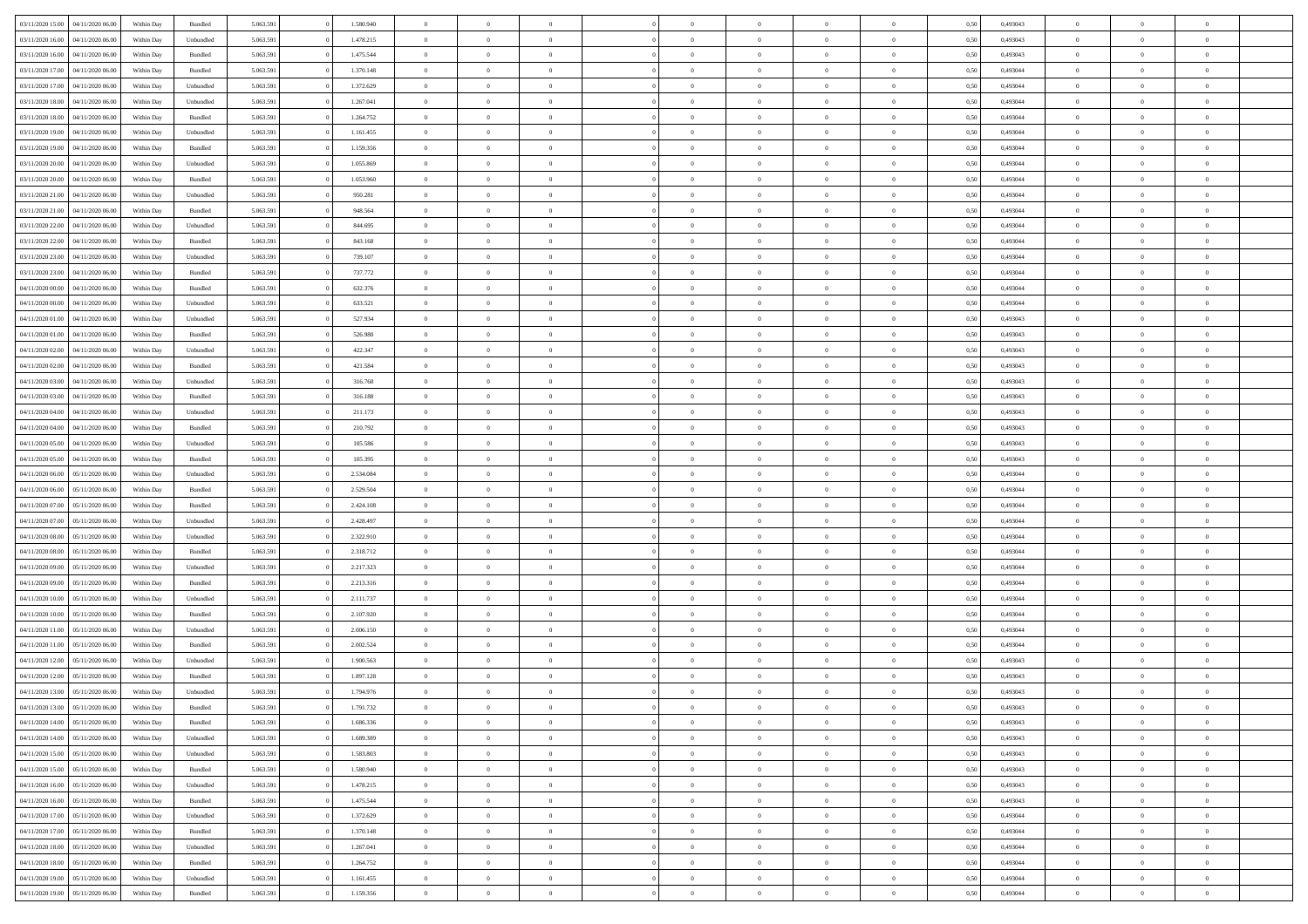| | | | | | | | | | | | | | | | | | | | | |
|---|---|---|---|---|---|---|---|---|---|---|---|---|---|---|---|---|---|---|---|---|
| 03/11/2020 15.00 | 04/11/2020 06.00 | Within Day | Bundled | 5.063.591 | 0 | 1.580.940 | 0 | 0 | 0 | 0 | 0 | 0 | 0 | 0 | 0,50 | 0,493043 | 0 | 0 | 0 | |
| 03/11/2020 16.00 | 04/11/2020 06.00 | Within Day | Unbundled | 5.063.591 | 0 | 1.478.215 | 0 | 0 | 0 | 0 | 0 | 0 | 0 | 0 | 0,50 | 0,493043 | 0 | 0 | 0 | |
| 03/11/2020 16.00 | 04/11/2020 06.00 | Within Day | Bundled | 5.063.591 | 0 | 1.475.544 | 0 | 0 | 0 | 0 | 0 | 0 | 0 | 0 | 0,50 | 0,493043 | 0 | 0 | 0 | |
| 03/11/2020 17.00 | 04/11/2020 06.00 | Within Day | Bundled | 5.063.591 | 0 | 1.370.148 | 0 | 0 | 0 | 0 | 0 | 0 | 0 | 0 | 0,50 | 0,493044 | 0 | 0 | 0 | |
| 03/11/2020 17.00 | 04/11/2020 06.00 | Within Day | Unbundled | 5.063.591 | 0 | 1.372.629 | 0 | 0 | 0 | 0 | 0 | 0 | 0 | 0 | 0,50 | 0,493044 | 0 | 0 | 0 | |
| 03/11/2020 18.00 | 04/11/2020 06.00 | Within Day | Unbundled | 5.063.591 | 0 | 1.267.041 | 0 | 0 | 0 | 0 | 0 | 0 | 0 | 0 | 0,50 | 0,493044 | 0 | 0 | 0 | |
| 03/11/2020 18.00 | 04/11/2020 06.00 | Within Day | Bundled | 5.063.591 | 0 | 1.264.752 | 0 | 0 | 0 | 0 | 0 | 0 | 0 | 0 | 0,50 | 0,493044 | 0 | 0 | 0 | |
| 03/11/2020 19.00 | 04/11/2020 06.00 | Within Day | Unbundled | 5.063.591 | 0 | 1.161.455 | 0 | 0 | 0 | 0 | 0 | 0 | 0 | 0 | 0,50 | 0,493044 | 0 | 0 | 0 | |
| 03/11/2020 19.00 | 04/11/2020 06.00 | Within Day | Bundled | 5.063.591 | 0 | 1.159.356 | 0 | 0 | 0 | 0 | 0 | 0 | 0 | 0 | 0,50 | 0,493044 | 0 | 0 | 0 | |
| 03/11/2020 20.00 | 04/11/2020 06.00 | Within Day | Unbundled | 5.063.591 | 0 | 1.055.869 | 0 | 0 | 0 | 0 | 0 | 0 | 0 | 0 | 0,50 | 0,493044 | 0 | 0 | 0 | |
| 03/11/2020 20.00 | 04/11/2020 06.00 | Within Day | Bundled | 5.063.591 | 0 | 1.053.960 | 0 | 0 | 0 | 0 | 0 | 0 | 0 | 0 | 0,50 | 0,493044 | 0 | 0 | 0 | |
| 03/11/2020 21.00 | 04/11/2020 06.00 | Within Day | Unbundled | 5.063.591 | 0 | 950.281 | 0 | 0 | 0 | 0 | 0 | 0 | 0 | 0 | 0,50 | 0,493044 | 0 | 0 | 0 | |
| 03/11/2020 21.00 | 04/11/2020 06.00 | Within Day | Bundled | 5.063.591 | 0 | 948.564 | 0 | 0 | 0 | 0 | 0 | 0 | 0 | 0 | 0,50 | 0,493044 | 0 | 0 | 0 | |
| 03/11/2020 22.00 | 04/11/2020 06.00 | Within Day | Unbundled | 5.063.591 | 0 | 844.695 | 0 | 0 | 0 | 0 | 0 | 0 | 0 | 0 | 0,50 | 0,493044 | 0 | 0 | 0 | |
| 03/11/2020 22.00 | 04/11/2020 06.00 | Within Day | Bundled | 5.063.591 | 0 | 843.168 | 0 | 0 | 0 | 0 | 0 | 0 | 0 | 0 | 0,50 | 0,493044 | 0 | 0 | 0 | |
| 03/11/2020 23.00 | 04/11/2020 06.00 | Within Day | Unbundled | 5.063.591 | 0 | 739.107 | 0 | 0 | 0 | 0 | 0 | 0 | 0 | 0 | 0,50 | 0,493044 | 0 | 0 | 0 | |
| 03/11/2020 23.00 | 04/11/2020 06.00 | Within Day | Bundled | 5.063.591 | 0 | 737.772 | 0 | 0 | 0 | 0 | 0 | 0 | 0 | 0 | 0,50 | 0,493044 | 0 | 0 | 0 | |
| 04/11/2020 00.00 | 04/11/2020 06.00 | Within Day | Bundled | 5.063.591 | 0 | 632.376 | 0 | 0 | 0 | 0 | 0 | 0 | 0 | 0 | 0,50 | 0,493044 | 0 | 0 | 0 | |
| 04/11/2020 00.00 | 04/11/2020 06.00 | Within Day | Unbundled | 5.063.591 | 0 | 633.521 | 0 | 0 | 0 | 0 | 0 | 0 | 0 | 0 | 0,50 | 0,493044 | 0 | 0 | 0 | |
| 04/11/2020 01.00 | 04/11/2020 06.00 | Within Day | Unbundled | 5.063.591 | 0 | 527.934 | 0 | 0 | 0 | 0 | 0 | 0 | 0 | 0 | 0,50 | 0,493043 | 0 | 0 | 0 | |
| 04/11/2020 01.00 | 04/11/2020 06.00 | Within Day | Bundled | 5.063.591 | 0 | 526.980 | 0 | 0 | 0 | 0 | 0 | 0 | 0 | 0 | 0,50 | 0,493043 | 0 | 0 | 0 | |
| 04/11/2020 02.00 | 04/11/2020 06.00 | Within Day | Unbundled | 5.063.591 | 0 | 422.347 | 0 | 0 | 0 | 0 | 0 | 0 | 0 | 0 | 0,50 | 0,493043 | 0 | 0 | 0 | |
| 04/11/2020 02.00 | 04/11/2020 06.00 | Within Day | Bundled | 5.063.591 | 0 | 421.584 | 0 | 0 | 0 | 0 | 0 | 0 | 0 | 0 | 0,50 | 0,493043 | 0 | 0 | 0 | |
| 04/11/2020 03.00 | 04/11/2020 06.00 | Within Day | Unbundled | 5.063.591 | 0 | 316.760 | 0 | 0 | 0 | 0 | 0 | 0 | 0 | 0 | 0,50 | 0,493043 | 0 | 0 | 0 | |
| 04/11/2020 03.00 | 04/11/2020 06.00 | Within Day | Bundled | 5.063.591 | 0 | 316.188 | 0 | 0 | 0 | 0 | 0 | 0 | 0 | 0 | 0,50 | 0,493043 | 0 | 0 | 0 | |
| 04/11/2020 04.00 | 04/11/2020 06.00 | Within Day | Unbundled | 5.063.591 | 0 | 211.173 | 0 | 0 | 0 | 0 | 0 | 0 | 0 | 0 | 0,50 | 0,493043 | 0 | 0 | 0 | |
| 04/11/2020 04.00 | 04/11/2020 06.00 | Within Day | Bundled | 5.063.591 | 0 | 210.792 | 0 | 0 | 0 | 0 | 0 | 0 | 0 | 0 | 0,50 | 0,493043 | 0 | 0 | 0 | |
| 04/11/2020 05.00 | 04/11/2020 06.00 | Within Day | Unbundled | 5.063.591 | 0 | 105.586 | 0 | 0 | 0 | 0 | 0 | 0 | 0 | 0 | 0,50 | 0,493043 | 0 | 0 | 0 | |
| 04/11/2020 05.00 | 04/11/2020 06.00 | Within Day | Bundled | 5.063.591 | 0 | 105.395 | 0 | 0 | 0 | 0 | 0 | 0 | 0 | 0 | 0,50 | 0,493043 | 0 | 0 | 0 | |
| 04/11/2020 06.00 | 05/11/2020 06.00 | Within Day | Unbundled | 5.063.591 | 0 | 2.534.084 | 0 | 0 | 0 | 0 | 0 | 0 | 0 | 0 | 0,50 | 0,493044 | 0 | 0 | 0 | |
| 04/11/2020 06.00 | 05/11/2020 06.00 | Within Day | Bundled | 5.063.591 | 0 | 2.529.504 | 0 | 0 | 0 | 0 | 0 | 0 | 0 | 0 | 0,50 | 0,493044 | 0 | 0 | 0 | |
| 04/11/2020 07.00 | 05/11/2020 06.00 | Within Day | Bundled | 5.063.591 | 0 | 2.424.108 | 0 | 0 | 0 | 0 | 0 | 0 | 0 | 0 | 0,50 | 0,493044 | 0 | 0 | 0 | |
| 04/11/2020 07.00 | 05/11/2020 06.00 | Within Day | Unbundled | 5.063.591 | 0 | 2.428.497 | 0 | 0 | 0 | 0 | 0 | 0 | 0 | 0 | 0,50 | 0,493044 | 0 | 0 | 0 | |
| 04/11/2020 08.00 | 05/11/2020 06.00 | Within Day | Unbundled | 5.063.591 | 0 | 2.322.910 | 0 | 0 | 0 | 0 | 0 | 0 | 0 | 0 | 0,50 | 0,493044 | 0 | 0 | 0 | |
| 04/11/2020 08.00 | 05/11/2020 06.00 | Within Day | Bundled | 5.063.591 | 0 | 2.318.712 | 0 | 0 | 0 | 0 | 0 | 0 | 0 | 0 | 0,50 | 0,493044 | 0 | 0 | 0 | |
| 04/11/2020 09.00 | 05/11/2020 06.00 | Within Day | Unbundled | 5.063.591 | 0 | 2.217.323 | 0 | 0 | 0 | 0 | 0 | 0 | 0 | 0 | 0,50 | 0,493044 | 0 | 0 | 0 | |
| 04/11/2020 09.00 | 05/11/2020 06.00 | Within Day | Bundled | 5.063.591 | 0 | 2.213.316 | 0 | 0 | 0 | 0 | 0 | 0 | 0 | 0 | 0,50 | 0,493044 | 0 | 0 | 0 | |
| 04/11/2020 10.00 | 05/11/2020 06.00 | Within Day | Unbundled | 5.063.591 | 0 | 2.111.737 | 0 | 0 | 0 | 0 | 0 | 0 | 0 | 0 | 0,50 | 0,493044 | 0 | 0 | 0 | |
| 04/11/2020 10.00 | 05/11/2020 06.00 | Within Day | Bundled | 5.063.591 | 0 | 2.107.920 | 0 | 0 | 0 | 0 | 0 | 0 | 0 | 0 | 0,50 | 0,493044 | 0 | 0 | 0 | |
| 04/11/2020 11.00 | 05/11/2020 06.00 | Within Day | Unbundled | 5.063.591 | 0 | 2.006.150 | 0 | 0 | 0 | 0 | 0 | 0 | 0 | 0 | 0,50 | 0,493044 | 0 | 0 | 0 | |
| 04/11/2020 11.00 | 05/11/2020 06.00 | Within Day | Bundled | 5.063.591 | 0 | 2.002.524 | 0 | 0 | 0 | 0 | 0 | 0 | 0 | 0 | 0,50 | 0,493044 | 0 | 0 | 0 | |
| 04/11/2020 12.00 | 05/11/2020 06.00 | Within Day | Unbundled | 5.063.591 | 0 | 1.900.563 | 0 | 0 | 0 | 0 | 0 | 0 | 0 | 0 | 0,50 | 0,493043 | 0 | 0 | 0 | |
| 04/11/2020 12.00 | 05/11/2020 06.00 | Within Day | Bundled | 5.063.591 | 0 | 1.897.128 | 0 | 0 | 0 | 0 | 0 | 0 | 0 | 0 | 0,50 | 0,493043 | 0 | 0 | 0 | |
| 04/11/2020 13.00 | 05/11/2020 06.00 | Within Day | Unbundled | 5.063.591 | 0 | 1.794.976 | 0 | 0 | 0 | 0 | 0 | 0 | 0 | 0 | 0,50 | 0,493043 | 0 | 0 | 0 | |
| 04/11/2020 13.00 | 05/11/2020 06.00 | Within Day | Bundled | 5.063.591 | 0 | 1.791.732 | 0 | 0 | 0 | 0 | 0 | 0 | 0 | 0 | 0,50 | 0,493043 | 0 | 0 | 0 | |
| 04/11/2020 14.00 | 05/11/2020 06.00 | Within Day | Bundled | 5.063.591 | 0 | 1.686.336 | 0 | 0 | 0 | 0 | 0 | 0 | 0 | 0 | 0,50 | 0,493043 | 0 | 0 | 0 | |
| 04/11/2020 14.00 | 05/11/2020 06.00 | Within Day | Unbundled | 5.063.591 | 0 | 1.689.389 | 0 | 0 | 0 | 0 | 0 | 0 | 0 | 0 | 0,50 | 0,493043 | 0 | 0 | 0 | |
| 04/11/2020 15.00 | 05/11/2020 06.00 | Within Day | Unbundled | 5.063.591 | 0 | 1.583.803 | 0 | 0 | 0 | 0 | 0 | 0 | 0 | 0 | 0,50 | 0,493043 | 0 | 0 | 0 | |
| 04/11/2020 15.00 | 05/11/2020 06.00 | Within Day | Bundled | 5.063.591 | 0 | 1.580.940 | 0 | 0 | 0 | 0 | 0 | 0 | 0 | 0 | 0,50 | 0,493043 | 0 | 0 | 0 | |
| 04/11/2020 16.00 | 05/11/2020 06.00 | Within Day | Unbundled | 5.063.591 | 0 | 1.478.215 | 0 | 0 | 0 | 0 | 0 | 0 | 0 | 0 | 0,50 | 0,493043 | 0 | 0 | 0 | |
| 04/11/2020 16.00 | 05/11/2020 06.00 | Within Day | Bundled | 5.063.591 | 0 | 1.475.544 | 0 | 0 | 0 | 0 | 0 | 0 | 0 | 0 | 0,50 | 0,493043 | 0 | 0 | 0 | |
| 04/11/2020 17.00 | 05/11/2020 06.00 | Within Day | Unbundled | 5.063.591 | 0 | 1.372.629 | 0 | 0 | 0 | 0 | 0 | 0 | 0 | 0 | 0,50 | 0,493044 | 0 | 0 | 0 | |
| 04/11/2020 17.00 | 05/11/2020 06.00 | Within Day | Bundled | 5.063.591 | 0 | 1.370.148 | 0 | 0 | 0 | 0 | 0 | 0 | 0 | 0 | 0,50 | 0,493044 | 0 | 0 | 0 | |
| 04/11/2020 18.00 | 05/11/2020 06.00 | Within Day | Unbundled | 5.063.591 | 0 | 1.267.041 | 0 | 0 | 0 | 0 | 0 | 0 | 0 | 0 | 0,50 | 0,493044 | 0 | 0 | 0 | |
| 04/11/2020 18.00 | 05/11/2020 06.00 | Within Day | Bundled | 5.063.591 | 0 | 1.264.752 | 0 | 0 | 0 | 0 | 0 | 0 | 0 | 0 | 0,50 | 0,493044 | 0 | 0 | 0 | |
| 04/11/2020 19.00 | 05/11/2020 06.00 | Within Day | Unbundled | 5.063.591 | 0 | 1.161.455 | 0 | 0 | 0 | 0 | 0 | 0 | 0 | 0 | 0,50 | 0,493044 | 0 | 0 | 0 | |
| 04/11/2020 19.00 | 05/11/2020 06.00 | Within Day | Bundled | 5.063.591 | 0 | 1.159.356 | 0 | 0 | 0 | 0 | 0 | 0 | 0 | 0 | 0,50 | 0,493044 | 0 | 0 | 0 | |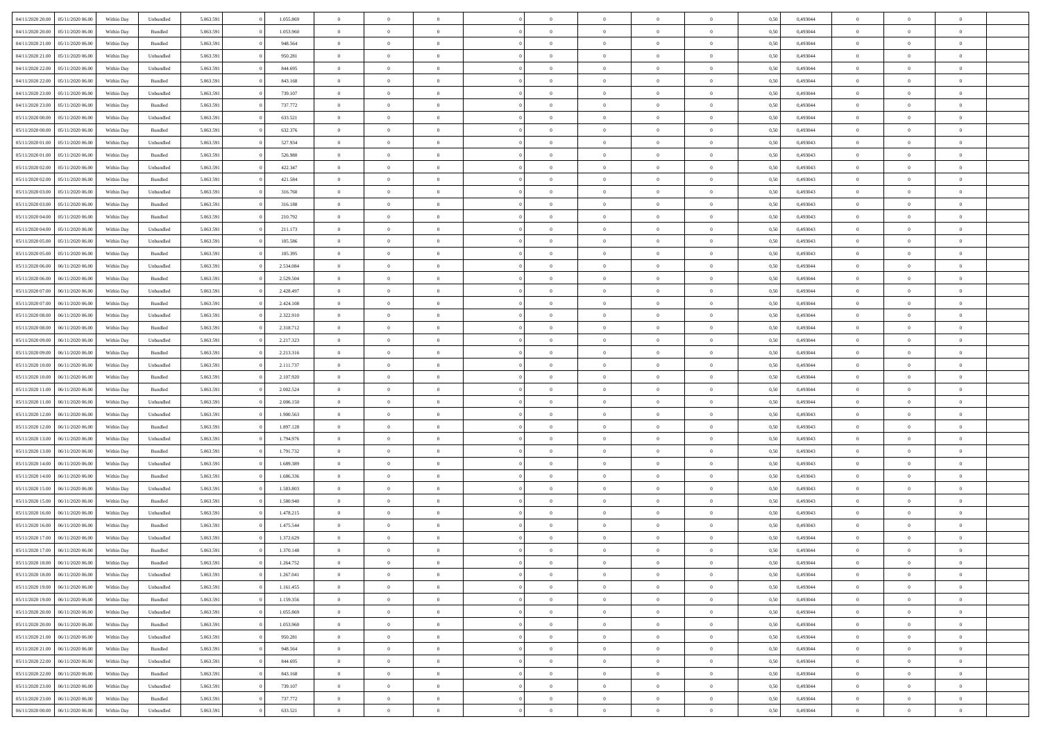| 04/11/2020 20.00 | 05/11/2020 06.00 | Within Day | Unbundled | 5.063.591 | 0 | 1.055.869 | 0 | 0 | 0 | | 0 | 0 | 0 | 0 | 0,50 | 0,493044 | 0 | 0 | 0 | |
|---|---|---|---|---|---|---|---|---|---|---|---|---|---|---|---|---|---|---|---|---|
| 04/11/2020 20.00 | 05/11/2020 06.00 | Within Day | Bundled | 5.063.591 | 0 | 1.053.960 | 0 | 0 | 0 | | 0 | 0 | 0 | 0 | 0,50 | 0,493044 | 0 | 0 | 0 | |
| 04/11/2020 21.00 | 05/11/2020 06.00 | Within Day | Bundled | 5.063.591 | 0 | 948.564 | 0 | 0 | 0 | | 0 | 0 | 0 | 0 | 0,50 | 0,493044 | 0 | 0 | 0 | |
| 04/11/2020 21.00 | 05/11/2020 06.00 | Within Day | Unbundled | 5.063.591 | 0 | 950.281 | 0 | 0 | 0 | | 0 | 0 | 0 | 0 | 0,50 | 0,493044 | 0 | 0 | 0 | |
| 04/11/2020 22.00 | 05/11/2020 06.00 | Within Day | Unbundled | 5.063.591 | 0 | 844.695 | 0 | 0 | 0 | | 0 | 0 | 0 | 0 | 0,50 | 0,493044 | 0 | 0 | 0 | |
| 04/11/2020 22.00 | 05/11/2020 06.00 | Within Day | Bundled | 5.063.591 | 0 | 843.168 | 0 | 0 | 0 | | 0 | 0 | 0 | 0 | 0,50 | 0,493044 | 0 | 0 | 0 | |
| 04/11/2020 23.00 | 05/11/2020 06.00 | Within Day | Unbundled | 5.063.591 | 0 | 739.107 | 0 | 0 | 0 | | 0 | 0 | 0 | 0 | 0,50 | 0,493044 | 0 | 0 | 0 | |
| 04/11/2020 23.00 | 05/11/2020 06.00 | Within Day | Bundled | 5.063.591 | 0 | 737.772 | 0 | 0 | 0 | | 0 | 0 | 0 | 0 | 0,50 | 0,493044 | 0 | 0 | 0 | |
| 05/11/2020 00.00 | 05/11/2020 06.00 | Within Day | Unbundled | 5.063.591 | 0 | 633.521 | 0 | 0 | 0 | | 0 | 0 | 0 | 0 | 0,50 | 0,493044 | 0 | 0 | 0 | |
| 05/11/2020 00.00 | 05/11/2020 06.00 | Within Day | Bundled | 5.063.591 | 0 | 632.376 | 0 | 0 | 0 | | 0 | 0 | 0 | 0 | 0,50 | 0,493044 | 0 | 0 | 0 | |
| 05/11/2020 01.00 | 05/11/2020 06.00 | Within Day | Unbundled | 5.063.591 | 0 | 527.934 | 0 | 0 | 0 | | 0 | 0 | 0 | 0 | 0,50 | 0,493043 | 0 | 0 | 0 | |
| 05/11/2020 01.00 | 05/11/2020 06.00 | Within Day | Bundled | 5.063.591 | 0 | 526.980 | 0 | 0 | 0 | | 0 | 0 | 0 | 0 | 0,50 | 0,493043 | 0 | 0 | 0 | |
| 05/11/2020 02.00 | 05/11/2020 06.00 | Within Day | Unbundled | 5.063.591 | 0 | 422.347 | 0 | 0 | 0 | | 0 | 0 | 0 | 0 | 0,50 | 0,493043 | 0 | 0 | 0 | |
| 05/11/2020 02.00 | 05/11/2020 06.00 | Within Day | Bundled | 5.063.591 | 0 | 421.584 | 0 | 0 | 0 | | 0 | 0 | 0 | 0 | 0,50 | 0,493043 | 0 | 0 | 0 | |
| 05/11/2020 03.00 | 05/11/2020 06.00 | Within Day | Unbundled | 5.063.591 | 0 | 316.760 | 0 | 0 | 0 | | 0 | 0 | 0 | 0 | 0,50 | 0,493043 | 0 | 0 | 0 | |
| 05/11/2020 03.00 | 05/11/2020 06.00 | Within Day | Bundled | 5.063.591 | 0 | 316.188 | 0 | 0 | 0 | | 0 | 0 | 0 | 0 | 0,50 | 0,493043 | 0 | 0 | 0 | |
| 05/11/2020 04.00 | 05/11/2020 06.00 | Within Day | Bundled | 5.063.591 | 0 | 210.792 | 0 | 0 | 0 | | 0 | 0 | 0 | 0 | 0,50 | 0,493043 | 0 | 0 | 0 | |
| 05/11/2020 04.00 | 05/11/2020 06.00 | Within Day | Unbundled | 5.063.591 | 0 | 211.173 | 0 | 0 | 0 | | 0 | 0 | 0 | 0 | 0,50 | 0,493043 | 0 | 0 | 0 | |
| 05/11/2020 05.00 | 05/11/2020 06.00 | Within Day | Unbundled | 5.063.591 | 0 | 105.586 | 0 | 0 | 0 | | 0 | 0 | 0 | 0 | 0,50 | 0,493043 | 0 | 0 | 0 | |
| 05/11/2020 05.00 | 05/11/2020 06.00 | Within Day | Bundled | 5.063.591 | 0 | 105.395 | 0 | 0 | 0 | | 0 | 0 | 0 | 0 | 0,50 | 0,493043 | 0 | 0 | 0 | |
| 05/11/2020 06.00 | 06/11/2020 06.00 | Within Day | Unbundled | 5.063.591 | 0 | 2.534.084 | 0 | 0 | 0 | | 0 | 0 | 0 | 0 | 0,50 | 0,493044 | 0 | 0 | 0 | |
| 05/11/2020 06.00 | 06/11/2020 06.00 | Within Day | Bundled | 5.063.591 | 0 | 2.529.504 | 0 | 0 | 0 | | 0 | 0 | 0 | 0 | 0,50 | 0,493044 | 0 | 0 | 0 | |
| 05/11/2020 07.00 | 06/11/2020 06.00 | Within Day | Unbundled | 5.063.591 | 0 | 2.428.497 | 0 | 0 | 0 | | 0 | 0 | 0 | 0 | 0,50 | 0,493044 | 0 | 0 | 0 | |
| 05/11/2020 07.00 | 06/11/2020 06.00 | Within Day | Bundled | 5.063.591 | 0 | 2.424.108 | 0 | 0 | 0 | | 0 | 0 | 0 | 0 | 0,50 | 0,493044 | 0 | 0 | 0 | |
| 05/11/2020 08.00 | 06/11/2020 06.00 | Within Day | Unbundled | 5.063.591 | 0 | 2.322.910 | 0 | 0 | 0 | | 0 | 0 | 0 | 0 | 0,50 | 0,493044 | 0 | 0 | 0 | |
| 05/11/2020 08.00 | 06/11/2020 06.00 | Within Day | Bundled | 5.063.591 | 0 | 2.318.712 | 0 | 0 | 0 | | 0 | 0 | 0 | 0 | 0,50 | 0,493044 | 0 | 0 | 0 | |
| 05/11/2020 09.00 | 06/11/2020 06.00 | Within Day | Unbundled | 5.063.591 | 0 | 2.217.323 | 0 | 0 | 0 | | 0 | 0 | 0 | 0 | 0,50 | 0,493044 | 0 | 0 | 0 | |
| 05/11/2020 09.00 | 06/11/2020 06.00 | Within Day | Bundled | 5.063.591 | 0 | 2.213.316 | 0 | 0 | 0 | | 0 | 0 | 0 | 0 | 0,50 | 0,493044 | 0 | 0 | 0 | |
| 05/11/2020 10.00 | 06/11/2020 06.00 | Within Day | Unbundled | 5.063.591 | 0 | 2.111.737 | 0 | 0 | 0 | | 0 | 0 | 0 | 0 | 0,50 | 0,493044 | 0 | 0 | 0 | |
| 05/11/2020 10.00 | 06/11/2020 06.00 | Within Day | Bundled | 5.063.591 | 0 | 2.107.920 | 0 | 0 | 0 | | 0 | 0 | 0 | 0 | 0,50 | 0,493044 | 0 | 0 | 0 | |
| 05/11/2020 11.00 | 06/11/2020 06.00 | Within Day | Bundled | 5.063.591 | 0 | 2.002.524 | 0 | 0 | 0 | | 0 | 0 | 0 | 0 | 0,50 | 0,493044 | 0 | 0 | 0 | |
| 05/11/2020 11.00 | 06/11/2020 06.00 | Within Day | Unbundled | 5.063.591 | 0 | 2.006.150 | 0 | 0 | 0 | | 0 | 0 | 0 | 0 | 0,50 | 0,493044 | 0 | 0 | 0 | |
| 05/11/2020 12.00 | 06/11/2020 06.00 | Within Day | Unbundled | 5.063.591 | 0 | 1.900.563 | 0 | 0 | 0 | | 0 | 0 | 0 | 0 | 0,50 | 0,493043 | 0 | 0 | 0 | |
| 05/11/2020 12.00 | 06/11/2020 06.00 | Within Day | Bundled | 5.063.591 | 0 | 1.897.128 | 0 | 0 | 0 | | 0 | 0 | 0 | 0 | 0,50 | 0,493043 | 0 | 0 | 0 | |
| 05/11/2020 13.00 | 06/11/2020 06.00 | Within Day | Unbundled | 5.063.591 | 0 | 1.794.976 | 0 | 0 | 0 | | 0 | 0 | 0 | 0 | 0,50 | 0,493043 | 0 | 0 | 0 | |
| 05/11/2020 13.00 | 06/11/2020 06.00 | Within Day | Bundled | 5.063.591 | 0 | 1.791.732 | 0 | 0 | 0 | | 0 | 0 | 0 | 0 | 0,50 | 0,493043 | 0 | 0 | 0 | |
| 05/11/2020 14.00 | 06/11/2020 06.00 | Within Day | Unbundled | 5.063.591 | 0 | 1.689.389 | 0 | 0 | 0 | | 0 | 0 | 0 | 0 | 0,50 | 0,493043 | 0 | 0 | 0 | |
| 05/11/2020 14.00 | 06/11/2020 06.00 | Within Day | Bundled | 5.063.591 | 0 | 1.686.336 | 0 | 0 | 0 | | 0 | 0 | 0 | 0 | 0,50 | 0,493043 | 0 | 0 | 0 | |
| 05/11/2020 15.00 | 06/11/2020 06.00 | Within Day | Unbundled | 5.063.591 | 0 | 1.583.803 | 0 | 0 | 0 | | 0 | 0 | 0 | 0 | 0,50 | 0,493043 | 0 | 0 | 0 | |
| 05/11/2020 15.00 | 06/11/2020 06.00 | Within Day | Bundled | 5.063.591 | 0 | 1.580.940 | 0 | 0 | 0 | | 0 | 0 | 0 | 0 | 0,50 | 0,493043 | 0 | 0 | 0 | |
| 05/11/2020 16.00 | 06/11/2020 06.00 | Within Day | Unbundled | 5.063.591 | 0 | 1.478.215 | 0 | 0 | 0 | | 0 | 0 | 0 | 0 | 0,50 | 0,493043 | 0 | 0 | 0 | |
| 05/11/2020 16.00 | 06/11/2020 06.00 | Within Day | Bundled | 5.063.591 | 0 | 1.475.544 | 0 | 0 | 0 | | 0 | 0 | 0 | 0 | 0,50 | 0,493043 | 0 | 0 | 0 | |
| 05/11/2020 17.00 | 06/11/2020 06.00 | Within Day | Unbundled | 5.063.591 | 0 | 1.372.629 | 0 | 0 | 0 | | 0 | 0 | 0 | 0 | 0,50 | 0,493044 | 0 | 0 | 0 | |
| 05/11/2020 17.00 | 06/11/2020 06.00 | Within Day | Bundled | 5.063.591 | 0 | 1.370.148 | 0 | 0 | 0 | | 0 | 0 | 0 | 0 | 0,50 | 0,493044 | 0 | 0 | 0 | |
| 05/11/2020 18.00 | 06/11/2020 06.00 | Within Day | Bundled | 5.063.591 | 0 | 1.264.752 | 0 | 0 | 0 | | 0 | 0 | 0 | 0 | 0,50 | 0,493044 | 0 | 0 | 0 | |
| 05/11/2020 18.00 | 06/11/2020 06.00 | Within Day | Unbundled | 5.063.591 | 0 | 1.267.041 | 0 | 0 | 0 | | 0 | 0 | 0 | 0 | 0,50 | 0,493044 | 0 | 0 | 0 | |
| 05/11/2020 19.00 | 06/11/2020 06.00 | Within Day | Unbundled | 5.063.591 | 0 | 1.161.455 | 0 | 0 | 0 | | 0 | 0 | 0 | 0 | 0,50 | 0,493044 | 0 | 0 | 0 | |
| 05/11/2020 19.00 | 06/11/2020 06.00 | Within Day | Bundled | 5.063.591 | 0 | 1.159.356 | 0 | 0 | 0 | | 0 | 0 | 0 | 0 | 0,50 | 0,493044 | 0 | 0 | 0 | |
| 05/11/2020 20.00 | 06/11/2020 06.00 | Within Day | Unbundled | 5.063.591 | 0 | 1.055.869 | 0 | 0 | 0 | | 0 | 0 | 0 | 0 | 0,50 | 0,493044 | 0 | 0 | 0 | |
| 05/11/2020 20.00 | 06/11/2020 06.00 | Within Day | Bundled | 5.063.591 | 0 | 1.053.960 | 0 | 0 | 0 | | 0 | 0 | 0 | 0 | 0,50 | 0,493044 | 0 | 0 | 0 | |
| 05/11/2020 21.00 | 06/11/2020 06.00 | Within Day | Unbundled | 5.063.591 | 0 | 950.281 | 0 | 0 | 0 | | 0 | 0 | 0 | 0 | 0,50 | 0,493044 | 0 | 0 | 0 | |
| 05/11/2020 21.00 | 06/11/2020 06.00 | Within Day | Bundled | 5.063.591 | 0 | 948.564 | 0 | 0 | 0 | | 0 | 0 | 0 | 0 | 0,50 | 0,493044 | 0 | 0 | 0 | |
| 05/11/2020 22.00 | 06/11/2020 06.00 | Within Day | Unbundled | 5.063.591 | 0 | 844.695 | 0 | 0 | 0 | | 0 | 0 | 0 | 0 | 0,50 | 0,493044 | 0 | 0 | 0 | |
| 05/11/2020 22.00 | 06/11/2020 06.00 | Within Day | Bundled | 5.063.591 | 0 | 843.168 | 0 | 0 | 0 | | 0 | 0 | 0 | 0 | 0,50 | 0,493044 | 0 | 0 | 0 | |
| 05/11/2020 23.00 | 06/11/2020 06.00 | Within Day | Unbundled | 5.063.591 | 0 | 739.107 | 0 | 0 | 0 | | 0 | 0 | 0 | 0 | 0,50 | 0,493044 | 0 | 0 | 0 | |
| 05/11/2020 23.00 | 06/11/2020 06.00 | Within Day | Bundled | 5.063.591 | 0 | 737.772 | 0 | 0 | 0 | | 0 | 0 | 0 | 0 | 0,50 | 0,493044 | 0 | 0 | 0 | |
| 06/11/2020 00.00 | 06/11/2020 06.00 | Within Day | Unbundled | 5.063.591 | 0 | 633.521 | 0 | 0 | 0 | | 0 | 0 | 0 | 0 | 0,50 | 0,493044 | 0 | 0 | 0 | |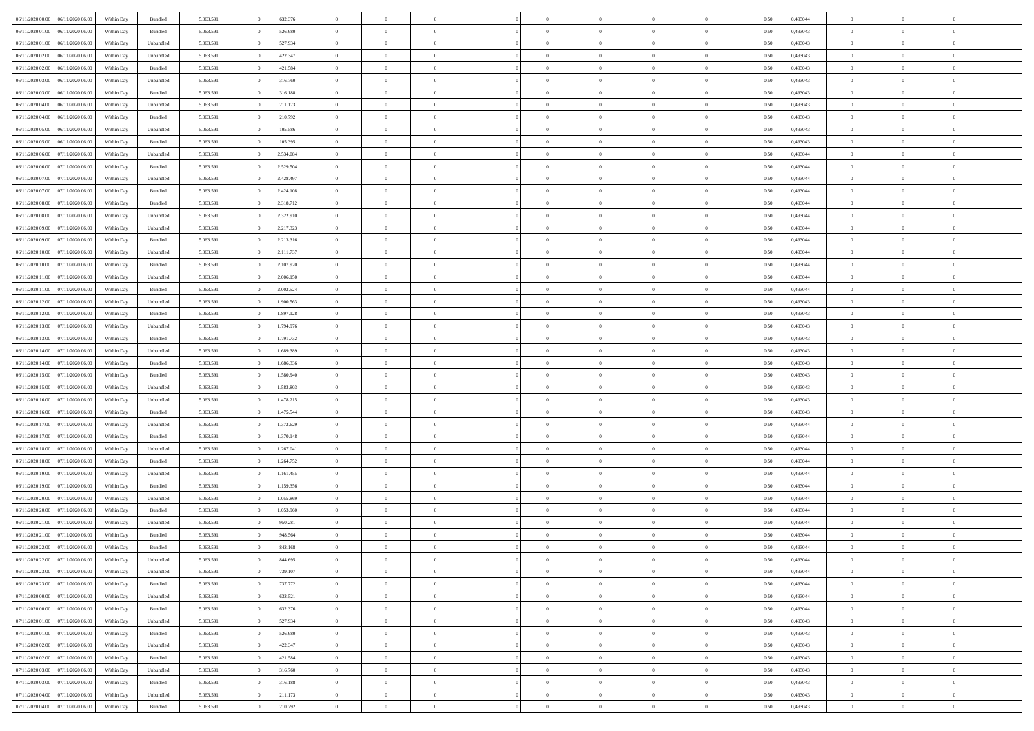| | | | | | | | | | | | | | | | | | | | | | |
|---|---|---|---|---|---|---|---|---|---|---|---|---|---|---|---|---|---|---|---|---|---|
| 06/11/2020 00.00 | 06/11/2020 06.00 | Within Day | Bundled | 5.063.591 | 0 | 632.376 | 0 | 0 | 0 | | 0 | 0 | 0 | 0 | 0 | 0,50 | 0,493044 | 0 | 0 | 0 | |
| 06/11/2020 01.00 | 06/11/2020 06.00 | Within Day | Bundled | 5.063.591 | 0 | 526.980 | 0 | 0 | 0 | | 0 | 0 | 0 | 0 | 0 | 0,50 | 0,493043 | 0 | 0 | 0 | |
| 06/11/2020 01.00 | 06/11/2020 06.00 | Within Day | Unbundled | 5.063.591 | 0 | 527.934 | 0 | 0 | 0 | | 0 | 0 | 0 | 0 | 0 | 0,50 | 0,493043 | 0 | 0 | 0 | |
| 06/11/2020 02.00 | 06/11/2020 06.00 | Within Day | Unbundled | 5.063.591 | 0 | 422.347 | 0 | 0 | 0 | | 0 | 0 | 0 | 0 | 0 | 0,50 | 0,493043 | 0 | 0 | 0 | |
| 06/11/2020 02.00 | 06/11/2020 06.00 | Within Day | Bundled | 5.063.591 | 0 | 421.584 | 0 | 0 | 0 | | 0 | 0 | 0 | 0 | 0 | 0,50 | 0,493043 | 0 | 0 | 0 | |
| 06/11/2020 03.00 | 06/11/2020 06.00 | Within Day | Unbundled | 5.063.591 | 0 | 316.760 | 0 | 0 | 0 | | 0 | 0 | 0 | 0 | 0 | 0,50 | 0,493043 | 0 | 0 | 0 | |
| 06/11/2020 03.00 | 06/11/2020 06.00 | Within Day | Bundled | 5.063.591 | 0 | 316.188 | 0 | 0 | 0 | | 0 | 0 | 0 | 0 | 0 | 0,50 | 0,493043 | 0 | 0 | 0 | |
| 06/11/2020 04.00 | 06/11/2020 06.00 | Within Day | Unbundled | 5.063.591 | 0 | 211.173 | 0 | 0 | 0 | | 0 | 0 | 0 | 0 | 0 | 0,50 | 0,493043 | 0 | 0 | 0 | |
| 06/11/2020 04.00 | 06/11/2020 06.00 | Within Day | Bundled | 5.063.591 | 0 | 210.792 | 0 | 0 | 0 | | 0 | 0 | 0 | 0 | 0 | 0,50 | 0,493043 | 0 | 0 | 0 | |
| 06/11/2020 05.00 | 06/11/2020 06.00 | Within Day | Unbundled | 5.063.591 | 0 | 105.586 | 0 | 0 | 0 | | 0 | 0 | 0 | 0 | 0 | 0,50 | 0,493043 | 0 | 0 | 0 | |
| 06/11/2020 05.00 | 06/11/2020 06.00 | Within Day | Bundled | 5.063.591 | 0 | 105.395 | 0 | 0 | 0 | | 0 | 0 | 0 | 0 | 0 | 0,50 | 0,493043 | 0 | 0 | 0 | |
| 06/11/2020 06.00 | 07/11/2020 06.00 | Within Day | Unbundled | 5.063.591 | 0 | 2.534.084 | 0 | 0 | 0 | | 0 | 0 | 0 | 0 | 0 | 0,50 | 0,493044 | 0 | 0 | 0 | |
| 06/11/2020 06.00 | 07/11/2020 06.00 | Within Day | Bundled | 5.063.591 | 0 | 2.529.504 | 0 | 0 | 0 | | 0 | 0 | 0 | 0 | 0 | 0,50 | 0,493044 | 0 | 0 | 0 | |
| 06/11/2020 07.00 | 07/11/2020 06.00 | Within Day | Unbundled | 5.063.591 | 0 | 2.428.497 | 0 | 0 | 0 | | 0 | 0 | 0 | 0 | 0 | 0,50 | 0,493044 | 0 | 0 | 0 | |
| 06/11/2020 07.00 | 07/11/2020 06.00 | Within Day | Bundled | 5.063.591 | 0 | 2.424.108 | 0 | 0 | 0 | | 0 | 0 | 0 | 0 | 0 | 0,50 | 0,493044 | 0 | 0 | 0 | |
| 06/11/2020 08.00 | 07/11/2020 06.00 | Within Day | Bundled | 5.063.591 | 0 | 2.318.712 | 0 | 0 | 0 | | 0 | 0 | 0 | 0 | 0 | 0,50 | 0,493044 | 0 | 0 | 0 | |
| 06/11/2020 08.00 | 07/11/2020 06.00 | Within Day | Unbundled | 5.063.591 | 0 | 2.322.910 | 0 | 0 | 0 | | 0 | 0 | 0 | 0 | 0 | 0,50 | 0,493044 | 0 | 0 | 0 | |
| 06/11/2020 09.00 | 07/11/2020 06.00 | Within Day | Unbundled | 5.063.591 | 0 | 2.217.323 | 0 | 0 | 0 | | 0 | 0 | 0 | 0 | 0 | 0,50 | 0,493044 | 0 | 0 | 0 | |
| 06/11/2020 09.00 | 07/11/2020 06.00 | Within Day | Bundled | 5.063.591 | 0 | 2.213.316 | 0 | 0 | 0 | | 0 | 0 | 0 | 0 | 0 | 0,50 | 0,493044 | 0 | 0 | 0 | |
| 06/11/2020 10.00 | 07/11/2020 06.00 | Within Day | Unbundled | 5.063.591 | 0 | 2.111.737 | 0 | 0 | 0 | | 0 | 0 | 0 | 0 | 0 | 0,50 | 0,493044 | 0 | 0 | 0 | |
| 06/11/2020 10.00 | 07/11/2020 06.00 | Within Day | Bundled | 5.063.591 | 0 | 2.107.920 | 0 | 0 | 0 | | 0 | 0 | 0 | 0 | 0 | 0,50 | 0,493044 | 0 | 0 | 0 | |
| 06/11/2020 11.00 | 07/11/2020 06.00 | Within Day | Unbundled | 5.063.591 | 0 | 2.006.150 | 0 | 0 | 0 | | 0 | 0 | 0 | 0 | 0 | 0,50 | 0,493044 | 0 | 0 | 0 | |
| 06/11/2020 11.00 | 07/11/2020 06.00 | Within Day | Bundled | 5.063.591 | 0 | 2.002.524 | 0 | 0 | 0 | | 0 | 0 | 0 | 0 | 0 | 0,50 | 0,493044 | 0 | 0 | 0 | |
| 06/11/2020 12.00 | 07/11/2020 06.00 | Within Day | Unbundled | 5.063.591 | 0 | 1.900.563 | 0 | 0 | 0 | | 0 | 0 | 0 | 0 | 0 | 0,50 | 0,493043 | 0 | 0 | 0 | |
| 06/11/2020 12.00 | 07/11/2020 06.00 | Within Day | Bundled | 5.063.591 | 0 | 1.897.128 | 0 | 0 | 0 | | 0 | 0 | 0 | 0 | 0 | 0,50 | 0,493043 | 0 | 0 | 0 | |
| 06/11/2020 13.00 | 07/11/2020 06.00 | Within Day | Unbundled | 5.063.591 | 0 | 1.794.976 | 0 | 0 | 0 | | 0 | 0 | 0 | 0 | 0 | 0,50 | 0,493043 | 0 | 0 | 0 | |
| 06/11/2020 13.00 | 07/11/2020 06.00 | Within Day | Bundled | 5.063.591 | 0 | 1.791.732 | 0 | 0 | 0 | | 0 | 0 | 0 | 0 | 0 | 0,50 | 0,493043 | 0 | 0 | 0 | |
| 06/11/2020 14.00 | 07/11/2020 06.00 | Within Day | Unbundled | 5.063.591 | 0 | 1.689.389 | 0 | 0 | 0 | | 0 | 0 | 0 | 0 | 0 | 0,50 | 0,493043 | 0 | 0 | 0 | |
| 06/11/2020 14.00 | 07/11/2020 06.00 | Within Day | Bundled | 5.063.591 | 0 | 1.686.336 | 0 | 0 | 0 | | 0 | 0 | 0 | 0 | 0 | 0,50 | 0,493043 | 0 | 0 | 0 | |
| 06/11/2020 15.00 | 07/11/2020 06.00 | Within Day | Bundled | 5.063.591 | 0 | 1.580.940 | 0 | 0 | 0 | | 0 | 0 | 0 | 0 | 0 | 0,50 | 0,493043 | 0 | 0 | 0 | |
| 06/11/2020 15.00 | 07/11/2020 06.00 | Within Day | Unbundled | 5.063.591 | 0 | 1.583.803 | 0 | 0 | 0 | | 0 | 0 | 0 | 0 | 0 | 0,50 | 0,493043 | 0 | 0 | 0 | |
| 06/11/2020 16.00 | 07/11/2020 06.00 | Within Day | Unbundled | 5.063.591 | 0 | 1.478.215 | 0 | 0 | 0 | | 0 | 0 | 0 | 0 | 0 | 0,50 | 0,493043 | 0 | 0 | 0 | |
| 06/11/2020 16.00 | 07/11/2020 06.00 | Within Day | Bundled | 5.063.591 | 0 | 1.475.544 | 0 | 0 | 0 | | 0 | 0 | 0 | 0 | 0 | 0,50 | 0,493043 | 0 | 0 | 0 | |
| 06/11/2020 17.00 | 07/11/2020 06.00 | Within Day | Unbundled | 5.063.591 | 0 | 1.372.629 | 0 | 0 | 0 | | 0 | 0 | 0 | 0 | 0 | 0,50 | 0,493044 | 0 | 0 | 0 | |
| 06/11/2020 17.00 | 07/11/2020 06.00 | Within Day | Bundled | 5.063.591 | 0 | 1.370.148 | 0 | 0 | 0 | | 0 | 0 | 0 | 0 | 0 | 0,50 | 0,493044 | 0 | 0 | 0 | |
| 06/11/2020 18.00 | 07/11/2020 06.00 | Within Day | Unbundled | 5.063.591 | 0 | 1.267.041 | 0 | 0 | 0 | | 0 | 0 | 0 | 0 | 0 | 0,50 | 0,493044 | 0 | 0 | 0 | |
| 06/11/2020 18.00 | 07/11/2020 06.00 | Within Day | Bundled | 5.063.591 | 0 | 1.264.752 | 0 | 0 | 0 | | 0 | 0 | 0 | 0 | 0 | 0,50 | 0,493044 | 0 | 0 | 0 | |
| 06/11/2020 19.00 | 07/11/2020 06.00 | Within Day | Unbundled | 5.063.591 | 0 | 1.161.455 | 0 | 0 | 0 | | 0 | 0 | 0 | 0 | 0 | 0,50 | 0,493044 | 0 | 0 | 0 | |
| 06/11/2020 19.00 | 07/11/2020 06.00 | Within Day | Bundled | 5.063.591 | 0 | 1.159.356 | 0 | 0 | 0 | | 0 | 0 | 0 | 0 | 0 | 0,50 | 0,493044 | 0 | 0 | 0 | |
| 06/11/2020 20.00 | 07/11/2020 06.00 | Within Day | Unbundled | 5.063.591 | 0 | 1.055.869 | 0 | 0 | 0 | | 0 | 0 | 0 | 0 | 0 | 0,50 | 0,493044 | 0 | 0 | 0 | |
| 06/11/2020 20.00 | 07/11/2020 06.00 | Within Day | Bundled | 5.063.591 | 0 | 1.053.960 | 0 | 0 | 0 | | 0 | 0 | 0 | 0 | 0 | 0,50 | 0,493044 | 0 | 0 | 0 | |
| 06/11/2020 21.00 | 07/11/2020 06.00 | Within Day | Unbundled | 5.063.591 | 0 | 950.281 | 0 | 0 | 0 | | 0 | 0 | 0 | 0 | 0 | 0,50 | 0,493044 | 0 | 0 | 0 | |
| 06/11/2020 21.00 | 07/11/2020 06.00 | Within Day | Bundled | 5.063.591 | 0 | 948.564 | 0 | 0 | 0 | | 0 | 0 | 0 | 0 | 0 | 0,50 | 0,493044 | 0 | 0 | 0 | |
| 06/11/2020 22.00 | 07/11/2020 06.00 | Within Day | Bundled | 5.063.591 | 0 | 843.168 | 0 | 0 | 0 | | 0 | 0 | 0 | 0 | 0 | 0,50 | 0,493044 | 0 | 0 | 0 | |
| 06/11/2020 22.00 | 07/11/2020 06.00 | Within Day | Unbundled | 5.063.591 | 0 | 844.695 | 0 | 0 | 0 | | 0 | 0 | 0 | 0 | 0 | 0,50 | 0,493044 | 0 | 0 | 0 | |
| 06/11/2020 23.00 | 07/11/2020 06.00 | Within Day | Unbundled | 5.063.591 | 0 | 739.107 | 0 | 0 | 0 | | 0 | 0 | 0 | 0 | 0 | 0,50 | 0,493044 | 0 | 0 | 0 | |
| 06/11/2020 23.00 | 07/11/2020 06.00 | Within Day | Bundled | 5.063.591 | 0 | 737.772 | 0 | 0 | 0 | | 0 | 0 | 0 | 0 | 0 | 0,50 | 0,493044 | 0 | 0 | 0 | |
| 07/11/2020 00.00 | 07/11/2020 06.00 | Within Day | Unbundled | 5.063.591 | 0 | 633.521 | 0 | 0 | 0 | | 0 | 0 | 0 | 0 | 0 | 0,50 | 0,493044 | 0 | 0 | 0 | |
| 07/11/2020 00.00 | 07/11/2020 06.00 | Within Day | Bundled | 5.063.591 | 0 | 632.376 | 0 | 0 | 0 | | 0 | 0 | 0 | 0 | 0 | 0,50 | 0,493044 | 0 | 0 | 0 | |
| 07/11/2020 01.00 | 07/11/2020 06.00 | Within Day | Unbundled | 5.063.591 | 0 | 527.934 | 0 | 0 | 0 | | 0 | 0 | 0 | 0 | 0 | 0,50 | 0,493043 | 0 | 0 | 0 | |
| 07/11/2020 01.00 | 07/11/2020 06.00 | Within Day | Bundled | 5.063.591 | 0 | 526.980 | 0 | 0 | 0 | | 0 | 0 | 0 | 0 | 0 | 0,50 | 0,493043 | 0 | 0 | 0 | |
| 07/11/2020 02.00 | 07/11/2020 06.00 | Within Day | Unbundled | 5.063.591 | 0 | 422.347 | 0 | 0 | 0 | | 0 | 0 | 0 | 0 | 0 | 0,50 | 0,493043 | 0 | 0 | 0 | |
| 07/11/2020 02.00 | 07/11/2020 06.00 | Within Day | Bundled | 5.063.591 | 0 | 421.584 | 0 | 0 | 0 | | 0 | 0 | 0 | 0 | 0 | 0,50 | 0,493043 | 0 | 0 | 0 | |
| 07/11/2020 03.00 | 07/11/2020 06.00 | Within Day | Unbundled | 5.063.591 | 0 | 316.760 | 0 | 0 | 0 | | 0 | 0 | 0 | 0 | 0 | 0,50 | 0,493043 | 0 | 0 | 0 | |
| 07/11/2020 03.00 | 07/11/2020 06.00 | Within Day | Bundled | 5.063.591 | 0 | 316.188 | 0 | 0 | 0 | | 0 | 0 | 0 | 0 | 0 | 0,50 | 0,493043 | 0 | 0 | 0 | |
| 07/11/2020 04.00 | 07/11/2020 06.00 | Within Day | Unbundled | 5.063.591 | 0 | 211.173 | 0 | 0 | 0 | | 0 | 0 | 0 | 0 | 0 | 0,50 | 0,493043 | 0 | 0 | 0 | |
| 07/11/2020 04.00 | 07/11/2020 06.00 | Within Day | Bundled | 5.063.591 | 0 | 210.792 | 0 | 0 | 0 | | 0 | 0 | 0 | 0 | 0 | 0,50 | 0,493043 | 0 | 0 | 0 | |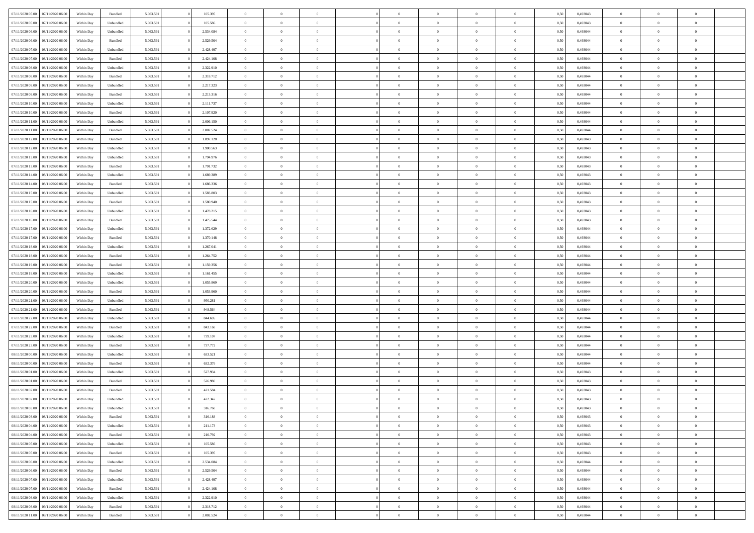| | | | | | | | | | | | | | | | | | | | | | |
|---|---|---|---|---|---|---|---|---|---|---|---|---|---|---|---|---|---|---|---|---|---|
| 07/11/2020 05.00 | 07/11/2020 06.00 | Within Day | Bundled | 5.063.591 | 0 | 105.395 | 0 | 0 | 0 | | 0 | 0 | 0 | 0 | 0 | 0,50 | 0,493043 | 0 | 0 | 0 | |
| 07/11/2020 05.00 | 07/11/2020 06.00 | Within Day | Unbundled | 5.063.591 | 0 | 105.586 | 0 | 0 | 0 | | 0 | 0 | 0 | 0 | 0 | 0,50 | 0,493043 | 0 | 0 | 0 | |
| 07/11/2020 06.00 | 08/11/2020 06.00 | Within Day | Unbundled | 5.063.591 | 0 | 2.534.084 | 0 | 0 | 0 | | 0 | 0 | 0 | 0 | 0 | 0,50 | 0,493044 | 0 | 0 | 0 | |
| 07/11/2020 06.00 | 08/11/2020 06.00 | Within Day | Bundled | 5.063.591 | 0 | 2.529.504 | 0 | 0 | 0 | | 0 | 0 | 0 | 0 | 0 | 0,50 | 0,493044 | 0 | 0 | 0 | |
| 07/11/2020 07.00 | 08/11/2020 06.00 | Within Day | Unbundled | 5.063.591 | 0 | 2.428.497 | 0 | 0 | 0 | | 0 | 0 | 0 | 0 | 0 | 0,50 | 0,493044 | 0 | 0 | 0 | |
| 07/11/2020 07.00 | 08/11/2020 06.00 | Within Day | Bundled | 5.063.591 | 0 | 2.424.108 | 0 | 0 | 0 | | 0 | 0 | 0 | 0 | 0 | 0,50 | 0,493044 | 0 | 0 | 0 | |
| 07/11/2020 08.00 | 08/11/2020 06.00 | Within Day | Unbundled | 5.063.591 | 0 | 2.322.910 | 0 | 0 | 0 | | 0 | 0 | 0 | 0 | 0 | 0,50 | 0,493044 | 0 | 0 | 0 | |
| 07/11/2020 08.00 | 08/11/2020 06.00 | Within Day | Bundled | 5.063.591 | 0 | 2.318.712 | 0 | 0 | 0 | | 0 | 0 | 0 | 0 | 0 | 0,50 | 0,493044 | 0 | 0 | 0 | |
| 07/11/2020 09.00 | 08/11/2020 06.00 | Within Day | Unbundled | 5.063.591 | 0 | 2.217.323 | 0 | 0 | 0 | | 0 | 0 | 0 | 0 | 0 | 0,50 | 0,493044 | 0 | 0 | 0 | |
| 07/11/2020 09.00 | 08/11/2020 06.00 | Within Day | Bundled | 5.063.591 | 0 | 2.213.316 | 0 | 0 | 0 | | 0 | 0 | 0 | 0 | 0 | 0,50 | 0,493044 | 0 | 0 | 0 | |
| 07/11/2020 10.00 | 08/11/2020 06.00 | Within Day | Unbundled | 5.063.591 | 0 | 2.111.737 | 0 | 0 | 0 | | 0 | 0 | 0 | 0 | 0 | 0,50 | 0,493044 | 0 | 0 | 0 | |
| 07/11/2020 10.00 | 08/11/2020 06.00 | Within Day | Bundled | 5.063.591 | 0 | 2.107.920 | 0 | 0 | 0 | | 0 | 0 | 0 | 0 | 0 | 0,50 | 0,493044 | 0 | 0 | 0 | |
| 07/11/2020 11.00 | 08/11/2020 06.00 | Within Day | Unbundled | 5.063.591 | 0 | 2.006.150 | 0 | 0 | 0 | | 0 | 0 | 0 | 0 | 0 | 0,50 | 0,493044 | 0 | 0 | 0 | |
| 07/11/2020 11.00 | 08/11/2020 06.00 | Within Day | Bundled | 5.063.591 | 0 | 2.002.524 | 0 | 0 | 0 | | 0 | 0 | 0 | 0 | 0 | 0,50 | 0,493044 | 0 | 0 | 0 | |
| 07/11/2020 12.00 | 08/11/2020 06.00 | Within Day | Bundled | 5.063.591 | 0 | 1.897.128 | 0 | 0 | 0 | | 0 | 0 | 0 | 0 | 0 | 0,50 | 0,493043 | 0 | 0 | 0 | |
| 07/11/2020 12.00 | 08/11/2020 06.00 | Within Day | Unbundled | 5.063.591 | 0 | 1.900.563 | 0 | 0 | 0 | | 0 | 0 | 0 | 0 | 0 | 0,50 | 0,493043 | 0 | 0 | 0 | |
| 07/11/2020 13.00 | 08/11/2020 06.00 | Within Day | Unbundled | 5.063.591 | 0 | 1.794.976 | 0 | 0 | 0 | | 0 | 0 | 0 | 0 | 0 | 0,50 | 0,493043 | 0 | 0 | 0 | |
| 07/11/2020 13.00 | 08/11/2020 06.00 | Within Day | Bundled | 5.063.591 | 0 | 1.791.732 | 0 | 0 | 0 | | 0 | 0 | 0 | 0 | 0 | 0,50 | 0,493043 | 0 | 0 | 0 | |
| 07/11/2020 14.00 | 08/11/2020 06.00 | Within Day | Unbundled | 5.063.591 | 0 | 1.689.389 | 0 | 0 | 0 | | 0 | 0 | 0 | 0 | 0 | 0,50 | 0,493043 | 0 | 0 | 0 | |
| 07/11/2020 14.00 | 08/11/2020 06.00 | Within Day | Bundled | 5.063.591 | 0 | 1.686.336 | 0 | 0 | 0 | | 0 | 0 | 0 | 0 | 0 | 0,50 | 0,493043 | 0 | 0 | 0 | |
| 07/11/2020 15.00 | 08/11/2020 06.00 | Within Day | Unbundled | 5.063.591 | 0 | 1.583.803 | 0 | 0 | 0 | | 0 | 0 | 0 | 0 | 0 | 0,50 | 0,493043 | 0 | 0 | 0 | |
| 07/11/2020 15.00 | 08/11/2020 06.00 | Within Day | Bundled | 5.063.591 | 0 | 1.580.940 | 0 | 0 | 0 | | 0 | 0 | 0 | 0 | 0 | 0,50 | 0,493043 | 0 | 0 | 0 | |
| 07/11/2020 16.00 | 08/11/2020 06.00 | Within Day | Unbundled | 5.063.591 | 0 | 1.478.215 | 0 | 0 | 0 | | 0 | 0 | 0 | 0 | 0 | 0,50 | 0,493043 | 0 | 0 | 0 | |
| 07/11/2020 16.00 | 08/11/2020 06.00 | Within Day | Bundled | 5.063.591 | 0 | 1.475.544 | 0 | 0 | 0 | | 0 | 0 | 0 | 0 | 0 | 0,50 | 0,493043 | 0 | 0 | 0 | |
| 07/11/2020 17.00 | 08/11/2020 06.00 | Within Day | Unbundled | 5.063.591 | 0 | 1.372.629 | 0 | 0 | 0 | | 0 | 0 | 0 | 0 | 0 | 0,50 | 0,493044 | 0 | 0 | 0 | |
| 07/11/2020 17.00 | 08/11/2020 06.00 | Within Day | Bundled | 5.063.591 | 0 | 1.370.148 | 0 | 0 | 0 | | 0 | 0 | 0 | 0 | 0 | 0,50 | 0,493044 | 0 | 0 | 0 | |
| 07/11/2020 18.00 | 08/11/2020 06.00 | Within Day | Unbundled | 5.063.591 | 0 | 1.267.041 | 0 | 0 | 0 | | 0 | 0 | 0 | 0 | 0 | 0,50 | 0,493044 | 0 | 0 | 0 | |
| 07/11/2020 18.00 | 08/11/2020 06.00 | Within Day | Bundled | 5.063.591 | 0 | 1.264.752 | 0 | 0 | 0 | | 0 | 0 | 0 | 0 | 0 | 0,50 | 0,493044 | 0 | 0 | 0 | |
| 07/11/2020 19.00 | 08/11/2020 06.00 | Within Day | Bundled | 5.063.591 | 0 | 1.159.356 | 0 | 0 | 0 | | 0 | 0 | 0 | 0 | 0 | 0,50 | 0,493044 | 0 | 0 | 0 | |
| 07/11/2020 19.00 | 08/11/2020 06.00 | Within Day | Unbundled | 5.063.591 | 0 | 1.161.455 | 0 | 0 | 0 | | 0 | 0 | 0 | 0 | 0 | 0,50 | 0,493044 | 0 | 0 | 0 | |
| 07/11/2020 20.00 | 08/11/2020 06.00 | Within Day | Unbundled | 5.063.591 | 0 | 1.055.869 | 0 | 0 | 0 | | 0 | 0 | 0 | 0 | 0 | 0,50 | 0,493044 | 0 | 0 | 0 | |
| 07/11/2020 20.00 | 08/11/2020 06.00 | Within Day | Bundled | 5.063.591 | 0 | 1.053.960 | 0 | 0 | 0 | | 0 | 0 | 0 | 0 | 0 | 0,50 | 0,493044 | 0 | 0 | 0 | |
| 07/11/2020 21.00 | 08/11/2020 06.00 | Within Day | Unbundled | 5.063.591 | 0 | 950.281 | 0 | 0 | 0 | | 0 | 0 | 0 | 0 | 0 | 0,50 | 0,493044 | 0 | 0 | 0 | |
| 07/11/2020 21.00 | 08/11/2020 06.00 | Within Day | Bundled | 5.063.591 | 0 | 948.564 | 0 | 0 | 0 | | 0 | 0 | 0 | 0 | 0 | 0,50 | 0,493044 | 0 | 0 | 0 | |
| 07/11/2020 22.00 | 08/11/2020 06.00 | Within Day | Unbundled | 5.063.591 | 0 | 844.695 | 0 | 0 | 0 | | 0 | 0 | 0 | 0 | 0 | 0,50 | 0,493044 | 0 | 0 | 0 | |
| 07/11/2020 22.00 | 08/11/2020 06.00 | Within Day | Bundled | 5.063.591 | 0 | 843.168 | 0 | 0 | 0 | | 0 | 0 | 0 | 0 | 0 | 0,50 | 0,493044 | 0 | 0 | 0 | |
| 07/11/2020 23.00 | 08/11/2020 06.00 | Within Day | Unbundled | 5.063.591 | 0 | 739.107 | 0 | 0 | 0 | | 0 | 0 | 0 | 0 | 0 | 0,50 | 0,493044 | 0 | 0 | 0 | |
| 07/11/2020 23.00 | 08/11/2020 06.00 | Within Day | Bundled | 5.063.591 | 0 | 737.772 | 0 | 0 | 0 | | 0 | 0 | 0 | 0 | 0 | 0,50 | 0,493044 | 0 | 0 | 0 | |
| 08/11/2020 00.00 | 08/11/2020 06.00 | Within Day | Unbundled | 5.063.591 | 0 | 633.521 | 0 | 0 | 0 | | 0 | 0 | 0 | 0 | 0 | 0,50 | 0,493044 | 0 | 0 | 0 | |
| 08/11/2020 00.00 | 08/11/2020 06.00 | Within Day | Bundled | 5.063.591 | 0 | 632.376 | 0 | 0 | 0 | | 0 | 0 | 0 | 0 | 0 | 0,50 | 0,493044 | 0 | 0 | 0 | |
| 08/11/2020 01.00 | 08/11/2020 06.00 | Within Day | Unbundled | 5.063.591 | 0 | 527.934 | 0 | 0 | 0 | | 0 | 0 | 0 | 0 | 0 | 0,50 | 0,493043 | 0 | 0 | 0 | |
| 08/11/2020 01.00 | 08/11/2020 06.00 | Within Day | Bundled | 5.063.591 | 0 | 526.980 | 0 | 0 | 0 | | 0 | 0 | 0 | 0 | 0 | 0,50 | 0,493043 | 0 | 0 | 0 | |
| 08/11/2020 02.00 | 08/11/2020 06.00 | Within Day | Bundled | 5.063.591 | 0 | 421.584 | 0 | 0 | 0 | | 0 | 0 | 0 | 0 | 0 | 0,50 | 0,493043 | 0 | 0 | 0 | |
| 08/11/2020 02.00 | 08/11/2020 06.00 | Within Day | Unbundled | 5.063.591 | 0 | 422.347 | 0 | 0 | 0 | | 0 | 0 | 0 | 0 | 0 | 0,50 | 0,493043 | 0 | 0 | 0 | |
| 08/11/2020 03.00 | 08/11/2020 06.00 | Within Day | Unbundled | 5.063.591 | 0 | 316.760 | 0 | 0 | 0 | | 0 | 0 | 0 | 0 | 0 | 0,50 | 0,493043 | 0 | 0 | 0 | |
| 08/11/2020 03.00 | 08/11/2020 06.00 | Within Day | Bundled | 5.063.591 | 0 | 316.188 | 0 | 0 | 0 | | 0 | 0 | 0 | 0 | 0 | 0,50 | 0,493043 | 0 | 0 | 0 | |
| 08/11/2020 04.00 | 08/11/2020 06.00 | Within Day | Unbundled | 5.063.591 | 0 | 211.173 | 0 | 0 | 0 | | 0 | 0 | 0 | 0 | 0 | 0,50 | 0,493043 | 0 | 0 | 0 | |
| 08/11/2020 04.00 | 08/11/2020 06.00 | Within Day | Bundled | 5.063.591 | 0 | 210.792 | 0 | 0 | 0 | | 0 | 0 | 0 | 0 | 0 | 0,50 | 0,493043 | 0 | 0 | 0 | |
| 08/11/2020 05.00 | 08/11/2020 06.00 | Within Day | Unbundled | 5.063.591 | 0 | 105.586 | 0 | 0 | 0 | | 0 | 0 | 0 | 0 | 0 | 0,50 | 0,493043 | 0 | 0 | 0 | |
| 08/11/2020 05.00 | 08/11/2020 06.00 | Within Day | Bundled | 5.063.591 | 0 | 105.395 | 0 | 0 | 0 | | 0 | 0 | 0 | 0 | 0 | 0,50 | 0,493043 | 0 | 0 | 0 | |
| 08/11/2020 06.00 | 09/11/2020 06.00 | Within Day | Unbundled | 5.063.591 | 0 | 2.534.084 | 0 | 0 | 0 | | 0 | 0 | 0 | 0 | 0 | 0,50 | 0,493044 | 0 | 0 | 0 | |
| 08/11/2020 06.00 | 09/11/2020 06.00 | Within Day | Bundled | 5.063.591 | 0 | 2.529.504 | 0 | 0 | 0 | | 0 | 0 | 0 | 0 | 0 | 0,50 | 0,493044 | 0 | 0 | 0 | |
| 08/11/2020 07.00 | 09/11/2020 06.00 | Within Day | Unbundled | 5.063.591 | 0 | 2.428.497 | 0 | 0 | 0 | | 0 | 0 | 0 | 0 | 0 | 0,50 | 0,493044 | 0 | 0 | 0 | |
| 08/11/2020 07.00 | 09/11/2020 06.00 | Within Day | Bundled | 5.063.591 | 0 | 2.424.108 | 0 | 0 | 0 | | 0 | 0 | 0 | 0 | 0 | 0,50 | 0,493044 | 0 | 0 | 0 | |
| 08/11/2020 08.00 | 09/11/2020 06.00 | Within Day | Unbundled | 5.063.591 | 0 | 2.322.910 | 0 | 0 | 0 | | 0 | 0 | 0 | 0 | 0 | 0,50 | 0,493044 | 0 | 0 | 0 | |
| 08/11/2020 08.00 | 09/11/2020 06.00 | Within Day | Bundled | 5.063.591 | 0 | 2.318.712 | 0 | 0 | 0 | | 0 | 0 | 0 | 0 | 0 | 0,50 | 0,493044 | 0 | 0 | 0 | |
| 08/11/2020 11.00 | 09/11/2020 06.00 | Within Day | Bundled | 5.063.591 | 0 | 2.002.524 | 0 | 0 | 0 | | 0 | 0 | 0 | 0 | 0 | 0,50 | 0,493044 | 0 | 0 | 0 | |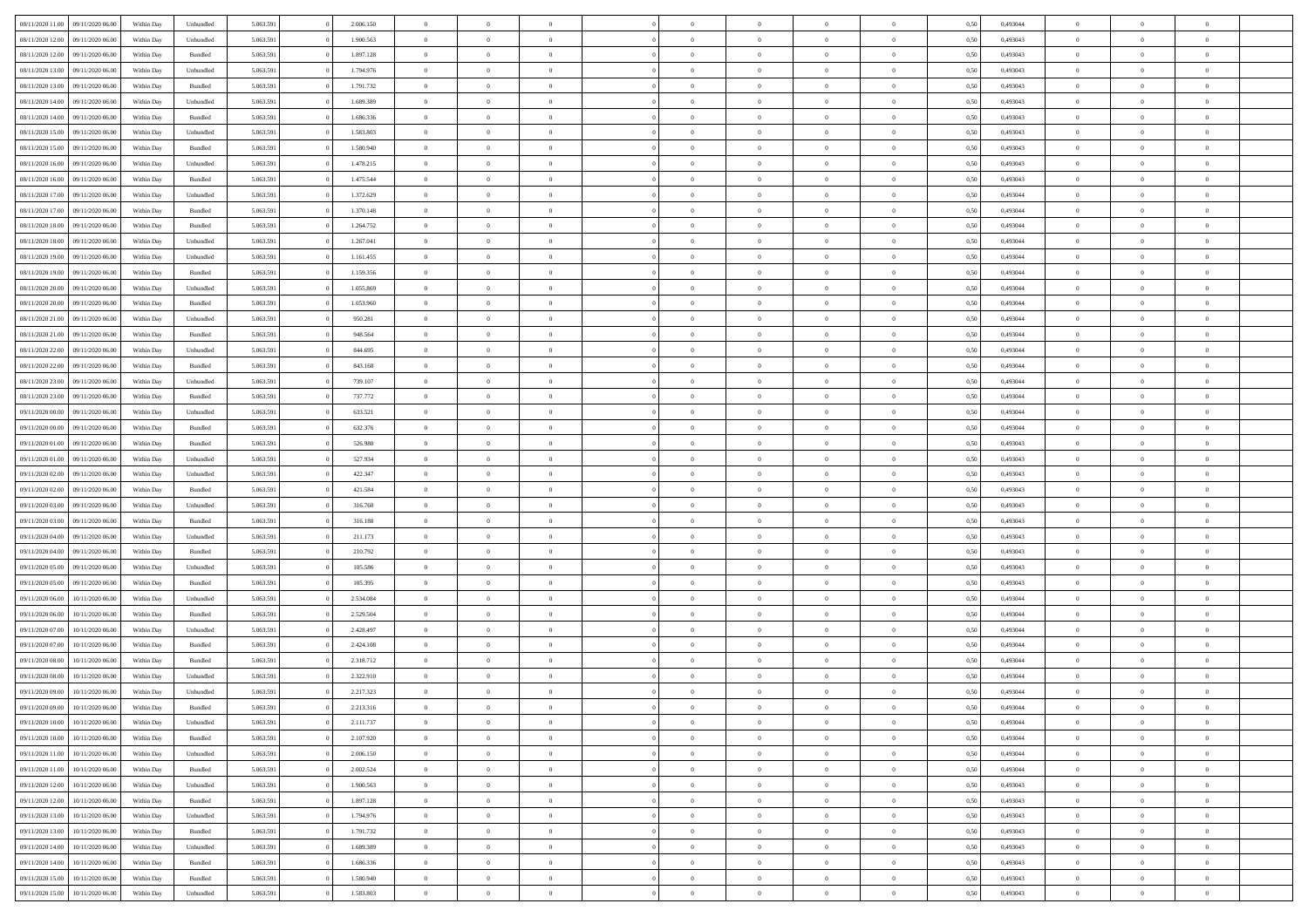| 08/11/2020 11:00 | 09/11/2020 06:00 | Within Day | Unbundled | 5.063.591 | 0 | 2.006.150 | 0 | 0 | 0 | | 0 | 0 | 0 | 0 | 0,50 | 0,493044 | 0 | 0 | 0 | |
|---|---|---|---|---|---|---|---|---|---|---|---|---|---|---|---|---|---|---|---|---|
| 08/11/2020 12:00 | 09/11/2020 06:00 | Within Day | Unbundled | 5.063.591 | 0 | 1.900.563 | 0 | 0 | 0 | | 0 | 0 | 0 | 0 | 0,50 | 0,493043 | 0 | 0 | 0 | |
| 08/11/2020 12:00 | 09/11/2020 06:00 | Within Day | Bundled | 5.063.591 | 0 | 1.897.128 | 0 | 0 | 0 | | 0 | 0 | 0 | 0 | 0,50 | 0,493043 | 0 | 0 | 0 | |
| 08/11/2020 13:00 | 09/11/2020 06:00 | Within Day | Unbundled | 5.063.591 | 0 | 1.794.976 | 0 | 0 | 0 | | 0 | 0 | 0 | 0 | 0,50 | 0,493043 | 0 | 0 | 0 | |
| 08/11/2020 13:00 | 09/11/2020 06:00 | Within Day | Bundled | 5.063.591 | 0 | 1.791.732 | 0 | 0 | 0 | | 0 | 0 | 0 | 0 | 0,50 | 0,493043 | 0 | 0 | 0 | |
| 08/11/2020 14:00 | 09/11/2020 06:00 | Within Day | Unbundled | 5.063.591 | 0 | 1.689.389 | 0 | 0 | 0 | | 0 | 0 | 0 | 0 | 0,50 | 0,493043 | 0 | 0 | 0 | |
| 08/11/2020 14:00 | 09/11/2020 06:00 | Within Day | Bundled | 5.063.591 | 0 | 1.686.336 | 0 | 0 | 0 | | 0 | 0 | 0 | 0 | 0,50 | 0,493043 | 0 | 0 | 0 | |
| 08/11/2020 15:00 | 09/11/2020 06:00 | Within Day | Unbundled | 5.063.591 | 0 | 1.583.803 | 0 | 0 | 0 | | 0 | 0 | 0 | 0 | 0,50 | 0,493043 | 0 | 0 | 0 | |
| 08/11/2020 15:00 | 09/11/2020 06:00 | Within Day | Bundled | 5.063.591 | 0 | 1.580.940 | 0 | 0 | 0 | | 0 | 0 | 0 | 0 | 0,50 | 0,493043 | 0 | 0 | 0 | |
| 08/11/2020 16:00 | 09/11/2020 06:00 | Within Day | Unbundled | 5.063.591 | 0 | 1.478.215 | 0 | 0 | 0 | | 0 | 0 | 0 | 0 | 0,50 | 0,493043 | 0 | 0 | 0 | |
| 08/11/2020 16:00 | 09/11/2020 06:00 | Within Day | Bundled | 5.063.591 | 0 | 1.475.544 | 0 | 0 | 0 | | 0 | 0 | 0 | 0 | 0,50 | 0,493043 | 0 | 0 | 0 | |
| 08/11/2020 17:00 | 09/11/2020 06:00 | Within Day | Unbundled | 5.063.591 | 0 | 1.372.629 | 0 | 0 | 0 | | 0 | 0 | 0 | 0 | 0,50 | 0,493044 | 0 | 0 | 0 | |
| 08/11/2020 17:00 | 09/11/2020 06:00 | Within Day | Bundled | 5.063.591 | 0 | 1.370.148 | 0 | 0 | 0 | | 0 | 0 | 0 | 0 | 0,50 | 0,493044 | 0 | 0 | 0 | |
| 08/11/2020 18:00 | 09/11/2020 06:00 | Within Day | Bundled | 5.063.591 | 0 | 1.264.752 | 0 | 0 | 0 | | 0 | 0 | 0 | 0 | 0,50 | 0,493044 | 0 | 0 | 0 | |
| 08/11/2020 18:00 | 09/11/2020 06:00 | Within Day | Unbundled | 5.063.591 | 0 | 1.267.041 | 0 | 0 | 0 | | 0 | 0 | 0 | 0 | 0,50 | 0,493044 | 0 | 0 | 0 | |
| 08/11/2020 19:00 | 09/11/2020 06:00 | Within Day | Unbundled | 5.063.591 | 0 | 1.161.455 | 0 | 0 | 0 | | 0 | 0 | 0 | 0 | 0,50 | 0,493044 | 0 | 0 | 0 | |
| 08/11/2020 19:00 | 09/11/2020 06:00 | Within Day | Bundled | 5.063.591 | 0 | 1.159.356 | 0 | 0 | 0 | | 0 | 0 | 0 | 0 | 0,50 | 0,493044 | 0 | 0 | 0 | |
| 08/11/2020 20:00 | 09/11/2020 06:00 | Within Day | Unbundled | 5.063.591 | 0 | 1.055.869 | 0 | 0 | 0 | | 0 | 0 | 0 | 0 | 0,50 | 0,493044 | 0 | 0 | 0 | |
| 08/11/2020 20:00 | 09/11/2020 06:00 | Within Day | Bundled | 5.063.591 | 0 | 1.053.960 | 0 | 0 | 0 | | 0 | 0 | 0 | 0 | 0,50 | 0,493044 | 0 | 0 | 0 | |
| 08/11/2020 21:00 | 09/11/2020 06:00 | Within Day | Unbundled | 5.063.591 | 0 | 950.281 | 0 | 0 | 0 | | 0 | 0 | 0 | 0 | 0,50 | 0,493044 | 0 | 0 | 0 | |
| 08/11/2020 21:00 | 09/11/2020 06:00 | Within Day | Bundled | 5.063.591 | 0 | 948.564 | 0 | 0 | 0 | | 0 | 0 | 0 | 0 | 0,50 | 0,493044 | 0 | 0 | 0 | |
| 08/11/2020 22:00 | 09/11/2020 06:00 | Within Day | Unbundled | 5.063.591 | 0 | 844.695 | 0 | 0 | 0 | | 0 | 0 | 0 | 0 | 0,50 | 0,493044 | 0 | 0 | 0 | |
| 08/11/2020 22:00 | 09/11/2020 06:00 | Within Day | Bundled | 5.063.591 | 0 | 843.168 | 0 | 0 | 0 | | 0 | 0 | 0 | 0 | 0,50 | 0,493044 | 0 | 0 | 0 | |
| 08/11/2020 23:00 | 09/11/2020 06:00 | Within Day | Unbundled | 5.063.591 | 0 | 739.107 | 0 | 0 | 0 | | 0 | 0 | 0 | 0 | 0,50 | 0,493044 | 0 | 0 | 0 | |
| 08/11/2020 23:00 | 09/11/2020 06:00 | Within Day | Bundled | 5.063.591 | 0 | 737.772 | 0 | 0 | 0 | | 0 | 0 | 0 | 0 | 0,50 | 0,493044 | 0 | 0 | 0 | |
| 09/11/2020 00:00 | 09/11/2020 06:00 | Within Day | Unbundled | 5.063.591 | 0 | 633.521 | 0 | 0 | 0 | | 0 | 0 | 0 | 0 | 0,50 | 0,493044 | 0 | 0 | 0 | |
| 09/11/2020 00:00 | 09/11/2020 06:00 | Within Day | Bundled | 5.063.591 | 0 | 632.376 | 0 | 0 | 0 | | 0 | 0 | 0 | 0 | 0,50 | 0,493044 | 0 | 0 | 0 | |
| 09/11/2020 01:00 | 09/11/2020 06:00 | Within Day | Bundled | 5.063.591 | 0 | 526.980 | 0 | 0 | 0 | | 0 | 0 | 0 | 0 | 0,50 | 0,493043 | 0 | 0 | 0 | |
| 09/11/2020 01:00 | 09/11/2020 06:00 | Within Day | Unbundled | 5.063.591 | 0 | 527.934 | 0 | 0 | 0 | | 0 | 0 | 0 | 0 | 0,50 | 0,493043 | 0 | 0 | 0 | |
| 09/11/2020 02:00 | 09/11/2020 06:00 | Within Day | Unbundled | 5.063.591 | 0 | 422.347 | 0 | 0 | 0 | | 0 | 0 | 0 | 0 | 0,50 | 0,493043 | 0 | 0 | 0 | |
| 09/11/2020 02:00 | 09/11/2020 06:00 | Within Day | Bundled | 5.063.591 | 0 | 421.584 | 0 | 0 | 0 | | 0 | 0 | 0 | 0 | 0,50 | 0,493043 | 0 | 0 | 0 | |
| 09/11/2020 03:00 | 09/11/2020 06:00 | Within Day | Unbundled | 5.063.591 | 0 | 316.760 | 0 | 0 | 0 | | 0 | 0 | 0 | 0 | 0,50 | 0,493043 | 0 | 0 | 0 | |
| 09/11/2020 03:00 | 09/11/2020 06:00 | Within Day | Bundled | 5.063.591 | 0 | 316.188 | 0 | 0 | 0 | | 0 | 0 | 0 | 0 | 0,50 | 0,493043 | 0 | 0 | 0 | |
| 09/11/2020 04:00 | 09/11/2020 06:00 | Within Day | Unbundled | 5.063.591 | 0 | 211.173 | 0 | 0 | 0 | | 0 | 0 | 0 | 0 | 0,50 | 0,493043 | 0 | 0 | 0 | |
| 09/11/2020 04:00 | 09/11/2020 06:00 | Within Day | Bundled | 5.063.591 | 0 | 210.792 | 0 | 0 | 0 | | 0 | 0 | 0 | 0 | 0,50 | 0,493043 | 0 | 0 | 0 | |
| 09/11/2020 05:00 | 09/11/2020 06:00 | Within Day | Unbundled | 5.063.591 | 0 | 105.586 | 0 | 0 | 0 | | 0 | 0 | 0 | 0 | 0,50 | 0,493043 | 0 | 0 | 0 | |
| 09/11/2020 05:00 | 09/11/2020 06:00 | Within Day | Bundled | 5.063.591 | 0 | 105.395 | 0 | 0 | 0 | | 0 | 0 | 0 | 0 | 0,50 | 0,493043 | 0 | 0 | 0 | |
| 09/11/2020 06:00 | 10/11/2020 06:00 | Within Day | Unbundled | 5.063.591 | 0 | 2.534.084 | 0 | 0 | 0 | | 0 | 0 | 0 | 0 | 0,50 | 0,493044 | 0 | 0 | 0 | |
| 09/11/2020 06:00 | 10/11/2020 06:00 | Within Day | Bundled | 5.063.591 | 0 | 2.529.504 | 0 | 0 | 0 | | 0 | 0 | 0 | 0 | 0,50 | 0,493044 | 0 | 0 | 0 | |
| 09/11/2020 07:00 | 10/11/2020 06:00 | Within Day | Unbundled | 5.063.591 | 0 | 2.428.497 | 0 | 0 | 0 | | 0 | 0 | 0 | 0 | 0,50 | 0,493044 | 0 | 0 | 0 | |
| 09/11/2020 07:00 | 10/11/2020 06:00 | Within Day | Bundled | 5.063.591 | 0 | 2.424.108 | 0 | 0 | 0 | | 0 | 0 | 0 | 0 | 0,50 | 0,493044 | 0 | 0 | 0 | |
| 09/11/2020 08:00 | 10/11/2020 06:00 | Within Day | Bundled | 5.063.591 | 0 | 2.318.712 | 0 | 0 | 0 | | 0 | 0 | 0 | 0 | 0,50 | 0,493044 | 0 | 0 | 0 | |
| 09/11/2020 08:00 | 10/11/2020 06:00 | Within Day | Unbundled | 5.063.591 | 0 | 2.322.910 | 0 | 0 | 0 | | 0 | 0 | 0 | 0 | 0,50 | 0,493044 | 0 | 0 | 0 | |
| 09/11/2020 09:00 | 10/11/2020 06:00 | Within Day | Unbundled | 5.063.591 | 0 | 2.217.323 | 0 | 0 | 0 | | 0 | 0 | 0 | 0 | 0,50 | 0,493044 | 0 | 0 | 0 | |
| 09/11/2020 09:00 | 10/11/2020 06:00 | Within Day | Bundled | 5.063.591 | 0 | 2.213.316 | 0 | 0 | 0 | | 0 | 0 | 0 | 0 | 0,50 | 0,493044 | 0 | 0 | 0 | |
| 09/11/2020 10:00 | 10/11/2020 06:00 | Within Day | Unbundled | 5.063.591 | 0 | 2.111.737 | 0 | 0 | 0 | | 0 | 0 | 0 | 0 | 0,50 | 0,493044 | 0 | 0 | 0 | |
| 09/11/2020 10:00 | 10/11/2020 06:00 | Within Day | Bundled | 5.063.591 | 0 | 2.107.920 | 0 | 0 | 0 | | 0 | 0 | 0 | 0 | 0,50 | 0,493044 | 0 | 0 | 0 | |
| 09/11/2020 11:00 | 10/11/2020 06:00 | Within Day | Unbundled | 5.063.591 | 0 | 2.006.150 | 0 | 0 | 0 | | 0 | 0 | 0 | 0 | 0,50 | 0,493044 | 0 | 0 | 0 | |
| 09/11/2020 11:00 | 10/11/2020 06:00 | Within Day | Bundled | 5.063.591 | 0 | 2.002.524 | 0 | 0 | 0 | | 0 | 0 | 0 | 0 | 0,50 | 0,493044 | 0 | 0 | 0 | |
| 09/11/2020 12:00 | 10/11/2020 06:00 | Within Day | Unbundled | 5.063.591 | 0 | 1.900.563 | 0 | 0 | 0 | | 0 | 0 | 0 | 0 | 0,50 | 0,493043 | 0 | 0 | 0 | |
| 09/11/2020 12:00 | 10/11/2020 06:00 | Within Day | Bundled | 5.063.591 | 0 | 1.897.128 | 0 | 0 | 0 | | 0 | 0 | 0 | 0 | 0,50 | 0,493043 | 0 | 0 | 0 | |
| 09/11/2020 13:00 | 10/11/2020 06:00 | Within Day | Unbundled | 5.063.591 | 0 | 1.794.976 | 0 | 0 | 0 | | 0 | 0 | 0 | 0 | 0,50 | 0,493043 | 0 | 0 | 0 | |
| 09/11/2020 13:00 | 10/11/2020 06:00 | Within Day | Bundled | 5.063.591 | 0 | 1.791.732 | 0 | 0 | 0 | | 0 | 0 | 0 | 0 | 0,50 | 0,493043 | 0 | 0 | 0 | |
| 09/11/2020 14:00 | 10/11/2020 06:00 | Within Day | Unbundled | 5.063.591 | 0 | 1.689.389 | 0 | 0 | 0 | | 0 | 0 | 0 | 0 | 0,50 | 0,493043 | 0 | 0 | 0 | |
| 09/11/2020 14:00 | 10/11/2020 06:00 | Within Day | Bundled | 5.063.591 | 0 | 1.686.336 | 0 | 0 | 0 | | 0 | 0 | 0 | 0 | 0,50 | 0,493043 | 0 | 0 | 0 | |
| 09/11/2020 15:00 | 10/11/2020 06:00 | Within Day | Bundled | 5.063.591 | 0 | 1.580.940 | 0 | 0 | 0 | | 0 | 0 | 0 | 0 | 0,50 | 0,493043 | 0 | 0 | 0 | |
| 09/11/2020 15:00 | 10/11/2020 06:00 | Within Day | Unbundled | 5.063.591 | 0 | 1.583.803 | 0 | 0 | 0 | | 0 | 0 | 0 | 0 | 0,50 | 0,493043 | 0 | 0 | 0 | |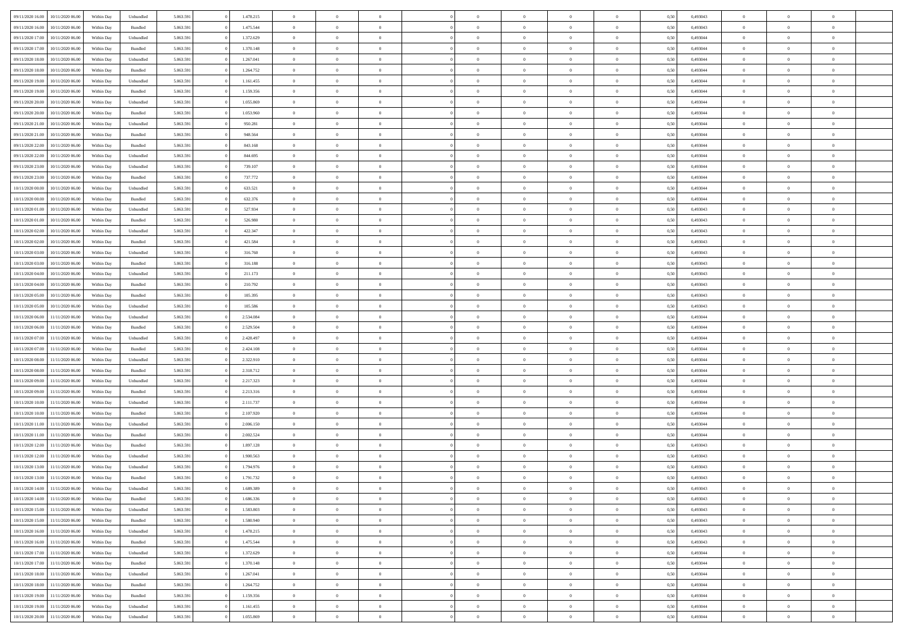| | | | | | | | | | | | | | | | | | | | | | |
|---|---|---|---|---|---|---|---|---|---|---|---|---|---|---|---|---|---|---|---|---|---|
| 09/11/2020 16:00 | 10/11/2020 06:00 | Within Day | Unbundled | 5.063.591 | 0 | 1.478.215 | 0 | 0 | 0 | | 0 | 0 | 0 | 0 | 0 | 0,50 | 0,493043 | 0 | 0 | 0 | |
| 09/11/2020 16:00 | 10/11/2020 06:00 | Within Day | Bundled | 5.063.591 | 0 | 1.475.544 | 0 | 0 | 0 | | 0 | 0 | 0 | 0 | 0 | 0,50 | 0,493043 | 0 | 0 | 0 | |
| 09/11/2020 17:00 | 10/11/2020 06:00 | Within Day | Unbundled | 5.063.591 | 0 | 1.372.629 | 0 | 0 | 0 | | 0 | 0 | 0 | 0 | 0 | 0,50 | 0,493044 | 0 | 0 | 0 | |
| 09/11/2020 17:00 | 10/11/2020 06:00 | Within Day | Bundled | 5.063.591 | 0 | 1.370.148 | 0 | 0 | 0 | | 0 | 0 | 0 | 0 | 0 | 0,50 | 0,493044 | 0 | 0 | 0 | |
| 09/11/2020 18:00 | 10/11/2020 06:00 | Within Day | Unbundled | 5.063.591 | 0 | 1.267.041 | 0 | 0 | 0 | | 0 | 0 | 0 | 0 | 0 | 0,50 | 0,493044 | 0 | 0 | 0 | |
| 09/11/2020 18:00 | 10/11/2020 06:00 | Within Day | Bundled | 5.063.591 | 0 | 1.264.752 | 0 | 0 | 0 | | 0 | 0 | 0 | 0 | 0 | 0,50 | 0,493044 | 0 | 0 | 0 | |
| 09/11/2020 19:00 | 10/11/2020 06:00 | Within Day | Unbundled | 5.063.591 | 0 | 1.161.455 | 0 | 0 | 0 | | 0 | 0 | 0 | 0 | 0 | 0,50 | 0,493044 | 0 | 0 | 0 | |
| 09/11/2020 19:00 | 10/11/2020 06:00 | Within Day | Bundled | 5.063.591 | 0 | 1.159.356 | 0 | 0 | 0 | | 0 | 0 | 0 | 0 | 0 | 0,50 | 0,493044 | 0 | 0 | 0 | |
| 09/11/2020 20:00 | 10/11/2020 06:00 | Within Day | Unbundled | 5.063.591 | 0 | 1.055.869 | 0 | 0 | 0 | | 0 | 0 | 0 | 0 | 0 | 0,50 | 0,493044 | 0 | 0 | 0 | |
| 09/11/2020 20:00 | 10/11/2020 06:00 | Within Day | Bundled | 5.063.591 | 0 | 1.053.960 | 0 | 0 | 0 | | 0 | 0 | 0 | 0 | 0 | 0,50 | 0,493044 | 0 | 0 | 0 | |
| 09/11/2020 21:00 | 10/11/2020 06:00 | Within Day | Unbundled | 5.063.591 | 0 | 950.281 | 0 | 0 | 0 | | 0 | 0 | 0 | 0 | 0 | 0,50 | 0,493044 | 0 | 0 | 0 | |
| 09/11/2020 21:00 | 10/11/2020 06:00 | Within Day | Bundled | 5.063.591 | 0 | 948.564 | 0 | 0 | 0 | | 0 | 0 | 0 | 0 | 0 | 0,50 | 0,493044 | 0 | 0 | 0 | |
| 09/11/2020 22:00 | 10/11/2020 06:00 | Within Day | Bundled | 5.063.591 | 0 | 843.168 | 0 | 0 | 0 | | 0 | 0 | 0 | 0 | 0 | 0,50 | 0,493044 | 0 | 0 | 0 | |
| 09/11/2020 22:00 | 10/11/2020 06:00 | Within Day | Unbundled | 5.063.591 | 0 | 844.695 | 0 | 0 | 0 | | 0 | 0 | 0 | 0 | 0 | 0,50 | 0,493044 | 0 | 0 | 0 | |
| 09/11/2020 23:00 | 10/11/2020 06:00 | Within Day | Unbundled | 5.063.591 | 0 | 739.107 | 0 | 0 | 0 | | 0 | 0 | 0 | 0 | 0 | 0,50 | 0,493044 | 0 | 0 | 0 | |
| 09/11/2020 23:00 | 10/11/2020 06:00 | Within Day | Bundled | 5.063.591 | 0 | 737.772 | 0 | 0 | 0 | | 0 | 0 | 0 | 0 | 0 | 0,50 | 0,493044 | 0 | 0 | 0 | |
| 10/11/2020 00:00 | 10/11/2020 06:00 | Within Day | Unbundled | 5.063.591 | 0 | 633.521 | 0 | 0 | 0 | | 0 | 0 | 0 | 0 | 0 | 0,50 | 0,493044 | 0 | 0 | 0 | |
| 10/11/2020 00:00 | 10/11/2020 06:00 | Within Day | Bundled | 5.063.591 | 0 | 632.376 | 0 | 0 | 0 | | 0 | 0 | 0 | 0 | 0 | 0,50 | 0,493044 | 0 | 0 | 0 | |
| 10/11/2020 01:00 | 10/11/2020 06:00 | Within Day | Unbundled | 5.063.591 | 0 | 527.934 | 0 | 0 | 0 | | 0 | 0 | 0 | 0 | 0 | 0,50 | 0,493043 | 0 | 0 | 0 | |
| 10/11/2020 01:00 | 10/11/2020 06:00 | Within Day | Bundled | 5.063.591 | 0 | 526.980 | 0 | 0 | 0 | | 0 | 0 | 0 | 0 | 0 | 0,50 | 0,493043 | 0 | 0 | 0 | |
| 10/11/2020 02:00 | 10/11/2020 06:00 | Within Day | Unbundled | 5.063.591 | 0 | 422.347 | 0 | 0 | 0 | | 0 | 0 | 0 | 0 | 0 | 0,50 | 0,493043 | 0 | 0 | 0 | |
| 10/11/2020 02:00 | 10/11/2020 06:00 | Within Day | Bundled | 5.063.591 | 0 | 421.584 | 0 | 0 | 0 | | 0 | 0 | 0 | 0 | 0 | 0,50 | 0,493043 | 0 | 0 | 0 | |
| 10/11/2020 03:00 | 10/11/2020 06:00 | Within Day | Unbundled | 5.063.591 | 0 | 316.760 | 0 | 0 | 0 | | 0 | 0 | 0 | 0 | 0 | 0,50 | 0,493043 | 0 | 0 | 0 | |
| 10/11/2020 03:00 | 10/11/2020 06:00 | Within Day | Bundled | 5.063.591 | 0 | 316.188 | 0 | 0 | 0 | | 0 | 0 | 0 | 0 | 0 | 0,50 | 0,493043 | 0 | 0 | 0 | |
| 10/11/2020 04:00 | 10/11/2020 06:00 | Within Day | Unbundled | 5.063.591 | 0 | 211.173 | 0 | 0 | 0 | | 0 | 0 | 0 | 0 | 0 | 0,50 | 0,493043 | 0 | 0 | 0 | |
| 10/11/2020 04:00 | 10/11/2020 06:00 | Within Day | Bundled | 5.063.591 | 0 | 210.792 | 0 | 0 | 0 | | 0 | 0 | 0 | 0 | 0 | 0,50 | 0,493043 | 0 | 0 | 0 | |
| 10/11/2020 05:00 | 10/11/2020 06:00 | Within Day | Bundled | 5.063.591 | 0 | 105.395 | 0 | 0 | 0 | | 0 | 0 | 0 | 0 | 0 | 0,50 | 0,493043 | 0 | 0 | 0 | |
| 10/11/2020 05:00 | 10/11/2020 06:00 | Within Day | Unbundled | 5.063.591 | 0 | 105.586 | 0 | 0 | 0 | | 0 | 0 | 0 | 0 | 0 | 0,50 | 0,493043 | 0 | 0 | 0 | |
| 10/11/2020 06:00 | 11/11/2020 06:00 | Within Day | Unbundled | 5.063.591 | 0 | 2.534.084 | 0 | 0 | 0 | | 0 | 0 | 0 | 0 | 0 | 0,50 | 0,493044 | 0 | 0 | 0 | |
| 10/11/2020 06:00 | 11/11/2020 06:00 | Within Day | Bundled | 5.063.591 | 0 | 2.529.504 | 0 | 0 | 0 | | 0 | 0 | 0 | 0 | 0 | 0,50 | 0,493044 | 0 | 0 | 0 | |
| 10/11/2020 07:00 | 11/11/2020 06:00 | Within Day | Unbundled | 5.063.591 | 0 | 2.428.497 | 0 | 0 | 0 | | 0 | 0 | 0 | 0 | 0 | 0,50 | 0,493044 | 0 | 0 | 0 | |
| 10/11/2020 07:00 | 11/11/2020 06:00 | Within Day | Bundled | 5.063.591 | 0 | 2.424.108 | 0 | 0 | 0 | | 0 | 0 | 0 | 0 | 0 | 0,50 | 0,493044 | 0 | 0 | 0 | |
| 10/11/2020 08:00 | 11/11/2020 06:00 | Within Day | Unbundled | 5.063.591 | 0 | 2.322.910 | 0 | 0 | 0 | | 0 | 0 | 0 | 0 | 0 | 0,50 | 0,493044 | 0 | 0 | 0 | |
| 10/11/2020 08:00 | 11/11/2020 06:00 | Within Day | Bundled | 5.063.591 | 0 | 2.318.712 | 0 | 0 | 0 | | 0 | 0 | 0 | 0 | 0 | 0,50 | 0,493044 | 0 | 0 | 0 | |
| 10/11/2020 09:00 | 11/11/2020 06:00 | Within Day | Unbundled | 5.063.591 | 0 | 2.217.323 | 0 | 0 | 0 | | 0 | 0 | 0 | 0 | 0 | 0,50 | 0,493044 | 0 | 0 | 0 | |
| 10/11/2020 09:00 | 11/11/2020 06:00 | Within Day | Bundled | 5.063.591 | 0 | 2.213.316 | 0 | 0 | 0 | | 0 | 0 | 0 | 0 | 0 | 0,50 | 0,493044 | 0 | 0 | 0 | |
| 10/11/2020 10:00 | 11/11/2020 06:00 | Within Day | Unbundled | 5.063.591 | 0 | 2.111.737 | 0 | 0 | 0 | | 0 | 0 | 0 | 0 | 0 | 0,50 | 0,493044 | 0 | 0 | 0 | |
| 10/11/2020 10:00 | 11/11/2020 06:00 | Within Day | Bundled | 5.063.591 | 0 | 2.107.920 | 0 | 0 | 0 | | 0 | 0 | 0 | 0 | 0 | 0,50 | 0,493044 | 0 | 0 | 0 | |
| 10/11/2020 11:00 | 11/11/2020 06:00 | Within Day | Unbundled | 5.063.591 | 0 | 2.006.150 | 0 | 0 | 0 | | 0 | 0 | 0 | 0 | 0 | 0,50 | 0,493044 | 0 | 0 | 0 | |
| 10/11/2020 11:00 | 11/11/2020 06:00 | Within Day | Bundled | 5.063.591 | 0 | 2.002.524 | 0 | 0 | 0 | | 0 | 0 | 0 | 0 | 0 | 0,50 | 0,493044 | 0 | 0 | 0 | |
| 10/11/2020 12:00 | 11/11/2020 06:00 | Within Day | Bundled | 5.063.591 | 0 | 1.897.128 | 0 | 0 | 0 | | 0 | 0 | 0 | 0 | 0 | 0,50 | 0,493043 | 0 | 0 | 0 | |
| 10/11/2020 12:00 | 11/11/2020 06:00 | Within Day | Unbundled | 5.063.591 | 0 | 1.900.563 | 0 | 0 | 0 | | 0 | 0 | 0 | 0 | 0 | 0,50 | 0,493043 | 0 | 0 | 0 | |
| 10/11/2020 13:00 | 11/11/2020 06:00 | Within Day | Unbundled | 5.063.591 | 0 | 1.794.976 | 0 | 0 | 0 | | 0 | 0 | 0 | 0 | 0 | 0,50 | 0,493043 | 0 | 0 | 0 | |
| 10/11/2020 13:00 | 11/11/2020 06:00 | Within Day | Bundled | 5.063.591 | 0 | 1.791.732 | 0 | 0 | 0 | | 0 | 0 | 0 | 0 | 0 | 0,50 | 0,493043 | 0 | 0 | 0 | |
| 10/11/2020 14:00 | 11/11/2020 06:00 | Within Day | Unbundled | 5.063.591 | 0 | 1.689.389 | 0 | 0 | 0 | | 0 | 0 | 0 | 0 | 0 | 0,50 | 0,493043 | 0 | 0 | 0 | |
| 10/11/2020 14:00 | 11/11/2020 06:00 | Within Day | Bundled | 5.063.591 | 0 | 1.686.336 | 0 | 0 | 0 | | 0 | 0 | 0 | 0 | 0 | 0,50 | 0,493043 | 0 | 0 | 0 | |
| 10/11/2020 15:00 | 11/11/2020 06:00 | Within Day | Unbundled | 5.063.591 | 0 | 1.583.803 | 0 | 0 | 0 | | 0 | 0 | 0 | 0 | 0 | 0,50 | 0,493043 | 0 | 0 | 0 | |
| 10/11/2020 15:00 | 11/11/2020 06:00 | Within Day | Bundled | 5.063.591 | 0 | 1.580.940 | 0 | 0 | 0 | | 0 | 0 | 0 | 0 | 0 | 0,50 | 0,493043 | 0 | 0 | 0 | |
| 10/11/2020 16:00 | 11/11/2020 06:00 | Within Day | Unbundled | 5.063.591 | 0 | 1.478.215 | 0 | 0 | 0 | | 0 | 0 | 0 | 0 | 0 | 0,50 | 0,493043 | 0 | 0 | 0 | |
| 10/11/2020 16:00 | 11/11/2020 06:00 | Within Day | Bundled | 5.063.591 | 0 | 1.475.544 | 0 | 0 | 0 | | 0 | 0 | 0 | 0 | 0 | 0,50 | 0,493043 | 0 | 0 | 0 | |
| 10/11/2020 17:00 | 11/11/2020 06:00 | Within Day | Unbundled | 5.063.591 | 0 | 1.372.629 | 0 | 0 | 0 | | 0 | 0 | 0 | 0 | 0 | 0,50 | 0,493044 | 0 | 0 | 0 | |
| 10/11/2020 17:00 | 11/11/2020 06:00 | Within Day | Bundled | 5.063.591 | 0 | 1.370.148 | 0 | 0 | 0 | | 0 | 0 | 0 | 0 | 0 | 0,50 | 0,493044 | 0 | 0 | 0 | |
| 10/11/2020 18:00 | 11/11/2020 06:00 | Within Day | Unbundled | 5.063.591 | 0 | 1.267.041 | 0 | 0 | 0 | | 0 | 0 | 0 | 0 | 0 | 0,50 | 0,493044 | 0 | 0 | 0 | |
| 10/11/2020 18:00 | 11/11/2020 06:00 | Within Day | Bundled | 5.063.591 | 0 | 1.264.752 | 0 | 0 | 0 | | 0 | 0 | 0 | 0 | 0 | 0,50 | 0,493044 | 0 | 0 | 0 | |
| 10/11/2020 19:00 | 11/11/2020 06:00 | Within Day | Bundled | 5.063.591 | 0 | 1.159.356 | 0 | 0 | 0 | | 0 | 0 | 0 | 0 | 0 | 0,50 | 0,493044 | 0 | 0 | 0 | |
| 10/11/2020 19:00 | 11/11/2020 06:00 | Within Day | Unbundled | 5.063.591 | 0 | 1.161.455 | 0 | 0 | 0 | | 0 | 0 | 0 | 0 | 0 | 0,50 | 0,493044 | 0 | 0 | 0 | |
| 10/11/2020 20:00 | 11/11/2020 06:00 | Within Day | Unbundled | 5.063.591 | 0 | 1.055.869 | 0 | 0 | 0 | | 0 | 0 | 0 | 0 | 0 | 0,50 | 0,493044 | 0 | 0 | 0 | |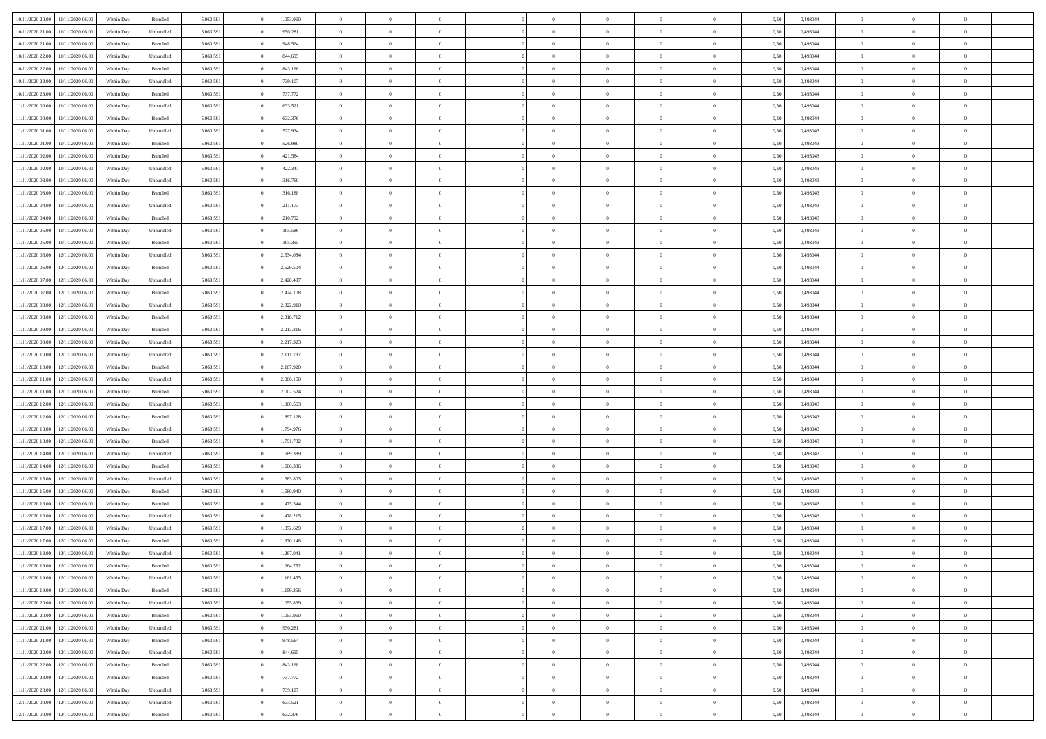| | | | | | | | | | | | | | | | | | | | | | |
|---|---|---|---|---|---|---|---|---|---|---|---|---|---|---|---|---|---|---|---|---|---|
| 10/11/2020 20.00 | 11/11/2020 06.00 | Within Day | Bundled | 5.063.591 | 0 | 1.053.960 | 0 | 0 | 0 | | 0 | 0 | 0 | 0 | 0 | 0,50 | 0,493044 | 0 | 0 | 0 | |
| 10/11/2020 21.00 | 11/11/2020 06.00 | Within Day | Unbundled | 5.063.591 | 0 | 950.281 | 0 | 0 | 0 | | 0 | 0 | 0 | 0 | 0 | 0,50 | 0,493044 | 0 | 0 | 0 | |
| 10/11/2020 21.00 | 11/11/2020 06.00 | Within Day | Bundled | 5.063.591 | 0 | 948.564 | 0 | 0 | 0 | | 0 | 0 | 0 | 0 | 0 | 0,50 | 0,493044 | 0 | 0 | 0 | |
| 10/11/2020 22.00 | 11/11/2020 06.00 | Within Day | Unbundled | 5.063.591 | 0 | 844.695 | 0 | 0 | 0 | | 0 | 0 | 0 | 0 | 0 | 0,50 | 0,493044 | 0 | 0 | 0 | |
| 10/11/2020 22.00 | 11/11/2020 06.00 | Within Day | Bundled | 5.063.591 | 0 | 843.168 | 0 | 0 | 0 | | 0 | 0 | 0 | 0 | 0 | 0,50 | 0,493044 | 0 | 0 | 0 | |
| 10/11/2020 23.00 | 11/11/2020 06.00 | Within Day | Unbundled | 5.063.591 | 0 | 739.107 | 0 | 0 | 0 | | 0 | 0 | 0 | 0 | 0 | 0,50 | 0,493044 | 0 | 0 | 0 | |
| 10/11/2020 23.00 | 11/11/2020 06.00 | Within Day | Bundled | 5.063.591 | 0 | 737.772 | 0 | 0 | 0 | | 0 | 0 | 0 | 0 | 0 | 0,50 | 0,493044 | 0 | 0 | 0 | |
| 11/11/2020 00.00 | 11/11/2020 06.00 | Within Day | Unbundled | 5.063.591 | 0 | 633.521 | 0 | 0 | 0 | | 0 | 0 | 0 | 0 | 0 | 0,50 | 0,493044 | 0 | 0 | 0 | |
| 11/11/2020 00.00 | 11/11/2020 06.00 | Within Day | Bundled | 5.063.591 | 0 | 632.376 | 0 | 0 | 0 | | 0 | 0 | 0 | 0 | 0 | 0,50 | 0,493044 | 0 | 0 | 0 | |
| 11/11/2020 01.00 | 11/11/2020 06.00 | Within Day | Unbundled | 5.063.591 | 0 | 527.934 | 0 | 0 | 0 | | 0 | 0 | 0 | 0 | 0 | 0,50 | 0,493043 | 0 | 0 | 0 | |
| 11/11/2020 01.00 | 11/11/2020 06.00 | Within Day | Bundled | 5.063.591 | 0 | 526.980 | 0 | 0 | 0 | | 0 | 0 | 0 | 0 | 0 | 0,50 | 0,493043 | 0 | 0 | 0 | |
| 11/11/2020 02.00 | 11/11/2020 06.00 | Within Day | Bundled | 5.063.591 | 0 | 421.584 | 0 | 0 | 0 | | 0 | 0 | 0 | 0 | 0 | 0,50 | 0,493043 | 0 | 0 | 0 | |
| 11/11/2020 02.00 | 11/11/2020 06.00 | Within Day | Unbundled | 5.063.591 | 0 | 422.347 | 0 | 0 | 0 | | 0 | 0 | 0 | 0 | 0 | 0,50 | 0,493043 | 0 | 0 | 0 | |
| 11/11/2020 03.00 | 11/11/2020 06.00 | Within Day | Unbundled | 5.063.591 | 0 | 316.760 | 0 | 0 | 0 | | 0 | 0 | 0 | 0 | 0 | 0,50 | 0,493043 | 0 | 0 | 0 | |
| 11/11/2020 03.00 | 11/11/2020 06.00 | Within Day | Bundled | 5.063.591 | 0 | 316.188 | 0 | 0 | 0 | | 0 | 0 | 0 | 0 | 0 | 0,50 | 0,493043 | 0 | 0 | 0 | |
| 11/11/2020 04.00 | 11/11/2020 06.00 | Within Day | Unbundled | 5.063.591 | 0 | 211.173 | 0 | 0 | 0 | | 0 | 0 | 0 | 0 | 0 | 0,50 | 0,493043 | 0 | 0 | 0 | |
| 11/11/2020 04.00 | 11/11/2020 06.00 | Within Day | Bundled | 5.063.591 | 0 | 210.792 | 0 | 0 | 0 | | 0 | 0 | 0 | 0 | 0 | 0,50 | 0,493043 | 0 | 0 | 0 | |
| 11/11/2020 05.00 | 11/11/2020 06.00 | Within Day | Unbundled | 5.063.591 | 0 | 105.586 | 0 | 0 | 0 | | 0 | 0 | 0 | 0 | 0 | 0,50 | 0,493043 | 0 | 0 | 0 | |
| 11/11/2020 05.00 | 11/11/2020 06.00 | Within Day | Bundled | 5.063.591 | 0 | 105.395 | 0 | 0 | 0 | | 0 | 0 | 0 | 0 | 0 | 0,50 | 0,493043 | 0 | 0 | 0 | |
| 11/11/2020 06.00 | 12/11/2020 06.00 | Within Day | Unbundled | 5.063.591 | 0 | 2.534.084 | 0 | 0 | 0 | | 0 | 0 | 0 | 0 | 0 | 0,50 | 0,493044 | 0 | 0 | 0 | |
| 11/11/2020 06.00 | 12/11/2020 06.00 | Within Day | Bundled | 5.063.591 | 0 | 2.529.504 | 0 | 0 | 0 | | 0 | 0 | 0 | 0 | 0 | 0,50 | 0,493044 | 0 | 0 | 0 | |
| 11/11/2020 07.00 | 12/11/2020 06.00 | Within Day | Unbundled | 5.063.591 | 0 | 2.428.497 | 0 | 0 | 0 | | 0 | 0 | 0 | 0 | 0 | 0,50 | 0,493044 | 0 | 0 | 0 | |
| 11/11/2020 07.00 | 12/11/2020 06.00 | Within Day | Bundled | 5.063.591 | 0 | 2.424.108 | 0 | 0 | 0 | | 0 | 0 | 0 | 0 | 0 | 0,50 | 0,493044 | 0 | 0 | 0 | |
| 11/11/2020 08.00 | 12/11/2020 06.00 | Within Day | Unbundled | 5.063.591 | 0 | 2.322.910 | 0 | 0 | 0 | | 0 | 0 | 0 | 0 | 0 | 0,50 | 0,493044 | 0 | 0 | 0 | |
| 11/11/2020 08.00 | 12/11/2020 06.00 | Within Day | Bundled | 5.063.591 | 0 | 2.318.712 | 0 | 0 | 0 | | 0 | 0 | 0 | 0 | 0 | 0,50 | 0,493044 | 0 | 0 | 0 | |
| 11/11/2020 09.00 | 12/11/2020 06.00 | Within Day | Bundled | 5.063.591 | 0 | 2.213.316 | 0 | 0 | 0 | | 0 | 0 | 0 | 0 | 0 | 0,50 | 0,493044 | 0 | 0 | 0 | |
| 11/11/2020 09.00 | 12/11/2020 06.00 | Within Day | Unbundled | 5.063.591 | 0 | 2.217.323 | 0 | 0 | 0 | | 0 | 0 | 0 | 0 | 0 | 0,50 | 0,493044 | 0 | 0 | 0 | |
| 11/11/2020 10.00 | 12/11/2020 06.00 | Within Day | Unbundled | 5.063.591 | 0 | 2.111.737 | 0 | 0 | 0 | | 0 | 0 | 0 | 0 | 0 | 0,50 | 0,493044 | 0 | 0 | 0 | |
| 11/11/2020 10.00 | 12/11/2020 06.00 | Within Day | Bundled | 5.063.591 | 0 | 2.107.920 | 0 | 0 | 0 | | 0 | 0 | 0 | 0 | 0 | 0,50 | 0,493044 | 0 | 0 | 0 | |
| 11/11/2020 11.00 | 12/11/2020 06.00 | Within Day | Unbundled | 5.063.591 | 0 | 2.006.150 | 0 | 0 | 0 | | 0 | 0 | 0 | 0 | 0 | 0,50 | 0,493044 | 0 | 0 | 0 | |
| 11/11/2020 11.00 | 12/11/2020 06.00 | Within Day | Bundled | 5.063.591 | 0 | 2.002.524 | 0 | 0 | 0 | | 0 | 0 | 0 | 0 | 0 | 0,50 | 0,493044 | 0 | 0 | 0 | |
| 11/11/2020 12.00 | 12/11/2020 06.00 | Within Day | Unbundled | 5.063.591 | 0 | 1.900.563 | 0 | 0 | 0 | | 0 | 0 | 0 | 0 | 0 | 0,50 | 0,493043 | 0 | 0 | 0 | |
| 11/11/2020 12.00 | 12/11/2020 06.00 | Within Day | Bundled | 5.063.591 | 0 | 1.897.128 | 0 | 0 | 0 | | 0 | 0 | 0 | 0 | 0 | 0,50 | 0,493043 | 0 | 0 | 0 | |
| 11/11/2020 13.00 | 12/11/2020 06.00 | Within Day | Unbundled | 5.063.591 | 0 | 1.794.976 | 0 | 0 | 0 | | 0 | 0 | 0 | 0 | 0 | 0,50 | 0,493043 | 0 | 0 | 0 | |
| 11/11/2020 13.00 | 12/11/2020 06.00 | Within Day | Bundled | 5.063.591 | 0 | 1.791.732 | 0 | 0 | 0 | | 0 | 0 | 0 | 0 | 0 | 0,50 | 0,493043 | 0 | 0 | 0 | |
| 11/11/2020 14.00 | 12/11/2020 06.00 | Within Day | Unbundled | 5.063.591 | 0 | 1.689.389 | 0 | 0 | 0 | | 0 | 0 | 0 | 0 | 0 | 0,50 | 0,493043 | 0 | 0 | 0 | |
| 11/11/2020 14.00 | 12/11/2020 06.00 | Within Day | Bundled | 5.063.591 | 0 | 1.686.336 | 0 | 0 | 0 | | 0 | 0 | 0 | 0 | 0 | 0,50 | 0,493043 | 0 | 0 | 0 | |
| 11/11/2020 15.00 | 12/11/2020 06.00 | Within Day | Unbundled | 5.063.591 | 0 | 1.583.803 | 0 | 0 | 0 | | 0 | 0 | 0 | 0 | 0 | 0,50 | 0,493043 | 0 | 0 | 0 | |
| 11/11/2020 15.00 | 12/11/2020 06.00 | Within Day | Bundled | 5.063.591 | 0 | 1.580.940 | 0 | 0 | 0 | | 0 | 0 | 0 | 0 | 0 | 0,50 | 0,493043 | 0 | 0 | 0 | |
| 11/11/2020 16.00 | 12/11/2020 06.00 | Within Day | Bundled | 5.063.591 | 0 | 1.475.544 | 0 | 0 | 0 | | 0 | 0 | 0 | 0 | 0 | 0,50 | 0,493043 | 0 | 0 | 0 | |
| 11/11/2020 16.00 | 12/11/2020 06.00 | Within Day | Unbundled | 5.063.591 | 0 | 1.478.215 | 0 | 0 | 0 | | 0 | 0 | 0 | 0 | 0 | 0,50 | 0,493043 | 0 | 0 | 0 | |
| 11/11/2020 17.00 | 12/11/2020 06.00 | Within Day | Unbundled | 5.063.591 | 0 | 1.372.629 | 0 | 0 | 0 | | 0 | 0 | 0 | 0 | 0 | 0,50 | 0,493044 | 0 | 0 | 0 | |
| 11/11/2020 17.00 | 12/11/2020 06.00 | Within Day | Bundled | 5.063.591 | 0 | 1.370.148 | 0 | 0 | 0 | | 0 | 0 | 0 | 0 | 0 | 0,50 | 0,493044 | 0 | 0 | 0 | |
| 11/11/2020 18.00 | 12/11/2020 06.00 | Within Day | Unbundled | 5.063.591 | 0 | 1.267.041 | 0 | 0 | 0 | | 0 | 0 | 0 | 0 | 0 | 0,50 | 0,493044 | 0 | 0 | 0 | |
| 11/11/2020 18.00 | 12/11/2020 06.00 | Within Day | Bundled | 5.063.591 | 0 | 1.264.752 | 0 | 0 | 0 | | 0 | 0 | 0 | 0 | 0 | 0,50 | 0,493044 | 0 | 0 | 0 | |
| 11/11/2020 19.00 | 12/11/2020 06.00 | Within Day | Unbundled | 5.063.591 | 0 | 1.161.455 | 0 | 0 | 0 | | 0 | 0 | 0 | 0 | 0 | 0,50 | 0,493044 | 0 | 0 | 0 | |
| 11/11/2020 19.00 | 12/11/2020 06.00 | Within Day | Bundled | 5.063.591 | 0 | 1.159.356 | 0 | 0 | 0 | | 0 | 0 | 0 | 0 | 0 | 0,50 | 0,493044 | 0 | 0 | 0 | |
| 11/11/2020 20.00 | 12/11/2020 06.00 | Within Day | Unbundled | 5.063.591 | 0 | 1.055.869 | 0 | 0 | 0 | | 0 | 0 | 0 | 0 | 0 | 0,50 | 0,493044 | 0 | 0 | 0 | |
| 11/11/2020 20.00 | 12/11/2020 06.00 | Within Day | Bundled | 5.063.591 | 0 | 1.053.960 | 0 | 0 | 0 | | 0 | 0 | 0 | 0 | 0 | 0,50 | 0,493044 | 0 | 0 | 0 | |
| 11/11/2020 21.00 | 12/11/2020 06.00 | Within Day | Unbundled | 5.063.591 | 0 | 950.281 | 0 | 0 | 0 | | 0 | 0 | 0 | 0 | 0 | 0,50 | 0,493044 | 0 | 0 | 0 | |
| 11/11/2020 21.00 | 12/11/2020 06.00 | Within Day | Bundled | 5.063.591 | 0 | 948.564 | 0 | 0 | 0 | | 0 | 0 | 0 | 0 | 0 | 0,50 | 0,493044 | 0 | 0 | 0 | |
| 11/11/2020 22.00 | 12/11/2020 06.00 | Within Day | Unbundled | 5.063.591 | 0 | 844.695 | 0 | 0 | 0 | | 0 | 0 | 0 | 0 | 0 | 0,50 | 0,493044 | 0 | 0 | 0 | |
| 11/11/2020 22.00 | 12/11/2020 06.00 | Within Day | Bundled | 5.063.591 | 0 | 843.168 | 0 | 0 | 0 | | 0 | 0 | 0 | 0 | 0 | 0,50 | 0,493044 | 0 | 0 | 0 | |
| 11/11/2020 23.00 | 12/11/2020 06.00 | Within Day | Bundled | 5.063.591 | 0 | 737.772 | 0 | 0 | 0 | | 0 | 0 | 0 | 0 | 0 | 0,50 | 0,493044 | 0 | 0 | 0 | |
| 11/11/2020 23.00 | 12/11/2020 06.00 | Within Day | Unbundled | 5.063.591 | 0 | 739.107 | 0 | 0 | 0 | | 0 | 0 | 0 | 0 | 0 | 0,50 | 0,493044 | 0 | 0 | 0 | |
| 12/11/2020 00.00 | 12/11/2020 06.00 | Within Day | Unbundled | 5.063.591 | 0 | 633.521 | 0 | 0 | 0 | | 0 | 0 | 0 | 0 | 0 | 0,50 | 0,493044 | 0 | 0 | 0 | |
| 12/11/2020 00.00 | 12/11/2020 06.00 | Within Day | Bundled | 5.063.591 | 0 | 632.376 | 0 | 0 | 0 | | 0 | 0 | 0 | 0 | 0 | 0,50 | 0,493044 | 0 | 0 | 0 | |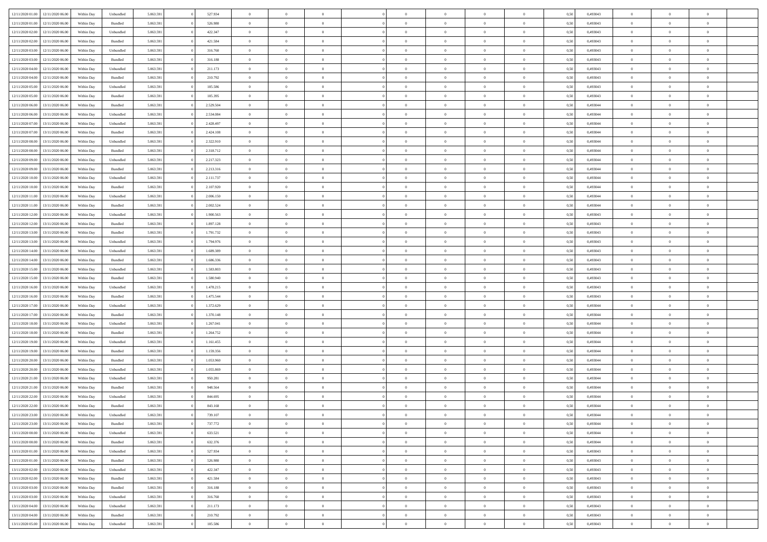| | | | | | | | | | | | | | | | | | | | | |
|---|---|---|---|---|---|---|---|---|---|---|---|---|---|---|---|---|---|---|---|---|
| 12/11/2020 01.00 | 12/11/2020 06.00 | Within Day | Unbundled | 5.063.591 | 0 | 527.934 | 0 | 0 | 0 | | 0 | 0 | 0 | 0 | 0,50 | 0,493043 | 0 | 0 | 0 | |
| 12/11/2020 01.00 | 12/11/2020 06.00 | Within Day | Bundled | 5.063.591 | 0 | 526.980 | 0 | 0 | 0 | | 0 | 0 | 0 | 0 | 0,50 | 0,493043 | 0 | 0 | 0 | |
| 12/11/2020 02.00 | 12/11/2020 06.00 | Within Day | Unbundled | 5.063.591 | 0 | 422.347 | 0 | 0 | 0 | | 0 | 0 | 0 | 0 | 0,50 | 0,493043 | 0 | 0 | 0 | |
| 12/11/2020 02.00 | 12/11/2020 06.00 | Within Day | Bundled | 5.063.591 | 0 | 421.584 | 0 | 0 | 0 | | 0 | 0 | 0 | 0 | 0,50 | 0,493043 | 0 | 0 | 0 | |
| 12/11/2020 03.00 | 12/11/2020 06.00 | Within Day | Unbundled | 5.063.591 | 0 | 316.760 | 0 | 0 | 0 | | 0 | 0 | 0 | 0 | 0,50 | 0,493043 | 0 | 0 | 0 | |
| 12/11/2020 03.00 | 12/11/2020 06.00 | Within Day | Bundled | 5.063.591 | 0 | 316.188 | 0 | 0 | 0 | | 0 | 0 | 0 | 0 | 0,50 | 0,493043 | 0 | 0 | 0 | |
| 12/11/2020 04.00 | 12/11/2020 06.00 | Within Day | Unbundled | 5.063.591 | 0 | 211.173 | 0 | 0 | 0 | | 0 | 0 | 0 | 0 | 0,50 | 0,493043 | 0 | 0 | 0 | |
| 12/11/2020 04.00 | 12/11/2020 06.00 | Within Day | Bundled | 5.063.591 | 0 | 210.792 | 0 | 0 | 0 | | 0 | 0 | 0 | 0 | 0,50 | 0,493043 | 0 | 0 | 0 | |
| 12/11/2020 05.00 | 12/11/2020 06.00 | Within Day | Unbundled | 5.063.591 | 0 | 105.586 | 0 | 0 | 0 | | 0 | 0 | 0 | 0 | 0,50 | 0,493043 | 0 | 0 | 0 | |
| 12/11/2020 05.00 | 12/11/2020 06.00 | Within Day | Bundled | 5.063.591 | 0 | 105.395 | 0 | 0 | 0 | | 0 | 0 | 0 | 0 | 0,50 | 0,493043 | 0 | 0 | 0 | |
| 12/11/2020 06.00 | 13/11/2020 06.00 | Within Day | Bundled | 5.063.591 | 0 | 2.529.504 | 0 | 0 | 0 | | 0 | 0 | 0 | 0 | 0,50 | 0,493044 | 0 | 0 | 0 | |
| 12/11/2020 06.00 | 13/11/2020 06.00 | Within Day | Unbundled | 5.063.591 | 0 | 2.534.084 | 0 | 0 | 0 | | 0 | 0 | 0 | 0 | 0,50 | 0,493044 | 0 | 0 | 0 | |
| 12/11/2020 07.00 | 13/11/2020 06.00 | Within Day | Unbundled | 5.063.591 | 0 | 2.428.497 | 0 | 0 | 0 | | 0 | 0 | 0 | 0 | 0,50 | 0,493044 | 0 | 0 | 0 | |
| 12/11/2020 07.00 | 13/11/2020 06.00 | Within Day | Bundled | 5.063.591 | 0 | 2.424.108 | 0 | 0 | 0 | | 0 | 0 | 0 | 0 | 0,50 | 0,493044 | 0 | 0 | 0 | |
| 12/11/2020 08.00 | 13/11/2020 06.00 | Within Day | Unbundled | 5.063.591 | 0 | 2.322.910 | 0 | 0 | 0 | | 0 | 0 | 0 | 0 | 0,50 | 0,493044 | 0 | 0 | 0 | |
| 12/11/2020 08.00 | 13/11/2020 06.00 | Within Day | Bundled | 5.063.591 | 0 | 2.318.712 | 0 | 0 | 0 | | 0 | 0 | 0 | 0 | 0,50 | 0,493044 | 0 | 0 | 0 | |
| 12/11/2020 09.00 | 13/11/2020 06.00 | Within Day | Unbundled | 5.063.591 | 0 | 2.217.323 | 0 | 0 | 0 | | 0 | 0 | 0 | 0 | 0,50 | 0,493044 | 0 | 0 | 0 | |
| 12/11/2020 09.00 | 13/11/2020 06.00 | Within Day | Bundled | 5.063.591 | 0 | 2.213.316 | 0 | 0 | 0 | | 0 | 0 | 0 | 0 | 0,50 | 0,493044 | 0 | 0 | 0 | |
| 12/11/2020 10.00 | 13/11/2020 06.00 | Within Day | Unbundled | 5.063.591 | 0 | 2.111.737 | 0 | 0 | 0 | | 0 | 0 | 0 | 0 | 0,50 | 0,493044 | 0 | 0 | 0 | |
| 12/11/2020 10.00 | 13/11/2020 06.00 | Within Day | Bundled | 5.063.591 | 0 | 2.107.920 | 0 | 0 | 0 | | 0 | 0 | 0 | 0 | 0,50 | 0,493044 | 0 | 0 | 0 | |
| 12/11/2020 11.00 | 13/11/2020 06.00 | Within Day | Unbundled | 5.063.591 | 0 | 2.006.150 | 0 | 0 | 0 | | 0 | 0 | 0 | 0 | 0,50 | 0,493044 | 0 | 0 | 0 | |
| 12/11/2020 11.00 | 13/11/2020 06.00 | Within Day | Bundled | 5.063.591 | 0 | 2.002.524 | 0 | 0 | 0 | | 0 | 0 | 0 | 0 | 0,50 | 0,493044 | 0 | 0 | 0 | |
| 12/11/2020 12.00 | 13/11/2020 06.00 | Within Day | Unbundled | 5.063.591 | 0 | 1.900.563 | 0 | 0 | 0 | | 0 | 0 | 0 | 0 | 0,50 | 0,493043 | 0 | 0 | 0 | |
| 12/11/2020 12.00 | 13/11/2020 06.00 | Within Day | Bundled | 5.063.591 | 0 | 1.897.128 | 0 | 0 | 0 | | 0 | 0 | 0 | 0 | 0,50 | 0,493043 | 0 | 0 | 0 | |
| 12/11/2020 13.00 | 13/11/2020 06.00 | Within Day | Bundled | 5.063.591 | 0 | 1.791.732 | 0 | 0 | 0 | | 0 | 0 | 0 | 0 | 0,50 | 0,493043 | 0 | 0 | 0 | |
| 12/11/2020 13.00 | 13/11/2020 06.00 | Within Day | Unbundled | 5.063.591 | 0 | 1.794.976 | 0 | 0 | 0 | | 0 | 0 | 0 | 0 | 0,50 | 0,493043 | 0 | 0 | 0 | |
| 12/11/2020 14.00 | 13/11/2020 06.00 | Within Day | Unbundled | 5.063.591 | 0 | 1.689.389 | 0 | 0 | 0 | | 0 | 0 | 0 | 0 | 0,50 | 0,493043 | 0 | 0 | 0 | |
| 12/11/2020 14.00 | 13/11/2020 06.00 | Within Day | Bundled | 5.063.591 | 0 | 1.686.336 | 0 | 0 | 0 | | 0 | 0 | 0 | 0 | 0,50 | 0,493043 | 0 | 0 | 0 | |
| 12/11/2020 15.00 | 13/11/2020 06.00 | Within Day | Unbundled | 5.063.591 | 0 | 1.583.803 | 0 | 0 | 0 | | 0 | 0 | 0 | 0 | 0,50 | 0,493043 | 0 | 0 | 0 | |
| 12/11/2020 15.00 | 13/11/2020 06.00 | Within Day | Bundled | 5.063.591 | 0 | 1.580.940 | 0 | 0 | 0 | | 0 | 0 | 0 | 0 | 0,50 | 0,493043 | 0 | 0 | 0 | |
| 12/11/2020 16.00 | 13/11/2020 06.00 | Within Day | Unbundled | 5.063.591 | 0 | 1.478.215 | 0 | 0 | 0 | | 0 | 0 | 0 | 0 | 0,50 | 0,493043 | 0 | 0 | 0 | |
| 12/11/2020 16.00 | 13/11/2020 06.00 | Within Day | Bundled | 5.063.591 | 0 | 1.475.544 | 0 | 0 | 0 | | 0 | 0 | 0 | 0 | 0,50 | 0,493043 | 0 | 0 | 0 | |
| 12/11/2020 17.00 | 13/11/2020 06.00 | Within Day | Unbundled | 5.063.591 | 0 | 1.372.629 | 0 | 0 | 0 | | 0 | 0 | 0 | 0 | 0,50 | 0,493044 | 0 | 0 | 0 | |
| 12/11/2020 17.00 | 13/11/2020 06.00 | Within Day | Bundled | 5.063.591 | 0 | 1.370.148 | 0 | 0 | 0 | | 0 | 0 | 0 | 0 | 0,50 | 0,493044 | 0 | 0 | 0 | |
| 12/11/2020 18.00 | 13/11/2020 06.00 | Within Day | Unbundled | 5.063.591 | 0 | 1.267.041 | 0 | 0 | 0 | | 0 | 0 | 0 | 0 | 0,50 | 0,493044 | 0 | 0 | 0 | |
| 12/11/2020 18.00 | 13/11/2020 06.00 | Within Day | Bundled | 5.063.591 | 0 | 1.264.752 | 0 | 0 | 0 | | 0 | 0 | 0 | 0 | 0,50 | 0,493044 | 0 | 0 | 0 | |
| 12/11/2020 19.00 | 13/11/2020 06.00 | Within Day | Unbundled | 5.063.591 | 0 | 1.161.455 | 0 | 0 | 0 | | 0 | 0 | 0 | 0 | 0,50 | 0,493044 | 0 | 0 | 0 | |
| 12/11/2020 19.00 | 13/11/2020 06.00 | Within Day | Bundled | 5.063.591 | 0 | 1.159.356 | 0 | 0 | 0 | | 0 | 0 | 0 | 0 | 0,50 | 0,493044 | 0 | 0 | 0 | |
| 12/11/2020 20.00 | 13/11/2020 06.00 | Within Day | Bundled | 5.063.591 | 0 | 1.053.960 | 0 | 0 | 0 | | 0 | 0 | 0 | 0 | 0,50 | 0,493044 | 0 | 0 | 0 | |
| 12/11/2020 20.00 | 13/11/2020 06.00 | Within Day | Unbundled | 5.063.591 | 0 | 1.055.869 | 0 | 0 | 0 | | 0 | 0 | 0 | 0 | 0,50 | 0,493044 | 0 | 0 | 0 | |
| 12/11/2020 21.00 | 13/11/2020 06.00 | Within Day | Unbundled | 5.063.591 | 0 | 950.281 | 0 | 0 | 0 | | 0 | 0 | 0 | 0 | 0,50 | 0,493044 | 0 | 0 | 0 | |
| 12/11/2020 21.00 | 13/11/2020 06.00 | Within Day | Bundled | 5.063.591 | 0 | 948.564 | 0 | 0 | 0 | | 0 | 0 | 0 | 0 | 0,50 | 0,493044 | 0 | 0 | 0 | |
| 12/11/2020 22.00 | 13/11/2020 06.00 | Within Day | Unbundled | 5.063.591 | 0 | 844.695 | 0 | 0 | 0 | | 0 | 0 | 0 | 0 | 0,50 | 0,493044 | 0 | 0 | 0 | |
| 12/11/2020 22.00 | 13/11/2020 06.00 | Within Day | Bundled | 5.063.591 | 0 | 843.168 | 0 | 0 | 0 | | 0 | 0 | 0 | 0 | 0,50 | 0,493044 | 0 | 0 | 0 | |
| 12/11/2020 23.00 | 13/11/2020 06.00 | Within Day | Unbundled | 5.063.591 | 0 | 739.107 | 0 | 0 | 0 | | 0 | 0 | 0 | 0 | 0,50 | 0,493044 | 0 | 0 | 0 | |
| 12/11/2020 23.00 | 13/11/2020 06.00 | Within Day | Bundled | 5.063.591 | 0 | 737.772 | 0 | 0 | 0 | | 0 | 0 | 0 | 0 | 0,50 | 0,493044 | 0 | 0 | 0 | |
| 13/11/2020 00.00 | 13/11/2020 06.00 | Within Day | Unbundled | 5.063.591 | 0 | 633.521 | 0 | 0 | 0 | | 0 | 0 | 0 | 0 | 0,50 | 0,493044 | 0 | 0 | 0 | |
| 13/11/2020 00.00 | 13/11/2020 06.00 | Within Day | Bundled | 5.063.591 | 0 | 632.376 | 0 | 0 | 0 | | 0 | 0 | 0 | 0 | 0,50 | 0,493044 | 0 | 0 | 0 | |
| 13/11/2020 01.00 | 13/11/2020 06.00 | Within Day | Unbundled | 5.063.591 | 0 | 527.934 | 0 | 0 | 0 | | 0 | 0 | 0 | 0 | 0,50 | 0,493043 | 0 | 0 | 0 | |
| 13/11/2020 01.00 | 13/11/2020 06.00 | Within Day | Bundled | 5.063.591 | 0 | 526.980 | 0 | 0 | 0 | | 0 | 0 | 0 | 0 | 0,50 | 0,493043 | 0 | 0 | 0 | |
| 13/11/2020 02.00 | 13/11/2020 06.00 | Within Day | Unbundled | 5.063.591 | 0 | 422.347 | 0 | 0 | 0 | | 0 | 0 | 0 | 0 | 0,50 | 0,493043 | 0 | 0 | 0 | |
| 13/11/2020 02.00 | 13/11/2020 06.00 | Within Day | Bundled | 5.063.591 | 0 | 421.584 | 0 | 0 | 0 | | 0 | 0 | 0 | 0 | 0,50 | 0,493043 | 0 | 0 | 0 | |
| 13/11/2020 03.00 | 13/11/2020 06.00 | Within Day | Bundled | 5.063.591 | 0 | 316.188 | 0 | 0 | 0 | | 0 | 0 | 0 | 0 | 0,50 | 0,493043 | 0 | 0 | 0 | |
| 13/11/2020 03.00 | 13/11/2020 06.00 | Within Day | Unbundled | 5.063.591 | 0 | 316.760 | 0 | 0 | 0 | | 0 | 0 | 0 | 0 | 0,50 | 0,493043 | 0 | 0 | 0 | |
| 13/11/2020 04.00 | 13/11/2020 06.00 | Within Day | Unbundled | 5.063.591 | 0 | 211.173 | 0 | 0 | 0 | | 0 | 0 | 0 | 0 | 0,50 | 0,493043 | 0 | 0 | 0 | |
| 13/11/2020 04.00 | 13/11/2020 06.00 | Within Day | Bundled | 5.063.591 | 0 | 210.792 | 0 | 0 | 0 | | 0 | 0 | 0 | 0 | 0,50 | 0,493043 | 0 | 0 | 0 | |
| 13/11/2020 05.00 | 13/11/2020 06.00 | Within Day | Unbundled | 5.063.591 | 0 | 105.586 | 0 | 0 | 0 | | 0 | 0 | 0 | 0 | 0,50 | 0,493043 | 0 | 0 | 0 | |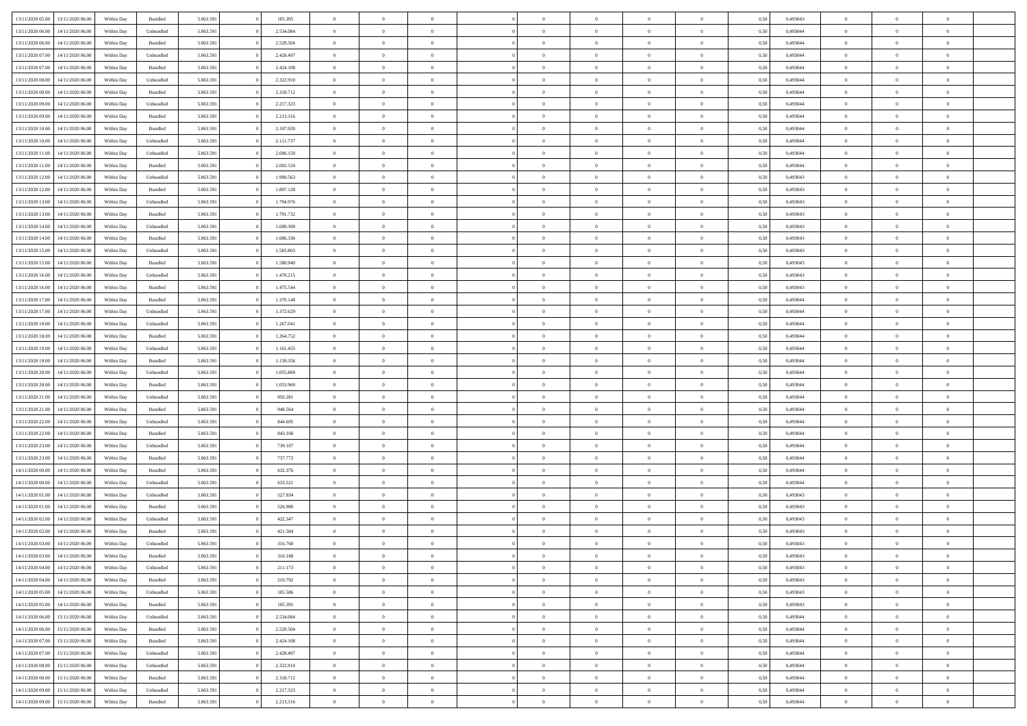| | | | | | | | | | | | | | | | | | | | | |
|---|---|---|---|---|---|---|---|---|---|---|---|---|---|---|---|---|---|---|---|---|
| 13/11/2020 05.00 | 13/11/2020 06.00 | Within Day | Bundled | 5.063.591 | 0 | 105.395 | 0 | 0 | 0 | | 0 | 0 | 0 | 0 | 0,50 | 0,493043 | 0 | 0 | 0 | |
| 13/11/2020 06.00 | 14/11/2020 06.00 | Within Day | Unbundled | 5.063.591 | 0 | 2.534.084 | 0 | 0 | 0 | | 0 | 0 | 0 | 0 | 0,50 | 0,493044 | 0 | 0 | 0 | |
| 13/11/2020 06.00 | 14/11/2020 06.00 | Within Day | Bundled | 5.063.591 | 0 | 2.529.504 | 0 | 0 | 0 | | 0 | 0 | 0 | 0 | 0,50 | 0,493044 | 0 | 0 | 0 | |
| 13/11/2020 07.00 | 14/11/2020 06.00 | Within Day | Unbundled | 5.063.591 | 0 | 2.428.497 | 0 | 0 | 0 | | 0 | 0 | 0 | 0 | 0,50 | 0,493044 | 0 | 0 | 0 | |
| 13/11/2020 07.00 | 14/11/2020 06.00 | Within Day | Bundled | 5.063.591 | 0 | 2.424.108 | 0 | 0 | 0 | | 0 | 0 | 0 | 0 | 0,50 | 0,493044 | 0 | 0 | 0 | |
| 13/11/2020 08.00 | 14/11/2020 06.00 | Within Day | Unbundled | 5.063.591 | 0 | 2.322.910 | 0 | 0 | 0 | | 0 | 0 | 0 | 0 | 0,50 | 0,493044 | 0 | 0 | 0 | |
| 13/11/2020 08.00 | 14/11/2020 06.00 | Within Day | Bundled | 5.063.591 | 0 | 2.318.712 | 0 | 0 | 0 | | 0 | 0 | 0 | 0 | 0,50 | 0,493044 | 0 | 0 | 0 | |
| 13/11/2020 09.00 | 14/11/2020 06.00 | Within Day | Unbundled | 5.063.591 | 0 | 2.217.323 | 0 | 0 | 0 | | 0 | 0 | 0 | 0 | 0,50 | 0,493044 | 0 | 0 | 0 | |
| 13/11/2020 09.00 | 14/11/2020 06.00 | Within Day | Bundled | 5.063.591 | 0 | 2.213.316 | 0 | 0 | 0 | | 0 | 0 | 0 | 0 | 0,50 | 0,493044 | 0 | 0 | 0 | |
| 13/11/2020 10.00 | 14/11/2020 06.00 | Within Day | Bundled | 5.063.591 | 0 | 2.107.920 | 0 | 0 | 0 | | 0 | 0 | 0 | 0 | 0,50 | 0,493044 | 0 | 0 | 0 | |
| 13/11/2020 10.00 | 14/11/2020 06.00 | Within Day | Unbundled | 5.063.591 | 0 | 2.111.737 | 0 | 0 | 0 | | 0 | 0 | 0 | 0 | 0,50 | 0,493044 | 0 | 0 | 0 | |
| 13/11/2020 11.00 | 14/11/2020 06.00 | Within Day | Unbundled | 5.063.591 | 0 | 2.006.150 | 0 | 0 | 0 | | 0 | 0 | 0 | 0 | 0,50 | 0,493044 | 0 | 0 | 0 | |
| 13/11/2020 11.00 | 14/11/2020 06.00 | Within Day | Bundled | 5.063.591 | 0 | 2.002.524 | 0 | 0 | 0 | | 0 | 0 | 0 | 0 | 0,50 | 0,493044 | 0 | 0 | 0 | |
| 13/11/2020 12.00 | 14/11/2020 06.00 | Within Day | Unbundled | 5.063.591 | 0 | 1.900.563 | 0 | 0 | 0 | | 0 | 0 | 0 | 0 | 0,50 | 0,493043 | 0 | 0 | 0 | |
| 13/11/2020 12.00 | 14/11/2020 06.00 | Within Day | Bundled | 5.063.591 | 0 | 1.897.128 | 0 | 0 | 0 | | 0 | 0 | 0 | 0 | 0,50 | 0,493043 | 0 | 0 | 0 | |
| 13/11/2020 13.00 | 14/11/2020 06.00 | Within Day | Unbundled | 5.063.591 | 0 | 1.794.976 | 0 | 0 | 0 | | 0 | 0 | 0 | 0 | 0,50 | 0,493043 | 0 | 0 | 0 | |
| 13/11/2020 13.00 | 14/11/2020 06.00 | Within Day | Bundled | 5.063.591 | 0 | 1.791.732 | 0 | 0 | 0 | | 0 | 0 | 0 | 0 | 0,50 | 0,493043 | 0 | 0 | 0 | |
| 13/11/2020 14.00 | 14/11/2020 06.00 | Within Day | Unbundled | 5.063.591 | 0 | 1.689.389 | 0 | 0 | 0 | | 0 | 0 | 0 | 0 | 0,50 | 0,493043 | 0 | 0 | 0 | |
| 13/11/2020 14.00 | 14/11/2020 06.00 | Within Day | Bundled | 5.063.591 | 0 | 1.686.336 | 0 | 0 | 0 | | 0 | 0 | 0 | 0 | 0,50 | 0,493043 | 0 | 0 | 0 | |
| 13/11/2020 15.00 | 14/11/2020 06.00 | Within Day | Unbundled | 5.063.591 | 0 | 1.583.803 | 0 | 0 | 0 | | 0 | 0 | 0 | 0 | 0,50 | 0,493043 | 0 | 0 | 0 | |
| 13/11/2020 15.00 | 14/11/2020 06.00 | Within Day | Bundled | 5.063.591 | 0 | 1.580.940 | 0 | 0 | 0 | | 0 | 0 | 0 | 0 | 0,50 | 0,493043 | 0 | 0 | 0 | |
| 13/11/2020 16.00 | 14/11/2020 06.00 | Within Day | Unbundled | 5.063.591 | 0 | 1.478.215 | 0 | 0 | 0 | | 0 | 0 | 0 | 0 | 0,50 | 0,493043 | 0 | 0 | 0 | |
| 13/11/2020 16.00 | 14/11/2020 06.00 | Within Day | Bundled | 5.063.591 | 0 | 1.475.544 | 0 | 0 | 0 | | 0 | 0 | 0 | 0 | 0,50 | 0,493043 | 0 | 0 | 0 | |
| 13/11/2020 17.00 | 14/11/2020 06.00 | Within Day | Bundled | 5.063.591 | 0 | 1.370.148 | 0 | 0 | 0 | | 0 | 0 | 0 | 0 | 0,50 | 0,493044 | 0 | 0 | 0 | |
| 13/11/2020 17.00 | 14/11/2020 06.00 | Within Day | Unbundled | 5.063.591 | 0 | 1.372.629 | 0 | 0 | 0 | | 0 | 0 | 0 | 0 | 0,50 | 0,493044 | 0 | 0 | 0 | |
| 13/11/2020 18.00 | 14/11/2020 06.00 | Within Day | Unbundled | 5.063.591 | 0 | 1.267.041 | 0 | 0 | 0 | | 0 | 0 | 0 | 0 | 0,50 | 0,493044 | 0 | 0 | 0 | |
| 13/11/2020 18.00 | 14/11/2020 06.00 | Within Day | Bundled | 5.063.591 | 0 | 1.264.752 | 0 | 0 | 0 | | 0 | 0 | 0 | 0 | 0,50 | 0,493044 | 0 | 0 | 0 | |
| 13/11/2020 19.00 | 14/11/2020 06.00 | Within Day | Unbundled | 5.063.591 | 0 | 1.161.455 | 0 | 0 | 0 | | 0 | 0 | 0 | 0 | 0,50 | 0,493044 | 0 | 0 | 0 | |
| 13/11/2020 19.00 | 14/11/2020 06.00 | Within Day | Bundled | 5.063.591 | 0 | 1.159.356 | 0 | 0 | 0 | | 0 | 0 | 0 | 0 | 0,50 | 0,493044 | 0 | 0 | 0 | |
| 13/11/2020 20.00 | 14/11/2020 06.00 | Within Day | Unbundled | 5.063.591 | 0 | 1.055.869 | 0 | 0 | 0 | | 0 | 0 | 0 | 0 | 0,50 | 0,493044 | 0 | 0 | 0 | |
| 13/11/2020 20.00 | 14/11/2020 06.00 | Within Day | Bundled | 5.063.591 | 0 | 1.053.960 | 0 | 0 | 0 | | 0 | 0 | 0 | 0 | 0,50 | 0,493044 | 0 | 0 | 0 | |
| 13/11/2020 21.00 | 14/11/2020 06.00 | Within Day | Unbundled | 5.063.591 | 0 | 950.281 | 0 | 0 | 0 | | 0 | 0 | 0 | 0 | 0,50 | 0,493044 | 0 | 0 | 0 | |
| 13/11/2020 21.00 | 14/11/2020 06.00 | Within Day | Bundled | 5.063.591 | 0 | 948.564 | 0 | 0 | 0 | | 0 | 0 | 0 | 0 | 0,50 | 0,493044 | 0 | 0 | 0 | |
| 13/11/2020 22.00 | 14/11/2020 06.00 | Within Day | Unbundled | 5.063.591 | 0 | 844.695 | 0 | 0 | 0 | | 0 | 0 | 0 | 0 | 0,50 | 0,493044 | 0 | 0 | 0 | |
| 13/11/2020 22.00 | 14/11/2020 06.00 | Within Day | Bundled | 5.063.591 | 0 | 843.168 | 0 | 0 | 0 | | 0 | 0 | 0 | 0 | 0,50 | 0,493044 | 0 | 0 | 0 | |
| 13/11/2020 23.00 | 14/11/2020 06.00 | Within Day | Unbundled | 5.063.591 | 0 | 739.107 | 0 | 0 | 0 | | 0 | 0 | 0 | 0 | 0,50 | 0,493044 | 0 | 0 | 0 | |
| 13/11/2020 23.00 | 14/11/2020 06.00 | Within Day | Bundled | 5.063.591 | 0 | 737.772 | 0 | 0 | 0 | | 0 | 0 | 0 | 0 | 0,50 | 0,493044 | 0 | 0 | 0 | |
| 14/11/2020 00.00 | 14/11/2020 06.00 | Within Day | Bundled | 5.063.591 | 0 | 632.376 | 0 | 0 | 0 | | 0 | 0 | 0 | 0 | 0,50 | 0,493044 | 0 | 0 | 0 | |
| 14/11/2020 00.00 | 14/11/2020 06.00 | Within Day | Unbundled | 5.063.591 | 0 | 633.521 | 0 | 0 | 0 | | 0 | 0 | 0 | 0 | 0,50 | 0,493044 | 0 | 0 | 0 | |
| 14/11/2020 01.00 | 14/11/2020 06.00 | Within Day | Unbundled | 5.063.591 | 0 | 527.934 | 0 | 0 | 0 | | 0 | 0 | 0 | 0 | 0,50 | 0,493043 | 0 | 0 | 0 | |
| 14/11/2020 01.00 | 14/11/2020 06.00 | Within Day | Bundled | 5.063.591 | 0 | 526.980 | 0 | 0 | 0 | | 0 | 0 | 0 | 0 | 0,50 | 0,493043 | 0 | 0 | 0 | |
| 14/11/2020 02.00 | 14/11/2020 06.00 | Within Day | Unbundled | 5.063.591 | 0 | 422.347 | 0 | 0 | 0 | | 0 | 0 | 0 | 0 | 0,50 | 0,493043 | 0 | 0 | 0 | |
| 14/11/2020 02.00 | 14/11/2020 06.00 | Within Day | Bundled | 5.063.591 | 0 | 421.584 | 0 | 0 | 0 | | 0 | 0 | 0 | 0 | 0,50 | 0,493043 | 0 | 0 | 0 | |
| 14/11/2020 03.00 | 14/11/2020 06.00 | Within Day | Unbundled | 5.063.591 | 0 | 316.760 | 0 | 0 | 0 | | 0 | 0 | 0 | 0 | 0,50 | 0,493043 | 0 | 0 | 0 | |
| 14/11/2020 03.00 | 14/11/2020 06.00 | Within Day | Bundled | 5.063.591 | 0 | 316.188 | 0 | 0 | 0 | | 0 | 0 | 0 | 0 | 0,50 | 0,493043 | 0 | 0 | 0 | |
| 14/11/2020 04.00 | 14/11/2020 06.00 | Within Day | Unbundled | 5.063.591 | 0 | 211.173 | 0 | 0 | 0 | | 0 | 0 | 0 | 0 | 0,50 | 0,493043 | 0 | 0 | 0 | |
| 14/11/2020 04.00 | 14/11/2020 06.00 | Within Day | Bundled | 5.063.591 | 0 | 210.792 | 0 | 0 | 0 | | 0 | 0 | 0 | 0 | 0,50 | 0,493043 | 0 | 0 | 0 | |
| 14/11/2020 05.00 | 14/11/2020 06.00 | Within Day | Unbundled | 5.063.591 | 0 | 105.586 | 0 | 0 | 0 | | 0 | 0 | 0 | 0 | 0,50 | 0,493043 | 0 | 0 | 0 | |
| 14/11/2020 05.00 | 14/11/2020 06.00 | Within Day | Bundled | 5.063.591 | 0 | 105.395 | 0 | 0 | 0 | | 0 | 0 | 0 | 0 | 0,50 | 0,493043 | 0 | 0 | 0 | |
| 14/11/2020 06.00 | 15/11/2020 06.00 | Within Day | Unbundled | 5.063.591 | 0 | 2.534.084 | 0 | 0 | 0 | | 0 | 0 | 0 | 0 | 0,50 | 0,493044 | 0 | 0 | 0 | |
| 14/11/2020 06.00 | 15/11/2020 06.00 | Within Day | Bundled | 5.063.591 | 0 | 2.529.504 | 0 | 0 | 0 | | 0 | 0 | 0 | 0 | 0,50 | 0,493044 | 0 | 0 | 0 | |
| 14/11/2020 07.00 | 15/11/2020 06.00 | Within Day | Bundled | 5.063.591 | 0 | 2.424.108 | 0 | 0 | 0 | | 0 | 0 | 0 | 0 | 0,50 | 0,493044 | 0 | 0 | 0 | |
| 14/11/2020 07.00 | 15/11/2020 06.00 | Within Day | Unbundled | 5.063.591 | 0 | 2.428.497 | 0 | 0 | 0 | | 0 | 0 | 0 | 0 | 0,50 | 0,493044 | 0 | 0 | 0 | |
| 14/11/2020 08.00 | 15/11/2020 06.00 | Within Day | Unbundled | 5.063.591 | 0 | 2.322.910 | 0 | 0 | 0 | | 0 | 0 | 0 | 0 | 0,50 | 0,493044 | 0 | 0 | 0 | |
| 14/11/2020 08.00 | 15/11/2020 06.00 | Within Day | Bundled | 5.063.591 | 0 | 2.318.712 | 0 | 0 | 0 | | 0 | 0 | 0 | 0 | 0,50 | 0,493044 | 0 | 0 | 0 | |
| 14/11/2020 09.00 | 15/11/2020 06.00 | Within Day | Unbundled | 5.063.591 | 0 | 2.217.323 | 0 | 0 | 0 | | 0 | 0 | 0 | 0 | 0,50 | 0,493044 | 0 | 0 | 0 | |
| 14/11/2020 09.00 | 15/11/2020 06.00 | Within Day | Bundled | 5.063.591 | 0 | 2.213.316 | 0 | 0 | 0 | | 0 | 0 | 0 | 0 | 0,50 | 0,493044 | 0 | 0 | 0 | |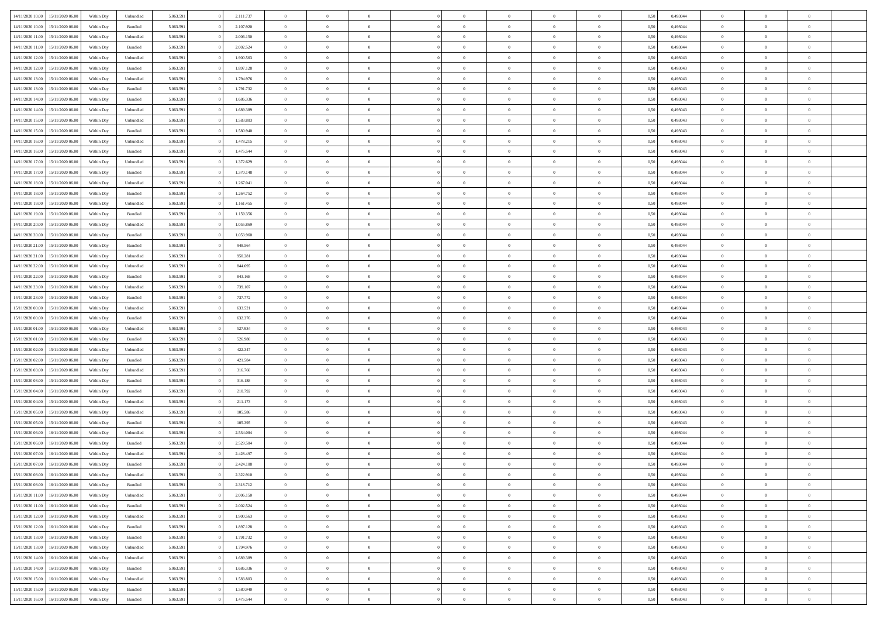| | | | | | | | | | | | | | | | | | | | | | |
|---|---|---|---|---|---|---|---|---|---|---|---|---|---|---|---|---|---|---|---|---|---|
| 14/11/2020 10:00 | 15/11/2020 06:00 | Within Day | Unbundled | 5.063.591 | 0 | 2.111.737 | 0 | 0 | 0 | | 0 | 0 | 0 | 0 | 0,50 | 0,493044 | 0 | 0 | 0 | |
| 14/11/2020 10:00 | 15/11/2020 06:00 | Within Day | Bundled | 5.063.591 | 0 | 2.107.920 | 0 | 0 | 0 | | 0 | 0 | 0 | 0 | 0,50 | 0,493044 | 0 | 0 | 0 | |
| 14/11/2020 11:00 | 15/11/2020 06:00 | Within Day | Unbundled | 5.063.591 | 0 | 2.006.150 | 0 | 0 | 0 | | 0 | 0 | 0 | 0 | 0,50 | 0,493044 | 0 | 0 | 0 | |
| 14/11/2020 11:00 | 15/11/2020 06:00 | Within Day | Bundled | 5.063.591 | 0 | 2.002.524 | 0 | 0 | 0 | | 0 | 0 | 0 | 0 | 0,50 | 0,493044 | 0 | 0 | 0 | |
| 14/11/2020 12:00 | 15/11/2020 06:00 | Within Day | Unbundled | 5.063.591 | 0 | 1.900.563 | 0 | 0 | 0 | | 0 | 0 | 0 | 0 | 0,50 | 0,493043 | 0 | 0 | 0 | |
| 14/11/2020 12:00 | 15/11/2020 06:00 | Within Day | Bundled | 5.063.591 | 0 | 1.897.128 | 0 | 0 | 0 | | 0 | 0 | 0 | 0 | 0,50 | 0,493043 | 0 | 0 | 0 | |
| 14/11/2020 13:00 | 15/11/2020 06:00 | Within Day | Unbundled | 5.063.591 | 0 | 1.794.976 | 0 | 0 | 0 | | 0 | 0 | 0 | 0 | 0,50 | 0,493043 | 0 | 0 | 0 | |
| 14/11/2020 13:00 | 15/11/2020 06:00 | Within Day | Bundled | 5.063.591 | 0 | 1.791.732 | 0 | 0 | 0 | | 0 | 0 | 0 | 0 | 0,50 | 0,493043 | 0 | 0 | 0 | |
| 14/11/2020 14:00 | 15/11/2020 06:00 | Within Day | Bundled | 5.063.591 | 0 | 1.686.336 | 0 | 0 | 0 | | 0 | 0 | 0 | 0 | 0,50 | 0,493043 | 0 | 0 | 0 | |
| 14/11/2020 14:00 | 15/11/2020 06:00 | Within Day | Unbundled | 5.063.591 | 0 | 1.689.389 | 0 | 0 | 0 | | 0 | 0 | 0 | 0 | 0,50 | 0,493043 | 0 | 0 | 0 | |
| 14/11/2020 15:00 | 15/11/2020 06:00 | Within Day | Unbundled | 5.063.591 | 0 | 1.583.803 | 0 | 0 | 0 | | 0 | 0 | 0 | 0 | 0,50 | 0,493043 | 0 | 0 | 0 | |
| 14/11/2020 15:00 | 15/11/2020 06:00 | Within Day | Bundled | 5.063.591 | 0 | 1.580.940 | 0 | 0 | 0 | | 0 | 0 | 0 | 0 | 0,50 | 0,493043 | 0 | 0 | 0 | |
| 14/11/2020 16:00 | 15/11/2020 06:00 | Within Day | Unbundled | 5.063.591 | 0 | 1.478.215 | 0 | 0 | 0 | | 0 | 0 | 0 | 0 | 0,50 | 0,493043 | 0 | 0 | 0 | |
| 14/11/2020 16:00 | 15/11/2020 06:00 | Within Day | Bundled | 5.063.591 | 0 | 1.475.544 | 0 | 0 | 0 | | 0 | 0 | 0 | 0 | 0,50 | 0,493043 | 0 | 0 | 0 | |
| 14/11/2020 17:00 | 15/11/2020 06:00 | Within Day | Unbundled | 5.063.591 | 0 | 1.372.629 | 0 | 0 | 0 | | 0 | 0 | 0 | 0 | 0,50 | 0,493044 | 0 | 0 | 0 | |
| 14/11/2020 17:00 | 15/11/2020 06:00 | Within Day | Bundled | 5.063.591 | 0 | 1.370.148 | 0 | 0 | 0 | | 0 | 0 | 0 | 0 | 0,50 | 0,493044 | 0 | 0 | 0 | |
| 14/11/2020 18:00 | 15/11/2020 06:00 | Within Day | Unbundled | 5.063.591 | 0 | 1.267.041 | 0 | 0 | 0 | | 0 | 0 | 0 | 0 | 0,50 | 0,493044 | 0 | 0 | 0 | |
| 14/11/2020 18:00 | 15/11/2020 06:00 | Within Day | Bundled | 5.063.591 | 0 | 1.264.752 | 0 | 0 | 0 | | 0 | 0 | 0 | 0 | 0,50 | 0,493044 | 0 | 0 | 0 | |
| 14/11/2020 19:00 | 15/11/2020 06:00 | Within Day | Unbundled | 5.063.591 | 0 | 1.161.455 | 0 | 0 | 0 | | 0 | 0 | 0 | 0 | 0,50 | 0,493044 | 0 | 0 | 0 | |
| 14/11/2020 19:00 | 15/11/2020 06:00 | Within Day | Bundled | 5.063.591 | 0 | 1.159.356 | 0 | 0 | 0 | | 0 | 0 | 0 | 0 | 0,50 | 0,493044 | 0 | 0 | 0 | |
| 14/11/2020 20:00 | 15/11/2020 06:00 | Within Day | Unbundled | 5.063.591 | 0 | 1.055.869 | 0 | 0 | 0 | | 0 | 0 | 0 | 0 | 0,50 | 0,493044 | 0 | 0 | 0 | |
| 14/11/2020 20:00 | 15/11/2020 06:00 | Within Day | Bundled | 5.063.591 | 0 | 1.053.960 | 0 | 0 | 0 | | 0 | 0 | 0 | 0 | 0,50 | 0,493044 | 0 | 0 | 0 | |
| 14/11/2020 21:00 | 15/11/2020 06:00 | Within Day | Bundled | 5.063.591 | 0 | 948.564 | 0 | 0 | 0 | | 0 | 0 | 0 | 0 | 0,50 | 0,493044 | 0 | 0 | 0 | |
| 14/11/2020 21:00 | 15/11/2020 06:00 | Within Day | Unbundled | 5.063.591 | 0 | 950.281 | 0 | 0 | 0 | | 0 | 0 | 0 | 0 | 0,50 | 0,493044 | 0 | 0 | 0 | |
| 14/11/2020 22:00 | 15/11/2020 06:00 | Within Day | Unbundled | 5.063.591 | 0 | 844.695 | 0 | 0 | 0 | | 0 | 0 | 0 | 0 | 0,50 | 0,493044 | 0 | 0 | 0 | |
| 14/11/2020 22:00 | 15/11/2020 06:00 | Within Day | Bundled | 5.063.591 | 0 | 843.168 | 0 | 0 | 0 | | 0 | 0 | 0 | 0 | 0,50 | 0,493044 | 0 | 0 | 0 | |
| 14/11/2020 23:00 | 15/11/2020 06:00 | Within Day | Unbundled | 5.063.591 | 0 | 739.107 | 0 | 0 | 0 | | 0 | 0 | 0 | 0 | 0,50 | 0,493044 | 0 | 0 | 0 | |
| 14/11/2020 23:00 | 15/11/2020 06:00 | Within Day | Bundled | 5.063.591 | 0 | 737.772 | 0 | 0 | 0 | | 0 | 0 | 0 | 0 | 0,50 | 0,493044 | 0 | 0 | 0 | |
| 15/11/2020 00:00 | 15/11/2020 06:00 | Within Day | Unbundled | 5.063.591 | 0 | 633.521 | 0 | 0 | 0 | | 0 | 0 | 0 | 0 | 0,50 | 0,493044 | 0 | 0 | 0 | |
| 15/11/2020 00:00 | 15/11/2020 06:00 | Within Day | Bundled | 5.063.591 | 0 | 632.376 | 0 | 0 | 0 | | 0 | 0 | 0 | 0 | 0,50 | 0,493044 | 0 | 0 | 0 | |
| 15/11/2020 01:00 | 15/11/2020 06:00 | Within Day | Unbundled | 5.063.591 | 0 | 527.934 | 0 | 0 | 0 | | 0 | 0 | 0 | 0 | 0,50 | 0,493043 | 0 | 0 | 0 | |
| 15/11/2020 01:00 | 15/11/2020 06:00 | Within Day | Bundled | 5.063.591 | 0 | 526.980 | 0 | 0 | 0 | | 0 | 0 | 0 | 0 | 0,50 | 0,493043 | 0 | 0 | 0 | |
| 15/11/2020 02:00 | 15/11/2020 06:00 | Within Day | Unbundled | 5.063.591 | 0 | 422.347 | 0 | 0 | 0 | | 0 | 0 | 0 | 0 | 0,50 | 0,493043 | 0 | 0 | 0 | |
| 15/11/2020 02:00 | 15/11/2020 06:00 | Within Day | Bundled | 5.063.591 | 0 | 421.584 | 0 | 0 | 0 | | 0 | 0 | 0 | 0 | 0,50 | 0,493043 | 0 | 0 | 0 | |
| 15/11/2020 03:00 | 15/11/2020 06:00 | Within Day | Unbundled | 5.063.591 | 0 | 316.760 | 0 | 0 | 0 | | 0 | 0 | 0 | 0 | 0,50 | 0,493043 | 0 | 0 | 0 | |
| 15/11/2020 03:00 | 15/11/2020 06:00 | Within Day | Bundled | 5.063.591 | 0 | 316.188 | 0 | 0 | 0 | | 0 | 0 | 0 | 0 | 0,50 | 0,493043 | 0 | 0 | 0 | |
| 15/11/2020 04:00 | 15/11/2020 06:00 | Within Day | Bundled | 5.063.591 | 0 | 210.792 | 0 | 0 | 0 | | 0 | 0 | 0 | 0 | 0,50 | 0,493043 | 0 | 0 | 0 | |
| 15/11/2020 04:00 | 15/11/2020 06:00 | Within Day | Unbundled | 5.063.591 | 0 | 211.173 | 0 | 0 | 0 | | 0 | 0 | 0 | 0 | 0,50 | 0,493043 | 0 | 0 | 0 | |
| 15/11/2020 05:00 | 15/11/2020 06:00 | Within Day | Unbundled | 5.063.591 | 0 | 105.586 | 0 | 0 | 0 | | 0 | 0 | 0 | 0 | 0,50 | 0,493043 | 0 | 0 | 0 | |
| 15/11/2020 05:00 | 15/11/2020 06:00 | Within Day | Bundled | 5.063.591 | 0 | 105.395 | 0 | 0 | 0 | | 0 | 0 | 0 | 0 | 0,50 | 0,493043 | 0 | 0 | 0 | |
| 15/11/2020 06:00 | 16/11/2020 06:00 | Within Day | Unbundled | 5.063.591 | 0 | 2.534.084 | 0 | 0 | 0 | | 0 | 0 | 0 | 0 | 0,50 | 0,493044 | 0 | 0 | 0 | |
| 15/11/2020 06:00 | 16/11/2020 06:00 | Within Day | Bundled | 5.063.591 | 0 | 2.529.504 | 0 | 0 | 0 | | 0 | 0 | 0 | 0 | 0,50 | 0,493044 | 0 | 0 | 0 | |
| 15/11/2020 07:00 | 16/11/2020 06:00 | Within Day | Unbundled | 5.063.591 | 0 | 2.428.497 | 0 | 0 | 0 | | 0 | 0 | 0 | 0 | 0,50 | 0,493044 | 0 | 0 | 0 | |
| 15/11/2020 07:00 | 16/11/2020 06:00 | Within Day | Bundled | 5.063.591 | 0 | 2.424.108 | 0 | 0 | 0 | | 0 | 0 | 0 | 0 | 0,50 | 0,493044 | 0 | 0 | 0 | |
| 15/11/2020 08:00 | 16/11/2020 06:00 | Within Day | Unbundled | 5.063.591 | 0 | 2.322.910 | 0 | 0 | 0 | | 0 | 0 | 0 | 0 | 0,50 | 0,493044 | 0 | 0 | 0 | |
| 15/11/2020 08:00 | 16/11/2020 06:00 | Within Day | Bundled | 5.063.591 | 0 | 2.318.712 | 0 | 0 | 0 | | 0 | 0 | 0 | 0 | 0,50 | 0,493044 | 0 | 0 | 0 | |
| 15/11/2020 11:00 | 16/11/2020 06:00 | Within Day | Unbundled | 5.063.591 | 0 | 2.006.150 | 0 | 0 | 0 | | 0 | 0 | 0 | 0 | 0,50 | 0,493044 | 0 | 0 | 0 | |
| 15/11/2020 11:00 | 16/11/2020 06:00 | Within Day | Bundled | 5.063.591 | 0 | 2.002.524 | 0 | 0 | 0 | | 0 | 0 | 0 | 0 | 0,50 | 0,493044 | 0 | 0 | 0 | |
| 15/11/2020 12:00 | 16/11/2020 06:00 | Within Day | Unbundled | 5.063.591 | 0 | 1.900.563 | 0 | 0 | 0 | | 0 | 0 | 0 | 0 | 0,50 | 0,493043 | 0 | 0 | 0 | |
| 15/11/2020 12:00 | 16/11/2020 06:00 | Within Day | Bundled | 5.063.591 | 0 | 1.897.128 | 0 | 0 | 0 | | 0 | 0 | 0 | 0 | 0,50 | 0,493043 | 0 | 0 | 0 | |
| 15/11/2020 13:00 | 16/11/2020 06:00 | Within Day | Bundled | 5.063.591 | 0 | 1.791.732 | 0 | 0 | 0 | | 0 | 0 | 0 | 0 | 0,50 | 0,493043 | 0 | 0 | 0 | |
| 15/11/2020 13:00 | 16/11/2020 06:00 | Within Day | Unbundled | 5.063.591 | 0 | 1.794.976 | 0 | 0 | 0 | | 0 | 0 | 0 | 0 | 0,50 | 0,493043 | 0 | 0 | 0 | |
| 15/11/2020 14:00 | 16/11/2020 06:00 | Within Day | Unbundled | 5.063.591 | 0 | 1.689.389 | 0 | 0 | 0 | | 0 | 0 | 0 | 0 | 0,50 | 0,493043 | 0 | 0 | 0 | |
| 15/11/2020 14:00 | 16/11/2020 06:00 | Within Day | Bundled | 5.063.591 | 0 | 1.686.336 | 0 | 0 | 0 | | 0 | 0 | 0 | 0 | 0,50 | 0,493043 | 0 | 0 | 0 | |
| 15/11/2020 15:00 | 16/11/2020 06:00 | Within Day | Unbundled | 5.063.591 | 0 | 1.583.803 | 0 | 0 | 0 | | 0 | 0 | 0 | 0 | 0,50 | 0,493043 | 0 | 0 | 0 | |
| 15/11/2020 15:00 | 16/11/2020 06:00 | Within Day | Bundled | 5.063.591 | 0 | 1.580.940 | 0 | 0 | 0 | | 0 | 0 | 0 | 0 | 0,50 | 0,493043 | 0 | 0 | 0 | |
| 15/11/2020 16:00 | 16/11/2020 06:00 | Within Day | Bundled | 5.063.591 | 0 | 1.475.544 | 0 | 0 | 0 | | 0 | 0 | 0 | 0 | 0,50 | 0,493043 | 0 | 0 | 0 | |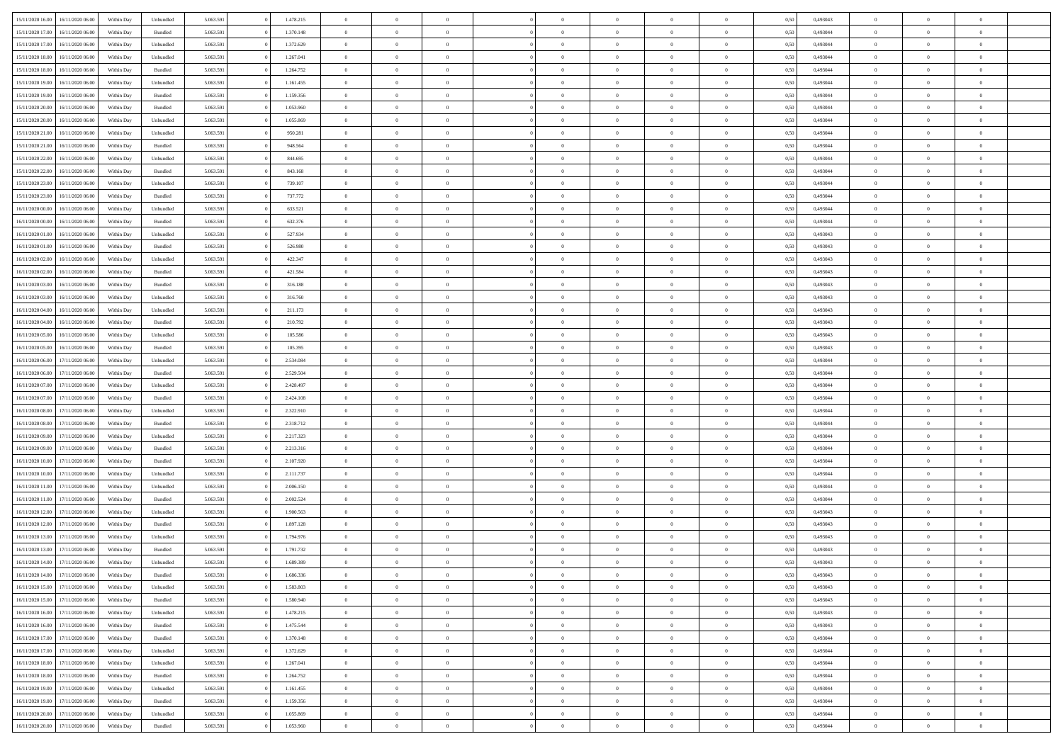| 15/11/2020 16:00 | 16/11/2020 06:00 | Within Day | Unbundled | 5.063.591 | 0 | 1.478.215 | 0 | 0 | 0 | | 0 | 0 | 0 | 0 | 0,50 | 0,493043 | 0 | 0 | 0 | |
|---|---|---|---|---|---|---|---|---|---|---|---|---|---|---|---|---|---|---|---|---|
| 15/11/2020 17:00 | 16/11/2020 06:00 | Within Day | Bundled | 5.063.591 | 0 | 1.370.148 | 0 | 0 | 0 | | 0 | 0 | 0 | 0 | 0,50 | 0,493044 | 0 | 0 | 0 | |
| 15/11/2020 17:00 | 16/11/2020 06:00 | Within Day | Unbundled | 5.063.591 | 0 | 1.372.629 | 0 | 0 | 0 | | 0 | 0 | 0 | 0 | 0,50 | 0,493044 | 0 | 0 | 0 | |
| 15/11/2020 18:00 | 16/11/2020 06:00 | Within Day | Unbundled | 5.063.591 | 0 | 1.267.041 | 0 | 0 | 0 | | 0 | 0 | 0 | 0 | 0,50 | 0,493044 | 0 | 0 | 0 | |
| 15/11/2020 18:00 | 16/11/2020 06:00 | Within Day | Bundled | 5.063.591 | 0 | 1.264.752 | 0 | 0 | 0 | | 0 | 0 | 0 | 0 | 0,50 | 0,493044 | 0 | 0 | 0 | |
| 15/11/2020 19:00 | 16/11/2020 06:00 | Within Day | Unbundled | 5.063.591 | 0 | 1.161.455 | 0 | 0 | 0 | | 0 | 0 | 0 | 0 | 0,50 | 0,493044 | 0 | 0 | 0 | |
| 15/11/2020 19:00 | 16/11/2020 06:00 | Within Day | Bundled | 5.063.591 | 0 | 1.159.356 | 0 | 0 | 0 | | 0 | 0 | 0 | 0 | 0,50 | 0,493044 | 0 | 0 | 0 | |
| 15/11/2020 20:00 | 16/11/2020 06:00 | Within Day | Bundled | 5.063.591 | 0 | 1.053.960 | 0 | 0 | 0 | | 0 | 0 | 0 | 0 | 0,50 | 0,493044 | 0 | 0 | 0 | |
| 15/11/2020 20:00 | 16/11/2020 06:00 | Within Day | Unbundled | 5.063.591 | 0 | 1.055.869 | 0 | 0 | 0 | | 0 | 0 | 0 | 0 | 0,50 | 0,493044 | 0 | 0 | 0 | |
| 15/11/2020 21:00 | 16/11/2020 06:00 | Within Day | Unbundled | 5.063.591 | 0 | 950.281 | 0 | 0 | 0 | | 0 | 0 | 0 | 0 | 0,50 | 0,493044 | 0 | 0 | 0 | |
| 15/11/2020 21:00 | 16/11/2020 06:00 | Within Day | Bundled | 5.063.591 | 0 | 948.564 | 0 | 0 | 0 | | 0 | 0 | 0 | 0 | 0,50 | 0,493044 | 0 | 0 | 0 | |
| 15/11/2020 22:00 | 16/11/2020 06:00 | Within Day | Unbundled | 5.063.591 | 0 | 844.695 | 0 | 0 | 0 | | 0 | 0 | 0 | 0 | 0,50 | 0,493044 | 0 | 0 | 0 | |
| 15/11/2020 22:00 | 16/11/2020 06:00 | Within Day | Bundled | 5.063.591 | 0 | 843.168 | 0 | 0 | 0 | | 0 | 0 | 0 | 0 | 0,50 | 0,493044 | 0 | 0 | 0 | |
| 15/11/2020 23:00 | 16/11/2020 06:00 | Within Day | Unbundled | 5.063.591 | 0 | 739.107 | 0 | 0 | 0 | | 0 | 0 | 0 | 0 | 0,50 | 0,493044 | 0 | 0 | 0 | |
| 15/11/2020 23:00 | 16/11/2020 06:00 | Within Day | Bundled | 5.063.591 | 0 | 737.772 | 0 | 0 | 0 | | 0 | 0 | 0 | 0 | 0,50 | 0,493044 | 0 | 0 | 0 | |
| 16/11/2020 00:00 | 16/11/2020 06:00 | Within Day | Unbundled | 5.063.591 | 0 | 633.521 | 0 | 0 | 0 | | 0 | 0 | 0 | 0 | 0,50 | 0,493044 | 0 | 0 | 0 | |
| 16/11/2020 00:00 | 16/11/2020 06:00 | Within Day | Bundled | 5.063.591 | 0 | 632.376 | 0 | 0 | 0 | | 0 | 0 | 0 | 0 | 0,50 | 0,493044 | 0 | 0 | 0 | |
| 16/11/2020 01:00 | 16/11/2020 06:00 | Within Day | Unbundled | 5.063.591 | 0 | 527.934 | 0 | 0 | 0 | | 0 | 0 | 0 | 0 | 0,50 | 0,493043 | 0 | 0 | 0 | |
| 16/11/2020 01:00 | 16/11/2020 06:00 | Within Day | Bundled | 5.063.591 | 0 | 526.980 | 0 | 0 | 0 | | 0 | 0 | 0 | 0 | 0,50 | 0,493043 | 0 | 0 | 0 | |
| 16/11/2020 02:00 | 16/11/2020 06:00 | Within Day | Unbundled | 5.063.591 | 0 | 422.347 | 0 | 0 | 0 | | 0 | 0 | 0 | 0 | 0,50 | 0,493043 | 0 | 0 | 0 | |
| 16/11/2020 02:00 | 16/11/2020 06:00 | Within Day | Bundled | 5.063.591 | 0 | 421.584 | 0 | 0 | 0 | | 0 | 0 | 0 | 0 | 0,50 | 0,493043 | 0 | 0 | 0 | |
| 16/11/2020 03:00 | 16/11/2020 06:00 | Within Day | Bundled | 5.063.591 | 0 | 316.188 | 0 | 0 | 0 | | 0 | 0 | 0 | 0 | 0,50 | 0,493043 | 0 | 0 | 0 | |
| 16/11/2020 03:00 | 16/11/2020 06:00 | Within Day | Unbundled | 5.063.591 | 0 | 316.760 | 0 | 0 | 0 | | 0 | 0 | 0 | 0 | 0,50 | 0,493043 | 0 | 0 | 0 | |
| 16/11/2020 04:00 | 16/11/2020 06:00 | Within Day | Unbundled | 5.063.591 | 0 | 211.173 | 0 | 0 | 0 | | 0 | 0 | 0 | 0 | 0,50 | 0,493043 | 0 | 0 | 0 | |
| 16/11/2020 04:00 | 16/11/2020 06:00 | Within Day | Bundled | 5.063.591 | 0 | 210.792 | 0 | 0 | 0 | | 0 | 0 | 0 | 0 | 0,50 | 0,493043 | 0 | 0 | 0 | |
| 16/11/2020 05:00 | 16/11/2020 06:00 | Within Day | Unbundled | 5.063.591 | 0 | 105.586 | 0 | 0 | 0 | | 0 | 0 | 0 | 0 | 0,50 | 0,493043 | 0 | 0 | 0 | |
| 16/11/2020 05:00 | 16/11/2020 06:00 | Within Day | Bundled | 5.063.591 | 0 | 105.395 | 0 | 0 | 0 | | 0 | 0 | 0 | 0 | 0,50 | 0,493043 | 0 | 0 | 0 | |
| 16/11/2020 06:00 | 17/11/2020 06:00 | Within Day | Unbundled | 5.063.591 | 0 | 2.534.084 | 0 | 0 | 0 | | 0 | 0 | 0 | 0 | 0,50 | 0,493044 | 0 | 0 | 0 | |
| 16/11/2020 06:00 | 17/11/2020 06:00 | Within Day | Bundled | 5.063.591 | 0 | 2.529.504 | 0 | 0 | 0 | | 0 | 0 | 0 | 0 | 0,50 | 0,493044 | 0 | 0 | 0 | |
| 16/11/2020 07:00 | 17/11/2020 06:00 | Within Day | Unbundled | 5.063.591 | 0 | 2.428.497 | 0 | 0 | 0 | | 0 | 0 | 0 | 0 | 0,50 | 0,493044 | 0 | 0 | 0 | |
| 16/11/2020 07:00 | 17/11/2020 06:00 | Within Day | Bundled | 5.063.591 | 0 | 2.424.108 | 0 | 0 | 0 | | 0 | 0 | 0 | 0 | 0,50 | 0,493044 | 0 | 0 | 0 | |
| 16/11/2020 08:00 | 17/11/2020 06:00 | Within Day | Unbundled | 5.063.591 | 0 | 2.322.910 | 0 | 0 | 0 | | 0 | 0 | 0 | 0 | 0,50 | 0,493044 | 0 | 0 | 0 | |
| 16/11/2020 08:00 | 17/11/2020 06:00 | Within Day | Bundled | 5.063.591 | 0 | 2.318.712 | 0 | 0 | 0 | | 0 | 0 | 0 | 0 | 0,50 | 0,493044 | 0 | 0 | 0 | |
| 16/11/2020 09:00 | 17/11/2020 06:00 | Within Day | Unbundled | 5.063.591 | 0 | 2.217.323 | 0 | 0 | 0 | | 0 | 0 | 0 | 0 | 0,50 | 0,493044 | 0 | 0 | 0 | |
| 16/11/2020 09:00 | 17/11/2020 06:00 | Within Day | Bundled | 5.063.591 | 0 | 2.213.316 | 0 | 0 | 0 | | 0 | 0 | 0 | 0 | 0,50 | 0,493044 | 0 | 0 | 0 | |
| 16/11/2020 10:00 | 17/11/2020 06:00 | Within Day | Bundled | 5.063.591 | 0 | 2.107.920 | 0 | 0 | 0 | | 0 | 0 | 0 | 0 | 0,50 | 0,493044 | 0 | 0 | 0 | |
| 16/11/2020 10:00 | 17/11/2020 06:00 | Within Day | Unbundled | 5.063.591 | 0 | 2.111.737 | 0 | 0 | 0 | | 0 | 0 | 0 | 0 | 0,50 | 0,493044 | 0 | 0 | 0 | |
| 16/11/2020 11:00 | 17/11/2020 06:00 | Within Day | Unbundled | 5.063.591 | 0 | 2.006.150 | 0 | 0 | 0 | | 0 | 0 | 0 | 0 | 0,50 | 0,493044 | 0 | 0 | 0 | |
| 16/11/2020 11:00 | 17/11/2020 06:00 | Within Day | Bundled | 5.063.591 | 0 | 2.002.524 | 0 | 0 | 0 | | 0 | 0 | 0 | 0 | 0,50 | 0,493044 | 0 | 0 | 0 | |
| 16/11/2020 12:00 | 17/11/2020 06:00 | Within Day | Unbundled | 5.063.591 | 0 | 1.900.563 | 0 | 0 | 0 | | 0 | 0 | 0 | 0 | 0,50 | 0,493043 | 0 | 0 | 0 | |
| 16/11/2020 12:00 | 17/11/2020 06:00 | Within Day | Bundled | 5.063.591 | 0 | 1.897.128 | 0 | 0 | 0 | | 0 | 0 | 0 | 0 | 0,50 | 0,493043 | 0 | 0 | 0 | |
| 16/11/2020 13:00 | 17/11/2020 06:00 | Within Day | Unbundled | 5.063.591 | 0 | 1.794.976 | 0 | 0 | 0 | | 0 | 0 | 0 | 0 | 0,50 | 0,493043 | 0 | 0 | 0 | |
| 16/11/2020 13:00 | 17/11/2020 06:00 | Within Day | Bundled | 5.063.591 | 0 | 1.791.732 | 0 | 0 | 0 | | 0 | 0 | 0 | 0 | 0,50 | 0,493043 | 0 | 0 | 0 | |
| 16/11/2020 14:00 | 17/11/2020 06:00 | Within Day | Unbundled | 5.063.591 | 0 | 1.689.389 | 0 | 0 | 0 | | 0 | 0 | 0 | 0 | 0,50 | 0,493043 | 0 | 0 | 0 | |
| 16/11/2020 14:00 | 17/11/2020 06:00 | Within Day | Bundled | 5.063.591 | 0 | 1.686.336 | 0 | 0 | 0 | | 0 | 0 | 0 | 0 | 0,50 | 0,493043 | 0 | 0 | 0 | |
| 16/11/2020 15:00 | 17/11/2020 06:00 | Within Day | Unbundled | 5.063.591 | 0 | 1.583.803 | 0 | 0 | 0 | | 0 | 0 | 0 | 0 | 0,50 | 0,493043 | 0 | 0 | 0 | |
| 16/11/2020 15:00 | 17/11/2020 06:00 | Within Day | Bundled | 5.063.591 | 0 | 1.580.940 | 0 | 0 | 0 | | 0 | 0 | 0 | 0 | 0,50 | 0,493043 | 0 | 0 | 0 | |
| 16/11/2020 16:00 | 17/11/2020 06:00 | Within Day | Unbundled | 5.063.591 | 0 | 1.478.215 | 0 | 0 | 0 | | 0 | 0 | 0 | 0 | 0,50 | 0,493043 | 0 | 0 | 0 | |
| 16/11/2020 16:00 | 17/11/2020 06:00 | Within Day | Bundled | 5.063.591 | 0 | 1.475.544 | 0 | 0 | 0 | | 0 | 0 | 0 | 0 | 0,50 | 0,493043 | 0 | 0 | 0 | |
| 16/11/2020 17:00 | 17/11/2020 06:00 | Within Day | Bundled | 5.063.591 | 0 | 1.370.148 | 0 | 0 | 0 | | 0 | 0 | 0 | 0 | 0,50 | 0,493044 | 0 | 0 | 0 | |
| 16/11/2020 17:00 | 17/11/2020 06:00 | Within Day | Unbundled | 5.063.591 | 0 | 1.372.629 | 0 | 0 | 0 | | 0 | 0 | 0 | 0 | 0,50 | 0,493044 | 0 | 0 | 0 | |
| 16/11/2020 18:00 | 17/11/2020 06:00 | Within Day | Unbundled | 5.063.591 | 0 | 1.267.041 | 0 | 0 | 0 | | 0 | 0 | 0 | 0 | 0,50 | 0,493044 | 0 | 0 | 0 | |
| 16/11/2020 18:00 | 17/11/2020 06:00 | Within Day | Bundled | 5.063.591 | 0 | 1.264.752 | 0 | 0 | 0 | | 0 | 0 | 0 | 0 | 0,50 | 0,493044 | 0 | 0 | 0 | |
| 16/11/2020 19:00 | 17/11/2020 06:00 | Within Day | Unbundled | 5.063.591 | 0 | 1.161.455 | 0 | 0 | 0 | | 0 | 0 | 0 | 0 | 0,50 | 0,493044 | 0 | 0 | 0 | |
| 16/11/2020 19:00 | 17/11/2020 06:00 | Within Day | Bundled | 5.063.591 | 0 | 1.159.356 | 0 | 0 | 0 | | 0 | 0 | 0 | 0 | 0,50 | 0,493044 | 0 | 0 | 0 | |
| 16/11/2020 20:00 | 17/11/2020 06:00 | Within Day | Unbundled | 5.063.591 | 0 | 1.055.869 | 0 | 0 | 0 | | 0 | 0 | 0 | 0 | 0,50 | 0,493044 | 0 | 0 | 0 | |
| 16/11/2020 20:00 | 17/11/2020 06:00 | Within Day | Bundled | 5.063.591 | 0 | 1.053.960 | 0 | 0 | 0 | | 0 | 0 | 0 | 0 | 0,50 | 0,493044 | 0 | 0 | 0 | |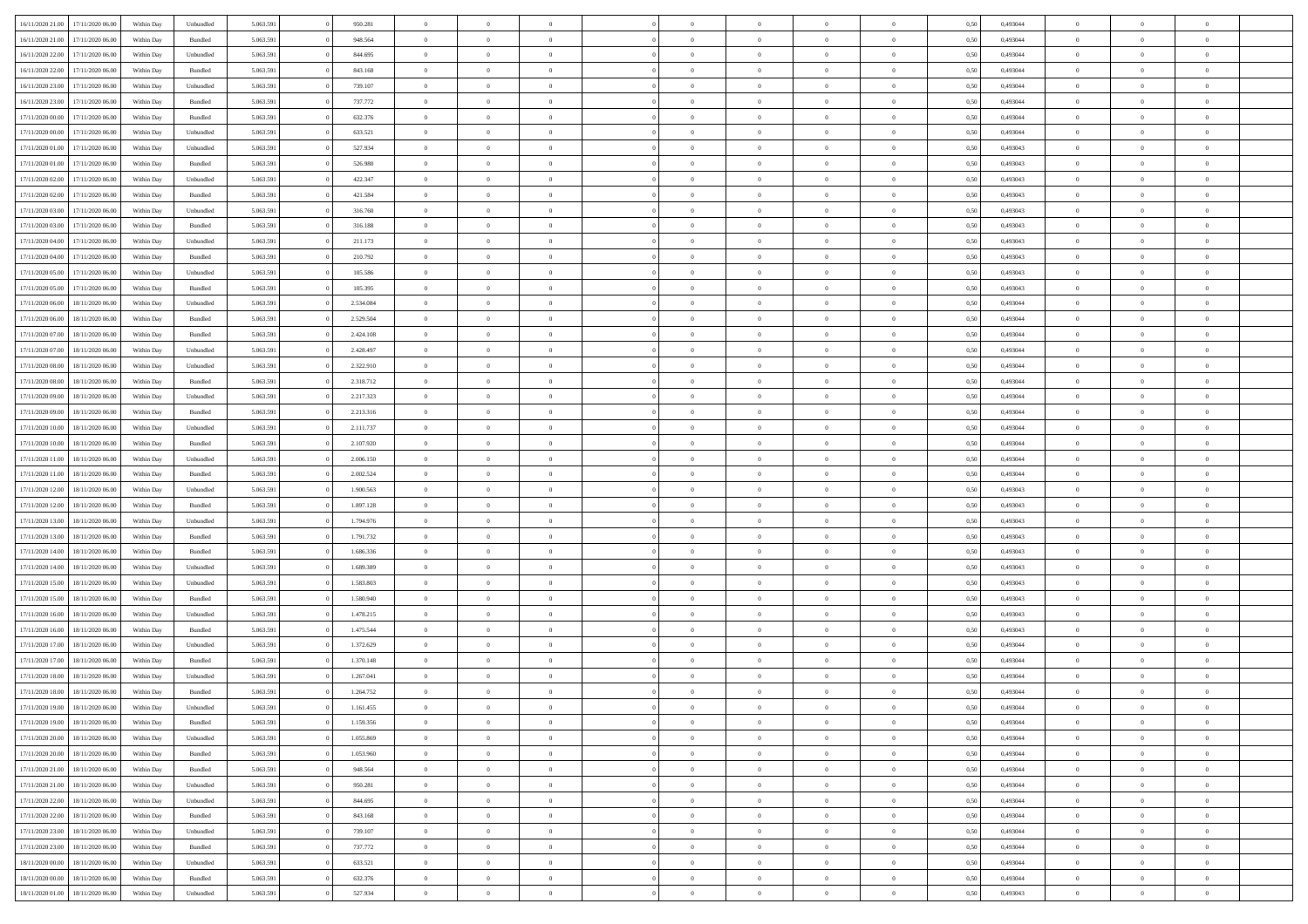| | | | | | | | | | | | | | | | | | | | | |
|---|---|---|---|---|---|---|---|---|---|---|---|---|---|---|---|---|---|---|---|---|
| 16/11/2020 21.00 | 17/11/2020 06.00 | Within Day | Unbundled | 5.063.591 | 0 | 950.281 | 0 | 0 | 0 | | 0 | 0 | 0 | 0 | 0,50 | 0,493044 | 0 | 0 | 0 | |
| 16/11/2020 21.00 | 17/11/2020 06.00 | Within Day | Bundled | 5.063.591 | 0 | 948.564 | 0 | 0 | 0 | | 0 | 0 | 0 | 0 | 0,50 | 0,493044 | 0 | 0 | 0 | |
| 16/11/2020 22.00 | 17/11/2020 06.00 | Within Day | Unbundled | 5.063.591 | 0 | 844.695 | 0 | 0 | 0 | | 0 | 0 | 0 | 0 | 0,50 | 0,493044 | 0 | 0 | 0 | |
| 16/11/2020 22.00 | 17/11/2020 06.00 | Within Day | Bundled | 5.063.591 | 0 | 843.168 | 0 | 0 | 0 | | 0 | 0 | 0 | 0 | 0,50 | 0,493044 | 0 | 0 | 0 | |
| 16/11/2020 23.00 | 17/11/2020 06.00 | Within Day | Unbundled | 5.063.591 | 0 | 739.107 | 0 | 0 | 0 | | 0 | 0 | 0 | 0 | 0,50 | 0,493044 | 0 | 0 | 0 | |
| 16/11/2020 23.00 | 17/11/2020 06.00 | Within Day | Bundled | 5.063.591 | 0 | 737.772 | 0 | 0 | 0 | | 0 | 0 | 0 | 0 | 0,50 | 0,493044 | 0 | 0 | 0 | |
| 17/11/2020 00.00 | 17/11/2020 06.00 | Within Day | Bundled | 5.063.591 | 0 | 632.376 | 0 | 0 | 0 | | 0 | 0 | 0 | 0 | 0,50 | 0,493044 | 0 | 0 | 0 | |
| 17/11/2020 00.00 | 17/11/2020 06.00 | Within Day | Unbundled | 5.063.591 | 0 | 633.521 | 0 | 0 | 0 | | 0 | 0 | 0 | 0 | 0,50 | 0,493044 | 0 | 0 | 0 | |
| 17/11/2020 01.00 | 17/11/2020 06.00 | Within Day | Unbundled | 5.063.591 | 0 | 527.934 | 0 | 0 | 0 | | 0 | 0 | 0 | 0 | 0,50 | 0,493043 | 0 | 0 | 0 | |
| 17/11/2020 01.00 | 17/11/2020 06.00 | Within Day | Bundled | 5.063.591 | 0 | 526.980 | 0 | 0 | 0 | | 0 | 0 | 0 | 0 | 0,50 | 0,493043 | 0 | 0 | 0 | |
| 17/11/2020 02.00 | 17/11/2020 06.00 | Within Day | Unbundled | 5.063.591 | 0 | 422.347 | 0 | 0 | 0 | | 0 | 0 | 0 | 0 | 0,50 | 0,493043 | 0 | 0 | 0 | |
| 17/11/2020 02.00 | 17/11/2020 06.00 | Within Day | Bundled | 5.063.591 | 0 | 421.584 | 0 | 0 | 0 | | 0 | 0 | 0 | 0 | 0,50 | 0,493043 | 0 | 0 | 0 | |
| 17/11/2020 03.00 | 17/11/2020 06.00 | Within Day | Unbundled | 5.063.591 | 0 | 316.760 | 0 | 0 | 0 | | 0 | 0 | 0 | 0 | 0,50 | 0,493043 | 0 | 0 | 0 | |
| 17/11/2020 03.00 | 17/11/2020 06.00 | Within Day | Bundled | 5.063.591 | 0 | 316.188 | 0 | 0 | 0 | | 0 | 0 | 0 | 0 | 0,50 | 0,493043 | 0 | 0 | 0 | |
| 17/11/2020 04.00 | 17/11/2020 06.00 | Within Day | Unbundled | 5.063.591 | 0 | 211.173 | 0 | 0 | 0 | | 0 | 0 | 0 | 0 | 0,50 | 0,493043 | 0 | 0 | 0 | |
| 17/11/2020 04.00 | 17/11/2020 06.00 | Within Day | Bundled | 5.063.591 | 0 | 210.792 | 0 | 0 | 0 | | 0 | 0 | 0 | 0 | 0,50 | 0,493043 | 0 | 0 | 0 | |
| 17/11/2020 05.00 | 17/11/2020 06.00 | Within Day | Unbundled | 5.063.591 | 0 | 105.586 | 0 | 0 | 0 | | 0 | 0 | 0 | 0 | 0,50 | 0,493043 | 0 | 0 | 0 | |
| 17/11/2020 05.00 | 17/11/2020 06.00 | Within Day | Bundled | 5.063.591 | 0 | 105.395 | 0 | 0 | 0 | | 0 | 0 | 0 | 0 | 0,50 | 0,493043 | 0 | 0 | 0 | |
| 17/11/2020 06.00 | 18/11/2020 06.00 | Within Day | Unbundled | 5.063.591 | 0 | 2.534.084 | 0 | 0 | 0 | | 0 | 0 | 0 | 0 | 0,50 | 0,493044 | 0 | 0 | 0 | |
| 17/11/2020 06.00 | 18/11/2020 06.00 | Within Day | Bundled | 5.063.591 | 0 | 2.529.504 | 0 | 0 | 0 | | 0 | 0 | 0 | 0 | 0,50 | 0,493044 | 0 | 0 | 0 | |
| 17/11/2020 07.00 | 18/11/2020 06.00 | Within Day | Bundled | 5.063.591 | 0 | 2.424.108 | 0 | 0 | 0 | | 0 | 0 | 0 | 0 | 0,50 | 0,493044 | 0 | 0 | 0 | |
| 17/11/2020 07.00 | 18/11/2020 06.00 | Within Day | Unbundled | 5.063.591 | 0 | 2.428.497 | 0 | 0 | 0 | | 0 | 0 | 0 | 0 | 0,50 | 0,493044 | 0 | 0 | 0 | |
| 17/11/2020 08.00 | 18/11/2020 06.00 | Within Day | Unbundled | 5.063.591 | 0 | 2.322.910 | 0 | 0 | 0 | | 0 | 0 | 0 | 0 | 0,50 | 0,493044 | 0 | 0 | 0 | |
| 17/11/2020 08.00 | 18/11/2020 06.00 | Within Day | Bundled | 5.063.591 | 0 | 2.318.712 | 0 | 0 | 0 | | 0 | 0 | 0 | 0 | 0,50 | 0,493044 | 0 | 0 | 0 | |
| 17/11/2020 09.00 | 18/11/2020 06.00 | Within Day | Unbundled | 5.063.591 | 0 | 2.217.323 | 0 | 0 | 0 | | 0 | 0 | 0 | 0 | 0,50 | 0,493044 | 0 | 0 | 0 | |
| 17/11/2020 09.00 | 18/11/2020 06.00 | Within Day | Bundled | 5.063.591 | 0 | 2.213.316 | 0 | 0 | 0 | | 0 | 0 | 0 | 0 | 0,50 | 0,493044 | 0 | 0 | 0 | |
| 17/11/2020 10.00 | 18/11/2020 06.00 | Within Day | Unbundled | 5.063.591 | 0 | 2.111.737 | 0 | 0 | 0 | | 0 | 0 | 0 | 0 | 0,50 | 0,493044 | 0 | 0 | 0 | |
| 17/11/2020 10.00 | 18/11/2020 06.00 | Within Day | Bundled | 5.063.591 | 0 | 2.107.920 | 0 | 0 | 0 | | 0 | 0 | 0 | 0 | 0,50 | 0,493044 | 0 | 0 | 0 | |
| 17/11/2020 11.00 | 18/11/2020 06.00 | Within Day | Unbundled | 5.063.591 | 0 | 2.006.150 | 0 | 0 | 0 | | 0 | 0 | 0 | 0 | 0,50 | 0,493044 | 0 | 0 | 0 | |
| 17/11/2020 11.00 | 18/11/2020 06.00 | Within Day | Bundled | 5.063.591 | 0 | 2.002.524 | 0 | 0 | 0 | | 0 | 0 | 0 | 0 | 0,50 | 0,493044 | 0 | 0 | 0 | |
| 17/11/2020 12.00 | 18/11/2020 06.00 | Within Day | Unbundled | 5.063.591 | 0 | 1.900.563 | 0 | 0 | 0 | | 0 | 0 | 0 | 0 | 0,50 | 0,493043 | 0 | 0 | 0 | |
| 17/11/2020 12.00 | 18/11/2020 06.00 | Within Day | Bundled | 5.063.591 | 0 | 1.897.128 | 0 | 0 | 0 | | 0 | 0 | 0 | 0 | 0,50 | 0,493043 | 0 | 0 | 0 | |
| 17/11/2020 13.00 | 18/11/2020 06.00 | Within Day | Unbundled | 5.063.591 | 0 | 1.794.976 | 0 | 0 | 0 | | 0 | 0 | 0 | 0 | 0,50 | 0,493043 | 0 | 0 | 0 | |
| 17/11/2020 13.00 | 18/11/2020 06.00 | Within Day | Bundled | 5.063.591 | 0 | 1.791.732 | 0 | 0 | 0 | | 0 | 0 | 0 | 0 | 0,50 | 0,493043 | 0 | 0 | 0 | |
| 17/11/2020 14.00 | 18/11/2020 06.00 | Within Day | Bundled | 5.063.591 | 0 | 1.686.336 | 0 | 0 | 0 | | 0 | 0 | 0 | 0 | 0,50 | 0,493043 | 0 | 0 | 0 | |
| 17/11/2020 14.00 | 18/11/2020 06.00 | Within Day | Unbundled | 5.063.591 | 0 | 1.689.389 | 0 | 0 | 0 | | 0 | 0 | 0 | 0 | 0,50 | 0,493043 | 0 | 0 | 0 | |
| 17/11/2020 15.00 | 18/11/2020 06.00 | Within Day | Unbundled | 5.063.591 | 0 | 1.583.803 | 0 | 0 | 0 | | 0 | 0 | 0 | 0 | 0,50 | 0,493043 | 0 | 0 | 0 | |
| 17/11/2020 15.00 | 18/11/2020 06.00 | Within Day | Bundled | 5.063.591 | 0 | 1.580.940 | 0 | 0 | 0 | | 0 | 0 | 0 | 0 | 0,50 | 0,493043 | 0 | 0 | 0 | |
| 17/11/2020 16.00 | 18/11/2020 06.00 | Within Day | Unbundled | 5.063.591 | 0 | 1.478.215 | 0 | 0 | 0 | | 0 | 0 | 0 | 0 | 0,50 | 0,493043 | 0 | 0 | 0 | |
| 17/11/2020 16.00 | 18/11/2020 06.00 | Within Day | Bundled | 5.063.591 | 0 | 1.475.544 | 0 | 0 | 0 | | 0 | 0 | 0 | 0 | 0,50 | 0,493043 | 0 | 0 | 0 | |
| 17/11/2020 17.00 | 18/11/2020 06.00 | Within Day | Unbundled | 5.063.591 | 0 | 1.372.629 | 0 | 0 | 0 | | 0 | 0 | 0 | 0 | 0,50 | 0,493044 | 0 | 0 | 0 | |
| 17/11/2020 17.00 | 18/11/2020 06.00 | Within Day | Bundled | 5.063.591 | 0 | 1.370.148 | 0 | 0 | 0 | | 0 | 0 | 0 | 0 | 0,50 | 0,493044 | 0 | 0 | 0 | |
| 17/11/2020 18.00 | 18/11/2020 06.00 | Within Day | Unbundled | 5.063.591 | 0 | 1.267.041 | 0 | 0 | 0 | | 0 | 0 | 0 | 0 | 0,50 | 0,493044 | 0 | 0 | 0 | |
| 17/11/2020 18.00 | 18/11/2020 06.00 | Within Day | Bundled | 5.063.591 | 0 | 1.264.752 | 0 | 0 | 0 | | 0 | 0 | 0 | 0 | 0,50 | 0,493044 | 0 | 0 | 0 | |
| 17/11/2020 19.00 | 18/11/2020 06.00 | Within Day | Unbundled | 5.063.591 | 0 | 1.161.455 | 0 | 0 | 0 | | 0 | 0 | 0 | 0 | 0,50 | 0,493044 | 0 | 0 | 0 | |
| 17/11/2020 19.00 | 18/11/2020 06.00 | Within Day | Bundled | 5.063.591 | 0 | 1.159.356 | 0 | 0 | 0 | | 0 | 0 | 0 | 0 | 0,50 | 0,493044 | 0 | 0 | 0 | |
| 17/11/2020 20.00 | 18/11/2020 06.00 | Within Day | Unbundled | 5.063.591 | 0 | 1.055.869 | 0 | 0 | 0 | | 0 | 0 | 0 | 0 | 0,50 | 0,493044 | 0 | 0 | 0 | |
| 17/11/2020 20.00 | 18/11/2020 06.00 | Within Day | Bundled | 5.063.591 | 0 | 1.053.960 | 0 | 0 | 0 | | 0 | 0 | 0 | 0 | 0,50 | 0,493044 | 0 | 0 | 0 | |
| 17/11/2020 21.00 | 18/11/2020 06.00 | Within Day | Bundled | 5.063.591 | 0 | 948.564 | 0 | 0 | 0 | | 0 | 0 | 0 | 0 | 0,50 | 0,493044 | 0 | 0 | 0 | |
| 17/11/2020 21.00 | 18/11/2020 06.00 | Within Day | Unbundled | 5.063.591 | 0 | 950.281 | 0 | 0 | 0 | | 0 | 0 | 0 | 0 | 0,50 | 0,493044 | 0 | 0 | 0 | |
| 17/11/2020 22.00 | 18/11/2020 06.00 | Within Day | Unbundled | 5.063.591 | 0 | 844.695 | 0 | 0 | 0 | | 0 | 0 | 0 | 0 | 0,50 | 0,493044 | 0 | 0 | 0 | |
| 17/11/2020 22.00 | 18/11/2020 06.00 | Within Day | Bundled | 5.063.591 | 0 | 843.168 | 0 | 0 | 0 | | 0 | 0 | 0 | 0 | 0,50 | 0,493044 | 0 | 0 | 0 | |
| 17/11/2020 23.00 | 18/11/2020 06.00 | Within Day | Unbundled | 5.063.591 | 0 | 739.107 | 0 | 0 | 0 | | 0 | 0 | 0 | 0 | 0,50 | 0,493044 | 0 | 0 | 0 | |
| 17/11/2020 23.00 | 18/11/2020 06.00 | Within Day | Bundled | 5.063.591 | 0 | 737.772 | 0 | 0 | 0 | | 0 | 0 | 0 | 0 | 0,50 | 0,493044 | 0 | 0 | 0 | |
| 18/11/2020 00.00 | 18/11/2020 06.00 | Within Day | Unbundled | 5.063.591 | 0 | 633.521 | 0 | 0 | 0 | | 0 | 0 | 0 | 0 | 0,50 | 0,493044 | 0 | 0 | 0 | |
| 18/11/2020 00.00 | 18/11/2020 06.00 | Within Day | Bundled | 5.063.591 | 0 | 632.376 | 0 | 0 | 0 | | 0 | 0 | 0 | 0 | 0,50 | 0,493044 | 0 | 0 | 0 | |
| 18/11/2020 01.00 | 18/11/2020 06.00 | Within Day | Unbundled | 5.063.591 | 0 | 527.934 | 0 | 0 | 0 | | 0 | 0 | 0 | 0 | 0,50 | 0,493043 | 0 | 0 | 0 | |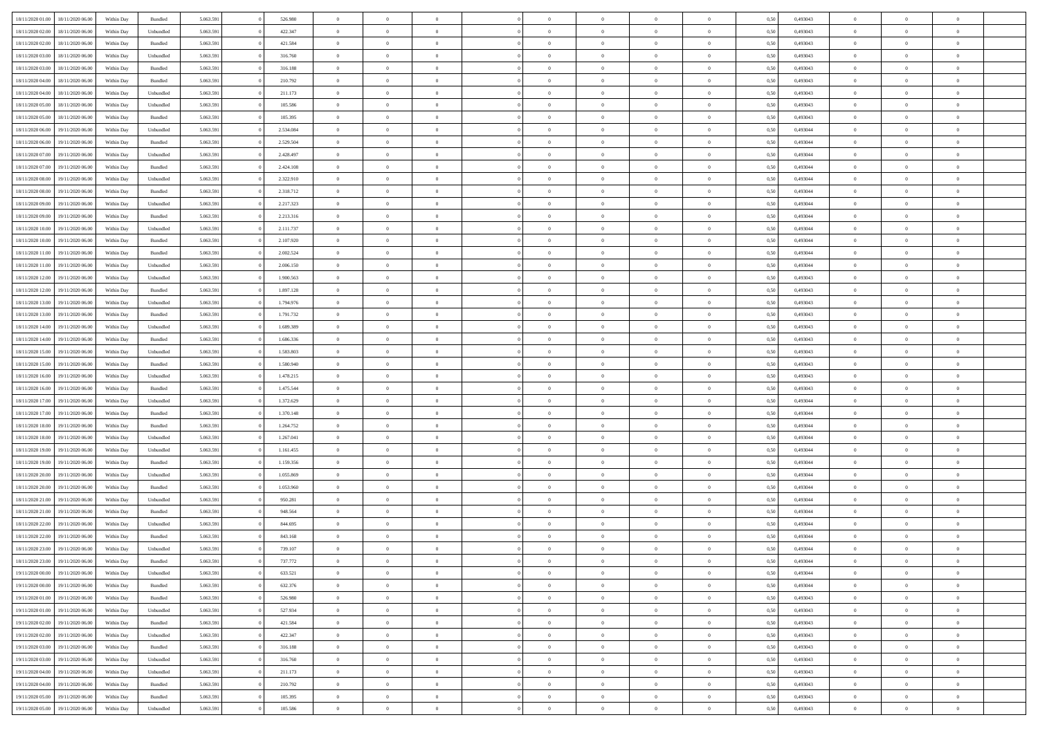| | | | | | | | | | | | | | | | | | | | | | |
|---|---|---|---|---|---|---|---|---|---|---|---|---|---|---|---|---|---|---|---|---|---|
| 18/11/2020 01:00 | 18/11/2020 06:00 | Within Day | Bundled | 5.063.591 | 0 | 526.980 | 0 | 0 | 0 | | 0 | 0 | 0 | 0 | 0,50 | 0,493043 | 0 | 0 | 0 | |
| 18/11/2020 02:00 | 18/11/2020 06:00 | Within Day | Unbundled | 5.063.591 | 0 | 422.347 | 0 | 0 | 0 | | 0 | 0 | 0 | 0 | 0,50 | 0,493043 | 0 | 0 | 0 | |
| 18/11/2020 02:00 | 18/11/2020 06:00 | Within Day | Bundled | 5.063.591 | 0 | 421.584 | 0 | 0 | 0 | | 0 | 0 | 0 | 0 | 0,50 | 0,493043 | 0 | 0 | 0 | |
| 18/11/2020 03:00 | 18/11/2020 06:00 | Within Day | Unbundled | 5.063.591 | 0 | 316.760 | 0 | 0 | 0 | | 0 | 0 | 0 | 0 | 0,50 | 0,493043 | 0 | 0 | 0 | |
| 18/11/2020 03:00 | 18/11/2020 06:00 | Within Day | Bundled | 5.063.591 | 0 | 316.188 | 0 | 0 | 0 | | 0 | 0 | 0 | 0 | 0,50 | 0,493043 | 0 | 0 | 0 | |
| 18/11/2020 04:00 | 18/11/2020 06:00 | Within Day | Bundled | 5.063.591 | 0 | 210.792 | 0 | 0 | 0 | | 0 | 0 | 0 | 0 | 0,50 | 0,493043 | 0 | 0 | 0 | |
| 18/11/2020 04:00 | 18/11/2020 06:00 | Within Day | Unbundled | 5.063.591 | 0 | 211.173 | 0 | 0 | 0 | | 0 | 0 | 0 | 0 | 0,50 | 0,493043 | 0 | 0 | 0 | |
| 18/11/2020 05:00 | 18/11/2020 06:00 | Within Day | Unbundled | 5.063.591 | 0 | 105.586 | 0 | 0 | 0 | | 0 | 0 | 0 | 0 | 0,50 | 0,493043 | 0 | 0 | 0 | |
| 18/11/2020 05:00 | 18/11/2020 06:00 | Within Day | Bundled | 5.063.591 | 0 | 105.395 | 0 | 0 | 0 | | 0 | 0 | 0 | 0 | 0,50 | 0,493043 | 0 | 0 | 0 | |
| 18/11/2020 06:00 | 19/11/2020 06:00 | Within Day | Unbundled | 5.063.591 | 0 | 2.534.084 | 0 | 0 | 0 | | 0 | 0 | 0 | 0 | 0,50 | 0,493044 | 0 | 0 | 0 | |
| 18/11/2020 06:00 | 19/11/2020 06:00 | Within Day | Bundled | 5.063.591 | 0 | 2.529.504 | 0 | 0 | 0 | | 0 | 0 | 0 | 0 | 0,50 | 0,493044 | 0 | 0 | 0 | |
| 18/11/2020 07:00 | 19/11/2020 06:00 | Within Day | Unbundled | 5.063.591 | 0 | 2.428.497 | 0 | 0 | 0 | | 0 | 0 | 0 | 0 | 0,50 | 0,493044 | 0 | 0 | 0 | |
| 18/11/2020 07:00 | 19/11/2020 06:00 | Within Day | Bundled | 5.063.591 | 0 | 2.424.108 | 0 | 0 | 0 | | 0 | 0 | 0 | 0 | 0,50 | 0,493044 | 0 | 0 | 0 | |
| 18/11/2020 08:00 | 19/11/2020 06:00 | Within Day | Unbundled | 5.063.591 | 0 | 2.322.910 | 0 | 0 | 0 | | 0 | 0 | 0 | 0 | 0,50 | 0,493044 | 0 | 0 | 0 | |
| 18/11/2020 08:00 | 19/11/2020 06:00 | Within Day | Bundled | 5.063.591 | 0 | 2.318.712 | 0 | 0 | 0 | | 0 | 0 | 0 | 0 | 0,50 | 0,493044 | 0 | 0 | 0 | |
| 18/11/2020 09:00 | 19/11/2020 06:00 | Within Day | Unbundled | 5.063.591 | 0 | 2.217.323 | 0 | 0 | 0 | | 0 | 0 | 0 | 0 | 0,50 | 0,493044 | 0 | 0 | 0 | |
| 18/11/2020 09:00 | 19/11/2020 06:00 | Within Day | Bundled | 5.063.591 | 0 | 2.213.316 | 0 | 0 | 0 | | 0 | 0 | 0 | 0 | 0,50 | 0,493044 | 0 | 0 | 0 | |
| 18/11/2020 10:00 | 19/11/2020 06:00 | Within Day | Unbundled | 5.063.591 | 0 | 2.111.737 | 0 | 0 | 0 | | 0 | 0 | 0 | 0 | 0,50 | 0,493044 | 0 | 0 | 0 | |
| 18/11/2020 10:00 | 19/11/2020 06:00 | Within Day | Bundled | 5.063.591 | 0 | 2.107.920 | 0 | 0 | 0 | | 0 | 0 | 0 | 0 | 0,50 | 0,493044 | 0 | 0 | 0 | |
| 18/11/2020 11:00 | 19/11/2020 06:00 | Within Day | Bundled | 5.063.591 | 0 | 2.002.524 | 0 | 0 | 0 | | 0 | 0 | 0 | 0 | 0,50 | 0,493044 | 0 | 0 | 0 | |
| 18/11/2020 11:00 | 19/11/2020 06:00 | Within Day | Unbundled | 5.063.591 | 0 | 2.006.150 | 0 | 0 | 0 | | 0 | 0 | 0 | 0 | 0,50 | 0,493044 | 0 | 0 | 0 | |
| 18/11/2020 12:00 | 19/11/2020 06:00 | Within Day | Unbundled | 5.063.591 | 0 | 1.900.563 | 0 | 0 | 0 | | 0 | 0 | 0 | 0 | 0,50 | 0,493043 | 0 | 0 | 0 | |
| 18/11/2020 12:00 | 19/11/2020 06:00 | Within Day | Bundled | 5.063.591 | 0 | 1.897.128 | 0 | 0 | 0 | | 0 | 0 | 0 | 0 | 0,50 | 0,493043 | 0 | 0 | 0 | |
| 18/11/2020 13:00 | 19/11/2020 06:00 | Within Day | Unbundled | 5.063.591 | 0 | 1.794.976 | 0 | 0 | 0 | | 0 | 0 | 0 | 0 | 0,50 | 0,493043 | 0 | 0 | 0 | |
| 18/11/2020 13:00 | 19/11/2020 06:00 | Within Day | Bundled | 5.063.591 | 0 | 1.791.732 | 0 | 0 | 0 | | 0 | 0 | 0 | 0 | 0,50 | 0,493043 | 0 | 0 | 0 | |
| 18/11/2020 14:00 | 19/11/2020 06:00 | Within Day | Unbundled | 5.063.591 | 0 | 1.689.389 | 0 | 0 | 0 | | 0 | 0 | 0 | 0 | 0,50 | 0,493043 | 0 | 0 | 0 | |
| 18/11/2020 14:00 | 19/11/2020 06:00 | Within Day | Bundled | 5.063.591 | 0 | 1.686.336 | 0 | 0 | 0 | | 0 | 0 | 0 | 0 | 0,50 | 0,493043 | 0 | 0 | 0 | |
| 18/11/2020 15:00 | 19/11/2020 06:00 | Within Day | Unbundled | 5.063.591 | 0 | 1.583.803 | 0 | 0 | 0 | | 0 | 0 | 0 | 0 | 0,50 | 0,493043 | 0 | 0 | 0 | |
| 18/11/2020 15:00 | 19/11/2020 06:00 | Within Day | Bundled | 5.063.591 | 0 | 1.580.940 | 0 | 0 | 0 | | 0 | 0 | 0 | 0 | 0,50 | 0,493043 | 0 | 0 | 0 | |
| 18/11/2020 16:00 | 19/11/2020 06:00 | Within Day | Unbundled | 5.063.591 | 0 | 1.478.215 | 0 | 0 | 0 | | 0 | 0 | 0 | 0 | 0,50 | 0,493043 | 0 | 0 | 0 | |
| 18/11/2020 16:00 | 19/11/2020 06:00 | Within Day | Bundled | 5.063.591 | 0 | 1.475.544 | 0 | 0 | 0 | | 0 | 0 | 0 | 0 | 0,50 | 0,493043 | 0 | 0 | 0 | |
| 18/11/2020 17:00 | 19/11/2020 06:00 | Within Day | Unbundled | 5.063.591 | 0 | 1.372.629 | 0 | 0 | 0 | | 0 | 0 | 0 | 0 | 0,50 | 0,493044 | 0 | 0 | 0 | |
| 18/11/2020 17:00 | 19/11/2020 06:00 | Within Day | Bundled | 5.063.591 | 0 | 1.370.148 | 0 | 0 | 0 | | 0 | 0 | 0 | 0 | 0,50 | 0,493044 | 0 | 0 | 0 | |
| 18/11/2020 18:00 | 19/11/2020 06:00 | Within Day | Bundled | 5.063.591 | 0 | 1.264.752 | 0 | 0 | 0 | | 0 | 0 | 0 | 0 | 0,50 | 0,493044 | 0 | 0 | 0 | |
| 18/11/2020 18:00 | 19/11/2020 06:00 | Within Day | Unbundled | 5.063.591 | 0 | 1.267.041 | 0 | 0 | 0 | | 0 | 0 | 0 | 0 | 0,50 | 0,493044 | 0 | 0 | 0 | |
| 18/11/2020 19:00 | 19/11/2020 06:00 | Within Day | Unbundled | 5.063.591 | 0 | 1.161.455 | 0 | 0 | 0 | | 0 | 0 | 0 | 0 | 0,50 | 0,493044 | 0 | 0 | 0 | |
| 18/11/2020 19:00 | 19/11/2020 06:00 | Within Day | Bundled | 5.063.591 | 0 | 1.159.356 | 0 | 0 | 0 | | 0 | 0 | 0 | 0 | 0,50 | 0,493044 | 0 | 0 | 0 | |
| 18/11/2020 20:00 | 19/11/2020 06:00 | Within Day | Unbundled | 5.063.591 | 0 | 1.055.869 | 0 | 0 | 0 | | 0 | 0 | 0 | 0 | 0,50 | 0,493044 | 0 | 0 | 0 | |
| 18/11/2020 20:00 | 19/11/2020 06:00 | Within Day | Bundled | 5.063.591 | 0 | 1.053.960 | 0 | 0 | 0 | | 0 | 0 | 0 | 0 | 0,50 | 0,493044 | 0 | 0 | 0 | |
| 18/11/2020 21:00 | 19/11/2020 06:00 | Within Day | Unbundled | 5.063.591 | 0 | 950.281 | 0 | 0 | 0 | | 0 | 0 | 0 | 0 | 0,50 | 0,493044 | 0 | 0 | 0 | |
| 18/11/2020 21:00 | 19/11/2020 06:00 | Within Day | Bundled | 5.063.591 | 0 | 948.564 | 0 | 0 | 0 | | 0 | 0 | 0 | 0 | 0,50 | 0,493044 | 0 | 0 | 0 | |
| 18/11/2020 22:00 | 19/11/2020 06:00 | Within Day | Unbundled | 5.063.591 | 0 | 844.695 | 0 | 0 | 0 | | 0 | 0 | 0 | 0 | 0,50 | 0,493044 | 0 | 0 | 0 | |
| 18/11/2020 22:00 | 19/11/2020 06:00 | Within Day | Bundled | 5.063.591 | 0 | 843.168 | 0 | 0 | 0 | | 0 | 0 | 0 | 0 | 0,50 | 0,493044 | 0 | 0 | 0 | |
| 18/11/2020 23:00 | 19/11/2020 06:00 | Within Day | Unbundled | 5.063.591 | 0 | 739.107 | 0 | 0 | 0 | | 0 | 0 | 0 | 0 | 0,50 | 0,493044 | 0 | 0 | 0 | |
| 18/11/2020 23:00 | 19/11/2020 06:00 | Within Day | Bundled | 5.063.591 | 0 | 737.772 | 0 | 0 | 0 | | 0 | 0 | 0 | 0 | 0,50 | 0,493044 | 0 | 0 | 0 | |
| 19/11/2020 00:00 | 19/11/2020 06:00 | Within Day | Unbundled | 5.063.591 | 0 | 633.521 | 0 | 0 | 0 | | 0 | 0 | 0 | 0 | 0,50 | 0,493044 | 0 | 0 | 0 | |
| 19/11/2020 00:00 | 19/11/2020 06:00 | Within Day | Bundled | 5.063.591 | 0 | 632.376 | 0 | 0 | 0 | | 0 | 0 | 0 | 0 | 0,50 | 0,493044 | 0 | 0 | 0 | |
| 19/11/2020 01:00 | 19/11/2020 06:00 | Within Day | Bundled | 5.063.591 | 0 | 526.980 | 0 | 0 | 0 | | 0 | 0 | 0 | 0 | 0,50 | 0,493043 | 0 | 0 | 0 | |
| 19/11/2020 01:00 | 19/11/2020 06:00 | Within Day | Unbundled | 5.063.591 | 0 | 527.934 | 0 | 0 | 0 | | 0 | 0 | 0 | 0 | 0,50 | 0,493043 | 0 | 0 | 0 | |
| 19/11/2020 02:00 | 19/11/2020 06:00 | Within Day | Bundled | 5.063.591 | 0 | 421.584 | 0 | 0 | 0 | | 0 | 0 | 0 | 0 | 0,50 | 0,493043 | 0 | 0 | 0 | |
| 19/11/2020 02:00 | 19/11/2020 06:00 | Within Day | Unbundled | 5.063.591 | 0 | 422.347 | 0 | 0 | 0 | | 0 | 0 | 0 | 0 | 0,50 | 0,493043 | 0 | 0 | 0 | |
| 19/11/2020 03:00 | 19/11/2020 06:00 | Within Day | Bundled | 5.063.591 | 0 | 316.188 | 0 | 0 | 0 | | 0 | 0 | 0 | 0 | 0,50 | 0,493043 | 0 | 0 | 0 | |
| 19/11/2020 03:00 | 19/11/2020 06:00 | Within Day | Unbundled | 5.063.591 | 0 | 316.760 | 0 | 0 | 0 | | 0 | 0 | 0 | 0 | 0,50 | 0,493043 | 0 | 0 | 0 | |
| 19/11/2020 04:00 | 19/11/2020 06:00 | Within Day | Unbundled | 5.063.591 | 0 | 211.173 | 0 | 0 | 0 | | 0 | 0 | 0 | 0 | 0,50 | 0,493043 | 0 | 0 | 0 | |
| 19/11/2020 04:00 | 19/11/2020 06:00 | Within Day | Bundled | 5.063.591 | 0 | 210.792 | 0 | 0 | 0 | | 0 | 0 | 0 | 0 | 0,50 | 0,493043 | 0 | 0 | 0 | |
| 19/11/2020 05:00 | 19/11/2020 06:00 | Within Day | Bundled | 5.063.591 | 0 | 105.395 | 0 | 0 | 0 | | 0 | 0 | 0 | 0 | 0,50 | 0,493043 | 0 | 0 | 0 | |
| 19/11/2020 05:00 | 19/11/2020 06:00 | Within Day | Unbundled | 5.063.591 | 0 | 105.586 | 0 | 0 | 0 | | 0 | 0 | 0 | 0 | 0,50 | 0,493043 | 0 | 0 | 0 | |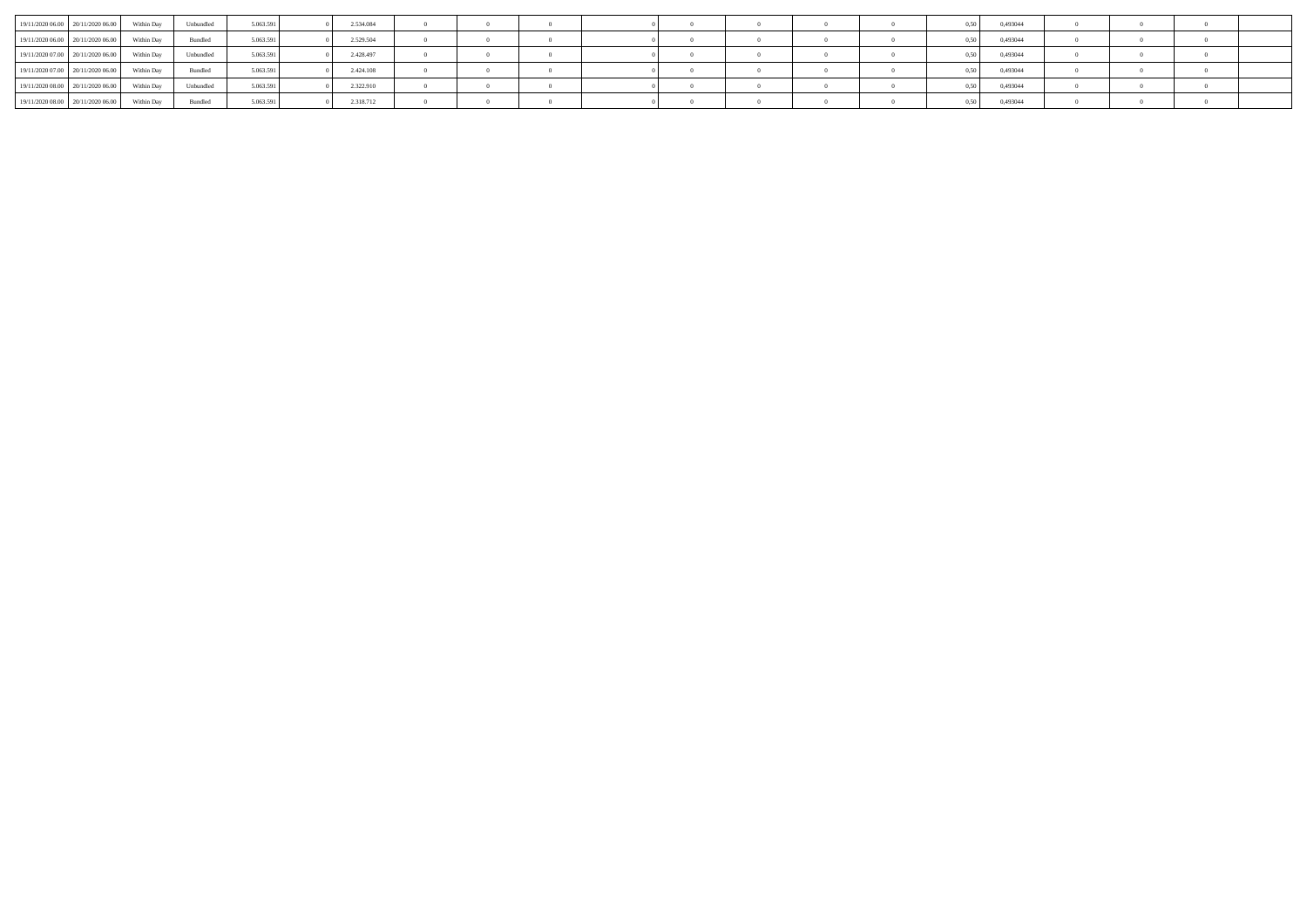| | | | | | | | | | | | | | | | | | | | | |
|---|---|---|---|---|---|---|---|---|---|---|---|---|---|---|---|---|---|---|---|---|
| 19/11/2020 06.00 | 20/11/2020 06.00 | Within Day | Unbundled | 5.063.591 | 0 | 2.534.084 | 0 | 0 | 0 | 0 | 0 | 0 | 0 | 0 | 0,50 | 0,493044 | 0 | 0 | 0 | |
| 19/11/2020 06.00 | 20/11/2020 06.00 | Within Day | Bundled | 5.063.591 | 0 | 2.529.504 | 0 | 0 | 0 | 0 | 0 | 0 | 0 | 0 | 0,50 | 0,493044 | 0 | 0 | 0 | |
| 19/11/2020 07.00 | 20/11/2020 06.00 | Within Day | Unbundled | 5.063.591 | 0 | 2.428.497 | 0 | 0 | 0 | 0 | 0 | 0 | 0 | 0 | 0,50 | 0,493044 | 0 | 0 | 0 | |
| 19/11/2020 07.00 | 20/11/2020 06.00 | Within Day | Bundled | 5.063.591 | 0 | 2.424.108 | 0 | 0 | 0 | 0 | 0 | 0 | 0 | 0 | 0,50 | 0,493044 | 0 | 0 | 0 | |
| 19/11/2020 08.00 | 20/11/2020 06.00 | Within Day | Unbundled | 5.063.591 | 0 | 2.322.910 | 0 | 0 | 0 | 0 | 0 | 0 | 0 | 0 | 0,50 | 0,493044 | 0 | 0 | 0 | |
| 19/11/2020 08.00 | 20/11/2020 06.00 | Within Day | Bundled | 5.063.591 | 0 | 2.318.712 | 0 | 0 | 0 | 0 | 0 | 0 | 0 | 0 | 0,50 | 0,493044 | 0 | 0 | 0 | |